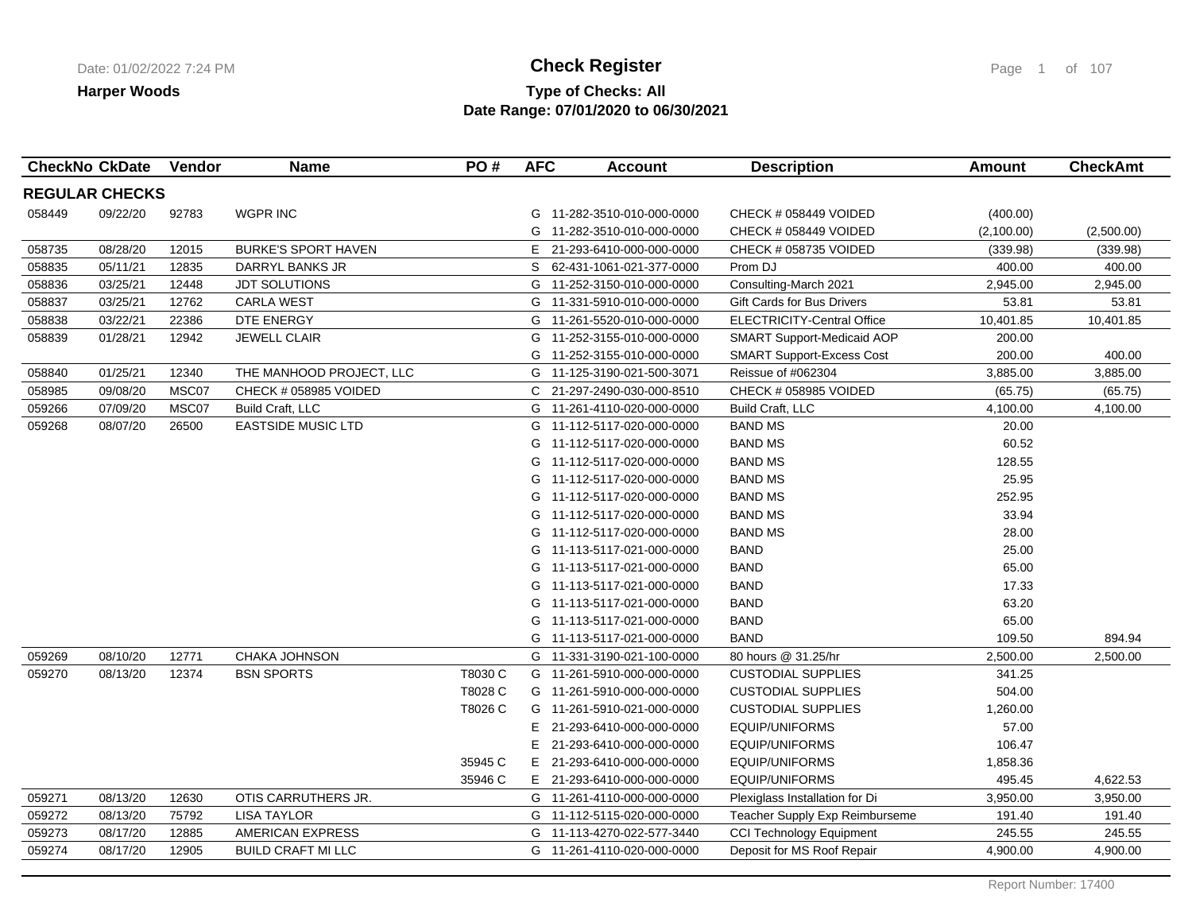**Harper Woods**

# Check Register

**Type of Checks: All**
**Date Range: 07/01/2020 to 06/30/2021**

| CheckNo | CkDate | Vendor | Name | PO # | AFC | Account | Description | Amount | CheckAmt |
|---|---|---|---|---|---|---|---|---|---|
| **REGULAR CHECKS** | | | | | | | | | |
| 058449 | 09/22/20 | 92783 | WGPR INC | | G | 11-282-3510-010-000-0000 | CHECK # 058449 VOIDED | (400.00) | |
| | | | | | G | 11-282-3510-010-000-0000 | CHECK # 058449 VOIDED | (2,100.00) | (2,500.00) |
| 058735 | 08/28/20 | 12015 | BURKE'S SPORT HAVEN | | E | 21-293-6410-000-000-0000 | CHECK # 058735 VOIDED | (339.98) | (339.98) |
| 058835 | 05/11/21 | 12835 | DARRYL BANKS JR | | S | 62-431-1061-021-377-0000 | Prom DJ | 400.00 | 400.00 |
| 058836 | 03/25/21 | 12448 | JDT SOLUTIONS | | G | 11-252-3150-010-000-0000 | Consulting-March 2021 | 2,945.00 | 2,945.00 |
| 058837 | 03/25/21 | 12762 | CARLA WEST | | G | 11-331-5910-010-000-0000 | Gift Cards for Bus Drivers | 53.81 | 53.81 |
| 058838 | 03/22/21 | 22386 | DTE ENERGY | | G | 11-261-5520-010-000-0000 | ELECTRICITY-Central Office | 10,401.85 | 10,401.85 |
| 058839 | 01/28/21 | 12942 | JEWELL CLAIR | | G | 11-252-3155-010-000-0000 | SMART Support-Medicaid AOP | 200.00 | |
| | | | | | G | 11-252-3155-010-000-0000 | SMART Support-Excess Cost | 200.00 | 400.00 |
| 058840 | 01/25/21 | 12340 | THE MANHOOD PROJECT, LLC | | G | 11-125-3190-021-500-3071 | Reissue of #062304 | 3,885.00 | 3,885.00 |
| 058985 | 09/08/20 | MSC07 | CHECK # 058985 VOIDED | | C | 21-297-2490-030-000-8510 | CHECK # 058985 VOIDED | (65.75) | (65.75) |
| 059266 | 07/09/20 | MSC07 | Build Craft, LLC | | G | 11-261-4110-020-000-0000 | Build Craft, LLC | 4,100.00 | 4,100.00 |
| 059268 | 08/07/20 | 26500 | EASTSIDE MUSIC LTD | | G | 11-112-5117-020-000-0000 | BAND MS | 20.00 | |
| | | | | | G | 11-112-5117-020-000-0000 | BAND MS | 60.52 | |
| | | | | | G | 11-112-5117-020-000-0000 | BAND MS | 128.55 | |
| | | | | | G | 11-112-5117-020-000-0000 | BAND MS | 25.95 | |
| | | | | | G | 11-112-5117-020-000-0000 | BAND MS | 252.95 | |
| | | | | | G | 11-112-5117-020-000-0000 | BAND MS | 33.94 | |
| | | | | | G | 11-112-5117-020-000-0000 | BAND MS | 28.00 | |
| | | | | | G | 11-113-5117-021-000-0000 | BAND | 25.00 | |
| | | | | | G | 11-113-5117-021-000-0000 | BAND | 65.00 | |
| | | | | | G | 11-113-5117-021-000-0000 | BAND | 17.33 | |
| | | | | | G | 11-113-5117-021-000-0000 | BAND | 63.20 | |
| | | | | | G | 11-113-5117-021-000-0000 | BAND | 65.00 | |
| | | | | | G | 11-113-5117-021-000-0000 | BAND | 109.50 | 894.94 |
| 059269 | 08/10/20 | 12771 | CHAKA JOHNSON | | G | 11-331-3190-021-100-0000 | 80 hours @ 31.25/hr | 2,500.00 | 2,500.00 |
| 059270 | 08/13/20 | 12374 | BSN SPORTS | T8030 C | G | 11-261-5910-000-000-0000 | CUSTODIAL SUPPLIES | 341.25 | |
| | | | | T8028 C | G | 11-261-5910-000-000-0000 | CUSTODIAL SUPPLIES | 504.00 | |
| | | | | T8026 C | G | 11-261-5910-021-000-0000 | CUSTODIAL SUPPLIES | 1,260.00 | |
| | | | | | E | 21-293-6410-000-000-0000 | EQUIP/UNIFORMS | 57.00 | |
| | | | | | E | 21-293-6410-000-000-0000 | EQUIP/UNIFORMS | 106.47 | |
| | | | | 35945 C | E | 21-293-6410-000-000-0000 | EQUIP/UNIFORMS | 1,858.36 | |
| | | | | 35946 C | E | 21-293-6410-000-000-0000 | EQUIP/UNIFORMS | 495.45 | 4,622.53 |
| 059271 | 08/13/20 | 12630 | OTIS CARRUTHERS JR. | | G | 11-261-4110-000-000-0000 | Plexiglass Installation for Di | 3,950.00 | 3,950.00 |
| 059272 | 08/13/20 | 75792 | LISA TAYLOR | | G | 11-112-5115-020-000-0000 | Teacher Supply Exp Reimburseme | 191.40 | 191.40 |
| 059273 | 08/17/20 | 12885 | AMERICAN EXPRESS | | G | 11-113-4270-022-577-3440 | CCI Technology Equipment | 245.55 | 245.55 |
| 059274 | 08/17/20 | 12905 | BUILD CRAFT MI LLC | | G | 11-261-4110-020-000-0000 | Deposit for MS Roof Repair | 4,900.00 | 4,900.00 |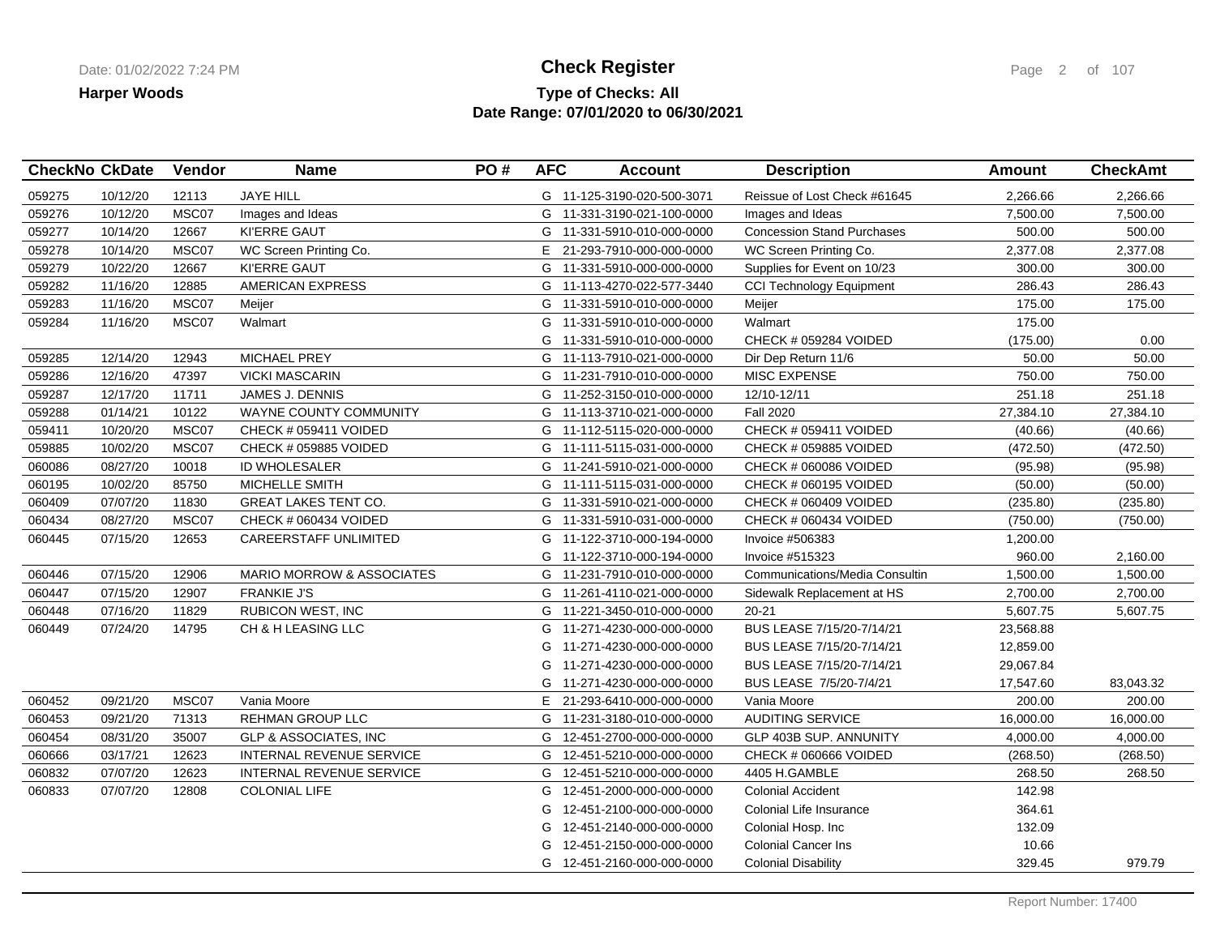**Harper Woods**

# Check Register

**Type of Checks: All**
**Date Range: 07/01/2020 to 06/30/2021**

| CheckNo | CkDate | Vendor | Name | PO # | AFC | Account | Description | Amount | CheckAmt |
|---|---|---|---|---|---|---|---|---|---|
| 059275 | 10/12/20 | 12113 | JAYE HILL | | G | 11-125-3190-020-500-3071 | Reissue of Lost Check #61645 | 2,266.66 | 2,266.66 |
| 059276 | 10/12/20 | MSC07 | Images and Ideas | | G | 11-331-3190-021-100-0000 | Images and Ideas | 7,500.00 | 7,500.00 |
| 059277 | 10/14/20 | 12667 | KI'ERRE GAUT | | G | 11-331-5910-010-000-0000 | Concession Stand Purchases | 500.00 | 500.00 |
| 059278 | 10/14/20 | MSC07 | WC Screen Printing Co. | | E | 21-293-7910-000-000-0000 | WC Screen Printing Co. | 2,377.08 | 2,377.08 |
| 059279 | 10/22/20 | 12667 | KI'ERRE GAUT | | G | 11-331-5910-000-000-0000 | Supplies for Event on 10/23 | 300.00 | 300.00 |
| 059282 | 11/16/20 | 12885 | AMERICAN EXPRESS | | G | 11-113-4270-022-577-3440 | CCI Technology Equipment | 286.43 | 286.43 |
| 059283 | 11/16/20 | MSC07 | Meijer | | G | 11-331-5910-010-000-0000 | Meijer | 175.00 | 175.00 |
| 059284 | 11/16/20 | MSC07 | Walmart | | G | 11-331-5910-010-000-0000 | Walmart | 175.00 | |
| | | | | | G | 11-331-5910-010-000-0000 | CHECK # 059284 VOIDED | (175.00) | 0.00 |
| 059285 | 12/14/20 | 12943 | MICHAEL PREY | | G | 11-113-7910-021-000-0000 | Dir Dep Return 11/6 | 50.00 | 50.00 |
| 059286 | 12/16/20 | 47397 | VICKI MASCARIN | | G | 11-231-7910-010-000-0000 | MISC EXPENSE | 750.00 | 750.00 |
| 059287 | 12/17/20 | 11711 | JAMES J. DENNIS | | G | 11-252-3150-010-000-0000 | 12/10-12/11 | 251.18 | 251.18 |
| 059288 | 01/14/21 | 10122 | WAYNE COUNTY COMMUNITY | | G | 11-113-3710-021-000-0000 | Fall 2020 | 27,384.10 | 27,384.10 |
| 059411 | 10/20/20 | MSC07 | CHECK # 059411 VOIDED | | G | 11-112-5115-020-000-0000 | CHECK # 059411 VOIDED | (40.66) | (40.66) |
| 059885 | 10/02/20 | MSC07 | CHECK # 059885 VOIDED | | G | 11-111-5115-031-000-0000 | CHECK # 059885 VOIDED | (472.50) | (472.50) |
| 060086 | 08/27/20 | 10018 | ID WHOLESALER | | G | 11-241-5910-021-000-0000 | CHECK # 060086 VOIDED | (95.98) | (95.98) |
| 060195 | 10/02/20 | 85750 | MICHELLE SMITH | | G | 11-111-5115-031-000-0000 | CHECK # 060195 VOIDED | (50.00) | (50.00) |
| 060409 | 07/07/20 | 11830 | GREAT LAKES TENT CO. | | G | 11-331-5910-021-000-0000 | CHECK # 060409 VOIDED | (235.80) | (235.80) |
| 060434 | 08/27/20 | MSC07 | CHECK # 060434 VOIDED | | G | 11-331-5910-031-000-0000 | CHECK # 060434 VOIDED | (750.00) | (750.00) |
| 060445 | 07/15/20 | 12653 | CAREERSTAFF UNLIMITED | | G | 11-122-3710-000-194-0000 | Invoice #506383 | 1,200.00 | |
| | | | | | G | 11-122-3710-000-194-0000 | Invoice #515323 | 960.00 | 2,160.00 |
| 060446 | 07/15/20 | 12906 | MARIO MORROW & ASSOCIATES | | G | 11-231-7910-010-000-0000 | Communications/Media Consultin | 1,500.00 | 1,500.00 |
| 060447 | 07/15/20 | 12907 | FRANKIE J'S | | G | 11-261-4110-021-000-0000 | Sidewalk Replacement at HS | 2,700.00 | 2,700.00 |
| 060448 | 07/16/20 | 11829 | RUBICON WEST, INC | | G | 11-221-3450-010-000-0000 | 20-21 | 5,607.75 | 5,607.75 |
| 060449 | 07/24/20 | 14795 | CH & H LEASING LLC | | G | 11-271-4230-000-000-0000 | BUS LEASE 7/15/20-7/14/21 | 23,568.88 | |
| | | | | | G | 11-271-4230-000-000-0000 | BUS LEASE 7/15/20-7/14/21 | 12,859.00 | |
| | | | | | G | 11-271-4230-000-000-0000 | BUS LEASE 7/15/20-7/14/21 | 29,067.84 | |
| | | | | | G | 11-271-4230-000-000-0000 | BUS LEASE 7/5/20-7/4/21 | 17,547.60 | 83,043.32 |
| 060452 | 09/21/20 | MSC07 | Vania Moore | | E | 21-293-6410-000-000-0000 | Vania Moore | 200.00 | 200.00 |
| 060453 | 09/21/20 | 71313 | REHMAN GROUP LLC | | G | 11-231-3180-010-000-0000 | AUDITING SERVICE | 16,000.00 | 16,000.00 |
| 060454 | 08/31/20 | 35007 | GLP & ASSOCIATES, INC | | G | 12-451-2700-000-000-0000 | GLP 403B SUP. ANNUNITY | 4,000.00 | 4,000.00 |
| 060666 | 03/17/21 | 12623 | INTERNAL REVENUE SERVICE | | G | 12-451-5210-000-000-0000 | CHECK # 060666 VOIDED | (268.50) | (268.50) |
| 060832 | 07/07/20 | 12623 | INTERNAL REVENUE SERVICE | | G | 12-451-5210-000-000-0000 | 4405 H.GAMBLE | 268.50 | 268.50 |
| 060833 | 07/07/20 | 12808 | COLONIAL LIFE | | G | 12-451-2000-000-000-0000 | Colonial Accident | 142.98 | |
| | | | | | G | 12-451-2100-000-000-0000 | Colonial Life Insurance | 364.61 | |
| | | | | | G | 12-451-2140-000-000-0000 | Colonial Hosp. Inc | 132.09 | |
| | | | | | G | 12-451-2150-000-000-0000 | Colonial Cancer Ins | 10.66 | |
| | | | | | G | 12-451-2160-000-000-0000 | Colonial Disability | 329.45 | 979.79 |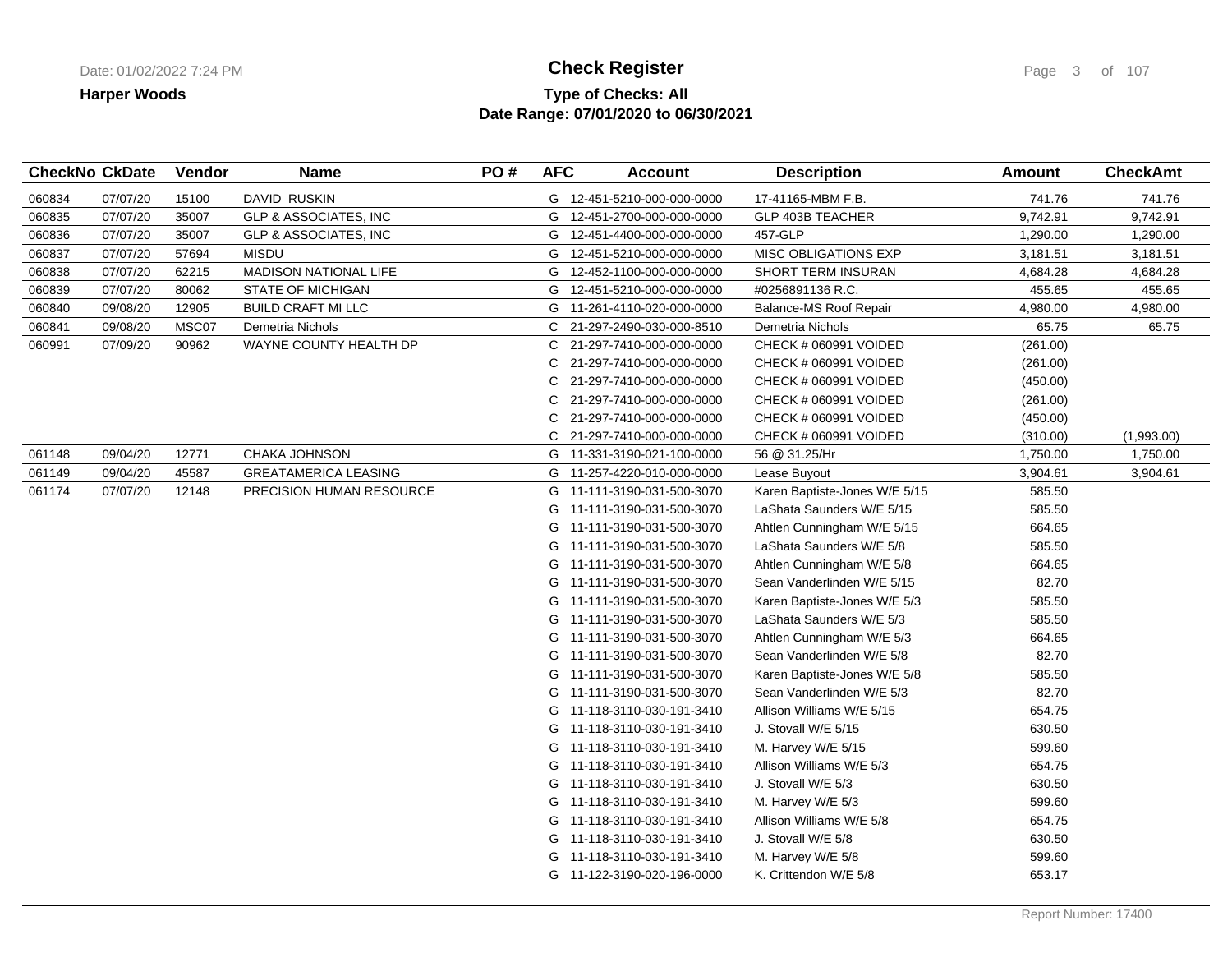**Harper Woods**

# Check Register

**Type of Checks: All**

**Date Range: 07/01/2020 to 06/30/2021**

| CheckNo | CkDate | Vendor | Name | PO # | AFC | Account | Description | Amount | CheckAmt |
|---|---|---|---|---|---|---|---|---|---|
| 060834 | 07/07/20 | 15100 | DAVID RUSKIN | | G | 12-451-5210-000-000-0000 | 17-41165-MBM F.B. | 741.76 | 741.76 |
| 060835 | 07/07/20 | 35007 | GLP & ASSOCIATES, INC | | G | 12-451-2700-000-000-0000 | GLP 403B TEACHER | 9,742.91 | 9,742.91 |
| 060836 | 07/07/20 | 35007 | GLP & ASSOCIATES, INC | | G | 12-451-4400-000-000-0000 | 457-GLP | 1,290.00 | 1,290.00 |
| 060837 | 07/07/20 | 57694 | MISDU | | G | 12-451-5210-000-000-0000 | MISC OBLIGATIONS EXP | 3,181.51 | 3,181.51 |
| 060838 | 07/07/20 | 62215 | MADISON NATIONAL LIFE | | G | 12-452-1100-000-000-0000 | SHORT TERM INSURAN | 4,684.28 | 4,684.28 |
| 060839 | 07/07/20 | 80062 | STATE OF MICHIGAN | | G | 12-451-5210-000-000-0000 | #0256891136 R.C. | 455.65 | 455.65 |
| 060840 | 09/08/20 | 12905 | BUILD CRAFT MI LLC | | G | 11-261-4110-020-000-0000 | Balance-MS Roof Repair | 4,980.00 | 4,980.00 |
| 060841 | 09/08/20 | MSC07 | Demetria Nichols | | C | 21-297-2490-030-000-8510 | Demetria Nichols | 65.75 | 65.75 |
| 060991 | 07/09/20 | 90962 | WAYNE COUNTY HEALTH DP | | C | 21-297-7410-000-000-0000 | CHECK # 060991 VOIDED | (261.00) | |
| | | | | | C | 21-297-7410-000-000-0000 | CHECK # 060991 VOIDED | (261.00) | |
| | | | | | C | 21-297-7410-000-000-0000 | CHECK # 060991 VOIDED | (450.00) | |
| | | | | | C | 21-297-7410-000-000-0000 | CHECK # 060991 VOIDED | (261.00) | |
| | | | | | C | 21-297-7410-000-000-0000 | CHECK # 060991 VOIDED | (450.00) | |
| | | | | | C | 21-297-7410-000-000-0000 | CHECK # 060991 VOIDED | (310.00) | (1,993.00) |
| 061148 | 09/04/20 | 12771 | CHAKA JOHNSON | | G | 11-331-3190-021-100-0000 | 56 @ 31.25/Hr | 1,750.00 | 1,750.00 |
| 061149 | 09/04/20 | 45587 | GREATAMERICA LEASING | | G | 11-257-4220-010-000-0000 | Lease Buyout | 3,904.61 | 3,904.61 |
| 061174 | 07/07/20 | 12148 | PRECISION HUMAN RESOURCE | | G | 11-111-3190-031-500-3070 | Karen Baptiste-Jones W/E 5/15 | 585.50 | |
| | | | | | G | 11-111-3190-031-500-3070 | LaShata Saunders W/E 5/15 | 585.50 | |
| | | | | | G | 11-111-3190-031-500-3070 | Ahtlen Cunningham W/E 5/15 | 664.65 | |
| | | | | | G | 11-111-3190-031-500-3070 | LaShata Saunders W/E 5/8 | 585.50 | |
| | | | | | G | 11-111-3190-031-500-3070 | Ahtlen Cunningham W/E 5/8 | 664.65 | |
| | | | | | G | 11-111-3190-031-500-3070 | Sean Vanderlinden W/E 5/15 | 82.70 | |
| | | | | | G | 11-111-3190-031-500-3070 | Karen Baptiste-Jones W/E 5/3 | 585.50 | |
| | | | | | G | 11-111-3190-031-500-3070 | LaShata Saunders W/E 5/3 | 585.50 | |
| | | | | | G | 11-111-3190-031-500-3070 | Ahtlen Cunningham W/E 5/3 | 664.65 | |
| | | | | | G | 11-111-3190-031-500-3070 | Sean Vanderlinden W/E 5/8 | 82.70 | |
| | | | | | G | 11-111-3190-031-500-3070 | Karen Baptiste-Jones W/E 5/8 | 585.50 | |
| | | | | | G | 11-111-3190-031-500-3070 | Sean Vanderlinden W/E 5/3 | 82.70 | |
| | | | | | G | 11-118-3110-030-191-3410 | Allison Williams W/E 5/15 | 654.75 | |
| | | | | | G | 11-118-3110-030-191-3410 | J. Stovall W/E 5/15 | 630.50 | |
| | | | | | G | 11-118-3110-030-191-3410 | M. Harvey W/E 5/15 | 599.60 | |
| | | | | | G | 11-118-3110-030-191-3410 | Allison Williams W/E 5/3 | 654.75 | |
| | | | | | G | 11-118-3110-030-191-3410 | J. Stovall W/E 5/3 | 630.50 | |
| | | | | | G | 11-118-3110-030-191-3410 | M. Harvey W/E 5/3 | 599.60 | |
| | | | | | G | 11-118-3110-030-191-3410 | Allison Williams W/E 5/8 | 654.75 | |
| | | | | | G | 11-118-3110-030-191-3410 | J. Stovall W/E 5/8 | 630.50 | |
| | | | | | G | 11-118-3110-030-191-3410 | M. Harvey W/E 5/8 | 599.60 | |
| | | | | | G | 11-122-3190-020-196-0000 | K. Crittendon W/E 5/8 | 653.17 | |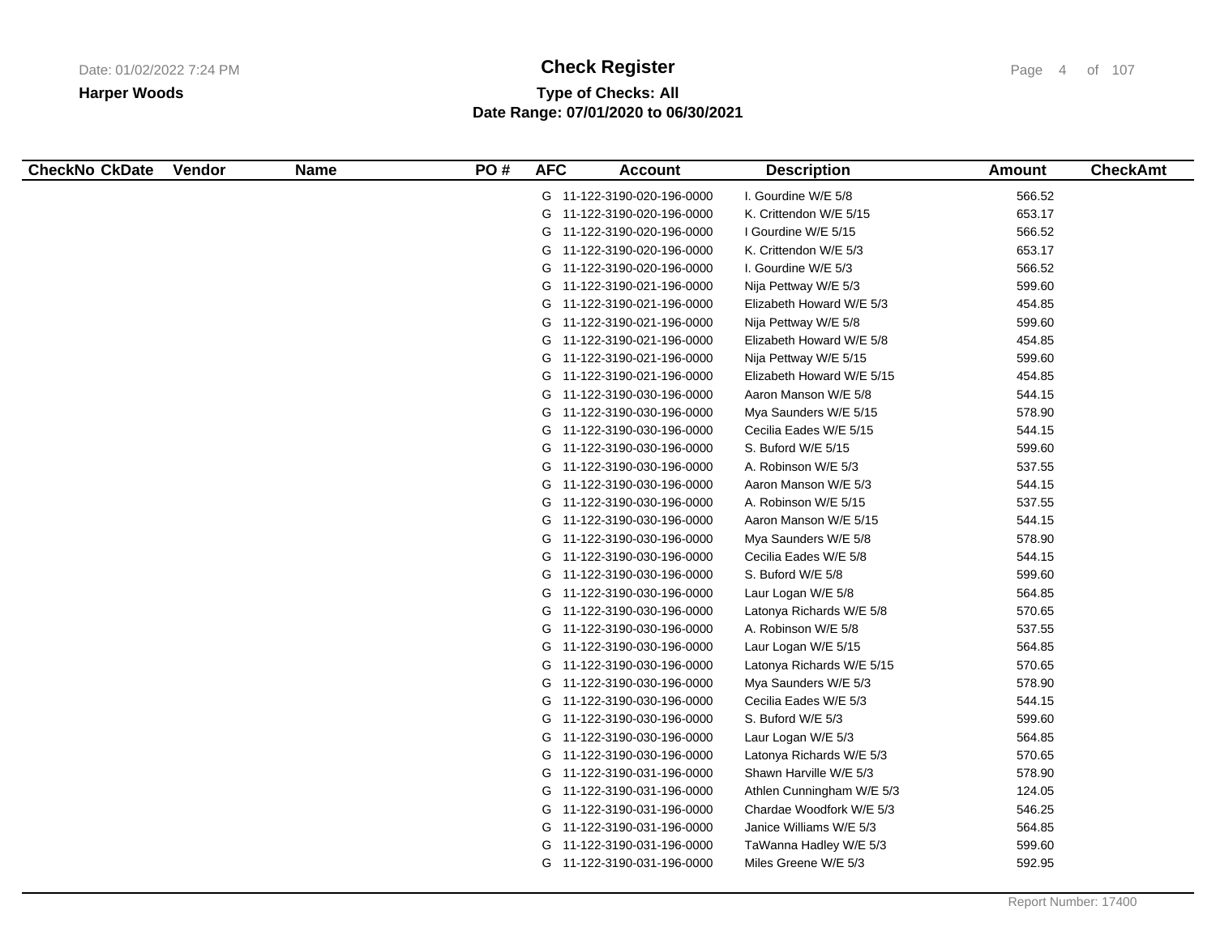# Check Register

**Harper Woods**

**Type of Checks: All**

**Date Range: 07/01/2020 to 06/30/2021**

| CheckNo | CkDate | Vendor | Name | PO # | AFC | Account | Description | Amount | CheckAmt |
|---|---|---|---|---|---|---|---|---|---|
| | | | | | G | 11-122-3190-020-196-0000 | I. Gourdine W/E 5/8 | 566.52 | |
| | | | | | G | 11-122-3190-020-196-0000 | K. Crittendon W/E 5/15 | 653.17 | |
| | | | | | G | 11-122-3190-020-196-0000 | I Gourdine W/E 5/15 | 566.52 | |
| | | | | | G | 11-122-3190-020-196-0000 | K. Crittendon W/E 5/3 | 653.17 | |
| | | | | | G | 11-122-3190-020-196-0000 | I. Gourdine W/E 5/3 | 566.52 | |
| | | | | | G | 11-122-3190-021-196-0000 | Nija Pettway W/E 5/3 | 599.60 | |
| | | | | | G | 11-122-3190-021-196-0000 | Elizabeth Howard W/E 5/3 | 454.85 | |
| | | | | | G | 11-122-3190-021-196-0000 | Nija Pettway W/E 5/8 | 599.60 | |
| | | | | | G | 11-122-3190-021-196-0000 | Elizabeth Howard W/E 5/8 | 454.85 | |
| | | | | | G | 11-122-3190-021-196-0000 | Nija Pettway W/E 5/15 | 599.60 | |
| | | | | | G | 11-122-3190-021-196-0000 | Elizabeth Howard W/E 5/15 | 454.85 | |
| | | | | | G | 11-122-3190-030-196-0000 | Aaron Manson W/E 5/8 | 544.15 | |
| | | | | | G | 11-122-3190-030-196-0000 | Mya Saunders W/E 5/15 | 578.90 | |
| | | | | | G | 11-122-3190-030-196-0000 | Cecilia Eades W/E 5/15 | 544.15 | |
| | | | | | G | 11-122-3190-030-196-0000 | S. Buford W/E 5/15 | 599.60 | |
| | | | | | G | 11-122-3190-030-196-0000 | A. Robinson W/E 5/3 | 537.55 | |
| | | | | | G | 11-122-3190-030-196-0000 | Aaron Manson W/E 5/3 | 544.15 | |
| | | | | | G | 11-122-3190-030-196-0000 | A. Robinson W/E 5/15 | 537.55 | |
| | | | | | G | 11-122-3190-030-196-0000 | Aaron Manson W/E 5/15 | 544.15 | |
| | | | | | G | 11-122-3190-030-196-0000 | Mya Saunders W/E 5/8 | 578.90 | |
| | | | | | G | 11-122-3190-030-196-0000 | Cecilia Eades W/E 5/8 | 544.15 | |
| | | | | | G | 11-122-3190-030-196-0000 | S. Buford W/E 5/8 | 599.60 | |
| | | | | | G | 11-122-3190-030-196-0000 | Laur Logan W/E 5/8 | 564.85 | |
| | | | | | G | 11-122-3190-030-196-0000 | Latonya Richards W/E 5/8 | 570.65 | |
| | | | | | G | 11-122-3190-030-196-0000 | A. Robinson W/E 5/8 | 537.55 | |
| | | | | | G | 11-122-3190-030-196-0000 | Laur Logan W/E 5/15 | 564.85 | |
| | | | | | G | 11-122-3190-030-196-0000 | Latonya Richards W/E 5/15 | 570.65 | |
| | | | | | G | 11-122-3190-030-196-0000 | Mya Saunders W/E 5/3 | 578.90 | |
| | | | | | G | 11-122-3190-030-196-0000 | Cecilia Eades W/E 5/3 | 544.15 | |
| | | | | | G | 11-122-3190-030-196-0000 | S. Buford W/E 5/3 | 599.60 | |
| | | | | | G | 11-122-3190-030-196-0000 | Laur Logan W/E 5/3 | 564.85 | |
| | | | | | G | 11-122-3190-030-196-0000 | Latonya Richards W/E 5/3 | 570.65 | |
| | | | | | G | 11-122-3190-031-196-0000 | Shawn Harville W/E 5/3 | 578.90 | |
| | | | | | G | 11-122-3190-031-196-0000 | Athlen Cunningham W/E 5/3 | 124.05 | |
| | | | | | G | 11-122-3190-031-196-0000 | Chardae Woodfork W/E 5/3 | 546.25 | |
| | | | | | G | 11-122-3190-031-196-0000 | Janice Williams W/E 5/3 | 564.85 | |
| | | | | | G | 11-122-3190-031-196-0000 | TaWanna Hadley W/E 5/3 | 599.60 | |
| | | | | | G | 11-122-3190-031-196-0000 | Miles Greene W/E 5/3 | 592.95 | |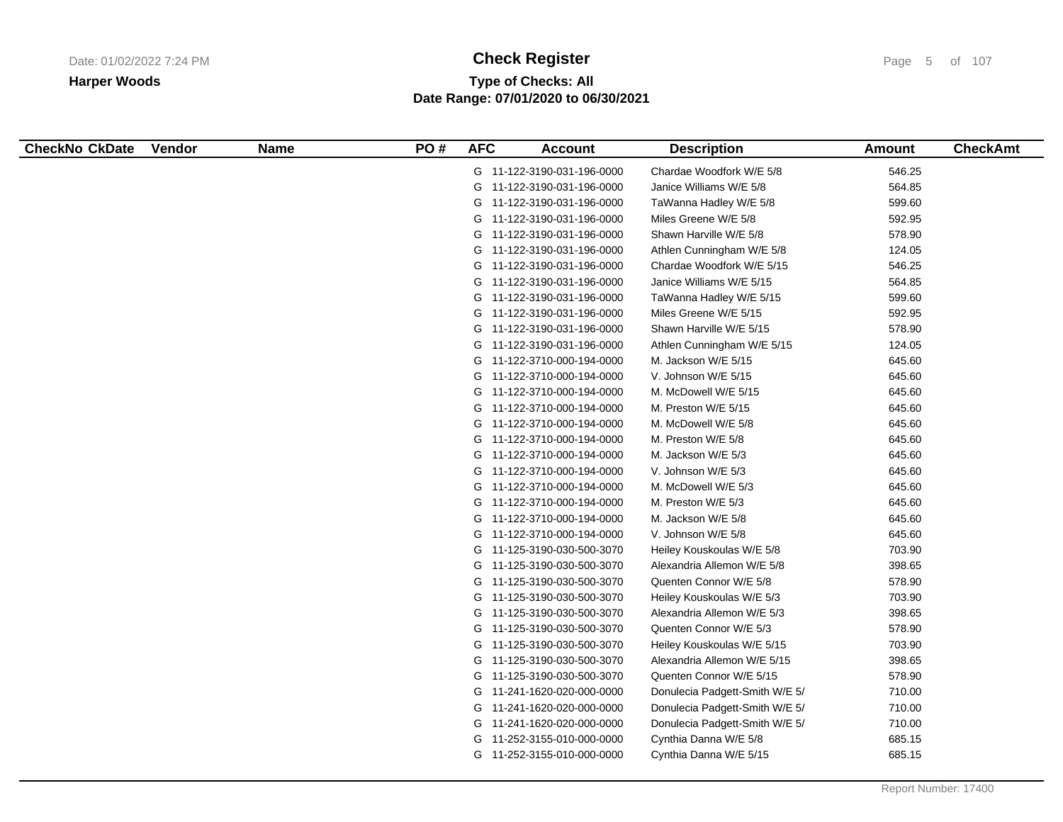# Check Register

**Harper Woods**

**Type of Checks: All**
**Date Range: 07/01/2020 to 06/30/2021**

| CheckNo | CkDate | Vendor | Name | PO # | AFC | Account | Description | Amount | CheckAmt |
|---|---|---|---|---|---|---|---|---|---|
| | | | | | G | 11-122-3190-031-196-0000 | Chardae Woodfork W/E 5/8 | 546.25 | |
| | | | | | G | 11-122-3190-031-196-0000 | Janice Williams W/E 5/8 | 564.85 | |
| | | | | | G | 11-122-3190-031-196-0000 | TaWanna Hadley W/E 5/8 | 599.60 | |
| | | | | | G | 11-122-3190-031-196-0000 | Miles Greene W/E 5/8 | 592.95 | |
| | | | | | G | 11-122-3190-031-196-0000 | Shawn Harville W/E 5/8 | 578.90 | |
| | | | | | G | 11-122-3190-031-196-0000 | Athlen Cunningham W/E 5/8 | 124.05 | |
| | | | | | G | 11-122-3190-031-196-0000 | Chardae Woodfork W/E 5/15 | 546.25 | |
| | | | | | G | 11-122-3190-031-196-0000 | Janice Williams W/E 5/15 | 564.85 | |
| | | | | | G | 11-122-3190-031-196-0000 | TaWanna Hadley W/E 5/15 | 599.60 | |
| | | | | | G | 11-122-3190-031-196-0000 | Miles Greene W/E 5/15 | 592.95 | |
| | | | | | G | 11-122-3190-031-196-0000 | Shawn Harville W/E 5/15 | 578.90 | |
| | | | | | G | 11-122-3190-031-196-0000 | Athlen Cunningham W/E 5/15 | 124.05 | |
| | | | | | G | 11-122-3710-000-194-0000 | M. Jackson W/E 5/15 | 645.60 | |
| | | | | | G | 11-122-3710-000-194-0000 | V. Johnson W/E 5/15 | 645.60 | |
| | | | | | G | 11-122-3710-000-194-0000 | M. McDowell W/E 5/15 | 645.60 | |
| | | | | | G | 11-122-3710-000-194-0000 | M. Preston W/E 5/15 | 645.60 | |
| | | | | | G | 11-122-3710-000-194-0000 | M. McDowell W/E 5/8 | 645.60 | |
| | | | | | G | 11-122-3710-000-194-0000 | M. Preston W/E 5/8 | 645.60 | |
| | | | | | G | 11-122-3710-000-194-0000 | M. Jackson W/E 5/3 | 645.60 | |
| | | | | | G | 11-122-3710-000-194-0000 | V. Johnson W/E 5/3 | 645.60 | |
| | | | | | G | 11-122-3710-000-194-0000 | M. McDowell W/E 5/3 | 645.60 | |
| | | | | | G | 11-122-3710-000-194-0000 | M. Preston W/E 5/3 | 645.60 | |
| | | | | | G | 11-122-3710-000-194-0000 | M. Jackson W/E 5/8 | 645.60 | |
| | | | | | G | 11-122-3710-000-194-0000 | V. Johnson W/E 5/8 | 645.60 | |
| | | | | | G | 11-125-3190-030-500-3070 | Heiley Kouskoulas W/E 5/8 | 703.90 | |
| | | | | | G | 11-125-3190-030-500-3070 | Alexandria Allemon W/E 5/8 | 398.65 | |
| | | | | | G | 11-125-3190-030-500-3070 | Quenten Connor W/E 5/8 | 578.90 | |
| | | | | | G | 11-125-3190-030-500-3070 | Heiley Kouskoulas W/E 5/3 | 703.90 | |
| | | | | | G | 11-125-3190-030-500-3070 | Alexandria Allemon W/E 5/3 | 398.65 | |
| | | | | | G | 11-125-3190-030-500-3070 | Quenten Connor W/E 5/3 | 578.90 | |
| | | | | | G | 11-125-3190-030-500-3070 | Heiley Kouskoulas W/E 5/15 | 703.90 | |
| | | | | | G | 11-125-3190-030-500-3070 | Alexandria Allemon W/E 5/15 | 398.65 | |
| | | | | | G | 11-125-3190-030-500-3070 | Quenten Connor W/E 5/15 | 578.90 | |
| | | | | | G | 11-241-1620-020-000-0000 | Donulecia Padgett-Smith W/E 5/ | 710.00 | |
| | | | | | G | 11-241-1620-020-000-0000 | Donulecia Padgett-Smith W/E 5/ | 710.00 | |
| | | | | | G | 11-241-1620-020-000-0000 | Donulecia Padgett-Smith W/E 5/ | 710.00 | |
| | | | | | G | 11-252-3155-010-000-0000 | Cynthia Danna W/E 5/8 | 685.15 | |
| | | | | | G | 11-252-3155-010-000-0000 | Cynthia Danna W/E 5/15 | 685.15 | |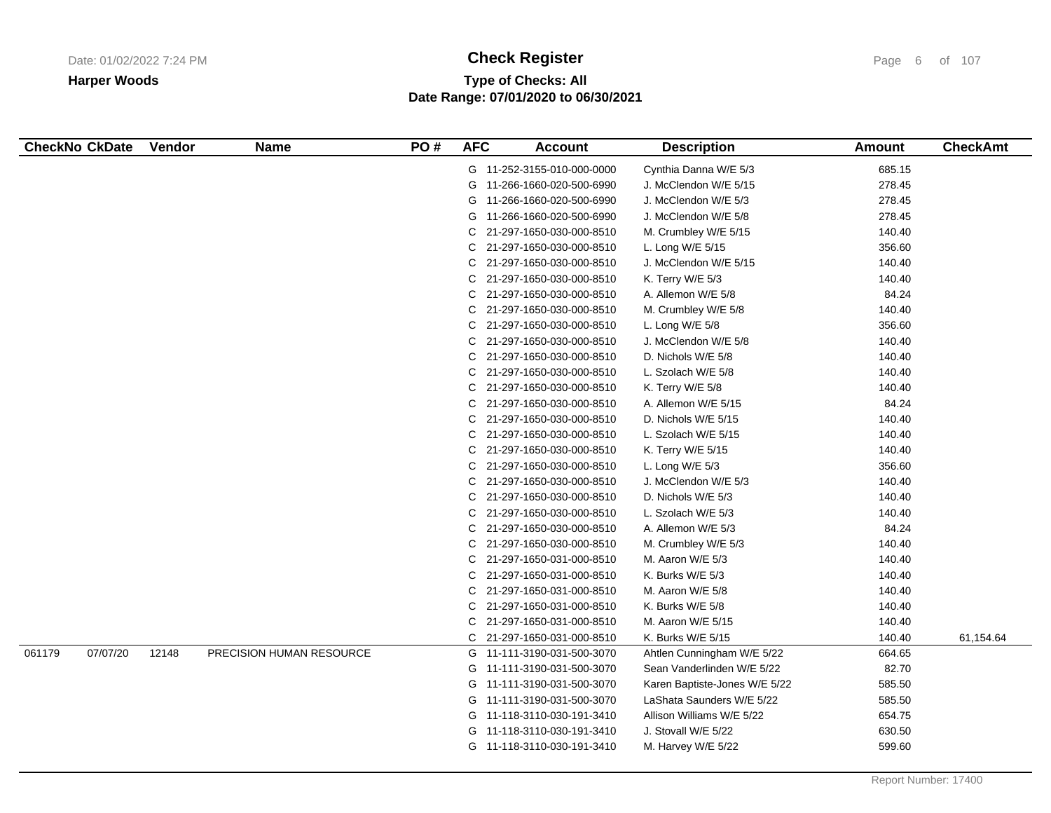**Harper Woods**

# Check Register

**Type of Checks: All**
**Date Range: 07/01/2020 to 06/30/2021**

| CheckNo | CkDate | Vendor | Name | PO # | AFC | Account | Description | Amount | CheckAmt |
|---|---|---|---|---|---|---|---|---|---|
| | | | | | G | 11-252-3155-010-000-0000 | Cynthia Danna W/E 5/3 | 685.15 | |
| | | | | | G | 11-266-1660-020-500-6990 | J. McClendon W/E 5/15 | 278.45 | |
| | | | | | G | 11-266-1660-020-500-6990 | J. McClendon W/E 5/3 | 278.45 | |
| | | | | | G | 11-266-1660-020-500-6990 | J. McClendon W/E 5/8 | 278.45 | |
| | | | | | C | 21-297-1650-030-000-8510 | M. Crumbley W/E 5/15 | 140.40 | |
| | | | | | C | 21-297-1650-030-000-8510 | L. Long W/E 5/15 | 356.60 | |
| | | | | | C | 21-297-1650-030-000-8510 | J. McClendon W/E 5/15 | 140.40 | |
| | | | | | C | 21-297-1650-030-000-8510 | K. Terry W/E 5/3 | 140.40 | |
| | | | | | C | 21-297-1650-030-000-8510 | A. Allemon W/E 5/8 | 84.24 | |
| | | | | | C | 21-297-1650-030-000-8510 | M. Crumbley W/E 5/8 | 140.40 | |
| | | | | | C | 21-297-1650-030-000-8510 | L. Long W/E 5/8 | 356.60 | |
| | | | | | C | 21-297-1650-030-000-8510 | J. McClendon W/E 5/8 | 140.40 | |
| | | | | | C | 21-297-1650-030-000-8510 | D. Nichols W/E 5/8 | 140.40 | |
| | | | | | C | 21-297-1650-030-000-8510 | L. Szolach W/E 5/8 | 140.40 | |
| | | | | | C | 21-297-1650-030-000-8510 | K. Terry W/E 5/8 | 140.40 | |
| | | | | | C | 21-297-1650-030-000-8510 | A. Allemon W/E 5/15 | 84.24 | |
| | | | | | C | 21-297-1650-030-000-8510 | D. Nichols W/E 5/15 | 140.40 | |
| | | | | | C | 21-297-1650-030-000-8510 | L. Szolach W/E 5/15 | 140.40 | |
| | | | | | C | 21-297-1650-030-000-8510 | K. Terry W/E 5/15 | 140.40 | |
| | | | | | C | 21-297-1650-030-000-8510 | L. Long W/E 5/3 | 356.60 | |
| | | | | | C | 21-297-1650-030-000-8510 | J. McClendon W/E 5/3 | 140.40 | |
| | | | | | C | 21-297-1650-030-000-8510 | D. Nichols W/E 5/3 | 140.40 | |
| | | | | | C | 21-297-1650-030-000-8510 | L. Szolach W/E 5/3 | 140.40 | |
| | | | | | C | 21-297-1650-030-000-8510 | A. Allemon W/E 5/3 | 84.24 | |
| | | | | | C | 21-297-1650-030-000-8510 | M. Crumbley W/E 5/3 | 140.40 | |
| | | | | | C | 21-297-1650-031-000-8510 | M. Aaron W/E 5/3 | 140.40 | |
| | | | | | C | 21-297-1650-031-000-8510 | K. Burks W/E 5/3 | 140.40 | |
| | | | | | C | 21-297-1650-031-000-8510 | M. Aaron W/E 5/8 | 140.40 | |
| | | | | | C | 21-297-1650-031-000-8510 | K. Burks W/E 5/8 | 140.40 | |
| | | | | | C | 21-297-1650-031-000-8510 | M. Aaron W/E 5/15 | 140.40 | |
| | | | | | C | 21-297-1650-031-000-8510 | K. Burks W/E 5/15 | 140.40 | 61,154.64 |
| 061179 | 07/07/20 | 12148 | PRECISION HUMAN RESOURCE | | G | 11-111-3190-031-500-3070 | Ahtlen Cunningham W/E 5/22 | 664.65 | |
| | | | | | G | 11-111-3190-031-500-3070 | Sean Vanderlinden W/E 5/22 | 82.70 | |
| | | | | | G | 11-111-3190-031-500-3070 | Karen Baptiste-Jones W/E 5/22 | 585.50 | |
| | | | | | G | 11-111-3190-031-500-3070 | LaShata Saunders W/E 5/22 | 585.50 | |
| | | | | | G | 11-118-3110-030-191-3410 | Allison Williams W/E 5/22 | 654.75 | |
| | | | | | G | 11-118-3110-030-191-3410 | J. Stovall W/E 5/22 | 630.50 | |
| | | | | | G | 11-118-3110-030-191-3410 | M. Harvey W/E 5/22 | 599.60 | |

Report Number: 17400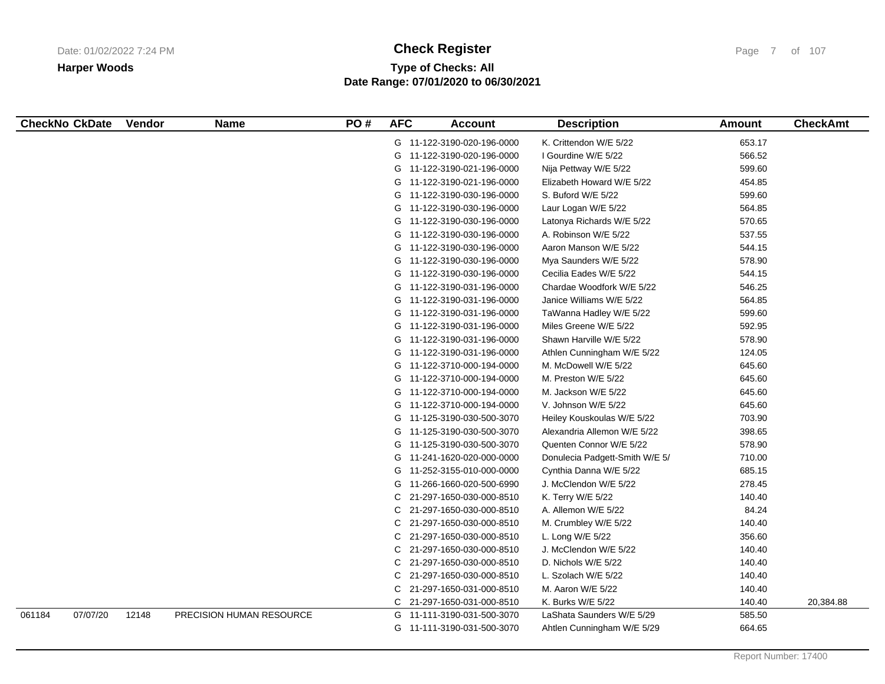# Check Register

**Harper Woods**

**Type of Checks: All**

**Date Range: 07/01/2020 to 06/30/2021**

Date: 01/02/2022 7:24 PM

| CheckNo | CkDate | Vendor | Name | PO # | AFC | Account | Description | Amount | CheckAmt |
|---|---|---|---|---|---|---|---|---|---|
| | | | | | G | 11-122-3190-020-196-0000 | K. Crittendon W/E 5/22 | 653.17 | |
| | | | | | G | 11-122-3190-020-196-0000 | I Gourdine W/E 5/22 | 566.52 | |
| | | | | | G | 11-122-3190-021-196-0000 | Nija Pettway W/E 5/22 | 599.60 | |
| | | | | | G | 11-122-3190-021-196-0000 | Elizabeth Howard W/E 5/22 | 454.85 | |
| | | | | | G | 11-122-3190-030-196-0000 | S. Buford W/E 5/22 | 599.60 | |
| | | | | | G | 11-122-3190-030-196-0000 | Laur Logan W/E 5/22 | 564.85 | |
| | | | | | G | 11-122-3190-030-196-0000 | Latonya Richards W/E 5/22 | 570.65 | |
| | | | | | G | 11-122-3190-030-196-0000 | A. Robinson W/E 5/22 | 537.55 | |
| | | | | | G | 11-122-3190-030-196-0000 | Aaron Manson W/E 5/22 | 544.15 | |
| | | | | | G | 11-122-3190-030-196-0000 | Mya Saunders W/E 5/22 | 578.90 | |
| | | | | | G | 11-122-3190-030-196-0000 | Cecilia Eades W/E 5/22 | 544.15 | |
| | | | | | G | 11-122-3190-031-196-0000 | Chardae Woodfork W/E 5/22 | 546.25 | |
| | | | | | G | 11-122-3190-031-196-0000 | Janice Williams W/E 5/22 | 564.85 | |
| | | | | | G | 11-122-3190-031-196-0000 | TaWanna Hadley W/E 5/22 | 599.60 | |
| | | | | | G | 11-122-3190-031-196-0000 | Miles Greene W/E 5/22 | 592.95 | |
| | | | | | G | 11-122-3190-031-196-0000 | Shawn Harville W/E 5/22 | 578.90 | |
| | | | | | G | 11-122-3190-031-196-0000 | Athlen Cunningham W/E 5/22 | 124.05 | |
| | | | | | G | 11-122-3710-000-194-0000 | M. McDowell W/E 5/22 | 645.60 | |
| | | | | | G | 11-122-3710-000-194-0000 | M. Preston W/E 5/22 | 645.60 | |
| | | | | | G | 11-122-3710-000-194-0000 | M. Jackson W/E 5/22 | 645.60 | |
| | | | | | G | 11-122-3710-000-194-0000 | V. Johnson W/E 5/22 | 645.60 | |
| | | | | | G | 11-125-3190-030-500-3070 | Heiley Kouskoulas W/E 5/22 | 703.90 | |
| | | | | | G | 11-125-3190-030-500-3070 | Alexandria Allemon W/E 5/22 | 398.65 | |
| | | | | | G | 11-125-3190-030-500-3070 | Quenten Connor W/E 5/22 | 578.90 | |
| | | | | | G | 11-241-1620-020-000-0000 | Donulecia Padgett-Smith W/E 5/ | 710.00 | |
| | | | | | G | 11-252-3155-010-000-0000 | Cynthia Danna W/E 5/22 | 685.15 | |
| | | | | | G | 11-266-1660-020-500-6990 | J. McClendon W/E 5/22 | 278.45 | |
| | | | | | C | 21-297-1650-030-000-8510 | K. Terry W/E 5/22 | 140.40 | |
| | | | | | C | 21-297-1650-030-000-8510 | A. Allemon W/E 5/22 | 84.24 | |
| | | | | | C | 21-297-1650-030-000-8510 | M. Crumbley W/E 5/22 | 140.40 | |
| | | | | | C | 21-297-1650-030-000-8510 | L. Long W/E 5/22 | 356.60 | |
| | | | | | C | 21-297-1650-030-000-8510 | J. McClendon W/E 5/22 | 140.40 | |
| | | | | | C | 21-297-1650-030-000-8510 | D. Nichols W/E 5/22 | 140.40 | |
| | | | | | C | 21-297-1650-030-000-8510 | L. Szolach W/E 5/22 | 140.40 | |
| | | | | | C | 21-297-1650-031-000-8510 | M. Aaron W/E 5/22 | 140.40 | |
| | | | | | C | 21-297-1650-031-000-8510 | K. Burks W/E 5/22 | 140.40 | 20,384.88 |
| 061184 | 07/07/20 | 12148 | PRECISION HUMAN RESOURCE | | G | 11-111-3190-031-500-3070 | LaShata Saunders W/E 5/29 | 585.50 | |
| | | | | | G | 11-111-3190-031-500-3070 | Ahtlen Cunningham W/E 5/29 | 664.65 | |

Report Number: 17400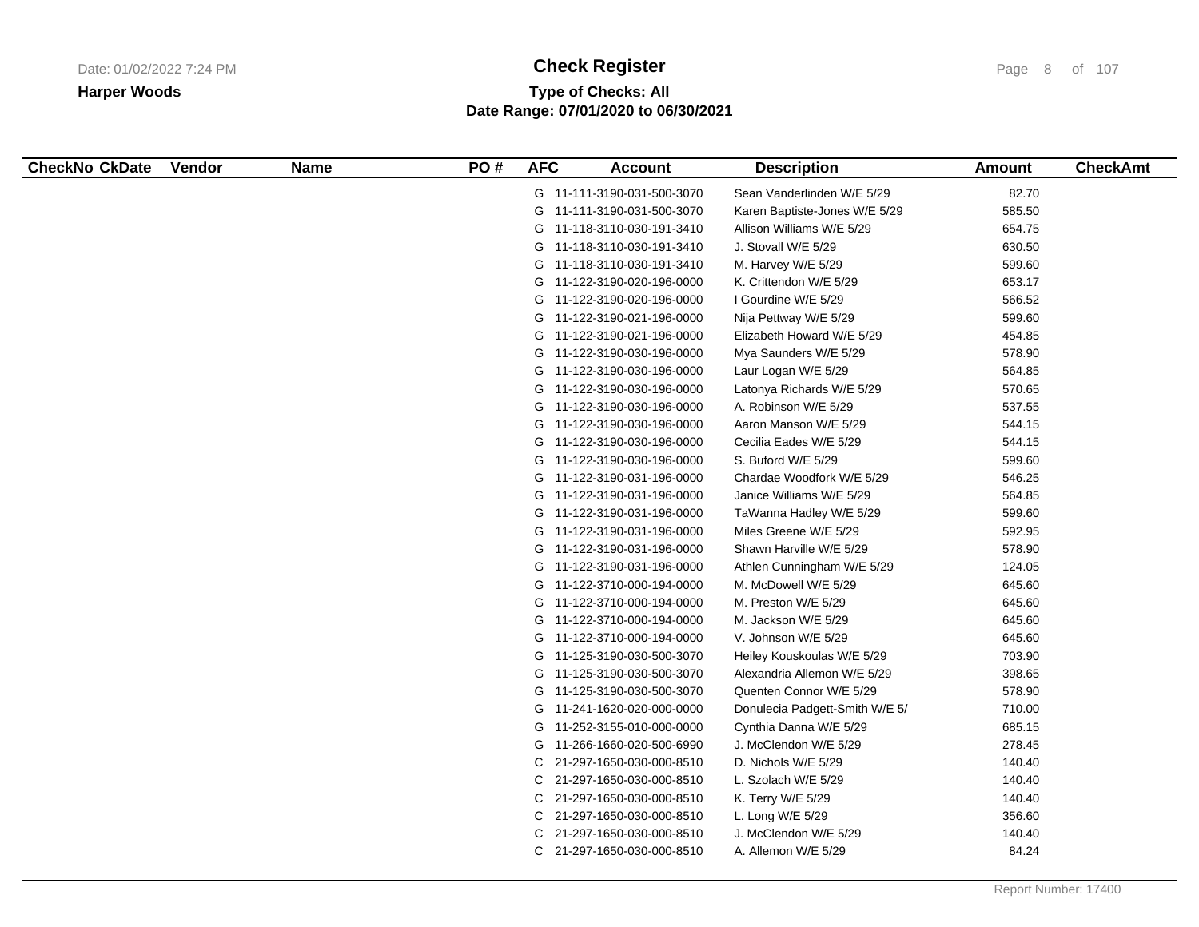# Check Register

**Harper Woods**

**Type of Checks: All**
**Date Range: 07/01/2020 to 06/30/2021**

| CheckNo | CkDate | Vendor | Name | PO # | AFC | Account | Description | Amount | CheckAmt |
|---|---|---|---|---|---|---|---|---|---|
| | | | | | G | 11-111-3190-031-500-3070 | Sean Vanderlinden W/E 5/29 | 82.70 | |
| | | | | | G | 11-111-3190-031-500-3070 | Karen Baptiste-Jones W/E 5/29 | 585.50 | |
| | | | | | G | 11-118-3110-030-191-3410 | Allison Williams W/E 5/29 | 654.75 | |
| | | | | | G | 11-118-3110-030-191-3410 | J. Stovall W/E 5/29 | 630.50 | |
| | | | | | G | 11-118-3110-030-191-3410 | M. Harvey W/E 5/29 | 599.60 | |
| | | | | | G | 11-122-3190-020-196-0000 | K. Crittendon W/E 5/29 | 653.17 | |
| | | | | | G | 11-122-3190-020-196-0000 | I Gourdine W/E 5/29 | 566.52 | |
| | | | | | G | 11-122-3190-021-196-0000 | Nija Pettway W/E 5/29 | 599.60 | |
| | | | | | G | 11-122-3190-021-196-0000 | Elizabeth Howard W/E 5/29 | 454.85 | |
| | | | | | G | 11-122-3190-030-196-0000 | Mya Saunders W/E 5/29 | 578.90 | |
| | | | | | G | 11-122-3190-030-196-0000 | Laur Logan W/E 5/29 | 564.85 | |
| | | | | | G | 11-122-3190-030-196-0000 | Latonya Richards W/E 5/29 | 570.65 | |
| | | | | | G | 11-122-3190-030-196-0000 | A. Robinson W/E 5/29 | 537.55 | |
| | | | | | G | 11-122-3190-030-196-0000 | Aaron Manson W/E 5/29 | 544.15 | |
| | | | | | G | 11-122-3190-030-196-0000 | Cecilia Eades W/E 5/29 | 544.15 | |
| | | | | | G | 11-122-3190-030-196-0000 | S. Buford W/E 5/29 | 599.60 | |
| | | | | | G | 11-122-3190-031-196-0000 | Chardae Woodfork W/E 5/29 | 546.25 | |
| | | | | | G | 11-122-3190-031-196-0000 | Janice Williams W/E 5/29 | 564.85 | |
| | | | | | G | 11-122-3190-031-196-0000 | TaWanna Hadley W/E 5/29 | 599.60 | |
| | | | | | G | 11-122-3190-031-196-0000 | Miles Greene W/E 5/29 | 592.95 | |
| | | | | | G | 11-122-3190-031-196-0000 | Shawn Harville W/E 5/29 | 578.90 | |
| | | | | | G | 11-122-3190-031-196-0000 | Athlen Cunningham W/E 5/29 | 124.05 | |
| | | | | | G | 11-122-3710-000-194-0000 | M. McDowell W/E 5/29 | 645.60 | |
| | | | | | G | 11-122-3710-000-194-0000 | M. Preston W/E 5/29 | 645.60 | |
| | | | | | G | 11-122-3710-000-194-0000 | M. Jackson W/E 5/29 | 645.60 | |
| | | | | | G | 11-122-3710-000-194-0000 | V. Johnson W/E 5/29 | 645.60 | |
| | | | | | G | 11-125-3190-030-500-3070 | Heiley Kouskoulas W/E 5/29 | 703.90 | |
| | | | | | G | 11-125-3190-030-500-3070 | Alexandria Allemon W/E 5/29 | 398.65 | |
| | | | | | G | 11-125-3190-030-500-3070 | Quenten Connor W/E 5/29 | 578.90 | |
| | | | | | G | 11-241-1620-020-000-0000 | Donulecia Padgett-Smith W/E 5/ | 710.00 | |
| | | | | | G | 11-252-3155-010-000-0000 | Cynthia Danna W/E 5/29 | 685.15 | |
| | | | | | G | 11-266-1660-020-500-6990 | J. McClendon W/E 5/29 | 278.45 | |
| | | | | | C | 21-297-1650-030-000-8510 | D. Nichols W/E 5/29 | 140.40 | |
| | | | | | C | 21-297-1650-030-000-8510 | L. Szolach W/E 5/29 | 140.40 | |
| | | | | | C | 21-297-1650-030-000-8510 | K. Terry W/E 5/29 | 140.40 | |
| | | | | | C | 21-297-1650-030-000-8510 | L. Long W/E 5/29 | 356.60 | |
| | | | | | C | 21-297-1650-030-000-8510 | J. McClendon W/E 5/29 | 140.40 | |
| | | | | | C | 21-297-1650-030-000-8510 | A. Allemon W/E 5/29 | 84.24 | |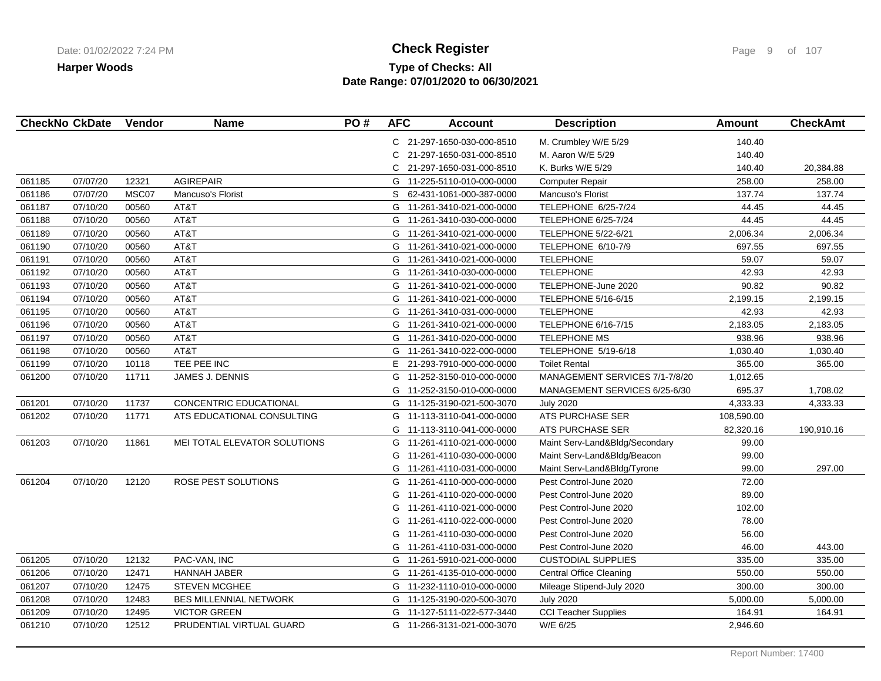**Harper Woods**

# Check Register

**Type of Checks: All**
**Date Range: 07/01/2020 to 06/30/2021**

| CheckNo | CkDate | Vendor | Name | PO # | AFC | Account | Description | Amount | CheckAmt |
|---|---|---|---|---|---|---|---|---|---|
| | | | | | C | 21-297-1650-030-000-8510 | M. Crumbley W/E 5/29 | 140.40 | |
| | | | | | C | 21-297-1650-031-000-8510 | M. Aaron W/E 5/29 | 140.40 | |
| | | | | | C | 21-297-1650-031-000-8510 | K. Burks W/E 5/29 | 140.40 | 20,384.88 |
| 061185 | 07/07/20 | 12321 | AGIREPAIR | | G | 11-225-5110-010-000-0000 | Computer Repair | 258.00 | 258.00 |
| 061186 | 07/07/20 | MSC07 | Mancuso's Florist | | S | 62-431-1061-000-387-0000 | Mancuso's Florist | 137.74 | 137.74 |
| 061187 | 07/10/20 | 00560 | AT&T | | G | 11-261-3410-021-000-0000 | TELEPHONE 6/25-7/24 | 44.45 | 44.45 |
| 061188 | 07/10/20 | 00560 | AT&T | | G | 11-261-3410-030-000-0000 | TELEPHONE 6/25-7/24 | 44.45 | 44.45 |
| 061189 | 07/10/20 | 00560 | AT&T | | G | 11-261-3410-021-000-0000 | TELEPHONE 5/22-6/21 | 2,006.34 | 2,006.34 |
| 061190 | 07/10/20 | 00560 | AT&T | | G | 11-261-3410-021-000-0000 | TELEPHONE 6/10-7/9 | 697.55 | 697.55 |
| 061191 | 07/10/20 | 00560 | AT&T | | G | 11-261-3410-021-000-0000 | TELEPHONE | 59.07 | 59.07 |
| 061192 | 07/10/20 | 00560 | AT&T | | G | 11-261-3410-030-000-0000 | TELEPHONE | 42.93 | 42.93 |
| 061193 | 07/10/20 | 00560 | AT&T | | G | 11-261-3410-021-000-0000 | TELEPHONE-June 2020 | 90.82 | 90.82 |
| 061194 | 07/10/20 | 00560 | AT&T | | G | 11-261-3410-021-000-0000 | TELEPHONE 5/16-6/15 | 2,199.15 | 2,199.15 |
| 061195 | 07/10/20 | 00560 | AT&T | | G | 11-261-3410-031-000-0000 | TELEPHONE | 42.93 | 42.93 |
| 061196 | 07/10/20 | 00560 | AT&T | | G | 11-261-3410-021-000-0000 | TELEPHONE 6/16-7/15 | 2,183.05 | 2,183.05 |
| 061197 | 07/10/20 | 00560 | AT&T | | G | 11-261-3410-020-000-0000 | TELEPHONE MS | 938.96 | 938.96 |
| 061198 | 07/10/20 | 00560 | AT&T | | G | 11-261-3410-022-000-0000 | TELEPHONE 5/19-6/18 | 1,030.40 | 1,030.40 |
| 061199 | 07/10/20 | 10118 | TEE PEE INC | | E | 21-293-7910-000-000-0000 | Toilet Rental | 365.00 | 365.00 |
| 061200 | 07/10/20 | 11711 | JAMES J. DENNIS | | G | 11-252-3150-010-000-0000 | MANAGEMENT SERVICES 7/1-7/8/20 | 1,012.65 | |
| | | | | | G | 11-252-3150-010-000-0000 | MANAGEMENT SERVICES 6/25-6/30 | 695.37 | 1,708.02 |
| 061201 | 07/10/20 | 11737 | CONCENTRIC EDUCATIONAL | | G | 11-125-3190-021-500-3070 | July 2020 | 4,333.33 | 4,333.33 |
| 061202 | 07/10/20 | 11771 | ATS EDUCATIONAL CONSULTING | | G | 11-113-3110-041-000-0000 | ATS PURCHASE SER | 108,590.00 | |
| | | | | | G | 11-113-3110-041-000-0000 | ATS PURCHASE SER | 82,320.16 | 190,910.16 |
| 061203 | 07/10/20 | 11861 | MEI TOTAL ELEVATOR SOLUTIONS | | G | 11-261-4110-021-000-0000 | Maint Serv-Land&Bldg/Secondary | 99.00 | |
| | | | | | G | 11-261-4110-030-000-0000 | Maint Serv-Land&Bldg/Beacon | 99.00 | |
| | | | | | G | 11-261-4110-031-000-0000 | Maint Serv-Land&Bldg/Tyrone | 99.00 | 297.00 |
| 061204 | 07/10/20 | 12120 | ROSE PEST SOLUTIONS | | G | 11-261-4110-000-000-0000 | Pest Control-June 2020 | 72.00 | |
| | | | | | G | 11-261-4110-020-000-0000 | Pest Control-June 2020 | 89.00 | |
| | | | | | G | 11-261-4110-021-000-0000 | Pest Control-June 2020 | 102.00 | |
| | | | | | G | 11-261-4110-022-000-0000 | Pest Control-June 2020 | 78.00 | |
| | | | | | G | 11-261-4110-030-000-0000 | Pest Control-June 2020 | 56.00 | |
| | | | | | G | 11-261-4110-031-000-0000 | Pest Control-June 2020 | 46.00 | 443.00 |
| 061205 | 07/10/20 | 12132 | PAC-VAN, INC | | G | 11-261-5910-021-000-0000 | CUSTODIAL SUPPLIES | 335.00 | 335.00 |
| 061206 | 07/10/20 | 12471 | HANNAH JABER | | G | 11-261-4135-010-000-0000 | Central Office Cleaning | 550.00 | 550.00 |
| 061207 | 07/10/20 | 12475 | STEVEN MCGHEE | | G | 11-232-1110-010-000-0000 | Mileage Stipend-July 2020 | 300.00 | 300.00 |
| 061208 | 07/10/20 | 12483 | BES MILLENNIAL NETWORK | | G | 11-125-3190-020-500-3070 | July 2020 | 5,000.00 | 5,000.00 |
| 061209 | 07/10/20 | 12495 | VICTOR GREEN | | G | 11-127-5111-022-577-3440 | CCI Teacher Supplies | 164.91 | 164.91 |
| 061210 | 07/10/20 | 12512 | PRUDENTIAL VIRTUAL GUARD | | G | 11-266-3131-021-000-3070 | W/E 6/25 | 2,946.60 | |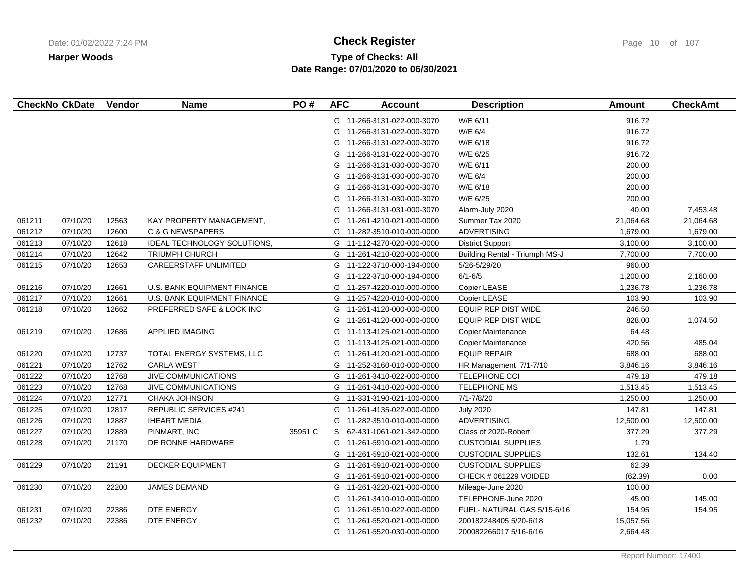# Check Register

**Harper Woods**

**Type of Checks: All**

**Date Range: 07/01/2020 to 06/30/2021**

| CheckNo | CkDate | Vendor | Name | PO # | AFC | Account | Description | Amount | CheckAmt |
|---|---|---|---|---|---|---|---|---|---|
| | | | | | G | 11-266-3131-022-000-3070 | W/E 6/11 | 916.72 | |
| | | | | | G | 11-266-3131-022-000-3070 | W/E 6/4 | 916.72 | |
| | | | | | G | 11-266-3131-022-000-3070 | W/E 6/18 | 916.72 | |
| | | | | | G | 11-266-3131-022-000-3070 | W/E 6/25 | 916.72 | |
| | | | | | G | 11-266-3131-030-000-3070 | W/E 6/11 | 200.00 | |
| | | | | | G | 11-266-3131-030-000-3070 | W/E 6/4 | 200.00 | |
| | | | | | G | 11-266-3131-030-000-3070 | W/E 6/18 | 200.00 | |
| | | | | | G | 11-266-3131-030-000-3070 | W/E 6/25 | 200.00 | |
| | | | | | G | 11-266-3131-031-000-3070 | Alarm-July 2020 | 40.00 | 7,453.48 |
| 061211 | 07/10/20 | 12563 | KAY PROPERTY MANAGEMENT, | | G | 11-261-4210-021-000-0000 | Summer Tax 2020 | 21,064.68 | 21,064.68 |
| 061212 | 07/10/20 | 12600 | C & G NEWSPAPERS | | G | 11-282-3510-010-000-0000 | ADVERTISING | 1,679.00 | 1,679.00 |
| 061213 | 07/10/20 | 12618 | IDEAL TECHNOLOGY SOLUTIONS, | | G | 11-112-4270-020-000-0000 | District Support | 3,100.00 | 3,100.00 |
| 061214 | 07/10/20 | 12642 | TRIUMPH CHURCH | | G | 11-261-4210-020-000-0000 | Building Rental - Triumph MS-J | 7,700.00 | 7,700.00 |
| 061215 | 07/10/20 | 12653 | CAREERSTAFF UNLIMITED | | G | 11-122-3710-000-194-0000 | 5/26-5/29/20 | 960.00 | |
| | | | | | G | 11-122-3710-000-194-0000 | 6/1-6/5 | 1,200.00 | 2,160.00 |
| 061216 | 07/10/20 | 12661 | U.S. BANK EQUIPMENT FINANCE | | G | 11-257-4220-010-000-0000 | Copier LEASE | 1,236.78 | 1,236.78 |
| 061217 | 07/10/20 | 12661 | U.S. BANK EQUIPMENT FINANCE | | G | 11-257-4220-010-000-0000 | Copier LEASE | 103.90 | 103.90 |
| 061218 | 07/10/20 | 12662 | PREFERRED SAFE & LOCK INC | | G | 11-261-4120-000-000-0000 | EQUIP REP DIST WIDE | 246.50 | |
| | | | | | G | 11-261-4120-000-000-0000 | EQUIP REP DIST WIDE | 828.00 | 1,074.50 |
| 061219 | 07/10/20 | 12686 | APPLIED IMAGING | | G | 11-113-4125-021-000-0000 | Copier Maintenance | 64.48 | |
| | | | | | G | 11-113-4125-021-000-0000 | Copier Maintenance | 420.56 | 485.04 |
| 061220 | 07/10/20 | 12737 | TOTAL ENERGY SYSTEMS, LLC | | G | 11-261-4120-021-000-0000 | EQUIP REPAIR | 688.00 | 688.00 |
| 061221 | 07/10/20 | 12762 | CARLA WEST | | G | 11-252-3160-010-000-0000 | HR Management 7/1-7/10 | 3,846.16 | 3,846.16 |
| 061222 | 07/10/20 | 12768 | JIVE COMMUNICATIONS | | G | 11-261-3410-022-000-0000 | TELEPHONE CCI | 479.18 | 479.18 |
| 061223 | 07/10/20 | 12768 | JIVE COMMUNICATIONS | | G | 11-261-3410-020-000-0000 | TELEPHONE MS | 1,513.45 | 1,513.45 |
| 061224 | 07/10/20 | 12771 | CHAKA JOHNSON | | G | 11-331-3190-021-100-0000 | 7/1-7/8/20 | 1,250.00 | 1,250.00 |
| 061225 | 07/10/20 | 12817 | REPUBLIC SERVICES #241 | | G | 11-261-4135-022-000-0000 | July 2020 | 147.81 | 147.81 |
| 061226 | 07/10/20 | 12887 | IHEART MEDIA | | G | 11-282-3510-010-000-0000 | ADVERTISING | 12,500.00 | 12,500.00 |
| 061227 | 07/10/20 | 12889 | PINMART, INC | 35951 C | S | 62-431-1061-021-342-0000 | Class of 2020-Robert | 377.29 | 377.29 |
| 061228 | 07/10/20 | 21170 | DE RONNE HARDWARE | | G | 11-261-5910-021-000-0000 | CUSTODIAL SUPPLIES | 1.79 | |
| | | | | | G | 11-261-5910-021-000-0000 | CUSTODIAL SUPPLIES | 132.61 | 134.40 |
| 061229 | 07/10/20 | 21191 | DECKER EQUIPMENT | | G | 11-261-5910-021-000-0000 | CUSTODIAL SUPPLIES | 62.39 | |
| | | | | | G | 11-261-5910-021-000-0000 | CHECK # 061229 VOIDED | (62.39) | 0.00 |
| 061230 | 07/10/20 | 22200 | JAMES DEMAND | | G | 11-261-3220-021-000-0000 | Mileage-June 2020 | 100.00 | |
| | | | | | G | 11-261-3410-010-000-0000 | TELEPHONE-June 2020 | 45.00 | 145.00 |
| 061231 | 07/10/20 | 22386 | DTE ENERGY | | G | 11-261-5510-022-000-0000 | FUEL- NATURAL GAS 5/15-6/16 | 154.95 | 154.95 |
| 061232 | 07/10/20 | 22386 | DTE ENERGY | | G | 11-261-5520-021-000-0000 | 200182248405 5/20-6/18 | 15,057.56 | |
| | | | | | G | 11-261-5520-030-000-0000 | 200082266017 5/16-6/16 | 2,664.48 | |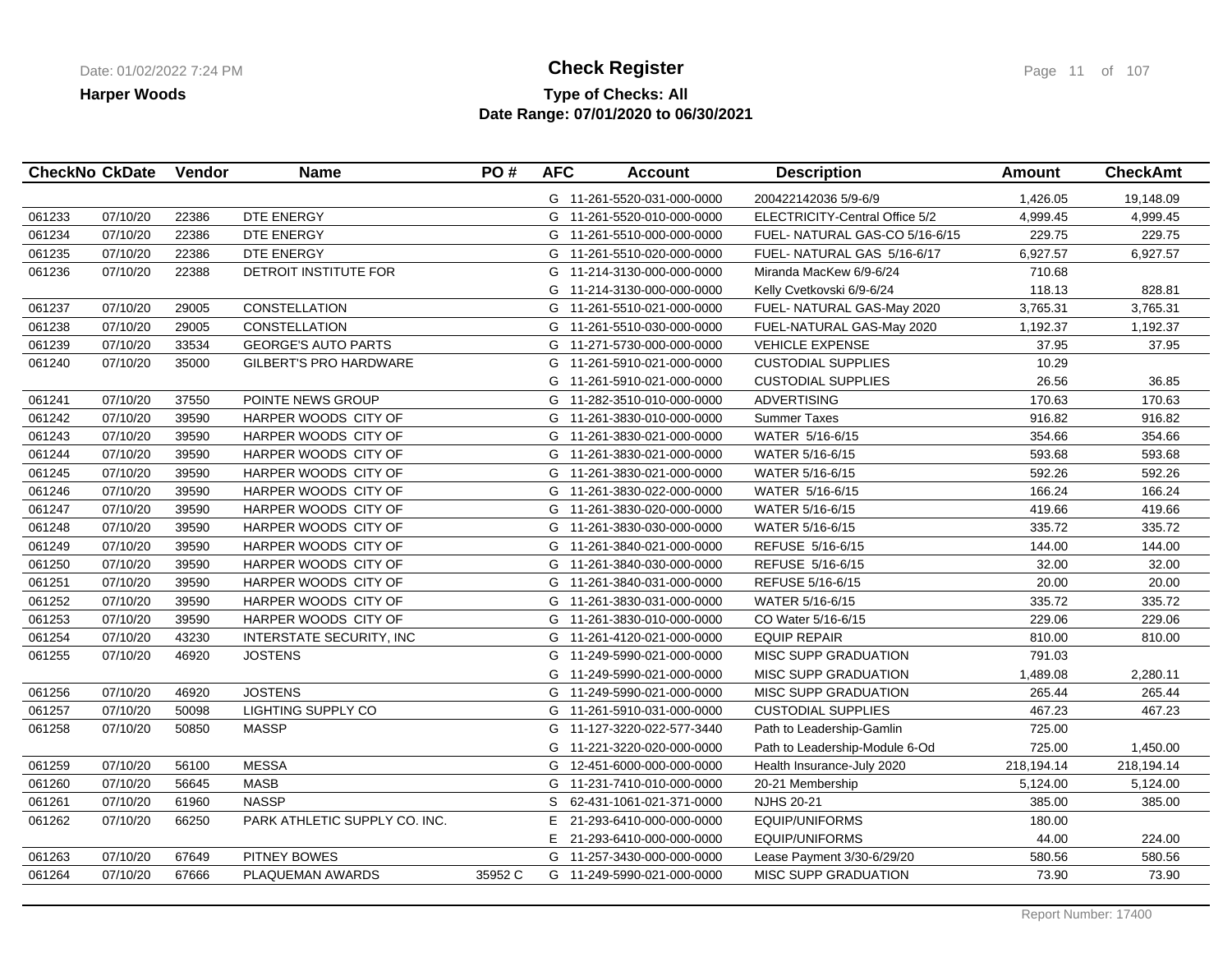**Harper Woods**

# Check Register

## Type of Checks: All
## Date Range: 07/01/2020 to 06/30/2021

| CheckNo | CkDate | Vendor | Name | PO # | AFC | Account | Description | Amount | CheckAmt |
|---|---|---|---|---|---|---|---|---|---|
| | | | | | G | 11-261-5520-031-000-0000 | 200422142036 5/9-6/9 | 1,426.05 | 19,148.09 |
| 061233 | 07/10/20 | 22386 | DTE ENERGY | | G | 11-261-5520-010-000-0000 | ELECTRICITY-Central Office 5/2 | 4,999.45 | 4,999.45 |
| 061234 | 07/10/20 | 22386 | DTE ENERGY | | G | 11-261-5510-000-000-0000 | FUEL- NATURAL GAS-CO 5/16-6/15 | 229.75 | 229.75 |
| 061235 | 07/10/20 | 22386 | DTE ENERGY | | G | 11-261-5510-020-000-0000 | FUEL- NATURAL GAS 5/16-6/17 | 6,927.57 | 6,927.57 |
| 061236 | 07/10/20 | 22388 | DETROIT INSTITUTE FOR | | G | 11-214-3130-000-000-0000 | Miranda MacKew 6/9-6/24 | 710.68 | |
| | | | | | G | 11-214-3130-000-000-0000 | Kelly Cvetkovski 6/9-6/24 | 118.13 | 828.81 |
| 061237 | 07/10/20 | 29005 | CONSTELLATION | | G | 11-261-5510-021-000-0000 | FUEL- NATURAL GAS-May 2020 | 3,765.31 | 3,765.31 |
| 061238 | 07/10/20 | 29005 | CONSTELLATION | | G | 11-261-5510-030-000-0000 | FUEL-NATURAL GAS-May 2020 | 1,192.37 | 1,192.37 |
| 061239 | 07/10/20 | 33534 | GEORGE'S AUTO PARTS | | G | 11-271-5730-000-000-0000 | VEHICLE EXPENSE | 37.95 | 37.95 |
| 061240 | 07/10/20 | 35000 | GILBERT'S PRO HARDWARE | | G | 11-261-5910-021-000-0000 | CUSTODIAL SUPPLIES | 10.29 | |
| | | | | | G | 11-261-5910-021-000-0000 | CUSTODIAL SUPPLIES | 26.56 | 36.85 |
| 061241 | 07/10/20 | 37550 | POINTE NEWS GROUP | | G | 11-282-3510-010-000-0000 | ADVERTISING | 170.63 | 170.63 |
| 061242 | 07/10/20 | 39590 | HARPER WOODS CITY OF | | G | 11-261-3830-010-000-0000 | Summer Taxes | 916.82 | 916.82 |
| 061243 | 07/10/20 | 39590 | HARPER WOODS CITY OF | | G | 11-261-3830-021-000-0000 | WATER 5/16-6/15 | 354.66 | 354.66 |
| 061244 | 07/10/20 | 39590 | HARPER WOODS CITY OF | | G | 11-261-3830-021-000-0000 | WATER 5/16-6/15 | 593.68 | 593.68 |
| 061245 | 07/10/20 | 39590 | HARPER WOODS CITY OF | | G | 11-261-3830-021-000-0000 | WATER 5/16-6/15 | 592.26 | 592.26 |
| 061246 | 07/10/20 | 39590 | HARPER WOODS CITY OF | | G | 11-261-3830-022-000-0000 | WATER 5/16-6/15 | 166.24 | 166.24 |
| 061247 | 07/10/20 | 39590 | HARPER WOODS CITY OF | | G | 11-261-3830-020-000-0000 | WATER 5/16-6/15 | 419.66 | 419.66 |
| 061248 | 07/10/20 | 39590 | HARPER WOODS CITY OF | | G | 11-261-3830-030-000-0000 | WATER 5/16-6/15 | 335.72 | 335.72 |
| 061249 | 07/10/20 | 39590 | HARPER WOODS CITY OF | | G | 11-261-3840-021-000-0000 | REFUSE 5/16-6/15 | 144.00 | 144.00 |
| 061250 | 07/10/20 | 39590 | HARPER WOODS CITY OF | | G | 11-261-3840-030-000-0000 | REFUSE 5/16-6/15 | 32.00 | 32.00 |
| 061251 | 07/10/20 | 39590 | HARPER WOODS CITY OF | | G | 11-261-3840-031-000-0000 | REFUSE 5/16-6/15 | 20.00 | 20.00 |
| 061252 | 07/10/20 | 39590 | HARPER WOODS CITY OF | | G | 11-261-3830-031-000-0000 | WATER 5/16-6/15 | 335.72 | 335.72 |
| 061253 | 07/10/20 | 39590 | HARPER WOODS CITY OF | | G | 11-261-3830-010-000-0000 | CO Water 5/16-6/15 | 229.06 | 229.06 |
| 061254 | 07/10/20 | 43230 | INTERSTATE SECURITY, INC | | G | 11-261-4120-021-000-0000 | EQUIP REPAIR | 810.00 | 810.00 |
| 061255 | 07/10/20 | 46920 | JOSTENS | | G | 11-249-5990-021-000-0000 | MISC SUPP GRADUATION | 791.03 | |
| | | | | | G | 11-249-5990-021-000-0000 | MISC SUPP GRADUATION | 1,489.08 | 2,280.11 |
| 061256 | 07/10/20 | 46920 | JOSTENS | | G | 11-249-5990-021-000-0000 | MISC SUPP GRADUATION | 265.44 | 265.44 |
| 061257 | 07/10/20 | 50098 | LIGHTING SUPPLY CO | | G | 11-261-5910-031-000-0000 | CUSTODIAL SUPPLIES | 467.23 | 467.23 |
| 061258 | 07/10/20 | 50850 | MASSP | | G | 11-127-3220-022-577-3440 | Path to Leadership-Gamlin | 725.00 | |
| | | | | | G | 11-221-3220-020-000-0000 | Path to Leadership-Module 6-Od | 725.00 | 1,450.00 |
| 061259 | 07/10/20 | 56100 | MESSA | | G | 12-451-6000-000-000-0000 | Health Insurance-July 2020 | 218,194.14 | 218,194.14 |
| 061260 | 07/10/20 | 56645 | MASB | | G | 11-231-7410-010-000-0000 | 20-21 Membership | 5,124.00 | 5,124.00 |
| 061261 | 07/10/20 | 61960 | NASSP | | S | 62-431-1061-021-371-0000 | NJHS 20-21 | 385.00 | 385.00 |
| 061262 | 07/10/20 | 66250 | PARK ATHLETIC SUPPLY CO. INC. | | E | 21-293-6410-000-000-0000 | EQUIP/UNIFORMS | 180.00 | |
| | | | | | E | 21-293-6410-000-000-0000 | EQUIP/UNIFORMS | 44.00 | 224.00 |
| 061263 | 07/10/20 | 67649 | PITNEY BOWES | | G | 11-257-3430-000-000-0000 | Lease Payment 3/30-6/29/20 | 580.56 | 580.56 |
| 061264 | 07/10/20 | 67666 | PLAQUEMAN AWARDS | 35952 C | G | 11-249-5990-021-000-0000 | MISC SUPP GRADUATION | 73.90 | 73.90 |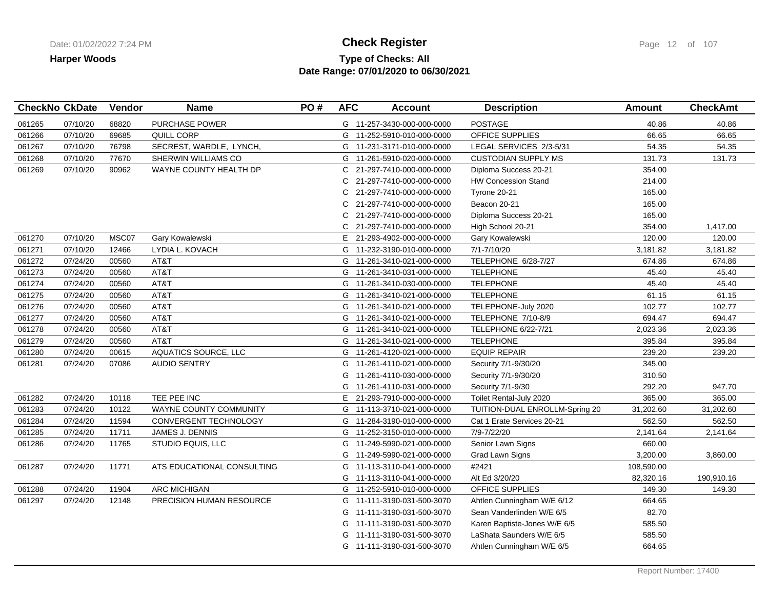**Harper Woods**

# Check Register

**Type of Checks: All**

**Date Range: 07/01/2020 to 06/30/2021**

| CheckNo | CkDate | Vendor | Name | PO # | AFC | Account | Description | Amount | CheckAmt |
|---|---|---|---|---|---|---|---|---|---|
| 061265 | 07/10/20 | 68820 | PURCHASE POWER | | G | 11-257-3430-000-000-0000 | POSTAGE | 40.86 | 40.86 |
| 061266 | 07/10/20 | 69685 | QUILL CORP | | G | 11-252-5910-010-000-0000 | OFFICE SUPPLIES | 66.65 | 66.65 |
| 061267 | 07/10/20 | 76798 | SECREST, WARDLE, LYNCH, | | G | 11-231-3171-010-000-0000 | LEGAL SERVICES 2/3-5/31 | 54.35 | 54.35 |
| 061268 | 07/10/20 | 77670 | SHERWIN WILLIAMS CO | | G | 11-261-5910-020-000-0000 | CUSTODIAN SUPPLY MS | 131.73 | 131.73 |
| 061269 | 07/10/20 | 90962 | WAYNE COUNTY HEALTH DP | | C | 21-297-7410-000-000-0000 | Diploma Success 20-21 | 354.00 | |
| | | | | | C | 21-297-7410-000-000-0000 | HW Concession Stand | 214.00 | |
| | | | | | C | 21-297-7410-000-000-0000 | Tyrone 20-21 | 165.00 | |
| | | | | | C | 21-297-7410-000-000-0000 | Beacon 20-21 | 165.00 | |
| | | | | | C | 21-297-7410-000-000-0000 | Diploma Success 20-21 | 165.00 | |
| | | | | | C | 21-297-7410-000-000-0000 | High School 20-21 | 354.00 | 1,417.00 |
| 061270 | 07/10/20 | MSC07 | Gary Kowalewski | | E | 21-293-4902-000-000-0000 | Gary Kowalewski | 120.00 | 120.00 |
| 061271 | 07/10/20 | 12466 | LYDIA L. KOVACH | | G | 11-232-3190-010-000-0000 | 7/1-7/10/20 | 3,181.82 | 3,181.82 |
| 061272 | 07/24/20 | 00560 | AT&T | | G | 11-261-3410-021-000-0000 | TELEPHONE 6/28-7/27 | 674.86 | 674.86 |
| 061273 | 07/24/20 | 00560 | AT&T | | G | 11-261-3410-031-000-0000 | TELEPHONE | 45.40 | 45.40 |
| 061274 | 07/24/20 | 00560 | AT&T | | G | 11-261-3410-030-000-0000 | TELEPHONE | 45.40 | 45.40 |
| 061275 | 07/24/20 | 00560 | AT&T | | G | 11-261-3410-021-000-0000 | TELEPHONE | 61.15 | 61.15 |
| 061276 | 07/24/20 | 00560 | AT&T | | G | 11-261-3410-021-000-0000 | TELEPHONE-July 2020 | 102.77 | 102.77 |
| 061277 | 07/24/20 | 00560 | AT&T | | G | 11-261-3410-021-000-0000 | TELEPHONE 7/10-8/9 | 694.47 | 694.47 |
| 061278 | 07/24/20 | 00560 | AT&T | | G | 11-261-3410-021-000-0000 | TELEPHONE 6/22-7/21 | 2,023.36 | 2,023.36 |
| 061279 | 07/24/20 | 00560 | AT&T | | G | 11-261-3410-021-000-0000 | TELEPHONE | 395.84 | 395.84 |
| 061280 | 07/24/20 | 00615 | AQUATICS SOURCE, LLC | | G | 11-261-4120-021-000-0000 | EQUIP REPAIR | 239.20 | 239.20 |
| 061281 | 07/24/20 | 07086 | AUDIO SENTRY | | G | 11-261-4110-021-000-0000 | Security 7/1-9/30/20 | 345.00 | |
| | | | | | G | 11-261-4110-030-000-0000 | Security 7/1-9/30/20 | 310.50 | |
| | | | | | G | 11-261-4110-031-000-0000 | Security 7/1-9/30 | 292.20 | 947.70 |
| 061282 | 07/24/20 | 10118 | TEE PEE INC | | E | 21-293-7910-000-000-0000 | Toilet Rental-July 2020 | 365.00 | 365.00 |
| 061283 | 07/24/20 | 10122 | WAYNE COUNTY COMMUNITY | | G | 11-113-3710-021-000-0000 | TUITION-DUAL ENROLLM-Spring 20 | 31,202.60 | 31,202.60 |
| 061284 | 07/24/20 | 11594 | CONVERGENT TECHNOLOGY | | G | 11-284-3190-010-000-0000 | Cat 1 Erate Services 20-21 | 562.50 | 562.50 |
| 061285 | 07/24/20 | 11711 | JAMES J. DENNIS | | G | 11-252-3150-010-000-0000 | 7/9-7/22/20 | 2,141.64 | 2,141.64 |
| 061286 | 07/24/20 | 11765 | STUDIO EQUIS, LLC | | G | 11-249-5990-021-000-0000 | Senior Lawn Signs | 660.00 | |
| | | | | | G | 11-249-5990-021-000-0000 | Grad Lawn Signs | 3,200.00 | 3,860.00 |
| 061287 | 07/24/20 | 11771 | ATS EDUCATIONAL CONSULTING | | G | 11-113-3110-041-000-0000 | #2421 | 108,590.00 | |
| | | | | | G | 11-113-3110-041-000-0000 | Alt Ed 3/20/20 | 82,320.16 | 190,910.16 |
| 061288 | 07/24/20 | 11904 | ARC MICHIGAN | | G | 11-252-5910-010-000-0000 | OFFICE SUPPLIES | 149.30 | 149.30 |
| 061297 | 07/24/20 | 12148 | PRECISION HUMAN RESOURCE | | G | 11-111-3190-031-500-3070 | Ahtlen Cunningham W/E 6/12 | 664.65 | |
| | | | | | G | 11-111-3190-031-500-3070 | Sean Vanderlinden W/E 6/5 | 82.70 | |
| | | | | | G | 11-111-3190-031-500-3070 | Karen Baptiste-Jones W/E 6/5 | 585.50 | |
| | | | | | G | 11-111-3190-031-500-3070 | LaShata Saunders W/E 6/5 | 585.50 | |
| | | | | | G | 11-111-3190-031-500-3070 | Ahtlen Cunningham W/E 6/5 | 664.65 | |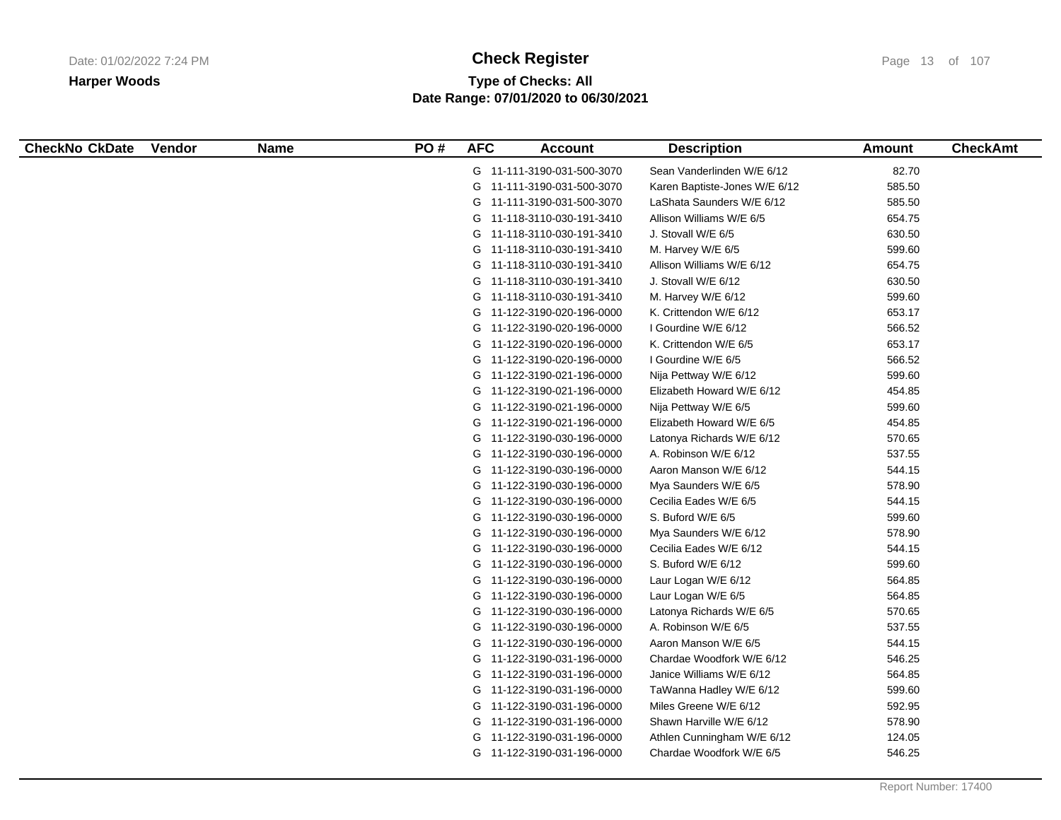# Check Register

**Harper Woods**

**Type of Checks: All**

**Date Range: 07/01/2020 to 06/30/2021**

| CheckNo | CkDate | Vendor | Name | PO # | AFC | Account | Description | Amount | CheckAmt |
|---|---|---|---|---|---|---|---|---|---|
| | | | | | G | 11-111-3190-031-500-3070 | Sean Vanderlinden W/E 6/12 | 82.70 | |
| | | | | | G | 11-111-3190-031-500-3070 | Karen Baptiste-Jones W/E 6/12 | 585.50 | |
| | | | | | G | 11-111-3190-031-500-3070 | LaShata Saunders W/E 6/12 | 585.50 | |
| | | | | | G | 11-118-3110-030-191-3410 | Allison Williams W/E 6/5 | 654.75 | |
| | | | | | G | 11-118-3110-030-191-3410 | J. Stovall W/E 6/5 | 630.50 | |
| | | | | | G | 11-118-3110-030-191-3410 | M. Harvey W/E 6/5 | 599.60 | |
| | | | | | G | 11-118-3110-030-191-3410 | Allison Williams W/E 6/12 | 654.75 | |
| | | | | | G | 11-118-3110-030-191-3410 | J. Stovall W/E 6/12 | 630.50 | |
| | | | | | G | 11-118-3110-030-191-3410 | M. Harvey W/E 6/12 | 599.60 | |
| | | | | | G | 11-122-3190-020-196-0000 | K. Crittendon W/E 6/12 | 653.17 | |
| | | | | | G | 11-122-3190-020-196-0000 | I Gourdine W/E 6/12 | 566.52 | |
| | | | | | G | 11-122-3190-020-196-0000 | K. Crittendon W/E 6/5 | 653.17 | |
| | | | | | G | 11-122-3190-020-196-0000 | I Gourdine W/E 6/5 | 566.52 | |
| | | | | | G | 11-122-3190-021-196-0000 | Nija Pettway W/E 6/12 | 599.60 | |
| | | | | | G | 11-122-3190-021-196-0000 | Elizabeth Howard W/E 6/12 | 454.85 | |
| | | | | | G | 11-122-3190-021-196-0000 | Nija Pettway W/E 6/5 | 599.60 | |
| | | | | | G | 11-122-3190-021-196-0000 | Elizabeth Howard W/E 6/5 | 454.85 | |
| | | | | | G | 11-122-3190-030-196-0000 | Latonya Richards W/E 6/12 | 570.65 | |
| | | | | | G | 11-122-3190-030-196-0000 | A. Robinson W/E 6/12 | 537.55 | |
| | | | | | G | 11-122-3190-030-196-0000 | Aaron Manson W/E 6/12 | 544.15 | |
| | | | | | G | 11-122-3190-030-196-0000 | Mya Saunders W/E 6/5 | 578.90 | |
| | | | | | G | 11-122-3190-030-196-0000 | Cecilia Eades W/E 6/5 | 544.15 | |
| | | | | | G | 11-122-3190-030-196-0000 | S. Buford W/E 6/5 | 599.60 | |
| | | | | | G | 11-122-3190-030-196-0000 | Mya Saunders W/E 6/12 | 578.90 | |
| | | | | | G | 11-122-3190-030-196-0000 | Cecilia Eades W/E 6/12 | 544.15 | |
| | | | | | G | 11-122-3190-030-196-0000 | S. Buford W/E 6/12 | 599.60 | |
| | | | | | G | 11-122-3190-030-196-0000 | Laur Logan W/E 6/12 | 564.85 | |
| | | | | | G | 11-122-3190-030-196-0000 | Laur Logan W/E 6/5 | 564.85 | |
| | | | | | G | 11-122-3190-030-196-0000 | Latonya Richards W/E 6/5 | 570.65 | |
| | | | | | G | 11-122-3190-030-196-0000 | A. Robinson W/E 6/5 | 537.55 | |
| | | | | | G | 11-122-3190-030-196-0000 | Aaron Manson W/E 6/5 | 544.15 | |
| | | | | | G | 11-122-3190-031-196-0000 | Chardae Woodfork W/E 6/12 | 546.25 | |
| | | | | | G | 11-122-3190-031-196-0000 | Janice Williams W/E 6/12 | 564.85 | |
| | | | | | G | 11-122-3190-031-196-0000 | TaWanna Hadley W/E 6/12 | 599.60 | |
| | | | | | G | 11-122-3190-031-196-0000 | Miles Greene W/E 6/12 | 592.95 | |
| | | | | | G | 11-122-3190-031-196-0000 | Shawn Harville W/E 6/12 | 578.90 | |
| | | | | | G | 11-122-3190-031-196-0000 | Athlen Cunningham W/E 6/12 | 124.05 | |
| | | | | | G | 11-122-3190-031-196-0000 | Chardae Woodfork W/E 6/5 | 546.25 | |

Report Number: 17400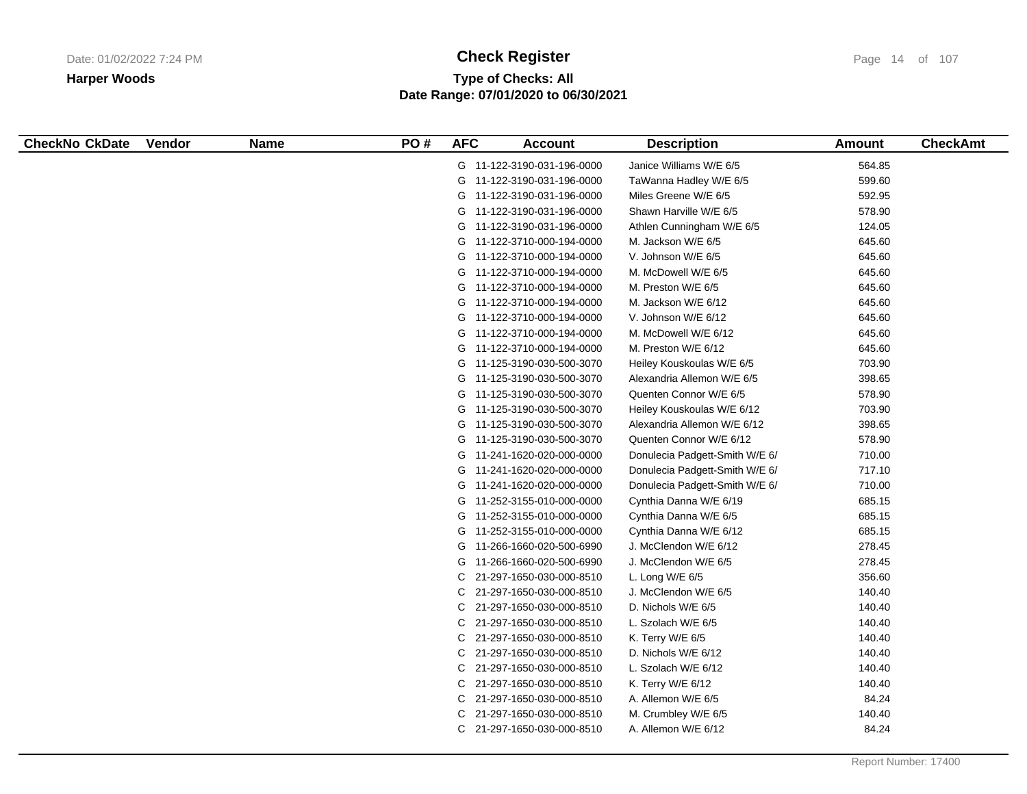## Check Register

**Harper Woods**

**Type of Checks: All**

**Date Range: 07/01/2020 to 06/30/2021**

| CheckNo | CkDate | Vendor | Name | PO # | AFC | Account | Description | Amount | CheckAmt |
|---|---|---|---|---|---|---|---|---|---|
| | | | | | G | 11-122-3190-031-196-0000 | Janice Williams W/E 6/5 | 564.85 | |
| | | | | | G | 11-122-3190-031-196-0000 | TaWanna Hadley W/E 6/5 | 599.60 | |
| | | | | | G | 11-122-3190-031-196-0000 | Miles Greene W/E 6/5 | 592.95 | |
| | | | | | G | 11-122-3190-031-196-0000 | Shawn Harville W/E 6/5 | 578.90 | |
| | | | | | G | 11-122-3190-031-196-0000 | Athlen Cunningham W/E 6/5 | 124.05 | |
| | | | | | G | 11-122-3710-000-194-0000 | M. Jackson W/E 6/5 | 645.60 | |
| | | | | | G | 11-122-3710-000-194-0000 | V. Johnson W/E 6/5 | 645.60 | |
| | | | | | G | 11-122-3710-000-194-0000 | M. McDowell W/E 6/5 | 645.60 | |
| | | | | | G | 11-122-3710-000-194-0000 | M. Preston W/E 6/5 | 645.60 | |
| | | | | | G | 11-122-3710-000-194-0000 | M. Jackson W/E 6/12 | 645.60 | |
| | | | | | G | 11-122-3710-000-194-0000 | V. Johnson W/E 6/12 | 645.60 | |
| | | | | | G | 11-122-3710-000-194-0000 | M. McDowell W/E 6/12 | 645.60 | |
| | | | | | G | 11-122-3710-000-194-0000 | M. Preston W/E 6/12 | 645.60 | |
| | | | | | G | 11-125-3190-030-500-3070 | Heiley Kouskoulas W/E 6/5 | 703.90 | |
| | | | | | G | 11-125-3190-030-500-3070 | Alexandria Allemon W/E 6/5 | 398.65 | |
| | | | | | G | 11-125-3190-030-500-3070 | Quenten Connor W/E 6/5 | 578.90 | |
| | | | | | G | 11-125-3190-030-500-3070 | Heiley Kouskoulas W/E 6/12 | 703.90 | |
| | | | | | G | 11-125-3190-030-500-3070 | Alexandria Allemon W/E 6/12 | 398.65 | |
| | | | | | G | 11-125-3190-030-500-3070 | Quenten Connor W/E 6/12 | 578.90 | |
| | | | | | G | 11-241-1620-020-000-0000 | Donulecia Padgett-Smith W/E 6/ | 710.00 | |
| | | | | | G | 11-241-1620-020-000-0000 | Donulecia Padgett-Smith W/E 6/ | 717.10 | |
| | | | | | G | 11-241-1620-020-000-0000 | Donulecia Padgett-Smith W/E 6/ | 710.00 | |
| | | | | | G | 11-252-3155-010-000-0000 | Cynthia Danna W/E 6/19 | 685.15 | |
| | | | | | G | 11-252-3155-010-000-0000 | Cynthia Danna W/E 6/5 | 685.15 | |
| | | | | | G | 11-252-3155-010-000-0000 | Cynthia Danna W/E 6/12 | 685.15 | |
| | | | | | G | 11-266-1660-020-500-6990 | J. McClendon W/E 6/12 | 278.45 | |
| | | | | | G | 11-266-1660-020-500-6990 | J. McClendon W/E 6/5 | 278.45 | |
| | | | | | C | 21-297-1650-030-000-8510 | L. Long W/E 6/5 | 356.60 | |
| | | | | | C | 21-297-1650-030-000-8510 | J. McClendon W/E 6/5 | 140.40 | |
| | | | | | C | 21-297-1650-030-000-8510 | D. Nichols W/E 6/5 | 140.40 | |
| | | | | | C | 21-297-1650-030-000-8510 | L. Szolach W/E 6/5 | 140.40 | |
| | | | | | C | 21-297-1650-030-000-8510 | K. Terry W/E 6/5 | 140.40 | |
| | | | | | C | 21-297-1650-030-000-8510 | D. Nichols W/E 6/12 | 140.40 | |
| | | | | | C | 21-297-1650-030-000-8510 | L. Szolach W/E 6/12 | 140.40 | |
| | | | | | C | 21-297-1650-030-000-8510 | K. Terry W/E 6/12 | 140.40 | |
| | | | | | C | 21-297-1650-030-000-8510 | A. Allemon W/E 6/5 | 84.24 | |
| | | | | | C | 21-297-1650-030-000-8510 | M. Crumbley W/E 6/5 | 140.40 | |
| | | | | | C | 21-297-1650-030-000-8510 | A. Allemon W/E 6/12 | 84.24 | |

Report Number: 17400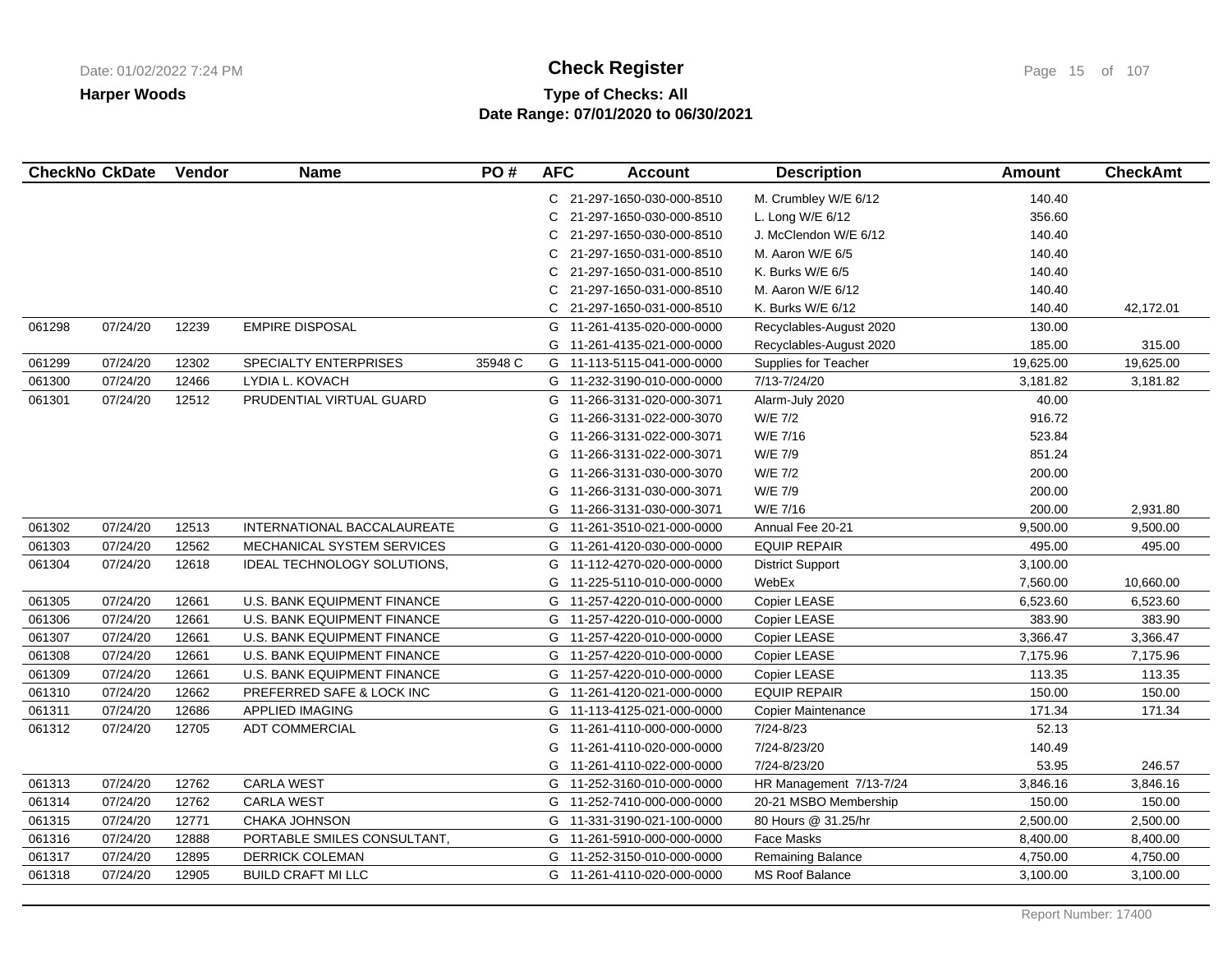**Harper Woods**

# Check Register

**Type of Checks: All**
**Date Range: 07/01/2020 to 06/30/2021**

| CheckNo | CkDate | Vendor | Name | PO # | AFC | Account | Description | Amount | CheckAmt |
|---|---|---|---|---|---|---|---|---|---|
| | | | | | C | 21-297-1650-030-000-8510 | M. Crumbley W/E 6/12 | 140.40 | |
| | | | | | C | 21-297-1650-030-000-8510 | L. Long W/E 6/12 | 356.60 | |
| | | | | | C | 21-297-1650-030-000-8510 | J. McClendon W/E 6/12 | 140.40 | |
| | | | | | C | 21-297-1650-031-000-8510 | M. Aaron W/E 6/5 | 140.40 | |
| | | | | | C | 21-297-1650-031-000-8510 | K. Burks W/E 6/5 | 140.40 | |
| | | | | | C | 21-297-1650-031-000-8510 | M. Aaron W/E 6/12 | 140.40 | |
| | | | | | C | 21-297-1650-031-000-8510 | K. Burks W/E 6/12 | 140.40 | 42,172.01 |
| 061298 | 07/24/20 | 12239 | EMPIRE DISPOSAL | | G | 11-261-4135-020-000-0000 | Recyclables-August 2020 | 130.00 | |
| | | | | | G | 11-261-4135-021-000-0000 | Recyclables-August 2020 | 185.00 | 315.00 |
| 061299 | 07/24/20 | 12302 | SPECIALTY ENTERPRISES | 35948 C | G | 11-113-5115-041-000-0000 | Supplies for Teacher | 19,625.00 | 19,625.00 |
| 061300 | 07/24/20 | 12466 | LYDIA L. KOVACH | | G | 11-232-3190-010-000-0000 | 7/13-7/24/20 | 3,181.82 | 3,181.82 |
| 061301 | 07/24/20 | 12512 | PRUDENTIAL VIRTUAL GUARD | | G | 11-266-3131-020-000-3071 | Alarm-July 2020 | 40.00 | |
| | | | | | G | 11-266-3131-022-000-3070 | W/E 7/2 | 916.72 | |
| | | | | | G | 11-266-3131-022-000-3071 | W/E 7/16 | 523.84 | |
| | | | | | G | 11-266-3131-022-000-3071 | W/E 7/9 | 851.24 | |
| | | | | | G | 11-266-3131-030-000-3070 | W/E 7/2 | 200.00 | |
| | | | | | G | 11-266-3131-030-000-3071 | W/E 7/9 | 200.00 | |
| | | | | | G | 11-266-3131-030-000-3071 | W/E 7/16 | 200.00 | 2,931.80 |
| 061302 | 07/24/20 | 12513 | INTERNATIONAL BACCALAUREATE | | G | 11-261-3510-021-000-0000 | Annual Fee 20-21 | 9,500.00 | 9,500.00 |
| 061303 | 07/24/20 | 12562 | MECHANICAL SYSTEM SERVICES | | G | 11-261-4120-030-000-0000 | EQUIP REPAIR | 495.00 | 495.00 |
| 061304 | 07/24/20 | 12618 | IDEAL TECHNOLOGY SOLUTIONS, | | G | 11-112-4270-020-000-0000 | District Support | 3,100.00 | |
| | | | | | G | 11-225-5110-010-000-0000 | WebEx | 7,560.00 | 10,660.00 |
| 061305 | 07/24/20 | 12661 | U.S. BANK EQUIPMENT FINANCE | | G | 11-257-4220-010-000-0000 | Copier LEASE | 6,523.60 | 6,523.60 |
| 061306 | 07/24/20 | 12661 | U.S. BANK EQUIPMENT FINANCE | | G | 11-257-4220-010-000-0000 | Copier LEASE | 383.90 | 383.90 |
| 061307 | 07/24/20 | 12661 | U.S. BANK EQUIPMENT FINANCE | | G | 11-257-4220-010-000-0000 | Copier LEASE | 3,366.47 | 3,366.47 |
| 061308 | 07/24/20 | 12661 | U.S. BANK EQUIPMENT FINANCE | | G | 11-257-4220-010-000-0000 | Copier LEASE | 7,175.96 | 7,175.96 |
| 061309 | 07/24/20 | 12661 | U.S. BANK EQUIPMENT FINANCE | | G | 11-257-4220-010-000-0000 | Copier LEASE | 113.35 | 113.35 |
| 061310 | 07/24/20 | 12662 | PREFERRED SAFE & LOCK INC | | G | 11-261-4120-021-000-0000 | EQUIP REPAIR | 150.00 | 150.00 |
| 061311 | 07/24/20 | 12686 | APPLIED IMAGING | | G | 11-113-4125-021-000-0000 | Copier Maintenance | 171.34 | 171.34 |
| 061312 | 07/24/20 | 12705 | ADT COMMERCIAL | | G | 11-261-4110-000-000-0000 | 7/24-8/23 | 52.13 | |
| | | | | | G | 11-261-4110-020-000-0000 | 7/24-8/23/20 | 140.49 | |
| | | | | | G | 11-261-4110-022-000-0000 | 7/24-8/23/20 | 53.95 | 246.57 |
| 061313 | 07/24/20 | 12762 | CARLA WEST | | G | 11-252-3160-010-000-0000 | HR Management 7/13-7/24 | 3,846.16 | 3,846.16 |
| 061314 | 07/24/20 | 12762 | CARLA WEST | | G | 11-252-7410-000-000-0000 | 20-21 MSBO Membership | 150.00 | 150.00 |
| 061315 | 07/24/20 | 12771 | CHAKA JOHNSON | | G | 11-331-3190-021-100-0000 | 80 Hours @ 31.25/hr | 2,500.00 | 2,500.00 |
| 061316 | 07/24/20 | 12888 | PORTABLE SMILES CONSULTANT, | | G | 11-261-5910-000-000-0000 | Face Masks | 8,400.00 | 8,400.00 |
| 061317 | 07/24/20 | 12895 | DERRICK COLEMAN | | G | 11-252-3150-010-000-0000 | Remaining Balance | 4,750.00 | 4,750.00 |
| 061318 | 07/24/20 | 12905 | BUILD CRAFT MI LLC | | G | 11-261-4110-020-000-0000 | MS Roof Balance | 3,100.00 | 3,100.00 |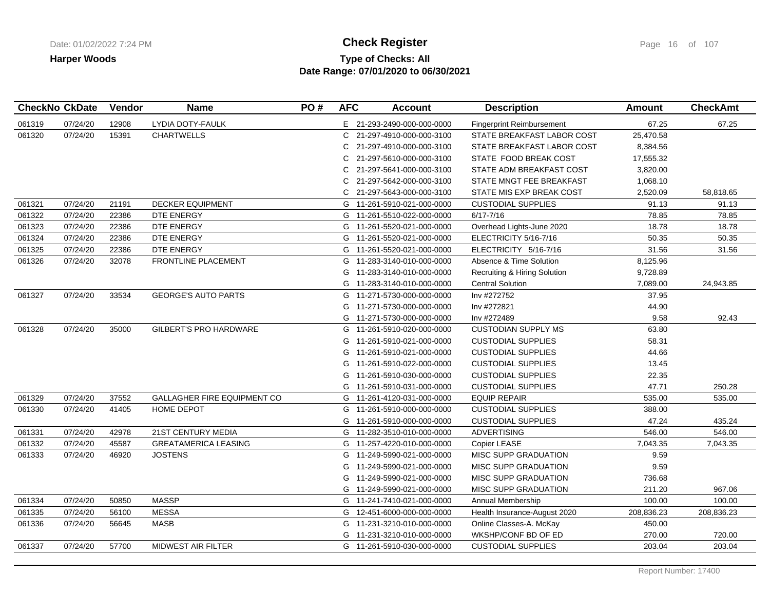# Check Register

**Harper Woods**

**Type of Checks: All**

**Date Range: 07/01/2020 to 06/30/2021**

| CheckNo | CkDate | Vendor | Name | PO # | AFC | Account | Description | Amount | CheckAmt |
|---|---|---|---|---|---|---|---|---|---|
| 061319 | 07/24/20 | 12908 | LYDIA DOTY-FAULK | | E | 21-293-2490-000-000-0000 | Fingerprint Reimbursement | 67.25 | 67.25 |
| 061320 | 07/24/20 | 15391 | CHARTWELLS | | C | 21-297-4910-000-000-3100 | STATE BREAKFAST LABOR COST | 25,470.58 | |
| | | | | | C | 21-297-4910-000-000-3100 | STATE BREAKFAST LABOR COST | 8,384.56 | |
| | | | | | C | 21-297-5610-000-000-3100 | STATE FOOD BREAK COST | 17,555.32 | |
| | | | | | C | 21-297-5641-000-000-3100 | STATE ADM BREAKFAST COST | 3,820.00 | |
| | | | | | C | 21-297-5642-000-000-3100 | STATE MNGT FEE BREAKFAST | 1,068.10 | |
| | | | | | C | 21-297-5643-000-000-3100 | STATE MIS EXP BREAK COST | 2,520.09 | 58,818.65 |
| 061321 | 07/24/20 | 21191 | DECKER EQUIPMENT | | G | 11-261-5910-021-000-0000 | CUSTODIAL SUPPLIES | 91.13 | 91.13 |
| 061322 | 07/24/20 | 22386 | DTE ENERGY | | G | 11-261-5510-022-000-0000 | 6/17-7/16 | 78.85 | 78.85 |
| 061323 | 07/24/20 | 22386 | DTE ENERGY | | G | 11-261-5520-021-000-0000 | Overhead Lights-June 2020 | 18.78 | 18.78 |
| 061324 | 07/24/20 | 22386 | DTE ENERGY | | G | 11-261-5520-021-000-0000 | ELECTRICITY 5/16-7/16 | 50.35 | 50.35 |
| 061325 | 07/24/20 | 22386 | DTE ENERGY | | G | 11-261-5520-021-000-0000 | ELECTRICITY 5/16-7/16 | 31.56 | 31.56 |
| 061326 | 07/24/20 | 32078 | FRONTLINE PLACEMENT | | G | 11-283-3140-010-000-0000 | Absence & Time Solution | 8,125.96 | |
| | | | | | G | 11-283-3140-010-000-0000 | Recruiting & Hiring Solution | 9,728.89 | |
| | | | | | G | 11-283-3140-010-000-0000 | Central Solution | 7,089.00 | 24,943.85 |
| 061327 | 07/24/20 | 33534 | GEORGE'S AUTO PARTS | | G | 11-271-5730-000-000-0000 | Inv #272752 | 37.95 | |
| | | | | | G | 11-271-5730-000-000-0000 | Inv #272821 | 44.90 | |
| | | | | | G | 11-271-5730-000-000-0000 | Inv #272489 | 9.58 | 92.43 |
| 061328 | 07/24/20 | 35000 | GILBERT'S PRO HARDWARE | | G | 11-261-5910-020-000-0000 | CUSTODIAN SUPPLY MS | 63.80 | |
| | | | | | G | 11-261-5910-021-000-0000 | CUSTODIAL SUPPLIES | 58.31 | |
| | | | | | G | 11-261-5910-021-000-0000 | CUSTODIAL SUPPLIES | 44.66 | |
| | | | | | G | 11-261-5910-022-000-0000 | CUSTODIAL SUPPLIES | 13.45 | |
| | | | | | G | 11-261-5910-030-000-0000 | CUSTODIAL SUPPLIES | 22.35 | |
| | | | | | G | 11-261-5910-031-000-0000 | CUSTODIAL SUPPLIES | 47.71 | 250.28 |
| 061329 | 07/24/20 | 37552 | GALLAGHER FIRE EQUIPMENT CO | | G | 11-261-4120-031-000-0000 | EQUIP REPAIR | 535.00 | 535.00 |
| 061330 | 07/24/20 | 41405 | HOME DEPOT | | G | 11-261-5910-000-000-0000 | CUSTODIAL SUPPLIES | 388.00 | |
| | | | | | G | 11-261-5910-000-000-0000 | CUSTODIAL SUPPLIES | 47.24 | 435.24 |
| 061331 | 07/24/20 | 42978 | 21ST CENTURY MEDIA | | G | 11-282-3510-010-000-0000 | ADVERTISING | 546.00 | 546.00 |
| 061332 | 07/24/20 | 45587 | GREATAMERICA LEASING | | G | 11-257-4220-010-000-0000 | Copier LEASE | 7,043.35 | 7,043.35 |
| 061333 | 07/24/20 | 46920 | JOSTENS | | G | 11-249-5990-021-000-0000 | MISC SUPP GRADUATION | 9.59 | |
| | | | | | G | 11-249-5990-021-000-0000 | MISC SUPP GRADUATION | 9.59 | |
| | | | | | G | 11-249-5990-021-000-0000 | MISC SUPP GRADUATION | 736.68 | |
| | | | | | G | 11-249-5990-021-000-0000 | MISC SUPP GRADUATION | 211.20 | 967.06 |
| 061334 | 07/24/20 | 50850 | MASSP | | G | 11-241-7410-021-000-0000 | Annual Membership | 100.00 | 100.00 |
| 061335 | 07/24/20 | 56100 | MESSA | | G | 12-451-6000-000-000-0000 | Health Insurance-August 2020 | 208,836.23 | 208,836.23 |
| 061336 | 07/24/20 | 56645 | MASB | | G | 11-231-3210-010-000-0000 | Online Classes-A. McKay | 450.00 | |
| | | | | | G | 11-231-3210-010-000-0000 | WKSHP/CONF BD OF ED | 270.00 | 720.00 |
| 061337 | 07/24/20 | 57700 | MIDWEST AIR FILTER | | G | 11-261-5910-030-000-0000 | CUSTODIAL SUPPLIES | 203.04 | 203.04 |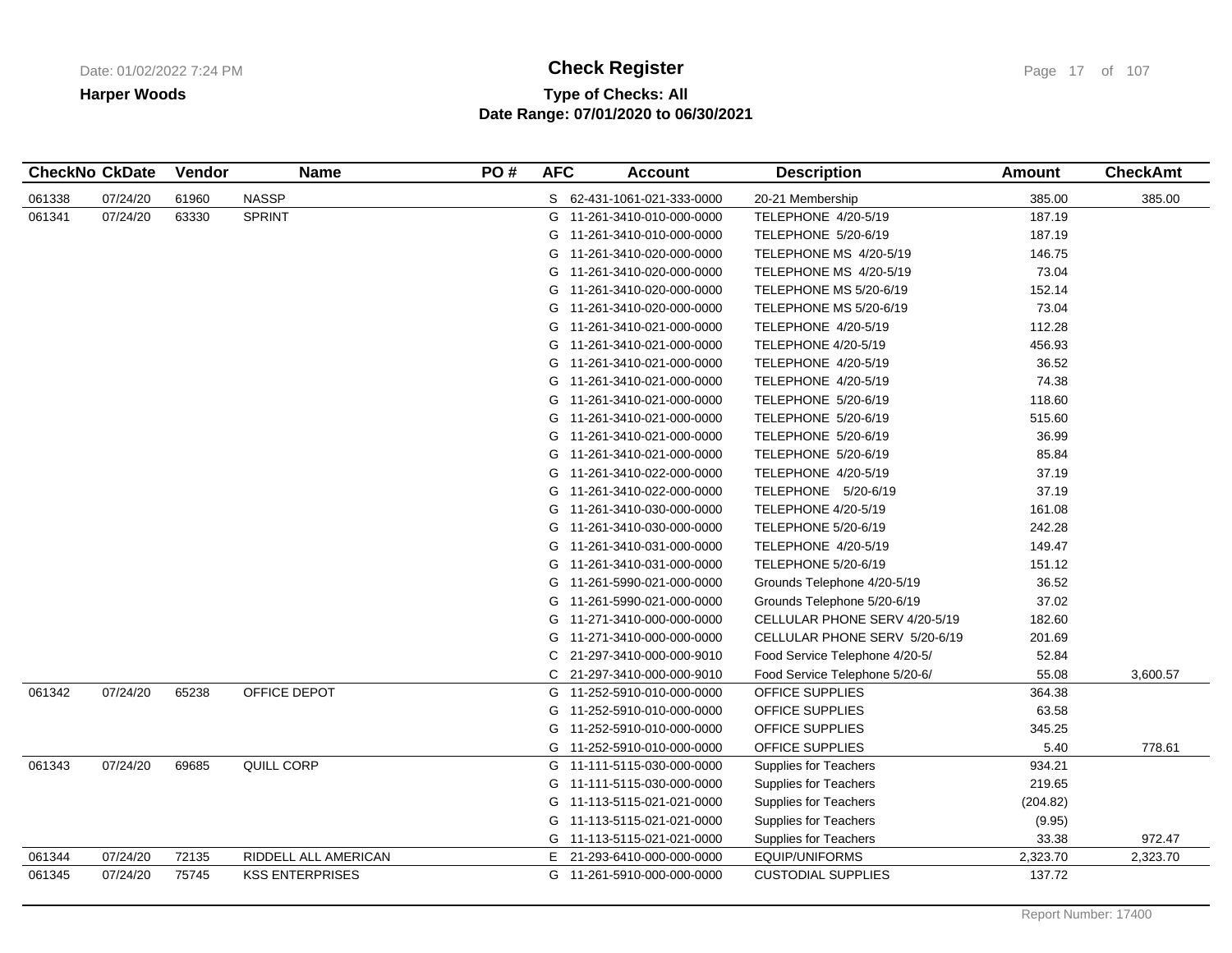**Check Register**

**Harper Woods**

**Type of Checks: All**

**Date Range: 07/01/2020 to 06/30/2021**

| CheckNo | CkDate | Vendor | Name | PO # | AFC | Account | Description | Amount | CheckAmt |
|---|---|---|---|---|---|---|---|---|---|
| 061338 | 07/24/20 | 61960 | NASSP | | S | 62-431-1061-021-333-0000 | 20-21 Membership | 385.00 | 385.00 |
| 061341 | 07/24/20 | 63330 | SPRINT | | G | 11-261-3410-010-000-0000 | TELEPHONE 4/20-5/19 | 187.19 | |
| | | | | | G | 11-261-3410-010-000-0000 | TELEPHONE 5/20-6/19 | 187.19 | |
| | | | | | G | 11-261-3410-020-000-0000 | TELEPHONE MS 4/20-5/19 | 146.75 | |
| | | | | | G | 11-261-3410-020-000-0000 | TELEPHONE MS 4/20-5/19 | 73.04 | |
| | | | | | G | 11-261-3410-020-000-0000 | TELEPHONE MS 5/20-6/19 | 152.14 | |
| | | | | | G | 11-261-3410-020-000-0000 | TELEPHONE MS 5/20-6/19 | 73.04 | |
| | | | | | G | 11-261-3410-021-000-0000 | TELEPHONE 4/20-5/19 | 112.28 | |
| | | | | | G | 11-261-3410-021-000-0000 | TELEPHONE 4/20-5/19 | 456.93 | |
| | | | | | G | 11-261-3410-021-000-0000 | TELEPHONE 4/20-5/19 | 36.52 | |
| | | | | | G | 11-261-3410-021-000-0000 | TELEPHONE 4/20-5/19 | 74.38 | |
| | | | | | G | 11-261-3410-021-000-0000 | TELEPHONE 5/20-6/19 | 118.60 | |
| | | | | | G | 11-261-3410-021-000-0000 | TELEPHONE 5/20-6/19 | 515.60 | |
| | | | | | G | 11-261-3410-021-000-0000 | TELEPHONE 5/20-6/19 | 36.99 | |
| | | | | | G | 11-261-3410-021-000-0000 | TELEPHONE 5/20-6/19 | 85.84 | |
| | | | | | G | 11-261-3410-022-000-0000 | TELEPHONE 4/20-5/19 | 37.19 | |
| | | | | | G | 11-261-3410-022-000-0000 | TELEPHONE 5/20-6/19 | 37.19 | |
| | | | | | G | 11-261-3410-030-000-0000 | TELEPHONE 4/20-5/19 | 161.08 | |
| | | | | | G | 11-261-3410-030-000-0000 | TELEPHONE 5/20-6/19 | 242.28 | |
| | | | | | G | 11-261-3410-031-000-0000 | TELEPHONE 4/20-5/19 | 149.47 | |
| | | | | | G | 11-261-3410-031-000-0000 | TELEPHONE 5/20-6/19 | 151.12 | |
| | | | | | G | 11-261-5990-021-000-0000 | Grounds Telephone 4/20-5/19 | 36.52 | |
| | | | | | G | 11-261-5990-021-000-0000 | Grounds Telephone 5/20-6/19 | 37.02 | |
| | | | | | G | 11-271-3410-000-000-0000 | CELLULAR PHONE SERV 4/20-5/19 | 182.60 | |
| | | | | | G | 11-271-3410-000-000-0000 | CELLULAR PHONE SERV 5/20-6/19 | 201.69 | |
| | | | | | C | 21-297-3410-000-000-9010 | Food Service Telephone 4/20-5/ | 52.84 | |
| | | | | | C | 21-297-3410-000-000-9010 | Food Service Telephone 5/20-6/ | 55.08 | 3,600.57 |
| 061342 | 07/24/20 | 65238 | OFFICE DEPOT | | G | 11-252-5910-010-000-0000 | OFFICE SUPPLIES | 364.38 | |
| | | | | | G | 11-252-5910-010-000-0000 | OFFICE SUPPLIES | 63.58 | |
| | | | | | G | 11-252-5910-010-000-0000 | OFFICE SUPPLIES | 345.25 | |
| | | | | | G | 11-252-5910-010-000-0000 | OFFICE SUPPLIES | 5.40 | 778.61 |
| 061343 | 07/24/20 | 69685 | QUILL CORP | | G | 11-111-5115-030-000-0000 | Supplies for Teachers | 934.21 | |
| | | | | | G | 11-111-5115-030-000-0000 | Supplies for Teachers | 219.65 | |
| | | | | | G | 11-113-5115-021-021-0000 | Supplies for Teachers | (204.82) | |
| | | | | | G | 11-113-5115-021-021-0000 | Supplies for Teachers | (9.95) | |
| | | | | | G | 11-113-5115-021-021-0000 | Supplies for Teachers | 33.38 | 972.47 |
| 061344 | 07/24/20 | 72135 | RIDDELL ALL AMERICAN | | E | 21-293-6410-000-000-0000 | EQUIP/UNIFORMS | 2,323.70 | 2,323.70 |
| 061345 | 07/24/20 | 75745 | KSS ENTERPRISES | | G | 11-261-5910-000-000-0000 | CUSTODIAL SUPPLIES | 137.72 | |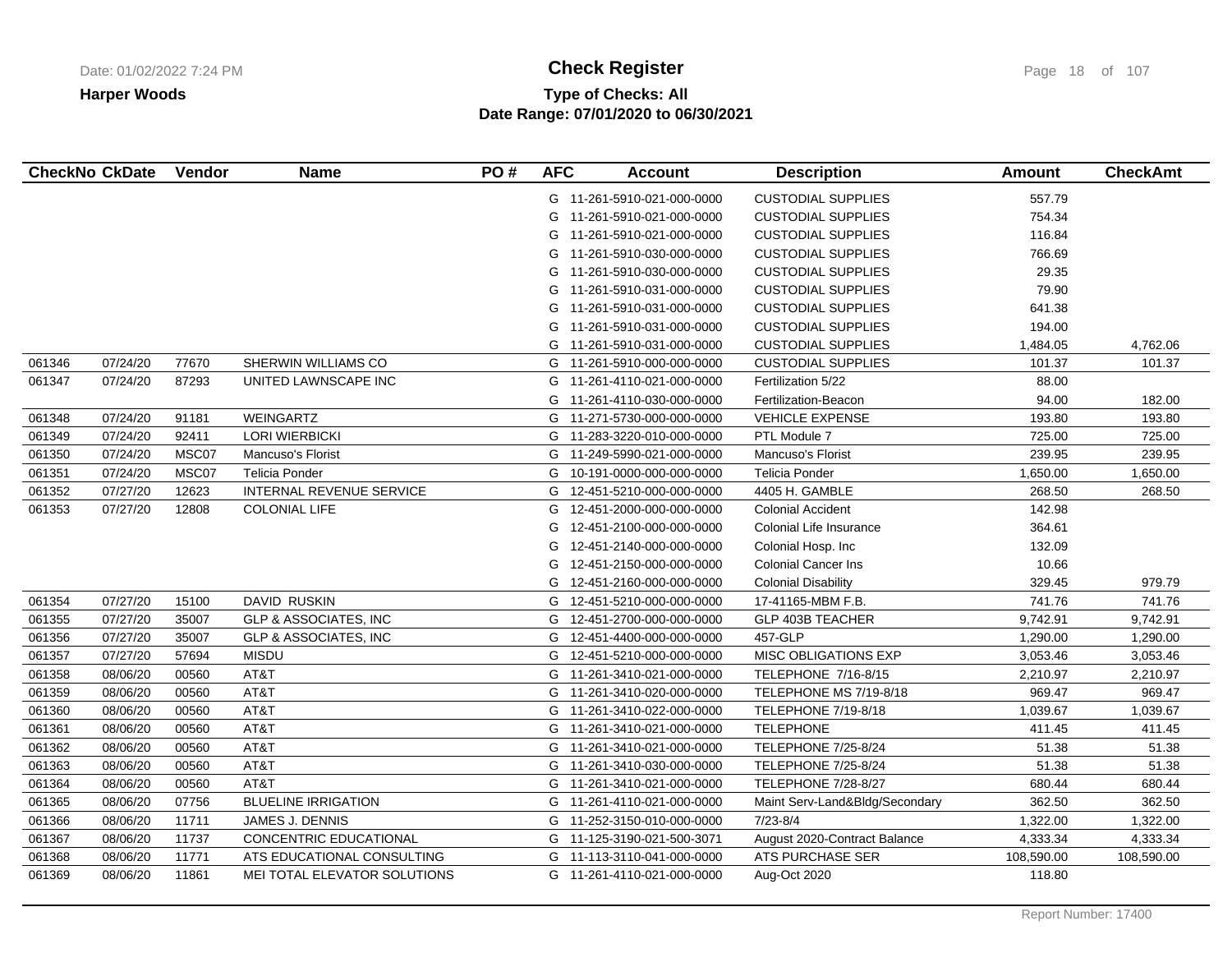# Check Register

**Harper Woods**

**Type of Checks: All**

**Date Range: 07/01/2020 to 06/30/2021**

| CheckNo | CkDate | Vendor | Name | PO # | AFC | Account | Description | Amount | CheckAmt |
|---|---|---|---|---|---|---|---|---|---|
| | | | | | G | 11-261-5910-021-000-0000 | CUSTODIAL SUPPLIES | 557.79 | |
| | | | | | G | 11-261-5910-021-000-0000 | CUSTODIAL SUPPLIES | 754.34 | |
| | | | | | G | 11-261-5910-021-000-0000 | CUSTODIAL SUPPLIES | 116.84 | |
| | | | | | G | 11-261-5910-030-000-0000 | CUSTODIAL SUPPLIES | 766.69 | |
| | | | | | G | 11-261-5910-030-000-0000 | CUSTODIAL SUPPLIES | 29.35 | |
| | | | | | G | 11-261-5910-031-000-0000 | CUSTODIAL SUPPLIES | 79.90 | |
| | | | | | G | 11-261-5910-031-000-0000 | CUSTODIAL SUPPLIES | 641.38 | |
| | | | | | G | 11-261-5910-031-000-0000 | CUSTODIAL SUPPLIES | 194.00 | |
| | | | | | G | 11-261-5910-031-000-0000 | CUSTODIAL SUPPLIES | 1,484.05 | 4,762.06 |
| 061346 | 07/24/20 | 77670 | SHERWIN WILLIAMS CO | | G | 11-261-5910-000-000-0000 | CUSTODIAL SUPPLIES | 101.37 | 101.37 |
| 061347 | 07/24/20 | 87293 | UNITED LAWNSCAPE INC | | G | 11-261-4110-021-000-0000 | Fertilization 5/22 | 88.00 | |
| | | | | | G | 11-261-4110-030-000-0000 | Fertilization-Beacon | 94.00 | 182.00 |
| 061348 | 07/24/20 | 91181 | WEINGARTZ | | G | 11-271-5730-000-000-0000 | VEHICLE EXPENSE | 193.80 | 193.80 |
| 061349 | 07/24/20 | 92411 | LORI WIERBICKI | | G | 11-283-3220-010-000-0000 | PTL Module 7 | 725.00 | 725.00 |
| 061350 | 07/24/20 | MSC07 | Mancuso's Florist | | G | 11-249-5990-021-000-0000 | Mancuso's Florist | 239.95 | 239.95 |
| 061351 | 07/24/20 | MSC07 | Telicia Ponder | | G | 10-191-0000-000-000-0000 | Telicia Ponder | 1,650.00 | 1,650.00 |
| 061352 | 07/27/20 | 12623 | INTERNAL REVENUE SERVICE | | G | 12-451-5210-000-000-0000 | 4405 H. GAMBLE | 268.50 | 268.50 |
| 061353 | 07/27/20 | 12808 | COLONIAL LIFE | | G | 12-451-2000-000-000-0000 | Colonial Accident | 142.98 | |
| | | | | | G | 12-451-2100-000-000-0000 | Colonial Life Insurance | 364.61 | |
| | | | | | G | 12-451-2140-000-000-0000 | Colonial Hosp. Inc | 132.09 | |
| | | | | | G | 12-451-2150-000-000-0000 | Colonial Cancer Ins | 10.66 | |
| | | | | | G | 12-451-2160-000-000-0000 | Colonial Disability | 329.45 | 979.79 |
| 061354 | 07/27/20 | 15100 | DAVID RUSKIN | | G | 12-451-5210-000-000-0000 | 17-41165-MBM F.B. | 741.76 | 741.76 |
| 061355 | 07/27/20 | 35007 | GLP & ASSOCIATES, INC | | G | 12-451-2700-000-000-0000 | GLP 403B TEACHER | 9,742.91 | 9,742.91 |
| 061356 | 07/27/20 | 35007 | GLP & ASSOCIATES, INC | | G | 12-451-4400-000-000-0000 | 457-GLP | 1,290.00 | 1,290.00 |
| 061357 | 07/27/20 | 57694 | MISDU | | G | 12-451-5210-000-000-0000 | MISC OBLIGATIONS EXP | 3,053.46 | 3,053.46 |
| 061358 | 08/06/20 | 00560 | AT&T | | G | 11-261-3410-021-000-0000 | TELEPHONE 7/16-8/15 | 2,210.97 | 2,210.97 |
| 061359 | 08/06/20 | 00560 | AT&T | | G | 11-261-3410-020-000-0000 | TELEPHONE MS 7/19-8/18 | 969.47 | 969.47 |
| 061360 | 08/06/20 | 00560 | AT&T | | G | 11-261-3410-022-000-0000 | TELEPHONE 7/19-8/18 | 1,039.67 | 1,039.67 |
| 061361 | 08/06/20 | 00560 | AT&T | | G | 11-261-3410-021-000-0000 | TELEPHONE | 411.45 | 411.45 |
| 061362 | 08/06/20 | 00560 | AT&T | | G | 11-261-3410-021-000-0000 | TELEPHONE 7/25-8/24 | 51.38 | 51.38 |
| 061363 | 08/06/20 | 00560 | AT&T | | G | 11-261-3410-030-000-0000 | TELEPHONE 7/25-8/24 | 51.38 | 51.38 |
| 061364 | 08/06/20 | 00560 | AT&T | | G | 11-261-3410-021-000-0000 | TELEPHONE 7/28-8/27 | 680.44 | 680.44 |
| 061365 | 08/06/20 | 07756 | BLUELINE IRRIGATION | | G | 11-261-4110-021-000-0000 | Maint Serv-Land&Bldg/Secondary | 362.50 | 362.50 |
| 061366 | 08/06/20 | 11711 | JAMES J. DENNIS | | G | 11-252-3150-010-000-0000 | 7/23-8/4 | 1,322.00 | 1,322.00 |
| 061367 | 08/06/20 | 11737 | CONCENTRIC EDUCATIONAL | | G | 11-125-3190-021-500-3071 | August 2020-Contract Balance | 4,333.34 | 4,333.34 |
| 061368 | 08/06/20 | 11771 | ATS EDUCATIONAL CONSULTING | | G | 11-113-3110-041-000-0000 | ATS PURCHASE SER | 108,590.00 | 108,590.00 |
| 061369 | 08/06/20 | 11861 | MEI TOTAL ELEVATOR SOLUTIONS | | G | 11-261-4110-021-000-0000 | Aug-Oct 2020 | 118.80 | |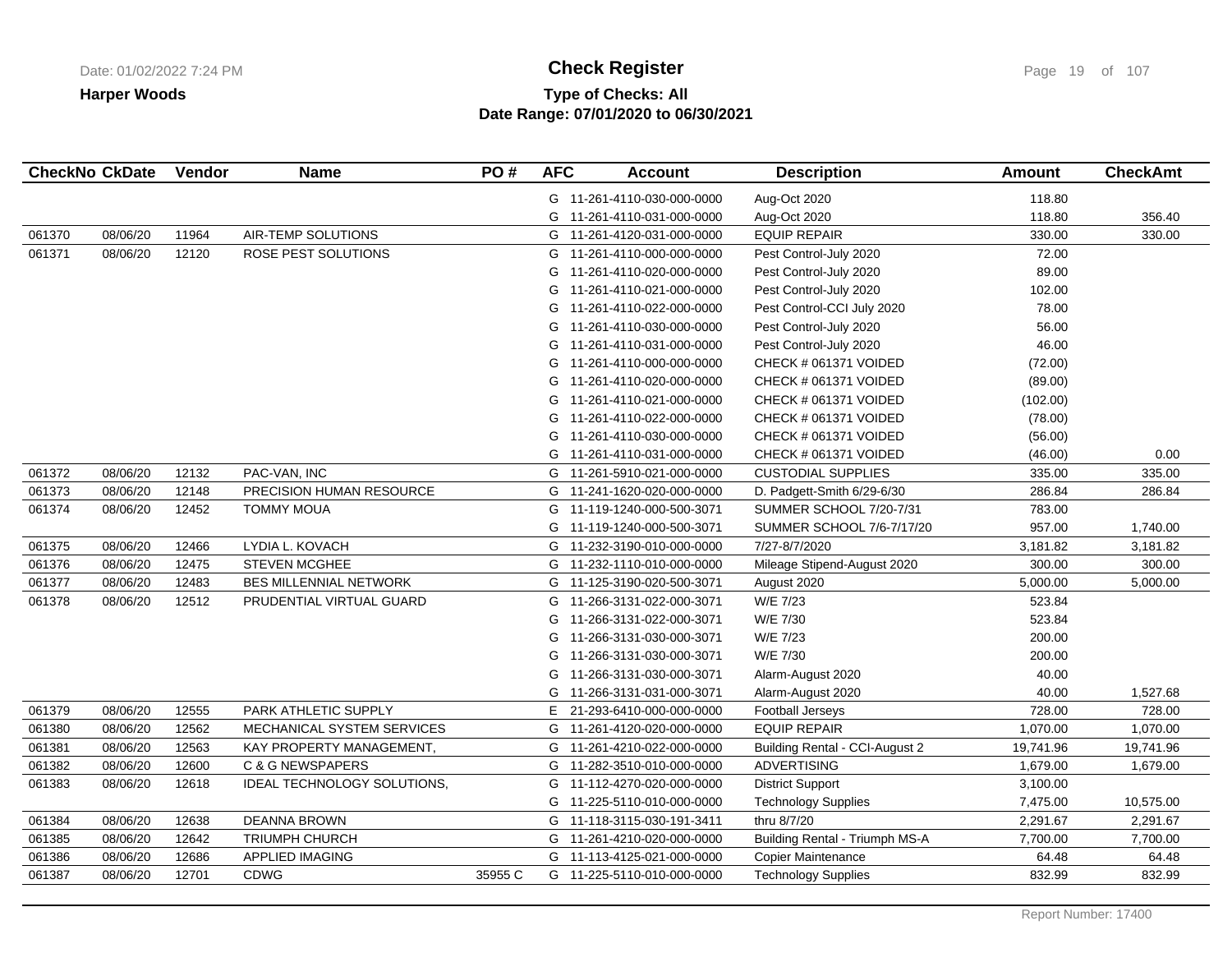**Check Register**

**Harper Woods**

**Type of Checks: All**

**Date Range: 07/01/2020 to 06/30/2021**

| CheckNo | CkDate | Vendor | Name | PO # | AFC | Account | Description | Amount | CheckAmt |
|---|---|---|---|---|---|---|---|---|---|
| | | | | | G | 11-261-4110-030-000-0000 | Aug-Oct 2020 | 118.80 | |
| | | | | | G | 11-261-4110-031-000-0000 | Aug-Oct 2020 | 118.80 | 356.40 |
| 061370 | 08/06/20 | 11964 | AIR-TEMP SOLUTIONS | | G | 11-261-4120-031-000-0000 | EQUIP REPAIR | 330.00 | 330.00 |
| 061371 | 08/06/20 | 12120 | ROSE PEST SOLUTIONS | | G | 11-261-4110-000-000-0000 | Pest Control-July 2020 | 72.00 | |
| | | | | | G | 11-261-4110-020-000-0000 | Pest Control-July 2020 | 89.00 | |
| | | | | | G | 11-261-4110-021-000-0000 | Pest Control-July 2020 | 102.00 | |
| | | | | | G | 11-261-4110-022-000-0000 | Pest Control-CCI July 2020 | 78.00 | |
| | | | | | G | 11-261-4110-030-000-0000 | Pest Control-July 2020 | 56.00 | |
| | | | | | G | 11-261-4110-031-000-0000 | Pest Control-July 2020 | 46.00 | |
| | | | | | G | 11-261-4110-000-000-0000 | CHECK # 061371 VOIDED | (72.00) | |
| | | | | | G | 11-261-4110-020-000-0000 | CHECK # 061371 VOIDED | (89.00) | |
| | | | | | G | 11-261-4110-021-000-0000 | CHECK # 061371 VOIDED | (102.00) | |
| | | | | | G | 11-261-4110-022-000-0000 | CHECK # 061371 VOIDED | (78.00) | |
| | | | | | G | 11-261-4110-030-000-0000 | CHECK # 061371 VOIDED | (56.00) | |
| | | | | | G | 11-261-4110-031-000-0000 | CHECK # 061371 VOIDED | (46.00) | 0.00 |
| 061372 | 08/06/20 | 12132 | PAC-VAN, INC | | G | 11-261-5910-021-000-0000 | CUSTODIAL SUPPLIES | 335.00 | 335.00 |
| 061373 | 08/06/20 | 12148 | PRECISION HUMAN RESOURCE | | G | 11-241-1620-020-000-0000 | D. Padgett-Smith 6/29-6/30 | 286.84 | 286.84 |
| 061374 | 08/06/20 | 12452 | TOMMY MOUA | | G | 11-119-1240-000-500-3071 | SUMMER SCHOOL 7/20-7/31 | 783.00 | |
| | | | | | G | 11-119-1240-000-500-3071 | SUMMER SCHOOL 7/6-7/17/20 | 957.00 | 1,740.00 |
| 061375 | 08/06/20 | 12466 | LYDIA L. KOVACH | | G | 11-232-3190-010-000-0000 | 7/27-8/7/2020 | 3,181.82 | 3,181.82 |
| 061376 | 08/06/20 | 12475 | STEVEN MCGHEE | | G | 11-232-1110-010-000-0000 | Mileage Stipend-August 2020 | 300.00 | 300.00 |
| 061377 | 08/06/20 | 12483 | BES MILLENNIAL NETWORK | | G | 11-125-3190-020-500-3071 | August 2020 | 5,000.00 | 5,000.00 |
| 061378 | 08/06/20 | 12512 | PRUDENTIAL VIRTUAL GUARD | | G | 11-266-3131-022-000-3071 | W/E 7/23 | 523.84 | |
| | | | | | G | 11-266-3131-022-000-3071 | W/E 7/30 | 523.84 | |
| | | | | | G | 11-266-3131-030-000-3071 | W/E 7/23 | 200.00 | |
| | | | | | G | 11-266-3131-030-000-3071 | W/E 7/30 | 200.00 | |
| | | | | | G | 11-266-3131-030-000-3071 | Alarm-August 2020 | 40.00 | |
| | | | | | G | 11-266-3131-031-000-3071 | Alarm-August 2020 | 40.00 | 1,527.68 |
| 061379 | 08/06/20 | 12555 | PARK ATHLETIC SUPPLY | | E | 21-293-6410-000-000-0000 | Football Jerseys | 728.00 | 728.00 |
| 061380 | 08/06/20 | 12562 | MECHANICAL SYSTEM SERVICES | | G | 11-261-4120-020-000-0000 | EQUIP REPAIR | 1,070.00 | 1,070.00 |
| 061381 | 08/06/20 | 12563 | KAY PROPERTY MANAGEMENT, | | G | 11-261-4210-022-000-0000 | Building Rental - CCI-August 2 | 19,741.96 | 19,741.96 |
| 061382 | 08/06/20 | 12600 | C & G NEWSPAPERS | | G | 11-282-3510-010-000-0000 | ADVERTISING | 1,679.00 | 1,679.00 |
| 061383 | 08/06/20 | 12618 | IDEAL TECHNOLOGY SOLUTIONS, | | G | 11-112-4270-020-000-0000 | District Support | 3,100.00 | |
| | | | | | G | 11-225-5110-010-000-0000 | Technology Supplies | 7,475.00 | 10,575.00 |
| 061384 | 08/06/20 | 12638 | DEANNA BROWN | | G | 11-118-3115-030-191-3411 | thru 8/7/20 | 2,291.67 | 2,291.67 |
| 061385 | 08/06/20 | 12642 | TRIUMPH CHURCH | | G | 11-261-4210-020-000-0000 | Building Rental - Triumph MS-A | 7,700.00 | 7,700.00 |
| 061386 | 08/06/20 | 12686 | APPLIED IMAGING | | G | 11-113-4125-021-000-0000 | Copier Maintenance | 64.48 | 64.48 |
| 061387 | 08/06/20 | 12701 | CDWG | 35955 C | G | 11-225-5110-010-000-0000 | Technology Supplies | 832.99 | 832.99 |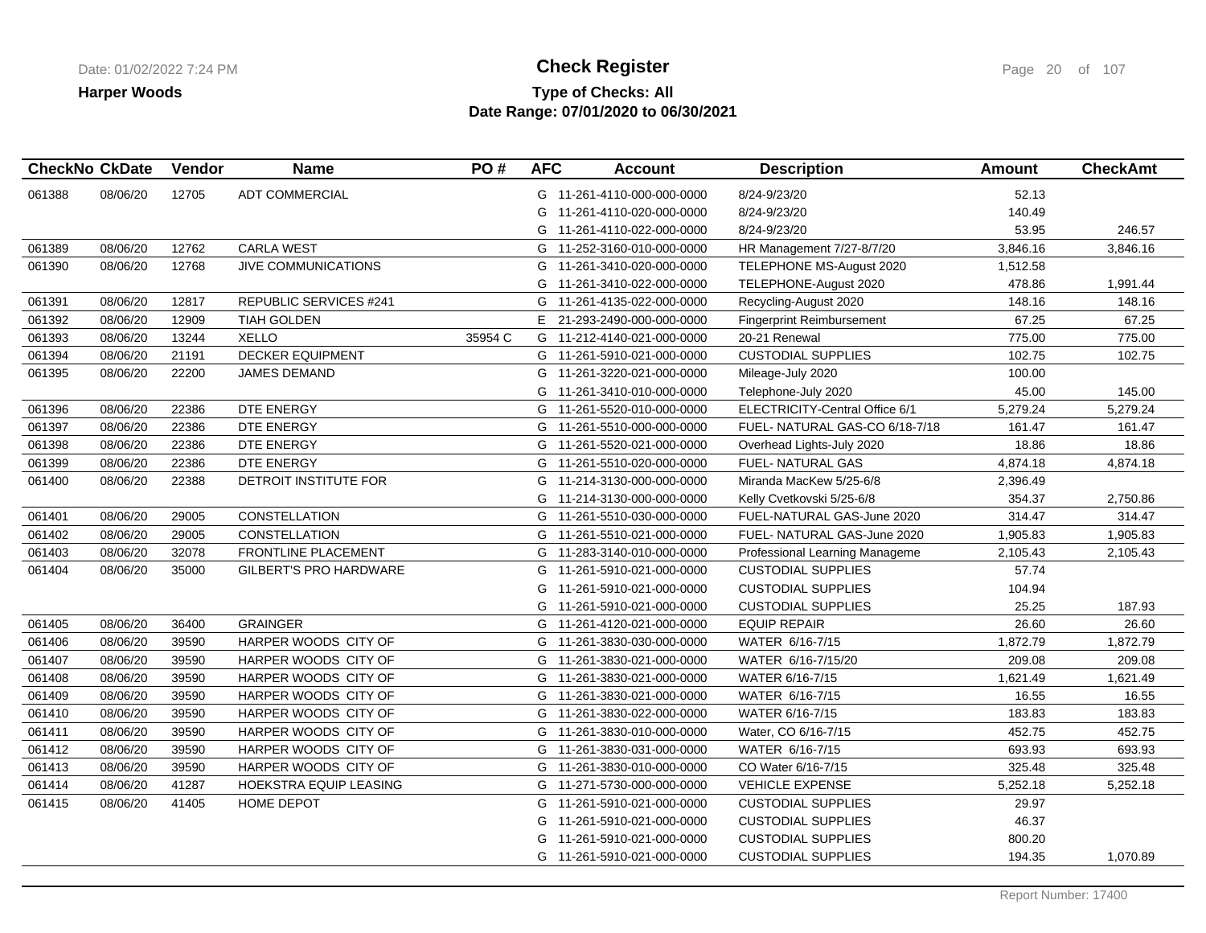# Check Register

**Harper Woods**

**Type of Checks: All**

**Date Range: 07/01/2020 to 06/30/2021**

| CheckNo | CkDate | Vendor | Name | PO # | AFC | Account | Description | Amount | CheckAmt |
|---|---|---|---|---|---|---|---|---|---|
| 061388 | 08/06/20 | 12705 | ADT COMMERCIAL | | G | 11-261-4110-000-000-0000 | 8/24-9/23/20 | 52.13 | |
| | | | | | G | 11-261-4110-020-000-0000 | 8/24-9/23/20 | 140.49 | |
| | | | | | G | 11-261-4110-022-000-0000 | 8/24-9/23/20 | 53.95 | 246.57 |
| 061389 | 08/06/20 | 12762 | CARLA WEST | | G | 11-252-3160-010-000-0000 | HR Management 7/27-8/7/20 | 3,846.16 | 3,846.16 |
| 061390 | 08/06/20 | 12768 | JIVE COMMUNICATIONS | | G | 11-261-3410-020-000-0000 | TELEPHONE MS-August 2020 | 1,512.58 | |
| | | | | | G | 11-261-3410-022-000-0000 | TELEPHONE-August 2020 | 478.86 | 1,991.44 |
| 061391 | 08/06/20 | 12817 | REPUBLIC SERVICES #241 | | G | 11-261-4135-022-000-0000 | Recycling-August 2020 | 148.16 | 148.16 |
| 061392 | 08/06/20 | 12909 | TIAH GOLDEN | | E | 21-293-2490-000-000-0000 | Fingerprint Reimbursement | 67.25 | 67.25 |
| 061393 | 08/06/20 | 13244 | XELLO | 35954 C | G | 11-212-4140-021-000-0000 | 20-21 Renewal | 775.00 | 775.00 |
| 061394 | 08/06/20 | 21191 | DECKER EQUIPMENT | | G | 11-261-5910-021-000-0000 | CUSTODIAL SUPPLIES | 102.75 | 102.75 |
| 061395 | 08/06/20 | 22200 | JAMES DEMAND | | G | 11-261-3220-021-000-0000 | Mileage-July 2020 | 100.00 | |
| | | | | | G | 11-261-3410-010-000-0000 | Telephone-July 2020 | 45.00 | 145.00 |
| 061396 | 08/06/20 | 22386 | DTE ENERGY | | G | 11-261-5520-010-000-0000 | ELECTRICITY-Central Office 6/1 | 5,279.24 | 5,279.24 |
| 061397 | 08/06/20 | 22386 | DTE ENERGY | | G | 11-261-5510-000-000-0000 | FUEL- NATURAL GAS-CO 6/18-7/18 | 161.47 | 161.47 |
| 061398 | 08/06/20 | 22386 | DTE ENERGY | | G | 11-261-5520-021-000-0000 | Overhead Lights-July 2020 | 18.86 | 18.86 |
| 061399 | 08/06/20 | 22386 | DTE ENERGY | | G | 11-261-5510-020-000-0000 | FUEL- NATURAL GAS | 4,874.18 | 4,874.18 |
| 061400 | 08/06/20 | 22388 | DETROIT INSTITUTE FOR | | G | 11-214-3130-000-000-0000 | Miranda MacKew 5/25-6/8 | 2,396.49 | |
| | | | | | G | 11-214-3130-000-000-0000 | Kelly Cvetkovski 5/25-6/8 | 354.37 | 2,750.86 |
| 061401 | 08/06/20 | 29005 | CONSTELLATION | | G | 11-261-5510-030-000-0000 | FUEL-NATURAL GAS-June 2020 | 314.47 | 314.47 |
| 061402 | 08/06/20 | 29005 | CONSTELLATION | | G | 11-261-5510-021-000-0000 | FUEL- NATURAL GAS-June 2020 | 1,905.83 | 1,905.83 |
| 061403 | 08/06/20 | 32078 | FRONTLINE PLACEMENT | | G | 11-283-3140-010-000-0000 | Professional Learning Manageme | 2,105.43 | 2,105.43 |
| 061404 | 08/06/20 | 35000 | GILBERT'S PRO HARDWARE | | G | 11-261-5910-021-000-0000 | CUSTODIAL SUPPLIES | 57.74 | |
| | | | | | G | 11-261-5910-021-000-0000 | CUSTODIAL SUPPLIES | 104.94 | |
| | | | | | G | 11-261-5910-021-000-0000 | CUSTODIAL SUPPLIES | 25.25 | 187.93 |
| 061405 | 08/06/20 | 36400 | GRAINGER | | G | 11-261-4120-021-000-0000 | EQUIP REPAIR | 26.60 | 26.60 |
| 061406 | 08/06/20 | 39590 | HARPER WOODS CITY OF | | G | 11-261-3830-030-000-0000 | WATER 6/16-7/15 | 1,872.79 | 1,872.79 |
| 061407 | 08/06/20 | 39590 | HARPER WOODS CITY OF | | G | 11-261-3830-021-000-0000 | WATER 6/16-7/15/20 | 209.08 | 209.08 |
| 061408 | 08/06/20 | 39590 | HARPER WOODS CITY OF | | G | 11-261-3830-021-000-0000 | WATER 6/16-7/15 | 1,621.49 | 1,621.49 |
| 061409 | 08/06/20 | 39590 | HARPER WOODS CITY OF | | G | 11-261-3830-021-000-0000 | WATER 6/16-7/15 | 16.55 | 16.55 |
| 061410 | 08/06/20 | 39590 | HARPER WOODS CITY OF | | G | 11-261-3830-022-000-0000 | WATER 6/16-7/15 | 183.83 | 183.83 |
| 061411 | 08/06/20 | 39590 | HARPER WOODS CITY OF | | G | 11-261-3830-010-000-0000 | Water, CO 6/16-7/15 | 452.75 | 452.75 |
| 061412 | 08/06/20 | 39590 | HARPER WOODS CITY OF | | G | 11-261-3830-031-000-0000 | WATER 6/16-7/15 | 693.93 | 693.93 |
| 061413 | 08/06/20 | 39590 | HARPER WOODS CITY OF | | G | 11-261-3830-010-000-0000 | CO Water 6/16-7/15 | 325.48 | 325.48 |
| 061414 | 08/06/20 | 41287 | HOEKSTRA EQUIP LEASING | | G | 11-271-5730-000-000-0000 | VEHICLE EXPENSE | 5,252.18 | 5,252.18 |
| 061415 | 08/06/20 | 41405 | HOME DEPOT | | G | 11-261-5910-021-000-0000 | CUSTODIAL SUPPLIES | 29.97 | |
| | | | | | G | 11-261-5910-021-000-0000 | CUSTODIAL SUPPLIES | 46.37 | |
| | | | | | G | 11-261-5910-021-000-0000 | CUSTODIAL SUPPLIES | 800.20 | |
| | | | | | G | 11-261-5910-021-000-0000 | CUSTODIAL SUPPLIES | 194.35 | 1,070.89 |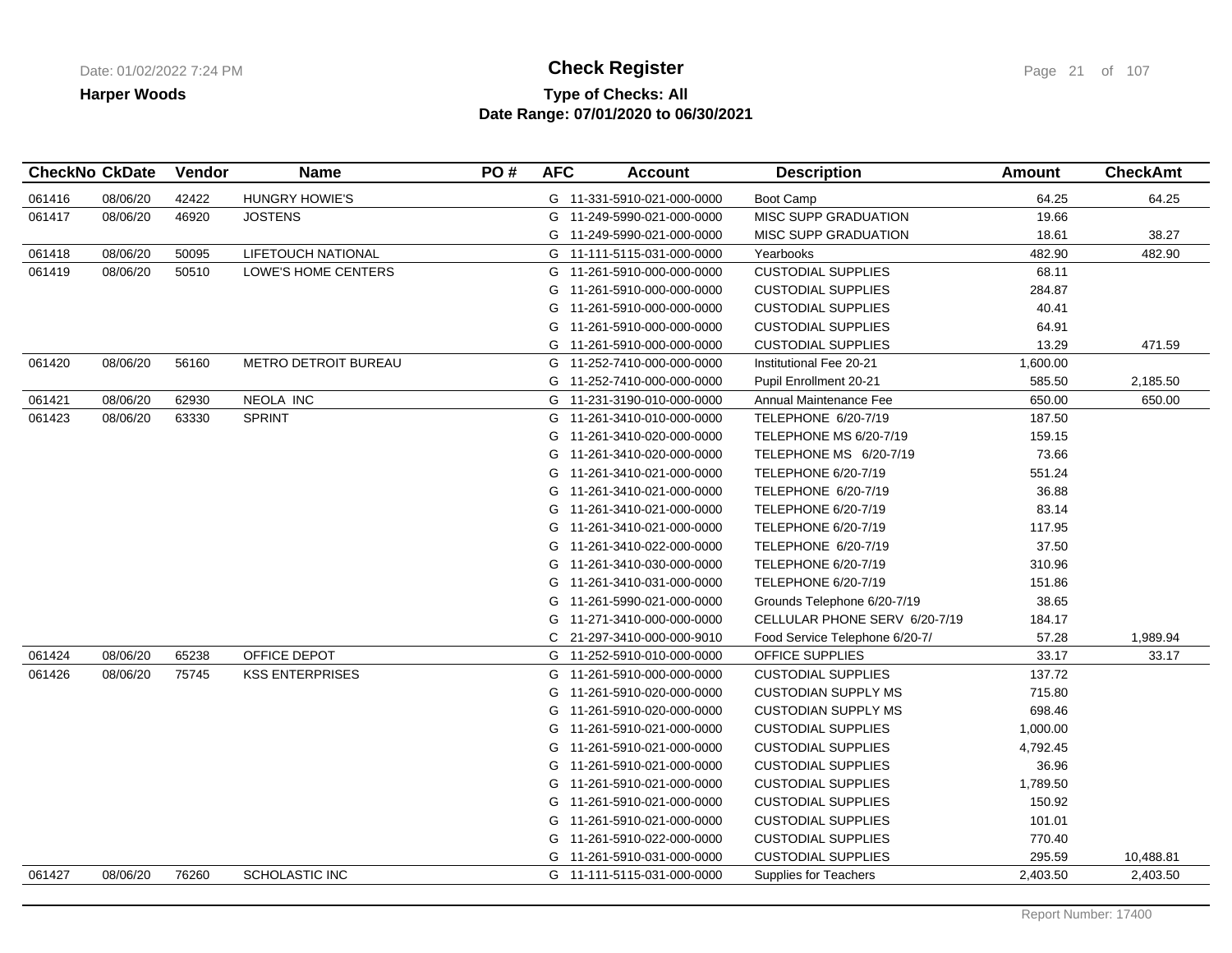**Check Register**

**Harper Woods**

**Type of Checks: All**

**Date Range: 07/01/2020 to 06/30/2021**

| CheckNo | CkDate | Vendor | Name | PO # | AFC | Account | Description | Amount | CheckAmt |
|---|---|---|---|---|---|---|---|---|---|
| 061416 | 08/06/20 | 42422 | HUNGRY HOWIE'S | | G | 11-331-5910-021-000-0000 | Boot Camp | 64.25 | 64.25 |
| 061417 | 08/06/20 | 46920 | JOSTENS | | G | 11-249-5990-021-000-0000 | MISC SUPP GRADUATION | 19.66 | |
| | | | | | G | 11-249-5990-021-000-0000 | MISC SUPP GRADUATION | 18.61 | 38.27 |
| 061418 | 08/06/20 | 50095 | LIFETOUCH NATIONAL | | G | 11-111-5115-031-000-0000 | Yearbooks | 482.90 | 482.90 |
| 061419 | 08/06/20 | 50510 | LOWE'S HOME CENTERS | | G | 11-261-5910-000-000-0000 | CUSTODIAL SUPPLIES | 68.11 | |
| | | | | | G | 11-261-5910-000-000-0000 | CUSTODIAL SUPPLIES | 284.87 | |
| | | | | | G | 11-261-5910-000-000-0000 | CUSTODIAL SUPPLIES | 40.41 | |
| | | | | | G | 11-261-5910-000-000-0000 | CUSTODIAL SUPPLIES | 64.91 | |
| | | | | | G | 11-261-5910-000-000-0000 | CUSTODIAL SUPPLIES | 13.29 | 471.59 |
| 061420 | 08/06/20 | 56160 | METRO DETROIT BUREAU | | G | 11-252-7410-000-000-0000 | Institutional Fee 20-21 | 1,600.00 | |
| | | | | | G | 11-252-7410-000-000-0000 | Pupil Enrollment 20-21 | 585.50 | 2,185.50 |
| 061421 | 08/06/20 | 62930 | NEOLA INC | | G | 11-231-3190-010-000-0000 | Annual Maintenance Fee | 650.00 | 650.00 |
| 061423 | 08/06/20 | 63330 | SPRINT | | G | 11-261-3410-010-000-0000 | TELEPHONE 6/20-7/19 | 187.50 | |
| | | | | | G | 11-261-3410-020-000-0000 | TELEPHONE MS 6/20-7/19 | 159.15 | |
| | | | | | G | 11-261-3410-020-000-0000 | TELEPHONE MS 6/20-7/19 | 73.66 | |
| | | | | | G | 11-261-3410-021-000-0000 | TELEPHONE 6/20-7/19 | 551.24 | |
| | | | | | G | 11-261-3410-021-000-0000 | TELEPHONE 6/20-7/19 | 36.88 | |
| | | | | | G | 11-261-3410-021-000-0000 | TELEPHONE 6/20-7/19 | 83.14 | |
| | | | | | G | 11-261-3410-021-000-0000 | TELEPHONE 6/20-7/19 | 117.95 | |
| | | | | | G | 11-261-3410-022-000-0000 | TELEPHONE 6/20-7/19 | 37.50 | |
| | | | | | G | 11-261-3410-030-000-0000 | TELEPHONE 6/20-7/19 | 310.96 | |
| | | | | | G | 11-261-3410-031-000-0000 | TELEPHONE 6/20-7/19 | 151.86 | |
| | | | | | G | 11-261-5990-021-000-0000 | Grounds Telephone 6/20-7/19 | 38.65 | |
| | | | | | G | 11-271-3410-000-000-0000 | CELLULAR PHONE SERV 6/20-7/19 | 184.17 | |
| | | | | | C | 21-297-3410-000-000-9010 | Food Service Telephone 6/20-7/ | 57.28 | 1,989.94 |
| 061424 | 08/06/20 | 65238 | OFFICE DEPOT | | G | 11-252-5910-010-000-0000 | OFFICE SUPPLIES | 33.17 | 33.17 |
| 061426 | 08/06/20 | 75745 | KSS ENTERPRISES | | G | 11-261-5910-000-000-0000 | CUSTODIAL SUPPLIES | 137.72 | |
| | | | | | G | 11-261-5910-020-000-0000 | CUSTODIAN SUPPLY MS | 715.80 | |
| | | | | | G | 11-261-5910-020-000-0000 | CUSTODIAN SUPPLY MS | 698.46 | |
| | | | | | G | 11-261-5910-021-000-0000 | CUSTODIAL SUPPLIES | 1,000.00 | |
| | | | | | G | 11-261-5910-021-000-0000 | CUSTODIAL SUPPLIES | 4,792.45 | |
| | | | | | G | 11-261-5910-021-000-0000 | CUSTODIAL SUPPLIES | 36.96 | |
| | | | | | G | 11-261-5910-021-000-0000 | CUSTODIAL SUPPLIES | 1,789.50 | |
| | | | | | G | 11-261-5910-021-000-0000 | CUSTODIAL SUPPLIES | 150.92 | |
| | | | | | G | 11-261-5910-021-000-0000 | CUSTODIAL SUPPLIES | 101.01 | |
| | | | | | G | 11-261-5910-022-000-0000 | CUSTODIAL SUPPLIES | 770.40 | |
| | | | | | G | 11-261-5910-031-000-0000 | CUSTODIAL SUPPLIES | 295.59 | 10,488.81 |
| 061427 | 08/06/20 | 76260 | SCHOLASTIC INC | | G | 11-111-5115-031-000-0000 | Supplies for Teachers | 2,403.50 | 2,403.50 |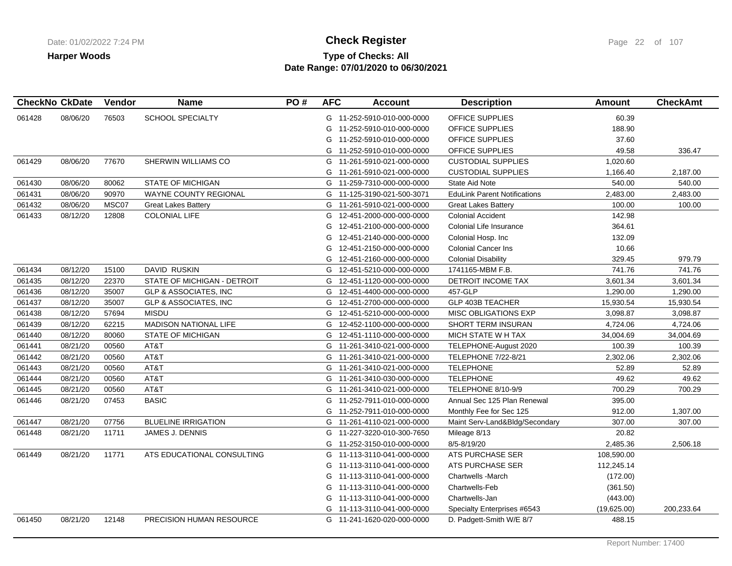# Check Register

**Harper Woods**

**Type of Checks: All**

**Date Range: 07/01/2020 to 06/30/2021**

| CheckNo | CkDate | Vendor | Name | PO # | AFC | Account | Description | Amount | CheckAmt |
|---|---|---|---|---|---|---|---|---|---|
| 061428 | 08/06/20 | 76503 | SCHOOL SPECIALTY | | G | 11-252-5910-010-000-0000 | OFFICE SUPPLIES | 60.39 | |
| | | | | | G | 11-252-5910-010-000-0000 | OFFICE SUPPLIES | 188.90 | |
| | | | | | G | 11-252-5910-010-000-0000 | OFFICE SUPPLIES | 37.60 | |
| | | | | | G | 11-252-5910-010-000-0000 | OFFICE SUPPLIES | 49.58 | 336.47 |
| 061429 | 08/06/20 | 77670 | SHERWIN WILLIAMS CO | | G | 11-261-5910-021-000-0000 | CUSTODIAL SUPPLIES | 1,020.60 | |
| | | | | | G | 11-261-5910-021-000-0000 | CUSTODIAL SUPPLIES | 1,166.40 | 2,187.00 |
| 061430 | 08/06/20 | 80062 | STATE OF MICHIGAN | | G | 11-259-7310-000-000-0000 | State Aid Note | 540.00 | 540.00 |
| 061431 | 08/06/20 | 90970 | WAYNE COUNTY REGIONAL | | G | 11-125-3190-021-500-3071 | EduLink Parent Notifications | 2,483.00 | 2,483.00 |
| 061432 | 08/06/20 | MSC07 | Great Lakes Battery | | G | 11-261-5910-021-000-0000 | Great Lakes Battery | 100.00 | 100.00 |
| 061433 | 08/12/20 | 12808 | COLONIAL LIFE | | G | 12-451-2000-000-000-0000 | Colonial Accident | 142.98 | |
| | | | | | G | 12-451-2100-000-000-0000 | Colonial Life Insurance | 364.61 | |
| | | | | | G | 12-451-2140-000-000-0000 | Colonial Hosp. Inc | 132.09 | |
| | | | | | G | 12-451-2150-000-000-0000 | Colonial Cancer Ins | 10.66 | |
| | | | | | G | 12-451-2160-000-000-0000 | Colonial Disability | 329.45 | 979.79 |
| 061434 | 08/12/20 | 15100 | DAVID RUSKIN | | G | 12-451-5210-000-000-0000 | 1741165-MBM F.B. | 741.76 | 741.76 |
| 061435 | 08/12/20 | 22370 | STATE OF MICHIGAN - DETROIT | | G | 12-451-1120-000-000-0000 | DETROIT INCOME TAX | 3,601.34 | 3,601.34 |
| 061436 | 08/12/20 | 35007 | GLP & ASSOCIATES, INC | | G | 12-451-4400-000-000-0000 | 457-GLP | 1,290.00 | 1,290.00 |
| 061437 | 08/12/20 | 35007 | GLP & ASSOCIATES, INC | | G | 12-451-2700-000-000-0000 | GLP 403B TEACHER | 15,930.54 | 15,930.54 |
| 061438 | 08/12/20 | 57694 | MISDU | | G | 12-451-5210-000-000-0000 | MISC OBLIGATIONS EXP | 3,098.87 | 3,098.87 |
| 061439 | 08/12/20 | 62215 | MADISON NATIONAL LIFE | | G | 12-452-1100-000-000-0000 | SHORT TERM INSURAN | 4,724.06 | 4,724.06 |
| 061440 | 08/12/20 | 80060 | STATE OF MICHIGAN | | G | 12-451-1110-000-000-0000 | MICH STATE W H TAX | 34,004.69 | 34,004.69 |
| 061441 | 08/21/20 | 00560 | AT&T | | G | 11-261-3410-021-000-0000 | TELEPHONE-August 2020 | 100.39 | 100.39 |
| 061442 | 08/21/20 | 00560 | AT&T | | G | 11-261-3410-021-000-0000 | TELEPHONE 7/22-8/21 | 2,302.06 | 2,302.06 |
| 061443 | 08/21/20 | 00560 | AT&T | | G | 11-261-3410-021-000-0000 | TELEPHONE | 52.89 | 52.89 |
| 061444 | 08/21/20 | 00560 | AT&T | | G | 11-261-3410-030-000-0000 | TELEPHONE | 49.62 | 49.62 |
| 061445 | 08/21/20 | 00560 | AT&T | | G | 11-261-3410-021-000-0000 | TELEPHONE 8/10-9/9 | 700.29 | 700.29 |
| 061446 | 08/21/20 | 07453 | BASIC | | G | 11-252-7911-010-000-0000 | Annual Sec 125 Plan Renewal | 395.00 | |
| | | | | | G | 11-252-7911-010-000-0000 | Monthly Fee for Sec 125 | 912.00 | 1,307.00 |
| 061447 | 08/21/20 | 07756 | BLUELINE IRRIGATION | | G | 11-261-4110-021-000-0000 | Maint Serv-Land&Bldg/Secondary | 307.00 | 307.00 |
| 061448 | 08/21/20 | 11711 | JAMES J. DENNIS | | G | 11-227-3220-010-300-7650 | Mileage 8/13 | 20.82 | |
| | | | | | G | 11-252-3150-010-000-0000 | 8/5-8/19/20 | 2,485.36 | 2,506.18 |
| 061449 | 08/21/20 | 11771 | ATS EDUCATIONAL CONSULTING | | G | 11-113-3110-041-000-0000 | ATS PURCHASE SER | 108,590.00 | |
| | | | | | G | 11-113-3110-041-000-0000 | ATS PURCHASE SER | 112,245.14 | |
| | | | | | G | 11-113-3110-041-000-0000 | Chartwells -March | (172.00) | |
| | | | | | G | 11-113-3110-041-000-0000 | Chartwells-Feb | (361.50) | |
| | | | | | G | 11-113-3110-041-000-0000 | Chartwells-Jan | (443.00) | |
| | | | | | G | 11-113-3110-041-000-0000 | Specialty Enterprises #6543 | (19,625.00) | 200,233.64 |
| 061450 | 08/21/20 | 12148 | PRECISION HUMAN RESOURCE | | G | 11-241-1620-020-000-0000 | D. Padgett-Smith W/E 8/7 | 488.15 | |

Report Number: 17400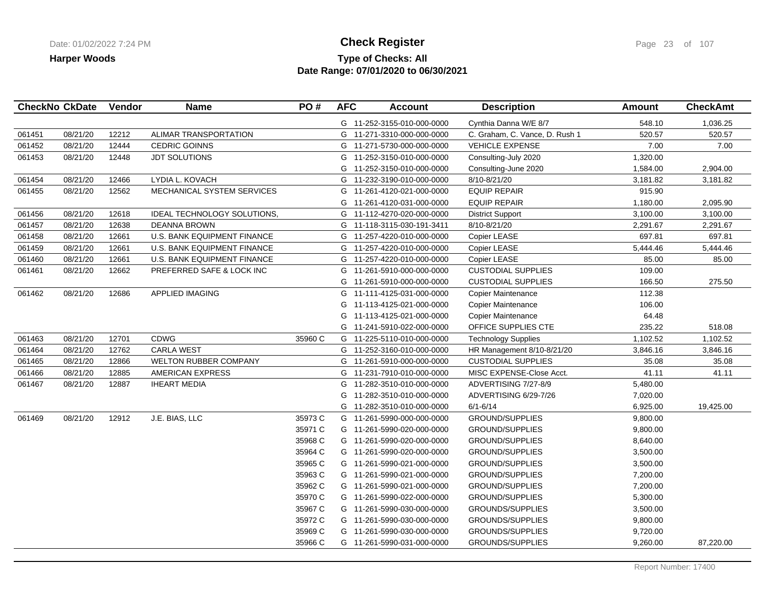**Harper Woods**

# Check Register

**Type of Checks: All**
**Date Range: 07/01/2020 to 06/30/2021**

| CheckNo | CkDate | Vendor | Name | PO # | AFC | Account | Description | Amount | CheckAmt |
|---|---|---|---|---|---|---|---|---|---|
| | | | | | G | 11-252-3155-010-000-0000 | Cynthia Danna W/E 8/7 | 548.10 | 1,036.25 |
| 061451 | 08/21/20 | 12212 | ALIMAR TRANSPORTATION | | G | 11-271-3310-000-000-0000 | C. Graham, C. Vance, D. Rush 1 | 520.57 | 520.57 |
| 061452 | 08/21/20 | 12444 | CEDRIC GOINNS | | G | 11-271-5730-000-000-0000 | VEHICLE EXPENSE | 7.00 | 7.00 |
| 061453 | 08/21/20 | 12448 | JDT SOLUTIONS | | G | 11-252-3150-010-000-0000 | Consulting-July 2020 | 1,320.00 | |
| | | | | | G | 11-252-3150-010-000-0000 | Consulting-June 2020 | 1,584.00 | 2,904.00 |
| 061454 | 08/21/20 | 12466 | LYDIA L. KOVACH | | G | 11-232-3190-010-000-0000 | 8/10-8/21/20 | 3,181.82 | 3,181.82 |
| 061455 | 08/21/20 | 12562 | MECHANICAL SYSTEM SERVICES | | G | 11-261-4120-021-000-0000 | EQUIP REPAIR | 915.90 | |
| | | | | | G | 11-261-4120-031-000-0000 | EQUIP REPAIR | 1,180.00 | 2,095.90 |
| 061456 | 08/21/20 | 12618 | IDEAL TECHNOLOGY SOLUTIONS, | | G | 11-112-4270-020-000-0000 | District Support | 3,100.00 | 3,100.00 |
| 061457 | 08/21/20 | 12638 | DEANNA BROWN | | G | 11-118-3115-030-191-3411 | 8/10-8/21/20 | 2,291.67 | 2,291.67 |
| 061458 | 08/21/20 | 12661 | U.S. BANK EQUIPMENT FINANCE | | G | 11-257-4220-010-000-0000 | Copier LEASE | 697.81 | 697.81 |
| 061459 | 08/21/20 | 12661 | U.S. BANK EQUIPMENT FINANCE | | G | 11-257-4220-010-000-0000 | Copier LEASE | 5,444.46 | 5,444.46 |
| 061460 | 08/21/20 | 12661 | U.S. BANK EQUIPMENT FINANCE | | G | 11-257-4220-010-000-0000 | Copier LEASE | 85.00 | 85.00 |
| 061461 | 08/21/20 | 12662 | PREFERRED SAFE & LOCK INC | | G | 11-261-5910-000-000-0000 | CUSTODIAL SUPPLIES | 109.00 | |
| | | | | | G | 11-261-5910-000-000-0000 | CUSTODIAL SUPPLIES | 166.50 | 275.50 |
| 061462 | 08/21/20 | 12686 | APPLIED IMAGING | | G | 11-111-4125-031-000-0000 | Copier Maintenance | 112.38 | |
| | | | | | G | 11-113-4125-021-000-0000 | Copier Maintenance | 106.00 | |
| | | | | | G | 11-113-4125-021-000-0000 | Copier Maintenance | 64.48 | |
| | | | | | G | 11-241-5910-022-000-0000 | OFFICE SUPPLIES CTE | 235.22 | 518.08 |
| 061463 | 08/21/20 | 12701 | CDWG | 35960 C | G | 11-225-5110-010-000-0000 | Technology Supplies | 1,102.52 | 1,102.52 |
| 061464 | 08/21/20 | 12762 | CARLA WEST | | G | 11-252-3160-010-000-0000 | HR Management 8/10-8/21/20 | 3,846.16 | 3,846.16 |
| 061465 | 08/21/20 | 12866 | WELTON RUBBER COMPANY | | G | 11-261-5910-000-000-0000 | CUSTODIAL SUPPLIES | 35.08 | 35.08 |
| 061466 | 08/21/20 | 12885 | AMERICAN EXPRESS | | G | 11-231-7910-010-000-0000 | MISC EXPENSE-Close Acct. | 41.11 | 41.11 |
| 061467 | 08/21/20 | 12887 | IHEART MEDIA | | G | 11-282-3510-010-000-0000 | ADVERTISING 7/27-8/9 | 5,480.00 | |
| | | | | | G | 11-282-3510-010-000-0000 | ADVERTISING 6/29-7/26 | 7,020.00 | |
| | | | | | G | 11-282-3510-010-000-0000 | 6/1-6/14 | 6,925.00 | 19,425.00 |
| 061469 | 08/21/20 | 12912 | J.E. BIAS, LLC | 35973 C | G | 11-261-5990-000-000-0000 | GROUND/SUPPLIES | 9,800.00 | |
| | | | | 35971 C | G | 11-261-5990-020-000-0000 | GROUND/SUPPLIES | 9,800.00 | |
| | | | | 35968 C | G | 11-261-5990-020-000-0000 | GROUND/SUPPLIES | 8,640.00 | |
| | | | | 35964 C | G | 11-261-5990-020-000-0000 | GROUND/SUPPLIES | 3,500.00 | |
| | | | | 35965 C | G | 11-261-5990-021-000-0000 | GROUND/SUPPLIES | 3,500.00 | |
| | | | | 35963 C | G | 11-261-5990-021-000-0000 | GROUND/SUPPLIES | 7,200.00 | |
| | | | | 35962 C | G | 11-261-5990-021-000-0000 | GROUND/SUPPLIES | 7,200.00 | |
| | | | | 35970 C | G | 11-261-5990-022-000-0000 | GROUND/SUPPLIES | 5,300.00 | |
| | | | | 35967 C | G | 11-261-5990-030-000-0000 | GROUNDS/SUPPLIES | 3,500.00 | |
| | | | | 35972 C | G | 11-261-5990-030-000-0000 | GROUNDS/SUPPLIES | 9,800.00 | |
| | | | | 35969 C | G | 11-261-5990-030-000-0000 | GROUNDS/SUPPLIES | 9,720.00 | |
| | | | | 35966 C | G | 11-261-5990-031-000-0000 | GROUNDS/SUPPLIES | 9,260.00 | 87,220.00 |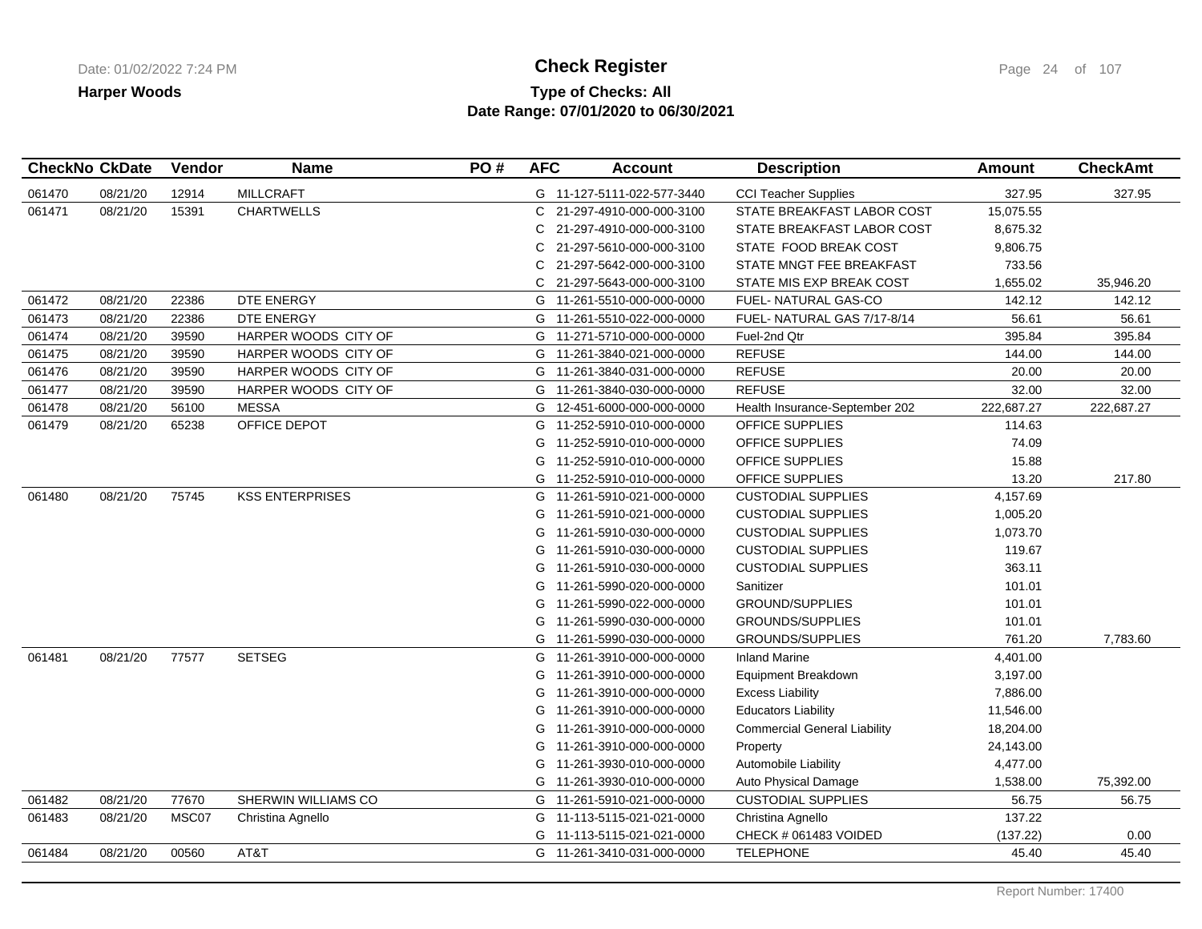**Harper Woods**

# Check Register

**Type of Checks: All**
**Date Range: 07/01/2020 to 06/30/2021**

| CheckNo | CkDate | Vendor | Name | PO # | AFC | Account | Description | Amount | CheckAmt |
|---|---|---|---|---|---|---|---|---|---|
| 061470 | 08/21/20 | 12914 | MILLCRAFT | | G | 11-127-5111-022-577-3440 | CCI Teacher Supplies | 327.95 | 327.95 |
| 061471 | 08/21/20 | 15391 | CHARTWELLS | | C | 21-297-4910-000-000-3100 | STATE BREAKFAST LABOR COST | 15,075.55 | |
| | | | | | C | 21-297-4910-000-000-3100 | STATE BREAKFAST LABOR COST | 8,675.32 | |
| | | | | | C | 21-297-5610-000-000-3100 | STATE FOOD BREAK COST | 9,806.75 | |
| | | | | | C | 21-297-5642-000-000-3100 | STATE MNGT FEE BREAKFAST | 733.56 | |
| | | | | | C | 21-297-5643-000-000-3100 | STATE MIS EXP BREAK COST | 1,655.02 | 35,946.20 |
| 061472 | 08/21/20 | 22386 | DTE ENERGY | | G | 11-261-5510-000-000-0000 | FUEL- NATURAL GAS-CO | 142.12 | 142.12 |
| 061473 | 08/21/20 | 22386 | DTE ENERGY | | G | 11-261-5510-022-000-0000 | FUEL- NATURAL GAS 7/17-8/14 | 56.61 | 56.61 |
| 061474 | 08/21/20 | 39590 | HARPER WOODS CITY OF | | G | 11-271-5710-000-000-0000 | Fuel-2nd Qtr | 395.84 | 395.84 |
| 061475 | 08/21/20 | 39590 | HARPER WOODS CITY OF | | G | 11-261-3840-021-000-0000 | REFUSE | 144.00 | 144.00 |
| 061476 | 08/21/20 | 39590 | HARPER WOODS CITY OF | | G | 11-261-3840-031-000-0000 | REFUSE | 20.00 | 20.00 |
| 061477 | 08/21/20 | 39590 | HARPER WOODS CITY OF | | G | 11-261-3840-030-000-0000 | REFUSE | 32.00 | 32.00 |
| 061478 | 08/21/20 | 56100 | MESSA | | G | 12-451-6000-000-000-0000 | Health Insurance-September 202 | 222,687.27 | 222,687.27 |
| 061479 | 08/21/20 | 65238 | OFFICE DEPOT | | G | 11-252-5910-010-000-0000 | OFFICE SUPPLIES | 114.63 | |
| | | | | | G | 11-252-5910-010-000-0000 | OFFICE SUPPLIES | 74.09 | |
| | | | | | G | 11-252-5910-010-000-0000 | OFFICE SUPPLIES | 15.88 | |
| | | | | | G | 11-252-5910-010-000-0000 | OFFICE SUPPLIES | 13.20 | 217.80 |
| 061480 | 08/21/20 | 75745 | KSS ENTERPRISES | | G | 11-261-5910-021-000-0000 | CUSTODIAL SUPPLIES | 4,157.69 | |
| | | | | | G | 11-261-5910-021-000-0000 | CUSTODIAL SUPPLIES | 1,005.20 | |
| | | | | | G | 11-261-5910-030-000-0000 | CUSTODIAL SUPPLIES | 1,073.70 | |
| | | | | | G | 11-261-5910-030-000-0000 | CUSTODIAL SUPPLIES | 119.67 | |
| | | | | | G | 11-261-5910-030-000-0000 | CUSTODIAL SUPPLIES | 363.11 | |
| | | | | | G | 11-261-5990-020-000-0000 | Sanitizer | 101.01 | |
| | | | | | G | 11-261-5990-022-000-0000 | GROUND/SUPPLIES | 101.01 | |
| | | | | | G | 11-261-5990-030-000-0000 | GROUNDS/SUPPLIES | 101.01 | |
| | | | | | G | 11-261-5990-030-000-0000 | GROUNDS/SUPPLIES | 761.20 | 7,783.60 |
| 061481 | 08/21/20 | 77577 | SETSEG | | G | 11-261-3910-000-000-0000 | Inland Marine | 4,401.00 | |
| | | | | | G | 11-261-3910-000-000-0000 | Equipment Breakdown | 3,197.00 | |
| | | | | | G | 11-261-3910-000-000-0000 | Excess Liability | 7,886.00 | |
| | | | | | G | 11-261-3910-000-000-0000 | Educators Liability | 11,546.00 | |
| | | | | | G | 11-261-3910-000-000-0000 | Commercial General Liability | 18,204.00 | |
| | | | | | G | 11-261-3910-000-000-0000 | Property | 24,143.00 | |
| | | | | | G | 11-261-3930-010-000-0000 | Automobile Liability | 4,477.00 | |
| | | | | | G | 11-261-3930-010-000-0000 | Auto Physical Damage | 1,538.00 | 75,392.00 |
| 061482 | 08/21/20 | 77670 | SHERWIN WILLIAMS CO | | G | 11-261-5910-021-000-0000 | CUSTODIAL SUPPLIES | 56.75 | 56.75 |
| 061483 | 08/21/20 | MSC07 | Christina Agnello | | G | 11-113-5115-021-021-0000 | Christina Agnello | 137.22 | |
| | | | | | G | 11-113-5115-021-021-0000 | CHECK # 061483 VOIDED | (137.22) | 0.00 |
| 061484 | 08/21/20 | 00560 | AT&T | | G | 11-261-3410-031-000-0000 | TELEPHONE | 45.40 | 45.40 |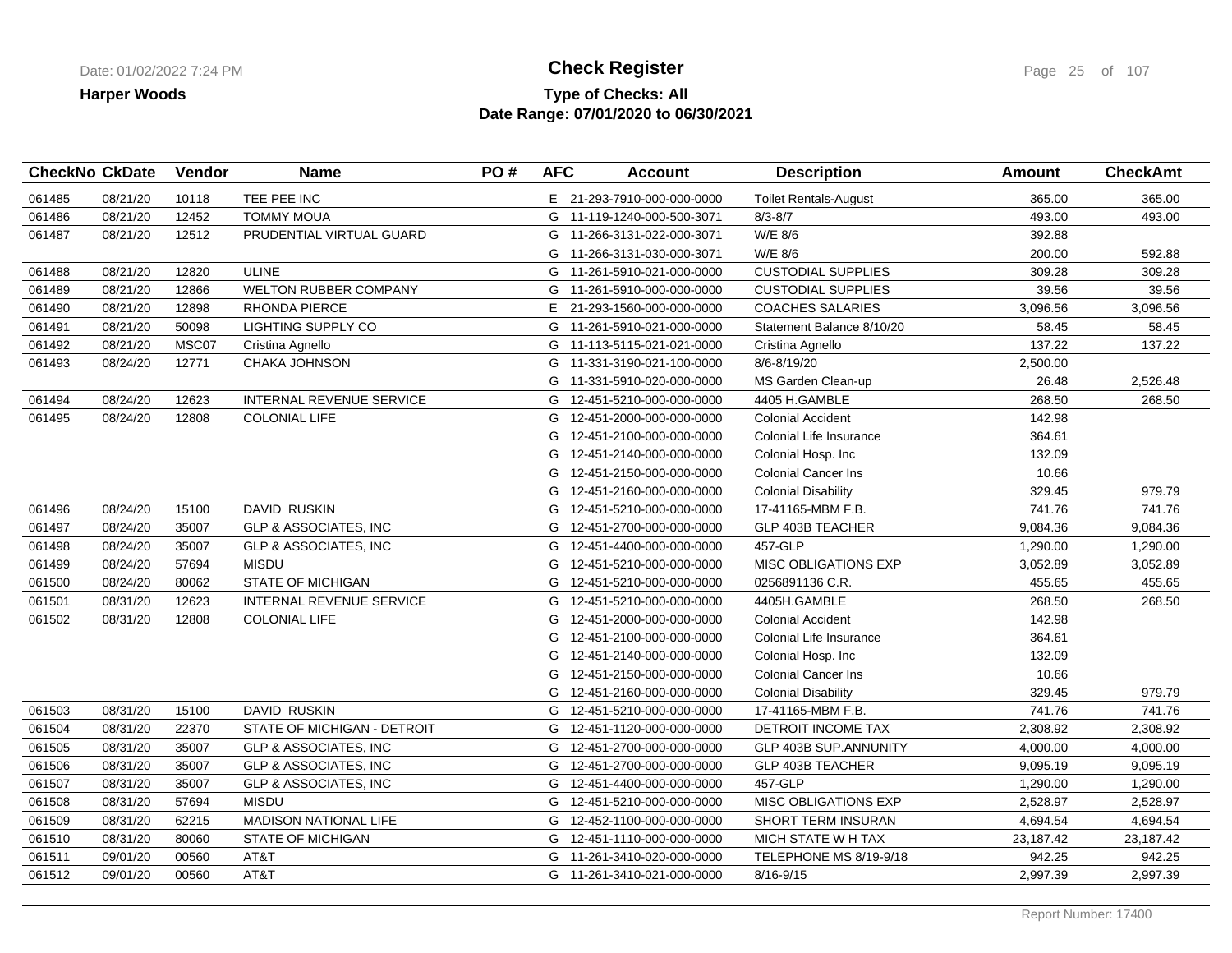**Harper Woods**

# Check Register

**Type of Checks: All**
**Date Range: 07/01/2020 to 06/30/2021**

| CheckNo | CkDate | Vendor | Name | PO # | AFC | Account | Description | Amount | CheckAmt |
|---|---|---|---|---|---|---|---|---|---|
| 061485 | 08/21/20 | 10118 | TEE PEE INC | | E | 21-293-7910-000-000-0000 | Toilet Rentals-August | 365.00 | 365.00 |
| 061486 | 08/21/20 | 12452 | TOMMY MOUA | | G | 11-119-1240-000-500-3071 | 8/3-8/7 | 493.00 | 493.00 |
| 061487 | 08/21/20 | 12512 | PRUDENTIAL VIRTUAL GUARD | | G | 11-266-3131-022-000-3071 | W/E 8/6 | 392.88 | |
| | | | | | G | 11-266-3131-030-000-3071 | W/E 8/6 | 200.00 | 592.88 |
| 061488 | 08/21/20 | 12820 | ULINE | | G | 11-261-5910-021-000-0000 | CUSTODIAL SUPPLIES | 309.28 | 309.28 |
| 061489 | 08/21/20 | 12866 | WELTON RUBBER COMPANY | | G | 11-261-5910-000-000-0000 | CUSTODIAL SUPPLIES | 39.56 | 39.56 |
| 061490 | 08/21/20 | 12898 | RHONDA PIERCE | | E | 21-293-1560-000-000-0000 | COACHES SALARIES | 3,096.56 | 3,096.56 |
| 061491 | 08/21/20 | 50098 | LIGHTING SUPPLY CO | | G | 11-261-5910-021-000-0000 | Statement Balance 8/10/20 | 58.45 | 58.45 |
| 061492 | 08/21/20 | MSC07 | Cristina Agnello | | G | 11-113-5115-021-021-0000 | Cristina Agnello | 137.22 | 137.22 |
| 061493 | 08/24/20 | 12771 | CHAKA JOHNSON | | G | 11-331-3190-021-100-0000 | 8/6-8/19/20 | 2,500.00 | |
| | | | | | G | 11-331-5910-020-000-0000 | MS Garden Clean-up | 26.48 | 2,526.48 |
| 061494 | 08/24/20 | 12623 | INTERNAL REVENUE SERVICE | | G | 12-451-5210-000-000-0000 | 4405 H.GAMBLE | 268.50 | 268.50 |
| 061495 | 08/24/20 | 12808 | COLONIAL LIFE | | G | 12-451-2000-000-000-0000 | Colonial Accident | 142.98 | |
| | | | | | G | 12-451-2100-000-000-0000 | Colonial Life Insurance | 364.61 | |
| | | | | | G | 12-451-2140-000-000-0000 | Colonial Hosp. Inc | 132.09 | |
| | | | | | G | 12-451-2150-000-000-0000 | Colonial Cancer Ins | 10.66 | |
| | | | | | G | 12-451-2160-000-000-0000 | Colonial Disability | 329.45 | 979.79 |
| 061496 | 08/24/20 | 15100 | DAVID RUSKIN | | G | 12-451-5210-000-000-0000 | 17-41165-MBM F.B. | 741.76 | 741.76 |
| 061497 | 08/24/20 | 35007 | GLP & ASSOCIATES, INC | | G | 12-451-2700-000-000-0000 | GLP 403B TEACHER | 9,084.36 | 9,084.36 |
| 061498 | 08/24/20 | 35007 | GLP & ASSOCIATES, INC | | G | 12-451-4400-000-000-0000 | 457-GLP | 1,290.00 | 1,290.00 |
| 061499 | 08/24/20 | 57694 | MISDU | | G | 12-451-5210-000-000-0000 | MISC OBLIGATIONS EXP | 3,052.89 | 3,052.89 |
| 061500 | 08/24/20 | 80062 | STATE OF MICHIGAN | | G | 12-451-5210-000-000-0000 | 0256891136 C.R. | 455.65 | 455.65 |
| 061501 | 08/31/20 | 12623 | INTERNAL REVENUE SERVICE | | G | 12-451-5210-000-000-0000 | 4405H.GAMBLE | 268.50 | 268.50 |
| 061502 | 08/31/20 | 12808 | COLONIAL LIFE | | G | 12-451-2000-000-000-0000 | Colonial Accident | 142.98 | |
| | | | | | G | 12-451-2100-000-000-0000 | Colonial Life Insurance | 364.61 | |
| | | | | | G | 12-451-2140-000-000-0000 | Colonial Hosp. Inc | 132.09 | |
| | | | | | G | 12-451-2150-000-000-0000 | Colonial Cancer Ins | 10.66 | |
| | | | | | G | 12-451-2160-000-000-0000 | Colonial Disability | 329.45 | 979.79 |
| 061503 | 08/31/20 | 15100 | DAVID RUSKIN | | G | 12-451-5210-000-000-0000 | 17-41165-MBM F.B. | 741.76 | 741.76 |
| 061504 | 08/31/20 | 22370 | STATE OF MICHIGAN - DETROIT | | G | 12-451-1120-000-000-0000 | DETROIT INCOME TAX | 2,308.92 | 2,308.92 |
| 061505 | 08/31/20 | 35007 | GLP & ASSOCIATES, INC | | G | 12-451-2700-000-000-0000 | GLP 403B SUP.ANNUNITY | 4,000.00 | 4,000.00 |
| 061506 | 08/31/20 | 35007 | GLP & ASSOCIATES, INC | | G | 12-451-2700-000-000-0000 | GLP 403B TEACHER | 9,095.19 | 9,095.19 |
| 061507 | 08/31/20 | 35007 | GLP & ASSOCIATES, INC | | G | 12-451-4400-000-000-0000 | 457-GLP | 1,290.00 | 1,290.00 |
| 061508 | 08/31/20 | 57694 | MISDU | | G | 12-451-5210-000-000-0000 | MISC OBLIGATIONS EXP | 2,528.97 | 2,528.97 |
| 061509 | 08/31/20 | 62215 | MADISON NATIONAL LIFE | | G | 12-452-1100-000-000-0000 | SHORT TERM INSURAN | 4,694.54 | 4,694.54 |
| 061510 | 08/31/20 | 80060 | STATE OF MICHIGAN | | G | 12-451-1110-000-000-0000 | MICH STATE W H TAX | 23,187.42 | 23,187.42 |
| 061511 | 09/01/20 | 00560 | AT&T | | G | 11-261-3410-020-000-0000 | TELEPHONE MS 8/19-9/18 | 942.25 | 942.25 |
| 061512 | 09/01/20 | 00560 | AT&T | | G | 11-261-3410-021-000-0000 | 8/16-9/15 | 2,997.39 | 2,997.39 |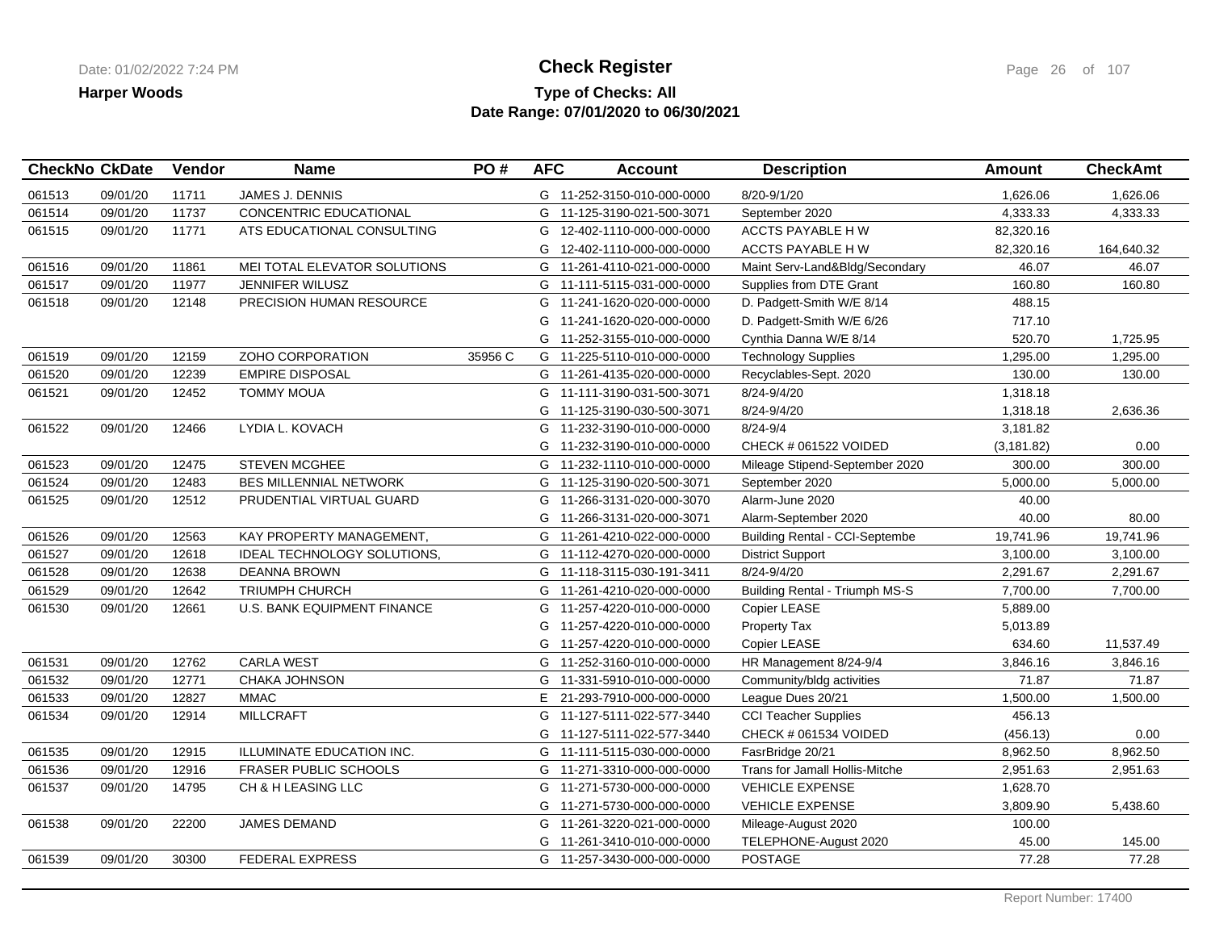**Harper Woods**

# Check Register

**Type of Checks: All**

**Date Range: 07/01/2020 to 06/30/2021**

| CheckNo | CkDate | Vendor | Name | PO # | AFC | Account | Description | Amount | CheckAmt |
|---|---|---|---|---|---|---|---|---|---|
| 061513 | 09/01/20 | 11711 | JAMES J. DENNIS | | G | 11-252-3150-010-000-0000 | 8/20-9/1/20 | 1,626.06 | 1,626.06 |
| 061514 | 09/01/20 | 11737 | CONCENTRIC EDUCATIONAL | | G | 11-125-3190-021-500-3071 | September 2020 | 4,333.33 | 4,333.33 |
| 061515 | 09/01/20 | 11771 | ATS EDUCATIONAL CONSULTING | | G | 12-402-1110-000-000-0000 | ACCTS PAYABLE H W | 82,320.16 | |
| | | | | | G | 12-402-1110-000-000-0000 | ACCTS PAYABLE H W | 82,320.16 | 164,640.32 |
| 061516 | 09/01/20 | 11861 | MEI TOTAL ELEVATOR SOLUTIONS | | G | 11-261-4110-021-000-0000 | Maint Serv-Land&Bldg/Secondary | 46.07 | 46.07 |
| 061517 | 09/01/20 | 11977 | JENNIFER WILUSZ | | G | 11-111-5115-031-000-0000 | Supplies from DTE Grant | 160.80 | 160.80 |
| 061518 | 09/01/20 | 12148 | PRECISION HUMAN RESOURCE | | G | 11-241-1620-020-000-0000 | D. Padgett-Smith W/E 8/14 | 488.15 | |
| | | | | | G | 11-241-1620-020-000-0000 | D. Padgett-Smith W/E 6/26 | 717.10 | |
| | | | | | G | 11-252-3155-010-000-0000 | Cynthia Danna W/E 8/14 | 520.70 | 1,725.95 |
| 061519 | 09/01/20 | 12159 | ZOHO CORPORATION | 35956 C | G | 11-225-5110-010-000-0000 | Technology Supplies | 1,295.00 | 1,295.00 |
| 061520 | 09/01/20 | 12239 | EMPIRE DISPOSAL | | G | 11-261-4135-020-000-0000 | Recyclables-Sept. 2020 | 130.00 | 130.00 |
| 061521 | 09/01/20 | 12452 | TOMMY MOUA | | G | 11-111-3190-031-500-3071 | 8/24-9/4/20 | 1,318.18 | |
| | | | | | G | 11-125-3190-030-500-3071 | 8/24-9/4/20 | 1,318.18 | 2,636.36 |
| 061522 | 09/01/20 | 12466 | LYDIA L. KOVACH | | G | 11-232-3190-010-000-0000 | 8/24-9/4 | 3,181.82 | |
| | | | | | G | 11-232-3190-010-000-0000 | CHECK # 061522 VOIDED | (3,181.82) | 0.00 |
| 061523 | 09/01/20 | 12475 | STEVEN MCGHEE | | G | 11-232-1110-010-000-0000 | Mileage Stipend-September 2020 | 300.00 | 300.00 |
| 061524 | 09/01/20 | 12483 | BES MILLENNIAL NETWORK | | G | 11-125-3190-020-500-3071 | September 2020 | 5,000.00 | 5,000.00 |
| 061525 | 09/01/20 | 12512 | PRUDENTIAL VIRTUAL GUARD | | G | 11-266-3131-020-000-3070 | Alarm-June 2020 | 40.00 | |
| | | | | | G | 11-266-3131-020-000-3071 | Alarm-September 2020 | 40.00 | 80.00 |
| 061526 | 09/01/20 | 12563 | KAY PROPERTY MANAGEMENT, | | G | 11-261-4210-022-000-0000 | Building Rental - CCI-Septembe | 19,741.96 | 19,741.96 |
| 061527 | 09/01/20 | 12618 | IDEAL TECHNOLOGY SOLUTIONS, | | G | 11-112-4270-020-000-0000 | District Support | 3,100.00 | 3,100.00 |
| 061528 | 09/01/20 | 12638 | DEANNA BROWN | | G | 11-118-3115-030-191-3411 | 8/24-9/4/20 | 2,291.67 | 2,291.67 |
| 061529 | 09/01/20 | 12642 | TRIUMPH CHURCH | | G | 11-261-4210-020-000-0000 | Building Rental - Triumph MS-S | 7,700.00 | 7,700.00 |
| 061530 | 09/01/20 | 12661 | U.S. BANK EQUIPMENT FINANCE | | G | 11-257-4220-010-000-0000 | Copier LEASE | 5,889.00 | |
| | | | | | G | 11-257-4220-010-000-0000 | Property Tax | 5,013.89 | |
| | | | | | G | 11-257-4220-010-000-0000 | Copier LEASE | 634.60 | 11,537.49 |
| 061531 | 09/01/20 | 12762 | CARLA WEST | | G | 11-252-3160-010-000-0000 | HR Management 8/24-9/4 | 3,846.16 | 3,846.16 |
| 061532 | 09/01/20 | 12771 | CHAKA JOHNSON | | G | 11-331-5910-010-000-0000 | Community/bldg activities | 71.87 | 71.87 |
| 061533 | 09/01/20 | 12827 | MMAC | | E | 21-293-7910-000-000-0000 | League Dues 20/21 | 1,500.00 | 1,500.00 |
| 061534 | 09/01/20 | 12914 | MILLCRAFT | | G | 11-127-5111-022-577-3440 | CCI Teacher Supplies | 456.13 | |
| | | | | | G | 11-127-5111-022-577-3440 | CHECK # 061534 VOIDED | (456.13) | 0.00 |
| 061535 | 09/01/20 | 12915 | ILLUMINATE EDUCATION INC. | | G | 11-111-5115-030-000-0000 | FasrBridge 20/21 | 8,962.50 | 8,962.50 |
| 061536 | 09/01/20 | 12916 | FRASER PUBLIC SCHOOLS | | G | 11-271-3310-000-000-0000 | Trans for Jamall Hollis-Mitche | 2,951.63 | 2,951.63 |
| 061537 | 09/01/20 | 14795 | CH & H LEASING LLC | | G | 11-271-5730-000-000-0000 | VEHICLE EXPENSE | 1,628.70 | |
| | | | | | G | 11-271-5730-000-000-0000 | VEHICLE EXPENSE | 3,809.90 | 5,438.60 |
| 061538 | 09/01/20 | 22200 | JAMES DEMAND | | G | 11-261-3220-021-000-0000 | Mileage-August 2020 | 100.00 | |
| | | | | | G | 11-261-3410-010-000-0000 | TELEPHONE-August 2020 | 45.00 | 145.00 |
| 061539 | 09/01/20 | 30300 | FEDERAL EXPRESS | | G | 11-257-3430-000-000-0000 | POSTAGE | 77.28 | 77.28 |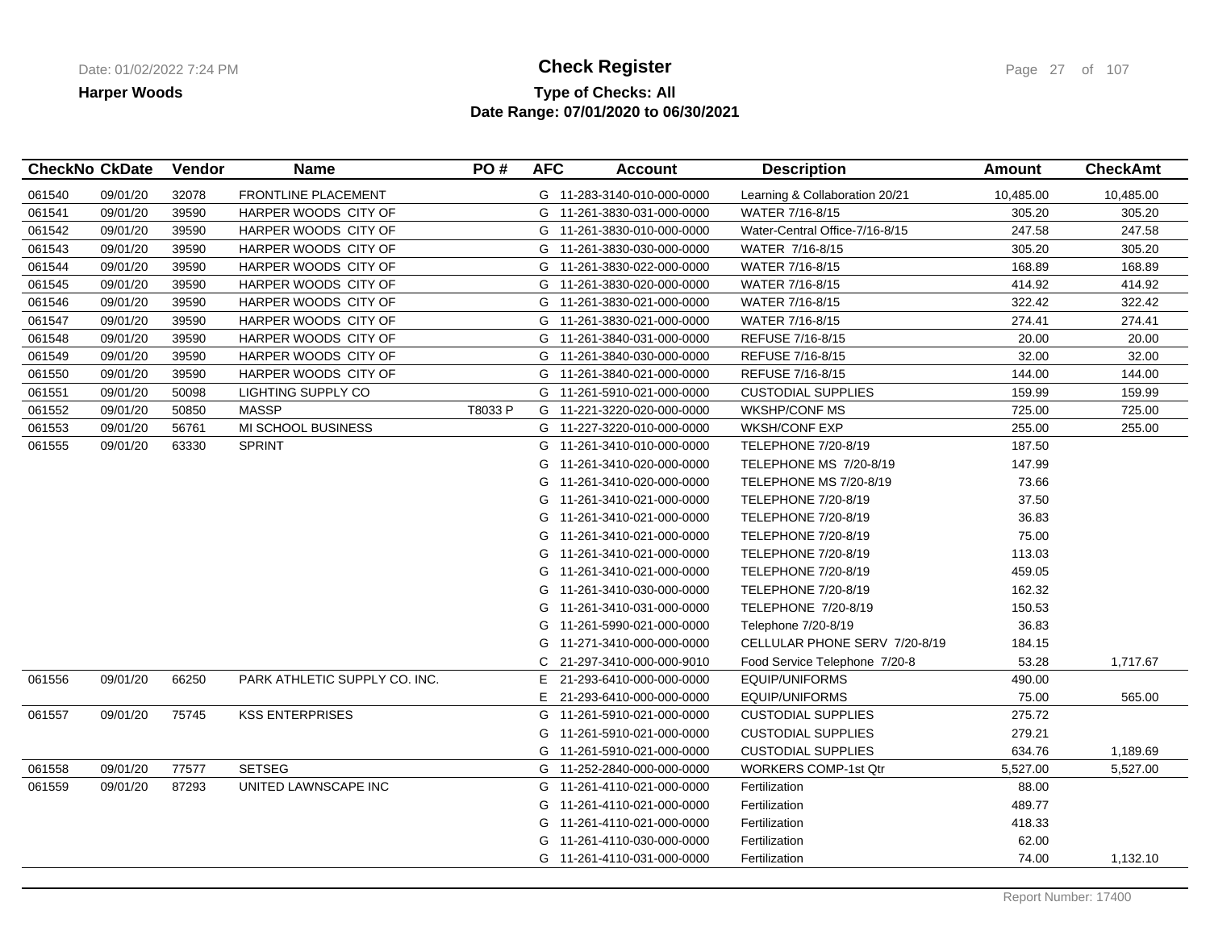**Harper Woods**

# Check Register

**Type of Checks: All**
**Date Range: 07/01/2020 to 06/30/2021**

| CheckNo | CkDate | Vendor | Name | PO # | AFC | Account | Description | Amount | CheckAmt |
|---|---|---|---|---|---|---|---|---|---|
| 061540 | 09/01/20 | 32078 | FRONTLINE PLACEMENT | | G | 11-283-3140-010-000-0000 | Learning & Collaboration 20/21 | 10,485.00 | 10,485.00 |
| 061541 | 09/01/20 | 39590 | HARPER WOODS CITY OF | | G | 11-261-3830-031-000-0000 | WATER 7/16-8/15 | 305.20 | 305.20 |
| 061542 | 09/01/20 | 39590 | HARPER WOODS CITY OF | | G | 11-261-3830-010-000-0000 | Water-Central Office-7/16-8/15 | 247.58 | 247.58 |
| 061543 | 09/01/20 | 39590 | HARPER WOODS CITY OF | | G | 11-261-3830-030-000-0000 | WATER 7/16-8/15 | 305.20 | 305.20 |
| 061544 | 09/01/20 | 39590 | HARPER WOODS CITY OF | | G | 11-261-3830-022-000-0000 | WATER 7/16-8/15 | 168.89 | 168.89 |
| 061545 | 09/01/20 | 39590 | HARPER WOODS CITY OF | | G | 11-261-3830-020-000-0000 | WATER 7/16-8/15 | 414.92 | 414.92 |
| 061546 | 09/01/20 | 39590 | HARPER WOODS CITY OF | | G | 11-261-3830-021-000-0000 | WATER 7/16-8/15 | 322.42 | 322.42 |
| 061547 | 09/01/20 | 39590 | HARPER WOODS CITY OF | | G | 11-261-3830-021-000-0000 | WATER 7/16-8/15 | 274.41 | 274.41 |
| 061548 | 09/01/20 | 39590 | HARPER WOODS CITY OF | | G | 11-261-3840-031-000-0000 | REFUSE 7/16-8/15 | 20.00 | 20.00 |
| 061549 | 09/01/20 | 39590 | HARPER WOODS CITY OF | | G | 11-261-3840-030-000-0000 | REFUSE 7/16-8/15 | 32.00 | 32.00 |
| 061550 | 09/01/20 | 39590 | HARPER WOODS CITY OF | | G | 11-261-3840-021-000-0000 | REFUSE 7/16-8/15 | 144.00 | 144.00 |
| 061551 | 09/01/20 | 50098 | LIGHTING SUPPLY CO | | G | 11-261-5910-021-000-0000 | CUSTODIAL SUPPLIES | 159.99 | 159.99 |
| 061552 | 09/01/20 | 50850 | MASSP | T8033 P | G | 11-221-3220-020-000-0000 | WKSHP/CONF MS | 725.00 | 725.00 |
| 061553 | 09/01/20 | 56761 | MI SCHOOL BUSINESS | | G | 11-227-3220-010-000-0000 | WKSH/CONF EXP | 255.00 | 255.00 |
| 061555 | 09/01/20 | 63330 | SPRINT | | G | 11-261-3410-010-000-0000 | TELEPHONE 7/20-8/19 | 187.50 | |
| | | | | | G | 11-261-3410-020-000-0000 | TELEPHONE MS 7/20-8/19 | 147.99 | |
| | | | | | G | 11-261-3410-020-000-0000 | TELEPHONE MS 7/20-8/19 | 73.66 | |
| | | | | | G | 11-261-3410-021-000-0000 | TELEPHONE 7/20-8/19 | 37.50 | |
| | | | | | G | 11-261-3410-021-000-0000 | TELEPHONE 7/20-8/19 | 36.83 | |
| | | | | | G | 11-261-3410-021-000-0000 | TELEPHONE 7/20-8/19 | 75.00 | |
| | | | | | G | 11-261-3410-021-000-0000 | TELEPHONE 7/20-8/19 | 113.03 | |
| | | | | | G | 11-261-3410-021-000-0000 | TELEPHONE 7/20-8/19 | 459.05 | |
| | | | | | G | 11-261-3410-030-000-0000 | TELEPHONE 7/20-8/19 | 162.32 | |
| | | | | | G | 11-261-3410-031-000-0000 | TELEPHONE 7/20-8/19 | 150.53 | |
| | | | | | G | 11-261-5990-021-000-0000 | Telephone 7/20-8/19 | 36.83 | |
| | | | | | G | 11-271-3410-000-000-0000 | CELLULAR PHONE SERV 7/20-8/19 | 184.15 | |
| | | | | | C | 21-297-3410-000-000-9010 | Food Service Telephone 7/20-8 | 53.28 | 1,717.67 |
| 061556 | 09/01/20 | 66250 | PARK ATHLETIC SUPPLY CO. INC. | | E | 21-293-6410-000-000-0000 | EQUIP/UNIFORMS | 490.00 | |
| | | | | | E | 21-293-6410-000-000-0000 | EQUIP/UNIFORMS | 75.00 | 565.00 |
| 061557 | 09/01/20 | 75745 | KSS ENTERPRISES | | G | 11-261-5910-021-000-0000 | CUSTODIAL SUPPLIES | 275.72 | |
| | | | | | G | 11-261-5910-021-000-0000 | CUSTODIAL SUPPLIES | 279.21 | |
| | | | | | G | 11-261-5910-021-000-0000 | CUSTODIAL SUPPLIES | 634.76 | 1,189.69 |
| 061558 | 09/01/20 | 77577 | SETSEG | | G | 11-252-2840-000-000-0000 | WORKERS COMP-1st Qtr | 5,527.00 | 5,527.00 |
| 061559 | 09/01/20 | 87293 | UNITED LAWNSCAPE INC | | G | 11-261-4110-021-000-0000 | Fertilization | 88.00 | |
| | | | | | G | 11-261-4110-021-000-0000 | Fertilization | 489.77 | |
| | | | | | G | 11-261-4110-021-000-0000 | Fertilization | 418.33 | |
| | | | | | G | 11-261-4110-030-000-0000 | Fertilization | 62.00 | |
| | | | | | G | 11-261-4110-031-000-0000 | Fertilization | 74.00 | 1,132.10 |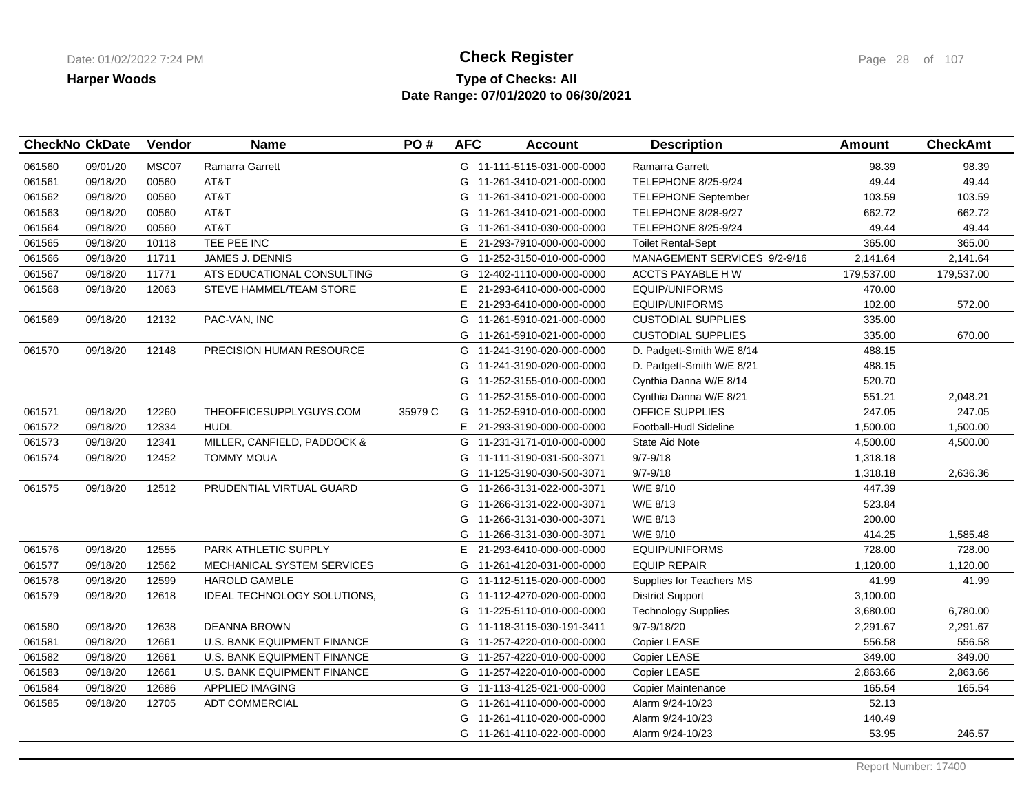# Check Register

**Harper Woods**

**Type of Checks: All**

**Date Range: 07/01/2020 to 06/30/2021**

| CheckNo | CkDate | Vendor | Name | PO # | AFC | Account | Description | Amount | CheckAmt |
|---|---|---|---|---|---|---|---|---|---|
| 061560 | 09/01/20 | MSC07 | Ramarra Garrett | | G | 11-111-5115-031-000-0000 | Ramarra Garrett | 98.39 | 98.39 |
| 061561 | 09/18/20 | 00560 | AT&T | | G | 11-261-3410-021-000-0000 | TELEPHONE 8/25-9/24 | 49.44 | 49.44 |
| 061562 | 09/18/20 | 00560 | AT&T | | G | 11-261-3410-021-000-0000 | TELEPHONE September | 103.59 | 103.59 |
| 061563 | 09/18/20 | 00560 | AT&T | | G | 11-261-3410-021-000-0000 | TELEPHONE 8/28-9/27 | 662.72 | 662.72 |
| 061564 | 09/18/20 | 00560 | AT&T | | G | 11-261-3410-030-000-0000 | TELEPHONE 8/25-9/24 | 49.44 | 49.44 |
| 061565 | 09/18/20 | 10118 | TEE PEE INC | | E | 21-293-7910-000-000-0000 | Toilet Rental-Sept | 365.00 | 365.00 |
| 061566 | 09/18/20 | 11711 | JAMES J. DENNIS | | G | 11-252-3150-010-000-0000 | MANAGEMENT SERVICES 9/2-9/16 | 2,141.64 | 2,141.64 |
| 061567 | 09/18/20 | 11771 | ATS EDUCATIONAL CONSULTING | | G | 12-402-1110-000-000-0000 | ACCTS PAYABLE H W | 179,537.00 | 179,537.00 |
| 061568 | 09/18/20 | 12063 | STEVE HAMMEL/TEAM STORE | | E | 21-293-6410-000-000-0000 | EQUIP/UNIFORMS | 470.00 | |
| | | | | | E | 21-293-6410-000-000-0000 | EQUIP/UNIFORMS | 102.00 | 572.00 |
| 061569 | 09/18/20 | 12132 | PAC-VAN, INC | | G | 11-261-5910-021-000-0000 | CUSTODIAL SUPPLIES | 335.00 | |
| | | | | | G | 11-261-5910-021-000-0000 | CUSTODIAL SUPPLIES | 335.00 | 670.00 |
| 061570 | 09/18/20 | 12148 | PRECISION HUMAN RESOURCE | | G | 11-241-3190-020-000-0000 | D. Padgett-Smith W/E 8/14 | 488.15 | |
| | | | | | G | 11-241-3190-020-000-0000 | D. Padgett-Smith W/E 8/21 | 488.15 | |
| | | | | | G | 11-252-3155-010-000-0000 | Cynthia Danna W/E 8/14 | 520.70 | |
| | | | | | G | 11-252-3155-010-000-0000 | Cynthia Danna W/E 8/21 | 551.21 | 2,048.21 |
| 061571 | 09/18/20 | 12260 | THEOFFICESUPPLYGUYS.COM | 35979 C | G | 11-252-5910-010-000-0000 | OFFICE SUPPLIES | 247.05 | 247.05 |
| 061572 | 09/18/20 | 12334 | HUDL | | E | 21-293-3190-000-000-0000 | Football-Hudl Sideline | 1,500.00 | 1,500.00 |
| 061573 | 09/18/20 | 12341 | MILLER, CANFIELD, PADDOCK & | | G | 11-231-3171-010-000-0000 | State Aid Note | 4,500.00 | 4,500.00 |
| 061574 | 09/18/20 | 12452 | TOMMY MOUA | | G | 11-111-3190-031-500-3071 | 9/7-9/18 | 1,318.18 | |
| | | | | | G | 11-125-3190-030-500-3071 | 9/7-9/18 | 1,318.18 | 2,636.36 |
| 061575 | 09/18/20 | 12512 | PRUDENTIAL VIRTUAL GUARD | | G | 11-266-3131-022-000-3071 | W/E 9/10 | 447.39 | |
| | | | | | G | 11-266-3131-022-000-3071 | W/E 8/13 | 523.84 | |
| | | | | | G | 11-266-3131-030-000-3071 | W/E 8/13 | 200.00 | |
| | | | | | G | 11-266-3131-030-000-3071 | W/E 9/10 | 414.25 | 1,585.48 |
| 061576 | 09/18/20 | 12555 | PARK ATHLETIC SUPPLY | | E | 21-293-6410-000-000-0000 | EQUIP/UNIFORMS | 728.00 | 728.00 |
| 061577 | 09/18/20 | 12562 | MECHANICAL SYSTEM SERVICES | | G | 11-261-4120-031-000-0000 | EQUIP REPAIR | 1,120.00 | 1,120.00 |
| 061578 | 09/18/20 | 12599 | HAROLD GAMBLE | | G | 11-112-5115-020-000-0000 | Supplies for Teachers MS | 41.99 | 41.99 |
| 061579 | 09/18/20 | 12618 | IDEAL TECHNOLOGY SOLUTIONS, | | G | 11-112-4270-020-000-0000 | District Support | 3,100.00 | |
| | | | | | G | 11-225-5110-010-000-0000 | Technology Supplies | 3,680.00 | 6,780.00 |
| 061580 | 09/18/20 | 12638 | DEANNA BROWN | | G | 11-118-3115-030-191-3411 | 9/7-9/18/20 | 2,291.67 | 2,291.67 |
| 061581 | 09/18/20 | 12661 | U.S. BANK EQUIPMENT FINANCE | | G | 11-257-4220-010-000-0000 | Copier LEASE | 556.58 | 556.58 |
| 061582 | 09/18/20 | 12661 | U.S. BANK EQUIPMENT FINANCE | | G | 11-257-4220-010-000-0000 | Copier LEASE | 349.00 | 349.00 |
| 061583 | 09/18/20 | 12661 | U.S. BANK EQUIPMENT FINANCE | | G | 11-257-4220-010-000-0000 | Copier LEASE | 2,863.66 | 2,863.66 |
| 061584 | 09/18/20 | 12686 | APPLIED IMAGING | | G | 11-113-4125-021-000-0000 | Copier Maintenance | 165.54 | 165.54 |
| 061585 | 09/18/20 | 12705 | ADT COMMERCIAL | | G | 11-261-4110-000-000-0000 | Alarm 9/24-10/23 | 52.13 | |
| | | | | | G | 11-261-4110-020-000-0000 | Alarm 9/24-10/23 | 140.49 | |
| | | | | | G | 11-261-4110-022-000-0000 | Alarm 9/24-10/23 | 53.95 | 246.57 |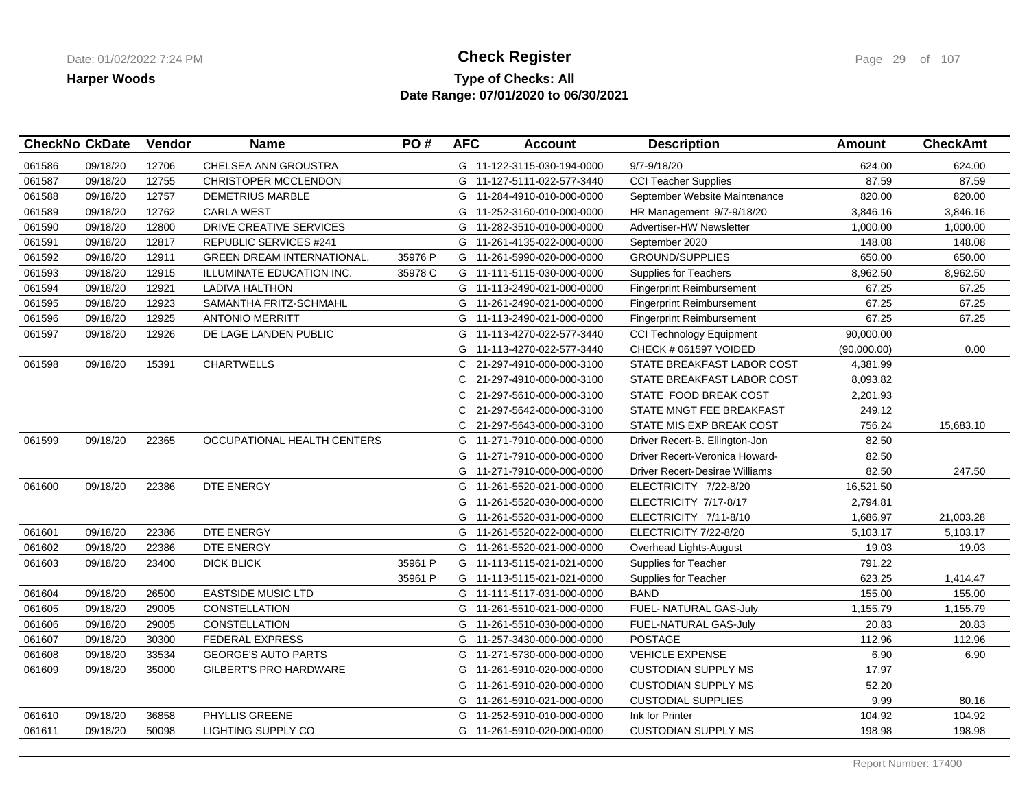# Check Register

**Harper Woods**

**Type of Checks: All**

**Date Range: 07/01/2020 to 06/30/2021**

| CheckNo | CkDate | Vendor | Name | PO # | AFC | Account | Description | Amount | CheckAmt |
|---|---|---|---|---|---|---|---|---|---|
| 061586 | 09/18/20 | 12706 | CHELSEA ANN GROUSTRA | | G | 11-122-3115-030-194-0000 | 9/7-9/18/20 | 624.00 | 624.00 |
| 061587 | 09/18/20 | 12755 | CHRISTOPER MCCLENDON | | G | 11-127-5111-022-577-3440 | CCI Teacher Supplies | 87.59 | 87.59 |
| 061588 | 09/18/20 | 12757 | DEMETRIUS MARBLE | | G | 11-284-4910-010-000-0000 | September Website Maintenance | 820.00 | 820.00 |
| 061589 | 09/18/20 | 12762 | CARLA WEST | | G | 11-252-3160-010-000-0000 | HR Management 9/7-9/18/20 | 3,846.16 | 3,846.16 |
| 061590 | 09/18/20 | 12800 | DRIVE CREATIVE SERVICES | | G | 11-282-3510-010-000-0000 | Advertiser-HW Newsletter | 1,000.00 | 1,000.00 |
| 061591 | 09/18/20 | 12817 | REPUBLIC SERVICES #241 | | G | 11-261-4135-022-000-0000 | September 2020 | 148.08 | 148.08 |
| 061592 | 09/18/20 | 12911 | GREEN DREAM INTERNATIONAL, | 35976 P | G | 11-261-5990-020-000-0000 | GROUND/SUPPLIES | 650.00 | 650.00 |
| 061593 | 09/18/20 | 12915 | ILLUMINATE EDUCATION INC. | 35978 C | G | 11-111-5115-030-000-0000 | Supplies for Teachers | 8,962.50 | 8,962.50 |
| 061594 | 09/18/20 | 12921 | LADIVA HALTHON | | G | 11-113-2490-021-000-0000 | Fingerprint Reimbursement | 67.25 | 67.25 |
| 061595 | 09/18/20 | 12923 | SAMANTHA FRITZ-SCHMAHL | | G | 11-261-2490-021-000-0000 | Fingerprint Reimbursement | 67.25 | 67.25 |
| 061596 | 09/18/20 | 12925 | ANTONIO MERRITT | | G | 11-113-2490-021-000-0000 | Fingerprint Reimbursement | 67.25 | 67.25 |
| 061597 | 09/18/20 | 12926 | DE LAGE LANDEN PUBLIC | | G | 11-113-4270-022-577-3440 | CCI Technology Equipment | 90,000.00 | |
| | | | | | G | 11-113-4270-022-577-3440 | CHECK # 061597 VOIDED | (90,000.00) | 0.00 |
| 061598 | 09/18/20 | 15391 | CHARTWELLS | | C | 21-297-4910-000-000-3100 | STATE BREAKFAST LABOR COST | 4,381.99 | |
| | | | | | C | 21-297-4910-000-000-3100 | STATE BREAKFAST LABOR COST | 8,093.82 | |
| | | | | | C | 21-297-5610-000-000-3100 | STATE FOOD BREAK COST | 2,201.93 | |
| | | | | | C | 21-297-5642-000-000-3100 | STATE MNGT FEE BREAKFAST | 249.12 | |
| | | | | | C | 21-297-5643-000-000-3100 | STATE MIS EXP BREAK COST | 756.24 | 15,683.10 |
| 061599 | 09/18/20 | 22365 | OCCUPATIONAL HEALTH CENTERS | | G | 11-271-7910-000-000-0000 | Driver Recert-B. Ellington-Jon | 82.50 | |
| | | | | | G | 11-271-7910-000-000-0000 | Driver Recert-Veronica Howard- | 82.50 | |
| | | | | | G | 11-271-7910-000-000-0000 | Driver Recert-Desirae Williams | 82.50 | 247.50 |
| 061600 | 09/18/20 | 22386 | DTE ENERGY | | G | 11-261-5520-021-000-0000 | ELECTRICITY 7/22-8/20 | 16,521.50 | |
| | | | | | G | 11-261-5520-030-000-0000 | ELECTRICITY 7/17-8/17 | 2,794.81 | |
| | | | | | G | 11-261-5520-031-000-0000 | ELECTRICITY 7/11-8/10 | 1,686.97 | 21,003.28 |
| 061601 | 09/18/20 | 22386 | DTE ENERGY | | G | 11-261-5520-022-000-0000 | ELECTRICITY 7/22-8/20 | 5,103.17 | 5,103.17 |
| 061602 | 09/18/20 | 22386 | DTE ENERGY | | G | 11-261-5520-021-000-0000 | Overhead Lights-August | 19.03 | 19.03 |
| 061603 | 09/18/20 | 23400 | DICK BLICK | 35961 P | G | 11-113-5115-021-021-0000 | Supplies for Teacher | 791.22 | |
| | | | | 35961 P | G | 11-113-5115-021-021-0000 | Supplies for Teacher | 623.25 | 1,414.47 |
| 061604 | 09/18/20 | 26500 | EASTSIDE MUSIC LTD | | G | 11-111-5117-031-000-0000 | BAND | 155.00 | 155.00 |
| 061605 | 09/18/20 | 29005 | CONSTELLATION | | G | 11-261-5510-021-000-0000 | FUEL- NATURAL GAS-July | 1,155.79 | 1,155.79 |
| 061606 | 09/18/20 | 29005 | CONSTELLATION | | G | 11-261-5510-030-000-0000 | FUEL-NATURAL GAS-July | 20.83 | 20.83 |
| 061607 | 09/18/20 | 30300 | FEDERAL EXPRESS | | G | 11-257-3430-000-000-0000 | POSTAGE | 112.96 | 112.96 |
| 061608 | 09/18/20 | 33534 | GEORGE'S AUTO PARTS | | G | 11-271-5730-000-000-0000 | VEHICLE EXPENSE | 6.90 | 6.90 |
| 061609 | 09/18/20 | 35000 | GILBERT'S PRO HARDWARE | | G | 11-261-5910-020-000-0000 | CUSTODIAN SUPPLY MS | 17.97 | |
| | | | | | G | 11-261-5910-020-000-0000 | CUSTODIAN SUPPLY MS | 52.20 | |
| | | | | | G | 11-261-5910-021-000-0000 | CUSTODIAL SUPPLIES | 9.99 | 80.16 |
| 061610 | 09/18/20 | 36858 | PHYLLIS GREENE | | G | 11-252-5910-010-000-0000 | Ink for Printer | 104.92 | 104.92 |
| 061611 | 09/18/20 | 50098 | LIGHTING SUPPLY CO | | G | 11-261-5910-020-000-0000 | CUSTODIAN SUPPLY MS | 198.98 | 198.98 |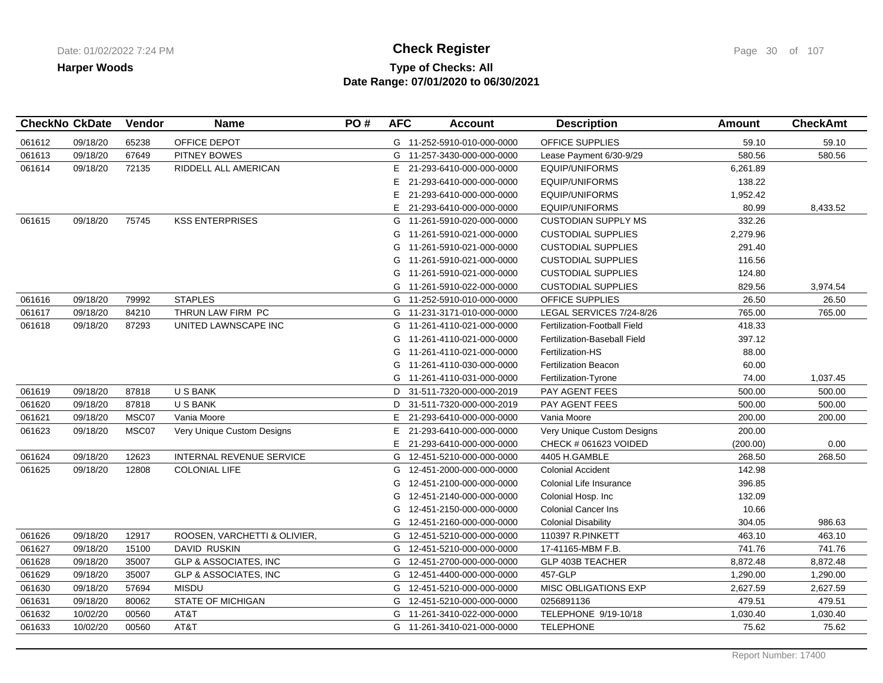# Check Register

**Harper Woods**

**Type of Checks: All**
**Date Range: 07/01/2020 to 06/30/2021**

| CheckNo | CkDate | Vendor | Name | PO # | AFC | Account | Description | Amount | CheckAmt |
|---|---|---|---|---|---|---|---|---|---|
| 061612 | 09/18/20 | 65238 | OFFICE DEPOT | | G | 11-252-5910-010-000-0000 | OFFICE SUPPLIES | 59.10 | 59.10 |
| 061613 | 09/18/20 | 67649 | PITNEY BOWES | | G | 11-257-3430-000-000-0000 | Lease Payment 6/30-9/29 | 580.56 | 580.56 |
| 061614 | 09/18/20 | 72135 | RIDDELL ALL AMERICAN | | E | 21-293-6410-000-000-0000 | EQUIP/UNIFORMS | 6,261.89 | |
| | | | | | E | 21-293-6410-000-000-0000 | EQUIP/UNIFORMS | 138.22 | |
| | | | | | E | 21-293-6410-000-000-0000 | EQUIP/UNIFORMS | 1,952.42 | |
| | | | | | E | 21-293-6410-000-000-0000 | EQUIP/UNIFORMS | 80.99 | 8,433.52 |
| 061615 | 09/18/20 | 75745 | KSS ENTERPRISES | | G | 11-261-5910-020-000-0000 | CUSTODIAN SUPPLY MS | 332.26 | |
| | | | | | G | 11-261-5910-021-000-0000 | CUSTODIAL SUPPLIES | 2,279.96 | |
| | | | | | G | 11-261-5910-021-000-0000 | CUSTODIAL SUPPLIES | 291.40 | |
| | | | | | G | 11-261-5910-021-000-0000 | CUSTODIAL SUPPLIES | 116.56 | |
| | | | | | G | 11-261-5910-021-000-0000 | CUSTODIAL SUPPLIES | 124.80 | |
| | | | | | G | 11-261-5910-022-000-0000 | CUSTODIAL SUPPLIES | 829.56 | 3,974.54 |
| 061616 | 09/18/20 | 79992 | STAPLES | | G | 11-252-5910-010-000-0000 | OFFICE SUPPLIES | 26.50 | 26.50 |
| 061617 | 09/18/20 | 84210 | THRUN LAW FIRM PC | | G | 11-231-3171-010-000-0000 | LEGAL SERVICES 7/24-8/26 | 765.00 | 765.00 |
| 061618 | 09/18/20 | 87293 | UNITED LAWNSCAPE INC | | G | 11-261-4110-021-000-0000 | Fertilization-Football Field | 418.33 | |
| | | | | | G | 11-261-4110-021-000-0000 | Fertilization-Baseball Field | 397.12 | |
| | | | | | G | 11-261-4110-021-000-0000 | Fertilization-HS | 88.00 | |
| | | | | | G | 11-261-4110-030-000-0000 | Fertilization Beacon | 60.00 | |
| | | | | | G | 11-261-4110-031-000-0000 | Fertilization-Tyrone | 74.00 | 1,037.45 |
| 061619 | 09/18/20 | 87818 | U S BANK | | D | 31-511-7320-000-000-2019 | PAY AGENT FEES | 500.00 | 500.00 |
| 061620 | 09/18/20 | 87818 | U S BANK | | D | 31-511-7320-000-000-2019 | PAY AGENT FEES | 500.00 | 500.00 |
| 061621 | 09/18/20 | MSC07 | Vania Moore | | E | 21-293-6410-000-000-0000 | Vania Moore | 200.00 | 200.00 |
| 061623 | 09/18/20 | MSC07 | Very Unique Custom Designs | | E | 21-293-6410-000-000-0000 | Very Unique Custom Designs | 200.00 | |
| | | | | | E | 21-293-6410-000-000-0000 | CHECK # 061623 VOIDED | (200.00) | 0.00 |
| 061624 | 09/18/20 | 12623 | INTERNAL REVENUE SERVICE | | G | 12-451-5210-000-000-0000 | 4405 H.GAMBLE | 268.50 | 268.50 |
| 061625 | 09/18/20 | 12808 | COLONIAL LIFE | | G | 12-451-2000-000-000-0000 | Colonial Accident | 142.98 | |
| | | | | | G | 12-451-2100-000-000-0000 | Colonial Life Insurance | 396.85 | |
| | | | | | G | 12-451-2140-000-000-0000 | Colonial Hosp. Inc | 132.09 | |
| | | | | | G | 12-451-2150-000-000-0000 | Colonial Cancer Ins | 10.66 | |
| | | | | | G | 12-451-2160-000-000-0000 | Colonial Disability | 304.05 | 986.63 |
| 061626 | 09/18/20 | 12917 | ROOSEN, VARCHETTI & OLIVIER, | | G | 12-451-5210-000-000-0000 | 110397 R.PINKETT | 463.10 | 463.10 |
| 061627 | 09/18/20 | 15100 | DAVID RUSKIN | | G | 12-451-5210-000-000-0000 | 17-41165-MBM F.B. | 741.76 | 741.76 |
| 061628 | 09/18/20 | 35007 | GLP & ASSOCIATES, INC | | G | 12-451-2700-000-000-0000 | GLP 403B TEACHER | 8,872.48 | 8,872.48 |
| 061629 | 09/18/20 | 35007 | GLP & ASSOCIATES, INC | | G | 12-451-4400-000-000-0000 | 457-GLP | 1,290.00 | 1,290.00 |
| 061630 | 09/18/20 | 57694 | MISDU | | G | 12-451-5210-000-000-0000 | MISC OBLIGATIONS EXP | 2,627.59 | 2,627.59 |
| 061631 | 09/18/20 | 80062 | STATE OF MICHIGAN | | G | 12-451-5210-000-000-0000 | 0256891136 | 479.51 | 479.51 |
| 061632 | 10/02/20 | 00560 | AT&T | | G | 11-261-3410-022-000-0000 | TELEPHONE 9/19-10/18 | 1,030.40 | 1,030.40 |
| 061633 | 10/02/20 | 00560 | AT&T | | G | 11-261-3410-021-000-0000 | TELEPHONE | 75.62 | 75.62 |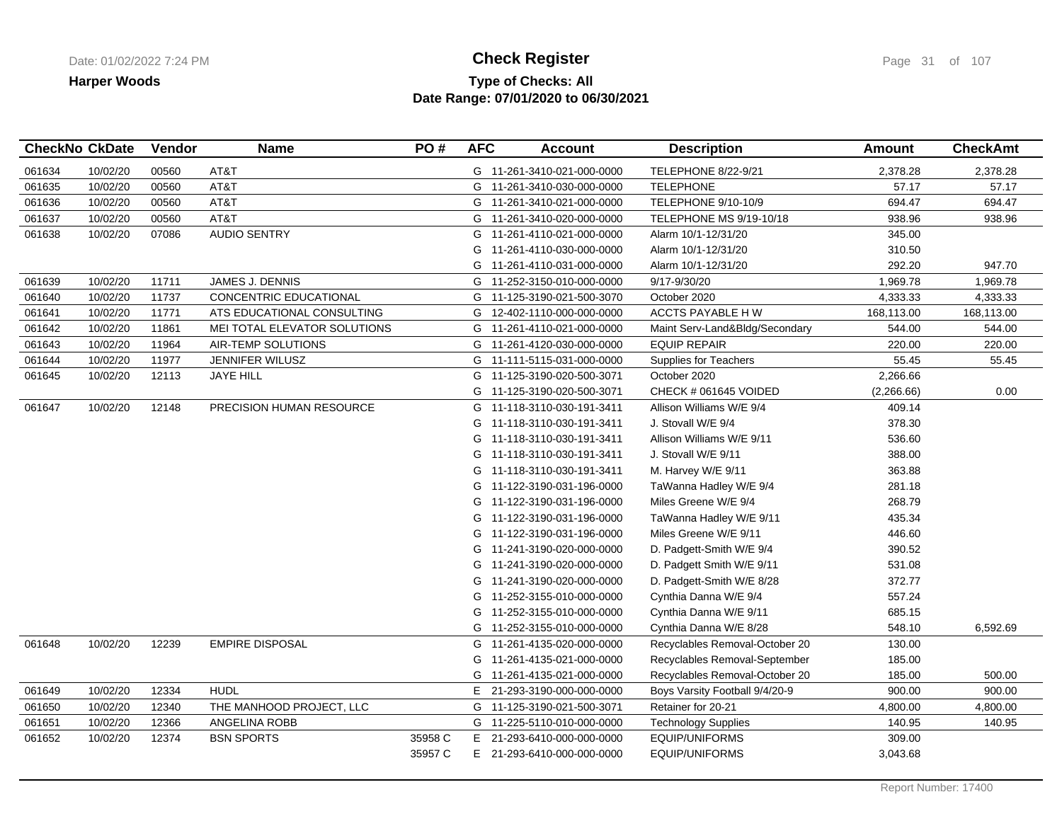**Harper Woods**

# Check Register

**Type of Checks: All**
**Date Range: 07/01/2020 to 06/30/2021**

| CheckNo | CkDate | Vendor | Name | PO # | AFC | Account | Description | Amount | CheckAmt |
|---|---|---|---|---|---|---|---|---|---|
| 061634 | 10/02/20 | 00560 | AT&T | | G | 11-261-3410-021-000-0000 | TELEPHONE 8/22-9/21 | 2,378.28 | 2,378.28 |
| 061635 | 10/02/20 | 00560 | AT&T | | G | 11-261-3410-030-000-0000 | TELEPHONE | 57.17 | 57.17 |
| 061636 | 10/02/20 | 00560 | AT&T | | G | 11-261-3410-021-000-0000 | TELEPHONE 9/10-10/9 | 694.47 | 694.47 |
| 061637 | 10/02/20 | 00560 | AT&T | | G | 11-261-3410-020-000-0000 | TELEPHONE MS 9/19-10/18 | 938.96 | 938.96 |
| 061638 | 10/02/20 | 07086 | AUDIO SENTRY | | G | 11-261-4110-021-000-0000 | Alarm 10/1-12/31/20 | 345.00 | |
| | | | | | G | 11-261-4110-030-000-0000 | Alarm 10/1-12/31/20 | 310.50 | |
| | | | | | G | 11-261-4110-031-000-0000 | Alarm 10/1-12/31/20 | 292.20 | 947.70 |
| 061639 | 10/02/20 | 11711 | JAMES J. DENNIS | | G | 11-252-3150-010-000-0000 | 9/17-9/30/20 | 1,969.78 | 1,969.78 |
| 061640 | 10/02/20 | 11737 | CONCENTRIC EDUCATIONAL | | G | 11-125-3190-021-500-3070 | October 2020 | 4,333.33 | 4,333.33 |
| 061641 | 10/02/20 | 11771 | ATS EDUCATIONAL CONSULTING | | G | 12-402-1110-000-000-0000 | ACCTS PAYABLE H W | 168,113.00 | 168,113.00 |
| 061642 | 10/02/20 | 11861 | MEI TOTAL ELEVATOR SOLUTIONS | | G | 11-261-4110-021-000-0000 | Maint Serv-Land&Bldg/Secondary | 544.00 | 544.00 |
| 061643 | 10/02/20 | 11964 | AIR-TEMP SOLUTIONS | | G | 11-261-4120-030-000-0000 | EQUIP REPAIR | 220.00 | 220.00 |
| 061644 | 10/02/20 | 11977 | JENNIFER WILUSZ | | G | 11-111-5115-031-000-0000 | Supplies for Teachers | 55.45 | 55.45 |
| 061645 | 10/02/20 | 12113 | JAYE HILL | | G | 11-125-3190-020-500-3071 | October 2020 | 2,266.66 | |
| | | | | | G | 11-125-3190-020-500-3071 | CHECK # 061645 VOIDED | (2,266.66) | 0.00 |
| 061647 | 10/02/20 | 12148 | PRECISION HUMAN RESOURCE | | G | 11-118-3110-030-191-3411 | Allison Williams W/E 9/4 | 409.14 | |
| | | | | | G | 11-118-3110-030-191-3411 | J. Stovall W/E 9/4 | 378.30 | |
| | | | | | G | 11-118-3110-030-191-3411 | Allison Williams W/E 9/11 | 536.60 | |
| | | | | | G | 11-118-3110-030-191-3411 | J. Stovall W/E 9/11 | 388.00 | |
| | | | | | G | 11-118-3110-030-191-3411 | M. Harvey W/E 9/11 | 363.88 | |
| | | | | | G | 11-122-3190-031-196-0000 | TaWanna Hadley W/E 9/4 | 281.18 | |
| | | | | | G | 11-122-3190-031-196-0000 | Miles Greene W/E 9/4 | 268.79 | |
| | | | | | G | 11-122-3190-031-196-0000 | TaWanna Hadley W/E 9/11 | 435.34 | |
| | | | | | G | 11-122-3190-031-196-0000 | Miles Greene W/E 9/11 | 446.60 | |
| | | | | | G | 11-241-3190-020-000-0000 | D. Padgett-Smith W/E 9/4 | 390.52 | |
| | | | | | G | 11-241-3190-020-000-0000 | D. Padgett Smith W/E 9/11 | 531.08 | |
| | | | | | G | 11-241-3190-020-000-0000 | D. Padgett-Smith W/E 8/28 | 372.77 | |
| | | | | | G | 11-252-3155-010-000-0000 | Cynthia Danna W/E 9/4 | 557.24 | |
| | | | | | G | 11-252-3155-010-000-0000 | Cynthia Danna W/E 9/11 | 685.15 | |
| | | | | | G | 11-252-3155-010-000-0000 | Cynthia Danna W/E 8/28 | 548.10 | 6,592.69 |
| 061648 | 10/02/20 | 12239 | EMPIRE DISPOSAL | | G | 11-261-4135-020-000-0000 | Recyclables Removal-October 20 | 130.00 | |
| | | | | | G | 11-261-4135-021-000-0000 | Recyclables Removal-September | 185.00 | |
| | | | | | G | 11-261-4135-021-000-0000 | Recyclables Removal-October 20 | 185.00 | 500.00 |
| 061649 | 10/02/20 | 12334 | HUDL | | E | 21-293-3190-000-000-0000 | Boys Varsity Football 9/4/20-9 | 900.00 | 900.00 |
| 061650 | 10/02/20 | 12340 | THE MANHOOD PROJECT, LLC | | G | 11-125-3190-021-500-3071 | Retainer for 20-21 | 4,800.00 | 4,800.00 |
| 061651 | 10/02/20 | 12366 | ANGELINA ROBB | | G | 11-225-5110-010-000-0000 | Technology Supplies | 140.95 | 140.95 |
| 061652 | 10/02/20 | 12374 | BSN SPORTS | 35958 C | E | 21-293-6410-000-000-0000 | EQUIP/UNIFORMS | 309.00 | |
| | | | | 35957 C | E | 21-293-6410-000-000-0000 | EQUIP/UNIFORMS | 3,043.68 | |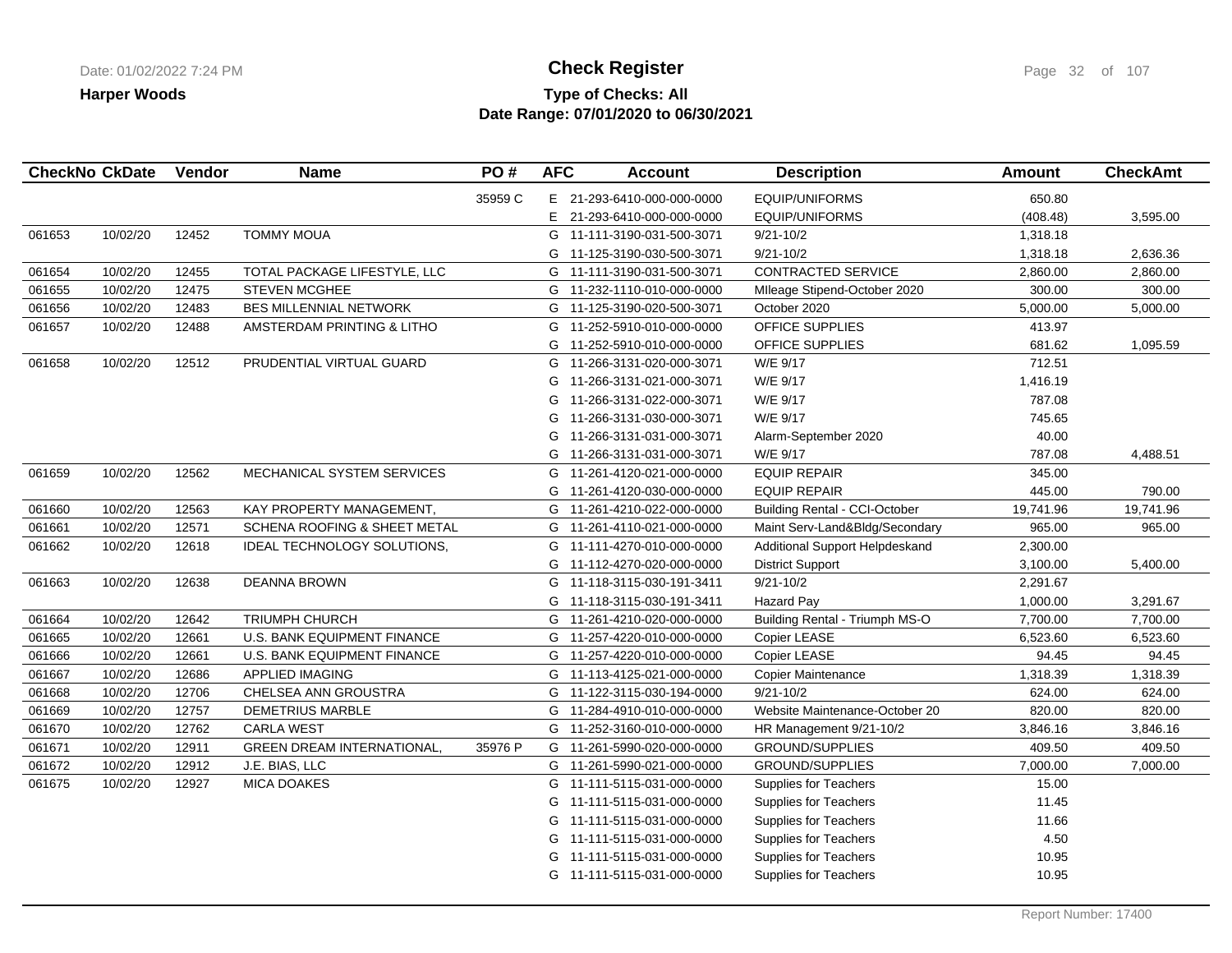**Harper Woods**

# Check Register

## Type of Checks: All
## Date Range: 07/01/2020 to 06/30/2021

| CheckNo | CkDate | Vendor | Name | PO # | AFC | Account | Description | Amount | CheckAmt |
|---|---|---|---|---|---|---|---|---|---|
| | | | | 35959 C | E | 21-293-6410-000-000-0000 | EQUIP/UNIFORMS | 650.80 | |
| | | | | | E | 21-293-6410-000-000-0000 | EQUIP/UNIFORMS | (408.48) | 3,595.00 |
| 061653 | 10/02/20 | 12452 | TOMMY MOUA | | G | 11-111-3190-031-500-3071 | 9/21-10/2 | 1,318.18 | |
| | | | | | G | 11-125-3190-030-500-3071 | 9/21-10/2 | 1,318.18 | 2,636.36 |
| 061654 | 10/02/20 | 12455 | TOTAL PACKAGE LIFESTYLE, LLC | | G | 11-111-3190-031-500-3071 | CONTRACTED SERVICE | 2,860.00 | 2,860.00 |
| 061655 | 10/02/20 | 12475 | STEVEN MCGHEE | | G | 11-232-1110-010-000-0000 | MIleage Stipend-October 2020 | 300.00 | 300.00 |
| 061656 | 10/02/20 | 12483 | BES MILLENNIAL NETWORK | | G | 11-125-3190-020-500-3071 | October 2020 | 5,000.00 | 5,000.00 |
| 061657 | 10/02/20 | 12488 | AMSTERDAM PRINTING & LITHO | | G | 11-252-5910-010-000-0000 | OFFICE SUPPLIES | 413.97 | |
| | | | | | G | 11-252-5910-010-000-0000 | OFFICE SUPPLIES | 681.62 | 1,095.59 |
| 061658 | 10/02/20 | 12512 | PRUDENTIAL VIRTUAL GUARD | | G | 11-266-3131-020-000-3071 | W/E 9/17 | 712.51 | |
| | | | | | G | 11-266-3131-021-000-3071 | W/E 9/17 | 1,416.19 | |
| | | | | | G | 11-266-3131-022-000-3071 | W/E 9/17 | 787.08 | |
| | | | | | G | 11-266-3131-030-000-3071 | W/E 9/17 | 745.65 | |
| | | | | | G | 11-266-3131-031-000-3071 | Alarm-September 2020 | 40.00 | |
| | | | | | G | 11-266-3131-031-000-3071 | W/E 9/17 | 787.08 | 4,488.51 |
| 061659 | 10/02/20 | 12562 | MECHANICAL SYSTEM SERVICES | | G | 11-261-4120-021-000-0000 | EQUIP REPAIR | 345.00 | |
| | | | | | G | 11-261-4120-030-000-0000 | EQUIP REPAIR | 445.00 | 790.00 |
| 061660 | 10/02/20 | 12563 | KAY PROPERTY MANAGEMENT, | | G | 11-261-4210-022-000-0000 | Building Rental - CCI-October | 19,741.96 | 19,741.96 |
| 061661 | 10/02/20 | 12571 | SCHENA ROOFING & SHEET METAL | | G | 11-261-4110-021-000-0000 | Maint Serv-Land&Bldg/Secondary | 965.00 | 965.00 |
| 061662 | 10/02/20 | 12618 | IDEAL TECHNOLOGY SOLUTIONS, | | G | 11-111-4270-010-000-0000 | Additional Support Helpdeskand | 2,300.00 | |
| | | | | | G | 11-112-4270-020-000-0000 | District Support | 3,100.00 | 5,400.00 |
| 061663 | 10/02/20 | 12638 | DEANNA BROWN | | G | 11-118-3115-030-191-3411 | 9/21-10/2 | 2,291.67 | |
| | | | | | G | 11-118-3115-030-191-3411 | Hazard Pay | 1,000.00 | 3,291.67 |
| 061664 | 10/02/20 | 12642 | TRIUMPH CHURCH | | G | 11-261-4210-020-000-0000 | Building Rental - Triumph MS-O | 7,700.00 | 7,700.00 |
| 061665 | 10/02/20 | 12661 | U.S. BANK EQUIPMENT FINANCE | | G | 11-257-4220-010-000-0000 | Copier LEASE | 6,523.60 | 6,523.60 |
| 061666 | 10/02/20 | 12661 | U.S. BANK EQUIPMENT FINANCE | | G | 11-257-4220-010-000-0000 | Copier LEASE | 94.45 | 94.45 |
| 061667 | 10/02/20 | 12686 | APPLIED IMAGING | | G | 11-113-4125-021-000-0000 | Copier Maintenance | 1,318.39 | 1,318.39 |
| 061668 | 10/02/20 | 12706 | CHELSEA ANN GROUSTRA | | G | 11-122-3115-030-194-0000 | 9/21-10/2 | 624.00 | 624.00 |
| 061669 | 10/02/20 | 12757 | DEMETRIUS MARBLE | | G | 11-284-4910-010-000-0000 | Website Maintenance-October 20 | 820.00 | 820.00 |
| 061670 | 10/02/20 | 12762 | CARLA WEST | | G | 11-252-3160-010-000-0000 | HR Management 9/21-10/2 | 3,846.16 | 3,846.16 |
| 061671 | 10/02/20 | 12911 | GREEN DREAM INTERNATIONAL, | 35976 P | G | 11-261-5990-020-000-0000 | GROUND/SUPPLIES | 409.50 | 409.50 |
| 061672 | 10/02/20 | 12912 | J.E. BIAS, LLC | | G | 11-261-5990-021-000-0000 | GROUND/SUPPLIES | 7,000.00 | 7,000.00 |
| 061675 | 10/02/20 | 12927 | MICA DOAKES | | G | 11-111-5115-031-000-0000 | Supplies for Teachers | 15.00 | |
| | | | | | G | 11-111-5115-031-000-0000 | Supplies for Teachers | 11.45 | |
| | | | | | G | 11-111-5115-031-000-0000 | Supplies for Teachers | 11.66 | |
| | | | | | G | 11-111-5115-031-000-0000 | Supplies for Teachers | 4.50 | |
| | | | | | G | 11-111-5115-031-000-0000 | Supplies for Teachers | 10.95 | |
| | | | | | G | 11-111-5115-031-000-0000 | Supplies for Teachers | 10.95 | |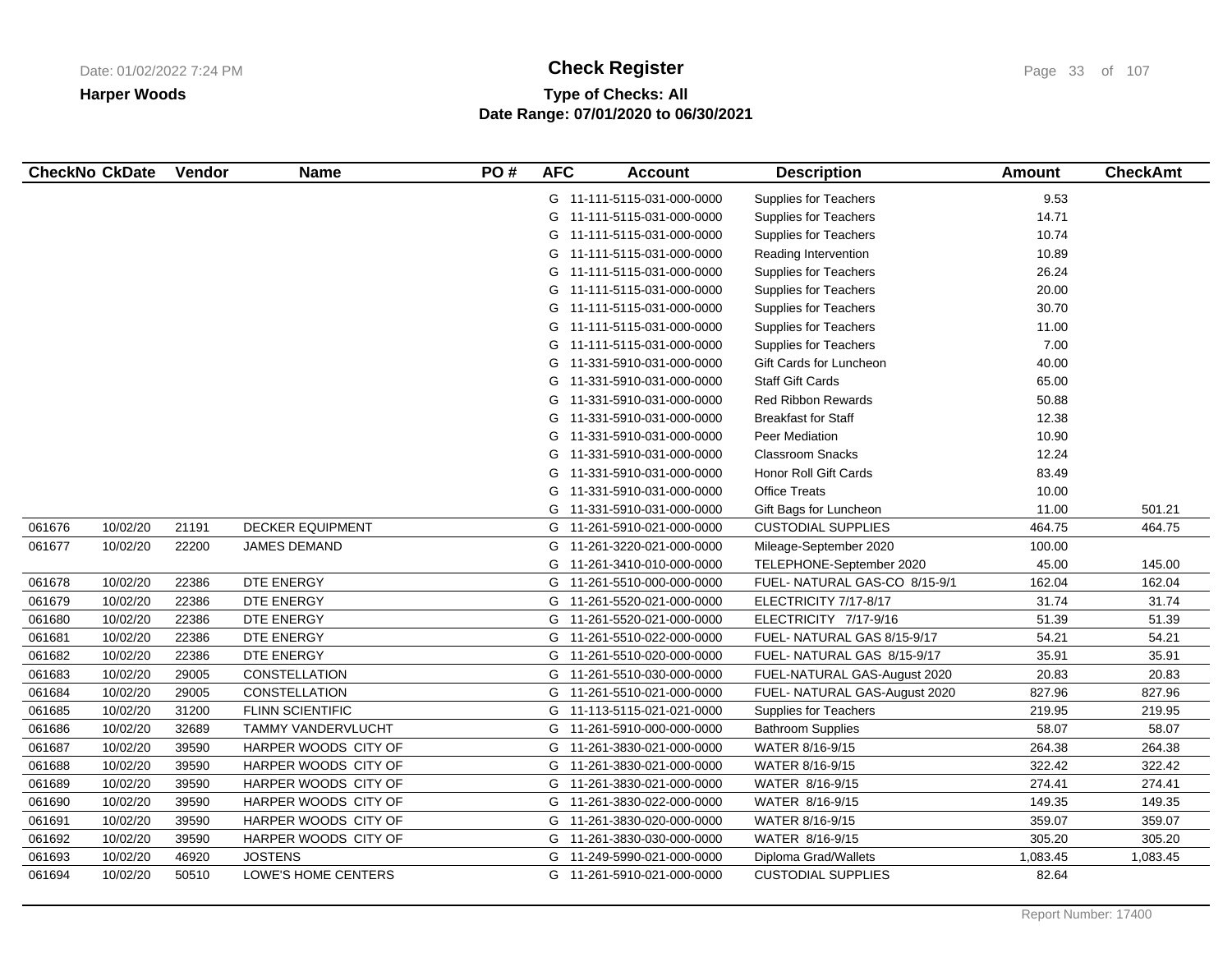**Harper Woods**

# Check Register

**Type of Checks: All**
**Date Range: 07/01/2020 to 06/30/2021**

| CheckNo | CkDate | Vendor | Name | PO # | AFC | Account | Description | Amount | CheckAmt |
|---|---|---|---|---|---|---|---|---|---|
| | | | | | G | 11-111-5115-031-000-0000 | Supplies for Teachers | 9.53 | |
| | | | | | G | 11-111-5115-031-000-0000 | Supplies for Teachers | 14.71 | |
| | | | | | G | 11-111-5115-031-000-0000 | Supplies for Teachers | 10.74 | |
| | | | | | G | 11-111-5115-031-000-0000 | Reading Intervention | 10.89 | |
| | | | | | G | 11-111-5115-031-000-0000 | Supplies for Teachers | 26.24 | |
| | | | | | G | 11-111-5115-031-000-0000 | Supplies for Teachers | 20.00 | |
| | | | | | G | 11-111-5115-031-000-0000 | Supplies for Teachers | 30.70 | |
| | | | | | G | 11-111-5115-031-000-0000 | Supplies for Teachers | 11.00 | |
| | | | | | G | 11-111-5115-031-000-0000 | Supplies for Teachers | 7.00 | |
| | | | | | G | 11-331-5910-031-000-0000 | Gift Cards for Luncheon | 40.00 | |
| | | | | | G | 11-331-5910-031-000-0000 | Staff Gift Cards | 65.00 | |
| | | | | | G | 11-331-5910-031-000-0000 | Red Ribbon Rewards | 50.88 | |
| | | | | | G | 11-331-5910-031-000-0000 | Breakfast for Staff | 12.38 | |
| | | | | | G | 11-331-5910-031-000-0000 | Peer Mediation | 10.90 | |
| | | | | | G | 11-331-5910-031-000-0000 | Classroom Snacks | 12.24 | |
| | | | | | G | 11-331-5910-031-000-0000 | Honor Roll Gift Cards | 83.49 | |
| | | | | | G | 11-331-5910-031-000-0000 | Office Treats | 10.00 | |
| | | | | | G | 11-331-5910-031-000-0000 | Gift Bags for Luncheon | 11.00 | 501.21 |
| 061676 | 10/02/20 | 21191 | DECKER EQUIPMENT | | G | 11-261-5910-021-000-0000 | CUSTODIAL SUPPLIES | 464.75 | 464.75 |
| 061677 | 10/02/20 | 22200 | JAMES DEMAND | | G | 11-261-3220-021-000-0000 | Mileage-September 2020 | 100.00 | |
| | | | | | G | 11-261-3410-010-000-0000 | TELEPHONE-September 2020 | 45.00 | 145.00 |
| 061678 | 10/02/20 | 22386 | DTE ENERGY | | G | 11-261-5510-000-000-0000 | FUEL- NATURAL GAS-CO 8/15-9/1 | 162.04 | 162.04 |
| 061679 | 10/02/20 | 22386 | DTE ENERGY | | G | 11-261-5520-021-000-0000 | ELECTRICITY 7/17-8/17 | 31.74 | 31.74 |
| 061680 | 10/02/20 | 22386 | DTE ENERGY | | G | 11-261-5520-021-000-0000 | ELECTRICITY 7/17-9/16 | 51.39 | 51.39 |
| 061681 | 10/02/20 | 22386 | DTE ENERGY | | G | 11-261-5510-022-000-0000 | FUEL- NATURAL GAS 8/15-9/17 | 54.21 | 54.21 |
| 061682 | 10/02/20 | 22386 | DTE ENERGY | | G | 11-261-5510-020-000-0000 | FUEL- NATURAL GAS 8/15-9/17 | 35.91 | 35.91 |
| 061683 | 10/02/20 | 29005 | CONSTELLATION | | G | 11-261-5510-030-000-0000 | FUEL-NATURAL GAS-August 2020 | 20.83 | 20.83 |
| 061684 | 10/02/20 | 29005 | CONSTELLATION | | G | 11-261-5510-021-000-0000 | FUEL- NATURAL GAS-August 2020 | 827.96 | 827.96 |
| 061685 | 10/02/20 | 31200 | FLINN SCIENTIFIC | | G | 11-113-5115-021-021-0000 | Supplies for Teachers | 219.95 | 219.95 |
| 061686 | 10/02/20 | 32689 | TAMMY VANDERVLUCHT | | G | 11-261-5910-000-000-0000 | Bathroom Supplies | 58.07 | 58.07 |
| 061687 | 10/02/20 | 39590 | HARPER WOODS CITY OF | | G | 11-261-3830-021-000-0000 | WATER 8/16-9/15 | 264.38 | 264.38 |
| 061688 | 10/02/20 | 39590 | HARPER WOODS CITY OF | | G | 11-261-3830-021-000-0000 | WATER 8/16-9/15 | 322.42 | 322.42 |
| 061689 | 10/02/20 | 39590 | HARPER WOODS CITY OF | | G | 11-261-3830-021-000-0000 | WATER 8/16-9/15 | 274.41 | 274.41 |
| 061690 | 10/02/20 | 39590 | HARPER WOODS CITY OF | | G | 11-261-3830-022-000-0000 | WATER 8/16-9/15 | 149.35 | 149.35 |
| 061691 | 10/02/20 | 39590 | HARPER WOODS CITY OF | | G | 11-261-3830-020-000-0000 | WATER 8/16-9/15 | 359.07 | 359.07 |
| 061692 | 10/02/20 | 39590 | HARPER WOODS CITY OF | | G | 11-261-3830-030-000-0000 | WATER 8/16-9/15 | 305.20 | 305.20 |
| 061693 | 10/02/20 | 46920 | JOSTENS | | G | 11-249-5990-021-000-0000 | Diploma Grad/Wallets | 1,083.45 | 1,083.45 |
| 061694 | 10/02/20 | 50510 | LOWE'S HOME CENTERS | | G | 11-261-5910-021-000-0000 | CUSTODIAL SUPPLIES | 82.64 | |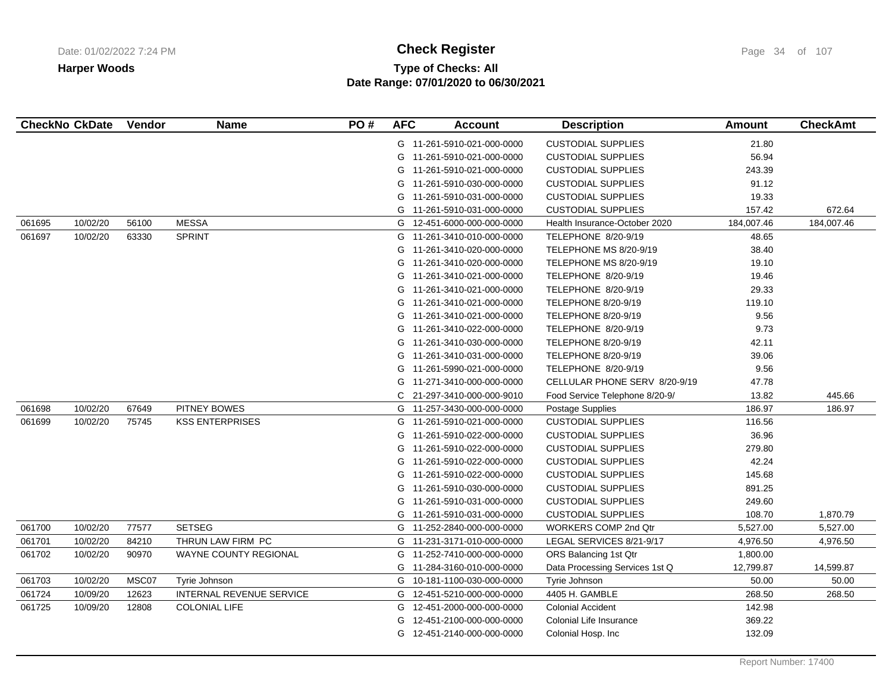# Check Register

**Harper Woods**

**Type of Checks: All**

**Date Range: 07/01/2020 to 06/30/2021**

| CheckNo | CkDate | Vendor | Name | PO # | AFC | Account | Description | Amount | CheckAmt |
|---|---|---|---|---|---|---|---|---|---|
| | | | | | G | 11-261-5910-021-000-0000 | CUSTODIAL SUPPLIES | 21.80 | |
| | | | | | G | 11-261-5910-021-000-0000 | CUSTODIAL SUPPLIES | 56.94 | |
| | | | | | G | 11-261-5910-021-000-0000 | CUSTODIAL SUPPLIES | 243.39 | |
| | | | | | G | 11-261-5910-030-000-0000 | CUSTODIAL SUPPLIES | 91.12 | |
| | | | | | G | 11-261-5910-031-000-0000 | CUSTODIAL SUPPLIES | 19.33 | |
| | | | | | G | 11-261-5910-031-000-0000 | CUSTODIAL SUPPLIES | 157.42 | 672.64 |
| 061695 | 10/02/20 | 56100 | MESSA | | G | 12-451-6000-000-000-0000 | Health Insurance-October 2020 | 184,007.46 | 184,007.46 |
| 061697 | 10/02/20 | 63330 | SPRINT | | G | 11-261-3410-010-000-0000 | TELEPHONE 8/20-9/19 | 48.65 | |
| | | | | | G | 11-261-3410-020-000-0000 | TELEPHONE MS 8/20-9/19 | 38.40 | |
| | | | | | G | 11-261-3410-020-000-0000 | TELEPHONE MS 8/20-9/19 | 19.10 | |
| | | | | | G | 11-261-3410-021-000-0000 | TELEPHONE 8/20-9/19 | 19.46 | |
| | | | | | G | 11-261-3410-021-000-0000 | TELEPHONE 8/20-9/19 | 29.33 | |
| | | | | | G | 11-261-3410-021-000-0000 | TELEPHONE 8/20-9/19 | 119.10 | |
| | | | | | G | 11-261-3410-021-000-0000 | TELEPHONE 8/20-9/19 | 9.56 | |
| | | | | | G | 11-261-3410-022-000-0000 | TELEPHONE 8/20-9/19 | 9.73 | |
| | | | | | G | 11-261-3410-030-000-0000 | TELEPHONE 8/20-9/19 | 42.11 | |
| | | | | | G | 11-261-3410-031-000-0000 | TELEPHONE 8/20-9/19 | 39.06 | |
| | | | | | G | 11-261-5990-021-000-0000 | TELEPHONE 8/20-9/19 | 9.56 | |
| | | | | | G | 11-271-3410-000-000-0000 | CELLULAR PHONE SERV 8/20-9/19 | 47.78 | |
| | | | | | C | 21-297-3410-000-000-9010 | Food Service Telephone 8/20-9/ | 13.82 | 445.66 |
| 061698 | 10/02/20 | 67649 | PITNEY BOWES | | G | 11-257-3430-000-000-0000 | Postage Supplies | 186.97 | 186.97 |
| 061699 | 10/02/20 | 75745 | KSS ENTERPRISES | | G | 11-261-5910-021-000-0000 | CUSTODIAL SUPPLIES | 116.56 | |
| | | | | | G | 11-261-5910-022-000-0000 | CUSTODIAL SUPPLIES | 36.96 | |
| | | | | | G | 11-261-5910-022-000-0000 | CUSTODIAL SUPPLIES | 279.80 | |
| | | | | | G | 11-261-5910-022-000-0000 | CUSTODIAL SUPPLIES | 42.24 | |
| | | | | | G | 11-261-5910-022-000-0000 | CUSTODIAL SUPPLIES | 145.68 | |
| | | | | | G | 11-261-5910-030-000-0000 | CUSTODIAL SUPPLIES | 891.25 | |
| | | | | | G | 11-261-5910-031-000-0000 | CUSTODIAL SUPPLIES | 249.60 | |
| | | | | | G | 11-261-5910-031-000-0000 | CUSTODIAL SUPPLIES | 108.70 | 1,870.79 |
| 061700 | 10/02/20 | 77577 | SETSEG | | G | 11-252-2840-000-000-0000 | WORKERS COMP 2nd Qtr | 5,527.00 | 5,527.00 |
| 061701 | 10/02/20 | 84210 | THRUN LAW FIRM PC | | G | 11-231-3171-010-000-0000 | LEGAL SERVICES 8/21-9/17 | 4,976.50 | 4,976.50 |
| 061702 | 10/02/20 | 90970 | WAYNE COUNTY REGIONAL | | G | 11-252-7410-000-000-0000 | ORS Balancing 1st Qtr | 1,800.00 | |
| | | | | | G | 11-284-3160-010-000-0000 | Data Processing Services 1st Q | 12,799.87 | 14,599.87 |
| 061703 | 10/02/20 | MSC07 | Tyrie Johnson | | G | 10-181-1100-030-000-0000 | Tyrie Johnson | 50.00 | 50.00 |
| 061724 | 10/09/20 | 12623 | INTERNAL REVENUE SERVICE | | G | 12-451-5210-000-000-0000 | 4405 H. GAMBLE | 268.50 | 268.50 |
| 061725 | 10/09/20 | 12808 | COLONIAL LIFE | | G | 12-451-2000-000-000-0000 | Colonial Accident | 142.98 | |
| | | | | | G | 12-451-2100-000-000-0000 | Colonial Life Insurance | 369.22 | |
| | | | | | G | 12-451-2140-000-000-0000 | Colonial Hosp. Inc | 132.09 | |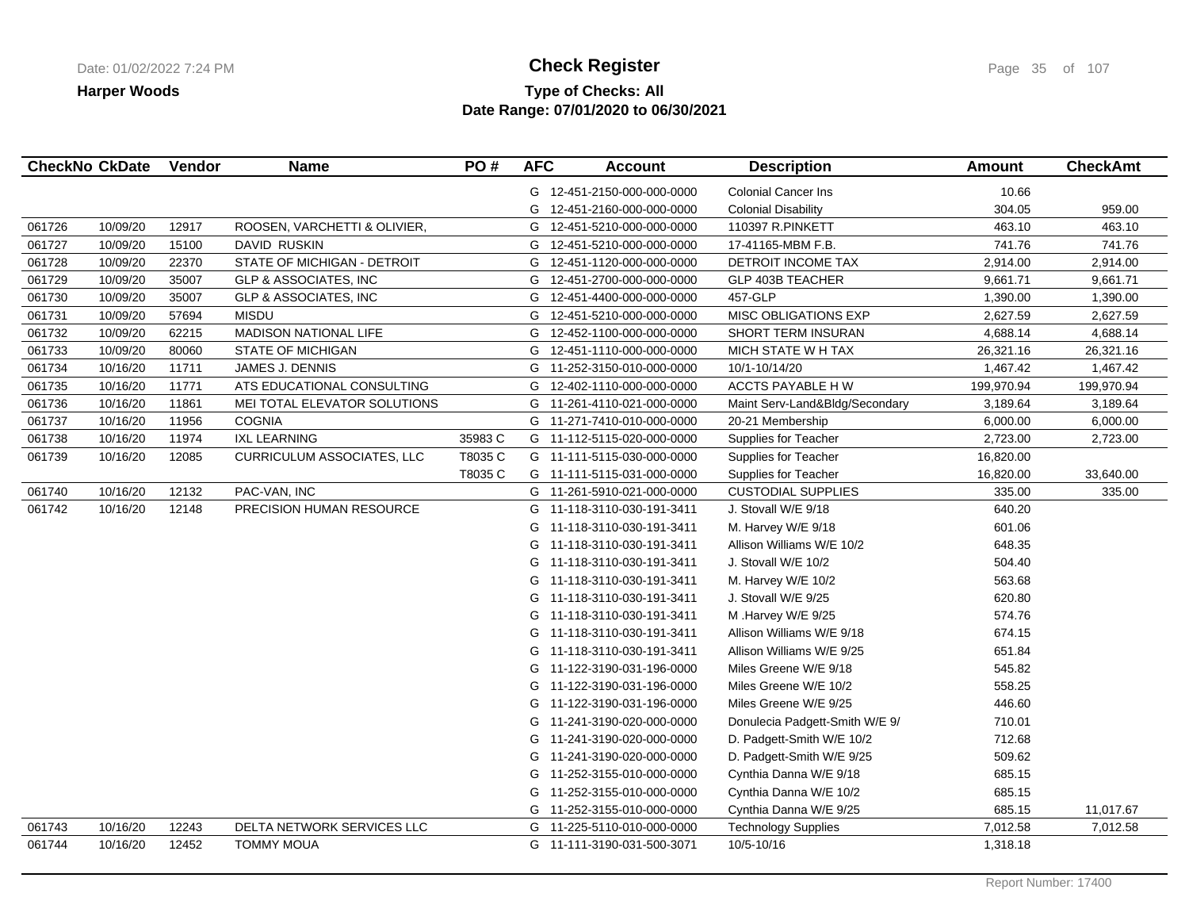**Check Register**

**Harper Woods**

**Type of Checks: All**

**Date Range: 07/01/2020 to 06/30/2021**

| CheckNo | CkDate | Vendor | Name | PO # | AFC | Account | Description | Amount | CheckAmt |
|---|---|---|---|---|---|---|---|---|---|
| | | | | | G | 12-451-2150-000-000-0000 | Colonial Cancer Ins | 10.66 | |
| | | | | | G | 12-451-2160-000-000-0000 | Colonial Disability | 304.05 | 959.00 |
| 061726 | 10/09/20 | 12917 | ROOSEN, VARCHETTI & OLIVIER, | | G | 12-451-5210-000-000-0000 | 110397 R.PINKETT | 463.10 | 463.10 |
| 061727 | 10/09/20 | 15100 | DAVID RUSKIN | | G | 12-451-5210-000-000-0000 | 17-41165-MBM F.B. | 741.76 | 741.76 |
| 061728 | 10/09/20 | 22370 | STATE OF MICHIGAN - DETROIT | | G | 12-451-1120-000-000-0000 | DETROIT INCOME TAX | 2,914.00 | 2,914.00 |
| 061729 | 10/09/20 | 35007 | GLP & ASSOCIATES, INC | | G | 12-451-2700-000-000-0000 | GLP 403B TEACHER | 9,661.71 | 9,661.71 |
| 061730 | 10/09/20 | 35007 | GLP & ASSOCIATES, INC | | G | 12-451-4400-000-000-0000 | 457-GLP | 1,390.00 | 1,390.00 |
| 061731 | 10/09/20 | 57694 | MISDU | | G | 12-451-5210-000-000-0000 | MISC OBLIGATIONS EXP | 2,627.59 | 2,627.59 |
| 061732 | 10/09/20 | 62215 | MADISON NATIONAL LIFE | | G | 12-452-1100-000-000-0000 | SHORT TERM INSURAN | 4,688.14 | 4,688.14 |
| 061733 | 10/09/20 | 80060 | STATE OF MICHIGAN | | G | 12-451-1110-000-000-0000 | MICH STATE W H TAX | 26,321.16 | 26,321.16 |
| 061734 | 10/16/20 | 11711 | JAMES J. DENNIS | | G | 11-252-3150-010-000-0000 | 10/1-10/14/20 | 1,467.42 | 1,467.42 |
| 061735 | 10/16/20 | 11771 | ATS EDUCATIONAL CONSULTING | | G | 12-402-1110-000-000-0000 | ACCTS PAYABLE H W | 199,970.94 | 199,970.94 |
| 061736 | 10/16/20 | 11861 | MEI TOTAL ELEVATOR SOLUTIONS | | G | 11-261-4110-021-000-0000 | Maint Serv-Land&Bldg/Secondary | 3,189.64 | 3,189.64 |
| 061737 | 10/16/20 | 11956 | COGNIA | | G | 11-271-7410-010-000-0000 | 20-21 Membership | 6,000.00 | 6,000.00 |
| 061738 | 10/16/20 | 11974 | IXL LEARNING | 35983 C | G | 11-112-5115-020-000-0000 | Supplies for Teacher | 2,723.00 | 2,723.00 |
| 061739 | 10/16/20 | 12085 | CURRICULUM ASSOCIATES, LLC | T8035 C | G | 11-111-5115-030-000-0000 | Supplies for Teacher | 16,820.00 | |
| | | | | T8035 C | G | 11-111-5115-031-000-0000 | Supplies for Teacher | 16,820.00 | 33,640.00 |
| 061740 | 10/16/20 | 12132 | PAC-VAN, INC | | G | 11-261-5910-021-000-0000 | CUSTODIAL SUPPLIES | 335.00 | 335.00 |
| 061742 | 10/16/20 | 12148 | PRECISION HUMAN RESOURCE | | G | 11-118-3110-030-191-3411 | J. Stovall W/E 9/18 | 640.20 | |
| | | | | | G | 11-118-3110-030-191-3411 | M. Harvey W/E 9/18 | 601.06 | |
| | | | | | G | 11-118-3110-030-191-3411 | Allison Williams W/E 10/2 | 648.35 | |
| | | | | | G | 11-118-3110-030-191-3411 | J. Stovall W/E 10/2 | 504.40 | |
| | | | | | G | 11-118-3110-030-191-3411 | M. Harvey W/E 10/2 | 563.68 | |
| | | | | | G | 11-118-3110-030-191-3411 | J. Stovall W/E 9/25 | 620.80 | |
| | | | | | G | 11-118-3110-030-191-3411 | M .Harvey W/E 9/25 | 574.76 | |
| | | | | | G | 11-118-3110-030-191-3411 | Allison Williams W/E 9/18 | 674.15 | |
| | | | | | G | 11-118-3110-030-191-3411 | Allison Williams W/E 9/25 | 651.84 | |
| | | | | | G | 11-122-3190-031-196-0000 | Miles Greene W/E 9/18 | 545.82 | |
| | | | | | G | 11-122-3190-031-196-0000 | Miles Greene W/E 10/2 | 558.25 | |
| | | | | | G | 11-122-3190-031-196-0000 | Miles Greene W/E 9/25 | 446.60 | |
| | | | | | G | 11-241-3190-020-000-0000 | Donulecia Padgett-Smith W/E 9/ | 710.01 | |
| | | | | | G | 11-241-3190-020-000-0000 | D. Padgett-Smith W/E 10/2 | 712.68 | |
| | | | | | G | 11-241-3190-020-000-0000 | D. Padgett-Smith W/E 9/25 | 509.62 | |
| | | | | | G | 11-252-3155-010-000-0000 | Cynthia Danna W/E 9/18 | 685.15 | |
| | | | | | G | 11-252-3155-010-000-0000 | Cynthia Danna W/E 10/2 | 685.15 | |
| | | | | | G | 11-252-3155-010-000-0000 | Cynthia Danna W/E 9/25 | 685.15 | 11,017.67 |
| 061743 | 10/16/20 | 12243 | DELTA NETWORK SERVICES LLC | | G | 11-225-5110-010-000-0000 | Technology Supplies | 7,012.58 | 7,012.58 |
| 061744 | 10/16/20 | 12452 | TOMMY MOUA | | G | 11-111-3190-031-500-3071 | 10/5-10/16 | 1,318.18 | |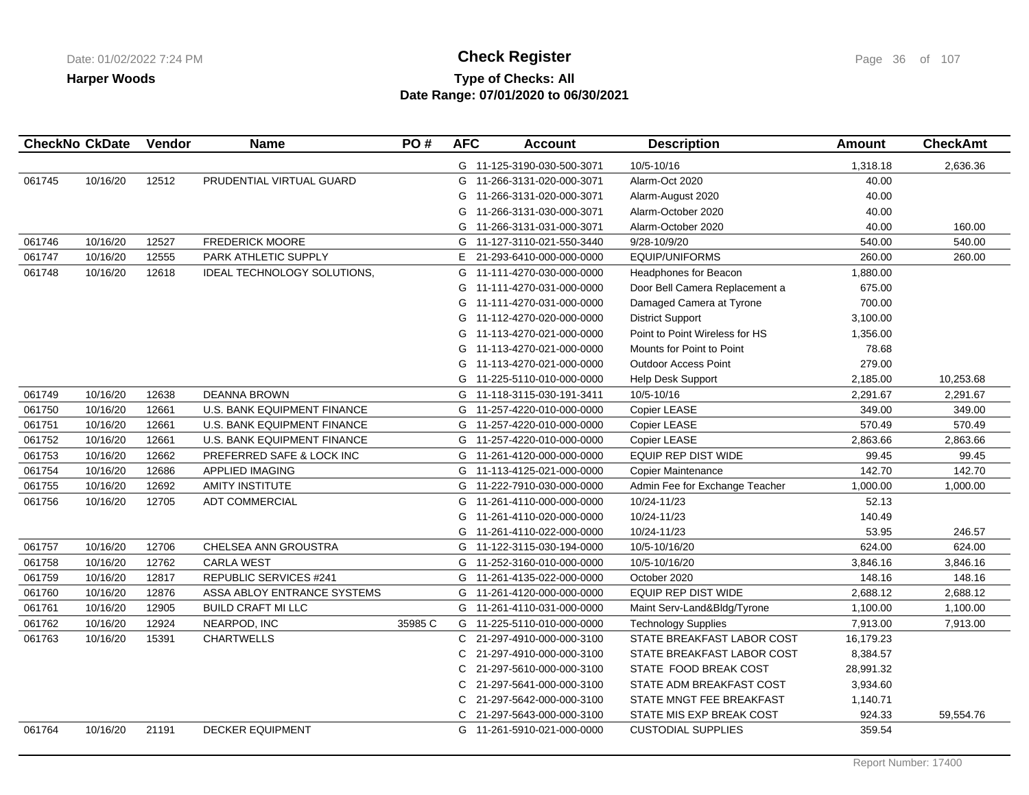**Harper Woods**

# Check Register

**Type of Checks: All**
**Date Range: 07/01/2020 to 06/30/2021**

| CheckNo | CkDate | Vendor | Name | PO # | AFC | Account | Description | Amount | CheckAmt |
|---|---|---|---|---|---|---|---|---|---|
| | | | | | G | 11-125-3190-030-500-3071 | 10/5-10/16 | 1,318.18 | 2,636.36 |
| 061745 | 10/16/20 | 12512 | PRUDENTIAL VIRTUAL GUARD | | G | 11-266-3131-020-000-3071 | Alarm-Oct 2020 | 40.00 | |
| | | | | | G | 11-266-3131-020-000-3071 | Alarm-August 2020 | 40.00 | |
| | | | | | G | 11-266-3131-030-000-3071 | Alarm-October 2020 | 40.00 | |
| | | | | | G | 11-266-3131-031-000-3071 | Alarm-October 2020 | 40.00 | 160.00 |
| 061746 | 10/16/20 | 12527 | FREDERICK MOORE | | G | 11-127-3110-021-550-3440 | 9/28-10/9/20 | 540.00 | 540.00 |
| 061747 | 10/16/20 | 12555 | PARK ATHLETIC SUPPLY | | E | 21-293-6410-000-000-0000 | EQUIP/UNIFORMS | 260.00 | 260.00 |
| 061748 | 10/16/20 | 12618 | IDEAL TECHNOLOGY SOLUTIONS, | | G | 11-111-4270-030-000-0000 | Headphones for Beacon | 1,880.00 | |
| | | | | | G | 11-111-4270-031-000-0000 | Door Bell Camera Replacement a | 675.00 | |
| | | | | | G | 11-111-4270-031-000-0000 | Damaged Camera at Tyrone | 700.00 | |
| | | | | | G | 11-112-4270-020-000-0000 | District Support | 3,100.00 | |
| | | | | | G | 11-113-4270-021-000-0000 | Point to Point Wireless for HS | 1,356.00 | |
| | | | | | G | 11-113-4270-021-000-0000 | Mounts for Point to Point | 78.68 | |
| | | | | | G | 11-113-4270-021-000-0000 | Outdoor Access Point | 279.00 | |
| | | | | | G | 11-225-5110-010-000-0000 | Help Desk Support | 2,185.00 | 10,253.68 |
| 061749 | 10/16/20 | 12638 | DEANNA BROWN | | G | 11-118-3115-030-191-3411 | 10/5-10/16 | 2,291.67 | 2,291.67 |
| 061750 | 10/16/20 | 12661 | U.S. BANK EQUIPMENT FINANCE | | G | 11-257-4220-010-000-0000 | Copier LEASE | 349.00 | 349.00 |
| 061751 | 10/16/20 | 12661 | U.S. BANK EQUIPMENT FINANCE | | G | 11-257-4220-010-000-0000 | Copier LEASE | 570.49 | 570.49 |
| 061752 | 10/16/20 | 12661 | U.S. BANK EQUIPMENT FINANCE | | G | 11-257-4220-010-000-0000 | Copier LEASE | 2,863.66 | 2,863.66 |
| 061753 | 10/16/20 | 12662 | PREFERRED SAFE & LOCK INC | | G | 11-261-4120-000-000-0000 | EQUIP REP DIST WIDE | 99.45 | 99.45 |
| 061754 | 10/16/20 | 12686 | APPLIED IMAGING | | G | 11-113-4125-021-000-0000 | Copier Maintenance | 142.70 | 142.70 |
| 061755 | 10/16/20 | 12692 | AMITY INSTITUTE | | G | 11-222-7910-030-000-0000 | Admin Fee for Exchange Teacher | 1,000.00 | 1,000.00 |
| 061756 | 10/16/20 | 12705 | ADT COMMERCIAL | | G | 11-261-4110-000-000-0000 | 10/24-11/23 | 52.13 | |
| | | | | | G | 11-261-4110-020-000-0000 | 10/24-11/23 | 140.49 | |
| | | | | | G | 11-261-4110-022-000-0000 | 10/24-11/23 | 53.95 | 246.57 |
| 061757 | 10/16/20 | 12706 | CHELSEA ANN GROUSTRA | | G | 11-122-3115-030-194-0000 | 10/5-10/16/20 | 624.00 | 624.00 |
| 061758 | 10/16/20 | 12762 | CARLA WEST | | G | 11-252-3160-010-000-0000 | 10/5-10/16/20 | 3,846.16 | 3,846.16 |
| 061759 | 10/16/20 | 12817 | REPUBLIC SERVICES #241 | | G | 11-261-4135-022-000-0000 | October 2020 | 148.16 | 148.16 |
| 061760 | 10/16/20 | 12876 | ASSA ABLOY ENTRANCE SYSTEMS | | G | 11-261-4120-000-000-0000 | EQUIP REP DIST WIDE | 2,688.12 | 2,688.12 |
| 061761 | 10/16/20 | 12905 | BUILD CRAFT MI LLC | | G | 11-261-4110-031-000-0000 | Maint Serv-Land&Bldg/Tyrone | 1,100.00 | 1,100.00 |
| 061762 | 10/16/20 | 12924 | NEARPOD, INC | 35985 C | G | 11-225-5110-010-000-0000 | Technology Supplies | 7,913.00 | 7,913.00 |
| 061763 | 10/16/20 | 15391 | CHARTWELLS | | C | 21-297-4910-000-000-3100 | STATE BREAKFAST LABOR COST | 16,179.23 | |
| | | | | | C | 21-297-4910-000-000-3100 | STATE BREAKFAST LABOR COST | 8,384.57 | |
| | | | | | C | 21-297-5610-000-000-3100 | STATE FOOD BREAK COST | 28,991.32 | |
| | | | | | C | 21-297-5641-000-000-3100 | STATE ADM BREAKFAST COST | 3,934.60 | |
| | | | | | C | 21-297-5642-000-000-3100 | STATE MNGT FEE BREAKFAST | 1,140.71 | |
| | | | | | C | 21-297-5643-000-000-3100 | STATE MIS EXP BREAK COST | 924.33 | 59,554.76 |
| 061764 | 10/16/20 | 21191 | DECKER EQUIPMENT | | G | 11-261-5910-021-000-0000 | CUSTODIAL SUPPLIES | 359.54 | |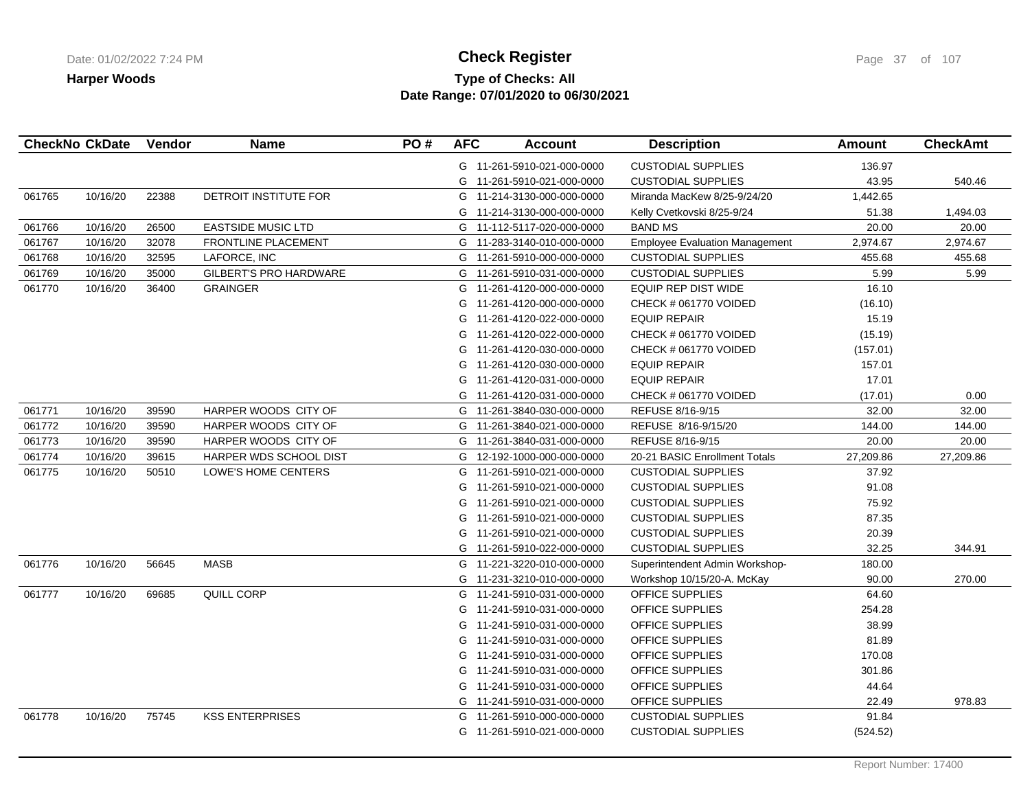**Harper Woods**

# Check Register

**Type of Checks: All**
**Date Range: 07/01/2020 to 06/30/2021**

| CheckNo | CkDate | Vendor | Name | PO # | AFC | Account | Description | Amount | CheckAmt |
|---|---|---|---|---|---|---|---|---|---|
| | | | | | G | 11-261-5910-021-000-0000 | CUSTODIAL SUPPLIES | 136.97 | |
| | | | | | G | 11-261-5910-021-000-0000 | CUSTODIAL SUPPLIES | 43.95 | 540.46 |
| 061765 | 10/16/20 | 22388 | DETROIT INSTITUTE FOR | | G | 11-214-3130-000-000-0000 | Miranda MacKew 8/25-9/24/20 | 1,442.65 | |
| | | | | | G | 11-214-3130-000-000-0000 | Kelly Cvetkovski 8/25-9/24 | 51.38 | 1,494.03 |
| 061766 | 10/16/20 | 26500 | EASTSIDE MUSIC LTD | | G | 11-112-5117-020-000-0000 | BAND MS | 20.00 | 20.00 |
| 061767 | 10/16/20 | 32078 | FRONTLINE PLACEMENT | | G | 11-283-3140-010-000-0000 | Employee Evaluation Management | 2,974.67 | 2,974.67 |
| 061768 | 10/16/20 | 32595 | LAFORCE, INC | | G | 11-261-5910-000-000-0000 | CUSTODIAL SUPPLIES | 455.68 | 455.68 |
| 061769 | 10/16/20 | 35000 | GILBERT'S PRO HARDWARE | | G | 11-261-5910-031-000-0000 | CUSTODIAL SUPPLIES | 5.99 | 5.99 |
| 061770 | 10/16/20 | 36400 | GRAINGER | | G | 11-261-4120-000-000-0000 | EQUIP REP DIST WIDE | 16.10 | |
| | | | | | G | 11-261-4120-000-000-0000 | CHECK # 061770 VOIDED | (16.10) | |
| | | | | | G | 11-261-4120-022-000-0000 | EQUIP REPAIR | 15.19 | |
| | | | | | G | 11-261-4120-022-000-0000 | CHECK # 061770 VOIDED | (15.19) | |
| | | | | | G | 11-261-4120-030-000-0000 | CHECK # 061770 VOIDED | (157.01) | |
| | | | | | G | 11-261-4120-030-000-0000 | EQUIP REPAIR | 157.01 | |
| | | | | | G | 11-261-4120-031-000-0000 | EQUIP REPAIR | 17.01 | |
| | | | | | G | 11-261-4120-031-000-0000 | CHECK # 061770 VOIDED | (17.01) | 0.00 |
| 061771 | 10/16/20 | 39590 | HARPER WOODS CITY OF | | G | 11-261-3840-030-000-0000 | REFUSE 8/16-9/15 | 32.00 | 32.00 |
| 061772 | 10/16/20 | 39590 | HARPER WOODS CITY OF | | G | 11-261-3840-021-000-0000 | REFUSE 8/16-9/15/20 | 144.00 | 144.00 |
| 061773 | 10/16/20 | 39590 | HARPER WOODS CITY OF | | G | 11-261-3840-031-000-0000 | REFUSE 8/16-9/15 | 20.00 | 20.00 |
| 061774 | 10/16/20 | 39615 | HARPER WDS SCHOOL DIST | | G | 12-192-1000-000-000-0000 | 20-21 BASIC Enrollment Totals | 27,209.86 | 27,209.86 |
| 061775 | 10/16/20 | 50510 | LOWE'S HOME CENTERS | | G | 11-261-5910-021-000-0000 | CUSTODIAL SUPPLIES | 37.92 | |
| | | | | | G | 11-261-5910-021-000-0000 | CUSTODIAL SUPPLIES | 91.08 | |
| | | | | | G | 11-261-5910-021-000-0000 | CUSTODIAL SUPPLIES | 75.92 | |
| | | | | | G | 11-261-5910-021-000-0000 | CUSTODIAL SUPPLIES | 87.35 | |
| | | | | | G | 11-261-5910-021-000-0000 | CUSTODIAL SUPPLIES | 20.39 | |
| | | | | | G | 11-261-5910-022-000-0000 | CUSTODIAL SUPPLIES | 32.25 | 344.91 |
| 061776 | 10/16/20 | 56645 | MASB | | G | 11-221-3220-010-000-0000 | Superintendent Admin Workshop- | 180.00 | |
| | | | | | G | 11-231-3210-010-000-0000 | Workshop 10/15/20-A. McKay | 90.00 | 270.00 |
| 061777 | 10/16/20 | 69685 | QUILL CORP | | G | 11-241-5910-031-000-0000 | OFFICE SUPPLIES | 64.60 | |
| | | | | | G | 11-241-5910-031-000-0000 | OFFICE SUPPLIES | 254.28 | |
| | | | | | G | 11-241-5910-031-000-0000 | OFFICE SUPPLIES | 38.99 | |
| | | | | | G | 11-241-5910-031-000-0000 | OFFICE SUPPLIES | 81.89 | |
| | | | | | G | 11-241-5910-031-000-0000 | OFFICE SUPPLIES | 170.08 | |
| | | | | | G | 11-241-5910-031-000-0000 | OFFICE SUPPLIES | 301.86 | |
| | | | | | G | 11-241-5910-031-000-0000 | OFFICE SUPPLIES | 44.64 | |
| | | | | | G | 11-241-5910-031-000-0000 | OFFICE SUPPLIES | 22.49 | 978.83 |
| 061778 | 10/16/20 | 75745 | KSS ENTERPRISES | | G | 11-261-5910-000-000-0000 | CUSTODIAL SUPPLIES | 91.84 | |
| | | | | | G | 11-261-5910-021-000-0000 | CUSTODIAL SUPPLIES | (524.52) | |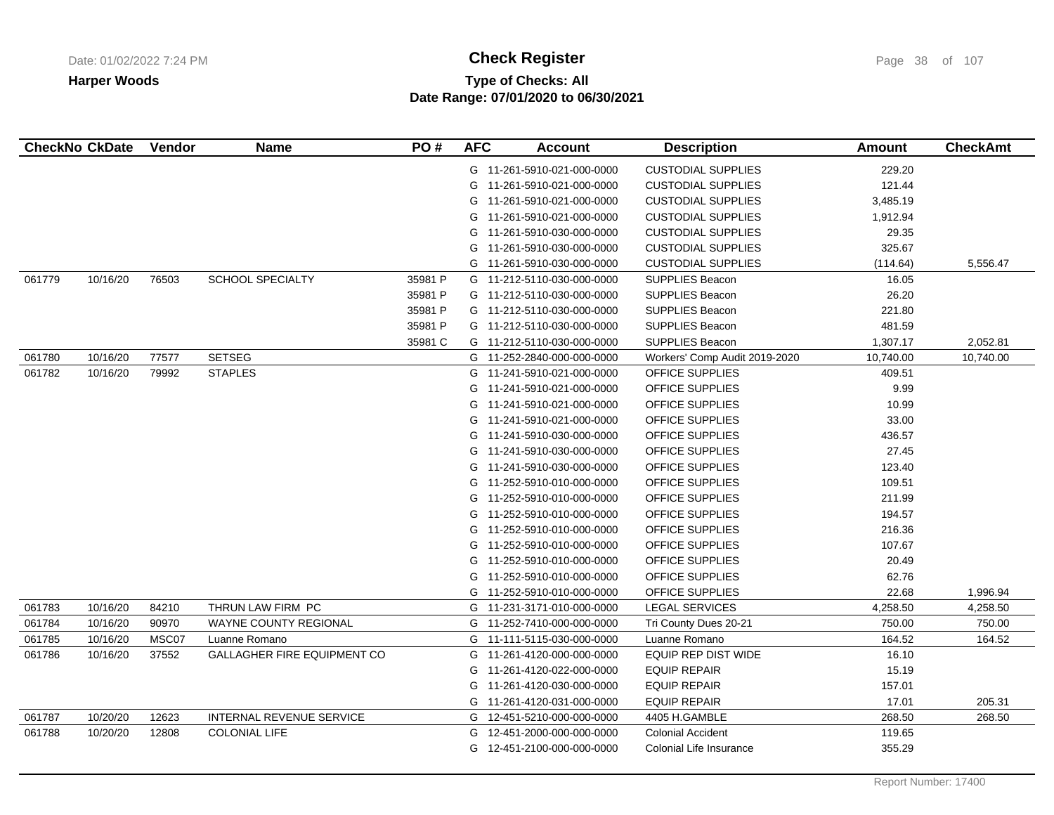**Harper Woods**

# Check Register

**Type of Checks: All**
**Date Range: 07/01/2020 to 06/30/2021**

| CheckNo | CkDate | Vendor | Name | PO # | AFC | Account | Description | Amount | CheckAmt |
|---|---|---|---|---|---|---|---|---|---|
| | | | | | G | 11-261-5910-021-000-0000 | CUSTODIAL SUPPLIES | 229.20 | |
| | | | | | G | 11-261-5910-021-000-0000 | CUSTODIAL SUPPLIES | 121.44 | |
| | | | | | G | 11-261-5910-021-000-0000 | CUSTODIAL SUPPLIES | 3,485.19 | |
| | | | | | G | 11-261-5910-021-000-0000 | CUSTODIAL SUPPLIES | 1,912.94 | |
| | | | | | G | 11-261-5910-030-000-0000 | CUSTODIAL SUPPLIES | 29.35 | |
| | | | | | G | 11-261-5910-030-000-0000 | CUSTODIAL SUPPLIES | 325.67 | |
| | | | | | G | 11-261-5910-030-000-0000 | CUSTODIAL SUPPLIES | (114.64) | 5,556.47 |
| 061779 | 10/16/20 | 76503 | SCHOOL SPECIALTY | 35981 P | G | 11-212-5110-030-000-0000 | SUPPLIES Beacon | 16.05 | |
| | | | | 35981 P | G | 11-212-5110-030-000-0000 | SUPPLIES Beacon | 26.20 | |
| | | | | 35981 P | G | 11-212-5110-030-000-0000 | SUPPLIES Beacon | 221.80 | |
| | | | | 35981 P | G | 11-212-5110-030-000-0000 | SUPPLIES Beacon | 481.59 | |
| | | | | 35981 C | G | 11-212-5110-030-000-0000 | SUPPLIES Beacon | 1,307.17 | 2,052.81 |
| 061780 | 10/16/20 | 77577 | SETSEG | | G | 11-252-2840-000-000-0000 | Workers' Comp Audit 2019-2020 | 10,740.00 | 10,740.00 |
| 061782 | 10/16/20 | 79992 | STAPLES | | G | 11-241-5910-021-000-0000 | OFFICE SUPPLIES | 409.51 | |
| | | | | | G | 11-241-5910-021-000-0000 | OFFICE SUPPLIES | 9.99 | |
| | | | | | G | 11-241-5910-021-000-0000 | OFFICE SUPPLIES | 10.99 | |
| | | | | | G | 11-241-5910-021-000-0000 | OFFICE SUPPLIES | 33.00 | |
| | | | | | G | 11-241-5910-030-000-0000 | OFFICE SUPPLIES | 436.57 | |
| | | | | | G | 11-241-5910-030-000-0000 | OFFICE SUPPLIES | 27.45 | |
| | | | | | G | 11-241-5910-030-000-0000 | OFFICE SUPPLIES | 123.40 | |
| | | | | | G | 11-252-5910-010-000-0000 | OFFICE SUPPLIES | 109.51 | |
| | | | | | G | 11-252-5910-010-000-0000 | OFFICE SUPPLIES | 211.99 | |
| | | | | | G | 11-252-5910-010-000-0000 | OFFICE SUPPLIES | 194.57 | |
| | | | | | G | 11-252-5910-010-000-0000 | OFFICE SUPPLIES | 216.36 | |
| | | | | | G | 11-252-5910-010-000-0000 | OFFICE SUPPLIES | 107.67 | |
| | | | | | G | 11-252-5910-010-000-0000 | OFFICE SUPPLIES | 20.49 | |
| | | | | | G | 11-252-5910-010-000-0000 | OFFICE SUPPLIES | 62.76 | |
| | | | | | G | 11-252-5910-010-000-0000 | OFFICE SUPPLIES | 22.68 | 1,996.94 |
| 061783 | 10/16/20 | 84210 | THRUN LAW FIRM PC | | G | 11-231-3171-010-000-0000 | LEGAL SERVICES | 4,258.50 | 4,258.50 |
| 061784 | 10/16/20 | 90970 | WAYNE COUNTY REGIONAL | | G | 11-252-7410-000-000-0000 | Tri County Dues 20-21 | 750.00 | 750.00 |
| 061785 | 10/16/20 | MSC07 | Luanne Romano | | G | 11-111-5115-030-000-0000 | Luanne Romano | 164.52 | 164.52 |
| 061786 | 10/16/20 | 37552 | GALLAGHER FIRE EQUIPMENT CO | | G | 11-261-4120-000-000-0000 | EQUIP REP DIST WIDE | 16.10 | |
| | | | | | G | 11-261-4120-022-000-0000 | EQUIP REPAIR | 15.19 | |
| | | | | | G | 11-261-4120-030-000-0000 | EQUIP REPAIR | 157.01 | |
| | | | | | G | 11-261-4120-031-000-0000 | EQUIP REPAIR | 17.01 | 205.31 |
| 061787 | 10/20/20 | 12623 | INTERNAL REVENUE SERVICE | | G | 12-451-5210-000-000-0000 | 4405 H.GAMBLE | 268.50 | 268.50 |
| 061788 | 10/20/20 | 12808 | COLONIAL LIFE | | G | 12-451-2000-000-000-0000 | Colonial Accident | 119.65 | |
| | | | | | G | 12-451-2100-000-000-0000 | Colonial Life Insurance | 355.29 | |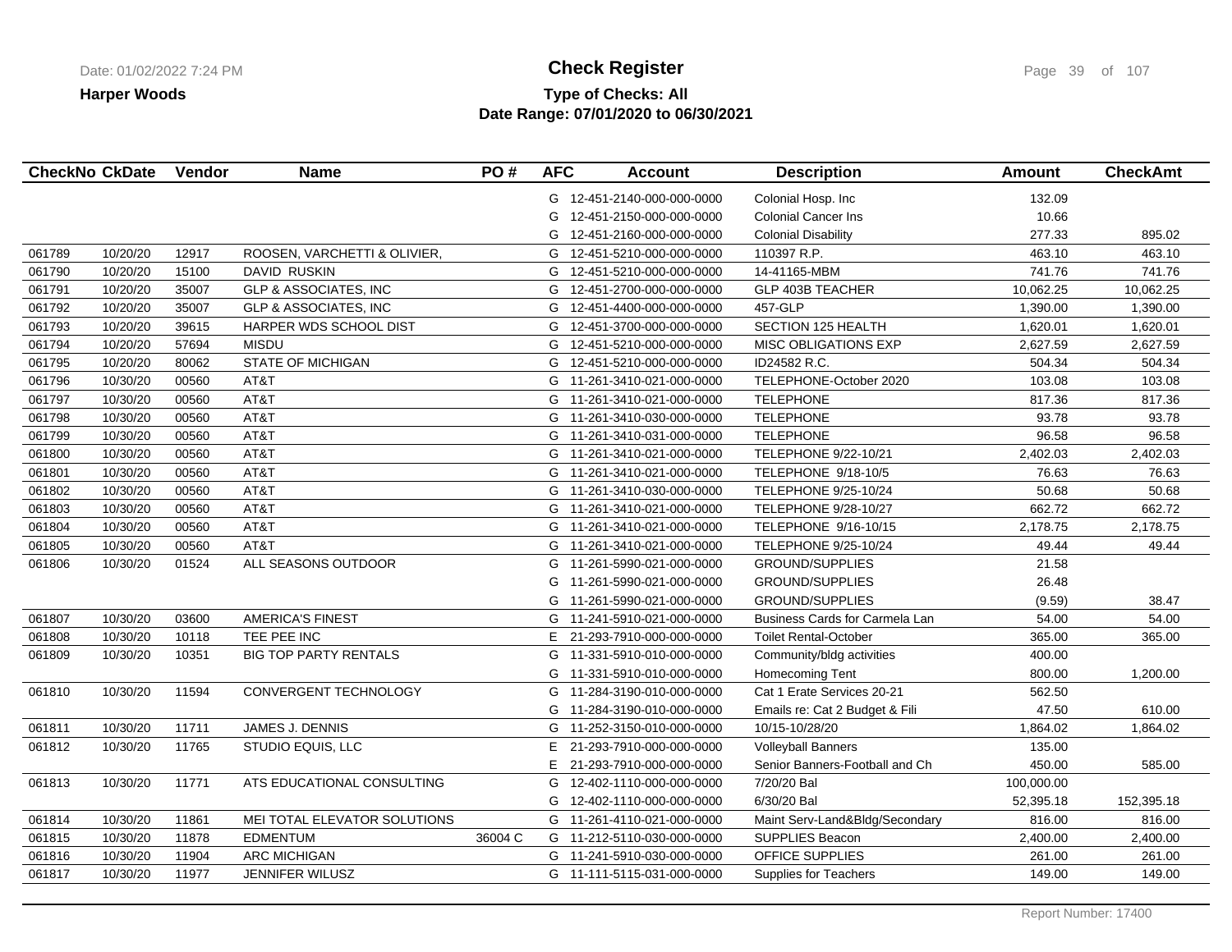**Harper Woods**

# Check Register

**Type of Checks: All**
**Date Range: 07/01/2020 to 06/30/2021**

| CheckNo | CkDate | Vendor | Name | PO # | AFC | Account | Description | Amount | CheckAmt |
|---|---|---|---|---|---|---|---|---|---|
| | | | | | G | 12-451-2140-000-000-0000 | Colonial Hosp. Inc | 132.09 | |
| | | | | | G | 12-451-2150-000-000-0000 | Colonial Cancer Ins | 10.66 | |
| | | | | | G | 12-451-2160-000-000-0000 | Colonial Disability | 277.33 | 895.02 |
| 061789 | 10/20/20 | 12917 | ROOSEN, VARCHETTI & OLIVIER, | | G | 12-451-5210-000-000-0000 | 110397 R.P. | 463.10 | 463.10 |
| 061790 | 10/20/20 | 15100 | DAVID RUSKIN | | G | 12-451-5210-000-000-0000 | 14-41165-MBM | 741.76 | 741.76 |
| 061791 | 10/20/20 | 35007 | GLP & ASSOCIATES, INC | | G | 12-451-2700-000-000-0000 | GLP 403B TEACHER | 10,062.25 | 10,062.25 |
| 061792 | 10/20/20 | 35007 | GLP & ASSOCIATES, INC | | G | 12-451-4400-000-000-0000 | 457-GLP | 1,390.00 | 1,390.00 |
| 061793 | 10/20/20 | 39615 | HARPER WDS SCHOOL DIST | | G | 12-451-3700-000-000-0000 | SECTION 125 HEALTH | 1,620.01 | 1,620.01 |
| 061794 | 10/20/20 | 57694 | MISDU | | G | 12-451-5210-000-000-0000 | MISC OBLIGATIONS EXP | 2,627.59 | 2,627.59 |
| 061795 | 10/20/20 | 80062 | STATE OF MICHIGAN | | G | 12-451-5210-000-000-0000 | ID24582 R.C. | 504.34 | 504.34 |
| 061796 | 10/30/20 | 00560 | AT&T | | G | 11-261-3410-021-000-0000 | TELEPHONE-October 2020 | 103.08 | 103.08 |
| 061797 | 10/30/20 | 00560 | AT&T | | G | 11-261-3410-021-000-0000 | TELEPHONE | 817.36 | 817.36 |
| 061798 | 10/30/20 | 00560 | AT&T | | G | 11-261-3410-030-000-0000 | TELEPHONE | 93.78 | 93.78 |
| 061799 | 10/30/20 | 00560 | AT&T | | G | 11-261-3410-031-000-0000 | TELEPHONE | 96.58 | 96.58 |
| 061800 | 10/30/20 | 00560 | AT&T | | G | 11-261-3410-021-000-0000 | TELEPHONE 9/22-10/21 | 2,402.03 | 2,402.03 |
| 061801 | 10/30/20 | 00560 | AT&T | | G | 11-261-3410-021-000-0000 | TELEPHONE 9/18-10/5 | 76.63 | 76.63 |
| 061802 | 10/30/20 | 00560 | AT&T | | G | 11-261-3410-030-000-0000 | TELEPHONE 9/25-10/24 | 50.68 | 50.68 |
| 061803 | 10/30/20 | 00560 | AT&T | | G | 11-261-3410-021-000-0000 | TELEPHONE 9/28-10/27 | 662.72 | 662.72 |
| 061804 | 10/30/20 | 00560 | AT&T | | G | 11-261-3410-021-000-0000 | TELEPHONE 9/16-10/15 | 2,178.75 | 2,178.75 |
| 061805 | 10/30/20 | 00560 | AT&T | | G | 11-261-3410-021-000-0000 | TELEPHONE 9/25-10/24 | 49.44 | 49.44 |
| 061806 | 10/30/20 | 01524 | ALL SEASONS OUTDOOR | | G | 11-261-5990-021-000-0000 | GROUND/SUPPLIES | 21.58 | |
| | | | | | G | 11-261-5990-021-000-0000 | GROUND/SUPPLIES | 26.48 | |
| | | | | | G | 11-261-5990-021-000-0000 | GROUND/SUPPLIES | (9.59) | 38.47 |
| 061807 | 10/30/20 | 03600 | AMERICA'S FINEST | | G | 11-241-5910-021-000-0000 | Business Cards for Carmela Lan | 54.00 | 54.00 |
| 061808 | 10/30/20 | 10118 | TEE PEE INC | | E | 21-293-7910-000-000-0000 | Toilet Rental-October | 365.00 | 365.00 |
| 061809 | 10/30/20 | 10351 | BIG TOP PARTY RENTALS | | G | 11-331-5910-010-000-0000 | Community/bldg activities | 400.00 | |
| | | | | | G | 11-331-5910-010-000-0000 | Homecoming Tent | 800.00 | 1,200.00 |
| 061810 | 10/30/20 | 11594 | CONVERGENT TECHNOLOGY | | G | 11-284-3190-010-000-0000 | Cat 1 Erate Services 20-21 | 562.50 | |
| | | | | | G | 11-284-3190-010-000-0000 | Emails re: Cat 2 Budget & Fili | 47.50 | 610.00 |
| 061811 | 10/30/20 | 11711 | JAMES J. DENNIS | | G | 11-252-3150-010-000-0000 | 10/15-10/28/20 | 1,864.02 | 1,864.02 |
| 061812 | 10/30/20 | 11765 | STUDIO EQUIS, LLC | | E | 21-293-7910-000-000-0000 | Volleyball Banners | 135.00 | |
| | | | | | E | 21-293-7910-000-000-0000 | Senior Banners-Football and Ch | 450.00 | 585.00 |
| 061813 | 10/30/20 | 11771 | ATS EDUCATIONAL CONSULTING | | G | 12-402-1110-000-000-0000 | 7/20/20 Bal | 100,000.00 | |
| | | | | | G | 12-402-1110-000-000-0000 | 6/30/20 Bal | 52,395.18 | 152,395.18 |
| 061814 | 10/30/20 | 11861 | MEI TOTAL ELEVATOR SOLUTIONS | | G | 11-261-4110-021-000-0000 | Maint Serv-Land&Bldg/Secondary | 816.00 | 816.00 |
| 061815 | 10/30/20 | 11878 | EDMENTUM | 36004 C | G | 11-212-5110-030-000-0000 | SUPPLIES Beacon | 2,400.00 | 2,400.00 |
| 061816 | 10/30/20 | 11904 | ARC MICHIGAN | | G | 11-241-5910-030-000-0000 | OFFICE SUPPLIES | 261.00 | 261.00 |
| 061817 | 10/30/20 | 11977 | JENNIFER WILUSZ | | G | 11-111-5115-031-000-0000 | Supplies for Teachers | 149.00 | 149.00 |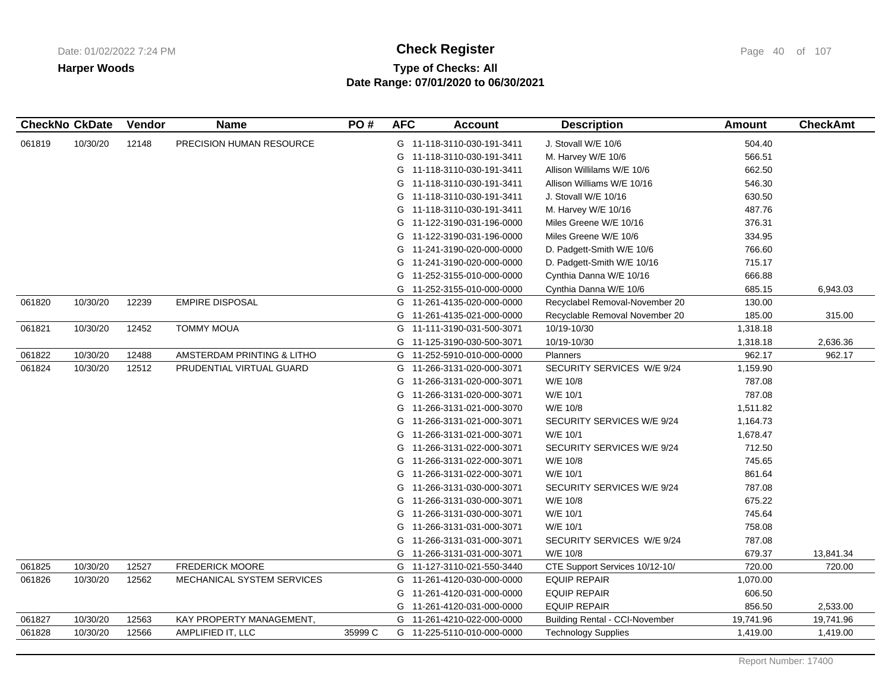**Harper Woods**

# Check Register

**Type of Checks: All**
**Date Range: 07/01/2020 to 06/30/2021**

| CheckNo | CkDate | Vendor | Name | PO # | AFC | Account | Description | Amount | CheckAmt |
|---|---|---|---|---|---|---|---|---|---|
| 061819 | 10/30/20 | 12148 | PRECISION HUMAN RESOURCE | | G | 11-118-3110-030-191-3411 | J. Stovall W/E 10/6 | 504.40 | |
| | | | | | G | 11-118-3110-030-191-3411 | M. Harvey W/E 10/6 | 566.51 | |
| | | | | | G | 11-118-3110-030-191-3411 | Allison Willilams W/E 10/6 | 662.50 | |
| | | | | | G | 11-118-3110-030-191-3411 | Allison Williams W/E 10/16 | 546.30 | |
| | | | | | G | 11-118-3110-030-191-3411 | J. Stovall W/E 10/16 | 630.50 | |
| | | | | | G | 11-118-3110-030-191-3411 | M. Harvey W/E 10/16 | 487.76 | |
| | | | | | G | 11-122-3190-031-196-0000 | Miles Greene W/E 10/16 | 376.31 | |
| | | | | | G | 11-122-3190-031-196-0000 | Miles Greene W/E 10/6 | 334.95 | |
| | | | | | G | 11-241-3190-020-000-0000 | D. Padgett-Smith W/E 10/6 | 766.60 | |
| | | | | | G | 11-241-3190-020-000-0000 | D. Padgett-Smith W/E 10/16 | 715.17 | |
| | | | | | G | 11-252-3155-010-000-0000 | Cynthia Danna W/E 10/16 | 666.88 | |
| | | | | | G | 11-252-3155-010-000-0000 | Cynthia Danna W/E 10/6 | 685.15 | 6,943.03 |
| 061820 | 10/30/20 | 12239 | EMPIRE DISPOSAL | | G | 11-261-4135-020-000-0000 | Recyclabel Removal-November 20 | 130.00 | |
| | | | | | G | 11-261-4135-021-000-0000 | Recyclable Removal November 20 | 185.00 | 315.00 |
| 061821 | 10/30/20 | 12452 | TOMMY MOUA | | G | 11-111-3190-031-500-3071 | 10/19-10/30 | 1,318.18 | |
| | | | | | G | 11-125-3190-030-500-3071 | 10/19-10/30 | 1,318.18 | 2,636.36 |
| 061822 | 10/30/20 | 12488 | AMSTERDAM PRINTING & LITHO | | G | 11-252-5910-010-000-0000 | Planners | 962.17 | 962.17 |
| 061824 | 10/30/20 | 12512 | PRUDENTIAL VIRTUAL GUARD | | G | 11-266-3131-020-000-3071 | SECURITY SERVICES W/E 9/24 | 1,159.90 | |
| | | | | | G | 11-266-3131-020-000-3071 | W/E 10/8 | 787.08 | |
| | | | | | G | 11-266-3131-020-000-3071 | W/E 10/1 | 787.08 | |
| | | | | | G | 11-266-3131-021-000-3070 | W/E 10/8 | 1,511.82 | |
| | | | | | G | 11-266-3131-021-000-3071 | SECURITY SERVICES W/E 9/24 | 1,164.73 | |
| | | | | | G | 11-266-3131-021-000-3071 | W/E 10/1 | 1,678.47 | |
| | | | | | G | 11-266-3131-022-000-3071 | SECURITY SERVICES W/E 9/24 | 712.50 | |
| | | | | | G | 11-266-3131-022-000-3071 | W/E 10/8 | 745.65 | |
| | | | | | G | 11-266-3131-022-000-3071 | W/E 10/1 | 861.64 | |
| | | | | | G | 11-266-3131-030-000-3071 | SECURITY SERVICES W/E 9/24 | 787.08 | |
| | | | | | G | 11-266-3131-030-000-3071 | W/E 10/8 | 675.22 | |
| | | | | | G | 11-266-3131-030-000-3071 | W/E 10/1 | 745.64 | |
| | | | | | G | 11-266-3131-031-000-3071 | W/E 10/1 | 758.08 | |
| | | | | | G | 11-266-3131-031-000-3071 | SECURITY SERVICES W/E 9/24 | 787.08 | |
| | | | | | G | 11-266-3131-031-000-3071 | W/E 10/8 | 679.37 | 13,841.34 |
| 061825 | 10/30/20 | 12527 | FREDERICK MOORE | | G | 11-127-3110-021-550-3440 | CTE Support Services 10/12-10/ | 720.00 | 720.00 |
| 061826 | 10/30/20 | 12562 | MECHANICAL SYSTEM SERVICES | | G | 11-261-4120-030-000-0000 | EQUIP REPAIR | 1,070.00 | |
| | | | | | G | 11-261-4120-031-000-0000 | EQUIP REPAIR | 606.50 | |
| | | | | | G | 11-261-4120-031-000-0000 | EQUIP REPAIR | 856.50 | 2,533.00 |
| 061827 | 10/30/20 | 12563 | KAY PROPERTY MANAGEMENT, | | G | 11-261-4210-022-000-0000 | Building Rental - CCI-November | 19,741.96 | 19,741.96 |
| 061828 | 10/30/20 | 12566 | AMPLIFIED IT, LLC | 35999 C | G | 11-225-5110-010-000-0000 | Technology Supplies | 1,419.00 | 1,419.00 |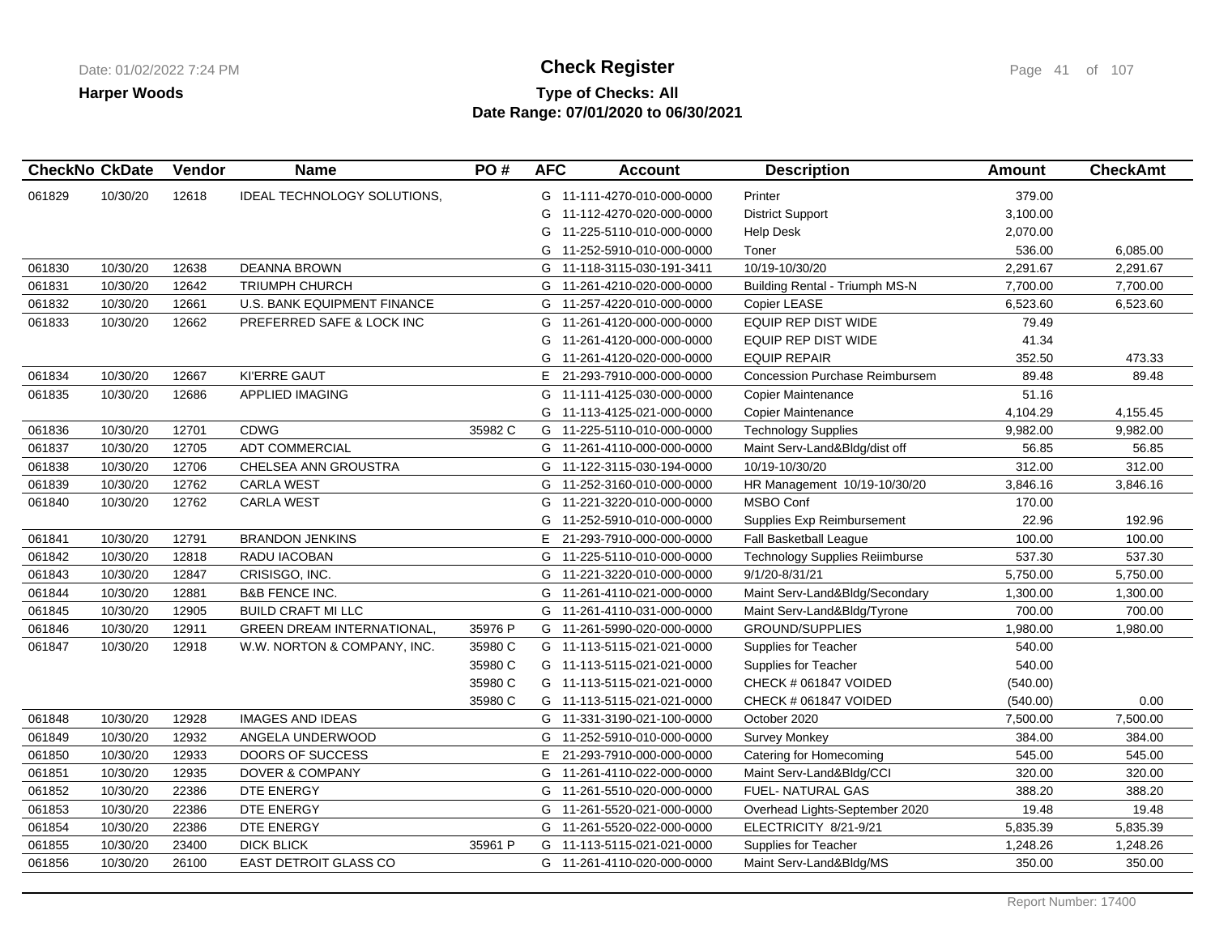**Harper Woods**

# Check Register

**Type of Checks: All**
**Date Range: 07/01/2020 to 06/30/2021**

| CheckNo | CkDate | Vendor | Name | PO # | AFC | Account | Description | Amount | CheckAmt |
|---|---|---|---|---|---|---|---|---|---|
| 061829 | 10/30/20 | 12618 | IDEAL TECHNOLOGY SOLUTIONS, | | G | 11-111-4270-010-000-0000 | Printer | 379.00 | |
| | | | | | G | 11-112-4270-020-000-0000 | District Support | 3,100.00 | |
| | | | | | G | 11-225-5110-010-000-0000 | Help Desk | 2,070.00 | |
| | | | | | G | 11-252-5910-010-000-0000 | Toner | 536.00 | 6,085.00 |
| 061830 | 10/30/20 | 12638 | DEANNA BROWN | | G | 11-118-3115-030-191-3411 | 10/19-10/30/20 | 2,291.67 | 2,291.67 |
| 061831 | 10/30/20 | 12642 | TRIUMPH CHURCH | | G | 11-261-4210-020-000-0000 | Building Rental - Triumph MS-N | 7,700.00 | 7,700.00 |
| 061832 | 10/30/20 | 12661 | U.S. BANK EQUIPMENT FINANCE | | G | 11-257-4220-010-000-0000 | Copier LEASE | 6,523.60 | 6,523.60 |
| 061833 | 10/30/20 | 12662 | PREFERRED SAFE & LOCK INC | | G | 11-261-4120-000-000-0000 | EQUIP REP DIST WIDE | 79.49 | |
| | | | | | G | 11-261-4120-000-000-0000 | EQUIP REP DIST WIDE | 41.34 | |
| | | | | | G | 11-261-4120-020-000-0000 | EQUIP REPAIR | 352.50 | 473.33 |
| 061834 | 10/30/20 | 12667 | KI'ERRE GAUT | | E | 21-293-7910-000-000-0000 | Concession Purchase Reimbursem | 89.48 | 89.48 |
| 061835 | 10/30/20 | 12686 | APPLIED IMAGING | | G | 11-111-4125-030-000-0000 | Copier Maintenance | 51.16 | |
| | | | | | G | 11-113-4125-021-000-0000 | Copier Maintenance | 4,104.29 | 4,155.45 |
| 061836 | 10/30/20 | 12701 | CDWG | 35982 C | G | 11-225-5110-010-000-0000 | Technology Supplies | 9,982.00 | 9,982.00 |
| 061837 | 10/30/20 | 12705 | ADT COMMERCIAL | | G | 11-261-4110-000-000-0000 | Maint Serv-Land&Bldg/dist off | 56.85 | 56.85 |
| 061838 | 10/30/20 | 12706 | CHELSEA ANN GROUSTRA | | G | 11-122-3115-030-194-0000 | 10/19-10/30/20 | 312.00 | 312.00 |
| 061839 | 10/30/20 | 12762 | CARLA WEST | | G | 11-252-3160-010-000-0000 | HR Management 10/19-10/30/20 | 3,846.16 | 3,846.16 |
| 061840 | 10/30/20 | 12762 | CARLA WEST | | G | 11-221-3220-010-000-0000 | MSBO Conf | 170.00 | |
| | | | | | G | 11-252-5910-010-000-0000 | Supplies Exp Reimbursement | 22.96 | 192.96 |
| 061841 | 10/30/20 | 12791 | BRANDON JENKINS | | E | 21-293-7910-000-000-0000 | Fall Basketball League | 100.00 | 100.00 |
| 061842 | 10/30/20 | 12818 | RADU IACOBAN | | G | 11-225-5110-010-000-0000 | Technology Supplies Reiimburse | 537.30 | 537.30 |
| 061843 | 10/30/20 | 12847 | CRISISGO, INC. | | G | 11-221-3220-010-000-0000 | 9/1/20-8/31/21 | 5,750.00 | 5,750.00 |
| 061844 | 10/30/20 | 12881 | B&B FENCE INC. | | G | 11-261-4110-021-000-0000 | Maint Serv-Land&Bldg/Secondary | 1,300.00 | 1,300.00 |
| 061845 | 10/30/20 | 12905 | BUILD CRAFT MI LLC | | G | 11-261-4110-031-000-0000 | Maint Serv-Land&Bldg/Tyrone | 700.00 | 700.00 |
| 061846 | 10/30/20 | 12911 | GREEN DREAM INTERNATIONAL, | 35976 P | G | 11-261-5990-020-000-0000 | GROUND/SUPPLIES | 1,980.00 | 1,980.00 |
| 061847 | 10/30/20 | 12918 | W.W. NORTON & COMPANY, INC. | 35980 C | G | 11-113-5115-021-021-0000 | Supplies for Teacher | 540.00 | |
| | | | | 35980 C | G | 11-113-5115-021-021-0000 | Supplies for Teacher | 540.00 | |
| | | | | 35980 C | G | 11-113-5115-021-021-0000 | CHECK # 061847 VOIDED | (540.00) | |
| | | | | 35980 C | G | 11-113-5115-021-021-0000 | CHECK # 061847 VOIDED | (540.00) | 0.00 |
| 061848 | 10/30/20 | 12928 | IMAGES AND IDEAS | | G | 11-331-3190-021-100-0000 | October 2020 | 7,500.00 | 7,500.00 |
| 061849 | 10/30/20 | 12932 | ANGELA UNDERWOOD | | G | 11-252-5910-010-000-0000 | Survey Monkey | 384.00 | 384.00 |
| 061850 | 10/30/20 | 12933 | DOORS OF SUCCESS | | E | 21-293-7910-000-000-0000 | Catering for Homecoming | 545.00 | 545.00 |
| 061851 | 10/30/20 | 12935 | DOVER & COMPANY | | G | 11-261-4110-022-000-0000 | Maint Serv-Land&Bldg/CCI | 320.00 | 320.00 |
| 061852 | 10/30/20 | 22386 | DTE ENERGY | | G | 11-261-5510-020-000-0000 | FUEL- NATURAL GAS | 388.20 | 388.20 |
| 061853 | 10/30/20 | 22386 | DTE ENERGY | | G | 11-261-5520-021-000-0000 | Overhead Lights-September 2020 | 19.48 | 19.48 |
| 061854 | 10/30/20 | 22386 | DTE ENERGY | | G | 11-261-5520-022-000-0000 | ELECTRICITY 8/21-9/21 | 5,835.39 | 5,835.39 |
| 061855 | 10/30/20 | 23400 | DICK BLICK | 35961 P | G | 11-113-5115-021-021-0000 | Supplies for Teacher | 1,248.26 | 1,248.26 |
| 061856 | 10/30/20 | 26100 | EAST DETROIT GLASS CO | | G | 11-261-4110-020-000-0000 | Maint Serv-Land&Bldg/MS | 350.00 | 350.00 |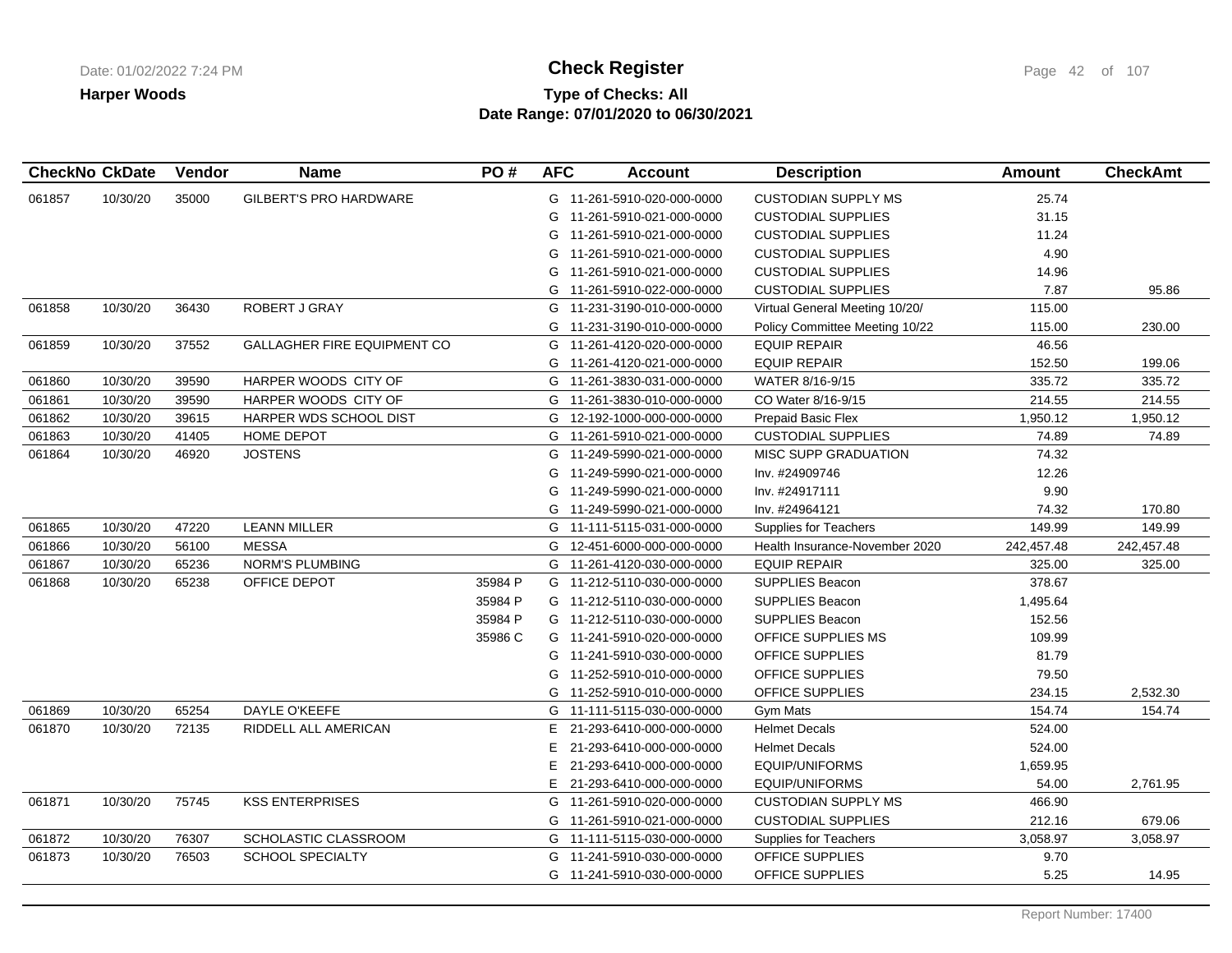**Harper Woods**

# Check Register

**Type of Checks: All**
**Date Range: 07/01/2020 to 06/30/2021**

| CheckNo | CkDate | Vendor | Name | PO # | AFC | Account | Description | Amount | CheckAmt |
|---|---|---|---|---|---|---|---|---|---|
| 061857 | 10/30/20 | 35000 | GILBERT'S PRO HARDWARE | | G | 11-261-5910-020-000-0000 | CUSTODIAN SUPPLY MS | 25.74 | |
| | | | | | G | 11-261-5910-021-000-0000 | CUSTODIAL SUPPLIES | 31.15 | |
| | | | | | G | 11-261-5910-021-000-0000 | CUSTODIAL SUPPLIES | 11.24 | |
| | | | | | G | 11-261-5910-021-000-0000 | CUSTODIAL SUPPLIES | 4.90 | |
| | | | | | G | 11-261-5910-021-000-0000 | CUSTODIAL SUPPLIES | 14.96 | |
| | | | | | G | 11-261-5910-022-000-0000 | CUSTODIAL SUPPLIES | 7.87 | 95.86 |
| 061858 | 10/30/20 | 36430 | ROBERT J GRAY | | G | 11-231-3190-010-000-0000 | Virtual General Meeting 10/20/ | 115.00 | |
| | | | | | G | 11-231-3190-010-000-0000 | Policy Committee Meeting 10/22 | 115.00 | 230.00 |
| 061859 | 10/30/20 | 37552 | GALLAGHER FIRE EQUIPMENT CO | | G | 11-261-4120-020-000-0000 | EQUIP REPAIR | 46.56 | |
| | | | | | G | 11-261-4120-021-000-0000 | EQUIP REPAIR | 152.50 | 199.06 |
| 061860 | 10/30/20 | 39590 | HARPER WOODS CITY OF | | G | 11-261-3830-031-000-0000 | WATER 8/16-9/15 | 335.72 | 335.72 |
| 061861 | 10/30/20 | 39590 | HARPER WOODS CITY OF | | G | 11-261-3830-010-000-0000 | CO Water 8/16-9/15 | 214.55 | 214.55 |
| 061862 | 10/30/20 | 39615 | HARPER WDS SCHOOL DIST | | G | 12-192-1000-000-000-0000 | Prepaid Basic Flex | 1,950.12 | 1,950.12 |
| 061863 | 10/30/20 | 41405 | HOME DEPOT | | G | 11-261-5910-021-000-0000 | CUSTODIAL SUPPLIES | 74.89 | 74.89 |
| 061864 | 10/30/20 | 46920 | JOSTENS | | G | 11-249-5990-021-000-0000 | MISC SUPP GRADUATION | 74.32 | |
| | | | | | G | 11-249-5990-021-000-0000 | Inv. #24909746 | 12.26 | |
| | | | | | G | 11-249-5990-021-000-0000 | Inv. #24917111 | 9.90 | |
| | | | | | G | 11-249-5990-021-000-0000 | Inv. #24964121 | 74.32 | 170.80 |
| 061865 | 10/30/20 | 47220 | LEANN MILLER | | G | 11-111-5115-031-000-0000 | Supplies for Teachers | 149.99 | 149.99 |
| 061866 | 10/30/20 | 56100 | MESSA | | G | 12-451-6000-000-000-0000 | Health Insurance-November 2020 | 242,457.48 | 242,457.48 |
| 061867 | 10/30/20 | 65236 | NORM'S PLUMBING | | G | 11-261-4120-030-000-0000 | EQUIP REPAIR | 325.00 | 325.00 |
| 061868 | 10/30/20 | 65238 | OFFICE DEPOT | 35984 P | G | 11-212-5110-030-000-0000 | SUPPLIES Beacon | 378.67 | |
| | | | | 35984 P | G | 11-212-5110-030-000-0000 | SUPPLIES Beacon | 1,495.64 | |
| | | | | 35984 P | G | 11-212-5110-030-000-0000 | SUPPLIES Beacon | 152.56 | |
| | | | | 35986 C | G | 11-241-5910-020-000-0000 | OFFICE SUPPLIES MS | 109.99 | |
| | | | | | G | 11-241-5910-030-000-0000 | OFFICE SUPPLIES | 81.79 | |
| | | | | | G | 11-252-5910-010-000-0000 | OFFICE SUPPLIES | 79.50 | |
| | | | | | G | 11-252-5910-010-000-0000 | OFFICE SUPPLIES | 234.15 | 2,532.30 |
| 061869 | 10/30/20 | 65254 | DAYLE O'KEEFE | | G | 11-111-5115-030-000-0000 | Gym Mats | 154.74 | 154.74 |
| 061870 | 10/30/20 | 72135 | RIDDELL ALL AMERICAN | | E | 21-293-6410-000-000-0000 | Helmet Decals | 524.00 | |
| | | | | | E | 21-293-6410-000-000-0000 | Helmet Decals | 524.00 | |
| | | | | | E | 21-293-6410-000-000-0000 | EQUIP/UNIFORMS | 1,659.95 | |
| | | | | | E | 21-293-6410-000-000-0000 | EQUIP/UNIFORMS | 54.00 | 2,761.95 |
| 061871 | 10/30/20 | 75745 | KSS ENTERPRISES | | G | 11-261-5910-020-000-0000 | CUSTODIAN SUPPLY MS | 466.90 | |
| | | | | | G | 11-261-5910-021-000-0000 | CUSTODIAL SUPPLIES | 212.16 | 679.06 |
| 061872 | 10/30/20 | 76307 | SCHOLASTIC CLASSROOM | | G | 11-111-5115-030-000-0000 | Supplies for Teachers | 3,058.97 | 3,058.97 |
| 061873 | 10/30/20 | 76503 | SCHOOL SPECIALTY | | G | 11-241-5910-030-000-0000 | OFFICE SUPPLIES | 9.70 | |
| | | | | | G | 11-241-5910-030-000-0000 | OFFICE SUPPLIES | 5.25 | 14.95 |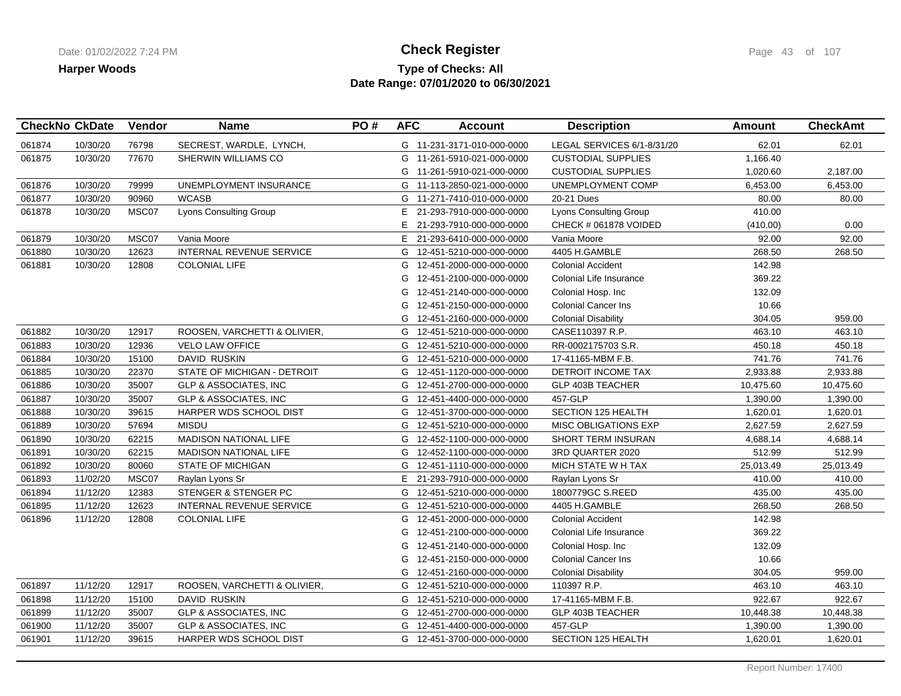**Harper Woods**

# Check Register

**Type of Checks: All**
**Date Range: 07/01/2020 to 06/30/2021**

| CheckNo | CkDate | Vendor | Name | PO # | AFC | Account | Description | Amount | CheckAmt |
|---|---|---|---|---|---|---|---|---|---|
| 061874 | 10/30/20 | 76798 | SECREST, WARDLE, LYNCH, | | G | 11-231-3171-010-000-0000 | LEGAL SERVICES 6/1-8/31/20 | 62.01 | 62.01 |
| 061875 | 10/30/20 | 77670 | SHERWIN WILLIAMS CO | | G | 11-261-5910-021-000-0000 | CUSTODIAL SUPPLIES | 1,166.40 | |
| | | | | | G | 11-261-5910-021-000-0000 | CUSTODIAL SUPPLIES | 1,020.60 | 2,187.00 |
| 061876 | 10/30/20 | 79999 | UNEMPLOYMENT INSURANCE | | G | 11-113-2850-021-000-0000 | UNEMPLOYMENT COMP | 6,453.00 | 6,453.00 |
| 061877 | 10/30/20 | 90960 | WCASB | | G | 11-271-7410-010-000-0000 | 20-21 Dues | 80.00 | 80.00 |
| 061878 | 10/30/20 | MSC07 | Lyons Consulting Group | | E | 21-293-7910-000-000-0000 | Lyons Consulting Group | 410.00 | |
| | | | | | E | 21-293-7910-000-000-0000 | CHECK # 061878 VOIDED | (410.00) | 0.00 |
| 061879 | 10/30/20 | MSC07 | Vania Moore | | E | 21-293-6410-000-000-0000 | Vania Moore | 92.00 | 92.00 |
| 061880 | 10/30/20 | 12623 | INTERNAL REVENUE SERVICE | | G | 12-451-5210-000-000-0000 | 4405 H.GAMBLE | 268.50 | 268.50 |
| 061881 | 10/30/20 | 12808 | COLONIAL LIFE | | G | 12-451-2000-000-000-0000 | Colonial Accident | 142.98 | |
| | | | | | G | 12-451-2100-000-000-0000 | Colonial Life Insurance | 369.22 | |
| | | | | | G | 12-451-2140-000-000-0000 | Colonial Hosp. Inc | 132.09 | |
| | | | | | G | 12-451-2150-000-000-0000 | Colonial Cancer Ins | 10.66 | |
| | | | | | G | 12-451-2160-000-000-0000 | Colonial Disability | 304.05 | 959.00 |
| 061882 | 10/30/20 | 12917 | ROOSEN, VARCHETTI & OLIVIER, | | G | 12-451-5210-000-000-0000 | CASE110397 R.P. | 463.10 | 463.10 |
| 061883 | 10/30/20 | 12936 | VELO LAW OFFICE | | G | 12-451-5210-000-000-0000 | RR-0002175703 S.R. | 450.18 | 450.18 |
| 061884 | 10/30/20 | 15100 | DAVID RUSKIN | | G | 12-451-5210-000-000-0000 | 17-41165-MBM F.B. | 741.76 | 741.76 |
| 061885 | 10/30/20 | 22370 | STATE OF MICHIGAN - DETROIT | | G | 12-451-1120-000-000-0000 | DETROIT INCOME TAX | 2,933.88 | 2,933.88 |
| 061886 | 10/30/20 | 35007 | GLP & ASSOCIATES, INC | | G | 12-451-2700-000-000-0000 | GLP 403B TEACHER | 10,475.60 | 10,475.60 |
| 061887 | 10/30/20 | 35007 | GLP & ASSOCIATES, INC | | G | 12-451-4400-000-000-0000 | 457-GLP | 1,390.00 | 1,390.00 |
| 061888 | 10/30/20 | 39615 | HARPER WDS SCHOOL DIST | | G | 12-451-3700-000-000-0000 | SECTION 125 HEALTH | 1,620.01 | 1,620.01 |
| 061889 | 10/30/20 | 57694 | MISDU | | G | 12-451-5210-000-000-0000 | MISC OBLIGATIONS EXP | 2,627.59 | 2,627.59 |
| 061890 | 10/30/20 | 62215 | MADISON NATIONAL LIFE | | G | 12-452-1100-000-000-0000 | SHORT TERM INSURAN | 4,688.14 | 4,688.14 |
| 061891 | 10/30/20 | 62215 | MADISON NATIONAL LIFE | | G | 12-452-1100-000-000-0000 | 3RD QUARTER 2020 | 512.99 | 512.99 |
| 061892 | 10/30/20 | 80060 | STATE OF MICHIGAN | | G | 12-451-1110-000-000-0000 | MICH STATE W H TAX | 25,013.49 | 25,013.49 |
| 061893 | 11/02/20 | MSC07 | Raylan Lyons Sr | | E | 21-293-7910-000-000-0000 | Raylan Lyons Sr | 410.00 | 410.00 |
| 061894 | 11/12/20 | 12383 | STENGER & STENGER PC | | G | 12-451-5210-000-000-0000 | 1800779GC S.REED | 435.00 | 435.00 |
| 061895 | 11/12/20 | 12623 | INTERNAL REVENUE SERVICE | | G | 12-451-5210-000-000-0000 | 4405 H.GAMBLE | 268.50 | 268.50 |
| 061896 | 11/12/20 | 12808 | COLONIAL LIFE | | G | 12-451-2000-000-000-0000 | Colonial Accident | 142.98 | |
| | | | | | G | 12-451-2100-000-000-0000 | Colonial Life Insurance | 369.22 | |
| | | | | | G | 12-451-2140-000-000-0000 | Colonial Hosp. Inc | 132.09 | |
| | | | | | G | 12-451-2150-000-000-0000 | Colonial Cancer Ins | 10.66 | |
| | | | | | G | 12-451-2160-000-000-0000 | Colonial Disability | 304.05 | 959.00 |
| 061897 | 11/12/20 | 12917 | ROOSEN, VARCHETTI & OLIVIER, | | G | 12-451-5210-000-000-0000 | 110397 R.P. | 463.10 | 463.10 |
| 061898 | 11/12/20 | 15100 | DAVID RUSKIN | | G | 12-451-5210-000-000-0000 | 17-41165-MBM F.B. | 922.67 | 922.67 |
| 061899 | 11/12/20 | 35007 | GLP & ASSOCIATES, INC | | G | 12-451-2700-000-000-0000 | GLP 403B TEACHER | 10,448.38 | 10,448.38 |
| 061900 | 11/12/20 | 35007 | GLP & ASSOCIATES, INC | | G | 12-451-4400-000-000-0000 | 457-GLP | 1,390.00 | 1,390.00 |
| 061901 | 11/12/20 | 39615 | HARPER WDS SCHOOL DIST | | G | 12-451-3700-000-000-0000 | SECTION 125 HEALTH | 1,620.01 | 1,620.01 |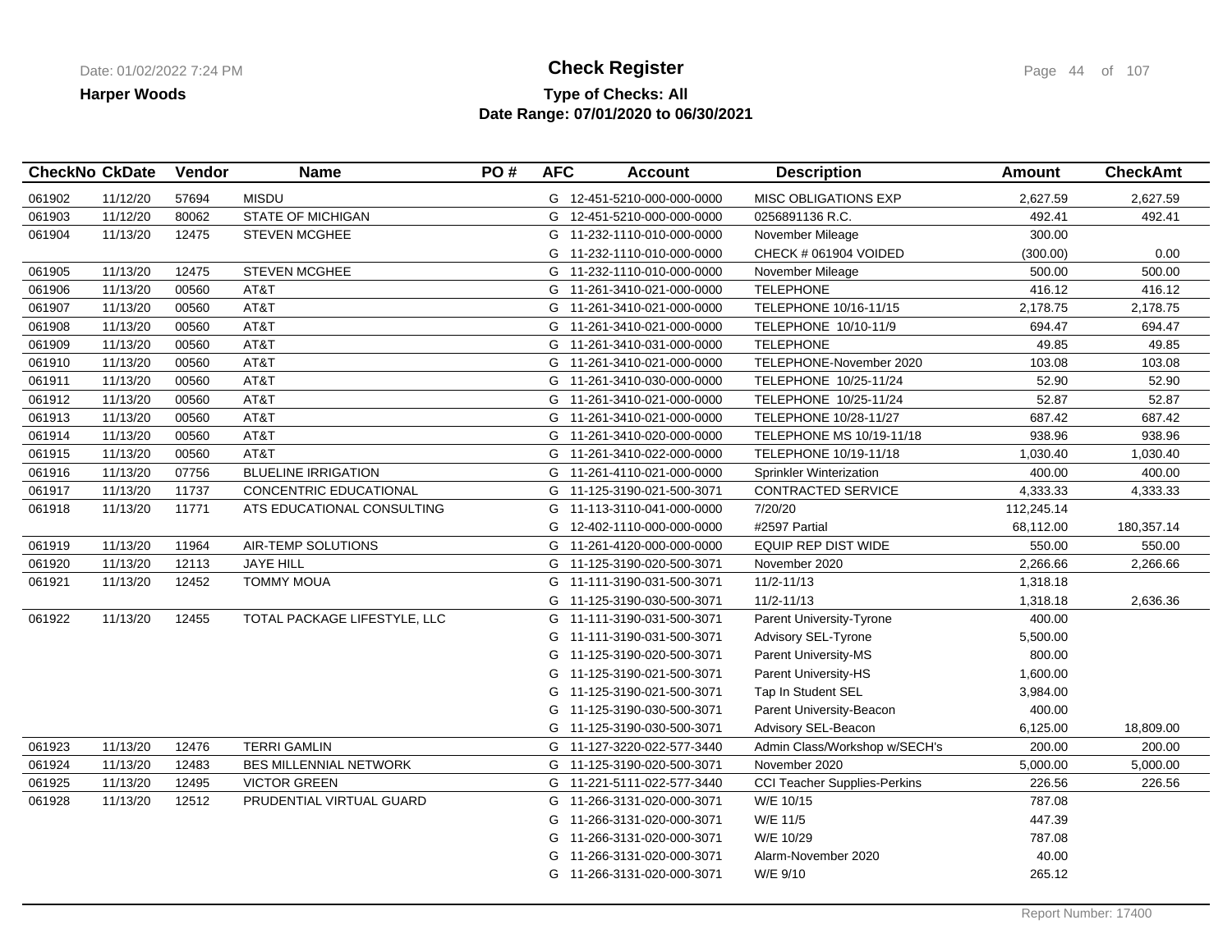**Harper Woods**

# Check Register

**Type of Checks: All**
**Date Range: 07/01/2020 to 06/30/2021**

| CheckNo | CkDate | Vendor | Name | PO # | AFC | Account | Description | Amount | CheckAmt |
|---|---|---|---|---|---|---|---|---|---|
| 061902 | 11/12/20 | 57694 | MISDU | | G | 12-451-5210-000-000-0000 | MISC OBLIGATIONS EXP | 2,627.59 | 2,627.59 |
| 061903 | 11/12/20 | 80062 | STATE OF MICHIGAN | | G | 12-451-5210-000-000-0000 | 0256891136 R.C. | 492.41 | 492.41 |
| 061904 | 11/13/20 | 12475 | STEVEN MCGHEE | | G | 11-232-1110-010-000-0000 | November Mileage | 300.00 | |
| | | | | | G | 11-232-1110-010-000-0000 | CHECK # 061904 VOIDED | (300.00) | 0.00 |
| 061905 | 11/13/20 | 12475 | STEVEN MCGHEE | | G | 11-232-1110-010-000-0000 | November Mileage | 500.00 | 500.00 |
| 061906 | 11/13/20 | 00560 | AT&T | | G | 11-261-3410-021-000-0000 | TELEPHONE | 416.12 | 416.12 |
| 061907 | 11/13/20 | 00560 | AT&T | | G | 11-261-3410-021-000-0000 | TELEPHONE 10/16-11/15 | 2,178.75 | 2,178.75 |
| 061908 | 11/13/20 | 00560 | AT&T | | G | 11-261-3410-021-000-0000 | TELEPHONE 10/10-11/9 | 694.47 | 694.47 |
| 061909 | 11/13/20 | 00560 | AT&T | | G | 11-261-3410-031-000-0000 | TELEPHONE | 49.85 | 49.85 |
| 061910 | 11/13/20 | 00560 | AT&T | | G | 11-261-3410-021-000-0000 | TELEPHONE-November 2020 | 103.08 | 103.08 |
| 061911 | 11/13/20 | 00560 | AT&T | | G | 11-261-3410-030-000-0000 | TELEPHONE 10/25-11/24 | 52.90 | 52.90 |
| 061912 | 11/13/20 | 00560 | AT&T | | G | 11-261-3410-021-000-0000 | TELEPHONE 10/25-11/24 | 52.87 | 52.87 |
| 061913 | 11/13/20 | 00560 | AT&T | | G | 11-261-3410-021-000-0000 | TELEPHONE 10/28-11/27 | 687.42 | 687.42 |
| 061914 | 11/13/20 | 00560 | AT&T | | G | 11-261-3410-020-000-0000 | TELEPHONE MS 10/19-11/18 | 938.96 | 938.96 |
| 061915 | 11/13/20 | 00560 | AT&T | | G | 11-261-3410-022-000-0000 | TELEPHONE 10/19-11/18 | 1,030.40 | 1,030.40 |
| 061916 | 11/13/20 | 07756 | BLUELINE IRRIGATION | | G | 11-261-4110-021-000-0000 | Sprinkler Winterization | 400.00 | 400.00 |
| 061917 | 11/13/20 | 11737 | CONCENTRIC EDUCATIONAL | | G | 11-125-3190-021-500-3071 | CONTRACTED SERVICE | 4,333.33 | 4,333.33 |
| 061918 | 11/13/20 | 11771 | ATS EDUCATIONAL CONSULTING | | G | 11-113-3110-041-000-0000 | 7/20/20 | 112,245.14 | |
| | | | | | G | 12-402-1110-000-000-0000 | #2597 Partial | 68,112.00 | 180,357.14 |
| 061919 | 11/13/20 | 11964 | AIR-TEMP SOLUTIONS | | G | 11-261-4120-000-000-0000 | EQUIP REP DIST WIDE | 550.00 | 550.00 |
| 061920 | 11/13/20 | 12113 | JAYE HILL | | G | 11-125-3190-020-500-3071 | November 2020 | 2,266.66 | 2,266.66 |
| 061921 | 11/13/20 | 12452 | TOMMY MOUA | | G | 11-111-3190-031-500-3071 | 11/2-11/13 | 1,318.18 | |
| | | | | | G | 11-125-3190-030-500-3071 | 11/2-11/13 | 1,318.18 | 2,636.36 |
| 061922 | 11/13/20 | 12455 | TOTAL PACKAGE LIFESTYLE, LLC | | G | 11-111-3190-031-500-3071 | Parent University-Tyrone | 400.00 | |
| | | | | | G | 11-111-3190-031-500-3071 | Advisory SEL-Tyrone | 5,500.00 | |
| | | | | | G | 11-125-3190-020-500-3071 | Parent University-MS | 800.00 | |
| | | | | | G | 11-125-3190-021-500-3071 | Parent University-HS | 1,600.00 | |
| | | | | | G | 11-125-3190-021-500-3071 | Tap In Student SEL | 3,984.00 | |
| | | | | | G | 11-125-3190-030-500-3071 | Parent University-Beacon | 400.00 | |
| | | | | | G | 11-125-3190-030-500-3071 | Advisory SEL-Beacon | 6,125.00 | 18,809.00 |
| 061923 | 11/13/20 | 12476 | TERRI GAMLIN | | G | 11-127-3220-022-577-3440 | Admin Class/Workshop w/SECH's | 200.00 | 200.00 |
| 061924 | 11/13/20 | 12483 | BES MILLENNIAL NETWORK | | G | 11-125-3190-020-500-3071 | November 2020 | 5,000.00 | 5,000.00 |
| 061925 | 11/13/20 | 12495 | VICTOR GREEN | | G | 11-221-5111-022-577-3440 | CCI Teacher Supplies-Perkins | 226.56 | 226.56 |
| 061928 | 11/13/20 | 12512 | PRUDENTIAL VIRTUAL GUARD | | G | 11-266-3131-020-000-3071 | W/E 10/15 | 787.08 | |
| | | | | | G | 11-266-3131-020-000-3071 | W/E 11/5 | 447.39 | |
| | | | | | G | 11-266-3131-020-000-3071 | W/E 10/29 | 787.08 | |
| | | | | | G | 11-266-3131-020-000-3071 | Alarm-November 2020 | 40.00 | |
| | | | | | G | 11-266-3131-020-000-3071 | W/E 9/10 | 265.12 | |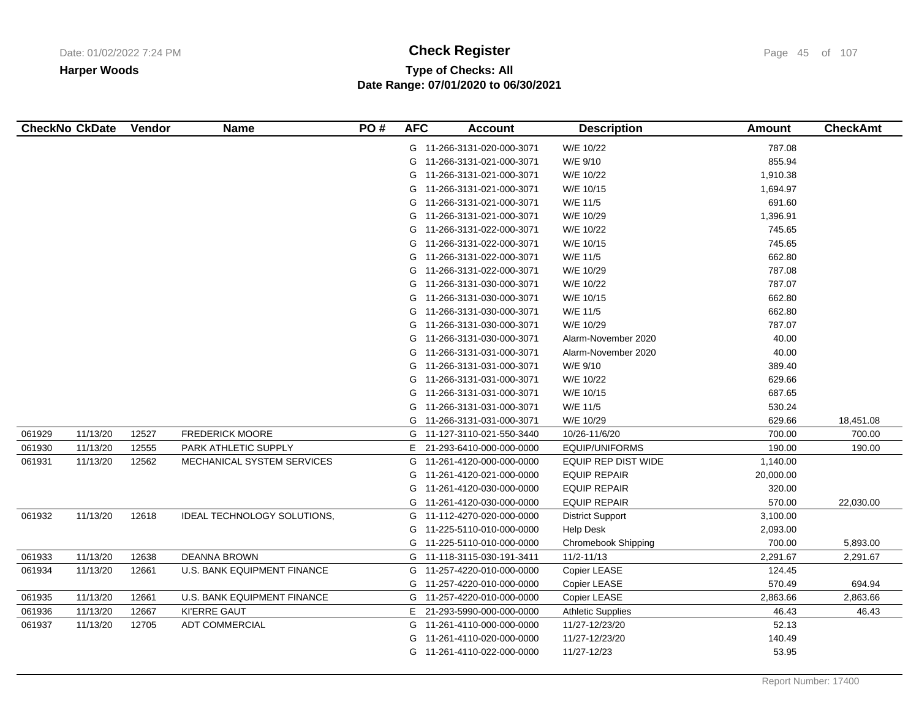**Harper Woods**

# Check Register

**Type of Checks: All**
**Date Range: 07/01/2020 to 06/30/2021**

| CheckNo | CkDate | Vendor | Name | PO # | AFC | Account | Description | Amount | CheckAmt |
|---|---|---|---|---|---|---|---|---|---|
| | | | | | G | 11-266-3131-020-000-3071 | W/E 10/22 | 787.08 | |
| | | | | | G | 11-266-3131-021-000-3071 | W/E 9/10 | 855.94 | |
| | | | | | G | 11-266-3131-021-000-3071 | W/E 10/22 | 1,910.38 | |
| | | | | | G | 11-266-3131-021-000-3071 | W/E 10/15 | 1,694.97 | |
| | | | | | G | 11-266-3131-021-000-3071 | W/E 11/5 | 691.60 | |
| | | | | | G | 11-266-3131-021-000-3071 | W/E 10/29 | 1,396.91 | |
| | | | | | G | 11-266-3131-022-000-3071 | W/E 10/22 | 745.65 | |
| | | | | | G | 11-266-3131-022-000-3071 | W/E 10/15 | 745.65 | |
| | | | | | G | 11-266-3131-022-000-3071 | W/E 11/5 | 662.80 | |
| | | | | | G | 11-266-3131-022-000-3071 | W/E 10/29 | 787.08 | |
| | | | | | G | 11-266-3131-030-000-3071 | W/E 10/22 | 787.07 | |
| | | | | | G | 11-266-3131-030-000-3071 | W/E 10/15 | 662.80 | |
| | | | | | G | 11-266-3131-030-000-3071 | W/E 11/5 | 662.80 | |
| | | | | | G | 11-266-3131-030-000-3071 | W/E 10/29 | 787.07 | |
| | | | | | G | 11-266-3131-030-000-3071 | Alarm-November 2020 | 40.00 | |
| | | | | | G | 11-266-3131-031-000-3071 | Alarm-November 2020 | 40.00 | |
| | | | | | G | 11-266-3131-031-000-3071 | W/E 9/10 | 389.40 | |
| | | | | | G | 11-266-3131-031-000-3071 | W/E 10/22 | 629.66 | |
| | | | | | G | 11-266-3131-031-000-3071 | W/E 10/15 | 687.65 | |
| | | | | | G | 11-266-3131-031-000-3071 | W/E 11/5 | 530.24 | |
| | | | | | G | 11-266-3131-031-000-3071 | W/E 10/29 | 629.66 | 18,451.08 |
| 061929 | 11/13/20 | 12527 | FREDERICK MOORE | | G | 11-127-3110-021-550-3440 | 10/26-11/6/20 | 700.00 | 700.00 |
| 061930 | 11/13/20 | 12555 | PARK ATHLETIC SUPPLY | | E | 21-293-6410-000-000-0000 | EQUIP/UNIFORMS | 190.00 | 190.00 |
| 061931 | 11/13/20 | 12562 | MECHANICAL SYSTEM SERVICES | | G | 11-261-4120-000-000-0000 | EQUIP REP DIST WIDE | 1,140.00 | |
| | | | | | G | 11-261-4120-021-000-0000 | EQUIP REPAIR | 20,000.00 | |
| | | | | | G | 11-261-4120-030-000-0000 | EQUIP REPAIR | 320.00 | |
| | | | | | G | 11-261-4120-030-000-0000 | EQUIP REPAIR | 570.00 | 22,030.00 |
| 061932 | 11/13/20 | 12618 | IDEAL TECHNOLOGY SOLUTIONS, | | G | 11-112-4270-020-000-0000 | District Support | 3,100.00 | |
| | | | | | G | 11-225-5110-010-000-0000 | Help Desk | 2,093.00 | |
| | | | | | G | 11-225-5110-010-000-0000 | Chromebook Shipping | 700.00 | 5,893.00 |
| 061933 | 11/13/20 | 12638 | DEANNA BROWN | | G | 11-118-3115-030-191-3411 | 11/2-11/13 | 2,291.67 | 2,291.67 |
| 061934 | 11/13/20 | 12661 | U.S. BANK EQUIPMENT FINANCE | | G | 11-257-4220-010-000-0000 | Copier LEASE | 124.45 | |
| | | | | | G | 11-257-4220-010-000-0000 | Copier LEASE | 570.49 | 694.94 |
| 061935 | 11/13/20 | 12661 | U.S. BANK EQUIPMENT FINANCE | | G | 11-257-4220-010-000-0000 | Copier LEASE | 2,863.66 | 2,863.66 |
| 061936 | 11/13/20 | 12667 | KI'ERRE GAUT | | E | 21-293-5990-000-000-0000 | Athletic Supplies | 46.43 | 46.43 |
| 061937 | 11/13/20 | 12705 | ADT COMMERCIAL | | G | 11-261-4110-000-000-0000 | 11/27-12/23/20 | 52.13 | |
| | | | | | G | 11-261-4110-020-000-0000 | 11/27-12/23/20 | 140.49 | |
| | | | | | G | 11-261-4110-022-000-0000 | 11/27-12/23 | 53.95 | |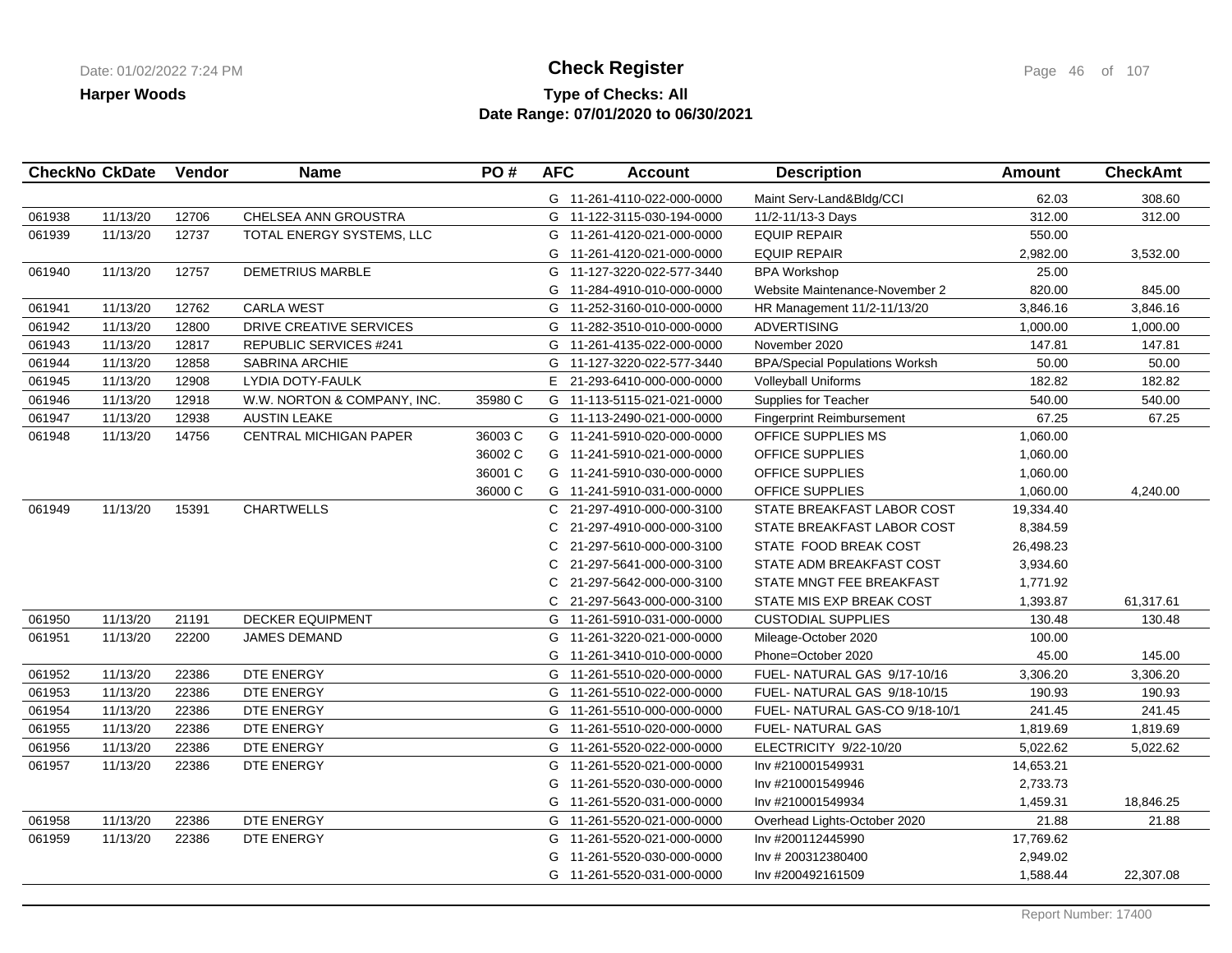**Harper Woods**

# Check Register

**Type of Checks: All**
**Date Range: 07/01/2020 to 06/30/2021**

| CheckNo | CkDate | Vendor | Name | PO # | AFC | Account | Description | Amount | CheckAmt |
|---|---|---|---|---|---|---|---|---|---|
| | | | | | G | 11-261-4110-022-000-0000 | Maint Serv-Land&Bldg/CCI | 62.03 | 308.60 |
| 061938 | 11/13/20 | 12706 | CHELSEA ANN GROUSTRA | | G | 11-122-3115-030-194-0000 | 11/2-11/13-3 Days | 312.00 | 312.00 |
| 061939 | 11/13/20 | 12737 | TOTAL ENERGY SYSTEMS, LLC | | G | 11-261-4120-021-000-0000 | EQUIP REPAIR | 550.00 | |
| | | | | | G | 11-261-4120-021-000-0000 | EQUIP REPAIR | 2,982.00 | 3,532.00 |
| 061940 | 11/13/20 | 12757 | DEMETRIUS MARBLE | | G | 11-127-3220-022-577-3440 | BPA Workshop | 25.00 | |
| | | | | | G | 11-284-4910-010-000-0000 | Website Maintenance-November 2 | 820.00 | 845.00 |
| 061941 | 11/13/20 | 12762 | CARLA WEST | | G | 11-252-3160-010-000-0000 | HR Management 11/2-11/13/20 | 3,846.16 | 3,846.16 |
| 061942 | 11/13/20 | 12800 | DRIVE CREATIVE SERVICES | | G | 11-282-3510-010-000-0000 | ADVERTISING | 1,000.00 | 1,000.00 |
| 061943 | 11/13/20 | 12817 | REPUBLIC SERVICES #241 | | G | 11-261-4135-022-000-0000 | November 2020 | 147.81 | 147.81 |
| 061944 | 11/13/20 | 12858 | SABRINA ARCHIE | | G | 11-127-3220-022-577-3440 | BPA/Special Populations Worksh | 50.00 | 50.00 |
| 061945 | 11/13/20 | 12908 | LYDIA DOTY-FAULK | | E | 21-293-6410-000-000-0000 | Volleyball Uniforms | 182.82 | 182.82 |
| 061946 | 11/13/20 | 12918 | W.W. NORTON & COMPANY, INC. | 35980 C | G | 11-113-5115-021-021-0000 | Supplies for Teacher | 540.00 | 540.00 |
| 061947 | 11/13/20 | 12938 | AUSTIN LEAKE | | G | 11-113-2490-021-000-0000 | Fingerprint Reimbursement | 67.25 | 67.25 |
| 061948 | 11/13/20 | 14756 | CENTRAL MICHIGAN PAPER | 36003 C | G | 11-241-5910-020-000-0000 | OFFICE SUPPLIES MS | 1,060.00 | |
| | | | | 36002 C | G | 11-241-5910-021-000-0000 | OFFICE SUPPLIES | 1,060.00 | |
| | | | | 36001 C | G | 11-241-5910-030-000-0000 | OFFICE SUPPLIES | 1,060.00 | |
| | | | | 36000 C | G | 11-241-5910-031-000-0000 | OFFICE SUPPLIES | 1,060.00 | 4,240.00 |
| 061949 | 11/13/20 | 15391 | CHARTWELLS | | C | 21-297-4910-000-000-3100 | STATE BREAKFAST LABOR COST | 19,334.40 | |
| | | | | | C | 21-297-4910-000-000-3100 | STATE BREAKFAST LABOR COST | 8,384.59 | |
| | | | | | C | 21-297-5610-000-000-3100 | STATE FOOD BREAK COST | 26,498.23 | |
| | | | | | C | 21-297-5641-000-000-3100 | STATE ADM BREAKFAST COST | 3,934.60 | |
| | | | | | C | 21-297-5642-000-000-3100 | STATE MNGT FEE BREAKFAST | 1,771.92 | |
| | | | | | C | 21-297-5643-000-000-3100 | STATE MIS EXP BREAK COST | 1,393.87 | 61,317.61 |
| 061950 | 11/13/20 | 21191 | DECKER EQUIPMENT | | G | 11-261-5910-031-000-0000 | CUSTODIAL SUPPLIES | 130.48 | 130.48 |
| 061951 | 11/13/20 | 22200 | JAMES DEMAND | | G | 11-261-3220-021-000-0000 | Mileage-October 2020 | 100.00 | |
| | | | | | G | 11-261-3410-010-000-0000 | Phone=October 2020 | 45.00 | 145.00 |
| 061952 | 11/13/20 | 22386 | DTE ENERGY | | G | 11-261-5510-020-000-0000 | FUEL- NATURAL GAS 9/17-10/16 | 3,306.20 | 3,306.20 |
| 061953 | 11/13/20 | 22386 | DTE ENERGY | | G | 11-261-5510-022-000-0000 | FUEL- NATURAL GAS 9/18-10/15 | 190.93 | 190.93 |
| 061954 | 11/13/20 | 22386 | DTE ENERGY | | G | 11-261-5510-000-000-0000 | FUEL- NATURAL GAS-CO 9/18-10/1 | 241.45 | 241.45 |
| 061955 | 11/13/20 | 22386 | DTE ENERGY | | G | 11-261-5510-020-000-0000 | FUEL- NATURAL GAS | 1,819.69 | 1,819.69 |
| 061956 | 11/13/20 | 22386 | DTE ENERGY | | G | 11-261-5520-022-000-0000 | ELECTRICITY 9/22-10/20 | 5,022.62 | 5,022.62 |
| 061957 | 11/13/20 | 22386 | DTE ENERGY | | G | 11-261-5520-021-000-0000 | Inv #210001549931 | 14,653.21 | |
| | | | | | G | 11-261-5520-030-000-0000 | Inv #210001549946 | 2,733.73 | |
| | | | | | G | 11-261-5520-031-000-0000 | Inv #210001549934 | 1,459.31 | 18,846.25 |
| 061958 | 11/13/20 | 22386 | DTE ENERGY | | G | 11-261-5520-021-000-0000 | Overhead Lights-October 2020 | 21.88 | 21.88 |
| 061959 | 11/13/20 | 22386 | DTE ENERGY | | G | 11-261-5520-021-000-0000 | Inv #200112445990 | 17,769.62 | |
| | | | | | G | 11-261-5520-030-000-0000 | Inv # 200312380400 | 2,949.02 | |
| | | | | | G | 11-261-5520-031-000-0000 | Inv #200492161509 | 1,588.44 | 22,307.08 |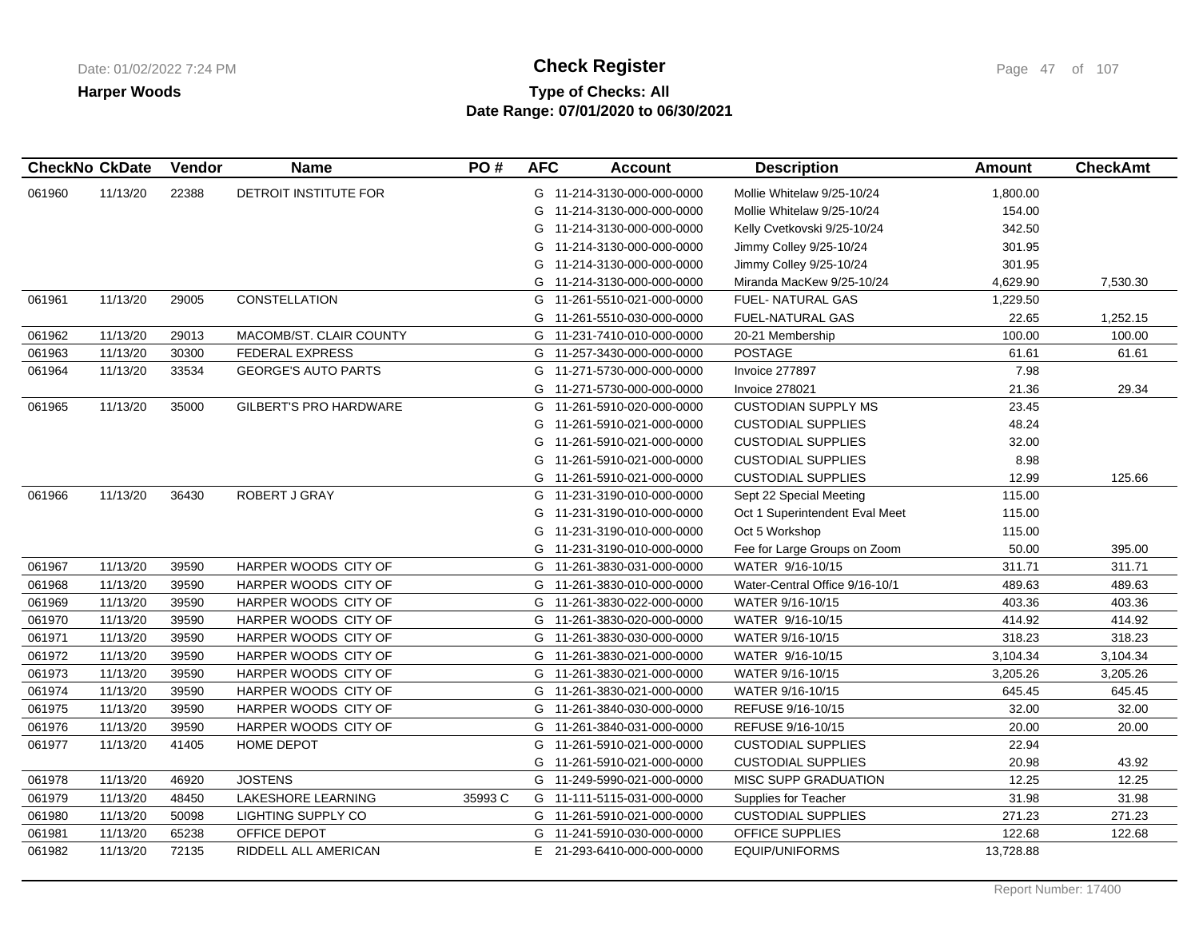**Harper Woods**

# Check Register

**Type of Checks: All**
**Date Range: 07/01/2020 to 06/30/2021**

| CheckNo | CkDate | Vendor | Name | PO # | AFC | Account | Description | Amount | CheckAmt |
|---|---|---|---|---|---|---|---|---|---|
| 061960 | 11/13/20 | 22388 | DETROIT INSTITUTE FOR | | G | 11-214-3130-000-000-0000 | Mollie Whitelaw 9/25-10/24 | 1,800.00 | |
| | | | | | G | 11-214-3130-000-000-0000 | Mollie Whitelaw 9/25-10/24 | 154.00 | |
| | | | | | G | 11-214-3130-000-000-0000 | Kelly Cvetkovski 9/25-10/24 | 342.50 | |
| | | | | | G | 11-214-3130-000-000-0000 | Jimmy Colley 9/25-10/24 | 301.95 | |
| | | | | | G | 11-214-3130-000-000-0000 | Jimmy Colley 9/25-10/24 | 301.95 | |
| | | | | | G | 11-214-3130-000-000-0000 | Miranda MacKew 9/25-10/24 | 4,629.90 | 7,530.30 |
| 061961 | 11/13/20 | 29005 | CONSTELLATION | | G | 11-261-5510-021-000-0000 | FUEL- NATURAL GAS | 1,229.50 | |
| | | | | | G | 11-261-5510-030-000-0000 | FUEL-NATURAL GAS | 22.65 | 1,252.15 |
| 061962 | 11/13/20 | 29013 | MACOMB/ST. CLAIR COUNTY | | G | 11-231-7410-010-000-0000 | 20-21 Membership | 100.00 | 100.00 |
| 061963 | 11/13/20 | 30300 | FEDERAL EXPRESS | | G | 11-257-3430-000-000-0000 | POSTAGE | 61.61 | 61.61 |
| 061964 | 11/13/20 | 33534 | GEORGE'S AUTO PARTS | | G | 11-271-5730-000-000-0000 | Invoice 277897 | 7.98 | |
| | | | | | G | 11-271-5730-000-000-0000 | Invoice 278021 | 21.36 | 29.34 |
| 061965 | 11/13/20 | 35000 | GILBERT'S PRO HARDWARE | | G | 11-261-5910-020-000-0000 | CUSTODIAN SUPPLY MS | 23.45 | |
| | | | | | G | 11-261-5910-021-000-0000 | CUSTODIAL SUPPLIES | 48.24 | |
| | | | | | G | 11-261-5910-021-000-0000 | CUSTODIAL SUPPLIES | 32.00 | |
| | | | | | G | 11-261-5910-021-000-0000 | CUSTODIAL SUPPLIES | 8.98 | |
| | | | | | G | 11-261-5910-021-000-0000 | CUSTODIAL SUPPLIES | 12.99 | 125.66 |
| 061966 | 11/13/20 | 36430 | ROBERT J GRAY | | G | 11-231-3190-010-000-0000 | Sept 22 Special Meeting | 115.00 | |
| | | | | | G | 11-231-3190-010-000-0000 | Oct 1 Superintendent Eval Meet | 115.00 | |
| | | | | | G | 11-231-3190-010-000-0000 | Oct 5 Workshop | 115.00 | |
| | | | | | G | 11-231-3190-010-000-0000 | Fee for Large Groups on Zoom | 50.00 | 395.00 |
| 061967 | 11/13/20 | 39590 | HARPER WOODS CITY OF | | G | 11-261-3830-031-000-0000 | WATER 9/16-10/15 | 311.71 | 311.71 |
| 061968 | 11/13/20 | 39590 | HARPER WOODS CITY OF | | G | 11-261-3830-010-000-0000 | Water-Central Office 9/16-10/1 | 489.63 | 489.63 |
| 061969 | 11/13/20 | 39590 | HARPER WOODS CITY OF | | G | 11-261-3830-022-000-0000 | WATER 9/16-10/15 | 403.36 | 403.36 |
| 061970 | 11/13/20 | 39590 | HARPER WOODS CITY OF | | G | 11-261-3830-020-000-0000 | WATER 9/16-10/15 | 414.92 | 414.92 |
| 061971 | 11/13/20 | 39590 | HARPER WOODS CITY OF | | G | 11-261-3830-030-000-0000 | WATER 9/16-10/15 | 318.23 | 318.23 |
| 061972 | 11/13/20 | 39590 | HARPER WOODS CITY OF | | G | 11-261-3830-021-000-0000 | WATER 9/16-10/15 | 3,104.34 | 3,104.34 |
| 061973 | 11/13/20 | 39590 | HARPER WOODS CITY OF | | G | 11-261-3830-021-000-0000 | WATER 9/16-10/15 | 3,205.26 | 3,205.26 |
| 061974 | 11/13/20 | 39590 | HARPER WOODS CITY OF | | G | 11-261-3830-021-000-0000 | WATER 9/16-10/15 | 645.45 | 645.45 |
| 061975 | 11/13/20 | 39590 | HARPER WOODS CITY OF | | G | 11-261-3840-030-000-0000 | REFUSE 9/16-10/15 | 32.00 | 32.00 |
| 061976 | 11/13/20 | 39590 | HARPER WOODS CITY OF | | G | 11-261-3840-031-000-0000 | REFUSE 9/16-10/15 | 20.00 | 20.00 |
| 061977 | 11/13/20 | 41405 | HOME DEPOT | | G | 11-261-5910-021-000-0000 | CUSTODIAL SUPPLIES | 22.94 | |
| | | | | | G | 11-261-5910-021-000-0000 | CUSTODIAL SUPPLIES | 20.98 | 43.92 |
| 061978 | 11/13/20 | 46920 | JOSTENS | | G | 11-249-5990-021-000-0000 | MISC SUPP GRADUATION | 12.25 | 12.25 |
| 061979 | 11/13/20 | 48450 | LAKESHORE LEARNING | 35993 C | G | 11-111-5115-031-000-0000 | Supplies for Teacher | 31.98 | 31.98 |
| 061980 | 11/13/20 | 50098 | LIGHTING SUPPLY CO | | G | 11-261-5910-021-000-0000 | CUSTODIAL SUPPLIES | 271.23 | 271.23 |
| 061981 | 11/13/20 | 65238 | OFFICE DEPOT | | G | 11-241-5910-030-000-0000 | OFFICE SUPPLIES | 122.68 | 122.68 |
| 061982 | 11/13/20 | 72135 | RIDDELL ALL AMERICAN | | E | 21-293-6410-000-000-0000 | EQUIP/UNIFORMS | 13,728.88 | |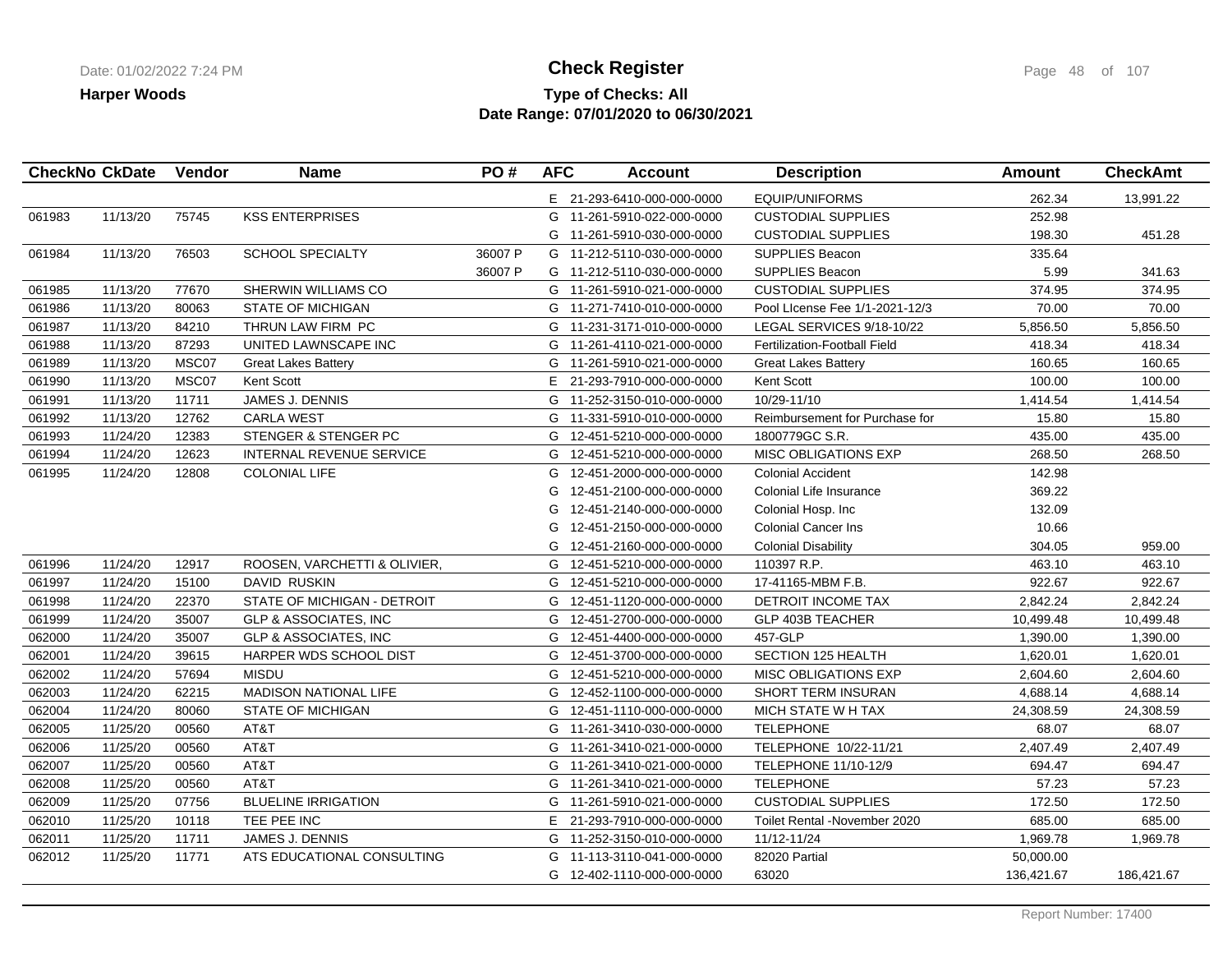# Check Register

**Harper Woods**

**Type of Checks: All**

**Date Range: 07/01/2020 to 06/30/2021**

| CheckNo | CkDate | Vendor | Name | PO # | AFC | Account | Description | Amount | CheckAmt |
|---|---|---|---|---|---|---|---|---|---|
| | | | | | E | 21-293-6410-000-000-0000 | EQUIP/UNIFORMS | 262.34 | 13,991.22 |
| 061983 | 11/13/20 | 75745 | KSS ENTERPRISES | | G | 11-261-5910-022-000-0000 | CUSTODIAL SUPPLIES | 252.98 | |
| | | | | | G | 11-261-5910-030-000-0000 | CUSTODIAL SUPPLIES | 198.30 | 451.28 |
| 061984 | 11/13/20 | 76503 | SCHOOL SPECIALTY | 36007 P | G | 11-212-5110-030-000-0000 | SUPPLIES Beacon | 335.64 | |
| | | | | 36007 P | G | 11-212-5110-030-000-0000 | SUPPLIES Beacon | 5.99 | 341.63 |
| 061985 | 11/13/20 | 77670 | SHERWIN WILLIAMS CO | | G | 11-261-5910-021-000-0000 | CUSTODIAL SUPPLIES | 374.95 | 374.95 |
| 061986 | 11/13/20 | 80063 | STATE OF MICHIGAN | | G | 11-271-7410-010-000-0000 | Pool LIcense Fee 1/1-2021-12/3 | 70.00 | 70.00 |
| 061987 | 11/13/20 | 84210 | THRUN LAW FIRM PC | | G | 11-231-3171-010-000-0000 | LEGAL SERVICES 9/18-10/22 | 5,856.50 | 5,856.50 |
| 061988 | 11/13/20 | 87293 | UNITED LAWNSCAPE INC | | G | 11-261-4110-021-000-0000 | Fertilization-Football Field | 418.34 | 418.34 |
| 061989 | 11/13/20 | MSC07 | Great Lakes Battery | | G | 11-261-5910-021-000-0000 | Great Lakes Battery | 160.65 | 160.65 |
| 061990 | 11/13/20 | MSC07 | Kent Scott | | E | 21-293-7910-000-000-0000 | Kent Scott | 100.00 | 100.00 |
| 061991 | 11/13/20 | 11711 | JAMES J. DENNIS | | G | 11-252-3150-010-000-0000 | 10/29-11/10 | 1,414.54 | 1,414.54 |
| 061992 | 11/13/20 | 12762 | CARLA WEST | | G | 11-331-5910-010-000-0000 | Reimbursement for Purchase for | 15.80 | 15.80 |
| 061993 | 11/24/20 | 12383 | STENGER & STENGER PC | | G | 12-451-5210-000-000-0000 | 1800779GC S.R. | 435.00 | 435.00 |
| 061994 | 11/24/20 | 12623 | INTERNAL REVENUE SERVICE | | G | 12-451-5210-000-000-0000 | MISC OBLIGATIONS EXP | 268.50 | 268.50 |
| 061995 | 11/24/20 | 12808 | COLONIAL LIFE | | G | 12-451-2000-000-000-0000 | Colonial Accident | 142.98 | |
| | | | | | G | 12-451-2100-000-000-0000 | Colonial Life Insurance | 369.22 | |
| | | | | | G | 12-451-2140-000-000-0000 | Colonial Hosp. Inc | 132.09 | |
| | | | | | G | 12-451-2150-000-000-0000 | Colonial Cancer Ins | 10.66 | |
| | | | | | G | 12-451-2160-000-000-0000 | Colonial Disability | 304.05 | 959.00 |
| 061996 | 11/24/20 | 12917 | ROOSEN, VARCHETTI & OLIVIER, | | G | 12-451-5210-000-000-0000 | 110397 R.P. | 463.10 | 463.10 |
| 061997 | 11/24/20 | 15100 | DAVID RUSKIN | | G | 12-451-5210-000-000-0000 | 17-41165-MBM F.B. | 922.67 | 922.67 |
| 061998 | 11/24/20 | 22370 | STATE OF MICHIGAN - DETROIT | | G | 12-451-1120-000-000-0000 | DETROIT INCOME TAX | 2,842.24 | 2,842.24 |
| 061999 | 11/24/20 | 35007 | GLP & ASSOCIATES, INC | | G | 12-451-2700-000-000-0000 | GLP 403B TEACHER | 10,499.48 | 10,499.48 |
| 062000 | 11/24/20 | 35007 | GLP & ASSOCIATES, INC | | G | 12-451-4400-000-000-0000 | 457-GLP | 1,390.00 | 1,390.00 |
| 062001 | 11/24/20 | 39615 | HARPER WDS SCHOOL DIST | | G | 12-451-3700-000-000-0000 | SECTION 125 HEALTH | 1,620.01 | 1,620.01 |
| 062002 | 11/24/20 | 57694 | MISDU | | G | 12-451-5210-000-000-0000 | MISC OBLIGATIONS EXP | 2,604.60 | 2,604.60 |
| 062003 | 11/24/20 | 62215 | MADISON NATIONAL LIFE | | G | 12-452-1100-000-000-0000 | SHORT TERM INSURAN | 4,688.14 | 4,688.14 |
| 062004 | 11/24/20 | 80060 | STATE OF MICHIGAN | | G | 12-451-1110-000-000-0000 | MICH STATE W H TAX | 24,308.59 | 24,308.59 |
| 062005 | 11/25/20 | 00560 | AT&T | | G | 11-261-3410-030-000-0000 | TELEPHONE | 68.07 | 68.07 |
| 062006 | 11/25/20 | 00560 | AT&T | | G | 11-261-3410-021-000-0000 | TELEPHONE 10/22-11/21 | 2,407.49 | 2,407.49 |
| 062007 | 11/25/20 | 00560 | AT&T | | G | 11-261-3410-021-000-0000 | TELEPHONE 11/10-12/9 | 694.47 | 694.47 |
| 062008 | 11/25/20 | 00560 | AT&T | | G | 11-261-3410-021-000-0000 | TELEPHONE | 57.23 | 57.23 |
| 062009 | 11/25/20 | 07756 | BLUELINE IRRIGATION | | G | 11-261-5910-021-000-0000 | CUSTODIAL SUPPLIES | 172.50 | 172.50 |
| 062010 | 11/25/20 | 10118 | TEE PEE INC | | E | 21-293-7910-000-000-0000 | Toilet Rental -November 2020 | 685.00 | 685.00 |
| 062011 | 11/25/20 | 11711 | JAMES J. DENNIS | | G | 11-252-3150-010-000-0000 | 11/12-11/24 | 1,969.78 | 1,969.78 |
| 062012 | 11/25/20 | 11771 | ATS EDUCATIONAL CONSULTING | | G | 11-113-3110-041-000-0000 | 82020 Partial | 50,000.00 | |
| | | | | | G | 12-402-1110-000-000-0000 | 63020 | 136,421.67 | 186,421.67 |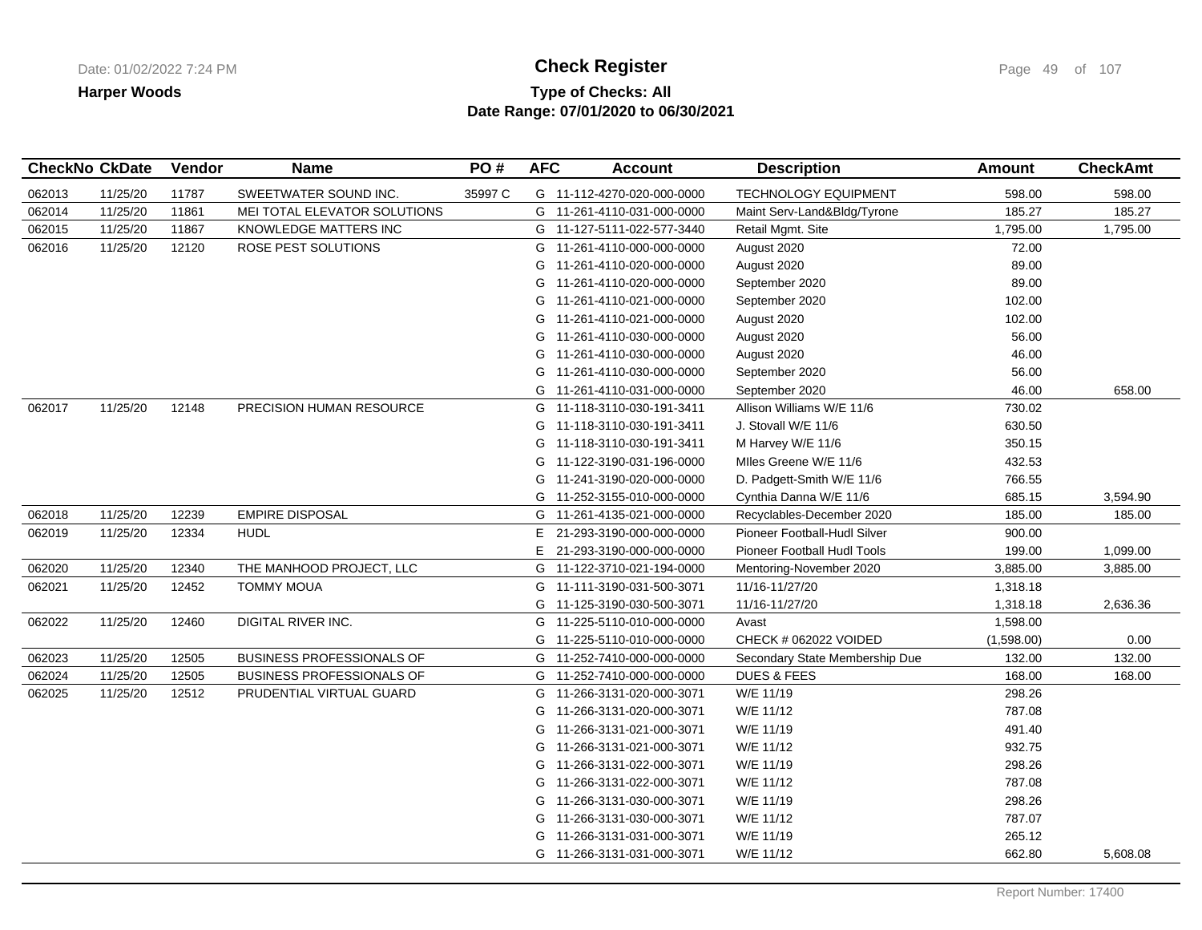# Check Register

**Harper Woods**

**Type of Checks: All**

**Date Range: 07/01/2020 to 06/30/2021**

| CheckNo | CkDate | Vendor | Name | PO # | AFC | Account | Description | Amount | CheckAmt |
|---|---|---|---|---|---|---|---|---|---|
| 062013 | 11/25/20 | 11787 | SWEETWATER SOUND INC. | 35997 C | G | 11-112-4270-020-000-0000 | TECHNOLOGY EQUIPMENT | 598.00 | 598.00 |
| 062014 | 11/25/20 | 11861 | MEI TOTAL ELEVATOR SOLUTIONS | | G | 11-261-4110-031-000-0000 | Maint Serv-Land&Bldg/Tyrone | 185.27 | 185.27 |
| 062015 | 11/25/20 | 11867 | KNOWLEDGE MATTERS INC | | G | 11-127-5111-022-577-3440 | Retail Mgmt. Site | 1,795.00 | 1,795.00 |
| 062016 | 11/25/20 | 12120 | ROSE PEST SOLUTIONS | | G | 11-261-4110-000-000-0000 | August 2020 | 72.00 | |
| | | | | | G | 11-261-4110-020-000-0000 | August 2020 | 89.00 | |
| | | | | | G | 11-261-4110-020-000-0000 | September 2020 | 89.00 | |
| | | | | | G | 11-261-4110-021-000-0000 | September 2020 | 102.00 | |
| | | | | | G | 11-261-4110-021-000-0000 | August 2020 | 102.00 | |
| | | | | | G | 11-261-4110-030-000-0000 | August 2020 | 56.00 | |
| | | | | | G | 11-261-4110-030-000-0000 | August 2020 | 46.00 | |
| | | | | | G | 11-261-4110-030-000-0000 | September 2020 | 56.00 | |
| | | | | | G | 11-261-4110-031-000-0000 | September 2020 | 46.00 | 658.00 |
| 062017 | 11/25/20 | 12148 | PRECISION HUMAN RESOURCE | | G | 11-118-3110-030-191-3411 | Allison Williams W/E 11/6 | 730.02 | |
| | | | | | G | 11-118-3110-030-191-3411 | J. Stovall W/E 11/6 | 630.50 | |
| | | | | | G | 11-118-3110-030-191-3411 | M Harvey W/E 11/6 | 350.15 | |
| | | | | | G | 11-122-3190-031-196-0000 | MIles Greene W/E 11/6 | 432.53 | |
| | | | | | G | 11-241-3190-020-000-0000 | D. Padgett-Smith W/E 11/6 | 766.55 | |
| | | | | | G | 11-252-3155-010-000-0000 | Cynthia Danna W/E 11/6 | 685.15 | 3,594.90 |
| 062018 | 11/25/20 | 12239 | EMPIRE DISPOSAL | | G | 11-261-4135-021-000-0000 | Recyclables-December 2020 | 185.00 | 185.00 |
| 062019 | 11/25/20 | 12334 | HUDL | | E | 21-293-3190-000-000-0000 | Pioneer Football-Hudl Silver | 900.00 | |
| | | | | | E | 21-293-3190-000-000-0000 | Pioneer Football Hudl Tools | 199.00 | 1,099.00 |
| 062020 | 11/25/20 | 12340 | THE MANHOOD PROJECT, LLC | | G | 11-122-3710-021-194-0000 | Mentoring-November 2020 | 3,885.00 | 3,885.00 |
| 062021 | 11/25/20 | 12452 | TOMMY MOUA | | G | 11-111-3190-031-500-3071 | 11/16-11/27/20 | 1,318.18 | |
| | | | | | G | 11-125-3190-030-500-3071 | 11/16-11/27/20 | 1,318.18 | 2,636.36 |
| 062022 | 11/25/20 | 12460 | DIGITAL RIVER INC. | | G | 11-225-5110-010-000-0000 | Avast | 1,598.00 | |
| | | | | | G | 11-225-5110-010-000-0000 | CHECK # 062022 VOIDED | (1,598.00) | 0.00 |
| 062023 | 11/25/20 | 12505 | BUSINESS PROFESSIONALS OF | | G | 11-252-7410-000-000-0000 | Secondary State Membership Due | 132.00 | 132.00 |
| 062024 | 11/25/20 | 12505 | BUSINESS PROFESSIONALS OF | | G | 11-252-7410-000-000-0000 | DUES & FEES | 168.00 | 168.00 |
| 062025 | 11/25/20 | 12512 | PRUDENTIAL VIRTUAL GUARD | | G | 11-266-3131-020-000-3071 | W/E 11/19 | 298.26 | |
| | | | | | G | 11-266-3131-020-000-3071 | W/E 11/12 | 787.08 | |
| | | | | | G | 11-266-3131-021-000-3071 | W/E 11/19 | 491.40 | |
| | | | | | G | 11-266-3131-021-000-3071 | W/E 11/12 | 932.75 | |
| | | | | | G | 11-266-3131-022-000-3071 | W/E 11/19 | 298.26 | |
| | | | | | G | 11-266-3131-022-000-3071 | W/E 11/12 | 787.08 | |
| | | | | | G | 11-266-3131-030-000-3071 | W/E 11/19 | 298.26 | |
| | | | | | G | 11-266-3131-030-000-3071 | W/E 11/12 | 787.07 | |
| | | | | | G | 11-266-3131-031-000-3071 | W/E 11/19 | 265.12 | |
| | | | | | G | 11-266-3131-031-000-3071 | W/E 11/12 | 662.80 | 5,608.08 |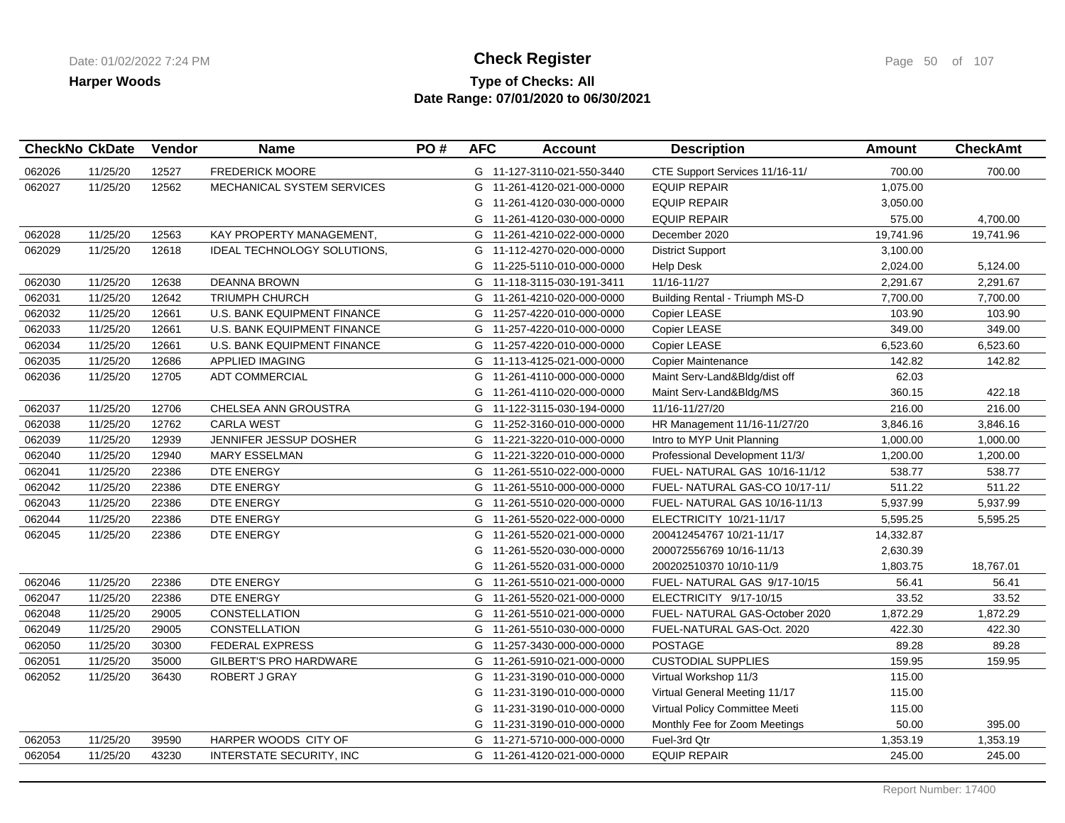# Check Register

**Harper Woods**

**Type of Checks: All**

**Date Range: 07/01/2020 to 06/30/2021**

Date: 01/02/2022 7:24 PM

| CheckNo | CkDate | Vendor | Name | PO # | AFC | Account | Description | Amount | CheckAmt |
|---|---|---|---|---|---|---|---|---|---|
| 062026 | 11/25/20 | 12527 | FREDERICK MOORE | | G | 11-127-3110-021-550-3440 | CTE Support Services 11/16-11/ | 700.00 | 700.00 |
| 062027 | 11/25/20 | 12562 | MECHANICAL SYSTEM SERVICES | | G | 11-261-4120-021-000-0000 | EQUIP REPAIR | 1,075.00 | |
| | | | | | G | 11-261-4120-030-000-0000 | EQUIP REPAIR | 3,050.00 | |
| | | | | | G | 11-261-4120-030-000-0000 | EQUIP REPAIR | 575.00 | 4,700.00 |
| 062028 | 11/25/20 | 12563 | KAY PROPERTY MANAGEMENT, | | G | 11-261-4210-022-000-0000 | December 2020 | 19,741.96 | 19,741.96 |
| 062029 | 11/25/20 | 12618 | IDEAL TECHNOLOGY SOLUTIONS, | | G | 11-112-4270-020-000-0000 | District Support | 3,100.00 | |
| | | | | | G | 11-225-5110-010-000-0000 | Help Desk | 2,024.00 | 5,124.00 |
| 062030 | 11/25/20 | 12638 | DEANNA BROWN | | G | 11-118-3115-030-191-3411 | 11/16-11/27 | 2,291.67 | 2,291.67 |
| 062031 | 11/25/20 | 12642 | TRIUMPH CHURCH | | G | 11-261-4210-020-000-0000 | Building Rental - Triumph MS-D | 7,700.00 | 7,700.00 |
| 062032 | 11/25/20 | 12661 | U.S. BANK EQUIPMENT FINANCE | | G | 11-257-4220-010-000-0000 | Copier LEASE | 103.90 | 103.90 |
| 062033 | 11/25/20 | 12661 | U.S. BANK EQUIPMENT FINANCE | | G | 11-257-4220-010-000-0000 | Copier LEASE | 349.00 | 349.00 |
| 062034 | 11/25/20 | 12661 | U.S. BANK EQUIPMENT FINANCE | | G | 11-257-4220-010-000-0000 | Copier LEASE | 6,523.60 | 6,523.60 |
| 062035 | 11/25/20 | 12686 | APPLIED IMAGING | | G | 11-113-4125-021-000-0000 | Copier Maintenance | 142.82 | 142.82 |
| 062036 | 11/25/20 | 12705 | ADT COMMERCIAL | | G | 11-261-4110-000-000-0000 | Maint Serv-Land&Bldg/dist off | 62.03 | |
| | | | | | G | 11-261-4110-020-000-0000 | Maint Serv-Land&Bldg/MS | 360.15 | 422.18 |
| 062037 | 11/25/20 | 12706 | CHELSEA ANN GROUSTRA | | G | 11-122-3115-030-194-0000 | 11/16-11/27/20 | 216.00 | 216.00 |
| 062038 | 11/25/20 | 12762 | CARLA WEST | | G | 11-252-3160-010-000-0000 | HR Management 11/16-11/27/20 | 3,846.16 | 3,846.16 |
| 062039 | 11/25/20 | 12939 | JENNIFER JESSUP DOSHER | | G | 11-221-3220-010-000-0000 | Intro to MYP Unit Planning | 1,000.00 | 1,000.00 |
| 062040 | 11/25/20 | 12940 | MARY ESSELMAN | | G | 11-221-3220-010-000-0000 | Professional Development 11/3/ | 1,200.00 | 1,200.00 |
| 062041 | 11/25/20 | 22386 | DTE ENERGY | | G | 11-261-5510-022-000-0000 | FUEL- NATURAL GAS 10/16-11/12 | 538.77 | 538.77 |
| 062042 | 11/25/20 | 22386 | DTE ENERGY | | G | 11-261-5510-000-000-0000 | FUEL- NATURAL GAS-CO 10/17-11/ | 511.22 | 511.22 |
| 062043 | 11/25/20 | 22386 | DTE ENERGY | | G | 11-261-5510-020-000-0000 | FUEL- NATURAL GAS 10/16-11/13 | 5,937.99 | 5,937.99 |
| 062044 | 11/25/20 | 22386 | DTE ENERGY | | G | 11-261-5520-022-000-0000 | ELECTRICITY 10/21-11/17 | 5,595.25 | 5,595.25 |
| 062045 | 11/25/20 | 22386 | DTE ENERGY | | G | 11-261-5520-021-000-0000 | 200412454767 10/21-11/17 | 14,332.87 | |
| | | | | | G | 11-261-5520-030-000-0000 | 200072556769 10/16-11/13 | 2,630.39 | |
| | | | | | G | 11-261-5520-031-000-0000 | 200202510370 10/10-11/9 | 1,803.75 | 18,767.01 |
| 062046 | 11/25/20 | 22386 | DTE ENERGY | | G | 11-261-5510-021-000-0000 | FUEL- NATURAL GAS 9/17-10/15 | 56.41 | 56.41 |
| 062047 | 11/25/20 | 22386 | DTE ENERGY | | G | 11-261-5520-021-000-0000 | ELECTRICITY 9/17-10/15 | 33.52 | 33.52 |
| 062048 | 11/25/20 | 29005 | CONSTELLATION | | G | 11-261-5510-021-000-0000 | FUEL- NATURAL GAS-October 2020 | 1,872.29 | 1,872.29 |
| 062049 | 11/25/20 | 29005 | CONSTELLATION | | G | 11-261-5510-030-000-0000 | FUEL-NATURAL GAS-Oct. 2020 | 422.30 | 422.30 |
| 062050 | 11/25/20 | 30300 | FEDERAL EXPRESS | | G | 11-257-3430-000-000-0000 | POSTAGE | 89.28 | 89.28 |
| 062051 | 11/25/20 | 35000 | GILBERT'S PRO HARDWARE | | G | 11-261-5910-021-000-0000 | CUSTODIAL SUPPLIES | 159.95 | 159.95 |
| 062052 | 11/25/20 | 36430 | ROBERT J GRAY | | G | 11-231-3190-010-000-0000 | Virtual Workshop 11/3 | 115.00 | |
| | | | | | G | 11-231-3190-010-000-0000 | Virtual General Meeting 11/17 | 115.00 | |
| | | | | | G | 11-231-3190-010-000-0000 | Virtual Policy Committee Meeti | 115.00 | |
| | | | | | G | 11-231-3190-010-000-0000 | Monthly Fee for Zoom Meetings | 50.00 | 395.00 |
| 062053 | 11/25/20 | 39590 | HARPER WOODS CITY OF | | G | 11-271-5710-000-000-0000 | Fuel-3rd Qtr | 1,353.19 | 1,353.19 |
| 062054 | 11/25/20 | 43230 | INTERSTATE SECURITY, INC | | G | 11-261-4120-021-000-0000 | EQUIP REPAIR | 245.00 | 245.00 |

Report Number: 17400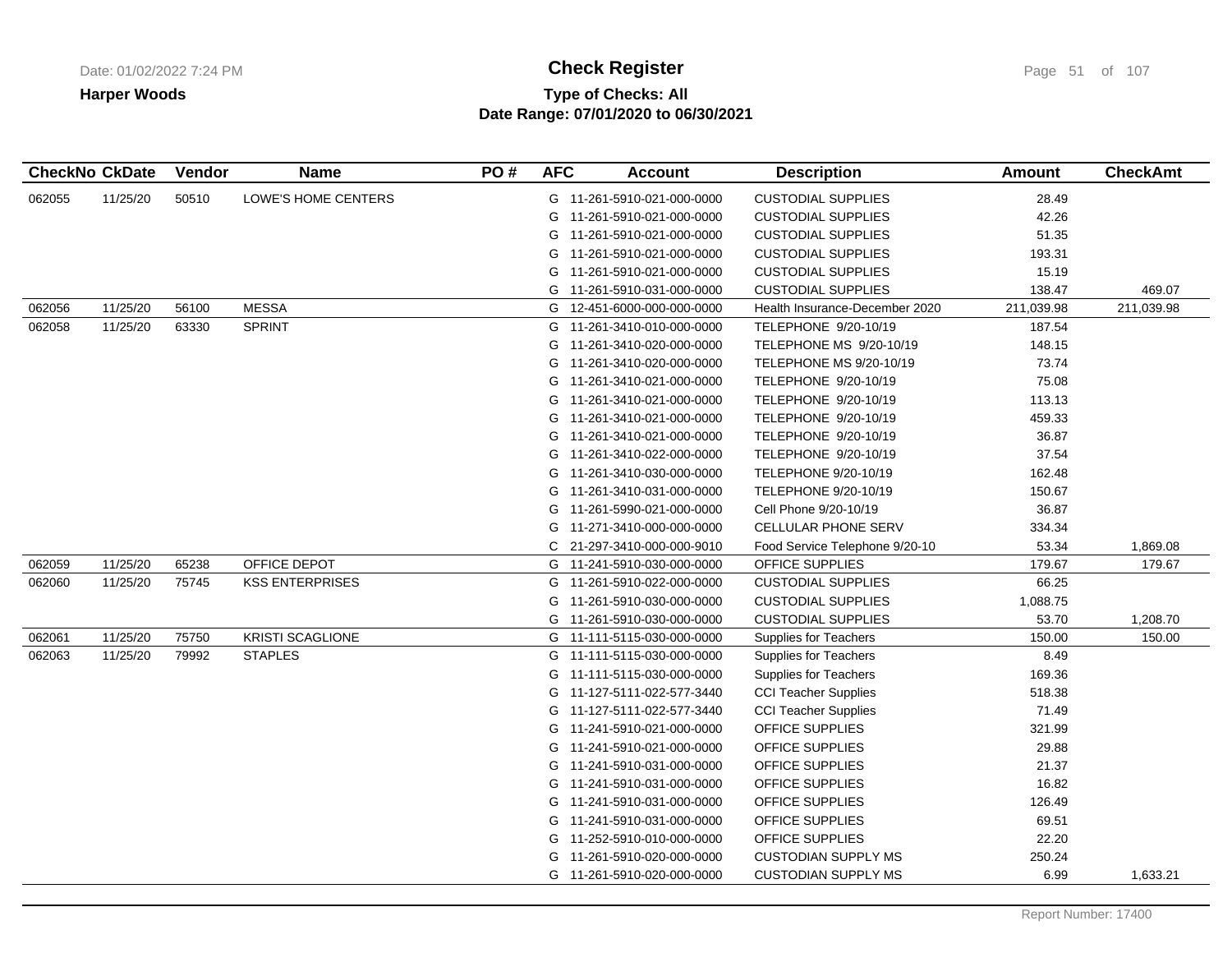**Harper Woods**

# Check Register

**Type of Checks: All**
**Date Range: 07/01/2020 to 06/30/2021**

| CheckNo | CkDate | Vendor | Name | PO # | AFC | Account | Description | Amount | CheckAmt |
|---|---|---|---|---|---|---|---|---|---|
| 062055 | 11/25/20 | 50510 | LOWE'S HOME CENTERS | | G | 11-261-5910-021-000-0000 | CUSTODIAL SUPPLIES | 28.49 | |
| | | | | | G | 11-261-5910-021-000-0000 | CUSTODIAL SUPPLIES | 42.26 | |
| | | | | | G | 11-261-5910-021-000-0000 | CUSTODIAL SUPPLIES | 51.35 | |
| | | | | | G | 11-261-5910-021-000-0000 | CUSTODIAL SUPPLIES | 193.31 | |
| | | | | | G | 11-261-5910-021-000-0000 | CUSTODIAL SUPPLIES | 15.19 | |
| | | | | | G | 11-261-5910-031-000-0000 | CUSTODIAL SUPPLIES | 138.47 | 469.07 |
| 062056 | 11/25/20 | 56100 | MESSA | | G | 12-451-6000-000-000-0000 | Health Insurance-December 2020 | 211,039.98 | 211,039.98 |
| 062058 | 11/25/20 | 63330 | SPRINT | | G | 11-261-3410-010-000-0000 | TELEPHONE 9/20-10/19 | 187.54 | |
| | | | | | G | 11-261-3410-020-000-0000 | TELEPHONE MS 9/20-10/19 | 148.15 | |
| | | | | | G | 11-261-3410-020-000-0000 | TELEPHONE MS 9/20-10/19 | 73.74 | |
| | | | | | G | 11-261-3410-021-000-0000 | TELEPHONE 9/20-10/19 | 75.08 | |
| | | | | | G | 11-261-3410-021-000-0000 | TELEPHONE 9/20-10/19 | 113.13 | |
| | | | | | G | 11-261-3410-021-000-0000 | TELEPHONE 9/20-10/19 | 459.33 | |
| | | | | | G | 11-261-3410-021-000-0000 | TELEPHONE 9/20-10/19 | 36.87 | |
| | | | | | G | 11-261-3410-022-000-0000 | TELEPHONE 9/20-10/19 | 37.54 | |
| | | | | | G | 11-261-3410-030-000-0000 | TELEPHONE 9/20-10/19 | 162.48 | |
| | | | | | G | 11-261-3410-031-000-0000 | TELEPHONE 9/20-10/19 | 150.67 | |
| | | | | | G | 11-261-5990-021-000-0000 | Cell Phone 9/20-10/19 | 36.87 | |
| | | | | | G | 11-271-3410-000-000-0000 | CELLULAR PHONE SERV | 334.34 | |
| | | | | | C | 21-297-3410-000-000-9010 | Food Service Telephone 9/20-10 | 53.34 | 1,869.08 |
| 062059 | 11/25/20 | 65238 | OFFICE DEPOT | | G | 11-241-5910-030-000-0000 | OFFICE SUPPLIES | 179.67 | 179.67 |
| 062060 | 11/25/20 | 75745 | KSS ENTERPRISES | | G | 11-261-5910-022-000-0000 | CUSTODIAL SUPPLIES | 66.25 | |
| | | | | | G | 11-261-5910-030-000-0000 | CUSTODIAL SUPPLIES | 1,088.75 | |
| | | | | | G | 11-261-5910-030-000-0000 | CUSTODIAL SUPPLIES | 53.70 | 1,208.70 |
| 062061 | 11/25/20 | 75750 | KRISTI SCAGLIONE | | G | 11-111-5115-030-000-0000 | Supplies for Teachers | 150.00 | 150.00 |
| 062063 | 11/25/20 | 79992 | STAPLES | | G | 11-111-5115-030-000-0000 | Supplies for Teachers | 8.49 | |
| | | | | | G | 11-111-5115-030-000-0000 | Supplies for Teachers | 169.36 | |
| | | | | | G | 11-127-5111-022-577-3440 | CCI Teacher Supplies | 518.38 | |
| | | | | | G | 11-127-5111-022-577-3440 | CCI Teacher Supplies | 71.49 | |
| | | | | | G | 11-241-5910-021-000-0000 | OFFICE SUPPLIES | 321.99 | |
| | | | | | G | 11-241-5910-021-000-0000 | OFFICE SUPPLIES | 29.88 | |
| | | | | | G | 11-241-5910-031-000-0000 | OFFICE SUPPLIES | 21.37 | |
| | | | | | G | 11-241-5910-031-000-0000 | OFFICE SUPPLIES | 16.82 | |
| | | | | | G | 11-241-5910-031-000-0000 | OFFICE SUPPLIES | 126.49 | |
| | | | | | G | 11-241-5910-031-000-0000 | OFFICE SUPPLIES | 69.51 | |
| | | | | | G | 11-252-5910-010-000-0000 | OFFICE SUPPLIES | 22.20 | |
| | | | | | G | 11-261-5910-020-000-0000 | CUSTODIAN SUPPLY MS | 250.24 | |
| | | | | | G | 11-261-5910-020-000-0000 | CUSTODIAN SUPPLY MS | 6.99 | 1,633.21 |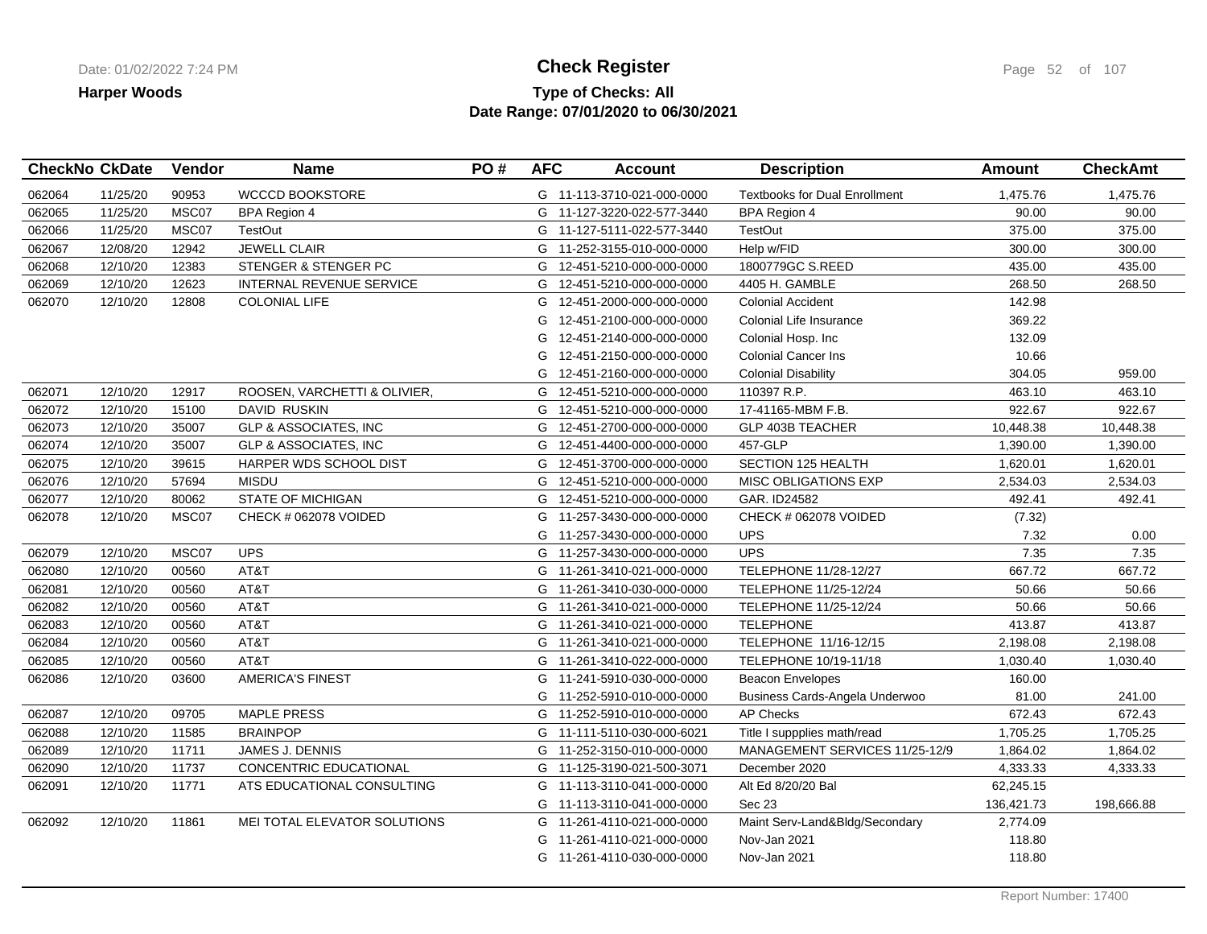**Harper Woods**

# Check Register

**Type of Checks: All**
**Date Range: 07/01/2020 to 06/30/2021**

| CheckNo | CkDate | Vendor | Name | PO # | AFC | Account | Description | Amount | CheckAmt |
|---|---|---|---|---|---|---|---|---|---|
| 062064 | 11/25/20 | 90953 | WCCCD BOOKSTORE | | G | 11-113-3710-021-000-0000 | Textbooks for Dual Enrollment | 1,475.76 | 1,475.76 |
| 062065 | 11/25/20 | MSC07 | BPA Region 4 | | G | 11-127-3220-022-577-3440 | BPA Region 4 | 90.00 | 90.00 |
| 062066 | 11/25/20 | MSC07 | TestOut | | G | 11-127-5111-022-577-3440 | TestOut | 375.00 | 375.00 |
| 062067 | 12/08/20 | 12942 | JEWELL CLAIR | | G | 11-252-3155-010-000-0000 | Help w/FID | 300.00 | 300.00 |
| 062068 | 12/10/20 | 12383 | STENGER & STENGER PC | | G | 12-451-5210-000-000-0000 | 1800779GC S.REED | 435.00 | 435.00 |
| 062069 | 12/10/20 | 12623 | INTERNAL REVENUE SERVICE | | G | 12-451-5210-000-000-0000 | 4405 H. GAMBLE | 268.50 | 268.50 |
| 062070 | 12/10/20 | 12808 | COLONIAL LIFE | | G | 12-451-2000-000-000-0000 | Colonial Accident | 142.98 | |
| | | | | | G | 12-451-2100-000-000-0000 | Colonial Life Insurance | 369.22 | |
| | | | | | G | 12-451-2140-000-000-0000 | Colonial Hosp. Inc | 132.09 | |
| | | | | | G | 12-451-2150-000-000-0000 | Colonial Cancer Ins | 10.66 | |
| | | | | | G | 12-451-2160-000-000-0000 | Colonial Disability | 304.05 | 959.00 |
| 062071 | 12/10/20 | 12917 | ROOSEN, VARCHETTI & OLIVIER, | | G | 12-451-5210-000-000-0000 | 110397 R.P. | 463.10 | 463.10 |
| 062072 | 12/10/20 | 15100 | DAVID RUSKIN | | G | 12-451-5210-000-000-0000 | 17-41165-MBM F.B. | 922.67 | 922.67 |
| 062073 | 12/10/20 | 35007 | GLP & ASSOCIATES, INC | | G | 12-451-2700-000-000-0000 | GLP 403B TEACHER | 10,448.38 | 10,448.38 |
| 062074 | 12/10/20 | 35007 | GLP & ASSOCIATES, INC | | G | 12-451-4400-000-000-0000 | 457-GLP | 1,390.00 | 1,390.00 |
| 062075 | 12/10/20 | 39615 | HARPER WDS SCHOOL DIST | | G | 12-451-3700-000-000-0000 | SECTION 125 HEALTH | 1,620.01 | 1,620.01 |
| 062076 | 12/10/20 | 57694 | MISDU | | G | 12-451-5210-000-000-0000 | MISC OBLIGATIONS EXP | 2,534.03 | 2,534.03 |
| 062077 | 12/10/20 | 80062 | STATE OF MICHIGAN | | G | 12-451-5210-000-000-0000 | GAR. ID24582 | 492.41 | 492.41 |
| 062078 | 12/10/20 | MSC07 | CHECK # 062078 VOIDED | | G | 11-257-3430-000-000-0000 | CHECK # 062078 VOIDED | (7.32) | |
| | | | | | G | 11-257-3430-000-000-0000 | UPS | 7.32 | 0.00 |
| 062079 | 12/10/20 | MSC07 | UPS | | G | 11-257-3430-000-000-0000 | UPS | 7.35 | 7.35 |
| 062080 | 12/10/20 | 00560 | AT&T | | G | 11-261-3410-021-000-0000 | TELEPHONE 11/28-12/27 | 667.72 | 667.72 |
| 062081 | 12/10/20 | 00560 | AT&T | | G | 11-261-3410-030-000-0000 | TELEPHONE 11/25-12/24 | 50.66 | 50.66 |
| 062082 | 12/10/20 | 00560 | AT&T | | G | 11-261-3410-021-000-0000 | TELEPHONE 11/25-12/24 | 50.66 | 50.66 |
| 062083 | 12/10/20 | 00560 | AT&T | | G | 11-261-3410-021-000-0000 | TELEPHONE | 413.87 | 413.87 |
| 062084 | 12/10/20 | 00560 | AT&T | | G | 11-261-3410-021-000-0000 | TELEPHONE 11/16-12/15 | 2,198.08 | 2,198.08 |
| 062085 | 12/10/20 | 00560 | AT&T | | G | 11-261-3410-022-000-0000 | TELEPHONE 10/19-11/18 | 1,030.40 | 1,030.40 |
| 062086 | 12/10/20 | 03600 | AMERICA'S FINEST | | G | 11-241-5910-030-000-0000 | Beacon Envelopes | 160.00 | |
| | | | | | G | 11-252-5910-010-000-0000 | Business Cards-Angela Underwoo | 81.00 | 241.00 |
| 062087 | 12/10/20 | 09705 | MAPLE PRESS | | G | 11-252-5910-010-000-0000 | AP Checks | 672.43 | 672.43 |
| 062088 | 12/10/20 | 11585 | BRAINPOP | | G | 11-111-5110-030-000-6021 | Title I suppplies math/read | 1,705.25 | 1,705.25 |
| 062089 | 12/10/20 | 11711 | JAMES J. DENNIS | | G | 11-252-3150-010-000-0000 | MANAGEMENT SERVICES 11/25-12/9 | 1,864.02 | 1,864.02 |
| 062090 | 12/10/20 | 11737 | CONCENTRIC EDUCATIONAL | | G | 11-125-3190-021-500-3071 | December 2020 | 4,333.33 | 4,333.33 |
| 062091 | 12/10/20 | 11771 | ATS EDUCATIONAL CONSULTING | | G | 11-113-3110-041-000-0000 | Alt Ed 8/20/20 Bal | 62,245.15 | |
| | | | | | G | 11-113-3110-041-000-0000 | Sec 23 | 136,421.73 | 198,666.88 |
| 062092 | 12/10/20 | 11861 | MEI TOTAL ELEVATOR SOLUTIONS | | G | 11-261-4110-021-000-0000 | Maint Serv-Land&Bldg/Secondary | 2,774.09 | |
| | | | | | G | 11-261-4110-021-000-0000 | Nov-Jan 2021 | 118.80 | |
| | | | | | G | 11-261-4110-030-000-0000 | Nov-Jan 2021 | 118.80 | |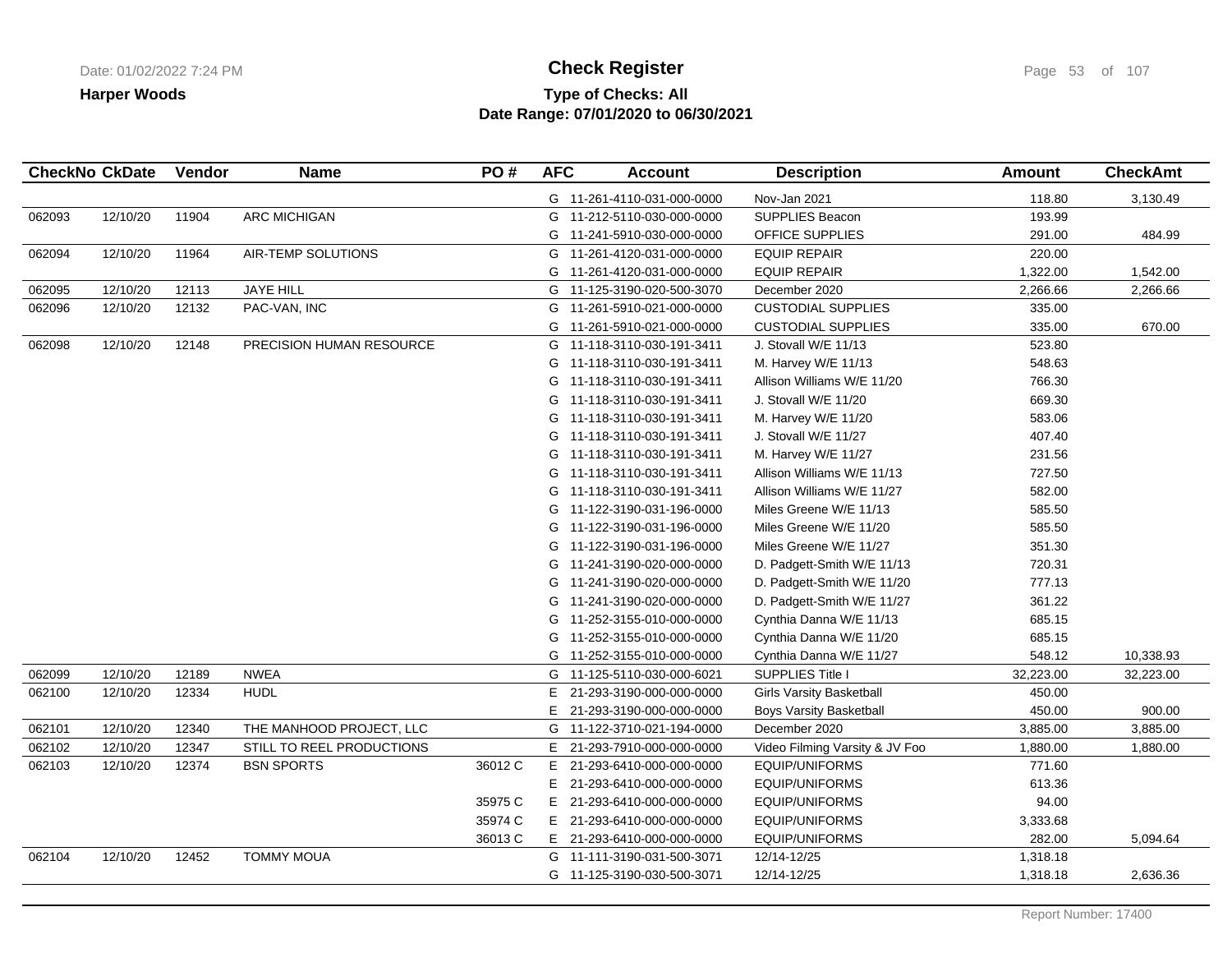# Check Register

**Harper Woods**

**Type of Checks: All**

**Date Range: 07/01/2020 to 06/30/2021**

| CheckNo | CkDate | Vendor | Name | PO # | AFC | Account | Description | Amount | CheckAmt |
|---|---|---|---|---|---|---|---|---|---|
| | | | | | G | 11-261-4110-031-000-0000 | Nov-Jan 2021 | 118.80 | 3,130.49 |
| 062093 | 12/10/20 | 11904 | ARC MICHIGAN | | G | 11-212-5110-030-000-0000 | SUPPLIES Beacon | 193.99 | |
| | | | | | G | 11-241-5910-030-000-0000 | OFFICE SUPPLIES | 291.00 | 484.99 |
| 062094 | 12/10/20 | 11964 | AIR-TEMP SOLUTIONS | | G | 11-261-4120-031-000-0000 | EQUIP REPAIR | 220.00 | |
| | | | | | G | 11-261-4120-031-000-0000 | EQUIP REPAIR | 1,322.00 | 1,542.00 |
| 062095 | 12/10/20 | 12113 | JAYE HILL | | G | 11-125-3190-020-500-3070 | December 2020 | 2,266.66 | 2,266.66 |
| 062096 | 12/10/20 | 12132 | PAC-VAN, INC | | G | 11-261-5910-021-000-0000 | CUSTODIAL SUPPLIES | 335.00 | |
| | | | | | G | 11-261-5910-021-000-0000 | CUSTODIAL SUPPLIES | 335.00 | 670.00 |
| 062098 | 12/10/20 | 12148 | PRECISION HUMAN RESOURCE | | G | 11-118-3110-030-191-3411 | J. Stovall W/E 11/13 | 523.80 | |
| | | | | | G | 11-118-3110-030-191-3411 | M. Harvey W/E 11/13 | 548.63 | |
| | | | | | G | 11-118-3110-030-191-3411 | Allison Williams W/E 11/20 | 766.30 | |
| | | | | | G | 11-118-3110-030-191-3411 | J. Stovall W/E 11/20 | 669.30 | |
| | | | | | G | 11-118-3110-030-191-3411 | M. Harvey W/E 11/20 | 583.06 | |
| | | | | | G | 11-118-3110-030-191-3411 | J. Stovall W/E 11/27 | 407.40 | |
| | | | | | G | 11-118-3110-030-191-3411 | M. Harvey W/E 11/27 | 231.56 | |
| | | | | | G | 11-118-3110-030-191-3411 | Allison Williams W/E 11/13 | 727.50 | |
| | | | | | G | 11-118-3110-030-191-3411 | Allison Williams W/E 11/27 | 582.00 | |
| | | | | | G | 11-122-3190-031-196-0000 | Miles Greene W/E 11/13 | 585.50 | |
| | | | | | G | 11-122-3190-031-196-0000 | Miles Greene W/E 11/20 | 585.50 | |
| | | | | | G | 11-122-3190-031-196-0000 | Miles Greene W/E 11/27 | 351.30 | |
| | | | | | G | 11-241-3190-020-000-0000 | D. Padgett-Smith W/E 11/13 | 720.31 | |
| | | | | | G | 11-241-3190-020-000-0000 | D. Padgett-Smith W/E 11/20 | 777.13 | |
| | | | | | G | 11-241-3190-020-000-0000 | D. Padgett-Smith W/E 11/27 | 361.22 | |
| | | | | | G | 11-252-3155-010-000-0000 | Cynthia Danna W/E 11/13 | 685.15 | |
| | | | | | G | 11-252-3155-010-000-0000 | Cynthia Danna W/E 11/20 | 685.15 | |
| | | | | | G | 11-252-3155-010-000-0000 | Cynthia Danna W/E 11/27 | 548.12 | 10,338.93 |
| 062099 | 12/10/20 | 12189 | NWEA | | G | 11-125-5110-030-000-6021 | SUPPLIES Title I | 32,223.00 | 32,223.00 |
| 062100 | 12/10/20 | 12334 | HUDL | | E | 21-293-3190-000-000-0000 | Girls Varsity Basketball | 450.00 | |
| | | | | | E | 21-293-3190-000-000-0000 | Boys Varsity Basketball | 450.00 | 900.00 |
| 062101 | 12/10/20 | 12340 | THE MANHOOD PROJECT, LLC | | G | 11-122-3710-021-194-0000 | December 2020 | 3,885.00 | 3,885.00 |
| 062102 | 12/10/20 | 12347 | STILL TO REEL PRODUCTIONS | | E | 21-293-7910-000-000-0000 | Video Filming Varsity & JV Foo | 1,880.00 | 1,880.00 |
| 062103 | 12/10/20 | 12374 | BSN SPORTS | 36012 C | E | 21-293-6410-000-000-0000 | EQUIP/UNIFORMS | 771.60 | |
| | | | | | E | 21-293-6410-000-000-0000 | EQUIP/UNIFORMS | 613.36 | |
| | | | | 35975 C | E | 21-293-6410-000-000-0000 | EQUIP/UNIFORMS | 94.00 | |
| | | | | 35974 C | E | 21-293-6410-000-000-0000 | EQUIP/UNIFORMS | 3,333.68 | |
| | | | | 36013 C | E | 21-293-6410-000-000-0000 | EQUIP/UNIFORMS | 282.00 | 5,094.64 |
| 062104 | 12/10/20 | 12452 | TOMMY MOUA | | G | 11-111-3190-031-500-3071 | 12/14-12/25 | 1,318.18 | |
| | | | | | G | 11-125-3190-030-500-3071 | 12/14-12/25 | 1,318.18 | 2,636.36 |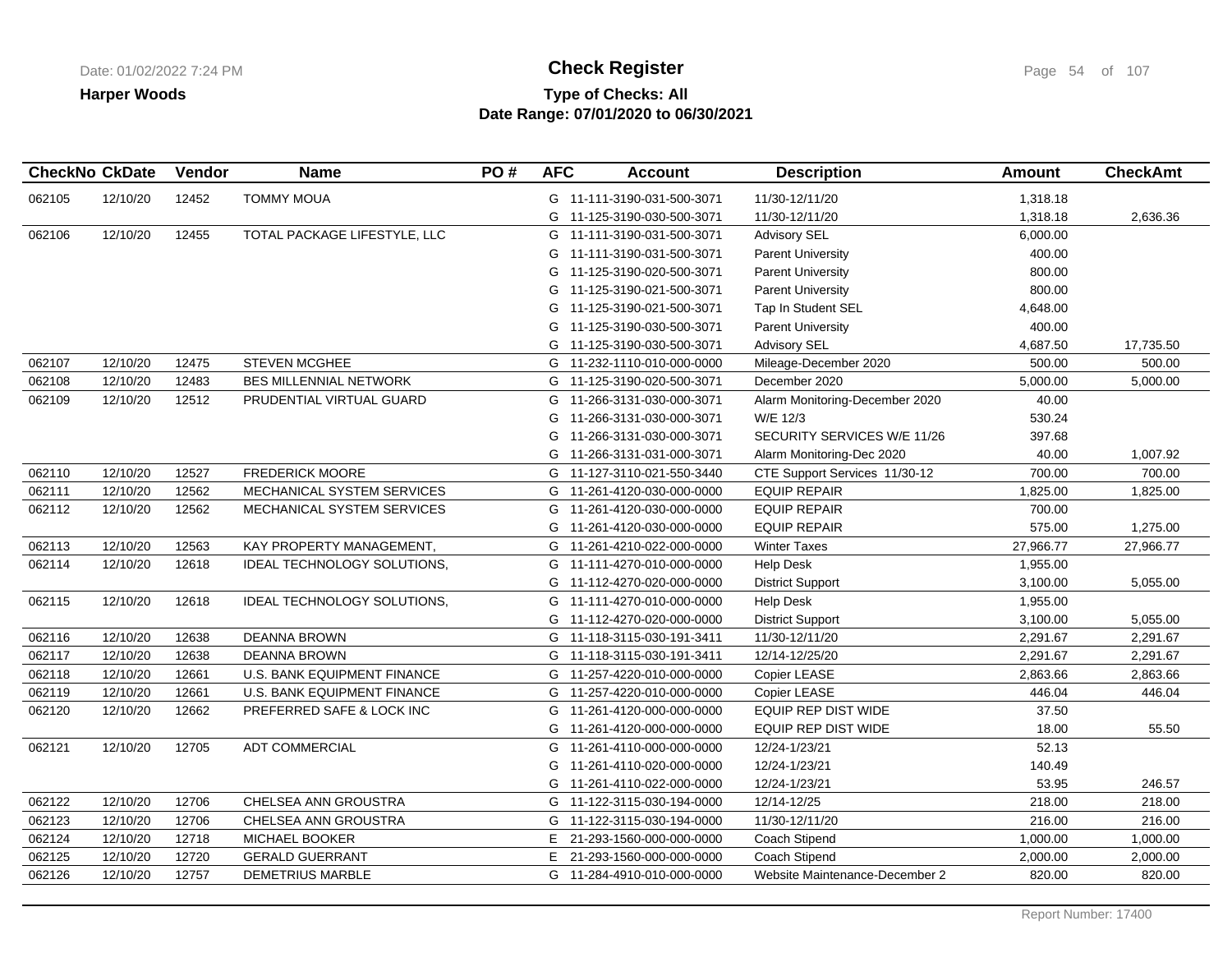**Harper Woods**

# Check Register

**Type of Checks: All**

**Date Range: 07/01/2020 to 06/30/2021**

| CheckNo | CkDate | Vendor | Name | PO # | AFC | Account | Description | Amount | CheckAmt |
|---|---|---|---|---|---|---|---|---|---|
| 062105 | 12/10/20 | 12452 | TOMMY MOUA | | G | 11-111-3190-031-500-3071 | 11/30-12/11/20 | 1,318.18 | |
| | | | | | G | 11-125-3190-030-500-3071 | 11/30-12/11/20 | 1,318.18 | 2,636.36 |
| 062106 | 12/10/20 | 12455 | TOTAL PACKAGE LIFESTYLE, LLC | | G | 11-111-3190-031-500-3071 | Advisory SEL | 6,000.00 | |
| | | | | | G | 11-111-3190-031-500-3071 | Parent University | 400.00 | |
| | | | | | G | 11-125-3190-020-500-3071 | Parent University | 800.00 | |
| | | | | | G | 11-125-3190-021-500-3071 | Parent University | 800.00 | |
| | | | | | G | 11-125-3190-021-500-3071 | Tap In Student SEL | 4,648.00 | |
| | | | | | G | 11-125-3190-030-500-3071 | Parent University | 400.00 | |
| | | | | | G | 11-125-3190-030-500-3071 | Advisory SEL | 4,687.50 | 17,735.50 |
| 062107 | 12/10/20 | 12475 | STEVEN MCGHEE | | G | 11-232-1110-010-000-0000 | Mileage-December 2020 | 500.00 | 500.00 |
| 062108 | 12/10/20 | 12483 | BES MILLENNIAL NETWORK | | G | 11-125-3190-020-500-3071 | December 2020 | 5,000.00 | 5,000.00 |
| 062109 | 12/10/20 | 12512 | PRUDENTIAL VIRTUAL GUARD | | G | 11-266-3131-030-000-3071 | Alarm Monitoring-December 2020 | 40.00 | |
| | | | | | G | 11-266-3131-030-000-3071 | W/E 12/3 | 530.24 | |
| | | | | | G | 11-266-3131-030-000-3071 | SECURITY SERVICES W/E 11/26 | 397.68 | |
| | | | | | G | 11-266-3131-031-000-3071 | Alarm Monitoring-Dec 2020 | 40.00 | 1,007.92 |
| 062110 | 12/10/20 | 12527 | FREDERICK MOORE | | G | 11-127-3110-021-550-3440 | CTE Support Services 11/30-12 | 700.00 | 700.00 |
| 062111 | 12/10/20 | 12562 | MECHANICAL SYSTEM SERVICES | | G | 11-261-4120-030-000-0000 | EQUIP REPAIR | 1,825.00 | 1,825.00 |
| 062112 | 12/10/20 | 12562 | MECHANICAL SYSTEM SERVICES | | G | 11-261-4120-030-000-0000 | EQUIP REPAIR | 700.00 | |
| | | | | | G | 11-261-4120-030-000-0000 | EQUIP REPAIR | 575.00 | 1,275.00 |
| 062113 | 12/10/20 | 12563 | KAY PROPERTY MANAGEMENT, | | G | 11-261-4210-022-000-0000 | Winter Taxes | 27,966.77 | 27,966.77 |
| 062114 | 12/10/20 | 12618 | IDEAL TECHNOLOGY SOLUTIONS, | | G | 11-111-4270-010-000-0000 | Help Desk | 1,955.00 | |
| | | | | | G | 11-112-4270-020-000-0000 | District Support | 3,100.00 | 5,055.00 |
| 062115 | 12/10/20 | 12618 | IDEAL TECHNOLOGY SOLUTIONS, | | G | 11-111-4270-010-000-0000 | Help Desk | 1,955.00 | |
| | | | | | G | 11-112-4270-020-000-0000 | District Support | 3,100.00 | 5,055.00 |
| 062116 | 12/10/20 | 12638 | DEANNA BROWN | | G | 11-118-3115-030-191-3411 | 11/30-12/11/20 | 2,291.67 | 2,291.67 |
| 062117 | 12/10/20 | 12638 | DEANNA BROWN | | G | 11-118-3115-030-191-3411 | 12/14-12/25/20 | 2,291.67 | 2,291.67 |
| 062118 | 12/10/20 | 12661 | U.S. BANK EQUIPMENT FINANCE | | G | 11-257-4220-010-000-0000 | Copier LEASE | 2,863.66 | 2,863.66 |
| 062119 | 12/10/20 | 12661 | U.S. BANK EQUIPMENT FINANCE | | G | 11-257-4220-010-000-0000 | Copier LEASE | 446.04 | 446.04 |
| 062120 | 12/10/20 | 12662 | PREFERRED SAFE & LOCK INC | | G | 11-261-4120-000-000-0000 | EQUIP REP DIST WIDE | 37.50 | |
| | | | | | G | 11-261-4120-000-000-0000 | EQUIP REP DIST WIDE | 18.00 | 55.50 |
| 062121 | 12/10/20 | 12705 | ADT COMMERCIAL | | G | 11-261-4110-000-000-0000 | 12/24-1/23/21 | 52.13 | |
| | | | | | G | 11-261-4110-020-000-0000 | 12/24-1/23/21 | 140.49 | |
| | | | | | G | 11-261-4110-022-000-0000 | 12/24-1/23/21 | 53.95 | 246.57 |
| 062122 | 12/10/20 | 12706 | CHELSEA ANN GROUSTRA | | G | 11-122-3115-030-194-0000 | 12/14-12/25 | 218.00 | 218.00 |
| 062123 | 12/10/20 | 12706 | CHELSEA ANN GROUSTRA | | G | 11-122-3115-030-194-0000 | 11/30-12/11/20 | 216.00 | 216.00 |
| 062124 | 12/10/20 | 12718 | MICHAEL BOOKER | | E | 21-293-1560-000-000-0000 | Coach Stipend | 1,000.00 | 1,000.00 |
| 062125 | 12/10/20 | 12720 | GERALD GUERRANT | | E | 21-293-1560-000-000-0000 | Coach Stipend | 2,000.00 | 2,000.00 |
| 062126 | 12/10/20 | 12757 | DEMETRIUS MARBLE | | G | 11-284-4910-010-000-0000 | Website Maintenance-December 2 | 820.00 | 820.00 |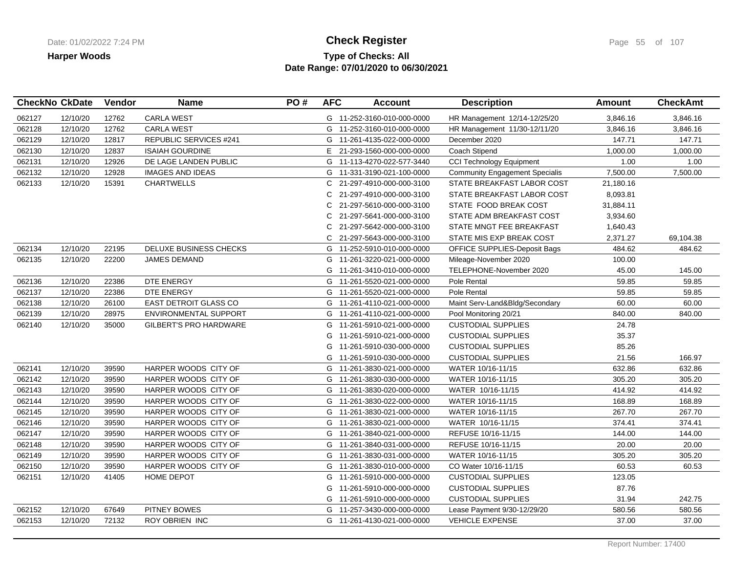**Harper Woods**

# Check Register

**Type of Checks: All**
**Date Range: 07/01/2020 to 06/30/2021**

| CheckNo | CkDate | Vendor | Name | PO # | AFC | Account | Description | Amount | CheckAmt |
|---|---|---|---|---|---|---|---|---|---|
| 062127 | 12/10/20 | 12762 | CARLA WEST | | G | 11-252-3160-010-000-0000 | HR Management 12/14-12/25/20 | 3,846.16 | 3,846.16 |
| 062128 | 12/10/20 | 12762 | CARLA WEST | | G | 11-252-3160-010-000-0000 | HR Management 11/30-12/11/20 | 3,846.16 | 3,846.16 |
| 062129 | 12/10/20 | 12817 | REPUBLIC SERVICES #241 | | G | 11-261-4135-022-000-0000 | December 2020 | 147.71 | 147.71 |
| 062130 | 12/10/20 | 12837 | ISAIAH GOURDINE | | E | 21-293-1560-000-000-0000 | Coach Stipend | 1,000.00 | 1,000.00 |
| 062131 | 12/10/20 | 12926 | DE LAGE LANDEN PUBLIC | | G | 11-113-4270-022-577-3440 | CCI Technology Equipment | 1.00 | 1.00 |
| 062132 | 12/10/20 | 12928 | IMAGES AND IDEAS | | G | 11-331-3190-021-100-0000 | Community Engagement Specialis | 7,500.00 | 7,500.00 |
| 062133 | 12/10/20 | 15391 | CHARTWELLS | | C | 21-297-4910-000-000-3100 | STATE BREAKFAST LABOR COST | 21,180.16 | |
| | | | | | C | 21-297-4910-000-000-3100 | STATE BREAKFAST LABOR COST | 8,093.81 | |
| | | | | | C | 21-297-5610-000-000-3100 | STATE FOOD BREAK COST | 31,884.11 | |
| | | | | | C | 21-297-5641-000-000-3100 | STATE ADM BREAKFAST COST | 3,934.60 | |
| | | | | | C | 21-297-5642-000-000-3100 | STATE MNGT FEE BREAKFAST | 1,640.43 | |
| | | | | | C | 21-297-5643-000-000-3100 | STATE MIS EXP BREAK COST | 2,371.27 | 69,104.38 |
| 062134 | 12/10/20 | 22195 | DELUXE BUSINESS CHECKS | | G | 11-252-5910-010-000-0000 | OFFICE SUPPLIES-Deposit Bags | 484.62 | 484.62 |
| 062135 | 12/10/20 | 22200 | JAMES DEMAND | | G | 11-261-3220-021-000-0000 | Mileage-November 2020 | 100.00 | |
| | | | | | G | 11-261-3410-010-000-0000 | TELEPHONE-November 2020 | 45.00 | 145.00 |
| 062136 | 12/10/20 | 22386 | DTE ENERGY | | G | 11-261-5520-021-000-0000 | Pole Rental | 59.85 | 59.85 |
| 062137 | 12/10/20 | 22386 | DTE ENERGY | | G | 11-261-5520-021-000-0000 | Pole Rental | 59.85 | 59.85 |
| 062138 | 12/10/20 | 26100 | EAST DETROIT GLASS CO | | G | 11-261-4110-021-000-0000 | Maint Serv-Land&Bldg/Secondary | 60.00 | 60.00 |
| 062139 | 12/10/20 | 28975 | ENVIRONMENTAL SUPPORT | | G | 11-261-4110-021-000-0000 | Pool Monitoring 20/21 | 840.00 | 840.00 |
| 062140 | 12/10/20 | 35000 | GILBERT'S PRO HARDWARE | | G | 11-261-5910-021-000-0000 | CUSTODIAL SUPPLIES | 24.78 | |
| | | | | | G | 11-261-5910-021-000-0000 | CUSTODIAL SUPPLIES | 35.37 | |
| | | | | | G | 11-261-5910-030-000-0000 | CUSTODIAL SUPPLIES | 85.26 | |
| | | | | | G | 11-261-5910-030-000-0000 | CUSTODIAL SUPPLIES | 21.56 | 166.97 |
| 062141 | 12/10/20 | 39590 | HARPER WOODS CITY OF | | G | 11-261-3830-021-000-0000 | WATER 10/16-11/15 | 632.86 | 632.86 |
| 062142 | 12/10/20 | 39590 | HARPER WOODS CITY OF | | G | 11-261-3830-030-000-0000 | WATER 10/16-11/15 | 305.20 | 305.20 |
| 062143 | 12/10/20 | 39590 | HARPER WOODS CITY OF | | G | 11-261-3830-020-000-0000 | WATER 10/16-11/15 | 414.92 | 414.92 |
| 062144 | 12/10/20 | 39590 | HARPER WOODS CITY OF | | G | 11-261-3830-022-000-0000 | WATER 10/16-11/15 | 168.89 | 168.89 |
| 062145 | 12/10/20 | 39590 | HARPER WOODS CITY OF | | G | 11-261-3830-021-000-0000 | WATER 10/16-11/15 | 267.70 | 267.70 |
| 062146 | 12/10/20 | 39590 | HARPER WOODS CITY OF | | G | 11-261-3830-021-000-0000 | WATER 10/16-11/15 | 374.41 | 374.41 |
| 062147 | 12/10/20 | 39590 | HARPER WOODS CITY OF | | G | 11-261-3840-021-000-0000 | REFUSE 10/16-11/15 | 144.00 | 144.00 |
| 062148 | 12/10/20 | 39590 | HARPER WOODS CITY OF | | G | 11-261-3840-031-000-0000 | REFUSE 10/16-11/15 | 20.00 | 20.00 |
| 062149 | 12/10/20 | 39590 | HARPER WOODS CITY OF | | G | 11-261-3830-031-000-0000 | WATER 10/16-11/15 | 305.20 | 305.20 |
| 062150 | 12/10/20 | 39590 | HARPER WOODS CITY OF | | G | 11-261-3830-010-000-0000 | CO Water 10/16-11/15 | 60.53 | 60.53 |
| 062151 | 12/10/20 | 41405 | HOME DEPOT | | G | 11-261-5910-000-000-0000 | CUSTODIAL SUPPLIES | 123.05 | |
| | | | | | G | 11-261-5910-000-000-0000 | CUSTODIAL SUPPLIES | 87.76 | |
| | | | | | G | 11-261-5910-000-000-0000 | CUSTODIAL SUPPLIES | 31.94 | 242.75 |
| 062152 | 12/10/20 | 67649 | PITNEY BOWES | | G | 11-257-3430-000-000-0000 | Lease Payment 9/30-12/29/20 | 580.56 | 580.56 |
| 062153 | 12/10/20 | 72132 | ROY OBRIEN INC | | G | 11-261-4130-021-000-0000 | VEHICLE EXPENSE | 37.00 | 37.00 |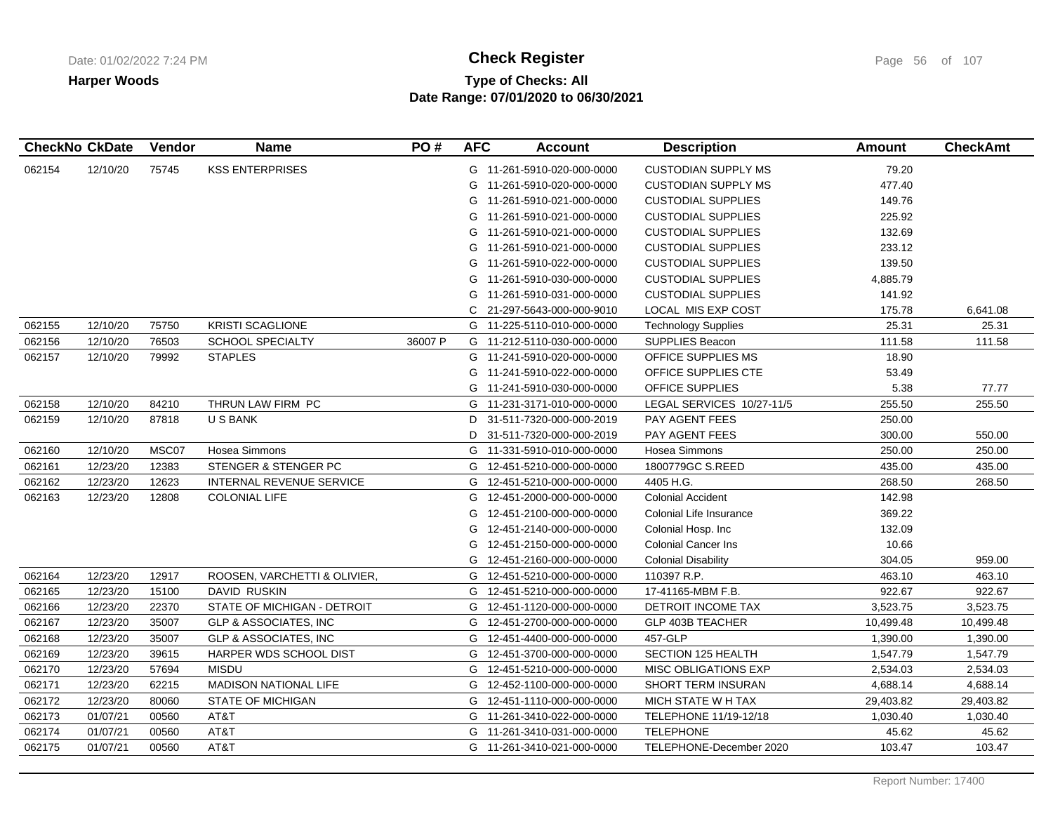**Harper Woods**

# Check Register

**Type of Checks: All**
**Date Range: 07/01/2020 to 06/30/2021**

| CheckNo | CkDate | Vendor | Name | PO # | AFC | Account | Description | Amount | CheckAmt |
|---|---|---|---|---|---|---|---|---|---|
| 062154 | 12/10/20 | 75745 | KSS ENTERPRISES | | G | 11-261-5910-020-000-0000 | CUSTODIAN SUPPLY MS | 79.20 | |
| | | | | | G | 11-261-5910-020-000-0000 | CUSTODIAN SUPPLY MS | 477.40 | |
| | | | | | G | 11-261-5910-021-000-0000 | CUSTODIAL SUPPLIES | 149.76 | |
| | | | | | G | 11-261-5910-021-000-0000 | CUSTODIAL SUPPLIES | 225.92 | |
| | | | | | G | 11-261-5910-021-000-0000 | CUSTODIAL SUPPLIES | 132.69 | |
| | | | | | G | 11-261-5910-021-000-0000 | CUSTODIAL SUPPLIES | 233.12 | |
| | | | | | G | 11-261-5910-022-000-0000 | CUSTODIAL SUPPLIES | 139.50 | |
| | | | | | G | 11-261-5910-030-000-0000 | CUSTODIAL SUPPLIES | 4,885.79 | |
| | | | | | G | 11-261-5910-031-000-0000 | CUSTODIAL SUPPLIES | 141.92 | |
| | | | | | C | 21-297-5643-000-000-9010 | LOCAL MIS EXP COST | 175.78 | 6,641.08 |
| 062155 | 12/10/20 | 75750 | KRISTI SCAGLIONE | | G | 11-225-5110-010-000-0000 | Technology Supplies | 25.31 | 25.31 |
| 062156 | 12/10/20 | 76503 | SCHOOL SPECIALTY | 36007 P | G | 11-212-5110-030-000-0000 | SUPPLIES Beacon | 111.58 | 111.58 |
| 062157 | 12/10/20 | 79992 | STAPLES | | G | 11-241-5910-020-000-0000 | OFFICE SUPPLIES MS | 18.90 | |
| | | | | | G | 11-241-5910-022-000-0000 | OFFICE SUPPLIES CTE | 53.49 | |
| | | | | | G | 11-241-5910-030-000-0000 | OFFICE SUPPLIES | 5.38 | 77.77 |
| 062158 | 12/10/20 | 84210 | THRUN LAW FIRM PC | | G | 11-231-3171-010-000-0000 | LEGAL SERVICES 10/27-11/5 | 255.50 | 255.50 |
| 062159 | 12/10/20 | 87818 | U S BANK | | D | 31-511-7320-000-000-2019 | PAY AGENT FEES | 250.00 | |
| | | | | | D | 31-511-7320-000-000-2019 | PAY AGENT FEES | 300.00 | 550.00 |
| 062160 | 12/10/20 | MSC07 | Hosea Simmons | | G | 11-331-5910-010-000-0000 | Hosea Simmons | 250.00 | 250.00 |
| 062161 | 12/23/20 | 12383 | STENGER & STENGER PC | | G | 12-451-5210-000-000-0000 | 1800779GC S.REED | 435.00 | 435.00 |
| 062162 | 12/23/20 | 12623 | INTERNAL REVENUE SERVICE | | G | 12-451-5210-000-000-0000 | 4405 H.G. | 268.50 | 268.50 |
| 062163 | 12/23/20 | 12808 | COLONIAL LIFE | | G | 12-451-2000-000-000-0000 | Colonial Accident | 142.98 | |
| | | | | | G | 12-451-2100-000-000-0000 | Colonial Life Insurance | 369.22 | |
| | | | | | G | 12-451-2140-000-000-0000 | Colonial Hosp. Inc | 132.09 | |
| | | | | | G | 12-451-2150-000-000-0000 | Colonial Cancer Ins | 10.66 | |
| | | | | | G | 12-451-2160-000-000-0000 | Colonial Disability | 304.05 | 959.00 |
| 062164 | 12/23/20 | 12917 | ROOSEN, VARCHETTI & OLIVIER, | | G | 12-451-5210-000-000-0000 | 110397 R.P. | 463.10 | 463.10 |
| 062165 | 12/23/20 | 15100 | DAVID RUSKIN | | G | 12-451-5210-000-000-0000 | 17-41165-MBM F.B. | 922.67 | 922.67 |
| 062166 | 12/23/20 | 22370 | STATE OF MICHIGAN - DETROIT | | G | 12-451-1120-000-000-0000 | DETROIT INCOME TAX | 3,523.75 | 3,523.75 |
| 062167 | 12/23/20 | 35007 | GLP & ASSOCIATES, INC | | G | 12-451-2700-000-000-0000 | GLP 403B TEACHER | 10,499.48 | 10,499.48 |
| 062168 | 12/23/20 | 35007 | GLP & ASSOCIATES, INC | | G | 12-451-4400-000-000-0000 | 457-GLP | 1,390.00 | 1,390.00 |
| 062169 | 12/23/20 | 39615 | HARPER WDS SCHOOL DIST | | G | 12-451-3700-000-000-0000 | SECTION 125 HEALTH | 1,547.79 | 1,547.79 |
| 062170 | 12/23/20 | 57694 | MISDU | | G | 12-451-5210-000-000-0000 | MISC OBLIGATIONS EXP | 2,534.03 | 2,534.03 |
| 062171 | 12/23/20 | 62215 | MADISON NATIONAL LIFE | | G | 12-452-1100-000-000-0000 | SHORT TERM INSURAN | 4,688.14 | 4,688.14 |
| 062172 | 12/23/20 | 80060 | STATE OF MICHIGAN | | G | 12-451-1110-000-000-0000 | MICH STATE W H TAX | 29,403.82 | 29,403.82 |
| 062173 | 01/07/21 | 00560 | AT&T | | G | 11-261-3410-022-000-0000 | TELEPHONE 11/19-12/18 | 1,030.40 | 1,030.40 |
| 062174 | 01/07/21 | 00560 | AT&T | | G | 11-261-3410-031-000-0000 | TELEPHONE | 45.62 | 45.62 |
| 062175 | 01/07/21 | 00560 | AT&T | | G | 11-261-3410-021-000-0000 | TELEPHONE-December 2020 | 103.47 | 103.47 |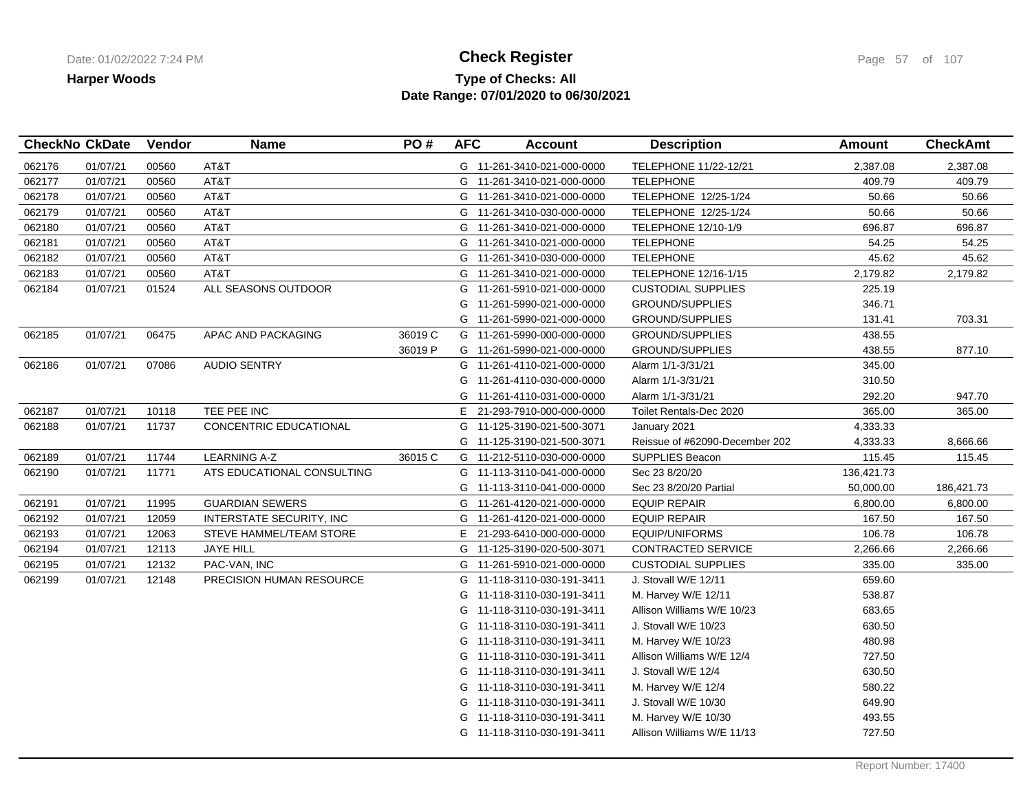**Harper Woods**

# Check Register

**Type of Checks: All**
**Date Range: 07/01/2020 to 06/30/2021**

| CheckNo | CkDate | Vendor | Name | PO # | AFC | Account | Description | Amount | CheckAmt |
|---|---|---|---|---|---|---|---|---|---|
| 062176 | 01/07/21 | 00560 | AT&T | | G | 11-261-3410-021-000-0000 | TELEPHONE 11/22-12/21 | 2,387.08 | 2,387.08 |
| 062177 | 01/07/21 | 00560 | AT&T | | G | 11-261-3410-021-000-0000 | TELEPHONE | 409.79 | 409.79 |
| 062178 | 01/07/21 | 00560 | AT&T | | G | 11-261-3410-021-000-0000 | TELEPHONE 12/25-1/24 | 50.66 | 50.66 |
| 062179 | 01/07/21 | 00560 | AT&T | | G | 11-261-3410-030-000-0000 | TELEPHONE 12/25-1/24 | 50.66 | 50.66 |
| 062180 | 01/07/21 | 00560 | AT&T | | G | 11-261-3410-021-000-0000 | TELEPHONE 12/10-1/9 | 696.87 | 696.87 |
| 062181 | 01/07/21 | 00560 | AT&T | | G | 11-261-3410-021-000-0000 | TELEPHONE | 54.25 | 54.25 |
| 062182 | 01/07/21 | 00560 | AT&T | | G | 11-261-3410-030-000-0000 | TELEPHONE | 45.62 | 45.62 |
| 062183 | 01/07/21 | 00560 | AT&T | | G | 11-261-3410-021-000-0000 | TELEPHONE 12/16-1/15 | 2,179.82 | 2,179.82 |
| 062184 | 01/07/21 | 01524 | ALL SEASONS OUTDOOR | | G | 11-261-5910-021-000-0000 | CUSTODIAL SUPPLIES | 225.19 | |
| | | | | | G | 11-261-5990-021-000-0000 | GROUND/SUPPLIES | 346.71 | |
| | | | | | G | 11-261-5990-021-000-0000 | GROUND/SUPPLIES | 131.41 | 703.31 |
| 062185 | 01/07/21 | 06475 | APAC AND PACKAGING | 36019 C | G | 11-261-5990-000-000-0000 | GROUND/SUPPLIES | 438.55 | |
| | | | | 36019 P | G | 11-261-5990-021-000-0000 | GROUND/SUPPLIES | 438.55 | 877.10 |
| 062186 | 01/07/21 | 07086 | AUDIO SENTRY | | G | 11-261-4110-021-000-0000 | Alarm 1/1-3/31/21 | 345.00 | |
| | | | | | G | 11-261-4110-030-000-0000 | Alarm 1/1-3/31/21 | 310.50 | |
| | | | | | G | 11-261-4110-031-000-0000 | Alarm 1/1-3/31/21 | 292.20 | 947.70 |
| 062187 | 01/07/21 | 10118 | TEE PEE INC | | E | 21-293-7910-000-000-0000 | Toilet Rentals-Dec 2020 | 365.00 | 365.00 |
| 062188 | 01/07/21 | 11737 | CONCENTRIC EDUCATIONAL | | G | 11-125-3190-021-500-3071 | January 2021 | 4,333.33 | |
| | | | | | G | 11-125-3190-021-500-3071 | Reissue of #62090-December 202 | 4,333.33 | 8,666.66 |
| 062189 | 01/07/21 | 11744 | LEARNING A-Z | 36015 C | G | 11-212-5110-030-000-0000 | SUPPLIES Beacon | 115.45 | 115.45 |
| 062190 | 01/07/21 | 11771 | ATS EDUCATIONAL CONSULTING | | G | 11-113-3110-041-000-0000 | Sec 23 8/20/20 | 136,421.73 | |
| | | | | | G | 11-113-3110-041-000-0000 | Sec 23 8/20/20 Partial | 50,000.00 | 186,421.73 |
| 062191 | 01/07/21 | 11995 | GUARDIAN SEWERS | | G | 11-261-4120-021-000-0000 | EQUIP REPAIR | 6,800.00 | 6,800.00 |
| 062192 | 01/07/21 | 12059 | INTERSTATE SECURITY, INC | | G | 11-261-4120-021-000-0000 | EQUIP REPAIR | 167.50 | 167.50 |
| 062193 | 01/07/21 | 12063 | STEVE HAMMEL/TEAM STORE | | E | 21-293-6410-000-000-0000 | EQUIP/UNIFORMS | 106.78 | 106.78 |
| 062194 | 01/07/21 | 12113 | JAYE HILL | | G | 11-125-3190-020-500-3071 | CONTRACTED SERVICE | 2,266.66 | 2,266.66 |
| 062195 | 01/07/21 | 12132 | PAC-VAN, INC | | G | 11-261-5910-021-000-0000 | CUSTODIAL SUPPLIES | 335.00 | 335.00 |
| 062199 | 01/07/21 | 12148 | PRECISION HUMAN RESOURCE | | G | 11-118-3110-030-191-3411 | J. Stovall W/E 12/11 | 659.60 | |
| | | | | | G | 11-118-3110-030-191-3411 | M. Harvey W/E 12/11 | 538.87 | |
| | | | | | G | 11-118-3110-030-191-3411 | Allison Williams W/E 10/23 | 683.65 | |
| | | | | | G | 11-118-3110-030-191-3411 | J. Stovall W/E 10/23 | 630.50 | |
| | | | | | G | 11-118-3110-030-191-3411 | M. Harvey W/E 10/23 | 480.98 | |
| | | | | | G | 11-118-3110-030-191-3411 | Allison Williams W/E 12/4 | 727.50 | |
| | | | | | G | 11-118-3110-030-191-3411 | J. Stovall W/E 12/4 | 630.50 | |
| | | | | | G | 11-118-3110-030-191-3411 | M. Harvey W/E 12/4 | 580.22 | |
| | | | | | G | 11-118-3110-030-191-3411 | J. Stovall W/E 10/30 | 649.90 | |
| | | | | | G | 11-118-3110-030-191-3411 | M. Harvey W/E 10/30 | 493.55 | |
| | | | | | G | 11-118-3110-030-191-3411 | Allison Williams W/E 11/13 | 727.50 | |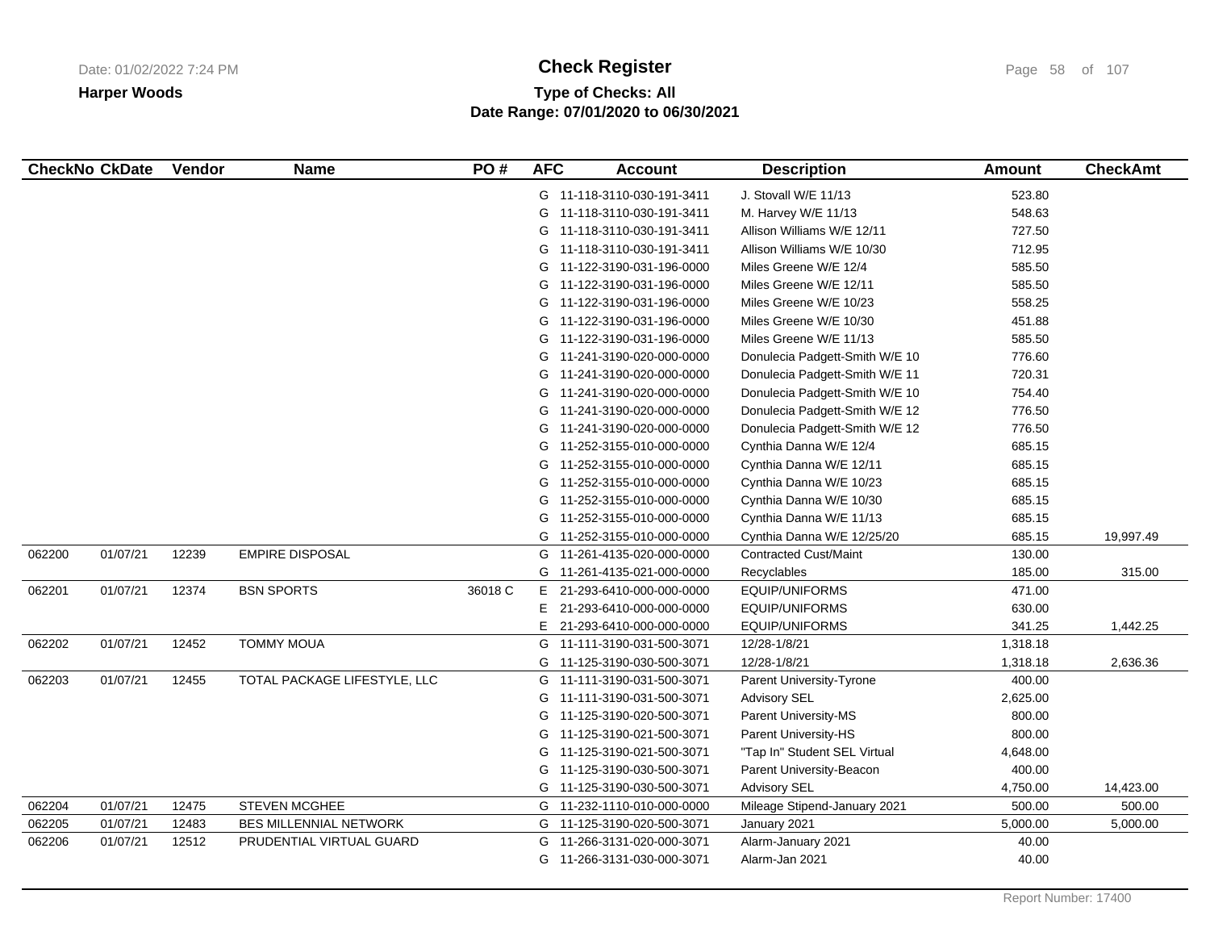**Harper Woods**

# Check Register

**Type of Checks: All**
**Date Range: 07/01/2020 to 06/30/2021**

| CheckNo | CkDate | Vendor | Name | PO # | AFC | Account | Description | Amount | CheckAmt |
|---|---|---|---|---|---|---|---|---|---|
| | | | | | G | 11-118-3110-030-191-3411 | J. Stovall W/E 11/13 | 523.80 | |
| | | | | | G | 11-118-3110-030-191-3411 | M. Harvey W/E 11/13 | 548.63 | |
| | | | | | G | 11-118-3110-030-191-3411 | Allison Williams W/E 12/11 | 727.50 | |
| | | | | | G | 11-118-3110-030-191-3411 | Allison Williams W/E 10/30 | 712.95 | |
| | | | | | G | 11-122-3190-031-196-0000 | Miles Greene W/E 12/4 | 585.50 | |
| | | | | | G | 11-122-3190-031-196-0000 | Miles Greene W/E 12/11 | 585.50 | |
| | | | | | G | 11-122-3190-031-196-0000 | Miles Greene W/E 10/23 | 558.25 | |
| | | | | | G | 11-122-3190-031-196-0000 | Miles Greene W/E 10/30 | 451.88 | |
| | | | | | G | 11-122-3190-031-196-0000 | Miles Greene W/E 11/13 | 585.50 | |
| | | | | | G | 11-241-3190-020-000-0000 | Donulecia Padgett-Smith W/E 10 | 776.60 | |
| | | | | | G | 11-241-3190-020-000-0000 | Donulecia Padgett-Smith W/E 11 | 720.31 | |
| | | | | | G | 11-241-3190-020-000-0000 | Donulecia Padgett-Smith W/E 10 | 754.40 | |
| | | | | | G | 11-241-3190-020-000-0000 | Donulecia Padgett-Smith W/E 12 | 776.50 | |
| | | | | | G | 11-241-3190-020-000-0000 | Donulecia Padgett-Smith W/E 12 | 776.50 | |
| | | | | | G | 11-252-3155-010-000-0000 | Cynthia Danna W/E 12/4 | 685.15 | |
| | | | | | G | 11-252-3155-010-000-0000 | Cynthia Danna W/E 12/11 | 685.15 | |
| | | | | | G | 11-252-3155-010-000-0000 | Cynthia Danna W/E 10/23 | 685.15 | |
| | | | | | G | 11-252-3155-010-000-0000 | Cynthia Danna W/E 10/30 | 685.15 | |
| | | | | | G | 11-252-3155-010-000-0000 | Cynthia Danna W/E 11/13 | 685.15 | |
| | | | | | G | 11-252-3155-010-000-0000 | Cynthia Danna W/E 12/25/20 | 685.15 | 19,997.49 |
| 062200 | 01/07/21 | 12239 | EMPIRE DISPOSAL | | G | 11-261-4135-020-000-0000 | Contracted Cust/Maint | 130.00 | |
| | | | | | G | 11-261-4135-021-000-0000 | Recyclables | 185.00 | 315.00 |
| 062201 | 01/07/21 | 12374 | BSN SPORTS | 36018 C | E | 21-293-6410-000-000-0000 | EQUIP/UNIFORMS | 471.00 | |
| | | | | | E | 21-293-6410-000-000-0000 | EQUIP/UNIFORMS | 630.00 | |
| | | | | | E | 21-293-6410-000-000-0000 | EQUIP/UNIFORMS | 341.25 | 1,442.25 |
| 062202 | 01/07/21 | 12452 | TOMMY MOUA | | G | 11-111-3190-031-500-3071 | 12/28-1/8/21 | 1,318.18 | |
| | | | | | G | 11-125-3190-030-500-3071 | 12/28-1/8/21 | 1,318.18 | 2,636.36 |
| 062203 | 01/07/21 | 12455 | TOTAL PACKAGE LIFESTYLE, LLC | | G | 11-111-3190-031-500-3071 | Parent University-Tyrone | 400.00 | |
| | | | | | G | 11-111-3190-031-500-3071 | Advisory SEL | 2,625.00 | |
| | | | | | G | 11-125-3190-020-500-3071 | Parent University-MS | 800.00 | |
| | | | | | G | 11-125-3190-021-500-3071 | Parent University-HS | 800.00 | |
| | | | | | G | 11-125-3190-021-500-3071 | "Tap In" Student SEL Virtual | 4,648.00 | |
| | | | | | G | 11-125-3190-030-500-3071 | Parent University-Beacon | 400.00 | |
| | | | | | G | 11-125-3190-030-500-3071 | Advisory SEL | 4,750.00 | 14,423.00 |
| 062204 | 01/07/21 | 12475 | STEVEN MCGHEE | | G | 11-232-1110-010-000-0000 | Mileage Stipend-January 2021 | 500.00 | 500.00 |
| 062205 | 01/07/21 | 12483 | BES MILLENNIAL NETWORK | | G | 11-125-3190-020-500-3071 | January 2021 | 5,000.00 | 5,000.00 |
| 062206 | 01/07/21 | 12512 | PRUDENTIAL VIRTUAL GUARD | | G | 11-266-3131-020-000-3071 | Alarm-January 2021 | 40.00 | |
| | | | | | G | 11-266-3131-030-000-3071 | Alarm-Jan 2021 | 40.00 | |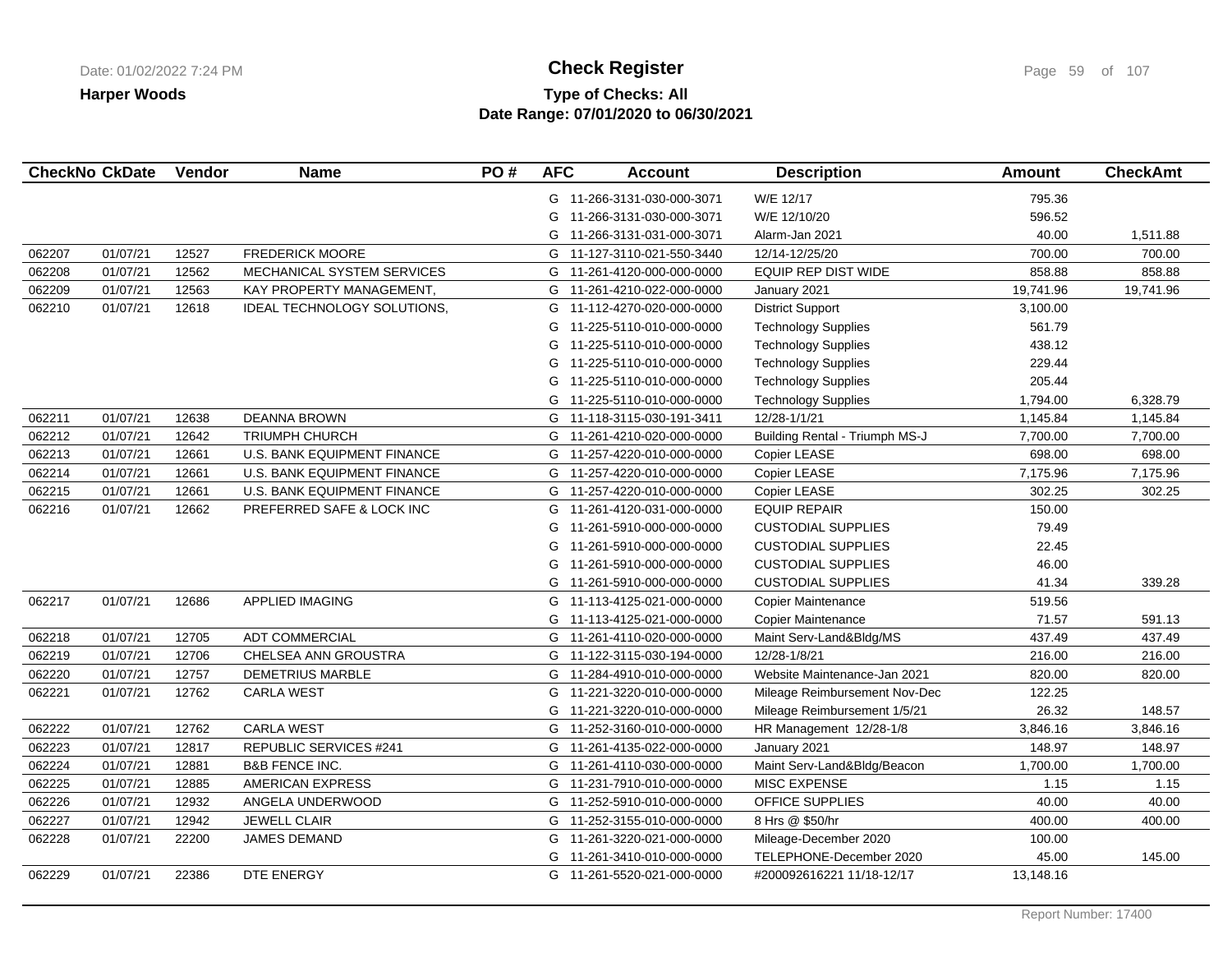**Harper Woods**

# Check Register

## Type of Checks: All

## Date Range: 07/01/2020 to 06/30/2021

| CheckNo | CkDate | Vendor | Name | PO # | AFC | Account | Description | Amount | CheckAmt |
|---|---|---|---|---|---|---|---|---|---|
| | | | | | G | 11-266-3131-030-000-3071 | W/E 12/17 | 795.36 | |
| | | | | | G | 11-266-3131-030-000-3071 | W/E 12/10/20 | 596.52 | |
| | | | | | G | 11-266-3131-031-000-3071 | Alarm-Jan 2021 | 40.00 | 1,511.88 |
| 062207 | 01/07/21 | 12527 | FREDERICK MOORE | | G | 11-127-3110-021-550-3440 | 12/14-12/25/20 | 700.00 | 700.00 |
| 062208 | 01/07/21 | 12562 | MECHANICAL SYSTEM SERVICES | | G | 11-261-4120-000-000-0000 | EQUIP REP DIST WIDE | 858.88 | 858.88 |
| 062209 | 01/07/21 | 12563 | KAY PROPERTY MANAGEMENT, | | G | 11-261-4210-022-000-0000 | January 2021 | 19,741.96 | 19,741.96 |
| 062210 | 01/07/21 | 12618 | IDEAL TECHNOLOGY SOLUTIONS, | | G | 11-112-4270-020-000-0000 | District Support | 3,100.00 | |
| | | | | | G | 11-225-5110-010-000-0000 | Technology Supplies | 561.79 | |
| | | | | | G | 11-225-5110-010-000-0000 | Technology Supplies | 438.12 | |
| | | | | | G | 11-225-5110-010-000-0000 | Technology Supplies | 229.44 | |
| | | | | | G | 11-225-5110-010-000-0000 | Technology Supplies | 205.44 | |
| | | | | | G | 11-225-5110-010-000-0000 | Technology Supplies | 1,794.00 | 6,328.79 |
| 062211 | 01/07/21 | 12638 | DEANNA BROWN | | G | 11-118-3115-030-191-3411 | 12/28-1/1/21 | 1,145.84 | 1,145.84 |
| 062212 | 01/07/21 | 12642 | TRIUMPH CHURCH | | G | 11-261-4210-020-000-0000 | Building Rental - Triumph MS-J | 7,700.00 | 7,700.00 |
| 062213 | 01/07/21 | 12661 | U.S. BANK EQUIPMENT FINANCE | | G | 11-257-4220-010-000-0000 | Copier LEASE | 698.00 | 698.00 |
| 062214 | 01/07/21 | 12661 | U.S. BANK EQUIPMENT FINANCE | | G | 11-257-4220-010-000-0000 | Copier LEASE | 7,175.96 | 7,175.96 |
| 062215 | 01/07/21 | 12661 | U.S. BANK EQUIPMENT FINANCE | | G | 11-257-4220-010-000-0000 | Copier LEASE | 302.25 | 302.25 |
| 062216 | 01/07/21 | 12662 | PREFERRED SAFE & LOCK INC | | G | 11-261-4120-031-000-0000 | EQUIP REPAIR | 150.00 | |
| | | | | | G | 11-261-5910-000-000-0000 | CUSTODIAL SUPPLIES | 79.49 | |
| | | | | | G | 11-261-5910-000-000-0000 | CUSTODIAL SUPPLIES | 22.45 | |
| | | | | | G | 11-261-5910-000-000-0000 | CUSTODIAL SUPPLIES | 46.00 | |
| | | | | | G | 11-261-5910-000-000-0000 | CUSTODIAL SUPPLIES | 41.34 | 339.28 |
| 062217 | 01/07/21 | 12686 | APPLIED IMAGING | | G | 11-113-4125-021-000-0000 | Copier Maintenance | 519.56 | |
| | | | | | G | 11-113-4125-021-000-0000 | Copier Maintenance | 71.57 | 591.13 |
| 062218 | 01/07/21 | 12705 | ADT COMMERCIAL | | G | 11-261-4110-020-000-0000 | Maint Serv-Land&Bldg/MS | 437.49 | 437.49 |
| 062219 | 01/07/21 | 12706 | CHELSEA ANN GROUSTRA | | G | 11-122-3115-030-194-0000 | 12/28-1/8/21 | 216.00 | 216.00 |
| 062220 | 01/07/21 | 12757 | DEMETRIUS MARBLE | | G | 11-284-4910-010-000-0000 | Website Maintenance-Jan 2021 | 820.00 | 820.00 |
| 062221 | 01/07/21 | 12762 | CARLA WEST | | G | 11-221-3220-010-000-0000 | Mileage Reimbursement Nov-Dec | 122.25 | |
| | | | | | G | 11-221-3220-010-000-0000 | Mileage Reimbursement 1/5/21 | 26.32 | 148.57 |
| 062222 | 01/07/21 | 12762 | CARLA WEST | | G | 11-252-3160-010-000-0000 | HR Management 12/28-1/8 | 3,846.16 | 3,846.16 |
| 062223 | 01/07/21 | 12817 | REPUBLIC SERVICES #241 | | G | 11-261-4135-022-000-0000 | January 2021 | 148.97 | 148.97 |
| 062224 | 01/07/21 | 12881 | B&B FENCE INC. | | G | 11-261-4110-030-000-0000 | Maint Serv-Land&Bldg/Beacon | 1,700.00 | 1,700.00 |
| 062225 | 01/07/21 | 12885 | AMERICAN EXPRESS | | G | 11-231-7910-010-000-0000 | MISC EXPENSE | 1.15 | 1.15 |
| 062226 | 01/07/21 | 12932 | ANGELA UNDERWOOD | | G | 11-252-5910-010-000-0000 | OFFICE SUPPLIES | 40.00 | 40.00 |
| 062227 | 01/07/21 | 12942 | JEWELL CLAIR | | G | 11-252-3155-010-000-0000 | 8 Hrs @ $50/hr | 400.00 | 400.00 |
| 062228 | 01/07/21 | 22200 | JAMES DEMAND | | G | 11-261-3220-021-000-0000 | Mileage-December 2020 | 100.00 | |
| | | | | | G | 11-261-3410-010-000-0000 | TELEPHONE-December 2020 | 45.00 | 145.00 |
| 062229 | 01/07/21 | 22386 | DTE ENERGY | | G | 11-261-5520-021-000-0000 | #200092616221 11/18-12/17 | 13,148.16 | |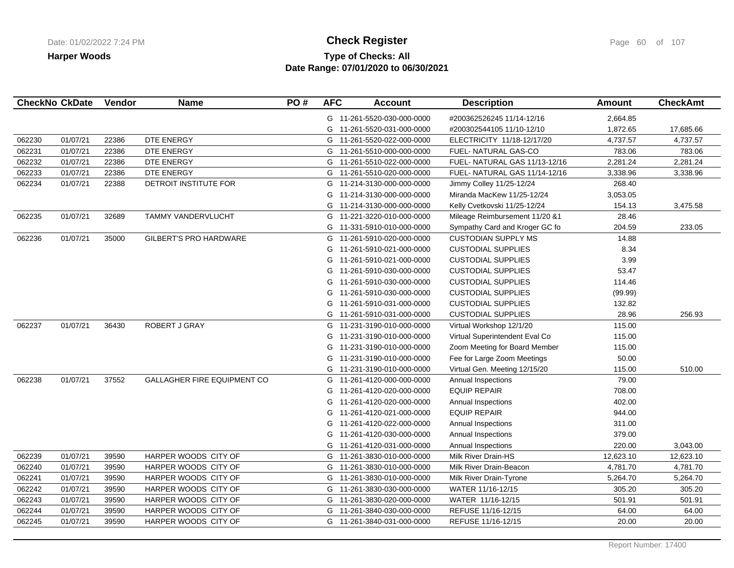**Harper Woods**

# Check Register

**Type of Checks: All**
**Date Range: 07/01/2020 to 06/30/2021**

| CheckNo | CkDate | Vendor | Name | PO # | AFC | Account | Description | Amount | CheckAmt |
|---|---|---|---|---|---|---|---|---|---|
| | | | | | G | 11-261-5520-030-000-0000 | #200362526245 11/14-12/16 | 2,664.85 | |
| | | | | | G | 11-261-5520-031-000-0000 | #200302544105 11/10-12/10 | 1,872.65 | 17,685.66 |
| 062230 | 01/07/21 | 22386 | DTE ENERGY | | G | 11-261-5520-022-000-0000 | ELECTRICITY 11/18-12/17/20 | 4,737.57 | 4,737.57 |
| 062231 | 01/07/21 | 22386 | DTE ENERGY | | G | 11-261-5510-000-000-0000 | FUEL- NATURAL GAS-CO | 783.06 | 783.06 |
| 062232 | 01/07/21 | 22386 | DTE ENERGY | | G | 11-261-5510-022-000-0000 | FUEL- NATURAL GAS 11/13-12/16 | 2,281.24 | 2,281.24 |
| 062233 | 01/07/21 | 22386 | DTE ENERGY | | G | 11-261-5510-020-000-0000 | FUEL- NATURAL GAS 11/14-12/16 | 3,338.96 | 3,338.96 |
| 062234 | 01/07/21 | 22388 | DETROIT INSTITUTE FOR | | G | 11-214-3130-000-000-0000 | Jimmy Colley 11/25-12/24 | 268.40 | |
| | | | | | G | 11-214-3130-000-000-0000 | Miranda MacKew 11/25-12/24 | 3,053.05 | |
| | | | | | G | 11-214-3130-000-000-0000 | Kelly Cvetkovski 11/25-12/24 | 154.13 | 3,475.58 |
| 062235 | 01/07/21 | 32689 | TAMMY VANDERVLUCHT | | G | 11-221-3220-010-000-0000 | Mileage Reimbursement 11/20 &1 | 28.46 | |
| | | | | | G | 11-331-5910-010-000-0000 | Sympathy Card and Kroger GC fo | 204.59 | 233.05 |
| 062236 | 01/07/21 | 35000 | GILBERT'S PRO HARDWARE | | G | 11-261-5910-020-000-0000 | CUSTODIAN SUPPLY MS | 14.88 | |
| | | | | | G | 11-261-5910-021-000-0000 | CUSTODIAL SUPPLIES | 8.34 | |
| | | | | | G | 11-261-5910-021-000-0000 | CUSTODIAL SUPPLIES | 3.99 | |
| | | | | | G | 11-261-5910-030-000-0000 | CUSTODIAL SUPPLIES | 53.47 | |
| | | | | | G | 11-261-5910-030-000-0000 | CUSTODIAL SUPPLIES | 114.46 | |
| | | | | | G | 11-261-5910-030-000-0000 | CUSTODIAL SUPPLIES | (99.99) | |
| | | | | | G | 11-261-5910-031-000-0000 | CUSTODIAL SUPPLIES | 132.82 | |
| | | | | | G | 11-261-5910-031-000-0000 | CUSTODIAL SUPPLIES | 28.96 | 256.93 |
| 062237 | 01/07/21 | 36430 | ROBERT J GRAY | | G | 11-231-3190-010-000-0000 | Virtual Workshop 12/1/20 | 115.00 | |
| | | | | | G | 11-231-3190-010-000-0000 | Virtual Superintendent Eval Co | 115.00 | |
| | | | | | G | 11-231-3190-010-000-0000 | Zoom Meeting for Board Member | 115.00 | |
| | | | | | G | 11-231-3190-010-000-0000 | Fee for Large Zoom Meetings | 50.00 | |
| | | | | | G | 11-231-3190-010-000-0000 | Virtual Gen. Meeting 12/15/20 | 115.00 | 510.00 |
| 062238 | 01/07/21 | 37552 | GALLAGHER FIRE EQUIPMENT CO | | G | 11-261-4120-000-000-0000 | Annual Inspections | 79.00 | |
| | | | | | G | 11-261-4120-020-000-0000 | EQUIP REPAIR | 708.00 | |
| | | | | | G | 11-261-4120-020-000-0000 | Annual Inspections | 402.00 | |
| | | | | | G | 11-261-4120-021-000-0000 | EQUIP REPAIR | 944.00 | |
| | | | | | G | 11-261-4120-022-000-0000 | Annual Inspections | 311.00 | |
| | | | | | G | 11-261-4120-030-000-0000 | Annual Inspections | 379.00 | |
| | | | | | G | 11-261-4120-031-000-0000 | Annual Inspections | 220.00 | 3,043.00 |
| 062239 | 01/07/21 | 39590 | HARPER WOODS CITY OF | | G | 11-261-3830-010-000-0000 | Milk River Drain-HS | 12,623.10 | 12,623.10 |
| 062240 | 01/07/21 | 39590 | HARPER WOODS CITY OF | | G | 11-261-3830-010-000-0000 | Milk River Drain-Beacon | 4,781.70 | 4,781.70 |
| 062241 | 01/07/21 | 39590 | HARPER WOODS CITY OF | | G | 11-261-3830-010-000-0000 | Milk River Drain-Tyrone | 5,264.70 | 5,264.70 |
| 062242 | 01/07/21 | 39590 | HARPER WOODS CITY OF | | G | 11-261-3830-030-000-0000 | WATER 11/16-12/15 | 305.20 | 305.20 |
| 062243 | 01/07/21 | 39590 | HARPER WOODS CITY OF | | G | 11-261-3830-020-000-0000 | WATER 11/16-12/15 | 501.91 | 501.91 |
| 062244 | 01/07/21 | 39590 | HARPER WOODS CITY OF | | G | 11-261-3840-030-000-0000 | REFUSE 11/16-12/15 | 64.00 | 64.00 |
| 062245 | 01/07/21 | 39590 | HARPER WOODS CITY OF | | G | 11-261-3840-031-000-0000 | REFUSE 11/16-12/15 | 20.00 | 20.00 |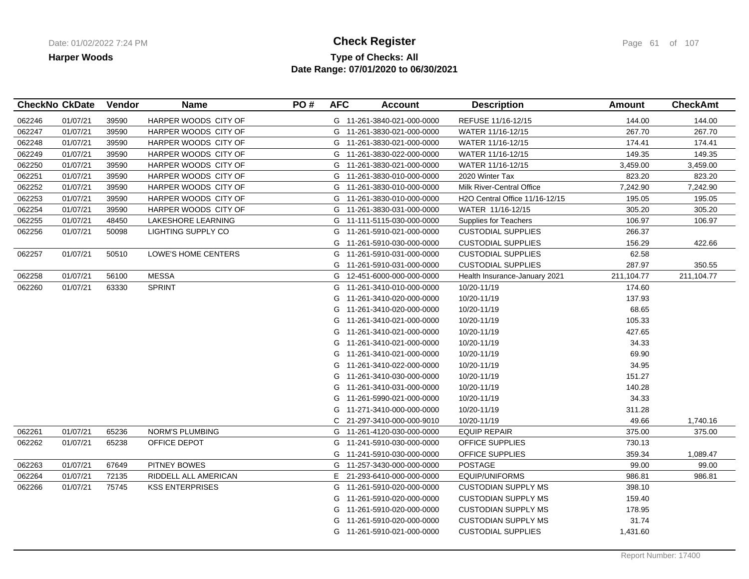# Check Register

**Harper Woods**

**Type of Checks: All**

**Date Range: 07/01/2020 to 06/30/2021**

| CheckNo | CkDate | Vendor | Name | PO # | AFC | Account | Description | Amount | CheckAmt |
|---|---|---|---|---|---|---|---|---|---|
| 062246 | 01/07/21 | 39590 | HARPER WOODS CITY OF | | G | 11-261-3840-021-000-0000 | REFUSE 11/16-12/15 | 144.00 | 144.00 |
| 062247 | 01/07/21 | 39590 | HARPER WOODS CITY OF | | G | 11-261-3830-021-000-0000 | WATER 11/16-12/15 | 267.70 | 267.70 |
| 062248 | 01/07/21 | 39590 | HARPER WOODS CITY OF | | G | 11-261-3830-021-000-0000 | WATER 11/16-12/15 | 174.41 | 174.41 |
| 062249 | 01/07/21 | 39590 | HARPER WOODS CITY OF | | G | 11-261-3830-022-000-0000 | WATER 11/16-12/15 | 149.35 | 149.35 |
| 062250 | 01/07/21 | 39590 | HARPER WOODS CITY OF | | G | 11-261-3830-021-000-0000 | WATER 11/16-12/15 | 3,459.00 | 3,459.00 |
| 062251 | 01/07/21 | 39590 | HARPER WOODS CITY OF | | G | 11-261-3830-010-000-0000 | 2020 Winter Tax | 823.20 | 823.20 |
| 062252 | 01/07/21 | 39590 | HARPER WOODS CITY OF | | G | 11-261-3830-010-000-0000 | Milk River-Central Office | 7,242.90 | 7,242.90 |
| 062253 | 01/07/21 | 39590 | HARPER WOODS CITY OF | | G | 11-261-3830-010-000-0000 | H2O Central Office 11/16-12/15 | 195.05 | 195.05 |
| 062254 | 01/07/21 | 39590 | HARPER WOODS CITY OF | | G | 11-261-3830-031-000-0000 | WATER 11/16-12/15 | 305.20 | 305.20 |
| 062255 | 01/07/21 | 48450 | LAKESHORE LEARNING | | G | 11-111-5115-030-000-0000 | Supplies for Teachers | 106.97 | 106.97 |
| 062256 | 01/07/21 | 50098 | LIGHTING SUPPLY CO | | G | 11-261-5910-021-000-0000 | CUSTODIAL SUPPLIES | 266.37 | |
| | | | | | G | 11-261-5910-030-000-0000 | CUSTODIAL SUPPLIES | 156.29 | 422.66 |
| 062257 | 01/07/21 | 50510 | LOWE'S HOME CENTERS | | G | 11-261-5910-031-000-0000 | CUSTODIAL SUPPLIES | 62.58 | |
| | | | | | G | 11-261-5910-031-000-0000 | CUSTODIAL SUPPLIES | 287.97 | 350.55 |
| 062258 | 01/07/21 | 56100 | MESSA | | G | 12-451-6000-000-000-0000 | Health Insurance-January 2021 | 211,104.77 | 211,104.77 |
| 062260 | 01/07/21 | 63330 | SPRINT | | G | 11-261-3410-010-000-0000 | 10/20-11/19 | 174.60 | |
| | | | | | G | 11-261-3410-020-000-0000 | 10/20-11/19 | 137.93 | |
| | | | | | G | 11-261-3410-020-000-0000 | 10/20-11/19 | 68.65 | |
| | | | | | G | 11-261-3410-021-000-0000 | 10/20-11/19 | 105.33 | |
| | | | | | G | 11-261-3410-021-000-0000 | 10/20-11/19 | 427.65 | |
| | | | | | G | 11-261-3410-021-000-0000 | 10/20-11/19 | 34.33 | |
| | | | | | G | 11-261-3410-021-000-0000 | 10/20-11/19 | 69.90 | |
| | | | | | G | 11-261-3410-022-000-0000 | 10/20-11/19 | 34.95 | |
| | | | | | G | 11-261-3410-030-000-0000 | 10/20-11/19 | 151.27 | |
| | | | | | G | 11-261-3410-031-000-0000 | 10/20-11/19 | 140.28 | |
| | | | | | G | 11-261-5990-021-000-0000 | 10/20-11/19 | 34.33 | |
| | | | | | G | 11-271-3410-000-000-0000 | 10/20-11/19 | 311.28 | |
| | | | | | C | 21-297-3410-000-000-9010 | 10/20-11/19 | 49.66 | 1,740.16 |
| 062261 | 01/07/21 | 65236 | NORM'S PLUMBING | | G | 11-261-4120-030-000-0000 | EQUIP REPAIR | 375.00 | 375.00 |
| 062262 | 01/07/21 | 65238 | OFFICE DEPOT | | G | 11-241-5910-030-000-0000 | OFFICE SUPPLIES | 730.13 | |
| | | | | | G | 11-241-5910-030-000-0000 | OFFICE SUPPLIES | 359.34 | 1,089.47 |
| 062263 | 01/07/21 | 67649 | PITNEY BOWES | | G | 11-257-3430-000-000-0000 | POSTAGE | 99.00 | 99.00 |
| 062264 | 01/07/21 | 72135 | RIDDELL ALL AMERICAN | | E | 21-293-6410-000-000-0000 | EQUIP/UNIFORMS | 986.81 | 986.81 |
| 062266 | 01/07/21 | 75745 | KSS ENTERPRISES | | G | 11-261-5910-020-000-0000 | CUSTODIAN SUPPLY MS | 398.10 | |
| | | | | | G | 11-261-5910-020-000-0000 | CUSTODIAN SUPPLY MS | 159.40 | |
| | | | | | G | 11-261-5910-020-000-0000 | CUSTODIAN SUPPLY MS | 178.95 | |
| | | | | | G | 11-261-5910-020-000-0000 | CUSTODIAN SUPPLY MS | 31.74 | |
| | | | | | G | 11-261-5910-021-000-0000 | CUSTODIAL SUPPLIES | 1,431.60 | |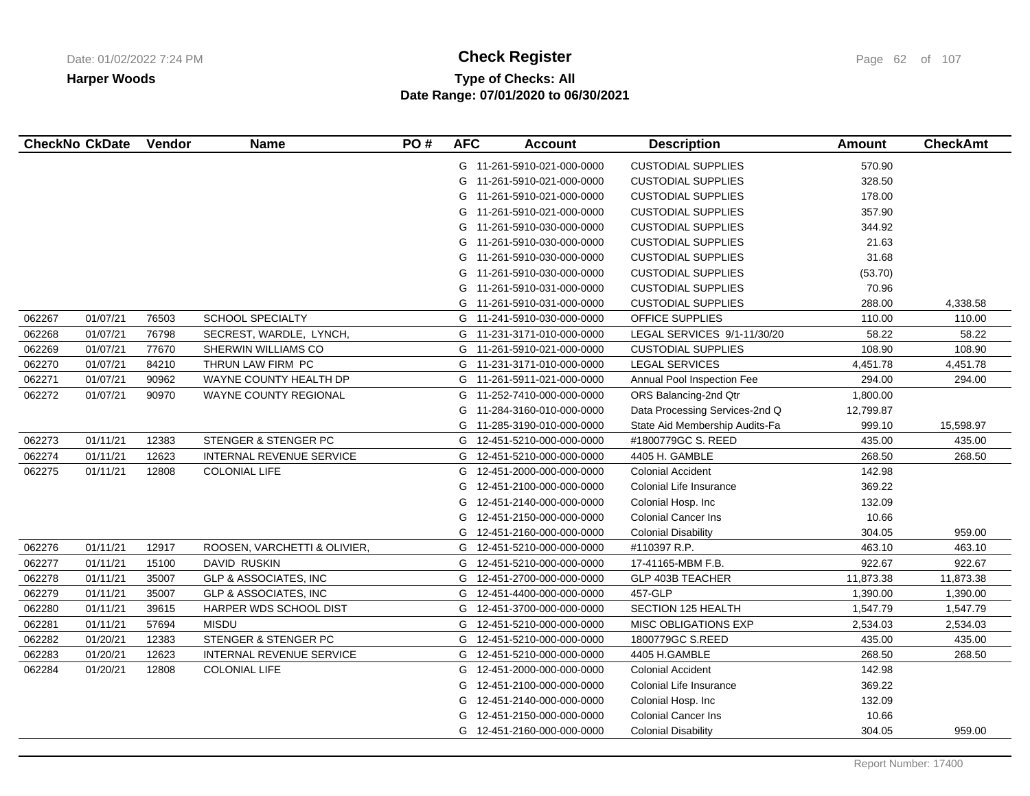**Harper Woods**

# Check Register

**Type of Checks: All**
**Date Range: 07/01/2020 to 06/30/2021**

| CheckNo | CkDate | Vendor | Name | PO # | AFC | Account | Description | Amount | CheckAmt |
|---|---|---|---|---|---|---|---|---|---|
| | | | | | G | 11-261-5910-021-000-0000 | CUSTODIAL SUPPLIES | 570.90 | |
| | | | | | G | 11-261-5910-021-000-0000 | CUSTODIAL SUPPLIES | 328.50 | |
| | | | | | G | 11-261-5910-021-000-0000 | CUSTODIAL SUPPLIES | 178.00 | |
| | | | | | G | 11-261-5910-021-000-0000 | CUSTODIAL SUPPLIES | 357.90 | |
| | | | | | G | 11-261-5910-030-000-0000 | CUSTODIAL SUPPLIES | 344.92 | |
| | | | | | G | 11-261-5910-030-000-0000 | CUSTODIAL SUPPLIES | 21.63 | |
| | | | | | G | 11-261-5910-030-000-0000 | CUSTODIAL SUPPLIES | 31.68 | |
| | | | | | G | 11-261-5910-030-000-0000 | CUSTODIAL SUPPLIES | (53.70) | |
| | | | | | G | 11-261-5910-031-000-0000 | CUSTODIAL SUPPLIES | 70.96 | |
| | | | | | G | 11-261-5910-031-000-0000 | CUSTODIAL SUPPLIES | 288.00 | 4,338.58 |
| 062267 | 01/07/21 | 76503 | SCHOOL SPECIALTY | | G | 11-241-5910-030-000-0000 | OFFICE SUPPLIES | 110.00 | 110.00 |
| 062268 | 01/07/21 | 76798 | SECREST, WARDLE, LYNCH, | | G | 11-231-3171-010-000-0000 | LEGAL SERVICES 9/1-11/30/20 | 58.22 | 58.22 |
| 062269 | 01/07/21 | 77670 | SHERWIN WILLIAMS CO | | G | 11-261-5910-021-000-0000 | CUSTODIAL SUPPLIES | 108.90 | 108.90 |
| 062270 | 01/07/21 | 84210 | THRUN LAW FIRM PC | | G | 11-231-3171-010-000-0000 | LEGAL SERVICES | 4,451.78 | 4,451.78 |
| 062271 | 01/07/21 | 90962 | WAYNE COUNTY HEALTH DP | | G | 11-261-5911-021-000-0000 | Annual Pool Inspection Fee | 294.00 | 294.00 |
| 062272 | 01/07/21 | 90970 | WAYNE COUNTY REGIONAL | | G | 11-252-7410-000-000-0000 | ORS Balancing-2nd Qtr | 1,800.00 | |
| | | | | | G | 11-284-3160-010-000-0000 | Data Processing Services-2nd Q | 12,799.87 | |
| | | | | | G | 11-285-3190-010-000-0000 | State Aid Membership Audits-Fa | 999.10 | 15,598.97 |
| 062273 | 01/11/21 | 12383 | STENGER & STENGER PC | | G | 12-451-5210-000-000-0000 | #1800779GC S. REED | 435.00 | 435.00 |
| 062274 | 01/11/21 | 12623 | INTERNAL REVENUE SERVICE | | G | 12-451-5210-000-000-0000 | 4405 H. GAMBLE | 268.50 | 268.50 |
| 062275 | 01/11/21 | 12808 | COLONIAL LIFE | | G | 12-451-2000-000-000-0000 | Colonial Accident | 142.98 | |
| | | | | | G | 12-451-2100-000-000-0000 | Colonial Life Insurance | 369.22 | |
| | | | | | G | 12-451-2140-000-000-0000 | Colonial Hosp. Inc | 132.09 | |
| | | | | | G | 12-451-2150-000-000-0000 | Colonial Cancer Ins | 10.66 | |
| | | | | | G | 12-451-2160-000-000-0000 | Colonial Disability | 304.05 | 959.00 |
| 062276 | 01/11/21 | 12917 | ROOSEN, VARCHETTI & OLIVIER, | | G | 12-451-5210-000-000-0000 | #110397 R.P. | 463.10 | 463.10 |
| 062277 | 01/11/21 | 15100 | DAVID RUSKIN | | G | 12-451-5210-000-000-0000 | 17-41165-MBM F.B. | 922.67 | 922.67 |
| 062278 | 01/11/21 | 35007 | GLP & ASSOCIATES, INC | | G | 12-451-2700-000-000-0000 | GLP 403B TEACHER | 11,873.38 | 11,873.38 |
| 062279 | 01/11/21 | 35007 | GLP & ASSOCIATES, INC | | G | 12-451-4400-000-000-0000 | 457-GLP | 1,390.00 | 1,390.00 |
| 062280 | 01/11/21 | 39615 | HARPER WDS SCHOOL DIST | | G | 12-451-3700-000-000-0000 | SECTION 125 HEALTH | 1,547.79 | 1,547.79 |
| 062281 | 01/11/21 | 57694 | MISDU | | G | 12-451-5210-000-000-0000 | MISC OBLIGATIONS EXP | 2,534.03 | 2,534.03 |
| 062282 | 01/20/21 | 12383 | STENGER & STENGER PC | | G | 12-451-5210-000-000-0000 | 1800779GC S.REED | 435.00 | 435.00 |
| 062283 | 01/20/21 | 12623 | INTERNAL REVENUE SERVICE | | G | 12-451-5210-000-000-0000 | 4405 H.GAMBLE | 268.50 | 268.50 |
| 062284 | 01/20/21 | 12808 | COLONIAL LIFE | | G | 12-451-2000-000-000-0000 | Colonial Accident | 142.98 | |
| | | | | | G | 12-451-2100-000-000-0000 | Colonial Life Insurance | 369.22 | |
| | | | | | G | 12-451-2140-000-000-0000 | Colonial Hosp. Inc | 132.09 | |
| | | | | | G | 12-451-2150-000-000-0000 | Colonial Cancer Ins | 10.66 | |
| | | | | | G | 12-451-2160-000-000-0000 | Colonial Disability | 304.05 | 959.00 |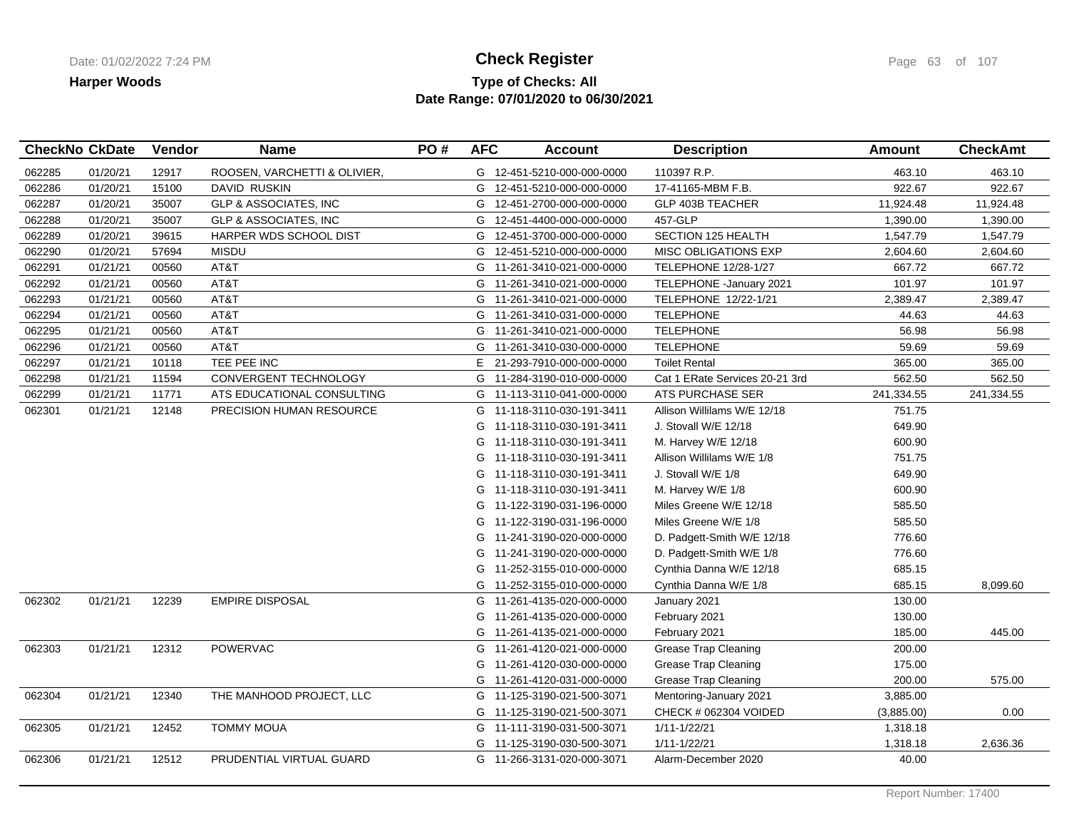# Check Register

**Harper Woods**

**Type of Checks: All**

**Date Range: 07/01/2020 to 06/30/2021**

Date: 01/02/2022 7:24 PM

| CheckNo | CkDate | Vendor | Name | PO # | AFC | Account | Description | Amount | CheckAmt |
|---|---|---|---|---|---|---|---|---|---|
| 062285 | 01/20/21 | 12917 | ROOSEN, VARCHETTI & OLIVIER, | | G | 12-451-5210-000-000-0000 | 110397 R.P. | 463.10 | 463.10 |
| 062286 | 01/20/21 | 15100 | DAVID RUSKIN | | G | 12-451-5210-000-000-0000 | 17-41165-MBM F.B. | 922.67 | 922.67 |
| 062287 | 01/20/21 | 35007 | GLP & ASSOCIATES, INC | | G | 12-451-2700-000-000-0000 | GLP 403B TEACHER | 11,924.48 | 11,924.48 |
| 062288 | 01/20/21 | 35007 | GLP & ASSOCIATES, INC | | G | 12-451-4400-000-000-0000 | 457-GLP | 1,390.00 | 1,390.00 |
| 062289 | 01/20/21 | 39615 | HARPER WDS SCHOOL DIST | | G | 12-451-3700-000-000-0000 | SECTION 125 HEALTH | 1,547.79 | 1,547.79 |
| 062290 | 01/20/21 | 57694 | MISDU | | G | 12-451-5210-000-000-0000 | MISC OBLIGATIONS EXP | 2,604.60 | 2,604.60 |
| 062291 | 01/21/21 | 00560 | AT&T | | G | 11-261-3410-021-000-0000 | TELEPHONE 12/28-1/27 | 667.72 | 667.72 |
| 062292 | 01/21/21 | 00560 | AT&T | | G | 11-261-3410-021-000-0000 | TELEPHONE -January 2021 | 101.97 | 101.97 |
| 062293 | 01/21/21 | 00560 | AT&T | | G | 11-261-3410-021-000-0000 | TELEPHONE 12/22-1/21 | 2,389.47 | 2,389.47 |
| 062294 | 01/21/21 | 00560 | AT&T | | G | 11-261-3410-031-000-0000 | TELEPHONE | 44.63 | 44.63 |
| 062295 | 01/21/21 | 00560 | AT&T | | G | 11-261-3410-021-000-0000 | TELEPHONE | 56.98 | 56.98 |
| 062296 | 01/21/21 | 00560 | AT&T | | G | 11-261-3410-030-000-0000 | TELEPHONE | 59.69 | 59.69 |
| 062297 | 01/21/21 | 10118 | TEE PEE INC | | E | 21-293-7910-000-000-0000 | Toilet Rental | 365.00 | 365.00 |
| 062298 | 01/21/21 | 11594 | CONVERGENT TECHNOLOGY | | G | 11-284-3190-010-000-0000 | Cat 1 ERate Services 20-21 3rd | 562.50 | 562.50 |
| 062299 | 01/21/21 | 11771 | ATS EDUCATIONAL CONSULTING | | G | 11-113-3110-041-000-0000 | ATS PURCHASE SER | 241,334.55 | 241,334.55 |
| 062301 | 01/21/21 | 12148 | PRECISION HUMAN RESOURCE | | G | 11-118-3110-030-191-3411 | Allison Willilams W/E 12/18 | 751.75 | |
| | | | | | G | 11-118-3110-030-191-3411 | J. Stovall W/E 12/18 | 649.90 | |
| | | | | | G | 11-118-3110-030-191-3411 | M. Harvey W/E 12/18 | 600.90 | |
| | | | | | G | 11-118-3110-030-191-3411 | Allison Willilams W/E 1/8 | 751.75 | |
| | | | | | G | 11-118-3110-030-191-3411 | J. Stovall W/E 1/8 | 649.90 | |
| | | | | | G | 11-118-3110-030-191-3411 | M. Harvey W/E 1/8 | 600.90 | |
| | | | | | G | 11-122-3190-031-196-0000 | Miles Greene W/E 12/18 | 585.50 | |
| | | | | | G | 11-122-3190-031-196-0000 | Miles Greene W/E 1/8 | 585.50 | |
| | | | | | G | 11-241-3190-020-000-0000 | D. Padgett-Smith W/E 12/18 | 776.60 | |
| | | | | | G | 11-241-3190-020-000-0000 | D. Padgett-Smith W/E 1/8 | 776.60 | |
| | | | | | G | 11-252-3155-010-000-0000 | Cynthia Danna W/E 12/18 | 685.15 | |
| | | | | | G | 11-252-3155-010-000-0000 | Cynthia Danna W/E 1/8 | 685.15 | 8,099.60 |
| 062302 | 01/21/21 | 12239 | EMPIRE DISPOSAL | | G | 11-261-4135-020-000-0000 | January 2021 | 130.00 | |
| | | | | | G | 11-261-4135-020-000-0000 | February 2021 | 130.00 | |
| | | | | | G | 11-261-4135-021-000-0000 | February 2021 | 185.00 | 445.00 |
| 062303 | 01/21/21 | 12312 | POWERVAC | | G | 11-261-4120-021-000-0000 | Grease Trap Cleaning | 200.00 | |
| | | | | | G | 11-261-4120-030-000-0000 | Grease Trap Cleaning | 175.00 | |
| | | | | | G | 11-261-4120-031-000-0000 | Grease Trap Cleaning | 200.00 | 575.00 |
| 062304 | 01/21/21 | 12340 | THE MANHOOD PROJECT, LLC | | G | 11-125-3190-021-500-3071 | Mentoring-January 2021 | 3,885.00 | |
| | | | | | G | 11-125-3190-021-500-3071 | CHECK # 062304 VOIDED | (3,885.00) | 0.00 |
| 062305 | 01/21/21 | 12452 | TOMMY MOUA | | G | 11-111-3190-031-500-3071 | 1/11-1/22/21 | 1,318.18 | |
| | | | | | G | 11-125-3190-030-500-3071 | 1/11-1/22/21 | 1,318.18 | 2,636.36 |
| 062306 | 01/21/21 | 12512 | PRUDENTIAL VIRTUAL GUARD | | G | 11-266-3131-020-000-3071 | Alarm-December 2020 | 40.00 | |

Report Number: 17400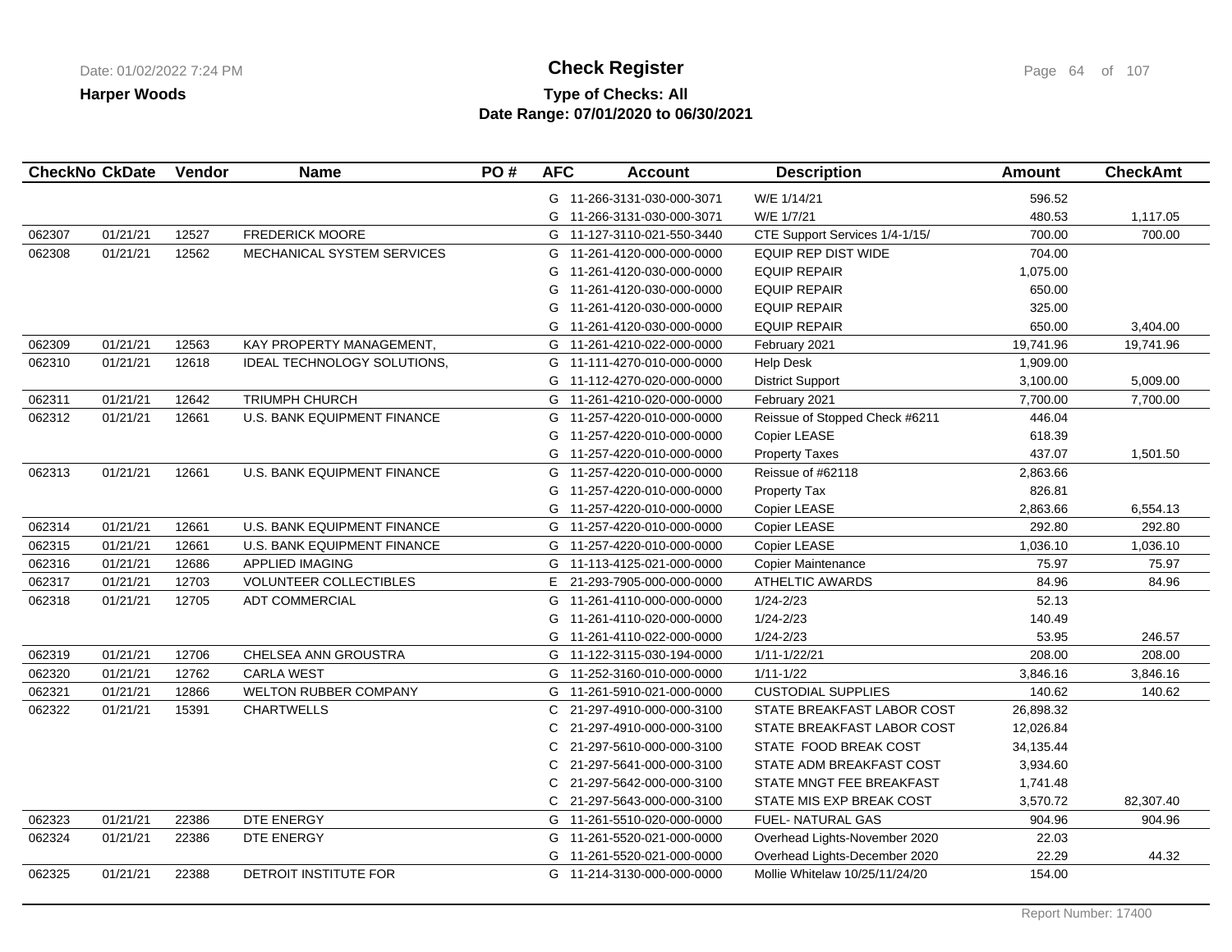# Check Register

**Harper Woods**

**Type of Checks: All**

**Date Range: 07/01/2020 to 06/30/2021**

| CheckNo | CkDate | Vendor | Name | PO # | AFC | Account | Description | Amount | CheckAmt |
|---|---|---|---|---|---|---|---|---|---|
| | | | | | G | 11-266-3131-030-000-3071 | W/E 1/14/21 | 596.52 | |
| | | | | | G | 11-266-3131-030-000-3071 | W/E 1/7/21 | 480.53 | 1,117.05 |
| 062307 | 01/21/21 | 12527 | FREDERICK MOORE | | G | 11-127-3110-021-550-3440 | CTE Support Services 1/4-1/15/ | 700.00 | 700.00 |
| 062308 | 01/21/21 | 12562 | MECHANICAL SYSTEM SERVICES | | G | 11-261-4120-000-000-0000 | EQUIP REP DIST WIDE | 704.00 | |
| | | | | | G | 11-261-4120-030-000-0000 | EQUIP REPAIR | 1,075.00 | |
| | | | | | G | 11-261-4120-030-000-0000 | EQUIP REPAIR | 650.00 | |
| | | | | | G | 11-261-4120-030-000-0000 | EQUIP REPAIR | 325.00 | |
| | | | | | G | 11-261-4120-030-000-0000 | EQUIP REPAIR | 650.00 | 3,404.00 |
| 062309 | 01/21/21 | 12563 | KAY PROPERTY MANAGEMENT, | | G | 11-261-4210-022-000-0000 | February 2021 | 19,741.96 | 19,741.96 |
| 062310 | 01/21/21 | 12618 | IDEAL TECHNOLOGY SOLUTIONS, | | G | 11-111-4270-010-000-0000 | Help Desk | 1,909.00 | |
| | | | | | G | 11-112-4270-020-000-0000 | District Support | 3,100.00 | 5,009.00 |
| 062311 | 01/21/21 | 12642 | TRIUMPH CHURCH | | G | 11-261-4210-020-000-0000 | February 2021 | 7,700.00 | 7,700.00 |
| 062312 | 01/21/21 | 12661 | U.S. BANK EQUIPMENT FINANCE | | G | 11-257-4220-010-000-0000 | Reissue of Stopped Check #6211 | 446.04 | |
| | | | | | G | 11-257-4220-010-000-0000 | Copier LEASE | 618.39 | |
| | | | | | G | 11-257-4220-010-000-0000 | Property Taxes | 437.07 | 1,501.50 |
| 062313 | 01/21/21 | 12661 | U.S. BANK EQUIPMENT FINANCE | | G | 11-257-4220-010-000-0000 | Reissue of #62118 | 2,863.66 | |
| | | | | | G | 11-257-4220-010-000-0000 | Property Tax | 826.81 | |
| | | | | | G | 11-257-4220-010-000-0000 | Copier LEASE | 2,863.66 | 6,554.13 |
| 062314 | 01/21/21 | 12661 | U.S. BANK EQUIPMENT FINANCE | | G | 11-257-4220-010-000-0000 | Copier LEASE | 292.80 | 292.80 |
| 062315 | 01/21/21 | 12661 | U.S. BANK EQUIPMENT FINANCE | | G | 11-257-4220-010-000-0000 | Copier LEASE | 1,036.10 | 1,036.10 |
| 062316 | 01/21/21 | 12686 | APPLIED IMAGING | | G | 11-113-4125-021-000-0000 | Copier Maintenance | 75.97 | 75.97 |
| 062317 | 01/21/21 | 12703 | VOLUNTEER COLLECTIBLES | | E | 21-293-7905-000-000-0000 | ATHELTIC AWARDS | 84.96 | 84.96 |
| 062318 | 01/21/21 | 12705 | ADT COMMERCIAL | | G | 11-261-4110-000-000-0000 | 1/24-2/23 | 52.13 | |
| | | | | | G | 11-261-4110-020-000-0000 | 1/24-2/23 | 140.49 | |
| | | | | | G | 11-261-4110-022-000-0000 | 1/24-2/23 | 53.95 | 246.57 |
| 062319 | 01/21/21 | 12706 | CHELSEA ANN GROUSTRA | | G | 11-122-3115-030-194-0000 | 1/11-1/22/21 | 208.00 | 208.00 |
| 062320 | 01/21/21 | 12762 | CARLA WEST | | G | 11-252-3160-010-000-0000 | 1/11-1/22 | 3,846.16 | 3,846.16 |
| 062321 | 01/21/21 | 12866 | WELTON RUBBER COMPANY | | G | 11-261-5910-021-000-0000 | CUSTODIAL SUPPLIES | 140.62 | 140.62 |
| 062322 | 01/21/21 | 15391 | CHARTWELLS | | C | 21-297-4910-000-000-3100 | STATE BREAKFAST LABOR COST | 26,898.32 | |
| | | | | | C | 21-297-4910-000-000-3100 | STATE BREAKFAST LABOR COST | 12,026.84 | |
| | | | | | C | 21-297-5610-000-000-3100 | STATE FOOD BREAK COST | 34,135.44 | |
| | | | | | C | 21-297-5641-000-000-3100 | STATE ADM BREAKFAST COST | 3,934.60 | |
| | | | | | C | 21-297-5642-000-000-3100 | STATE MNGT FEE BREAKFAST | 1,741.48 | |
| | | | | | C | 21-297-5643-000-000-3100 | STATE MIS EXP BREAK COST | 3,570.72 | 82,307.40 |
| 062323 | 01/21/21 | 22386 | DTE ENERGY | | G | 11-261-5510-020-000-0000 | FUEL- NATURAL GAS | 904.96 | 904.96 |
| 062324 | 01/21/21 | 22386 | DTE ENERGY | | G | 11-261-5520-021-000-0000 | Overhead Lights-November 2020 | 22.03 | |
| | | | | | G | 11-261-5520-021-000-0000 | Overhead Lights-December 2020 | 22.29 | 44.32 |
| 062325 | 01/21/21 | 22388 | DETROIT INSTITUTE FOR | | G | 11-214-3130-000-000-0000 | Mollie Whitelaw 10/25/11/24/20 | 154.00 | |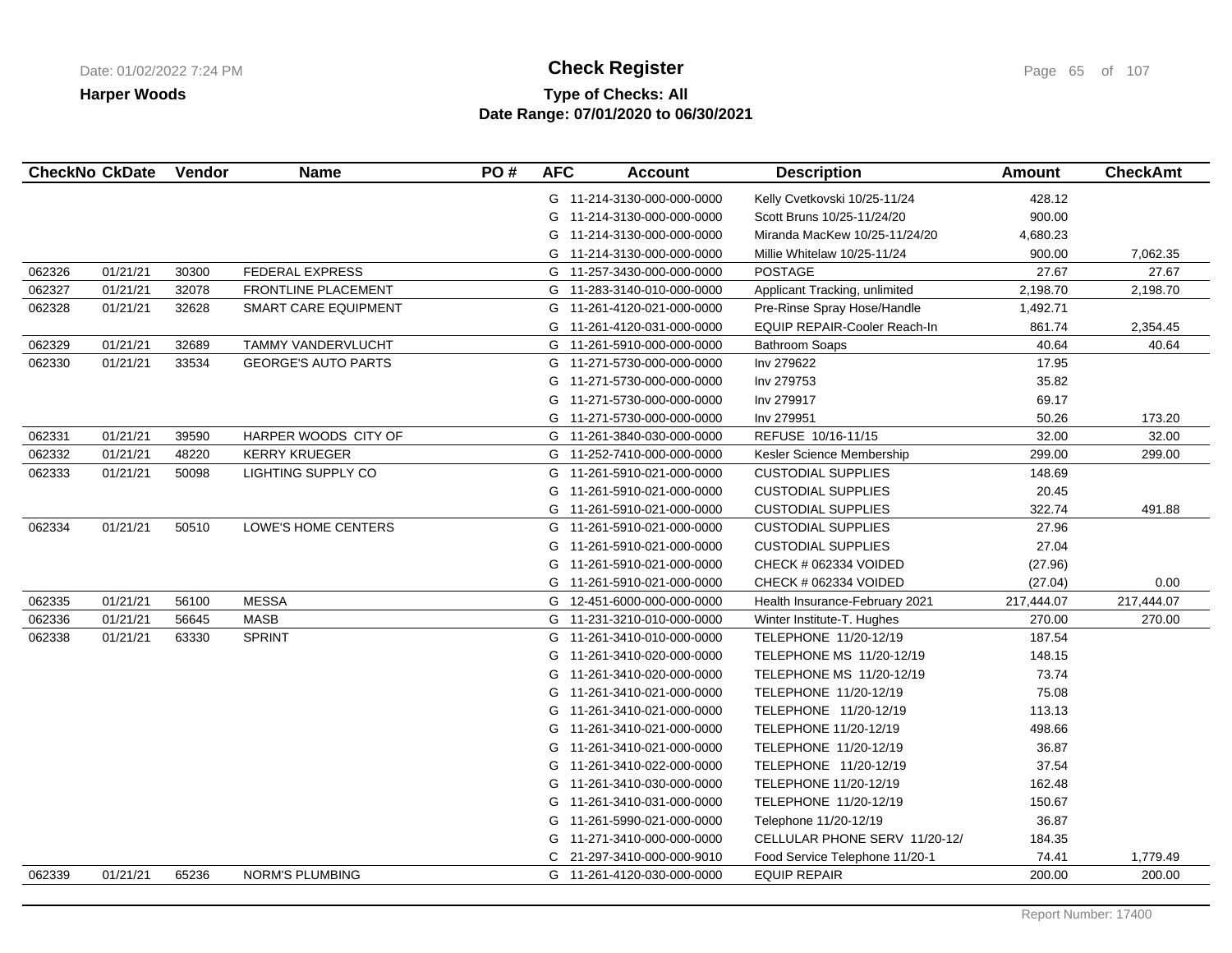**Harper Woods**

# Check Register

**Type of Checks: All**
**Date Range: 07/01/2020 to 06/30/2021**

| CheckNo | CkDate | Vendor | Name | PO # | AFC | Account | Description | Amount | CheckAmt |
|---|---|---|---|---|---|---|---|---|---|
| | | | | | G | 11-214-3130-000-000-0000 | Kelly Cvetkovski 10/25-11/24 | 428.12 | |
| | | | | | G | 11-214-3130-000-000-0000 | Scott Bruns 10/25-11/24/20 | 900.00 | |
| | | | | | G | 11-214-3130-000-000-0000 | Miranda MacKew 10/25-11/24/20 | 4,680.23 | |
| | | | | | G | 11-214-3130-000-000-0000 | Millie Whitelaw 10/25-11/24 | 900.00 | 7,062.35 |
| 062326 | 01/21/21 | 30300 | FEDERAL EXPRESS | | G | 11-257-3430-000-000-0000 | POSTAGE | 27.67 | 27.67 |
| 062327 | 01/21/21 | 32078 | FRONTLINE PLACEMENT | | G | 11-283-3140-010-000-0000 | Applicant Tracking, unlimited | 2,198.70 | 2,198.70 |
| 062328 | 01/21/21 | 32628 | SMART CARE EQUIPMENT | | G | 11-261-4120-021-000-0000 | Pre-Rinse Spray Hose/Handle | 1,492.71 | |
| | | | | | G | 11-261-4120-031-000-0000 | EQUIP REPAIR-Cooler Reach-In | 861.74 | 2,354.45 |
| 062329 | 01/21/21 | 32689 | TAMMY VANDERVLUCHT | | G | 11-261-5910-000-000-0000 | Bathroom Soaps | 40.64 | 40.64 |
| 062330 | 01/21/21 | 33534 | GEORGE'S AUTO PARTS | | G | 11-271-5730-000-000-0000 | Inv 279622 | 17.95 | |
| | | | | | G | 11-271-5730-000-000-0000 | Inv 279753 | 35.82 | |
| | | | | | G | 11-271-5730-000-000-0000 | Inv 279917 | 69.17 | |
| | | | | | G | 11-271-5730-000-000-0000 | Inv 279951 | 50.26 | 173.20 |
| 062331 | 01/21/21 | 39590 | HARPER WOODS CITY OF | | G | 11-261-3840-030-000-0000 | REFUSE 10/16-11/15 | 32.00 | 32.00 |
| 062332 | 01/21/21 | 48220 | KERRY KRUEGER | | G | 11-252-7410-000-000-0000 | Kesler Science Membership | 299.00 | 299.00 |
| 062333 | 01/21/21 | 50098 | LIGHTING SUPPLY CO | | G | 11-261-5910-021-000-0000 | CUSTODIAL SUPPLIES | 148.69 | |
| | | | | | G | 11-261-5910-021-000-0000 | CUSTODIAL SUPPLIES | 20.45 | |
| | | | | | G | 11-261-5910-021-000-0000 | CUSTODIAL SUPPLIES | 322.74 | 491.88 |
| 062334 | 01/21/21 | 50510 | LOWE'S HOME CENTERS | | G | 11-261-5910-021-000-0000 | CUSTODIAL SUPPLIES | 27.96 | |
| | | | | | G | 11-261-5910-021-000-0000 | CUSTODIAL SUPPLIES | 27.04 | |
| | | | | | G | 11-261-5910-021-000-0000 | CHECK # 062334 VOIDED | (27.96) | |
| | | | | | G | 11-261-5910-021-000-0000 | CHECK # 062334 VOIDED | (27.04) | 0.00 |
| 062335 | 01/21/21 | 56100 | MESSA | | G | 12-451-6000-000-000-0000 | Health Insurance-February 2021 | 217,444.07 | 217,444.07 |
| 062336 | 01/21/21 | 56645 | MASB | | G | 11-231-3210-010-000-0000 | Winter Institute-T. Hughes | 270.00 | 270.00 |
| 062338 | 01/21/21 | 63330 | SPRINT | | G | 11-261-3410-010-000-0000 | TELEPHONE 11/20-12/19 | 187.54 | |
| | | | | | G | 11-261-3410-020-000-0000 | TELEPHONE MS 11/20-12/19 | 148.15 | |
| | | | | | G | 11-261-3410-020-000-0000 | TELEPHONE MS 11/20-12/19 | 73.74 | |
| | | | | | G | 11-261-3410-021-000-0000 | TELEPHONE 11/20-12/19 | 75.08 | |
| | | | | | G | 11-261-3410-021-000-0000 | TELEPHONE 11/20-12/19 | 113.13 | |
| | | | | | G | 11-261-3410-021-000-0000 | TELEPHONE 11/20-12/19 | 498.66 | |
| | | | | | G | 11-261-3410-021-000-0000 | TELEPHONE 11/20-12/19 | 36.87 | |
| | | | | | G | 11-261-3410-022-000-0000 | TELEPHONE 11/20-12/19 | 37.54 | |
| | | | | | G | 11-261-3410-030-000-0000 | TELEPHONE 11/20-12/19 | 162.48 | |
| | | | | | G | 11-261-3410-031-000-0000 | TELEPHONE 11/20-12/19 | 150.67 | |
| | | | | | G | 11-261-5990-021-000-0000 | Telephone 11/20-12/19 | 36.87 | |
| | | | | | G | 11-271-3410-000-000-0000 | CELLULAR PHONE SERV 11/20-12/ | 184.35 | |
| | | | | | C | 21-297-3410-000-000-9010 | Food Service Telephone 11/20-1 | 74.41 | 1,779.49 |
| 062339 | 01/21/21 | 65236 | NORM'S PLUMBING | | G | 11-261-4120-030-000-0000 | EQUIP REPAIR | 200.00 | 200.00 |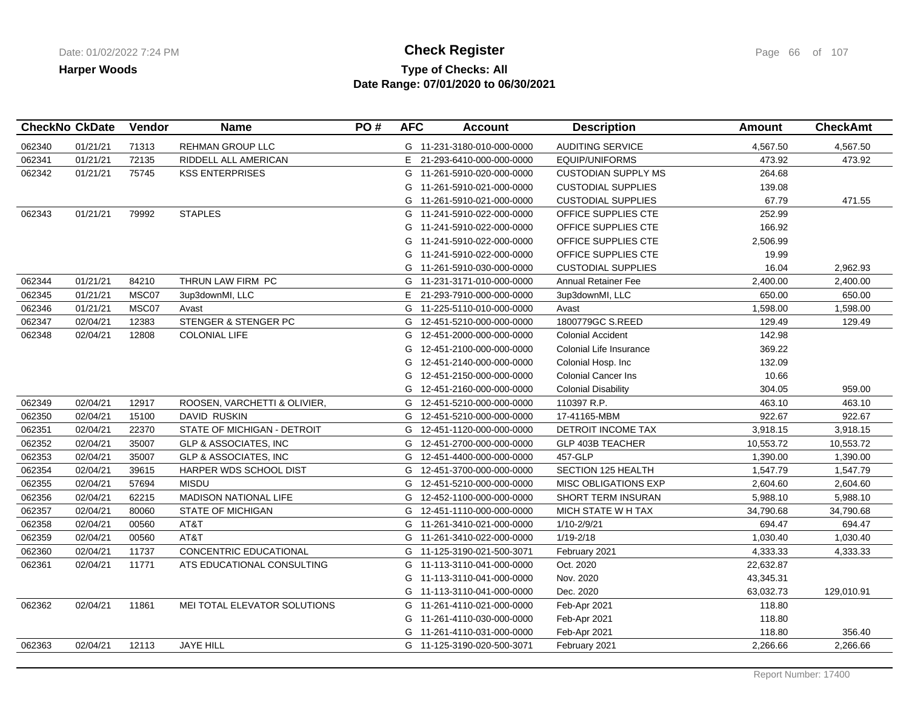**Harper Woods**

# Check Register

**Type of Checks: All**
**Date Range: 07/01/2020 to 06/30/2021**

| CheckNo | CkDate | Vendor | Name | PO # | AFC | Account | Description | Amount | CheckAmt |
|---|---|---|---|---|---|---|---|---|---|
| 062340 | 01/21/21 | 71313 | REHMAN GROUP LLC | | G | 11-231-3180-010-000-0000 | AUDITING SERVICE | 4,567.50 | 4,567.50 |
| 062341 | 01/21/21 | 72135 | RIDDELL ALL AMERICAN | | E | 21-293-6410-000-000-0000 | EQUIP/UNIFORMS | 473.92 | 473.92 |
| 062342 | 01/21/21 | 75745 | KSS ENTERPRISES | | G | 11-261-5910-020-000-0000 | CUSTODIAN SUPPLY MS | 264.68 | |
| | | | | | G | 11-261-5910-021-000-0000 | CUSTODIAL SUPPLIES | 139.08 | |
| | | | | | G | 11-261-5910-021-000-0000 | CUSTODIAL SUPPLIES | 67.79 | 471.55 |
| 062343 | 01/21/21 | 79992 | STAPLES | | G | 11-241-5910-022-000-0000 | OFFICE SUPPLIES CTE | 252.99 | |
| | | | | | G | 11-241-5910-022-000-0000 | OFFICE SUPPLIES CTE | 166.92 | |
| | | | | | G | 11-241-5910-022-000-0000 | OFFICE SUPPLIES CTE | 2,506.99 | |
| | | | | | G | 11-241-5910-022-000-0000 | OFFICE SUPPLIES CTE | 19.99 | |
| | | | | | G | 11-261-5910-030-000-0000 | CUSTODIAL SUPPLIES | 16.04 | 2,962.93 |
| 062344 | 01/21/21 | 84210 | THRUN LAW FIRM PC | | G | 11-231-3171-010-000-0000 | Annual Retainer Fee | 2,400.00 | 2,400.00 |
| 062345 | 01/21/21 | MSC07 | 3up3downMI, LLC | | E | 21-293-7910-000-000-0000 | 3up3downMI, LLC | 650.00 | 650.00 |
| 062346 | 01/21/21 | MSC07 | Avast | | G | 11-225-5110-010-000-0000 | Avast | 1,598.00 | 1,598.00 |
| 062347 | 02/04/21 | 12383 | STENGER & STENGER PC | | G | 12-451-5210-000-000-0000 | 1800779GC S.REED | 129.49 | 129.49 |
| 062348 | 02/04/21 | 12808 | COLONIAL LIFE | | G | 12-451-2000-000-000-0000 | Colonial Accident | 142.98 | |
| | | | | | G | 12-451-2100-000-000-0000 | Colonial Life Insurance | 369.22 | |
| | | | | | G | 12-451-2140-000-000-0000 | Colonial Hosp. Inc | 132.09 | |
| | | | | | G | 12-451-2150-000-000-0000 | Colonial Cancer Ins | 10.66 | |
| | | | | | G | 12-451-2160-000-000-0000 | Colonial Disability | 304.05 | 959.00 |
| 062349 | 02/04/21 | 12917 | ROOSEN, VARCHETTI & OLIVIER, | | G | 12-451-5210-000-000-0000 | 110397 R.P. | 463.10 | 463.10 |
| 062350 | 02/04/21 | 15100 | DAVID RUSKIN | | G | 12-451-5210-000-000-0000 | 17-41165-MBM | 922.67 | 922.67 |
| 062351 | 02/04/21 | 22370 | STATE OF MICHIGAN - DETROIT | | G | 12-451-1120-000-000-0000 | DETROIT INCOME TAX | 3,918.15 | 3,918.15 |
| 062352 | 02/04/21 | 35007 | GLP & ASSOCIATES, INC | | G | 12-451-2700-000-000-0000 | GLP 403B TEACHER | 10,553.72 | 10,553.72 |
| 062353 | 02/04/21 | 35007 | GLP & ASSOCIATES, INC | | G | 12-451-4400-000-000-0000 | 457-GLP | 1,390.00 | 1,390.00 |
| 062354 | 02/04/21 | 39615 | HARPER WDS SCHOOL DIST | | G | 12-451-3700-000-000-0000 | SECTION 125 HEALTH | 1,547.79 | 1,547.79 |
| 062355 | 02/04/21 | 57694 | MISDU | | G | 12-451-5210-000-000-0000 | MISC OBLIGATIONS EXP | 2,604.60 | 2,604.60 |
| 062356 | 02/04/21 | 62215 | MADISON NATIONAL LIFE | | G | 12-452-1100-000-000-0000 | SHORT TERM INSURAN | 5,988.10 | 5,988.10 |
| 062357 | 02/04/21 | 80060 | STATE OF MICHIGAN | | G | 12-451-1110-000-000-0000 | MICH STATE W H TAX | 34,790.68 | 34,790.68 |
| 062358 | 02/04/21 | 00560 | AT&T | | G | 11-261-3410-021-000-0000 | 1/10-2/9/21 | 694.47 | 694.47 |
| 062359 | 02/04/21 | 00560 | AT&T | | G | 11-261-3410-022-000-0000 | 1/19-2/18 | 1,030.40 | 1,030.40 |
| 062360 | 02/04/21 | 11737 | CONCENTRIC EDUCATIONAL | | G | 11-125-3190-021-500-3071 | February 2021 | 4,333.33 | 4,333.33 |
| 062361 | 02/04/21 | 11771 | ATS EDUCATIONAL CONSULTING | | G | 11-113-3110-041-000-0000 | Oct. 2020 | 22,632.87 | |
| | | | | | G | 11-113-3110-041-000-0000 | Nov. 2020 | 43,345.31 | |
| | | | | | G | 11-113-3110-041-000-0000 | Dec. 2020 | 63,032.73 | 129,010.91 |
| 062362 | 02/04/21 | 11861 | MEI TOTAL ELEVATOR SOLUTIONS | | G | 11-261-4110-021-000-0000 | Feb-Apr 2021 | 118.80 | |
| | | | | | G | 11-261-4110-030-000-0000 | Feb-Apr 2021 | 118.80 | |
| | | | | | G | 11-261-4110-031-000-0000 | Feb-Apr 2021 | 118.80 | 356.40 |
| 062363 | 02/04/21 | 12113 | JAYE HILL | | G | 11-125-3190-020-500-3071 | February 2021 | 2,266.66 | 2,266.66 |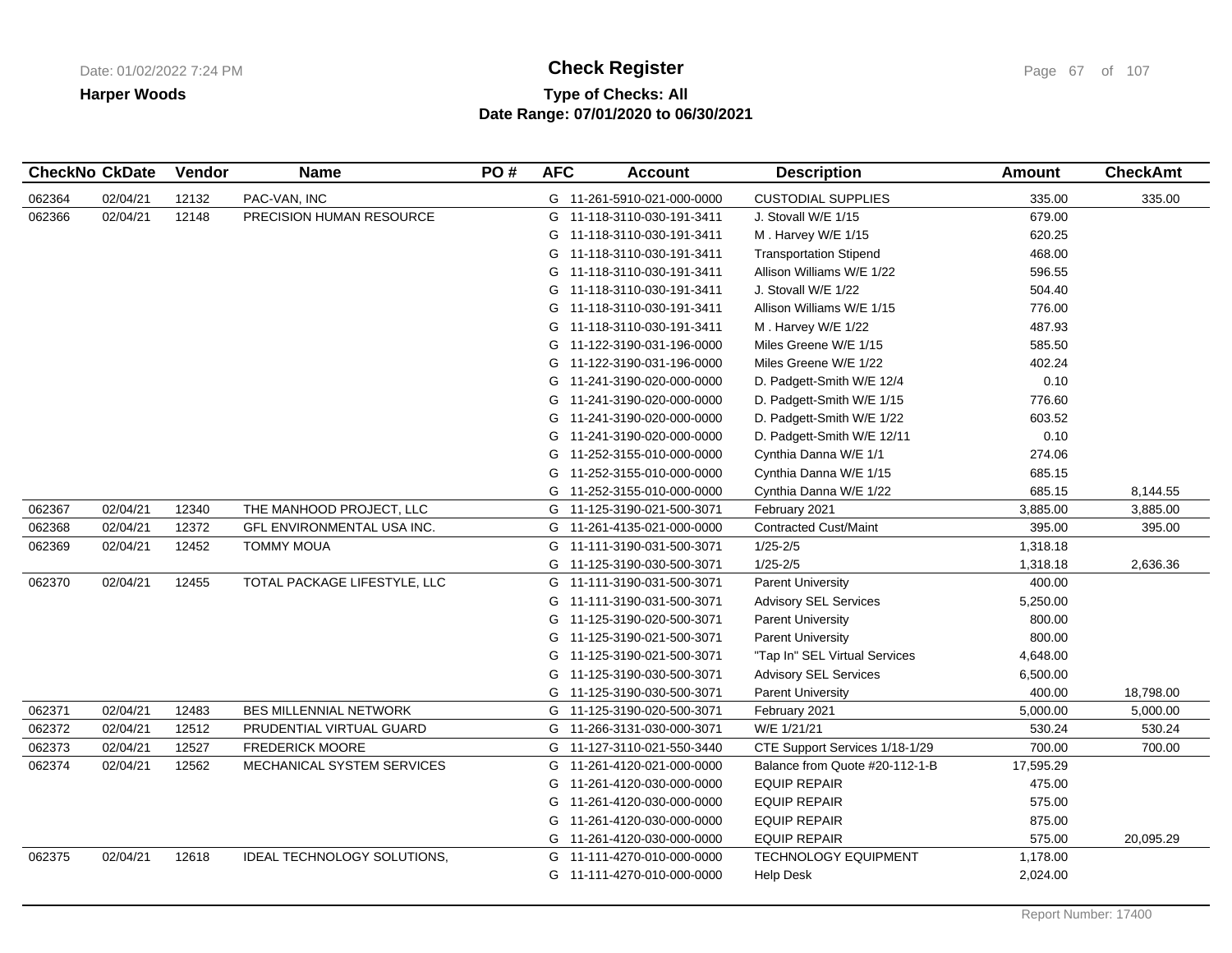**Harper Woods**

# Check Register

**Type of Checks: All**
**Date Range: 07/01/2020 to 06/30/2021**

| CheckNo | CkDate | Vendor | Name | PO # | AFC | Account | Description | Amount | CheckAmt |
|---|---|---|---|---|---|---|---|---|---|
| 062364 | 02/04/21 | 12132 | PAC-VAN, INC | | G | 11-261-5910-021-000-0000 | CUSTODIAL SUPPLIES | 335.00 | 335.00 |
| 062366 | 02/04/21 | 12148 | PRECISION HUMAN RESOURCE | | G | 11-118-3110-030-191-3411 | J. Stovall W/E 1/15 | 679.00 | |
| | | | | | G | 11-118-3110-030-191-3411 | M . Harvey W/E 1/15 | 620.25 | |
| | | | | | G | 11-118-3110-030-191-3411 | Transportation Stipend | 468.00 | |
| | | | | | G | 11-118-3110-030-191-3411 | Allison Williams W/E 1/22 | 596.55 | |
| | | | | | G | 11-118-3110-030-191-3411 | J. Stovall W/E 1/22 | 504.40 | |
| | | | | | G | 11-118-3110-030-191-3411 | Allison Williams W/E 1/15 | 776.00 | |
| | | | | | G | 11-118-3110-030-191-3411 | M . Harvey W/E 1/22 | 487.93 | |
| | | | | | G | 11-122-3190-031-196-0000 | Miles Greene W/E 1/15 | 585.50 | |
| | | | | | G | 11-122-3190-031-196-0000 | Miles Greene W/E 1/22 | 402.24 | |
| | | | | | G | 11-241-3190-020-000-0000 | D. Padgett-Smith W/E 12/4 | 0.10 | |
| | | | | | G | 11-241-3190-020-000-0000 | D. Padgett-Smith W/E 1/15 | 776.60 | |
| | | | | | G | 11-241-3190-020-000-0000 | D. Padgett-Smith W/E 1/22 | 603.52 | |
| | | | | | G | 11-241-3190-020-000-0000 | D. Padgett-Smith W/E 12/11 | 0.10 | |
| | | | | | G | 11-252-3155-010-000-0000 | Cynthia Danna W/E 1/1 | 274.06 | |
| | | | | | G | 11-252-3155-010-000-0000 | Cynthia Danna W/E 1/15 | 685.15 | |
| | | | | | G | 11-252-3155-010-000-0000 | Cynthia Danna W/E 1/22 | 685.15 | 8,144.55 |
| 062367 | 02/04/21 | 12340 | THE MANHOOD PROJECT, LLC | | G | 11-125-3190-021-500-3071 | February 2021 | 3,885.00 | 3,885.00 |
| 062368 | 02/04/21 | 12372 | GFL ENVIRONMENTAL USA INC. | | G | 11-261-4135-021-000-0000 | Contracted Cust/Maint | 395.00 | 395.00 |
| 062369 | 02/04/21 | 12452 | TOMMY MOUA | | G | 11-111-3190-031-500-3071 | 1/25-2/5 | 1,318.18 | |
| | | | | | G | 11-125-3190-030-500-3071 | 1/25-2/5 | 1,318.18 | 2,636.36 |
| 062370 | 02/04/21 | 12455 | TOTAL PACKAGE LIFESTYLE, LLC | | G | 11-111-3190-031-500-3071 | Parent University | 400.00 | |
| | | | | | G | 11-111-3190-031-500-3071 | Advisory SEL Services | 5,250.00 | |
| | | | | | G | 11-125-3190-020-500-3071 | Parent University | 800.00 | |
| | | | | | G | 11-125-3190-021-500-3071 | Parent University | 800.00 | |
| | | | | | G | 11-125-3190-021-500-3071 | "Tap In" SEL Virtual Services | 4,648.00 | |
| | | | | | G | 11-125-3190-030-500-3071 | Advisory SEL Services | 6,500.00 | |
| | | | | | G | 11-125-3190-030-500-3071 | Parent University | 400.00 | 18,798.00 |
| 062371 | 02/04/21 | 12483 | BES MILLENNIAL NETWORK | | G | 11-125-3190-020-500-3071 | February 2021 | 5,000.00 | 5,000.00 |
| 062372 | 02/04/21 | 12512 | PRUDENTIAL VIRTUAL GUARD | | G | 11-266-3131-030-000-3071 | W/E 1/21/21 | 530.24 | 530.24 |
| 062373 | 02/04/21 | 12527 | FREDERICK MOORE | | G | 11-127-3110-021-550-3440 | CTE Support Services 1/18-1/29 | 700.00 | 700.00 |
| 062374 | 02/04/21 | 12562 | MECHANICAL SYSTEM SERVICES | | G | 11-261-4120-021-000-0000 | Balance from Quote #20-112-1-B | 17,595.29 | |
| | | | | | G | 11-261-4120-030-000-0000 | EQUIP REPAIR | 475.00 | |
| | | | | | G | 11-261-4120-030-000-0000 | EQUIP REPAIR | 575.00 | |
| | | | | | G | 11-261-4120-030-000-0000 | EQUIP REPAIR | 875.00 | |
| | | | | | G | 11-261-4120-030-000-0000 | EQUIP REPAIR | 575.00 | 20,095.29 |
| 062375 | 02/04/21 | 12618 | IDEAL TECHNOLOGY SOLUTIONS, | | G | 11-111-4270-010-000-0000 | TECHNOLOGY EQUIPMENT | 1,178.00 | |
| | | | | | G | 11-111-4270-010-000-0000 | Help Desk | 2,024.00 | |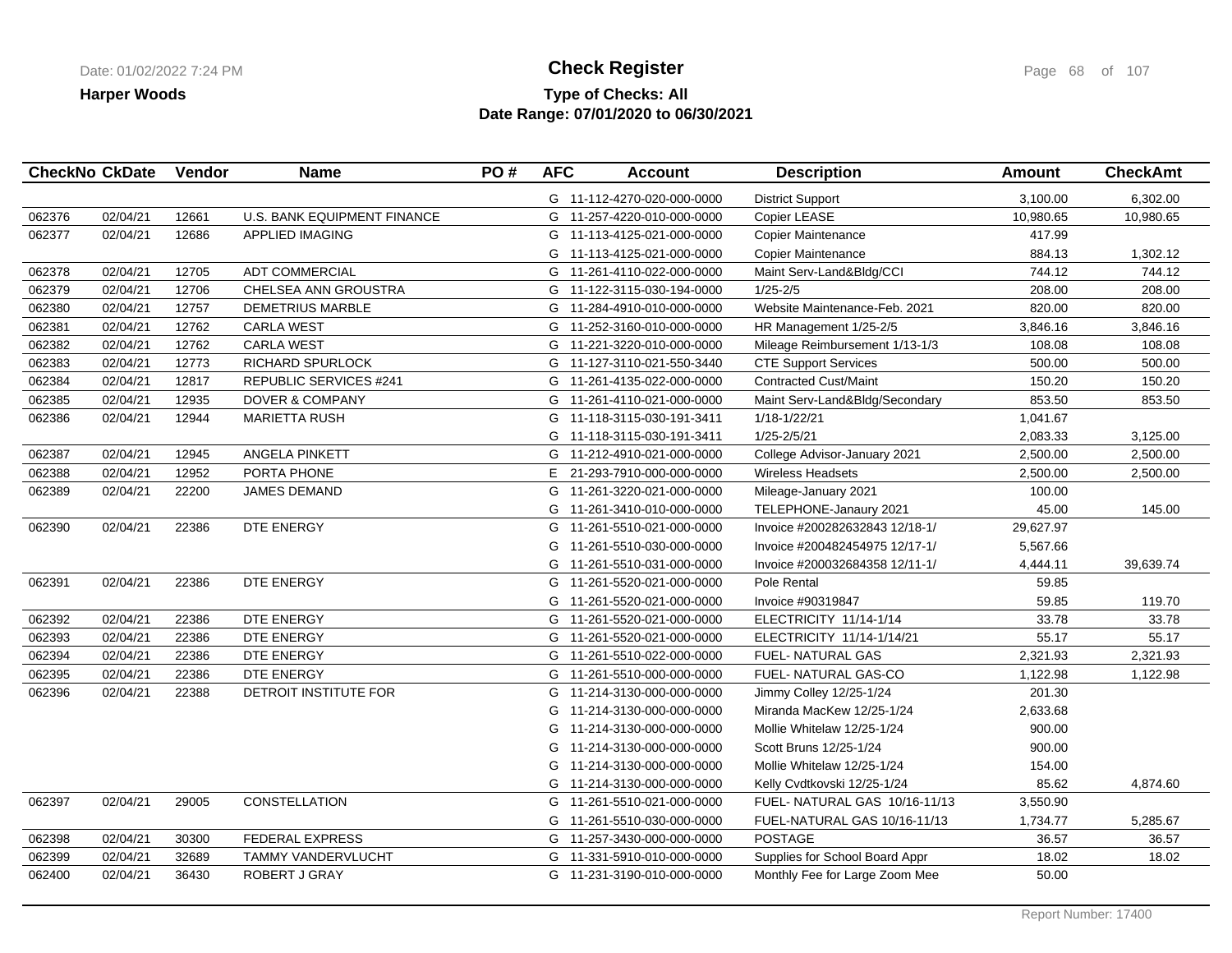**Harper Woods**

# Check Register

**Type of Checks: All**
**Date Range: 07/01/2020 to 06/30/2021**

| CheckNo | CkDate | Vendor | Name | PO # | AFC | Account | Description | Amount | CheckAmt |
|---|---|---|---|---|---|---|---|---|---|
| | | | | | G | 11-112-4270-020-000-0000 | District Support | 3,100.00 | 6,302.00 |
| 062376 | 02/04/21 | 12661 | U.S. BANK EQUIPMENT FINANCE | | G | 11-257-4220-010-000-0000 | Copier LEASE | 10,980.65 | 10,980.65 |
| 062377 | 02/04/21 | 12686 | APPLIED IMAGING | | G | 11-113-4125-021-000-0000 | Copier Maintenance | 417.99 | |
| | | | | | G | 11-113-4125-021-000-0000 | Copier Maintenance | 884.13 | 1,302.12 |
| 062378 | 02/04/21 | 12705 | ADT COMMERCIAL | | G | 11-261-4110-022-000-0000 | Maint Serv-Land&Bldg/CCI | 744.12 | 744.12 |
| 062379 | 02/04/21 | 12706 | CHELSEA ANN GROUSTRA | | G | 11-122-3115-030-194-0000 | 1/25-2/5 | 208.00 | 208.00 |
| 062380 | 02/04/21 | 12757 | DEMETRIUS MARBLE | | G | 11-284-4910-010-000-0000 | Website Maintenance-Feb. 2021 | 820.00 | 820.00 |
| 062381 | 02/04/21 | 12762 | CARLA WEST | | G | 11-252-3160-010-000-0000 | HR Management 1/25-2/5 | 3,846.16 | 3,846.16 |
| 062382 | 02/04/21 | 12762 | CARLA WEST | | G | 11-221-3220-010-000-0000 | Mileage Reimbursement 1/13-1/3 | 108.08 | 108.08 |
| 062383 | 02/04/21 | 12773 | RICHARD SPURLOCK | | G | 11-127-3110-021-550-3440 | CTE Support Services | 500.00 | 500.00 |
| 062384 | 02/04/21 | 12817 | REPUBLIC SERVICES #241 | | G | 11-261-4135-022-000-0000 | Contracted Cust/Maint | 150.20 | 150.20 |
| 062385 | 02/04/21 | 12935 | DOVER & COMPANY | | G | 11-261-4110-021-000-0000 | Maint Serv-Land&Bldg/Secondary | 853.50 | 853.50 |
| 062386 | 02/04/21 | 12944 | MARIETTA RUSH | | G | 11-118-3115-030-191-3411 | 1/18-1/22/21 | 1,041.67 | |
| | | | | | G | 11-118-3115-030-191-3411 | 1/25-2/5/21 | 2,083.33 | 3,125.00 |
| 062387 | 02/04/21 | 12945 | ANGELA PINKETT | | G | 11-212-4910-021-000-0000 | College Advisor-January 2021 | 2,500.00 | 2,500.00 |
| 062388 | 02/04/21 | 12952 | PORTA PHONE | | E | 21-293-7910-000-000-0000 | Wireless Headsets | 2,500.00 | 2,500.00 |
| 062389 | 02/04/21 | 22200 | JAMES DEMAND | | G | 11-261-3220-021-000-0000 | Mileage-January 2021 | 100.00 | |
| | | | | | G | 11-261-3410-010-000-0000 | TELEPHONE-Janaury 2021 | 45.00 | 145.00 |
| 062390 | 02/04/21 | 22386 | DTE ENERGY | | G | 11-261-5510-021-000-0000 | Invoice #200282632843 12/18-1/ | 29,627.97 | |
| | | | | | G | 11-261-5510-030-000-0000 | Invoice #200482454975 12/17-1/ | 5,567.66 | |
| | | | | | G | 11-261-5510-031-000-0000 | Invoice #200032684358 12/11-1/ | 4,444.11 | 39,639.74 |
| 062391 | 02/04/21 | 22386 | DTE ENERGY | | G | 11-261-5520-021-000-0000 | Pole Rental | 59.85 | |
| | | | | | G | 11-261-5520-021-000-0000 | Invoice #90319847 | 59.85 | 119.70 |
| 062392 | 02/04/21 | 22386 | DTE ENERGY | | G | 11-261-5520-021-000-0000 | ELECTRICITY 11/14-1/14 | 33.78 | 33.78 |
| 062393 | 02/04/21 | 22386 | DTE ENERGY | | G | 11-261-5520-021-000-0000 | ELECTRICITY 11/14-1/14/21 | 55.17 | 55.17 |
| 062394 | 02/04/21 | 22386 | DTE ENERGY | | G | 11-261-5510-022-000-0000 | FUEL- NATURAL GAS | 2,321.93 | 2,321.93 |
| 062395 | 02/04/21 | 22386 | DTE ENERGY | | G | 11-261-5510-000-000-0000 | FUEL- NATURAL GAS-CO | 1,122.98 | 1,122.98 |
| 062396 | 02/04/21 | 22388 | DETROIT INSTITUTE FOR | | G | 11-214-3130-000-000-0000 | Jimmy Colley 12/25-1/24 | 201.30 | |
| | | | | | G | 11-214-3130-000-000-0000 | Miranda MacKew 12/25-1/24 | 2,633.68 | |
| | | | | | G | 11-214-3130-000-000-0000 | Mollie Whitelaw 12/25-1/24 | 900.00 | |
| | | | | | G | 11-214-3130-000-000-0000 | Scott Bruns 12/25-1/24 | 900.00 | |
| | | | | | G | 11-214-3130-000-000-0000 | Mollie Whitelaw 12/25-1/24 | 154.00 | |
| | | | | | G | 11-214-3130-000-000-0000 | Kelly Cvdtkovski 12/25-1/24 | 85.62 | 4,874.60 |
| 062397 | 02/04/21 | 29005 | CONSTELLATION | | G | 11-261-5510-021-000-0000 | FUEL- NATURAL GAS 10/16-11/13 | 3,550.90 | |
| | | | | | G | 11-261-5510-030-000-0000 | FUEL-NATURAL GAS 10/16-11/13 | 1,734.77 | 5,285.67 |
| 062398 | 02/04/21 | 30300 | FEDERAL EXPRESS | | G | 11-257-3430-000-000-0000 | POSTAGE | 36.57 | 36.57 |
| 062399 | 02/04/21 | 32689 | TAMMY VANDERVLUCHT | | G | 11-331-5910-010-000-0000 | Supplies for School Board Appr | 18.02 | 18.02 |
| 062400 | 02/04/21 | 36430 | ROBERT J GRAY | | G | 11-231-3190-010-000-0000 | Monthly Fee for Large Zoom Mee | 50.00 | |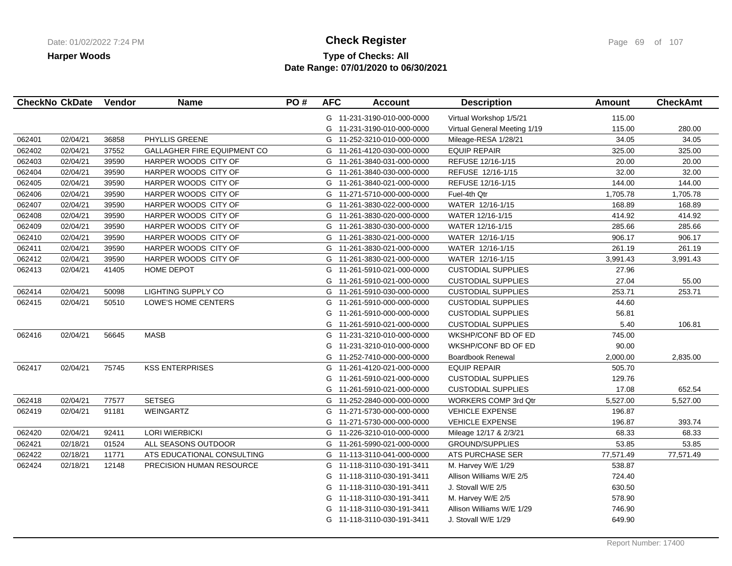**Harper Woods**

# Check Register

**Type of Checks: All**
**Date Range: 07/01/2020 to 06/30/2021**

| CheckNo | CkDate | Vendor | Name | PO # | AFC | Account | Description | Amount | CheckAmt |
|---|---|---|---|---|---|---|---|---|---|
| | | | | | G | 11-231-3190-010-000-0000 | Virtual Workshop 1/5/21 | 115.00 | |
| | | | | | G | 11-231-3190-010-000-0000 | Virtual General Meeting 1/19 | 115.00 | 280.00 |
| 062401 | 02/04/21 | 36858 | PHYLLIS GREENE | | G | 11-252-3210-010-000-0000 | Mileage-RESA 1/28/21 | 34.05 | 34.05 |
| 062402 | 02/04/21 | 37552 | GALLAGHER FIRE EQUIPMENT CO | | G | 11-261-4120-030-000-0000 | EQUIP REPAIR | 325.00 | 325.00 |
| 062403 | 02/04/21 | 39590 | HARPER WOODS CITY OF | | G | 11-261-3840-031-000-0000 | REFUSE 12/16-1/15 | 20.00 | 20.00 |
| 062404 | 02/04/21 | 39590 | HARPER WOODS CITY OF | | G | 11-261-3840-030-000-0000 | REFUSE 12/16-1/15 | 32.00 | 32.00 |
| 062405 | 02/04/21 | 39590 | HARPER WOODS CITY OF | | G | 11-261-3840-021-000-0000 | REFUSE 12/16-1/15 | 144.00 | 144.00 |
| 062406 | 02/04/21 | 39590 | HARPER WOODS CITY OF | | G | 11-271-5710-000-000-0000 | Fuel-4th Qtr | 1,705.78 | 1,705.78 |
| 062407 | 02/04/21 | 39590 | HARPER WOODS CITY OF | | G | 11-261-3830-022-000-0000 | WATER 12/16-1/15 | 168.89 | 168.89 |
| 062408 | 02/04/21 | 39590 | HARPER WOODS CITY OF | | G | 11-261-3830-020-000-0000 | WATER 12/16-1/15 | 414.92 | 414.92 |
| 062409 | 02/04/21 | 39590 | HARPER WOODS CITY OF | | G | 11-261-3830-030-000-0000 | WATER 12/16-1/15 | 285.66 | 285.66 |
| 062410 | 02/04/21 | 39590 | HARPER WOODS CITY OF | | G | 11-261-3830-021-000-0000 | WATER 12/16-1/15 | 906.17 | 906.17 |
| 062411 | 02/04/21 | 39590 | HARPER WOODS CITY OF | | G | 11-261-3830-021-000-0000 | WATER 12/16-1/15 | 261.19 | 261.19 |
| 062412 | 02/04/21 | 39590 | HARPER WOODS CITY OF | | G | 11-261-3830-021-000-0000 | WATER 12/16-1/15 | 3,991.43 | 3,991.43 |
| 062413 | 02/04/21 | 41405 | HOME DEPOT | | G | 11-261-5910-021-000-0000 | CUSTODIAL SUPPLIES | 27.96 | |
| | | | | | G | 11-261-5910-021-000-0000 | CUSTODIAL SUPPLIES | 27.04 | 55.00 |
| 062414 | 02/04/21 | 50098 | LIGHTING SUPPLY CO | | G | 11-261-5910-030-000-0000 | CUSTODIAL SUPPLIES | 253.71 | 253.71 |
| 062415 | 02/04/21 | 50510 | LOWE'S HOME CENTERS | | G | 11-261-5910-000-000-0000 | CUSTODIAL SUPPLIES | 44.60 | |
| | | | | | G | 11-261-5910-000-000-0000 | CUSTODIAL SUPPLIES | 56.81 | |
| | | | | | G | 11-261-5910-021-000-0000 | CUSTODIAL SUPPLIES | 5.40 | 106.81 |
| 062416 | 02/04/21 | 56645 | MASB | | G | 11-231-3210-010-000-0000 | WKSHP/CONF BD OF ED | 745.00 | |
| | | | | | G | 11-231-3210-010-000-0000 | WKSHP/CONF BD OF ED | 90.00 | |
| | | | | | G | 11-252-7410-000-000-0000 | Boardbook Renewal | 2,000.00 | 2,835.00 |
| 062417 | 02/04/21 | 75745 | KSS ENTERPRISES | | G | 11-261-4120-021-000-0000 | EQUIP REPAIR | 505.70 | |
| | | | | | G | 11-261-5910-021-000-0000 | CUSTODIAL SUPPLIES | 129.76 | |
| | | | | | G | 11-261-5910-021-000-0000 | CUSTODIAL SUPPLIES | 17.08 | 652.54 |
| 062418 | 02/04/21 | 77577 | SETSEG | | G | 11-252-2840-000-000-0000 | WORKERS COMP 3rd Qtr | 5,527.00 | 5,527.00 |
| 062419 | 02/04/21 | 91181 | WEINGARTZ | | G | 11-271-5730-000-000-0000 | VEHICLE EXPENSE | 196.87 | |
| | | | | | G | 11-271-5730-000-000-0000 | VEHICLE EXPENSE | 196.87 | 393.74 |
| 062420 | 02/04/21 | 92411 | LORI WIERBICKI | | G | 11-226-3210-010-000-0000 | Mileage 12/17 & 2/3/21 | 68.33 | 68.33 |
| 062421 | 02/18/21 | 01524 | ALL SEASONS OUTDOOR | | G | 11-261-5990-021-000-0000 | GROUND/SUPPLIES | 53.85 | 53.85 |
| 062422 | 02/18/21 | 11771 | ATS EDUCATIONAL CONSULTING | | G | 11-113-3110-041-000-0000 | ATS PURCHASE SER | 77,571.49 | 77,571.49 |
| 062424 | 02/18/21 | 12148 | PRECISION HUMAN RESOURCE | | G | 11-118-3110-030-191-3411 | M. Harvey W/E 1/29 | 538.87 | |
| | | | | | G | 11-118-3110-030-191-3411 | Allison Williams W/E 2/5 | 724.40 | |
| | | | | | G | 11-118-3110-030-191-3411 | J. Stovall W/E 2/5 | 630.50 | |
| | | | | | G | 11-118-3110-030-191-3411 | M. Harvey W/E 2/5 | 578.90 | |
| | | | | | G | 11-118-3110-030-191-3411 | Allison Williams W/E 1/29 | 746.90 | |
| | | | | | G | 11-118-3110-030-191-3411 | J. Stovall W/E 1/29 | 649.90 | |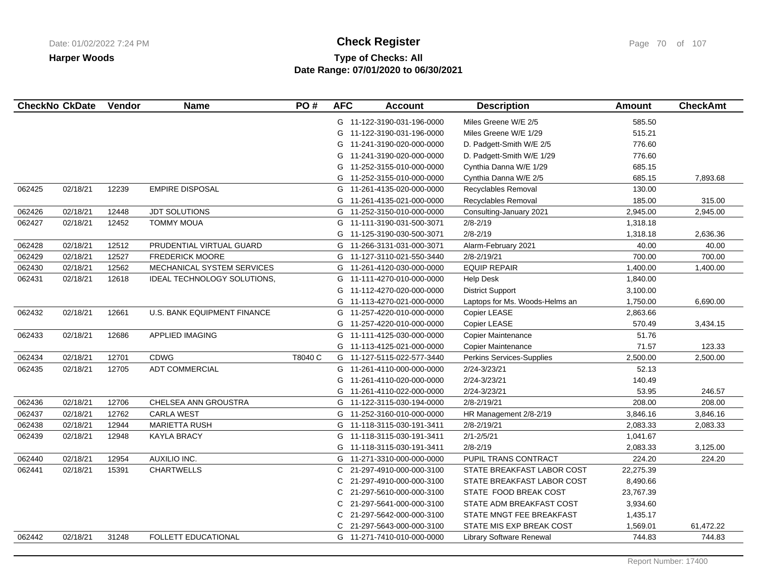**Harper Woods**

# Check Register

## Type of Checks: All
## Date Range: 07/01/2020 to 06/30/2021

| CheckNo | CkDate | Vendor | Name | PO # | AFC | Account | Description | Amount | CheckAmt |
|---|---|---|---|---|---|---|---|---|---|
| | | | | | G | 11-122-3190-031-196-0000 | Miles Greene W/E 2/5 | 585.50 | |
| | | | | | G | 11-122-3190-031-196-0000 | Miles Greene W/E 1/29 | 515.21 | |
| | | | | | G | 11-241-3190-020-000-0000 | D. Padgett-Smith W/E 2/5 | 776.60 | |
| | | | | | G | 11-241-3190-020-000-0000 | D. Padgett-Smith W/E 1/29 | 776.60 | |
| | | | | | G | 11-252-3155-010-000-0000 | Cynthia Danna W/E 1/29 | 685.15 | |
| | | | | | G | 11-252-3155-010-000-0000 | Cynthia Danna W/E 2/5 | 685.15 | 7,893.68 |
| 062425 | 02/18/21 | 12239 | EMPIRE DISPOSAL | | G | 11-261-4135-020-000-0000 | Recyclables Removal | 130.00 | |
| | | | | | G | 11-261-4135-021-000-0000 | Recyclables Removal | 185.00 | 315.00 |
| 062426 | 02/18/21 | 12448 | JDT SOLUTIONS | | G | 11-252-3150-010-000-0000 | Consulting-January 2021 | 2,945.00 | 2,945.00 |
| 062427 | 02/18/21 | 12452 | TOMMY MOUA | | G | 11-111-3190-031-500-3071 | 2/8-2/19 | 1,318.18 | |
| | | | | | G | 11-125-3190-030-500-3071 | 2/8-2/19 | 1,318.18 | 2,636.36 |
| 062428 | 02/18/21 | 12512 | PRUDENTIAL VIRTUAL GUARD | | G | 11-266-3131-031-000-3071 | Alarm-February 2021 | 40.00 | 40.00 |
| 062429 | 02/18/21 | 12527 | FREDERICK MOORE | | G | 11-127-3110-021-550-3440 | 2/8-2/19/21 | 700.00 | 700.00 |
| 062430 | 02/18/21 | 12562 | MECHANICAL SYSTEM SERVICES | | G | 11-261-4120-030-000-0000 | EQUIP REPAIR | 1,400.00 | 1,400.00 |
| 062431 | 02/18/21 | 12618 | IDEAL TECHNOLOGY SOLUTIONS, | | G | 11-111-4270-010-000-0000 | Help Desk | 1,840.00 | |
| | | | | | G | 11-112-4270-020-000-0000 | District Support | 3,100.00 | |
| | | | | | G | 11-113-4270-021-000-0000 | Laptops for Ms. Woods-Helms an | 1,750.00 | 6,690.00 |
| 062432 | 02/18/21 | 12661 | U.S. BANK EQUIPMENT FINANCE | | G | 11-257-4220-010-000-0000 | Copier LEASE | 2,863.66 | |
| | | | | | G | 11-257-4220-010-000-0000 | Copier LEASE | 570.49 | 3,434.15 |
| 062433 | 02/18/21 | 12686 | APPLIED IMAGING | | G | 11-111-4125-030-000-0000 | Copier Maintenance | 51.76 | |
| | | | | | G | 11-113-4125-021-000-0000 | Copier Maintenance | 71.57 | 123.33 |
| 062434 | 02/18/21 | 12701 | CDWG | T8040 C | G | 11-127-5115-022-577-3440 | Perkins Services-Supplies | 2,500.00 | 2,500.00 |
| 062435 | 02/18/21 | 12705 | ADT COMMERCIAL | | G | 11-261-4110-000-000-0000 | 2/24-3/23/21 | 52.13 | |
| | | | | | G | 11-261-4110-020-000-0000 | 2/24-3/23/21 | 140.49 | |
| | | | | | G | 11-261-4110-022-000-0000 | 2/24-3/23/21 | 53.95 | 246.57 |
| 062436 | 02/18/21 | 12706 | CHELSEA ANN GROUSTRA | | G | 11-122-3115-030-194-0000 | 2/8-2/19/21 | 208.00 | 208.00 |
| 062437 | 02/18/21 | 12762 | CARLA WEST | | G | 11-252-3160-010-000-0000 | HR Management 2/8-2/19 | 3,846.16 | 3,846.16 |
| 062438 | 02/18/21 | 12944 | MARIETTA RUSH | | G | 11-118-3115-030-191-3411 | 2/8-2/19/21 | 2,083.33 | 2,083.33 |
| 062439 | 02/18/21 | 12948 | KAYLA BRACY | | G | 11-118-3115-030-191-3411 | 2/1-2/5/21 | 1,041.67 | |
| | | | | | G | 11-118-3115-030-191-3411 | 2/8-2/19 | 2,083.33 | 3,125.00 |
| 062440 | 02/18/21 | 12954 | AUXILIO INC. | | G | 11-271-3310-000-000-0000 | PUPIL TRANS CONTRACT | 224.20 | 224.20 |
| 062441 | 02/18/21 | 15391 | CHARTWELLS | | C | 21-297-4910-000-000-3100 | STATE BREAKFAST LABOR COST | 22,275.39 | |
| | | | | | C | 21-297-4910-000-000-3100 | STATE BREAKFAST LABOR COST | 8,490.66 | |
| | | | | | C | 21-297-5610-000-000-3100 | STATE FOOD BREAK COST | 23,767.39 | |
| | | | | | C | 21-297-5641-000-000-3100 | STATE ADM BREAKFAST COST | 3,934.60 | |
| | | | | | C | 21-297-5642-000-000-3100 | STATE MNGT FEE BREAKFAST | 1,435.17 | |
| | | | | | C | 21-297-5643-000-000-3100 | STATE MIS EXP BREAK COST | 1,569.01 | 61,472.22 |
| 062442 | 02/18/21 | 31248 | FOLLETT EDUCATIONAL | | G | 11-271-7410-010-000-0000 | Library Software Renewal | 744.83 | 744.83 |

Report Number: 17400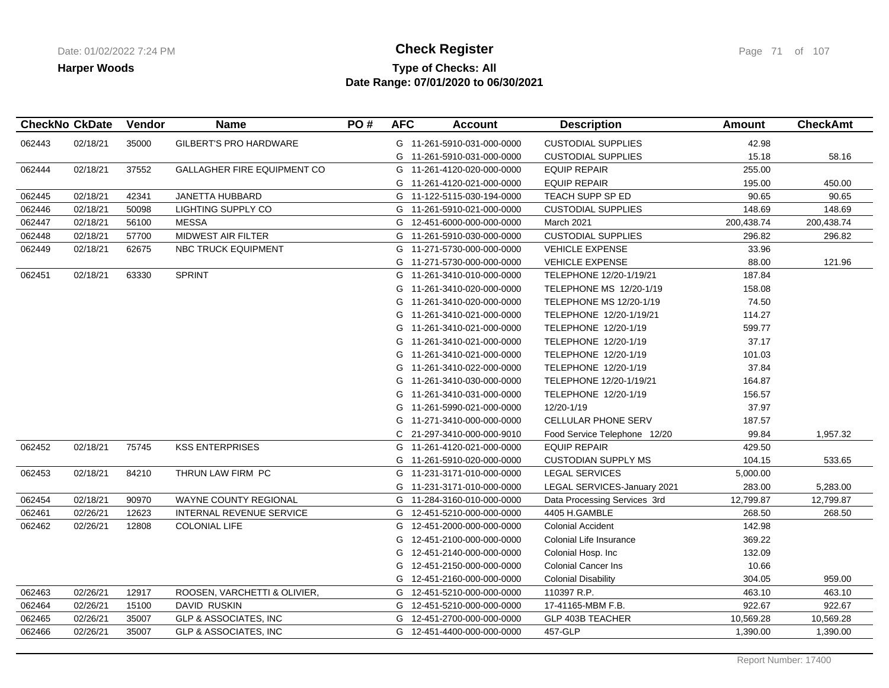# Check Register

**Harper Woods**

**Type of Checks: All**

**Date Range: 07/01/2020 to 06/30/2021**

| CheckNo | CkDate | Vendor | Name | PO # | AFC | Account | Description | Amount | CheckAmt |
|---|---|---|---|---|---|---|---|---|---|
| 062443 | 02/18/21 | 35000 | GILBERT'S PRO HARDWARE | | G | 11-261-5910-031-000-0000 | CUSTODIAL SUPPLIES | 42.98 | |
| | | | | | G | 11-261-5910-031-000-0000 | CUSTODIAL SUPPLIES | 15.18 | 58.16 |
| 062444 | 02/18/21 | 37552 | GALLAGHER FIRE EQUIPMENT CO | | G | 11-261-4120-020-000-0000 | EQUIP REPAIR | 255.00 | |
| | | | | | G | 11-261-4120-021-000-0000 | EQUIP REPAIR | 195.00 | 450.00 |
| 062445 | 02/18/21 | 42341 | JANETTA HUBBARD | | G | 11-122-5115-030-194-0000 | TEACH SUPP SP ED | 90.65 | 90.65 |
| 062446 | 02/18/21 | 50098 | LIGHTING SUPPLY CO | | G | 11-261-5910-021-000-0000 | CUSTODIAL SUPPLIES | 148.69 | 148.69 |
| 062447 | 02/18/21 | 56100 | MESSA | | G | 12-451-6000-000-000-0000 | March 2021 | 200,438.74 | 200,438.74 |
| 062448 | 02/18/21 | 57700 | MIDWEST AIR FILTER | | G | 11-261-5910-030-000-0000 | CUSTODIAL SUPPLIES | 296.82 | 296.82 |
| 062449 | 02/18/21 | 62675 | NBC TRUCK EQUIPMENT | | G | 11-271-5730-000-000-0000 | VEHICLE EXPENSE | 33.96 | |
| | | | | | G | 11-271-5730-000-000-0000 | VEHICLE EXPENSE | 88.00 | 121.96 |
| 062451 | 02/18/21 | 63330 | SPRINT | | G | 11-261-3410-010-000-0000 | TELEPHONE 12/20-1/19/21 | 187.84 | |
| | | | | | G | 11-261-3410-020-000-0000 | TELEPHONE MS 12/20-1/19 | 158.08 | |
| | | | | | G | 11-261-3410-020-000-0000 | TELEPHONE MS 12/20-1/19 | 74.50 | |
| | | | | | G | 11-261-3410-021-000-0000 | TELEPHONE 12/20-1/19/21 | 114.27 | |
| | | | | | G | 11-261-3410-021-000-0000 | TELEPHONE 12/20-1/19 | 599.77 | |
| | | | | | G | 11-261-3410-021-000-0000 | TELEPHONE 12/20-1/19 | 37.17 | |
| | | | | | G | 11-261-3410-021-000-0000 | TELEPHONE 12/20-1/19 | 101.03 | |
| | | | | | G | 11-261-3410-022-000-0000 | TELEPHONE 12/20-1/19 | 37.84 | |
| | | | | | G | 11-261-3410-030-000-0000 | TELEPHONE 12/20-1/19/21 | 164.87 | |
| | | | | | G | 11-261-3410-031-000-0000 | TELEPHONE 12/20-1/19 | 156.57 | |
| | | | | | G | 11-261-5990-021-000-0000 | 12/20-1/19 | 37.97 | |
| | | | | | G | 11-271-3410-000-000-0000 | CELLULAR PHONE SERV | 187.57 | |
| | | | | | C | 21-297-3410-000-000-9010 | Food Service Telephone 12/20 | 99.84 | 1,957.32 |
| 062452 | 02/18/21 | 75745 | KSS ENTERPRISES | | G | 11-261-4120-021-000-0000 | EQUIP REPAIR | 429.50 | |
| | | | | | G | 11-261-5910-020-000-0000 | CUSTODIAN SUPPLY MS | 104.15 | 533.65 |
| 062453 | 02/18/21 | 84210 | THRUN LAW FIRM PC | | G | 11-231-3171-010-000-0000 | LEGAL SERVICES | 5,000.00 | |
| | | | | | G | 11-231-3171-010-000-0000 | LEGAL SERVICES-January 2021 | 283.00 | 5,283.00 |
| 062454 | 02/18/21 | 90970 | WAYNE COUNTY REGIONAL | | G | 11-284-3160-010-000-0000 | Data Processing Services 3rd | 12,799.87 | 12,799.87 |
| 062461 | 02/26/21 | 12623 | INTERNAL REVENUE SERVICE | | G | 12-451-5210-000-000-0000 | 4405 H.GAMBLE | 268.50 | 268.50 |
| 062462 | 02/26/21 | 12808 | COLONIAL LIFE | | G | 12-451-2000-000-000-0000 | Colonial Accident | 142.98 | |
| | | | | | G | 12-451-2100-000-000-0000 | Colonial Life Insurance | 369.22 | |
| | | | | | G | 12-451-2140-000-000-0000 | Colonial Hosp. Inc | 132.09 | |
| | | | | | G | 12-451-2150-000-000-0000 | Colonial Cancer Ins | 10.66 | |
| | | | | | G | 12-451-2160-000-000-0000 | Colonial Disability | 304.05 | 959.00 |
| 062463 | 02/26/21 | 12917 | ROOSEN, VARCHETTI & OLIVIER, | | G | 12-451-5210-000-000-0000 | 110397 R.P. | 463.10 | 463.10 |
| 062464 | 02/26/21 | 15100 | DAVID RUSKIN | | G | 12-451-5210-000-000-0000 | 17-41165-MBM F.B. | 922.67 | 922.67 |
| 062465 | 02/26/21 | 35007 | GLP & ASSOCIATES, INC | | G | 12-451-2700-000-000-0000 | GLP 403B TEACHER | 10,569.28 | 10,569.28 |
| 062466 | 02/26/21 | 35007 | GLP & ASSOCIATES, INC | | G | 12-451-4400-000-000-0000 | 457-GLP | 1,390.00 | 1,390.00 |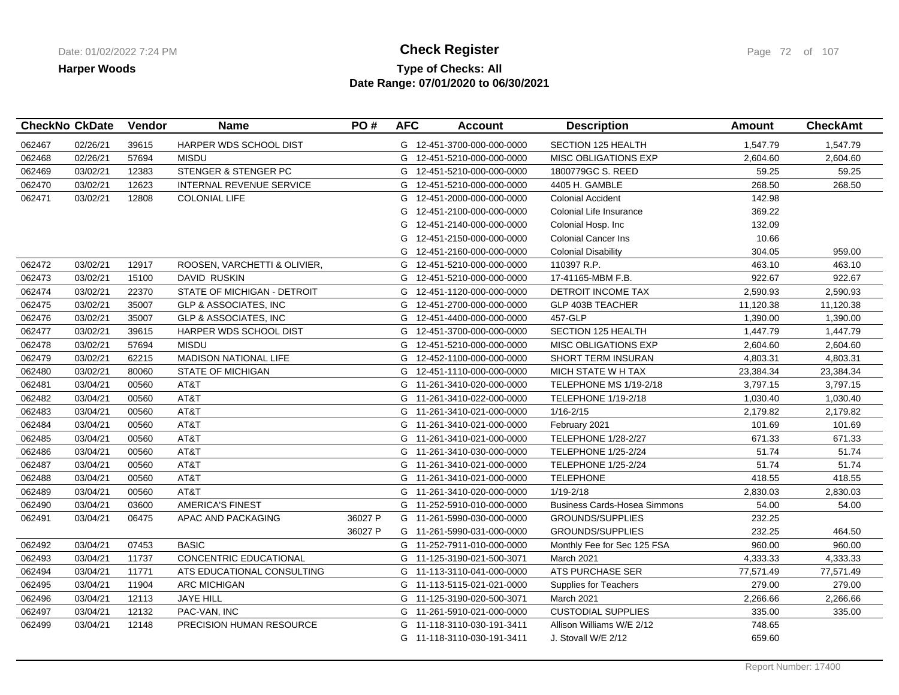**Harper Woods**

# Check Register

**Type of Checks: All**
**Date Range: 07/01/2020 to 06/30/2021**

| CheckNo | CkDate | Vendor | Name | PO # | AFC | Account | Description | Amount | CheckAmt |
|---|---|---|---|---|---|---|---|---|---|
| 062467 | 02/26/21 | 39615 | HARPER WDS SCHOOL DIST | | G | 12-451-3700-000-000-0000 | SECTION 125 HEALTH | 1,547.79 | 1,547.79 |
| 062468 | 02/26/21 | 57694 | MISDU | | G | 12-451-5210-000-000-0000 | MISC OBLIGATIONS EXP | 2,604.60 | 2,604.60 |
| 062469 | 03/02/21 | 12383 | STENGER & STENGER PC | | G | 12-451-5210-000-000-0000 | 1800779GC S. REED | 59.25 | 59.25 |
| 062470 | 03/02/21 | 12623 | INTERNAL REVENUE SERVICE | | G | 12-451-5210-000-000-0000 | 4405 H. GAMBLE | 268.50 | 268.50 |
| 062471 | 03/02/21 | 12808 | COLONIAL LIFE | | G | 12-451-2000-000-000-0000 | Colonial Accident | 142.98 | |
| | | | | | G | 12-451-2100-000-000-0000 | Colonial Life Insurance | 369.22 | |
| | | | | | G | 12-451-2140-000-000-0000 | Colonial Hosp. Inc | 132.09 | |
| | | | | | G | 12-451-2150-000-000-0000 | Colonial Cancer Ins | 10.66 | |
| | | | | | G | 12-451-2160-000-000-0000 | Colonial Disability | 304.05 | 959.00 |
| 062472 | 03/02/21 | 12917 | ROOSEN, VARCHETTI & OLIVIER, | | G | 12-451-5210-000-000-0000 | 110397 R.P. | 463.10 | 463.10 |
| 062473 | 03/02/21 | 15100 | DAVID RUSKIN | | G | 12-451-5210-000-000-0000 | 17-41165-MBM F.B. | 922.67 | 922.67 |
| 062474 | 03/02/21 | 22370 | STATE OF MICHIGAN - DETROIT | | G | 12-451-1120-000-000-0000 | DETROIT INCOME TAX | 2,590.93 | 2,590.93 |
| 062475 | 03/02/21 | 35007 | GLP & ASSOCIATES, INC | | G | 12-451-2700-000-000-0000 | GLP 403B TEACHER | 11,120.38 | 11,120.38 |
| 062476 | 03/02/21 | 35007 | GLP & ASSOCIATES, INC | | G | 12-451-4400-000-000-0000 | 457-GLP | 1,390.00 | 1,390.00 |
| 062477 | 03/02/21 | 39615 | HARPER WDS SCHOOL DIST | | G | 12-451-3700-000-000-0000 | SECTION 125 HEALTH | 1,447.79 | 1,447.79 |
| 062478 | 03/02/21 | 57694 | MISDU | | G | 12-451-5210-000-000-0000 | MISC OBLIGATIONS EXP | 2,604.60 | 2,604.60 |
| 062479 | 03/02/21 | 62215 | MADISON NATIONAL LIFE | | G | 12-452-1100-000-000-0000 | SHORT TERM INSURAN | 4,803.31 | 4,803.31 |
| 062480 | 03/02/21 | 80060 | STATE OF MICHIGAN | | G | 12-451-1110-000-000-0000 | MICH STATE W H TAX | 23,384.34 | 23,384.34 |
| 062481 | 03/04/21 | 00560 | AT&T | | G | 11-261-3410-020-000-0000 | TELEPHONE MS 1/19-2/18 | 3,797.15 | 3,797.15 |
| 062482 | 03/04/21 | 00560 | AT&T | | G | 11-261-3410-022-000-0000 | TELEPHONE 1/19-2/18 | 1,030.40 | 1,030.40 |
| 062483 | 03/04/21 | 00560 | AT&T | | G | 11-261-3410-021-000-0000 | 1/16-2/15 | 2,179.82 | 2,179.82 |
| 062484 | 03/04/21 | 00560 | AT&T | | G | 11-261-3410-021-000-0000 | February 2021 | 101.69 | 101.69 |
| 062485 | 03/04/21 | 00560 | AT&T | | G | 11-261-3410-021-000-0000 | TELEPHONE 1/28-2/27 | 671.33 | 671.33 |
| 062486 | 03/04/21 | 00560 | AT&T | | G | 11-261-3410-030-000-0000 | TELEPHONE 1/25-2/24 | 51.74 | 51.74 |
| 062487 | 03/04/21 | 00560 | AT&T | | G | 11-261-3410-021-000-0000 | TELEPHONE 1/25-2/24 | 51.74 | 51.74 |
| 062488 | 03/04/21 | 00560 | AT&T | | G | 11-261-3410-021-000-0000 | TELEPHONE | 418.55 | 418.55 |
| 062489 | 03/04/21 | 00560 | AT&T | | G | 11-261-3410-020-000-0000 | 1/19-2/18 | 2,830.03 | 2,830.03 |
| 062490 | 03/04/21 | 03600 | AMERICA'S FINEST | | G | 11-252-5910-010-000-0000 | Business Cards-Hosea Simmons | 54.00 | 54.00 |
| 062491 | 03/04/21 | 06475 | APAC AND PACKAGING | 36027 P | G | 11-261-5990-030-000-0000 | GROUNDS/SUPPLIES | 232.25 | |
| | | | | 36027 P | G | 11-261-5990-031-000-0000 | GROUNDS/SUPPLIES | 232.25 | 464.50 |
| 062492 | 03/04/21 | 07453 | BASIC | | G | 11-252-7911-010-000-0000 | Monthly Fee for Sec 125 FSA | 960.00 | 960.00 |
| 062493 | 03/04/21 | 11737 | CONCENTRIC EDUCATIONAL | | G | 11-125-3190-021-500-3071 | March 2021 | 4,333.33 | 4,333.33 |
| 062494 | 03/04/21 | 11771 | ATS EDUCATIONAL CONSULTING | | G | 11-113-3110-041-000-0000 | ATS PURCHASE SER | 77,571.49 | 77,571.49 |
| 062495 | 03/04/21 | 11904 | ARC MICHIGAN | | G | 11-113-5115-021-021-0000 | Supplies for Teachers | 279.00 | 279.00 |
| 062496 | 03/04/21 | 12113 | JAYE HILL | | G | 11-125-3190-020-500-3071 | March 2021 | 2,266.66 | 2,266.66 |
| 062497 | 03/04/21 | 12132 | PAC-VAN, INC | | G | 11-261-5910-021-000-0000 | CUSTODIAL SUPPLIES | 335.00 | 335.00 |
| 062499 | 03/04/21 | 12148 | PRECISION HUMAN RESOURCE | | G | 11-118-3110-030-191-3411 | Allison Williams W/E 2/12 | 748.65 | |
| | | | | | G | 11-118-3110-030-191-3411 | J. Stovall W/E 2/12 | 659.60 | |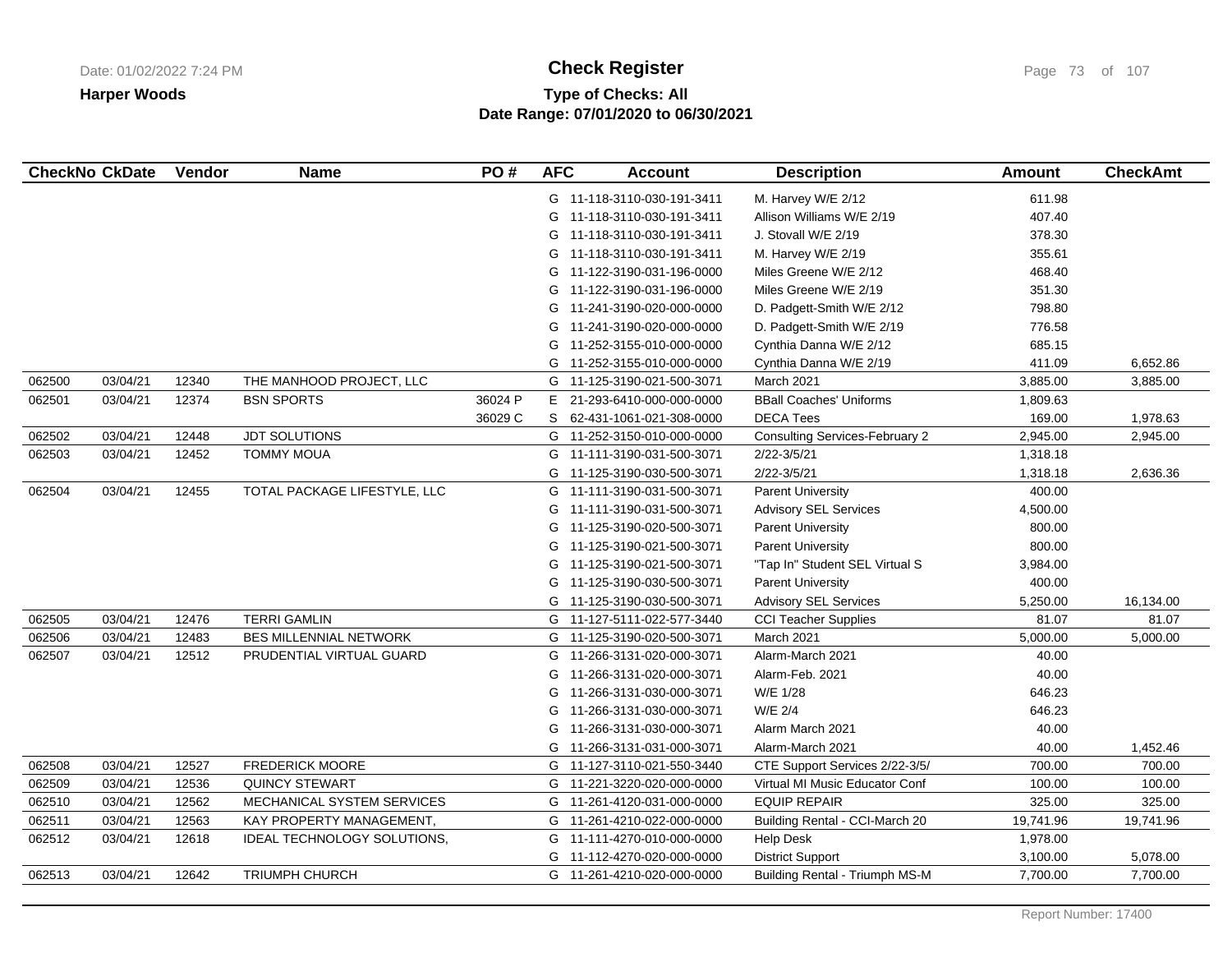**Harper Woods**

# Check Register

**Type of Checks: All**
**Date Range: 07/01/2020 to 06/30/2021**

| CheckNo | CkDate | Vendor | Name | PO # | AFC | Account | Description | Amount | CheckAmt |
|---|---|---|---|---|---|---|---|---|---|
| | | | | | G | 11-118-3110-030-191-3411 | M. Harvey W/E 2/12 | 611.98 | |
| | | | | | G | 11-118-3110-030-191-3411 | Allison Williams W/E 2/19 | 407.40 | |
| | | | | | G | 11-118-3110-030-191-3411 | J. Stovall W/E 2/19 | 378.30 | |
| | | | | | G | 11-118-3110-030-191-3411 | M. Harvey W/E 2/19 | 355.61 | |
| | | | | | G | 11-122-3190-031-196-0000 | Miles Greene W/E 2/12 | 468.40 | |
| | | | | | G | 11-122-3190-031-196-0000 | Miles Greene W/E 2/19 | 351.30 | |
| | | | | | G | 11-241-3190-020-000-0000 | D. Padgett-Smith W/E 2/12 | 798.80 | |
| | | | | | G | 11-241-3190-020-000-0000 | D. Padgett-Smith W/E 2/19 | 776.58 | |
| | | | | | G | 11-252-3155-010-000-0000 | Cynthia Danna W/E 2/12 | 685.15 | |
| | | | | | G | 11-252-3155-010-000-0000 | Cynthia Danna W/E 2/19 | 411.09 | 6,652.86 |
| 062500 | 03/04/21 | 12340 | THE MANHOOD PROJECT, LLC | | G | 11-125-3190-021-500-3071 | March 2021 | 3,885.00 | 3,885.00 |
| 062501 | 03/04/21 | 12374 | BSN SPORTS | 36024 P | E | 21-293-6410-000-000-0000 | BBall Coaches' Uniforms | 1,809.63 | |
| | | | | 36029 C | S | 62-431-1061-021-308-0000 | DECA Tees | 169.00 | 1,978.63 |
| 062502 | 03/04/21 | 12448 | JDT SOLUTIONS | | G | 11-252-3150-010-000-0000 | Consulting Services-February 2 | 2,945.00 | 2,945.00 |
| 062503 | 03/04/21 | 12452 | TOMMY MOUA | | G | 11-111-3190-031-500-3071 | 2/22-3/5/21 | 1,318.18 | |
| | | | | | G | 11-125-3190-030-500-3071 | 2/22-3/5/21 | 1,318.18 | 2,636.36 |
| 062504 | 03/04/21 | 12455 | TOTAL PACKAGE LIFESTYLE, LLC | | G | 11-111-3190-031-500-3071 | Parent University | 400.00 | |
| | | | | | G | 11-111-3190-031-500-3071 | Advisory SEL Services | 4,500.00 | |
| | | | | | G | 11-125-3190-020-500-3071 | Parent University | 800.00 | |
| | | | | | G | 11-125-3190-021-500-3071 | Parent University | 800.00 | |
| | | | | | G | 11-125-3190-021-500-3071 | "Tap In" Student SEL Virtual S | 3,984.00 | |
| | | | | | G | 11-125-3190-030-500-3071 | Parent University | 400.00 | |
| | | | | | G | 11-125-3190-030-500-3071 | Advisory SEL Services | 5,250.00 | 16,134.00 |
| 062505 | 03/04/21 | 12476 | TERRI GAMLIN | | G | 11-127-5111-022-577-3440 | CCI Teacher Supplies | 81.07 | 81.07 |
| 062506 | 03/04/21 | 12483 | BES MILLENNIAL NETWORK | | G | 11-125-3190-020-500-3071 | March 2021 | 5,000.00 | 5,000.00 |
| 062507 | 03/04/21 | 12512 | PRUDENTIAL VIRTUAL GUARD | | G | 11-266-3131-020-000-3071 | Alarm-March 2021 | 40.00 | |
| | | | | | G | 11-266-3131-020-000-3071 | Alarm-Feb. 2021 | 40.00 | |
| | | | | | G | 11-266-3131-030-000-3071 | W/E 1/28 | 646.23 | |
| | | | | | G | 11-266-3131-030-000-3071 | W/E 2/4 | 646.23 | |
| | | | | | G | 11-266-3131-030-000-3071 | Alarm March 2021 | 40.00 | |
| | | | | | G | 11-266-3131-031-000-3071 | Alarm-March 2021 | 40.00 | 1,452.46 |
| 062508 | 03/04/21 | 12527 | FREDERICK MOORE | | G | 11-127-3110-021-550-3440 | CTE Support Services 2/22-3/5/ | 700.00 | 700.00 |
| 062509 | 03/04/21 | 12536 | QUINCY STEWART | | G | 11-221-3220-020-000-0000 | Virtual MI Music Educator Conf | 100.00 | 100.00 |
| 062510 | 03/04/21 | 12562 | MECHANICAL SYSTEM SERVICES | | G | 11-261-4120-031-000-0000 | EQUIP REPAIR | 325.00 | 325.00 |
| 062511 | 03/04/21 | 12563 | KAY PROPERTY MANAGEMENT, | | G | 11-261-4210-022-000-0000 | Building Rental - CCI-March 20 | 19,741.96 | 19,741.96 |
| 062512 | 03/04/21 | 12618 | IDEAL TECHNOLOGY SOLUTIONS, | | G | 11-111-4270-010-000-0000 | Help Desk | 1,978.00 | |
| | | | | | G | 11-112-4270-020-000-0000 | District Support | 3,100.00 | 5,078.00 |
| 062513 | 03/04/21 | 12642 | TRIUMPH CHURCH | | G | 11-261-4210-020-000-0000 | Building Rental - Triumph MS-M | 7,700.00 | 7,700.00 |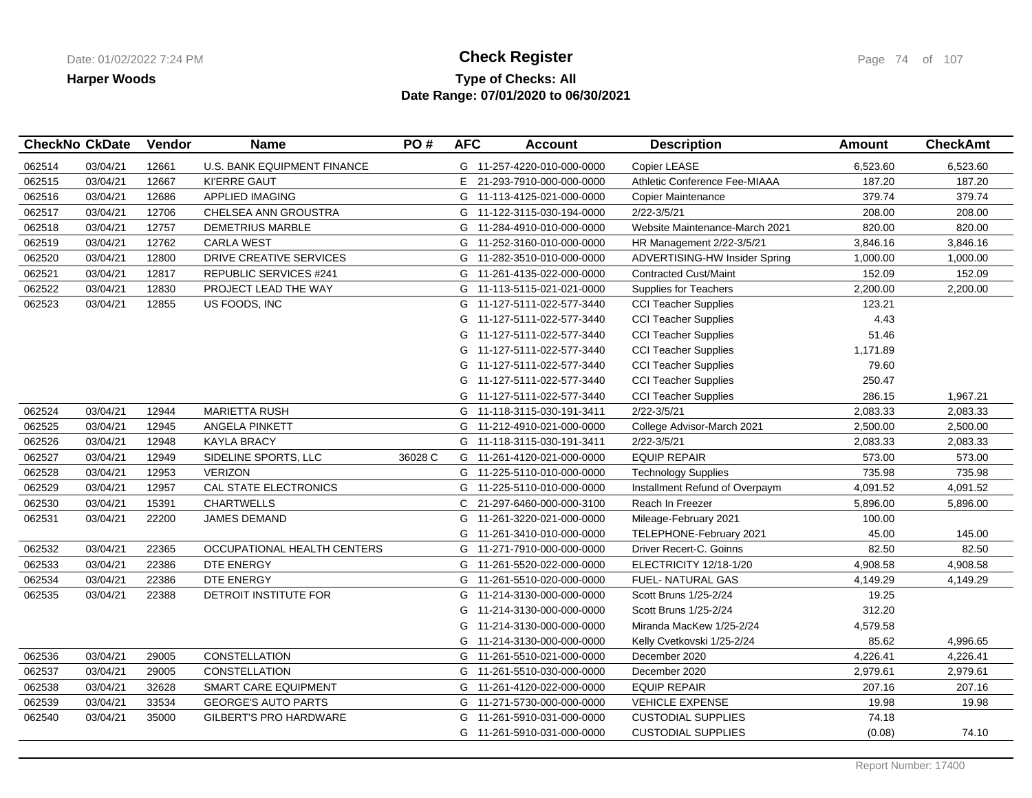**Harper Woods**

# Check Register

**Type of Checks: All**
**Date Range: 07/01/2020 to 06/30/2021**

| CheckNo | CkDate | Vendor | Name | PO # | AFC | Account | Description | Amount | CheckAmt |
|---|---|---|---|---|---|---|---|---|---|
| 062514 | 03/04/21 | 12661 | U.S. BANK EQUIPMENT FINANCE | | G | 11-257-4220-010-000-0000 | Copier LEASE | 6,523.60 | 6,523.60 |
| 062515 | 03/04/21 | 12667 | KI'ERRE GAUT | | E | 21-293-7910-000-000-0000 | Athletic Conference Fee-MIAAA | 187.20 | 187.20 |
| 062516 | 03/04/21 | 12686 | APPLIED IMAGING | | G | 11-113-4125-021-000-0000 | Copier Maintenance | 379.74 | 379.74 |
| 062517 | 03/04/21 | 12706 | CHELSEA ANN GROUSTRA | | G | 11-122-3115-030-194-0000 | 2/22-3/5/21 | 208.00 | 208.00 |
| 062518 | 03/04/21 | 12757 | DEMETRIUS MARBLE | | G | 11-284-4910-010-000-0000 | Website Maintenance-March 2021 | 820.00 | 820.00 |
| 062519 | 03/04/21 | 12762 | CARLA WEST | | G | 11-252-3160-010-000-0000 | HR Management 2/22-3/5/21 | 3,846.16 | 3,846.16 |
| 062520 | 03/04/21 | 12800 | DRIVE CREATIVE SERVICES | | G | 11-282-3510-010-000-0000 | ADVERTISING-HW Insider Spring | 1,000.00 | 1,000.00 |
| 062521 | 03/04/21 | 12817 | REPUBLIC SERVICES #241 | | G | 11-261-4135-022-000-0000 | Contracted Cust/Maint | 152.09 | 152.09 |
| 062522 | 03/04/21 | 12830 | PROJECT LEAD THE WAY | | G | 11-113-5115-021-021-0000 | Supplies for Teachers | 2,200.00 | 2,200.00 |
| 062523 | 03/04/21 | 12855 | US FOODS, INC | | G | 11-127-5111-022-577-3440 | CCI Teacher Supplies | 123.21 | |
| | | | | | G | 11-127-5111-022-577-3440 | CCI Teacher Supplies | 4.43 | |
| | | | | | G | 11-127-5111-022-577-3440 | CCI Teacher Supplies | 51.46 | |
| | | | | | G | 11-127-5111-022-577-3440 | CCI Teacher Supplies | 1,171.89 | |
| | | | | | G | 11-127-5111-022-577-3440 | CCI Teacher Supplies | 79.60 | |
| | | | | | G | 11-127-5111-022-577-3440 | CCI Teacher Supplies | 250.47 | |
| | | | | | G | 11-127-5111-022-577-3440 | CCI Teacher Supplies | 286.15 | 1,967.21 |
| 062524 | 03/04/21 | 12944 | MARIETTA RUSH | | G | 11-118-3115-030-191-3411 | 2/22-3/5/21 | 2,083.33 | 2,083.33 |
| 062525 | 03/04/21 | 12945 | ANGELA PINKETT | | G | 11-212-4910-021-000-0000 | College Advisor-March 2021 | 2,500.00 | 2,500.00 |
| 062526 | 03/04/21 | 12948 | KAYLA BRACY | | G | 11-118-3115-030-191-3411 | 2/22-3/5/21 | 2,083.33 | 2,083.33 |
| 062527 | 03/04/21 | 12949 | SIDELINE SPORTS, LLC | 36028 C | G | 11-261-4120-021-000-0000 | EQUIP REPAIR | 573.00 | 573.00 |
| 062528 | 03/04/21 | 12953 | VERIZON | | G | 11-225-5110-010-000-0000 | Technology Supplies | 735.98 | 735.98 |
| 062529 | 03/04/21 | 12957 | CAL STATE ELECTRONICS | | G | 11-225-5110-010-000-0000 | Installment Refund of Overpaym | 4,091.52 | 4,091.52 |
| 062530 | 03/04/21 | 15391 | CHARTWELLS | | C | 21-297-6460-000-000-3100 | Reach In Freezer | 5,896.00 | 5,896.00 |
| 062531 | 03/04/21 | 22200 | JAMES DEMAND | | G | 11-261-3220-021-000-0000 | Mileage-February 2021 | 100.00 | |
| | | | | | G | 11-261-3410-010-000-0000 | TELEPHONE-February 2021 | 45.00 | 145.00 |
| 062532 | 03/04/21 | 22365 | OCCUPATIONAL HEALTH CENTERS | | G | 11-271-7910-000-000-0000 | Driver Recert-C. Goinns | 82.50 | 82.50 |
| 062533 | 03/04/21 | 22386 | DTE ENERGY | | G | 11-261-5520-022-000-0000 | ELECTRICITY 12/18-1/20 | 4,908.58 | 4,908.58 |
| 062534 | 03/04/21 | 22386 | DTE ENERGY | | G | 11-261-5510-020-000-0000 | FUEL- NATURAL GAS | 4,149.29 | 4,149.29 |
| 062535 | 03/04/21 | 22388 | DETROIT INSTITUTE FOR | | G | 11-214-3130-000-000-0000 | Scott Bruns 1/25-2/24 | 19.25 | |
| | | | | | G | 11-214-3130-000-000-0000 | Scott Bruns 1/25-2/24 | 312.20 | |
| | | | | | G | 11-214-3130-000-000-0000 | Miranda MacKew 1/25-2/24 | 4,579.58 | |
| | | | | | G | 11-214-3130-000-000-0000 | Kelly Cvetkovski 1/25-2/24 | 85.62 | 4,996.65 |
| 062536 | 03/04/21 | 29005 | CONSTELLATION | | G | 11-261-5510-021-000-0000 | December 2020 | 4,226.41 | 4,226.41 |
| 062537 | 03/04/21 | 29005 | CONSTELLATION | | G | 11-261-5510-030-000-0000 | December 2020 | 2,979.61 | 2,979.61 |
| 062538 | 03/04/21 | 32628 | SMART CARE EQUIPMENT | | G | 11-261-4120-022-000-0000 | EQUIP REPAIR | 207.16 | 207.16 |
| 062539 | 03/04/21 | 33534 | GEORGE'S AUTO PARTS | | G | 11-271-5730-000-000-0000 | VEHICLE EXPENSE | 19.98 | 19.98 |
| 062540 | 03/04/21 | 35000 | GILBERT'S PRO HARDWARE | | G | 11-261-5910-031-000-0000 | CUSTODIAL SUPPLIES | 74.18 | |
| | | | | | G | 11-261-5910-031-000-0000 | CUSTODIAL SUPPLIES | (0.08) | 74.10 |

Report Number: 17400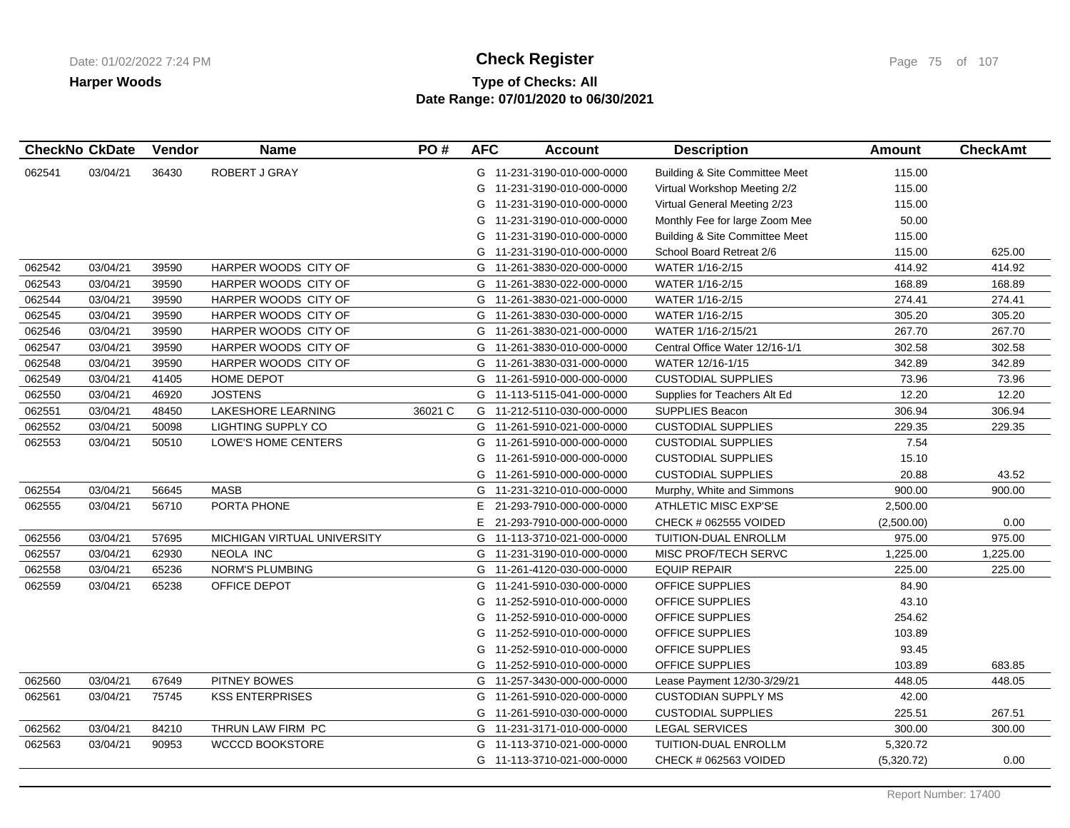# Check Register

**Harper Woods**

**Type of Checks: All**
**Date Range: 07/01/2020 to 06/30/2021**

| CheckNo | CkDate | Vendor | Name | PO # | AFC | Account | Description | Amount | CheckAmt |
|---|---|---|---|---|---|---|---|---|---|
| 062541 | 03/04/21 | 36430 | ROBERT J GRAY | | G | 11-231-3190-010-000-0000 | Building & Site Committee Meet | 115.00 | |
| | | | | | G | 11-231-3190-010-000-0000 | Virtual Workshop Meeting 2/2 | 115.00 | |
| | | | | | G | 11-231-3190-010-000-0000 | Virtual General Meeting 2/23 | 115.00 | |
| | | | | | G | 11-231-3190-010-000-0000 | Monthly Fee for large Zoom Mee | 50.00 | |
| | | | | | G | 11-231-3190-010-000-0000 | Building & Site Committee Meet | 115.00 | |
| | | | | | G | 11-231-3190-010-000-0000 | School Board Retreat 2/6 | 115.00 | 625.00 |
| 062542 | 03/04/21 | 39590 | HARPER WOODS CITY OF | | G | 11-261-3830-020-000-0000 | WATER 1/16-2/15 | 414.92 | 414.92 |
| 062543 | 03/04/21 | 39590 | HARPER WOODS CITY OF | | G | 11-261-3830-022-000-0000 | WATER 1/16-2/15 | 168.89 | 168.89 |
| 062544 | 03/04/21 | 39590 | HARPER WOODS CITY OF | | G | 11-261-3830-021-000-0000 | WATER 1/16-2/15 | 274.41 | 274.41 |
| 062545 | 03/04/21 | 39590 | HARPER WOODS CITY OF | | G | 11-261-3830-030-000-0000 | WATER 1/16-2/15 | 305.20 | 305.20 |
| 062546 | 03/04/21 | 39590 | HARPER WOODS CITY OF | | G | 11-261-3830-021-000-0000 | WATER 1/16-2/15/21 | 267.70 | 267.70 |
| 062547 | 03/04/21 | 39590 | HARPER WOODS CITY OF | | G | 11-261-3830-010-000-0000 | Central Office Water 12/16-1/1 | 302.58 | 302.58 |
| 062548 | 03/04/21 | 39590 | HARPER WOODS CITY OF | | G | 11-261-3830-031-000-0000 | WATER 12/16-1/15 | 342.89 | 342.89 |
| 062549 | 03/04/21 | 41405 | HOME DEPOT | | G | 11-261-5910-000-000-0000 | CUSTODIAL SUPPLIES | 73.96 | 73.96 |
| 062550 | 03/04/21 | 46920 | JOSTENS | | G | 11-113-5115-041-000-0000 | Supplies for Teachers Alt Ed | 12.20 | 12.20 |
| 062551 | 03/04/21 | 48450 | LAKESHORE LEARNING | 36021 C | G | 11-212-5110-030-000-0000 | SUPPLIES Beacon | 306.94 | 306.94 |
| 062552 | 03/04/21 | 50098 | LIGHTING SUPPLY CO | | G | 11-261-5910-021-000-0000 | CUSTODIAL SUPPLIES | 229.35 | 229.35 |
| 062553 | 03/04/21 | 50510 | LOWE'S HOME CENTERS | | G | 11-261-5910-000-000-0000 | CUSTODIAL SUPPLIES | 7.54 | |
| | | | | | G | 11-261-5910-000-000-0000 | CUSTODIAL SUPPLIES | 15.10 | |
| | | | | | G | 11-261-5910-000-000-0000 | CUSTODIAL SUPPLIES | 20.88 | 43.52 |
| 062554 | 03/04/21 | 56645 | MASB | | G | 11-231-3210-010-000-0000 | Murphy, White and Simmons | 900.00 | 900.00 |
| 062555 | 03/04/21 | 56710 | PORTA PHONE | | E | 21-293-7910-000-000-0000 | ATHLETIC MISC EXP'SE | 2,500.00 | |
| | | | | | E | 21-293-7910-000-000-0000 | CHECK # 062555 VOIDED | (2,500.00) | 0.00 |
| 062556 | 03/04/21 | 57695 | MICHIGAN VIRTUAL UNIVERSITY | | G | 11-113-3710-021-000-0000 | TUITION-DUAL ENROLLM | 975.00 | 975.00 |
| 062557 | 03/04/21 | 62930 | NEOLA INC | | G | 11-231-3190-010-000-0000 | MISC PROF/TECH SERVC | 1,225.00 | 1,225.00 |
| 062558 | 03/04/21 | 65236 | NORM'S PLUMBING | | G | 11-261-4120-030-000-0000 | EQUIP REPAIR | 225.00 | 225.00 |
| 062559 | 03/04/21 | 65238 | OFFICE DEPOT | | G | 11-241-5910-030-000-0000 | OFFICE SUPPLIES | 84.90 | |
| | | | | | G | 11-252-5910-010-000-0000 | OFFICE SUPPLIES | 43.10 | |
| | | | | | G | 11-252-5910-010-000-0000 | OFFICE SUPPLIES | 254.62 | |
| | | | | | G | 11-252-5910-010-000-0000 | OFFICE SUPPLIES | 103.89 | |
| | | | | | G | 11-252-5910-010-000-0000 | OFFICE SUPPLIES | 93.45 | |
| | | | | | G | 11-252-5910-010-000-0000 | OFFICE SUPPLIES | 103.89 | 683.85 |
| 062560 | 03/04/21 | 67649 | PITNEY BOWES | | G | 11-257-3430-000-000-0000 | Lease Payment 12/30-3/29/21 | 448.05 | 448.05 |
| 062561 | 03/04/21 | 75745 | KSS ENTERPRISES | | G | 11-261-5910-020-000-0000 | CUSTODIAN SUPPLY MS | 42.00 | |
| | | | | | G | 11-261-5910-030-000-0000 | CUSTODIAL SUPPLIES | 225.51 | 267.51 |
| 062562 | 03/04/21 | 84210 | THRUN LAW FIRM PC | | G | 11-231-3171-010-000-0000 | LEGAL SERVICES | 300.00 | 300.00 |
| 062563 | 03/04/21 | 90953 | WCCCD BOOKSTORE | | G | 11-113-3710-021-000-0000 | TUITION-DUAL ENROLLM | 5,320.72 | |
| | | | | | G | 11-113-3710-021-000-0000 | CHECK # 062563 VOIDED | (5,320.72) | 0.00 |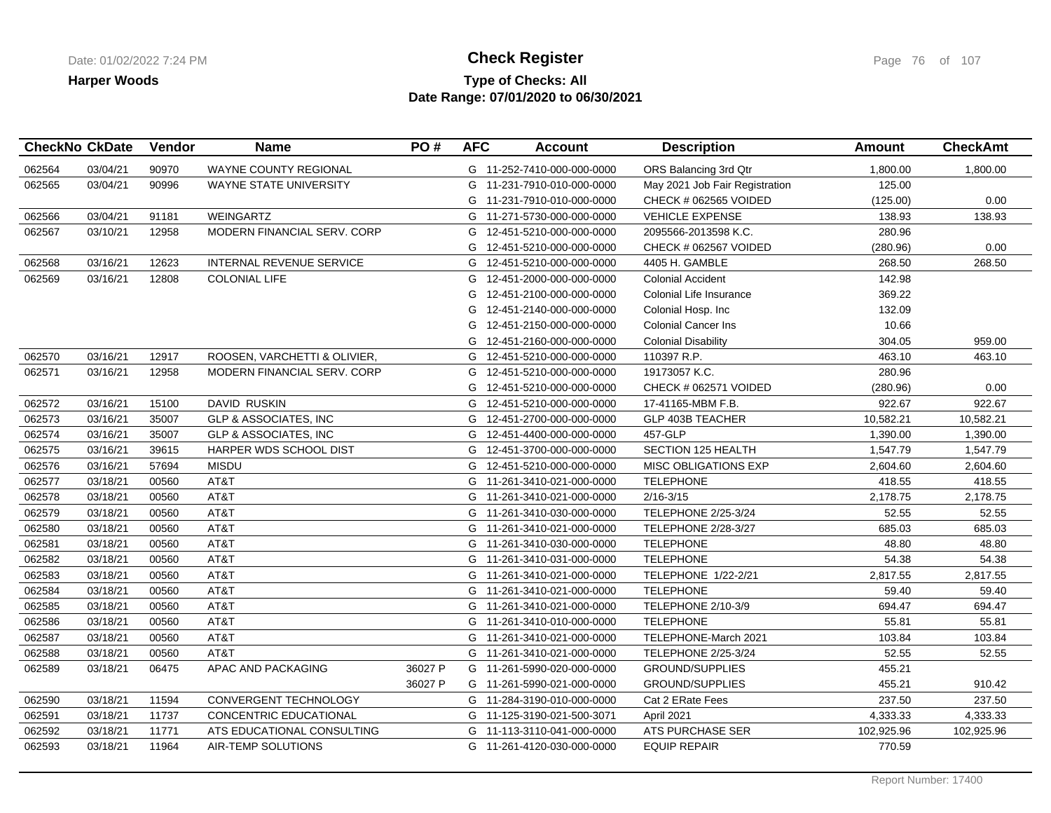**Harper Woods**

# Check Register

## Type of Checks: All
## Date Range: 07/01/2020 to 06/30/2021

| CheckNo | CkDate | Vendor | Name | PO # | AFC | Account | Description | Amount | CheckAmt |
|---|---|---|---|---|---|---|---|---|---|
| 062564 | 03/04/21 | 90970 | WAYNE COUNTY REGIONAL | | G | 11-252-7410-000-000-0000 | ORS Balancing 3rd Qtr | 1,800.00 | 1,800.00 |
| 062565 | 03/04/21 | 90996 | WAYNE STATE UNIVERSITY | | G | 11-231-7910-010-000-0000 | May 2021 Job Fair Registration | 125.00 | |
| | | | | | G | 11-231-7910-010-000-0000 | CHECK # 062565 VOIDED | (125.00) | 0.00 |
| 062566 | 03/04/21 | 91181 | WEINGARTZ | | G | 11-271-5730-000-000-0000 | VEHICLE EXPENSE | 138.93 | 138.93 |
| 062567 | 03/10/21 | 12958 | MODERN FINANCIAL SERV. CORP | | G | 12-451-5210-000-000-0000 | 2095566-2013598 K.C. | 280.96 | |
| | | | | | G | 12-451-5210-000-000-0000 | CHECK # 062567 VOIDED | (280.96) | 0.00 |
| 062568 | 03/16/21 | 12623 | INTERNAL REVENUE SERVICE | | G | 12-451-5210-000-000-0000 | 4405 H. GAMBLE | 268.50 | 268.50 |
| 062569 | 03/16/21 | 12808 | COLONIAL LIFE | | G | 12-451-2000-000-000-0000 | Colonial Accident | 142.98 | |
| | | | | | G | 12-451-2100-000-000-0000 | Colonial Life Insurance | 369.22 | |
| | | | | | G | 12-451-2140-000-000-0000 | Colonial Hosp. Inc | 132.09 | |
| | | | | | G | 12-451-2150-000-000-0000 | Colonial Cancer Ins | 10.66 | |
| | | | | | G | 12-451-2160-000-000-0000 | Colonial Disability | 304.05 | 959.00 |
| 062570 | 03/16/21 | 12917 | ROOSEN, VARCHETTI & OLIVIER, | | G | 12-451-5210-000-000-0000 | 110397 R.P. | 463.10 | 463.10 |
| 062571 | 03/16/21 | 12958 | MODERN FINANCIAL SERV. CORP | | G | 12-451-5210-000-000-0000 | 19173057 K.C. | 280.96 | |
| | | | | | G | 12-451-5210-000-000-0000 | CHECK # 062571 VOIDED | (280.96) | 0.00 |
| 062572 | 03/16/21 | 15100 | DAVID RUSKIN | | G | 12-451-5210-000-000-0000 | 17-41165-MBM F.B. | 922.67 | 922.67 |
| 062573 | 03/16/21 | 35007 | GLP & ASSOCIATES, INC | | G | 12-451-2700-000-000-0000 | GLP 403B TEACHER | 10,582.21 | 10,582.21 |
| 062574 | 03/16/21 | 35007 | GLP & ASSOCIATES, INC | | G | 12-451-4400-000-000-0000 | 457-GLP | 1,390.00 | 1,390.00 |
| 062575 | 03/16/21 | 39615 | HARPER WDS SCHOOL DIST | | G | 12-451-3700-000-000-0000 | SECTION 125 HEALTH | 1,547.79 | 1,547.79 |
| 062576 | 03/16/21 | 57694 | MISDU | | G | 12-451-5210-000-000-0000 | MISC OBLIGATIONS EXP | 2,604.60 | 2,604.60 |
| 062577 | 03/18/21 | 00560 | AT&T | | G | 11-261-3410-021-000-0000 | TELEPHONE | 418.55 | 418.55 |
| 062578 | 03/18/21 | 00560 | AT&T | | G | 11-261-3410-021-000-0000 | 2/16-3/15 | 2,178.75 | 2,178.75 |
| 062579 | 03/18/21 | 00560 | AT&T | | G | 11-261-3410-030-000-0000 | TELEPHONE 2/25-3/24 | 52.55 | 52.55 |
| 062580 | 03/18/21 | 00560 | AT&T | | G | 11-261-3410-021-000-0000 | TELEPHONE 2/28-3/27 | 685.03 | 685.03 |
| 062581 | 03/18/21 | 00560 | AT&T | | G | 11-261-3410-030-000-0000 | TELEPHONE | 48.80 | 48.80 |
| 062582 | 03/18/21 | 00560 | AT&T | | G | 11-261-3410-031-000-0000 | TELEPHONE | 54.38 | 54.38 |
| 062583 | 03/18/21 | 00560 | AT&T | | G | 11-261-3410-021-000-0000 | TELEPHONE 1/22-2/21 | 2,817.55 | 2,817.55 |
| 062584 | 03/18/21 | 00560 | AT&T | | G | 11-261-3410-021-000-0000 | TELEPHONE | 59.40 | 59.40 |
| 062585 | 03/18/21 | 00560 | AT&T | | G | 11-261-3410-021-000-0000 | TELEPHONE 2/10-3/9 | 694.47 | 694.47 |
| 062586 | 03/18/21 | 00560 | AT&T | | G | 11-261-3410-010-000-0000 | TELEPHONE | 55.81 | 55.81 |
| 062587 | 03/18/21 | 00560 | AT&T | | G | 11-261-3410-021-000-0000 | TELEPHONE-March 2021 | 103.84 | 103.84 |
| 062588 | 03/18/21 | 00560 | AT&T | | G | 11-261-3410-021-000-0000 | TELEPHONE 2/25-3/24 | 52.55 | 52.55 |
| 062589 | 03/18/21 | 06475 | APAC AND PACKAGING | 36027 P | G | 11-261-5990-020-000-0000 | GROUND/SUPPLIES | 455.21 | |
| | | | | 36027 P | G | 11-261-5990-021-000-0000 | GROUND/SUPPLIES | 455.21 | 910.42 |
| 062590 | 03/18/21 | 11594 | CONVERGENT TECHNOLOGY | | G | 11-284-3190-010-000-0000 | Cat 2 ERate Fees | 237.50 | 237.50 |
| 062591 | 03/18/21 | 11737 | CONCENTRIC EDUCATIONAL | | G | 11-125-3190-021-500-3071 | April 2021 | 4,333.33 | 4,333.33 |
| 062592 | 03/18/21 | 11771 | ATS EDUCATIONAL CONSULTING | | G | 11-113-3110-041-000-0000 | ATS PURCHASE SER | 102,925.96 | 102,925.96 |
| 062593 | 03/18/21 | 11964 | AIR-TEMP SOLUTIONS | | G | 11-261-4120-030-000-0000 | EQUIP REPAIR | 770.59 | |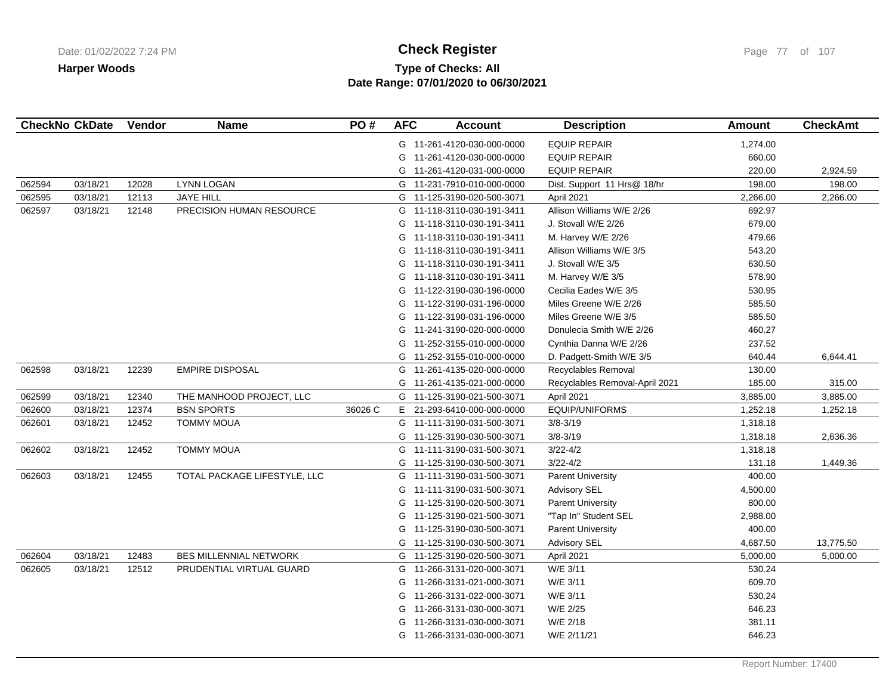**Harper Woods**

# Check Register

**Type of Checks: All**
**Date Range: 07/01/2020 to 06/30/2021**

| CheckNo | CkDate | Vendor | Name | PO # | AFC | Account | Description | Amount | CheckAmt |
|---|---|---|---|---|---|---|---|---|---|
| | | | | | G | 11-261-4120-030-000-0000 | EQUIP REPAIR | 1,274.00 | |
| | | | | | G | 11-261-4120-030-000-0000 | EQUIP REPAIR | 660.00 | |
| | | | | | G | 11-261-4120-031-000-0000 | EQUIP REPAIR | 220.00 | 2,924.59 |
| 062594 | 03/18/21 | 12028 | LYNN LOGAN | | G | 11-231-7910-010-000-0000 | Dist. Support 11 Hrs@ 18/hr | 198.00 | 198.00 |
| 062595 | 03/18/21 | 12113 | JAYE HILL | | G | 11-125-3190-020-500-3071 | April 2021 | 2,266.00 | 2,266.00 |
| 062597 | 03/18/21 | 12148 | PRECISION HUMAN RESOURCE | | G | 11-118-3110-030-191-3411 | Allison Williams W/E 2/26 | 692.97 | |
| | | | | | G | 11-118-3110-030-191-3411 | J. Stovall W/E 2/26 | 679.00 | |
| | | | | | G | 11-118-3110-030-191-3411 | M. Harvey W/E 2/26 | 479.66 | |
| | | | | | G | 11-118-3110-030-191-3411 | Allison Williams W/E 3/5 | 543.20 | |
| | | | | | G | 11-118-3110-030-191-3411 | J. Stovall W/E 3/5 | 630.50 | |
| | | | | | G | 11-118-3110-030-191-3411 | M. Harvey W/E 3/5 | 578.90 | |
| | | | | | G | 11-122-3190-030-196-0000 | Cecilia Eades W/E 3/5 | 530.95 | |
| | | | | | G | 11-122-3190-031-196-0000 | Miles Greene W/E 2/26 | 585.50 | |
| | | | | | G | 11-122-3190-031-196-0000 | Miles Greene W/E 3/5 | 585.50 | |
| | | | | | G | 11-241-3190-020-000-0000 | Donulecia Smith W/E 2/26 | 460.27 | |
| | | | | | G | 11-252-3155-010-000-0000 | Cynthia Danna W/E 2/26 | 237.52 | |
| | | | | | G | 11-252-3155-010-000-0000 | D. Padgett-Smith W/E 3/5 | 640.44 | 6,644.41 |
| 062598 | 03/18/21 | 12239 | EMPIRE DISPOSAL | | G | 11-261-4135-020-000-0000 | Recyclables Removal | 130.00 | |
| | | | | | G | 11-261-4135-021-000-0000 | Recyclables Removal-April 2021 | 185.00 | 315.00 |
| 062599 | 03/18/21 | 12340 | THE MANHOOD PROJECT, LLC | | G | 11-125-3190-021-500-3071 | April 2021 | 3,885.00 | 3,885.00 |
| 062600 | 03/18/21 | 12374 | BSN SPORTS | 36026 C | E | 21-293-6410-000-000-0000 | EQUIP/UNIFORMS | 1,252.18 | 1,252.18 |
| 062601 | 03/18/21 | 12452 | TOMMY MOUA | | G | 11-111-3190-031-500-3071 | 3/8-3/19 | 1,318.18 | |
| | | | | | G | 11-125-3190-030-500-3071 | 3/8-3/19 | 1,318.18 | 2,636.36 |
| 062602 | 03/18/21 | 12452 | TOMMY MOUA | | G | 11-111-3190-031-500-3071 | 3/22-4/2 | 1,318.18 | |
| | | | | | G | 11-125-3190-030-500-3071 | 3/22-4/2 | 131.18 | 1,449.36 |
| 062603 | 03/18/21 | 12455 | TOTAL PACKAGE LIFESTYLE, LLC | | G | 11-111-3190-031-500-3071 | Parent University | 400.00 | |
| | | | | | G | 11-111-3190-031-500-3071 | Advisory SEL | 4,500.00 | |
| | | | | | G | 11-125-3190-020-500-3071 | Parent University | 800.00 | |
| | | | | | G | 11-125-3190-021-500-3071 | "Tap In" Student SEL | 2,988.00 | |
| | | | | | G | 11-125-3190-030-500-3071 | Parent University | 400.00 | |
| | | | | | G | 11-125-3190-030-500-3071 | Advisory SEL | 4,687.50 | 13,775.50 |
| 062604 | 03/18/21 | 12483 | BES MILLENNIAL NETWORK | | G | 11-125-3190-020-500-3071 | April 2021 | 5,000.00 | 5,000.00 |
| 062605 | 03/18/21 | 12512 | PRUDENTIAL VIRTUAL GUARD | | G | 11-266-3131-020-000-3071 | W/E 3/11 | 530.24 | |
| | | | | | G | 11-266-3131-021-000-3071 | W/E 3/11 | 609.70 | |
| | | | | | G | 11-266-3131-022-000-3071 | W/E 3/11 | 530.24 | |
| | | | | | G | 11-266-3131-030-000-3071 | W/E 2/25 | 646.23 | |
| | | | | | G | 11-266-3131-030-000-3071 | W/E 2/18 | 381.11 | |
| | | | | | G | 11-266-3131-030-000-3071 | W/E 2/11/21 | 646.23 | |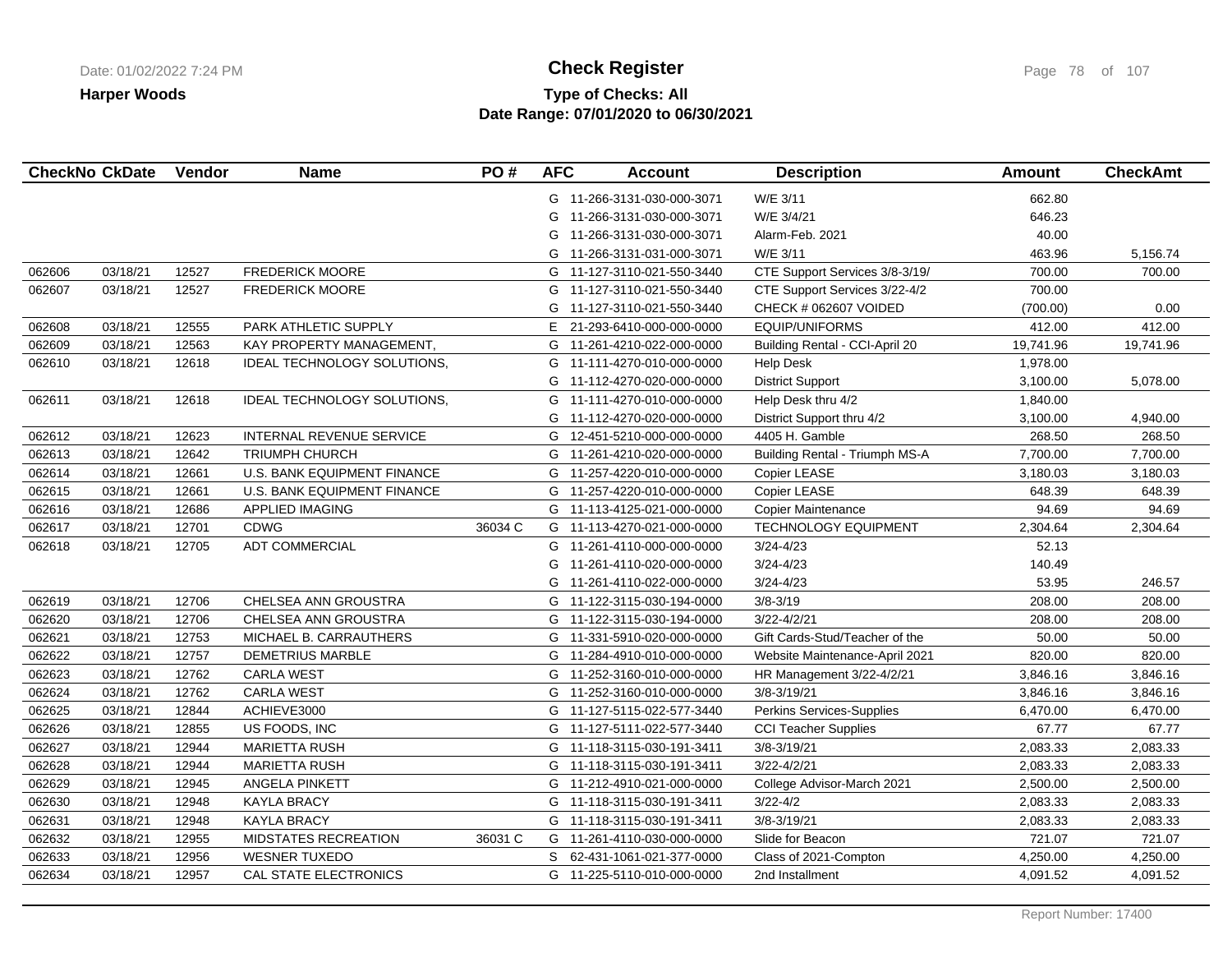**Harper Woods**

# Check Register

**Type of Checks: All**
**Date Range: 07/01/2020 to 06/30/2021**

| CheckNo | CkDate | Vendor | Name | PO # | AFC | Account | Description | Amount | CheckAmt |
|---|---|---|---|---|---|---|---|---|---|
| | | | | | G | 11-266-3131-030-000-3071 | W/E 3/11 | 662.80 | |
| | | | | | G | 11-266-3131-030-000-3071 | W/E 3/4/21 | 646.23 | |
| | | | | | G | 11-266-3131-030-000-3071 | Alarm-Feb. 2021 | 40.00 | |
| | | | | | G | 11-266-3131-031-000-3071 | W/E 3/11 | 463.96 | 5,156.74 |
| 062606 | 03/18/21 | 12527 | FREDERICK MOORE | | G | 11-127-3110-021-550-3440 | CTE Support Services 3/8-3/19/ | 700.00 | 700.00 |
| 062607 | 03/18/21 | 12527 | FREDERICK MOORE | | G | 11-127-3110-021-550-3440 | CTE Support Services 3/22-4/2 | 700.00 | |
| | | | | | G | 11-127-3110-021-550-3440 | CHECK # 062607 VOIDED | (700.00) | 0.00 |
| 062608 | 03/18/21 | 12555 | PARK ATHLETIC SUPPLY | | E | 21-293-6410-000-000-0000 | EQUIP/UNIFORMS | 412.00 | 412.00 |
| 062609 | 03/18/21 | 12563 | KAY PROPERTY MANAGEMENT, | | G | 11-261-4210-022-000-0000 | Building Rental - CCI-April 20 | 19,741.96 | 19,741.96 |
| 062610 | 03/18/21 | 12618 | IDEAL TECHNOLOGY SOLUTIONS, | | G | 11-111-4270-010-000-0000 | Help Desk | 1,978.00 | |
| | | | | | G | 11-112-4270-020-000-0000 | District Support | 3,100.00 | 5,078.00 |
| 062611 | 03/18/21 | 12618 | IDEAL TECHNOLOGY SOLUTIONS, | | G | 11-111-4270-010-000-0000 | Help Desk thru 4/2 | 1,840.00 | |
| | | | | | G | 11-112-4270-020-000-0000 | District Support thru 4/2 | 3,100.00 | 4,940.00 |
| 062612 | 03/18/21 | 12623 | INTERNAL REVENUE SERVICE | | G | 12-451-5210-000-000-0000 | 4405 H. Gamble | 268.50 | 268.50 |
| 062613 | 03/18/21 | 12642 | TRIUMPH CHURCH | | G | 11-261-4210-020-000-0000 | Building Rental - Triumph MS-A | 7,700.00 | 7,700.00 |
| 062614 | 03/18/21 | 12661 | U.S. BANK EQUIPMENT FINANCE | | G | 11-257-4220-010-000-0000 | Copier LEASE | 3,180.03 | 3,180.03 |
| 062615 | 03/18/21 | 12661 | U.S. BANK EQUIPMENT FINANCE | | G | 11-257-4220-010-000-0000 | Copier LEASE | 648.39 | 648.39 |
| 062616 | 03/18/21 | 12686 | APPLIED IMAGING | | G | 11-113-4125-021-000-0000 | Copier Maintenance | 94.69 | 94.69 |
| 062617 | 03/18/21 | 12701 | CDWG | 36034 C | G | 11-113-4270-021-000-0000 | TECHNOLOGY EQUIPMENT | 2,304.64 | 2,304.64 |
| 062618 | 03/18/21 | 12705 | ADT COMMERCIAL | | G | 11-261-4110-000-000-0000 | 3/24-4/23 | 52.13 | |
| | | | | | G | 11-261-4110-020-000-0000 | 3/24-4/23 | 140.49 | |
| | | | | | G | 11-261-4110-022-000-0000 | 3/24-4/23 | 53.95 | 246.57 |
| 062619 | 03/18/21 | 12706 | CHELSEA ANN GROUSTRA | | G | 11-122-3115-030-194-0000 | 3/8-3/19 | 208.00 | 208.00 |
| 062620 | 03/18/21 | 12706 | CHELSEA ANN GROUSTRA | | G | 11-122-3115-030-194-0000 | 3/22-4/2/21 | 208.00 | 208.00 |
| 062621 | 03/18/21 | 12753 | MICHAEL B. CARRAUTHERS | | G | 11-331-5910-020-000-0000 | Gift Cards-Stud/Teacher of the | 50.00 | 50.00 |
| 062622 | 03/18/21 | 12757 | DEMETRIUS MARBLE | | G | 11-284-4910-010-000-0000 | Website Maintenance-April 2021 | 820.00 | 820.00 |
| 062623 | 03/18/21 | 12762 | CARLA WEST | | G | 11-252-3160-010-000-0000 | HR Management 3/22-4/2/21 | 3,846.16 | 3,846.16 |
| 062624 | 03/18/21 | 12762 | CARLA WEST | | G | 11-252-3160-010-000-0000 | 3/8-3/19/21 | 3,846.16 | 3,846.16 |
| 062625 | 03/18/21 | 12844 | ACHIEVE3000 | | G | 11-127-5115-022-577-3440 | Perkins Services-Supplies | 6,470.00 | 6,470.00 |
| 062626 | 03/18/21 | 12855 | US FOODS, INC | | G | 11-127-5111-022-577-3440 | CCI Teacher Supplies | 67.77 | 67.77 |
| 062627 | 03/18/21 | 12944 | MARIETTA RUSH | | G | 11-118-3115-030-191-3411 | 3/8-3/19/21 | 2,083.33 | 2,083.33 |
| 062628 | 03/18/21 | 12944 | MARIETTA RUSH | | G | 11-118-3115-030-191-3411 | 3/22-4/2/21 | 2,083.33 | 2,083.33 |
| 062629 | 03/18/21 | 12945 | ANGELA PINKETT | | G | 11-212-4910-021-000-0000 | College Advisor-March 2021 | 2,500.00 | 2,500.00 |
| 062630 | 03/18/21 | 12948 | KAYLA BRACY | | G | 11-118-3115-030-191-3411 | 3/22-4/2 | 2,083.33 | 2,083.33 |
| 062631 | 03/18/21 | 12948 | KAYLA BRACY | | G | 11-118-3115-030-191-3411 | 3/8-3/19/21 | 2,083.33 | 2,083.33 |
| 062632 | 03/18/21 | 12955 | MIDSTATES RECREATION | 36031 C | G | 11-261-4110-030-000-0000 | Slide for Beacon | 721.07 | 721.07 |
| 062633 | 03/18/21 | 12956 | WESNER TUXEDO | | S | 62-431-1061-021-377-0000 | Class of 2021-Compton | 4,250.00 | 4,250.00 |
| 062634 | 03/18/21 | 12957 | CAL STATE ELECTRONICS | | G | 11-225-5110-010-000-0000 | 2nd Installment | 4,091.52 | 4,091.52 |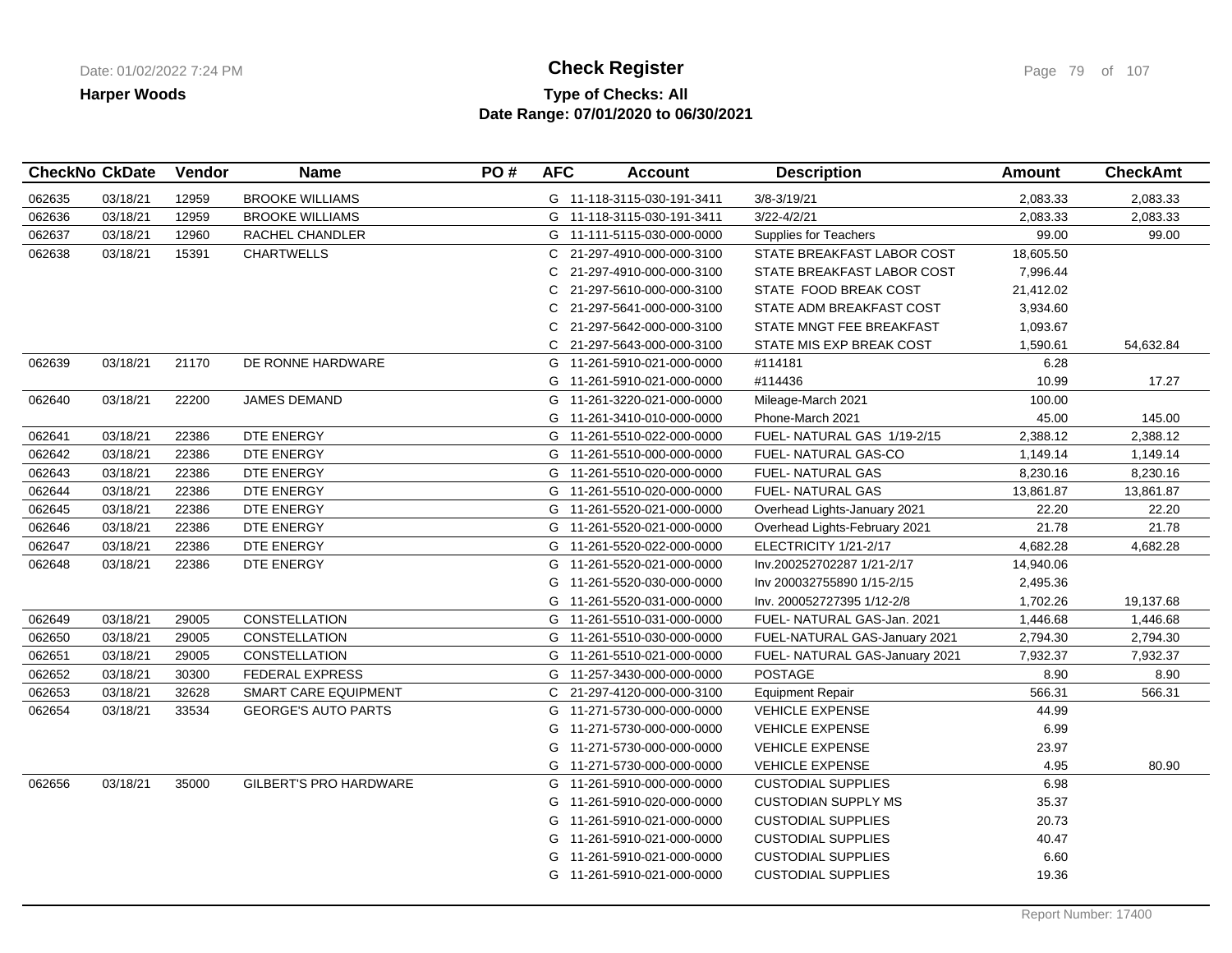**Harper Woods**

# Check Register

**Type of Checks: All**
**Date Range: 07/01/2020 to 06/30/2021**

| CheckNo | CkDate | Vendor | Name | PO # | AFC | Account | Description | Amount | CheckAmt |
|---|---|---|---|---|---|---|---|---|---|
| 062635 | 03/18/21 | 12959 | BROOKE WILLIAMS | | G | 11-118-3115-030-191-3411 | 3/8-3/19/21 | 2,083.33 | 2,083.33 |
| 062636 | 03/18/21 | 12959 | BROOKE WILLIAMS | | G | 11-118-3115-030-191-3411 | 3/22-4/2/21 | 2,083.33 | 2,083.33 |
| 062637 | 03/18/21 | 12960 | RACHEL CHANDLER | | G | 11-111-5115-030-000-0000 | Supplies for Teachers | 99.00 | 99.00 |
| 062638 | 03/18/21 | 15391 | CHARTWELLS | | C | 21-297-4910-000-000-3100 | STATE BREAKFAST LABOR COST | 18,605.50 | |
| | | | | | C | 21-297-4910-000-000-3100 | STATE BREAKFAST LABOR COST | 7,996.44 | |
| | | | | | C | 21-297-5610-000-000-3100 | STATE FOOD BREAK COST | 21,412.02 | |
| | | | | | C | 21-297-5641-000-000-3100 | STATE ADM BREAKFAST COST | 3,934.60 | |
| | | | | | C | 21-297-5642-000-000-3100 | STATE MNGT FEE BREAKFAST | 1,093.67 | |
| | | | | | C | 21-297-5643-000-000-3100 | STATE MIS EXP BREAK COST | 1,590.61 | 54,632.84 |
| 062639 | 03/18/21 | 21170 | DE RONNE HARDWARE | | G | 11-261-5910-021-000-0000 | #114181 | 6.28 | |
| | | | | | G | 11-261-5910-021-000-0000 | #114436 | 10.99 | 17.27 |
| 062640 | 03/18/21 | 22200 | JAMES DEMAND | | G | 11-261-3220-021-000-0000 | Mileage-March 2021 | 100.00 | |
| | | | | | G | 11-261-3410-010-000-0000 | Phone-March 2021 | 45.00 | 145.00 |
| 062641 | 03/18/21 | 22386 | DTE ENERGY | | G | 11-261-5510-022-000-0000 | FUEL- NATURAL GAS 1/19-2/15 | 2,388.12 | 2,388.12 |
| 062642 | 03/18/21 | 22386 | DTE ENERGY | | G | 11-261-5510-000-000-0000 | FUEL- NATURAL GAS-CO | 1,149.14 | 1,149.14 |
| 062643 | 03/18/21 | 22386 | DTE ENERGY | | G | 11-261-5510-020-000-0000 | FUEL- NATURAL GAS | 8,230.16 | 8,230.16 |
| 062644 | 03/18/21 | 22386 | DTE ENERGY | | G | 11-261-5510-020-000-0000 | FUEL- NATURAL GAS | 13,861.87 | 13,861.87 |
| 062645 | 03/18/21 | 22386 | DTE ENERGY | | G | 11-261-5520-021-000-0000 | Overhead Lights-January 2021 | 22.20 | 22.20 |
| 062646 | 03/18/21 | 22386 | DTE ENERGY | | G | 11-261-5520-021-000-0000 | Overhead Lights-February 2021 | 21.78 | 21.78 |
| 062647 | 03/18/21 | 22386 | DTE ENERGY | | G | 11-261-5520-022-000-0000 | ELECTRICITY 1/21-2/17 | 4,682.28 | 4,682.28 |
| 062648 | 03/18/21 | 22386 | DTE ENERGY | | G | 11-261-5520-021-000-0000 | Inv.200252702287 1/21-2/17 | 14,940.06 | |
| | | | | | G | 11-261-5520-030-000-0000 | Inv 200032755890 1/15-2/15 | 2,495.36 | |
| | | | | | G | 11-261-5520-031-000-0000 | Inv. 200052727395 1/12-2/8 | 1,702.26 | 19,137.68 |
| 062649 | 03/18/21 | 29005 | CONSTELLATION | | G | 11-261-5510-031-000-0000 | FUEL- NATURAL GAS-Jan. 2021 | 1,446.68 | 1,446.68 |
| 062650 | 03/18/21 | 29005 | CONSTELLATION | | G | 11-261-5510-030-000-0000 | FUEL-NATURAL GAS-January 2021 | 2,794.30 | 2,794.30 |
| 062651 | 03/18/21 | 29005 | CONSTELLATION | | G | 11-261-5510-021-000-0000 | FUEL- NATURAL GAS-January 2021 | 7,932.37 | 7,932.37 |
| 062652 | 03/18/21 | 30300 | FEDERAL EXPRESS | | G | 11-257-3430-000-000-0000 | POSTAGE | 8.90 | 8.90 |
| 062653 | 03/18/21 | 32628 | SMART CARE EQUIPMENT | | C | 21-297-4120-000-000-3100 | Equipment Repair | 566.31 | 566.31 |
| 062654 | 03/18/21 | 33534 | GEORGE'S AUTO PARTS | | G | 11-271-5730-000-000-0000 | VEHICLE EXPENSE | 44.99 | |
| | | | | | G | 11-271-5730-000-000-0000 | VEHICLE EXPENSE | 6.99 | |
| | | | | | G | 11-271-5730-000-000-0000 | VEHICLE EXPENSE | 23.97 | |
| | | | | | G | 11-271-5730-000-000-0000 | VEHICLE EXPENSE | 4.95 | 80.90 |
| 062656 | 03/18/21 | 35000 | GILBERT'S PRO HARDWARE | | G | 11-261-5910-000-000-0000 | CUSTODIAL SUPPLIES | 6.98 | |
| | | | | | G | 11-261-5910-020-000-0000 | CUSTODIAN SUPPLY MS | 35.37 | |
| | | | | | G | 11-261-5910-021-000-0000 | CUSTODIAL SUPPLIES | 20.73 | |
| | | | | | G | 11-261-5910-021-000-0000 | CUSTODIAL SUPPLIES | 40.47 | |
| | | | | | G | 11-261-5910-021-000-0000 | CUSTODIAL SUPPLIES | 6.60 | |
| | | | | | G | 11-261-5910-021-000-0000 | CUSTODIAL SUPPLIES | 19.36 | |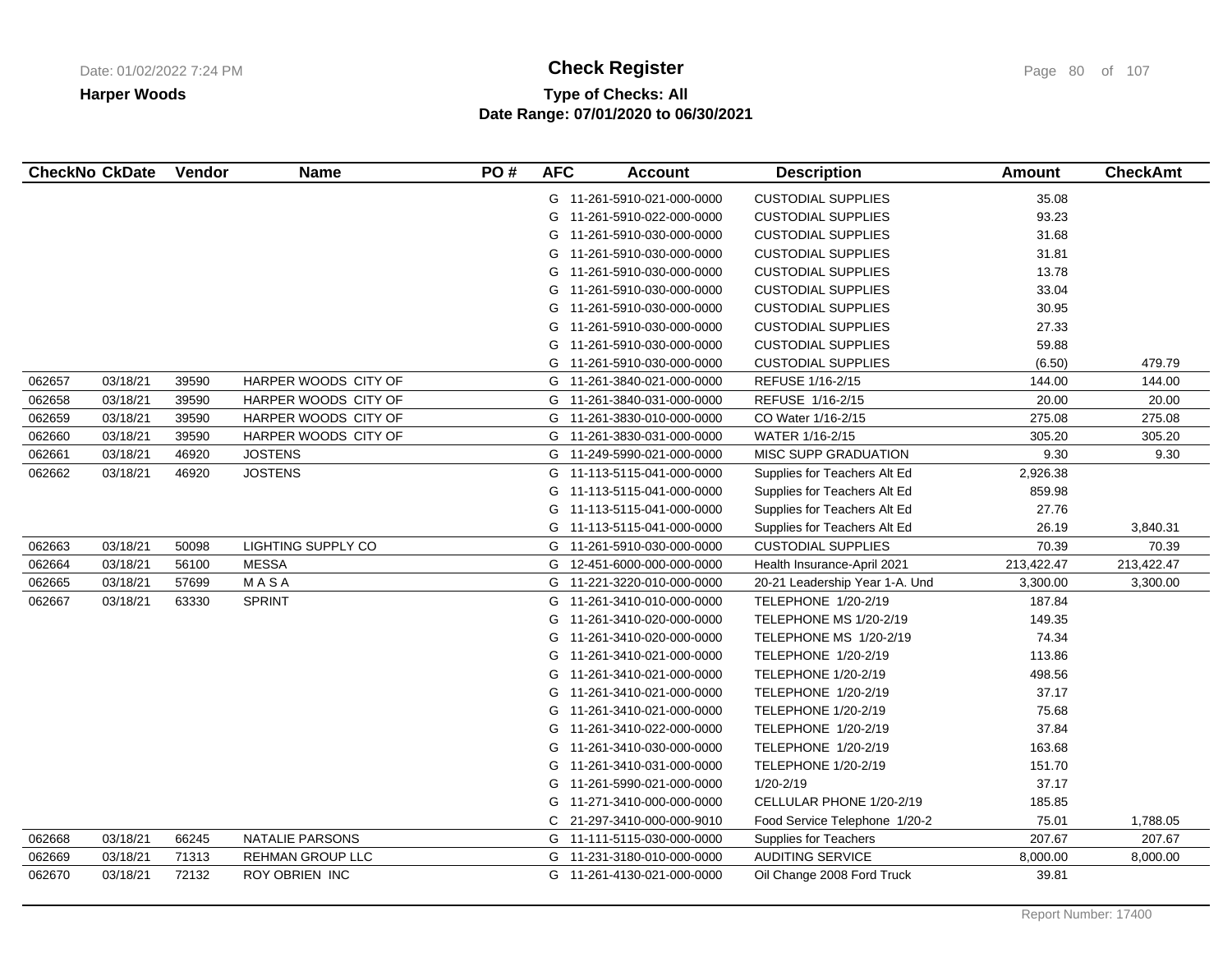# Check Register

**Harper Woods**

**Type of Checks: All**

**Date Range: 07/01/2020 to 06/30/2021**

| CheckNo | CkDate | Vendor | Name | PO # | AFC | Account | Description | Amount | CheckAmt |
|---|---|---|---|---|---|---|---|---|---|
| | | | | | G | 11-261-5910-021-000-0000 | CUSTODIAL SUPPLIES | 35.08 | |
| | | | | | G | 11-261-5910-022-000-0000 | CUSTODIAL SUPPLIES | 93.23 | |
| | | | | | G | 11-261-5910-030-000-0000 | CUSTODIAL SUPPLIES | 31.68 | |
| | | | | | G | 11-261-5910-030-000-0000 | CUSTODIAL SUPPLIES | 31.81 | |
| | | | | | G | 11-261-5910-030-000-0000 | CUSTODIAL SUPPLIES | 13.78 | |
| | | | | | G | 11-261-5910-030-000-0000 | CUSTODIAL SUPPLIES | 33.04 | |
| | | | | | G | 11-261-5910-030-000-0000 | CUSTODIAL SUPPLIES | 30.95 | |
| | | | | | G | 11-261-5910-030-000-0000 | CUSTODIAL SUPPLIES | 27.33 | |
| | | | | | G | 11-261-5910-030-000-0000 | CUSTODIAL SUPPLIES | 59.88 | |
| | | | | | G | 11-261-5910-030-000-0000 | CUSTODIAL SUPPLIES | (6.50) | 479.79 |
| 062657 | 03/18/21 | 39590 | HARPER WOODS CITY OF | | G | 11-261-3840-021-000-0000 | REFUSE 1/16-2/15 | 144.00 | 144.00 |
| 062658 | 03/18/21 | 39590 | HARPER WOODS CITY OF | | G | 11-261-3840-031-000-0000 | REFUSE 1/16-2/15 | 20.00 | 20.00 |
| 062659 | 03/18/21 | 39590 | HARPER WOODS CITY OF | | G | 11-261-3830-010-000-0000 | CO Water 1/16-2/15 | 275.08 | 275.08 |
| 062660 | 03/18/21 | 39590 | HARPER WOODS CITY OF | | G | 11-261-3830-031-000-0000 | WATER 1/16-2/15 | 305.20 | 305.20 |
| 062661 | 03/18/21 | 46920 | JOSTENS | | G | 11-249-5990-021-000-0000 | MISC SUPP GRADUATION | 9.30 | 9.30 |
| 062662 | 03/18/21 | 46920 | JOSTENS | | G | 11-113-5115-041-000-0000 | Supplies for Teachers Alt Ed | 2,926.38 | |
| | | | | | G | 11-113-5115-041-000-0000 | Supplies for Teachers Alt Ed | 859.98 | |
| | | | | | G | 11-113-5115-041-000-0000 | Supplies for Teachers Alt Ed | 27.76 | |
| | | | | | G | 11-113-5115-041-000-0000 | Supplies for Teachers Alt Ed | 26.19 | 3,840.31 |
| 062663 | 03/18/21 | 50098 | LIGHTING SUPPLY CO | | G | 11-261-5910-030-000-0000 | CUSTODIAL SUPPLIES | 70.39 | 70.39 |
| 062664 | 03/18/21 | 56100 | MESSA | | G | 12-451-6000-000-000-0000 | Health Insurance-April 2021 | 213,422.47 | 213,422.47 |
| 062665 | 03/18/21 | 57699 | M A S A | | G | 11-221-3220-010-000-0000 | 20-21 Leadership Year 1-A. Und | 3,300.00 | 3,300.00 |
| 062667 | 03/18/21 | 63330 | SPRINT | | G | 11-261-3410-010-000-0000 | TELEPHONE 1/20-2/19 | 187.84 | |
| | | | | | G | 11-261-3410-020-000-0000 | TELEPHONE MS 1/20-2/19 | 149.35 | |
| | | | | | G | 11-261-3410-020-000-0000 | TELEPHONE MS 1/20-2/19 | 74.34 | |
| | | | | | G | 11-261-3410-021-000-0000 | TELEPHONE 1/20-2/19 | 113.86 | |
| | | | | | G | 11-261-3410-021-000-0000 | TELEPHONE 1/20-2/19 | 498.56 | |
| | | | | | G | 11-261-3410-021-000-0000 | TELEPHONE 1/20-2/19 | 37.17 | |
| | | | | | G | 11-261-3410-021-000-0000 | TELEPHONE 1/20-2/19 | 75.68 | |
| | | | | | G | 11-261-3410-022-000-0000 | TELEPHONE 1/20-2/19 | 37.84 | |
| | | | | | G | 11-261-3410-030-000-0000 | TELEPHONE 1/20-2/19 | 163.68 | |
| | | | | | G | 11-261-3410-031-000-0000 | TELEPHONE 1/20-2/19 | 151.70 | |
| | | | | | G | 11-261-5990-021-000-0000 | 1/20-2/19 | 37.17 | |
| | | | | | G | 11-271-3410-000-000-0000 | CELLULAR PHONE 1/20-2/19 | 185.85 | |
| | | | | | C | 21-297-3410-000-000-9010 | Food Service Telephone 1/20-2 | 75.01 | 1,788.05 |
| 062668 | 03/18/21 | 66245 | NATALIE PARSONS | | G | 11-111-5115-030-000-0000 | Supplies for Teachers | 207.67 | 207.67 |
| 062669 | 03/18/21 | 71313 | REHMAN GROUP LLC | | G | 11-231-3180-010-000-0000 | AUDITING SERVICE | 8,000.00 | 8,000.00 |
| 062670 | 03/18/21 | 72132 | ROY OBRIEN INC | | G | 11-261-4130-021-000-0000 | Oil Change 2008 Ford Truck | 39.81 | |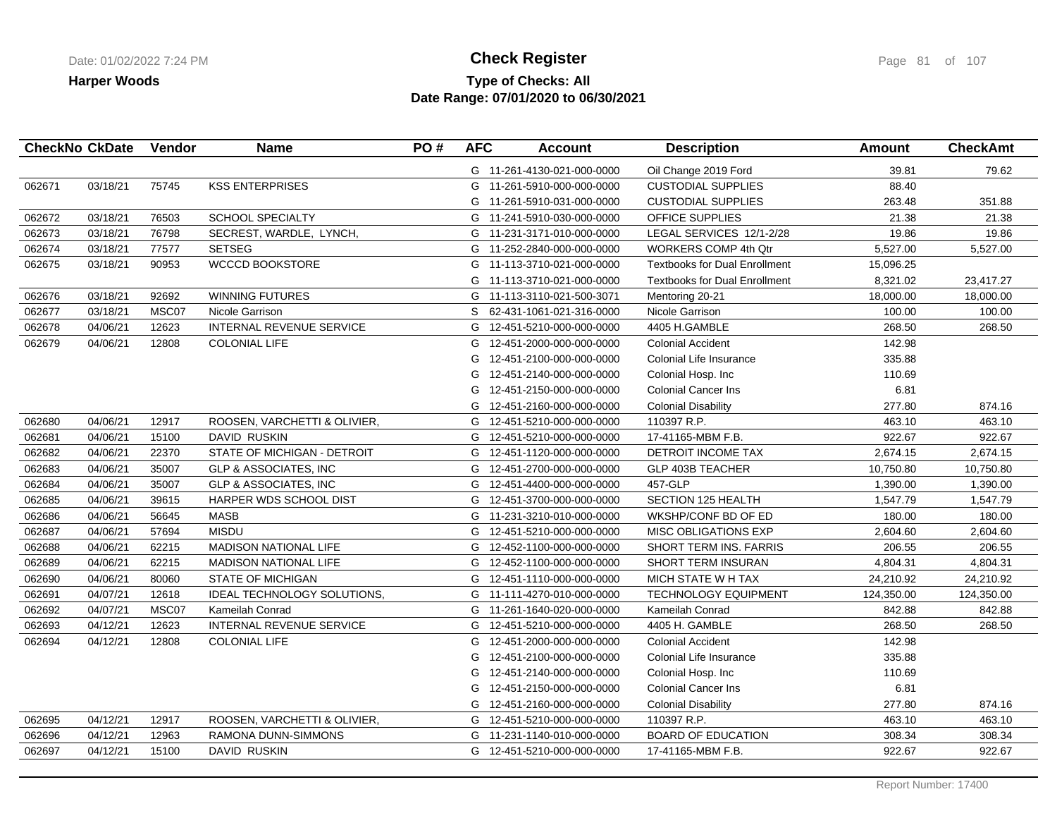# Check Register

**Harper Woods**

**Type of Checks: All**

**Date Range: 07/01/2020 to 06/30/2021**

| CheckNo | CkDate | Vendor | Name | PO # | AFC | Account | Description | Amount | CheckAmt |
|---|---|---|---|---|---|---|---|---|---|
| | | | | | G | 11-261-4130-021-000-0000 | Oil Change 2019 Ford | 39.81 | 79.62 |
| 062671 | 03/18/21 | 75745 | KSS ENTERPRISES | | G | 11-261-5910-000-000-0000 | CUSTODIAL SUPPLIES | 88.40 | |
| | | | | | G | 11-261-5910-031-000-0000 | CUSTODIAL SUPPLIES | 263.48 | 351.88 |
| 062672 | 03/18/21 | 76503 | SCHOOL SPECIALTY | | G | 11-241-5910-030-000-0000 | OFFICE SUPPLIES | 21.38 | 21.38 |
| 062673 | 03/18/21 | 76798 | SECREST, WARDLE, LYNCH, | | G | 11-231-3171-010-000-0000 | LEGAL SERVICES 12/1-2/28 | 19.86 | 19.86 |
| 062674 | 03/18/21 | 77577 | SETSEG | | G | 11-252-2840-000-000-0000 | WORKERS COMP 4th Qtr | 5,527.00 | 5,527.00 |
| 062675 | 03/18/21 | 90953 | WCCCD BOOKSTORE | | G | 11-113-3710-021-000-0000 | Textbooks for Dual Enrollment | 15,096.25 | |
| | | | | | G | 11-113-3710-021-000-0000 | Textbooks for Dual Enrollment | 8,321.02 | 23,417.27 |
| 062676 | 03/18/21 | 92692 | WINNING FUTURES | | G | 11-113-3110-021-500-3071 | Mentoring 20-21 | 18,000.00 | 18,000.00 |
| 062677 | 03/18/21 | MSC07 | Nicole Garrison | | S | 62-431-1061-021-316-0000 | Nicole Garrison | 100.00 | 100.00 |
| 062678 | 04/06/21 | 12623 | INTERNAL REVENUE SERVICE | | G | 12-451-5210-000-000-0000 | 4405 H.GAMBLE | 268.50 | 268.50 |
| 062679 | 04/06/21 | 12808 | COLONIAL LIFE | | G | 12-451-2000-000-000-0000 | Colonial Accident | 142.98 | |
| | | | | | G | 12-451-2100-000-000-0000 | Colonial Life Insurance | 335.88 | |
| | | | | | G | 12-451-2140-000-000-0000 | Colonial Hosp. Inc | 110.69 | |
| | | | | | G | 12-451-2150-000-000-0000 | Colonial Cancer Ins | 6.81 | |
| | | | | | G | 12-451-2160-000-000-0000 | Colonial Disability | 277.80 | 874.16 |
| 062680 | 04/06/21 | 12917 | ROOSEN, VARCHETTI & OLIVIER, | | G | 12-451-5210-000-000-0000 | 110397 R.P. | 463.10 | 463.10 |
| 062681 | 04/06/21 | 15100 | DAVID RUSKIN | | G | 12-451-5210-000-000-0000 | 17-41165-MBM F.B. | 922.67 | 922.67 |
| 062682 | 04/06/21 | 22370 | STATE OF MICHIGAN - DETROIT | | G | 12-451-1120-000-000-0000 | DETROIT INCOME TAX | 2,674.15 | 2,674.15 |
| 062683 | 04/06/21 | 35007 | GLP & ASSOCIATES, INC | | G | 12-451-2700-000-000-0000 | GLP 403B TEACHER | 10,750.80 | 10,750.80 |
| 062684 | 04/06/21 | 35007 | GLP & ASSOCIATES, INC | | G | 12-451-4400-000-000-0000 | 457-GLP | 1,390.00 | 1,390.00 |
| 062685 | 04/06/21 | 39615 | HARPER WDS SCHOOL DIST | | G | 12-451-3700-000-000-0000 | SECTION 125 HEALTH | 1,547.79 | 1,547.79 |
| 062686 | 04/06/21 | 56645 | MASB | | G | 11-231-3210-010-000-0000 | WKSHP/CONF BD OF ED | 180.00 | 180.00 |
| 062687 | 04/06/21 | 57694 | MISDU | | G | 12-451-5210-000-000-0000 | MISC OBLIGATIONS EXP | 2,604.60 | 2,604.60 |
| 062688 | 04/06/21 | 62215 | MADISON NATIONAL LIFE | | G | 12-452-1100-000-000-0000 | SHORT TERM INS. FARRIS | 206.55 | 206.55 |
| 062689 | 04/06/21 | 62215 | MADISON NATIONAL LIFE | | G | 12-452-1100-000-000-0000 | SHORT TERM INSURAN | 4,804.31 | 4,804.31 |
| 062690 | 04/06/21 | 80060 | STATE OF MICHIGAN | | G | 12-451-1110-000-000-0000 | MICH STATE W H TAX | 24,210.92 | 24,210.92 |
| 062691 | 04/07/21 | 12618 | IDEAL TECHNOLOGY SOLUTIONS, | | G | 11-111-4270-010-000-0000 | TECHNOLOGY EQUIPMENT | 124,350.00 | 124,350.00 |
| 062692 | 04/07/21 | MSC07 | Kameilah Conrad | | G | 11-261-1640-020-000-0000 | Kameilah Conrad | 842.88 | 842.88 |
| 062693 | 04/12/21 | 12623 | INTERNAL REVENUE SERVICE | | G | 12-451-5210-000-000-0000 | 4405 H. GAMBLE | 268.50 | 268.50 |
| 062694 | 04/12/21 | 12808 | COLONIAL LIFE | | G | 12-451-2000-000-000-0000 | Colonial Accident | 142.98 | |
| | | | | | G | 12-451-2100-000-000-0000 | Colonial Life Insurance | 335.88 | |
| | | | | | G | 12-451-2140-000-000-0000 | Colonial Hosp. Inc | 110.69 | |
| | | | | | G | 12-451-2150-000-000-0000 | Colonial Cancer Ins | 6.81 | |
| | | | | | G | 12-451-2160-000-000-0000 | Colonial Disability | 277.80 | 874.16 |
| 062695 | 04/12/21 | 12917 | ROOSEN, VARCHETTI & OLIVIER, | | G | 12-451-5210-000-000-0000 | 110397 R.P. | 463.10 | 463.10 |
| 062696 | 04/12/21 | 12963 | RAMONA DUNN-SIMMONS | | G | 11-231-1140-010-000-0000 | BOARD OF EDUCATION | 308.34 | 308.34 |
| 062697 | 04/12/21 | 15100 | DAVID RUSKIN | | G | 12-451-5210-000-000-0000 | 17-41165-MBM F.B. | 922.67 | 922.67 |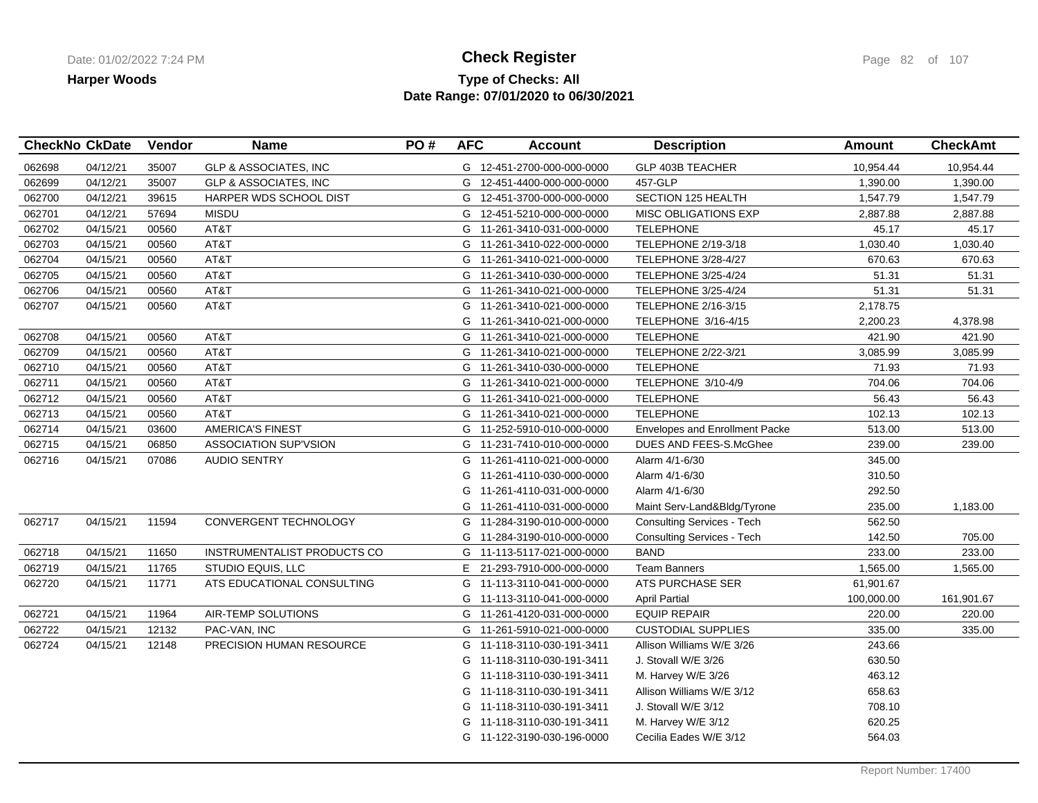# Check Register

**Harper Woods**

**Type of Checks: All**
**Date Range: 07/01/2020 to 06/30/2021**

| CheckNo | CkDate | Vendor | Name | PO # | AFC | Account | Description | Amount | CheckAmt |
|---|---|---|---|---|---|---|---|---|---|
| 062698 | 04/12/21 | 35007 | GLP & ASSOCIATES, INC | | G | 12-451-2700-000-000-0000 | GLP 403B TEACHER | 10,954.44 | 10,954.44 |
| 062699 | 04/12/21 | 35007 | GLP & ASSOCIATES, INC | | G | 12-451-4400-000-000-0000 | 457-GLP | 1,390.00 | 1,390.00 |
| 062700 | 04/12/21 | 39615 | HARPER WDS SCHOOL DIST | | G | 12-451-3700-000-000-0000 | SECTION 125 HEALTH | 1,547.79 | 1,547.79 |
| 062701 | 04/12/21 | 57694 | MISDU | | G | 12-451-5210-000-000-0000 | MISC OBLIGATIONS EXP | 2,887.88 | 2,887.88 |
| 062702 | 04/15/21 | 00560 | AT&T | | G | 11-261-3410-031-000-0000 | TELEPHONE | 45.17 | 45.17 |
| 062703 | 04/15/21 | 00560 | AT&T | | G | 11-261-3410-022-000-0000 | TELEPHONE 2/19-3/18 | 1,030.40 | 1,030.40 |
| 062704 | 04/15/21 | 00560 | AT&T | | G | 11-261-3410-021-000-0000 | TELEPHONE 3/28-4/27 | 670.63 | 670.63 |
| 062705 | 04/15/21 | 00560 | AT&T | | G | 11-261-3410-030-000-0000 | TELEPHONE 3/25-4/24 | 51.31 | 51.31 |
| 062706 | 04/15/21 | 00560 | AT&T | | G | 11-261-3410-021-000-0000 | TELEPHONE 3/25-4/24 | 51.31 | 51.31 |
| 062707 | 04/15/21 | 00560 | AT&T | | G | 11-261-3410-021-000-0000 | TELEPHONE 2/16-3/15 | 2,178.75 | |
| | | | | | G | 11-261-3410-021-000-0000 | TELEPHONE 3/16-4/15 | 2,200.23 | 4,378.98 |
| 062708 | 04/15/21 | 00560 | AT&T | | G | 11-261-3410-021-000-0000 | TELEPHONE | 421.90 | 421.90 |
| 062709 | 04/15/21 | 00560 | AT&T | | G | 11-261-3410-021-000-0000 | TELEPHONE 2/22-3/21 | 3,085.99 | 3,085.99 |
| 062710 | 04/15/21 | 00560 | AT&T | | G | 11-261-3410-030-000-0000 | TELEPHONE | 71.93 | 71.93 |
| 062711 | 04/15/21 | 00560 | AT&T | | G | 11-261-3410-021-000-0000 | TELEPHONE 3/10-4/9 | 704.06 | 704.06 |
| 062712 | 04/15/21 | 00560 | AT&T | | G | 11-261-3410-021-000-0000 | TELEPHONE | 56.43 | 56.43 |
| 062713 | 04/15/21 | 00560 | AT&T | | G | 11-261-3410-021-000-0000 | TELEPHONE | 102.13 | 102.13 |
| 062714 | 04/15/21 | 03600 | AMERICA'S FINEST | | G | 11-252-5910-010-000-0000 | Envelopes and Enrollment Packe | 513.00 | 513.00 |
| 062715 | 04/15/21 | 06850 | ASSOCIATION SUP'VSION | | G | 11-231-7410-010-000-0000 | DUES AND FEES-S.McGhee | 239.00 | 239.00 |
| 062716 | 04/15/21 | 07086 | AUDIO SENTRY | | G | 11-261-4110-021-000-0000 | Alarm 4/1-6/30 | 345.00 | |
| | | | | | G | 11-261-4110-030-000-0000 | Alarm 4/1-6/30 | 310.50 | |
| | | | | | G | 11-261-4110-031-000-0000 | Alarm 4/1-6/30 | 292.50 | |
| | | | | | G | 11-261-4110-031-000-0000 | Maint Serv-Land&Bldg/Tyrone | 235.00 | 1,183.00 |
| 062717 | 04/15/21 | 11594 | CONVERGENT TECHNOLOGY | | G | 11-284-3190-010-000-0000 | Consulting Services - Tech | 562.50 | |
| | | | | | G | 11-284-3190-010-000-0000 | Consulting Services - Tech | 142.50 | 705.00 |
| 062718 | 04/15/21 | 11650 | INSTRUMENTALIST PRODUCTS CO | | G | 11-113-5117-021-000-0000 | BAND | 233.00 | 233.00 |
| 062719 | 04/15/21 | 11765 | STUDIO EQUIS, LLC | | E | 21-293-7910-000-000-0000 | Team Banners | 1,565.00 | 1,565.00 |
| 062720 | 04/15/21 | 11771 | ATS EDUCATIONAL CONSULTING | | G | 11-113-3110-041-000-0000 | ATS PURCHASE SER | 61,901.67 | |
| | | | | | G | 11-113-3110-041-000-0000 | April Partial | 100,000.00 | 161,901.67 |
| 062721 | 04/15/21 | 11964 | AIR-TEMP SOLUTIONS | | G | 11-261-4120-031-000-0000 | EQUIP REPAIR | 220.00 | 220.00 |
| 062722 | 04/15/21 | 12132 | PAC-VAN, INC | | G | 11-261-5910-021-000-0000 | CUSTODIAL SUPPLIES | 335.00 | 335.00 |
| 062724 | 04/15/21 | 12148 | PRECISION HUMAN RESOURCE | | G | 11-118-3110-030-191-3411 | Allison Williams W/E 3/26 | 243.66 | |
| | | | | | G | 11-118-3110-030-191-3411 | J. Stovall W/E 3/26 | 630.50 | |
| | | | | | G | 11-118-3110-030-191-3411 | M. Harvey W/E 3/26 | 463.12 | |
| | | | | | G | 11-118-3110-030-191-3411 | Allison Williams W/E 3/12 | 658.63 | |
| | | | | | G | 11-118-3110-030-191-3411 | J. Stovall W/E 3/12 | 708.10 | |
| | | | | | G | 11-118-3110-030-191-3411 | M. Harvey W/E 3/12 | 620.25 | |
| | | | | | G | 11-122-3190-030-196-0000 | Cecilia Eades W/E 3/12 | 564.03 | |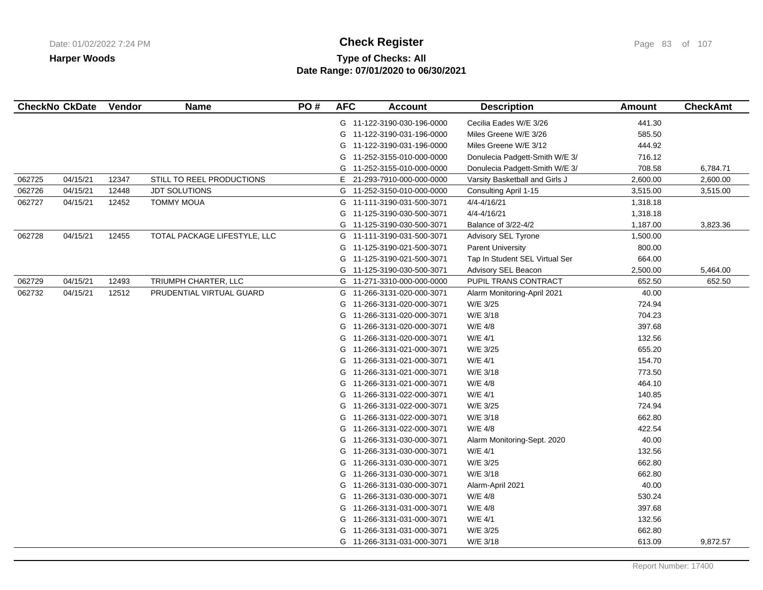**Harper Woods**

# Check Register

**Type of Checks: All**

**Date Range: 07/01/2020 to 06/30/2021**

| CheckNo | CkDate | Vendor | Name | PO # | AFC | Account | Description | Amount | CheckAmt |
|---|---|---|---|---|---|---|---|---|---|
| | | | | | G | 11-122-3190-030-196-0000 | Cecilia Eades W/E 3/26 | 441.30 | |
| | | | | | G | 11-122-3190-031-196-0000 | Miles Greene W/E 3/26 | 585.50 | |
| | | | | | G | 11-122-3190-031-196-0000 | Miles Greene W/E 3/12 | 444.92 | |
| | | | | | G | 11-252-3155-010-000-0000 | Donulecia Padgett-Smith W/E 3/ | 716.12 | |
| | | | | | G | 11-252-3155-010-000-0000 | Donulecia Padgett-Smith W/E 3/ | 708.58 | 6,784.71 |
| 062725 | 04/15/21 | 12347 | STILL TO REEL PRODUCTIONS | | E | 21-293-7910-000-000-0000 | Varsity Basketball and Girls J | 2,600.00 | 2,600.00 |
| 062726 | 04/15/21 | 12448 | JDT SOLUTIONS | | G | 11-252-3150-010-000-0000 | Consulting April 1-15 | 3,515.00 | 3,515.00 |
| 062727 | 04/15/21 | 12452 | TOMMY MOUA | | G | 11-111-3190-031-500-3071 | 4/4-4/16/21 | 1,318.18 | |
| | | | | | G | 11-125-3190-030-500-3071 | 4/4-4/16/21 | 1,318.18 | |
| | | | | | G | 11-125-3190-030-500-3071 | Balance of 3/22-4/2 | 1,187.00 | 3,823.36 |
| 062728 | 04/15/21 | 12455 | TOTAL PACKAGE LIFESTYLE, LLC | | G | 11-111-3190-031-500-3071 | Advisory SEL Tyrone | 1,500.00 | |
| | | | | | G | 11-125-3190-021-500-3071 | Parent University | 800.00 | |
| | | | | | G | 11-125-3190-021-500-3071 | Tap In Student SEL Virtual Ser | 664.00 | |
| | | | | | G | 11-125-3190-030-500-3071 | Advisory SEL Beacon | 2,500.00 | 5,464.00 |
| 062729 | 04/15/21 | 12493 | TRIUMPH CHARTER, LLC | | G | 11-271-3310-000-000-0000 | PUPIL TRANS CONTRACT | 652.50 | 652.50 |
| 062732 | 04/15/21 | 12512 | PRUDENTIAL VIRTUAL GUARD | | G | 11-266-3131-020-000-3071 | Alarm Monitoring-April 2021 | 40.00 | |
| | | | | | G | 11-266-3131-020-000-3071 | W/E 3/25 | 724.94 | |
| | | | | | G | 11-266-3131-020-000-3071 | W/E 3/18 | 704.23 | |
| | | | | | G | 11-266-3131-020-000-3071 | W/E 4/8 | 397.68 | |
| | | | | | G | 11-266-3131-020-000-3071 | W/E 4/1 | 132.56 | |
| | | | | | G | 11-266-3131-021-000-3071 | W/E 3/25 | 655.20 | |
| | | | | | G | 11-266-3131-021-000-3071 | W/E 4/1 | 154.70 | |
| | | | | | G | 11-266-3131-021-000-3071 | W/E 3/18 | 773.50 | |
| | | | | | G | 11-266-3131-021-000-3071 | W/E 4/8 | 464.10 | |
| | | | | | G | 11-266-3131-022-000-3071 | W/E 4/1 | 140.85 | |
| | | | | | G | 11-266-3131-022-000-3071 | W/E 3/25 | 724.94 | |
| | | | | | G | 11-266-3131-022-000-3071 | W/E 3/18 | 662.80 | |
| | | | | | G | 11-266-3131-022-000-3071 | W/E 4/8 | 422.54 | |
| | | | | | G | 11-266-3131-030-000-3071 | Alarm Monitoring-Sept. 2020 | 40.00 | |
| | | | | | G | 11-266-3131-030-000-3071 | W/E 4/1 | 132.56 | |
| | | | | | G | 11-266-3131-030-000-3071 | W/E 3/25 | 662.80 | |
| | | | | | G | 11-266-3131-030-000-3071 | W/E 3/18 | 662.80 | |
| | | | | | G | 11-266-3131-030-000-3071 | Alarm-April 2021 | 40.00 | |
| | | | | | G | 11-266-3131-030-000-3071 | W/E 4/8 | 530.24 | |
| | | | | | G | 11-266-3131-031-000-3071 | W/E 4/8 | 397.68 | |
| | | | | | G | 11-266-3131-031-000-3071 | W/E 4/1 | 132.56 | |
| | | | | | G | 11-266-3131-031-000-3071 | W/E 3/25 | 662.80 | |
| | | | | | G | 11-266-3131-031-000-3071 | W/E 3/18 | 613.09 | 9,872.57 |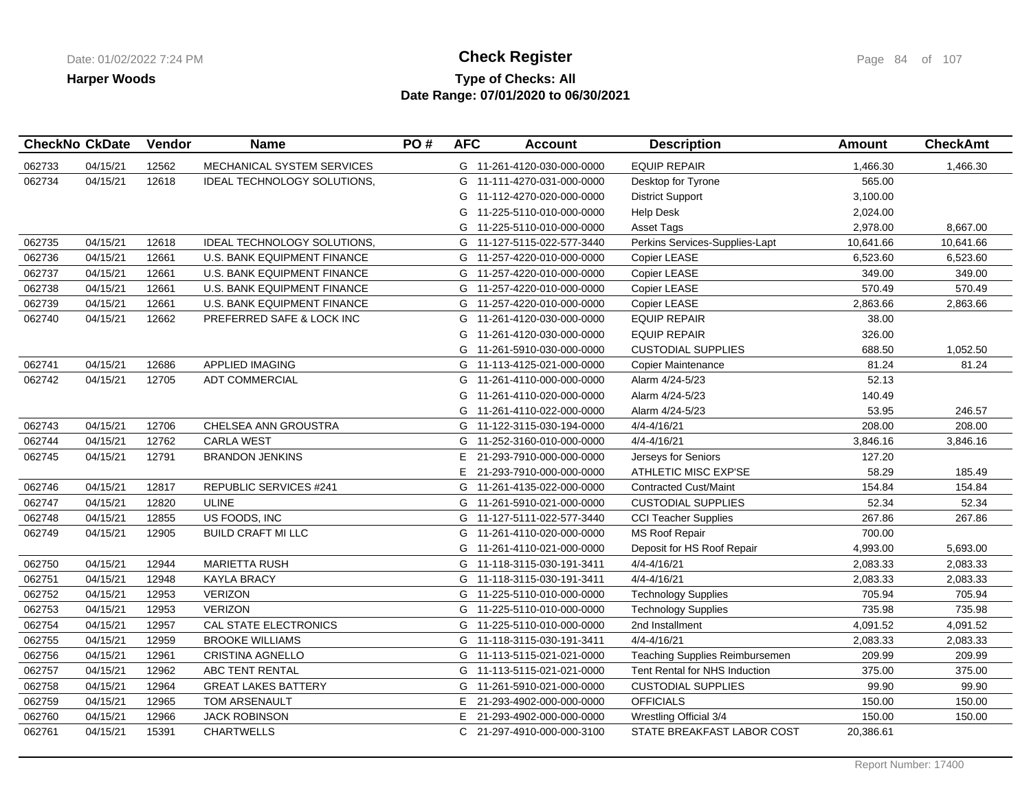Harper Woods

# Check Register

**Type of Checks: All**
**Date Range: 07/01/2020 to 06/30/2021**

| CheckNo | CkDate | Vendor | Name | PO # | AFC | Account | Description | Amount | CheckAmt |
|---|---|---|---|---|---|---|---|---|---|
| 062733 | 04/15/21 | 12562 | MECHANICAL SYSTEM SERVICES | | G | 11-261-4120-030-000-0000 | EQUIP REPAIR | 1,466.30 | 1,466.30 |
| 062734 | 04/15/21 | 12618 | IDEAL TECHNOLOGY SOLUTIONS, | | G | 11-111-4270-031-000-0000 | Desktop for Tyrone | 565.00 | |
| | | | | | G | 11-112-4270-020-000-0000 | District Support | 3,100.00 | |
| | | | | | G | 11-225-5110-010-000-0000 | Help Desk | 2,024.00 | |
| | | | | | G | 11-225-5110-010-000-0000 | Asset Tags | 2,978.00 | 8,667.00 |
| 062735 | 04/15/21 | 12618 | IDEAL TECHNOLOGY SOLUTIONS, | | G | 11-127-5115-022-577-3440 | Perkins Services-Supplies-Lapt | 10,641.66 | 10,641.66 |
| 062736 | 04/15/21 | 12661 | U.S. BANK EQUIPMENT FINANCE | | G | 11-257-4220-010-000-0000 | Copier LEASE | 6,523.60 | 6,523.60 |
| 062737 | 04/15/21 | 12661 | U.S. BANK EQUIPMENT FINANCE | | G | 11-257-4220-010-000-0000 | Copier LEASE | 349.00 | 349.00 |
| 062738 | 04/15/21 | 12661 | U.S. BANK EQUIPMENT FINANCE | | G | 11-257-4220-010-000-0000 | Copier LEASE | 570.49 | 570.49 |
| 062739 | 04/15/21 | 12661 | U.S. BANK EQUIPMENT FINANCE | | G | 11-257-4220-010-000-0000 | Copier LEASE | 2,863.66 | 2,863.66 |
| 062740 | 04/15/21 | 12662 | PREFERRED SAFE & LOCK INC | | G | 11-261-4120-030-000-0000 | EQUIP REPAIR | 38.00 | |
| | | | | | G | 11-261-4120-030-000-0000 | EQUIP REPAIR | 326.00 | |
| | | | | | G | 11-261-5910-030-000-0000 | CUSTODIAL SUPPLIES | 688.50 | 1,052.50 |
| 062741 | 04/15/21 | 12686 | APPLIED IMAGING | | G | 11-113-4125-021-000-0000 | Copier Maintenance | 81.24 | 81.24 |
| 062742 | 04/15/21 | 12705 | ADT COMMERCIAL | | G | 11-261-4110-000-000-0000 | Alarm 4/24-5/23 | 52.13 | |
| | | | | | G | 11-261-4110-020-000-0000 | Alarm 4/24-5/23 | 140.49 | |
| | | | | | G | 11-261-4110-022-000-0000 | Alarm 4/24-5/23 | 53.95 | 246.57 |
| 062743 | 04/15/21 | 12706 | CHELSEA ANN GROUSTRA | | G | 11-122-3115-030-194-0000 | 4/4-4/16/21 | 208.00 | 208.00 |
| 062744 | 04/15/21 | 12762 | CARLA WEST | | G | 11-252-3160-010-000-0000 | 4/4-4/16/21 | 3,846.16 | 3,846.16 |
| 062745 | 04/15/21 | 12791 | BRANDON JENKINS | | E | 21-293-7910-000-000-0000 | Jerseys for Seniors | 127.20 | |
| | | | | | E | 21-293-7910-000-000-0000 | ATHLETIC MISC EXP'SE | 58.29 | 185.49 |
| 062746 | 04/15/21 | 12817 | REPUBLIC SERVICES #241 | | G | 11-261-4135-022-000-0000 | Contracted Cust/Maint | 154.84 | 154.84 |
| 062747 | 04/15/21 | 12820 | ULINE | | G | 11-261-5910-021-000-0000 | CUSTODIAL SUPPLIES | 52.34 | 52.34 |
| 062748 | 04/15/21 | 12855 | US FOODS, INC | | G | 11-127-5111-022-577-3440 | CCI Teacher Supplies | 267.86 | 267.86 |
| 062749 | 04/15/21 | 12905 | BUILD CRAFT MI LLC | | G | 11-261-4110-020-000-0000 | MS Roof Repair | 700.00 | |
| | | | | | G | 11-261-4110-021-000-0000 | Deposit for HS Roof Repair | 4,993.00 | 5,693.00 |
| 062750 | 04/15/21 | 12944 | MARIETTA RUSH | | G | 11-118-3115-030-191-3411 | 4/4-4/16/21 | 2,083.33 | 2,083.33 |
| 062751 | 04/15/21 | 12948 | KAYLA BRACY | | G | 11-118-3115-030-191-3411 | 4/4-4/16/21 | 2,083.33 | 2,083.33 |
| 062752 | 04/15/21 | 12953 | VERIZON | | G | 11-225-5110-010-000-0000 | Technology Supplies | 705.94 | 705.94 |
| 062753 | 04/15/21 | 12953 | VERIZON | | G | 11-225-5110-010-000-0000 | Technology Supplies | 735.98 | 735.98 |
| 062754 | 04/15/21 | 12957 | CAL STATE ELECTRONICS | | G | 11-225-5110-010-000-0000 | 2nd Installment | 4,091.52 | 4,091.52 |
| 062755 | 04/15/21 | 12959 | BROOKE WILLIAMS | | G | 11-118-3115-030-191-3411 | 4/4-4/16/21 | 2,083.33 | 2,083.33 |
| 062756 | 04/15/21 | 12961 | CRISTINA AGNELLO | | G | 11-113-5115-021-021-0000 | Teaching Supplies Reimbursemen | 209.99 | 209.99 |
| 062757 | 04/15/21 | 12962 | ABC TENT RENTAL | | G | 11-113-5115-021-021-0000 | Tent Rental for NHS Induction | 375.00 | 375.00 |
| 062758 | 04/15/21 | 12964 | GREAT LAKES BATTERY | | G | 11-261-5910-021-000-0000 | CUSTODIAL SUPPLIES | 99.90 | 99.90 |
| 062759 | 04/15/21 | 12965 | TOM ARSENAULT | | E | 21-293-4902-000-000-0000 | OFFICIALS | 150.00 | 150.00 |
| 062760 | 04/15/21 | 12966 | JACK ROBINSON | | E | 21-293-4902-000-000-0000 | Wrestling Official 3/4 | 150.00 | 150.00 |
| 062761 | 04/15/21 | 15391 | CHARTWELLS | | C | 21-297-4910-000-000-3100 | STATE BREAKFAST LABOR COST | 20,386.61 | |

Report Number: 17400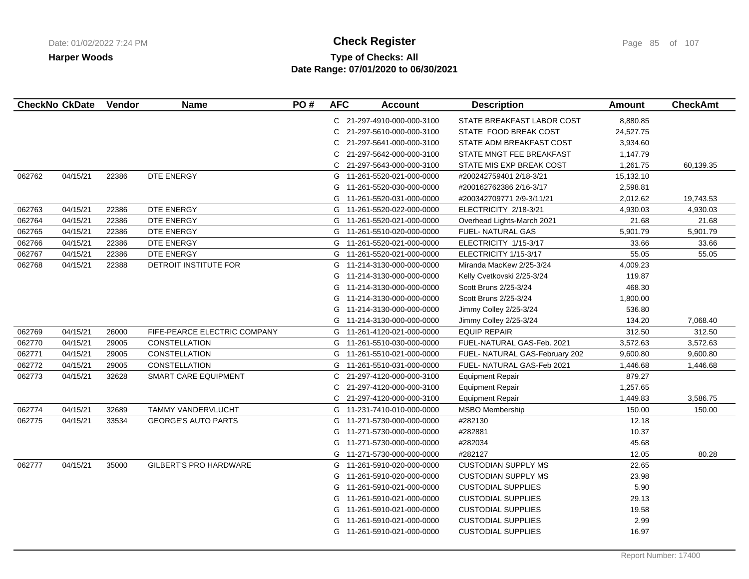# Check Register

**Harper Woods**

**Type of Checks: All**

**Date Range: 07/01/2020 to 06/30/2021**

| CheckNo | CkDate | Vendor | Name | PO # | AFC | Account | Description | Amount | CheckAmt |
|---|---|---|---|---|---|---|---|---|---|
| | | | | | C | 21-297-4910-000-000-3100 | STATE BREAKFAST LABOR COST | 8,880.85 | |
| | | | | | C | 21-297-5610-000-000-3100 | STATE FOOD BREAK COST | 24,527.75 | |
| | | | | | C | 21-297-5641-000-000-3100 | STATE ADM BREAKFAST COST | 3,934.60 | |
| | | | | | C | 21-297-5642-000-000-3100 | STATE MNGT FEE BREAKFAST | 1,147.79 | |
| | | | | | C | 21-297-5643-000-000-3100 | STATE MIS EXP BREAK COST | 1,261.75 | 60,139.35 |
| 062762 | 04/15/21 | 22386 | DTE ENERGY | | G | 11-261-5520-021-000-0000 | #200242759401 2/18-3/21 | 15,132.10 | |
| | | | | | G | 11-261-5520-030-000-0000 | #200162762386 2/16-3/17 | 2,598.81 | |
| | | | | | G | 11-261-5520-031-000-0000 | #200342709771 2/9-3/11/21 | 2,012.62 | 19,743.53 |
| 062763 | 04/15/21 | 22386 | DTE ENERGY | | G | 11-261-5520-022-000-0000 | ELECTRICITY 2/18-3/21 | 4,930.03 | 4,930.03 |
| 062764 | 04/15/21 | 22386 | DTE ENERGY | | G | 11-261-5520-021-000-0000 | Overhead Lights-March 2021 | 21.68 | 21.68 |
| 062765 | 04/15/21 | 22386 | DTE ENERGY | | G | 11-261-5510-020-000-0000 | FUEL- NATURAL GAS | 5,901.79 | 5,901.79 |
| 062766 | 04/15/21 | 22386 | DTE ENERGY | | G | 11-261-5520-021-000-0000 | ELECTRICITY 1/15-3/17 | 33.66 | 33.66 |
| 062767 | 04/15/21 | 22386 | DTE ENERGY | | G | 11-261-5520-021-000-0000 | ELECTRICITY 1/15-3/17 | 55.05 | 55.05 |
| 062768 | 04/15/21 | 22388 | DETROIT INSTITUTE FOR | | G | 11-214-3130-000-000-0000 | Miranda MacKew 2/25-3/24 | 4,009.23 | |
| | | | | | G | 11-214-3130-000-000-0000 | Kelly Cvetkovski 2/25-3/24 | 119.87 | |
| | | | | | G | 11-214-3130-000-000-0000 | Scott Bruns 2/25-3/24 | 468.30 | |
| | | | | | G | 11-214-3130-000-000-0000 | Scott Bruns 2/25-3/24 | 1,800.00 | |
| | | | | | G | 11-214-3130-000-000-0000 | Jimmy Colley 2/25-3/24 | 536.80 | |
| | | | | | G | 11-214-3130-000-000-0000 | Jimmy Colley 2/25-3/24 | 134.20 | 7,068.40 |
| 062769 | 04/15/21 | 26000 | FIFE-PEARCE ELECTRIC COMPANY | | G | 11-261-4120-021-000-0000 | EQUIP REPAIR | 312.50 | 312.50 |
| 062770 | 04/15/21 | 29005 | CONSTELLATION | | G | 11-261-5510-030-000-0000 | FUEL-NATURAL GAS-Feb. 2021 | 3,572.63 | 3,572.63 |
| 062771 | 04/15/21 | 29005 | CONSTELLATION | | G | 11-261-5510-021-000-0000 | FUEL- NATURAL GAS-February 202 | 9,600.80 | 9,600.80 |
| 062772 | 04/15/21 | 29005 | CONSTELLATION | | G | 11-261-5510-031-000-0000 | FUEL- NATURAL GAS-Feb 2021 | 1,446.68 | 1,446.68 |
| 062773 | 04/15/21 | 32628 | SMART CARE EQUIPMENT | | C | 21-297-4120-000-000-3100 | Equipment Repair | 879.27 | |
| | | | | | C | 21-297-4120-000-000-3100 | Equipment Repair | 1,257.65 | |
| | | | | | C | 21-297-4120-000-000-3100 | Equipment Repair | 1,449.83 | 3,586.75 |
| 062774 | 04/15/21 | 32689 | TAMMY VANDERVLUCHT | | G | 11-231-7410-010-000-0000 | MSBO Membership | 150.00 | 150.00 |
| 062775 | 04/15/21 | 33534 | GEORGE'S AUTO PARTS | | G | 11-271-5730-000-000-0000 | #282130 | 12.18 | |
| | | | | | G | 11-271-5730-000-000-0000 | #282881 | 10.37 | |
| | | | | | G | 11-271-5730-000-000-0000 | #282034 | 45.68 | |
| | | | | | G | 11-271-5730-000-000-0000 | #282127 | 12.05 | 80.28 |
| 062777 | 04/15/21 | 35000 | GILBERT'S PRO HARDWARE | | G | 11-261-5910-020-000-0000 | CUSTODIAN SUPPLY MS | 22.65 | |
| | | | | | G | 11-261-5910-020-000-0000 | CUSTODIAN SUPPLY MS | 23.98 | |
| | | | | | G | 11-261-5910-021-000-0000 | CUSTODIAL SUPPLIES | 5.90 | |
| | | | | | G | 11-261-5910-021-000-0000 | CUSTODIAL SUPPLIES | 29.13 | |
| | | | | | G | 11-261-5910-021-000-0000 | CUSTODIAL SUPPLIES | 19.58 | |
| | | | | | G | 11-261-5910-021-000-0000 | CUSTODIAL SUPPLIES | 2.99 | |
| | | | | | G | 11-261-5910-021-000-0000 | CUSTODIAL SUPPLIES | 16.97 | |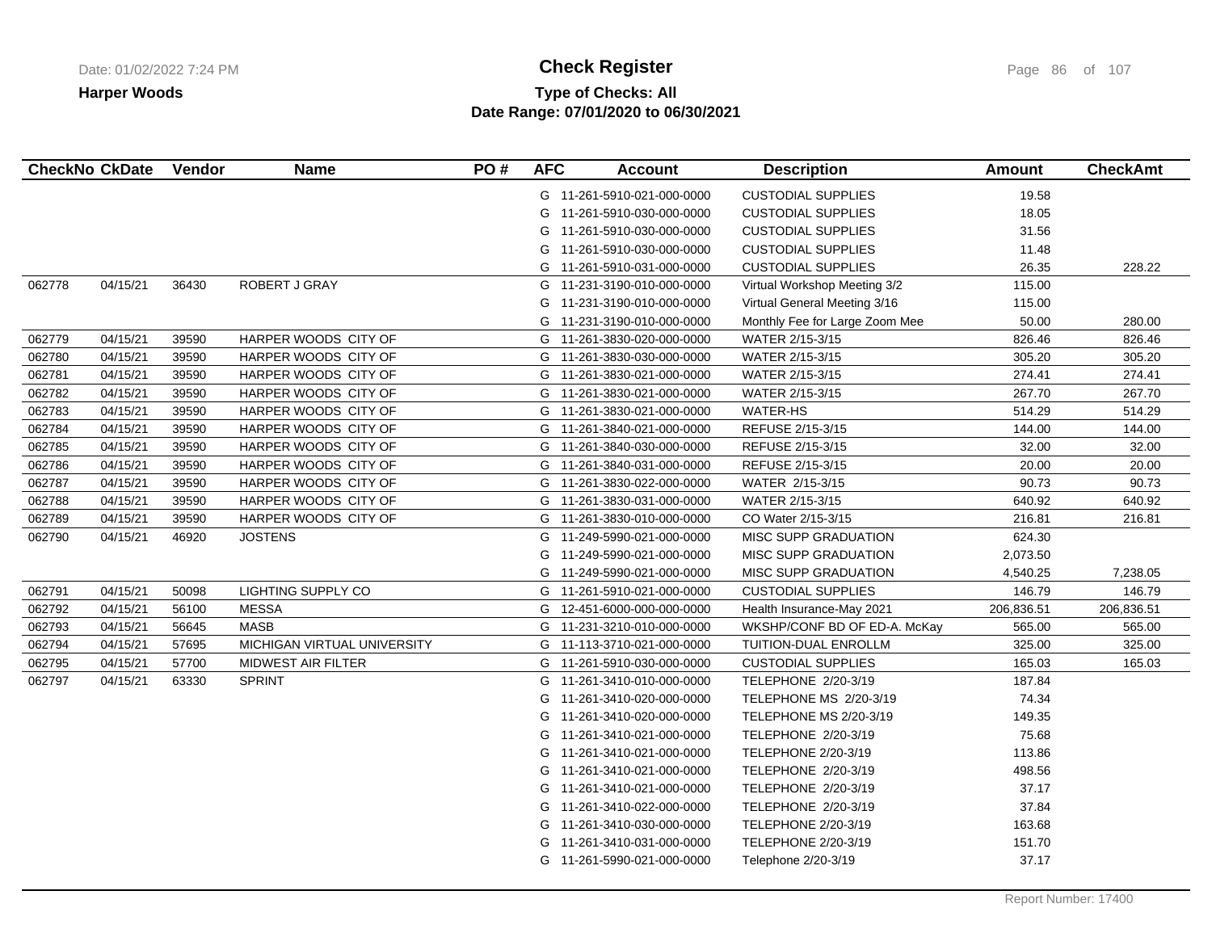**Check Register**

**Harper Woods**

**Type of Checks: All**

**Date Range: 07/01/2020 to 06/30/2021**

| CheckNo | CkDate | Vendor | Name | PO # | AFC | Account | Description | Amount | CheckAmt |
|---|---|---|---|---|---|---|---|---|---|
| | | | | | G | 11-261-5910-021-000-0000 | CUSTODIAL SUPPLIES | 19.58 | |
| | | | | | G | 11-261-5910-030-000-0000 | CUSTODIAL SUPPLIES | 18.05 | |
| | | | | | G | 11-261-5910-030-000-0000 | CUSTODIAL SUPPLIES | 31.56 | |
| | | | | | G | 11-261-5910-030-000-0000 | CUSTODIAL SUPPLIES | 11.48 | |
| | | | | | G | 11-261-5910-031-000-0000 | CUSTODIAL SUPPLIES | 26.35 | 228.22 |
| 062778 | 04/15/21 | 36430 | ROBERT J GRAY | | G | 11-231-3190-010-000-0000 | Virtual Workshop Meeting 3/2 | 115.00 | |
| | | | | | G | 11-231-3190-010-000-0000 | Virtual General Meeting 3/16 | 115.00 | |
| | | | | | G | 11-231-3190-010-000-0000 | Monthly Fee for Large Zoom Mee | 50.00 | 280.00 |
| 062779 | 04/15/21 | 39590 | HARPER WOODS CITY OF | | G | 11-261-3830-020-000-0000 | WATER 2/15-3/15 | 826.46 | 826.46 |
| 062780 | 04/15/21 | 39590 | HARPER WOODS CITY OF | | G | 11-261-3830-030-000-0000 | WATER 2/15-3/15 | 305.20 | 305.20 |
| 062781 | 04/15/21 | 39590 | HARPER WOODS CITY OF | | G | 11-261-3830-021-000-0000 | WATER 2/15-3/15 | 274.41 | 274.41 |
| 062782 | 04/15/21 | 39590 | HARPER WOODS CITY OF | | G | 11-261-3830-021-000-0000 | WATER 2/15-3/15 | 267.70 | 267.70 |
| 062783 | 04/15/21 | 39590 | HARPER WOODS CITY OF | | G | 11-261-3830-021-000-0000 | WATER-HS | 514.29 | 514.29 |
| 062784 | 04/15/21 | 39590 | HARPER WOODS CITY OF | | G | 11-261-3840-021-000-0000 | REFUSE 2/15-3/15 | 144.00 | 144.00 |
| 062785 | 04/15/21 | 39590 | HARPER WOODS CITY OF | | G | 11-261-3840-030-000-0000 | REFUSE 2/15-3/15 | 32.00 | 32.00 |
| 062786 | 04/15/21 | 39590 | HARPER WOODS CITY OF | | G | 11-261-3840-031-000-0000 | REFUSE 2/15-3/15 | 20.00 | 20.00 |
| 062787 | 04/15/21 | 39590 | HARPER WOODS CITY OF | | G | 11-261-3830-022-000-0000 | WATER 2/15-3/15 | 90.73 | 90.73 |
| 062788 | 04/15/21 | 39590 | HARPER WOODS CITY OF | | G | 11-261-3830-031-000-0000 | WATER 2/15-3/15 | 640.92 | 640.92 |
| 062789 | 04/15/21 | 39590 | HARPER WOODS CITY OF | | G | 11-261-3830-010-000-0000 | CO Water 2/15-3/15 | 216.81 | 216.81 |
| 062790 | 04/15/21 | 46920 | JOSTENS | | G | 11-249-5990-021-000-0000 | MISC SUPP GRADUATION | 624.30 | |
| | | | | | G | 11-249-5990-021-000-0000 | MISC SUPP GRADUATION | 2,073.50 | |
| | | | | | G | 11-249-5990-021-000-0000 | MISC SUPP GRADUATION | 4,540.25 | 7,238.05 |
| 062791 | 04/15/21 | 50098 | LIGHTING SUPPLY CO | | G | 11-261-5910-021-000-0000 | CUSTODIAL SUPPLIES | 146.79 | 146.79 |
| 062792 | 04/15/21 | 56100 | MESSA | | G | 12-451-6000-000-000-0000 | Health Insurance-May 2021 | 206,836.51 | 206,836.51 |
| 062793 | 04/15/21 | 56645 | MASB | | G | 11-231-3210-010-000-0000 | WKSHP/CONF BD OF ED-A. McKay | 565.00 | 565.00 |
| 062794 | 04/15/21 | 57695 | MICHIGAN VIRTUAL UNIVERSITY | | G | 11-113-3710-021-000-0000 | TUITION-DUAL ENROLLM | 325.00 | 325.00 |
| 062795 | 04/15/21 | 57700 | MIDWEST AIR FILTER | | G | 11-261-5910-030-000-0000 | CUSTODIAL SUPPLIES | 165.03 | 165.03 |
| 062797 | 04/15/21 | 63330 | SPRINT | | G | 11-261-3410-010-000-0000 | TELEPHONE 2/20-3/19 | 187.84 | |
| | | | | | G | 11-261-3410-020-000-0000 | TELEPHONE MS 2/20-3/19 | 74.34 | |
| | | | | | G | 11-261-3410-020-000-0000 | TELEPHONE MS 2/20-3/19 | 149.35 | |
| | | | | | G | 11-261-3410-021-000-0000 | TELEPHONE 2/20-3/19 | 75.68 | |
| | | | | | G | 11-261-3410-021-000-0000 | TELEPHONE 2/20-3/19 | 113.86 | |
| | | | | | G | 11-261-3410-021-000-0000 | TELEPHONE 2/20-3/19 | 498.56 | |
| | | | | | G | 11-261-3410-021-000-0000 | TELEPHONE 2/20-3/19 | 37.17 | |
| | | | | | G | 11-261-3410-022-000-0000 | TELEPHONE 2/20-3/19 | 37.84 | |
| | | | | | G | 11-261-3410-030-000-0000 | TELEPHONE 2/20-3/19 | 163.68 | |
| | | | | | G | 11-261-3410-031-000-0000 | TELEPHONE 2/20-3/19 | 151.70 | |
| | | | | | G | 11-261-5990-021-000-0000 | Telephone 2/20-3/19 | 37.17 | |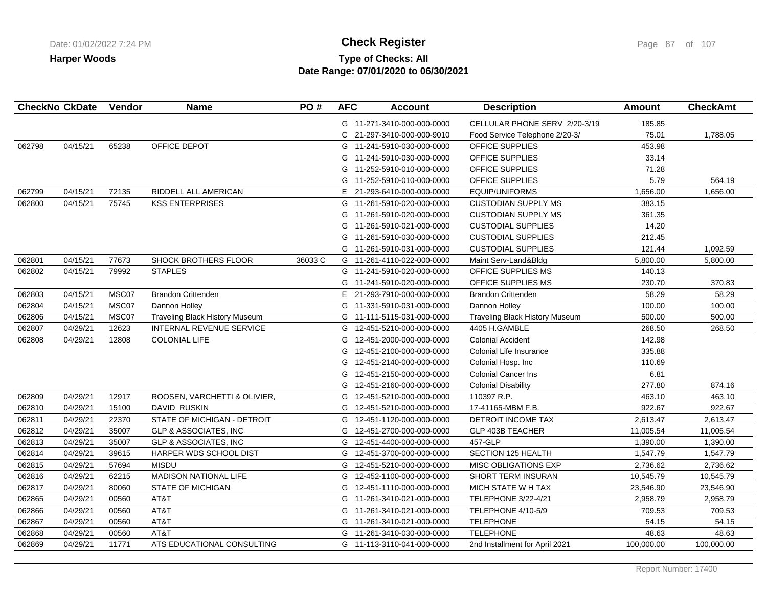**Harper Woods**

# Check Register

**Type of Checks: All**
**Date Range: 07/01/2020 to 06/30/2021**

| CheckNo | CkDate | Vendor | Name | PO # | AFC | Account | Description | Amount | CheckAmt |
|---|---|---|---|---|---|---|---|---|---|
| | | | | | G | 11-271-3410-000-000-0000 | CELLULAR PHONE SERV 2/20-3/19 | 185.85 | |
| | | | | | C | 21-297-3410-000-000-9010 | Food Service Telephone 2/20-3/ | 75.01 | 1,788.05 |
| 062798 | 04/15/21 | 65238 | OFFICE DEPOT | | G | 11-241-5910-030-000-0000 | OFFICE SUPPLIES | 453.98 | |
| | | | | | G | 11-241-5910-030-000-0000 | OFFICE SUPPLIES | 33.14 | |
| | | | | | G | 11-252-5910-010-000-0000 | OFFICE SUPPLIES | 71.28 | |
| | | | | | G | 11-252-5910-010-000-0000 | OFFICE SUPPLIES | 5.79 | 564.19 |
| 062799 | 04/15/21 | 72135 | RIDDELL ALL AMERICAN | | E | 21-293-6410-000-000-0000 | EQUIP/UNIFORMS | 1,656.00 | 1,656.00 |
| 062800 | 04/15/21 | 75745 | KSS ENTERPRISES | | G | 11-261-5910-020-000-0000 | CUSTODIAN SUPPLY MS | 383.15 | |
| | | | | | G | 11-261-5910-020-000-0000 | CUSTODIAN SUPPLY MS | 361.35 | |
| | | | | | G | 11-261-5910-021-000-0000 | CUSTODIAL SUPPLIES | 14.20 | |
| | | | | | G | 11-261-5910-030-000-0000 | CUSTODIAL SUPPLIES | 212.45 | |
| | | | | | G | 11-261-5910-031-000-0000 | CUSTODIAL SUPPLIES | 121.44 | 1,092.59 |
| 062801 | 04/15/21 | 77673 | SHOCK BROTHERS FLOOR | 36033 C | G | 11-261-4110-022-000-0000 | Maint Serv-Land&Bldg | 5,800.00 | 5,800.00 |
| 062802 | 04/15/21 | 79992 | STAPLES | | G | 11-241-5910-020-000-0000 | OFFICE SUPPLIES MS | 140.13 | |
| | | | | | G | 11-241-5910-020-000-0000 | OFFICE SUPPLIES MS | 230.70 | 370.83 |
| 062803 | 04/15/21 | MSC07 | Brandon Crittenden | | E | 21-293-7910-000-000-0000 | Brandon Crittenden | 58.29 | 58.29 |
| 062804 | 04/15/21 | MSC07 | Dannon Holley | | G | 11-331-5910-031-000-0000 | Dannon Holley | 100.00 | 100.00 |
| 062806 | 04/15/21 | MSC07 | Traveling Black History Museum | | G | 11-111-5115-031-000-0000 | Traveling Black History Museum | 500.00 | 500.00 |
| 062807 | 04/29/21 | 12623 | INTERNAL REVENUE SERVICE | | G | 12-451-5210-000-000-0000 | 4405 H.GAMBLE | 268.50 | 268.50 |
| 062808 | 04/29/21 | 12808 | COLONIAL LIFE | | G | 12-451-2000-000-000-0000 | Colonial Accident | 142.98 | |
| | | | | | G | 12-451-2100-000-000-0000 | Colonial Life Insurance | 335.88 | |
| | | | | | G | 12-451-2140-000-000-0000 | Colonial Hosp. Inc | 110.69 | |
| | | | | | G | 12-451-2150-000-000-0000 | Colonial Cancer Ins | 6.81 | |
| | | | | | G | 12-451-2160-000-000-0000 | Colonial Disability | 277.80 | 874.16 |
| 062809 | 04/29/21 | 12917 | ROOSEN, VARCHETTI & OLIVIER, | | G | 12-451-5210-000-000-0000 | 110397 R.P. | 463.10 | 463.10 |
| 062810 | 04/29/21 | 15100 | DAVID RUSKIN | | G | 12-451-5210-000-000-0000 | 17-41165-MBM F.B. | 922.67 | 922.67 |
| 062811 | 04/29/21 | 22370 | STATE OF MICHIGAN - DETROIT | | G | 12-451-1120-000-000-0000 | DETROIT INCOME TAX | 2,613.47 | 2,613.47 |
| 062812 | 04/29/21 | 35007 | GLP & ASSOCIATES, INC | | G | 12-451-2700-000-000-0000 | GLP 403B TEACHER | 11,005.54 | 11,005.54 |
| 062813 | 04/29/21 | 35007 | GLP & ASSOCIATES, INC | | G | 12-451-4400-000-000-0000 | 457-GLP | 1,390.00 | 1,390.00 |
| 062814 | 04/29/21 | 39615 | HARPER WDS SCHOOL DIST | | G | 12-451-3700-000-000-0000 | SECTION 125 HEALTH | 1,547.79 | 1,547.79 |
| 062815 | 04/29/21 | 57694 | MISDU | | G | 12-451-5210-000-000-0000 | MISC OBLIGATIONS EXP | 2,736.62 | 2,736.62 |
| 062816 | 04/29/21 | 62215 | MADISON NATIONAL LIFE | | G | 12-452-1100-000-000-0000 | SHORT TERM INSURAN | 10,545.79 | 10,545.79 |
| 062817 | 04/29/21 | 80060 | STATE OF MICHIGAN | | G | 12-451-1110-000-000-0000 | MICH STATE W H TAX | 23,546.90 | 23,546.90 |
| 062865 | 04/29/21 | 00560 | AT&T | | G | 11-261-3410-021-000-0000 | TELEPHONE 3/22-4/21 | 2,958.79 | 2,958.79 |
| 062866 | 04/29/21 | 00560 | AT&T | | G | 11-261-3410-021-000-0000 | TELEPHONE 4/10-5/9 | 709.53 | 709.53 |
| 062867 | 04/29/21 | 00560 | AT&T | | G | 11-261-3410-021-000-0000 | TELEPHONE | 54.15 | 54.15 |
| 062868 | 04/29/21 | 00560 | AT&T | | G | 11-261-3410-030-000-0000 | TELEPHONE | 48.63 | 48.63 |
| 062869 | 04/29/21 | 11771 | ATS EDUCATIONAL CONSULTING | | G | 11-113-3110-041-000-0000 | 2nd Installment for April 2021 | 100,000.00 | 100,000.00 |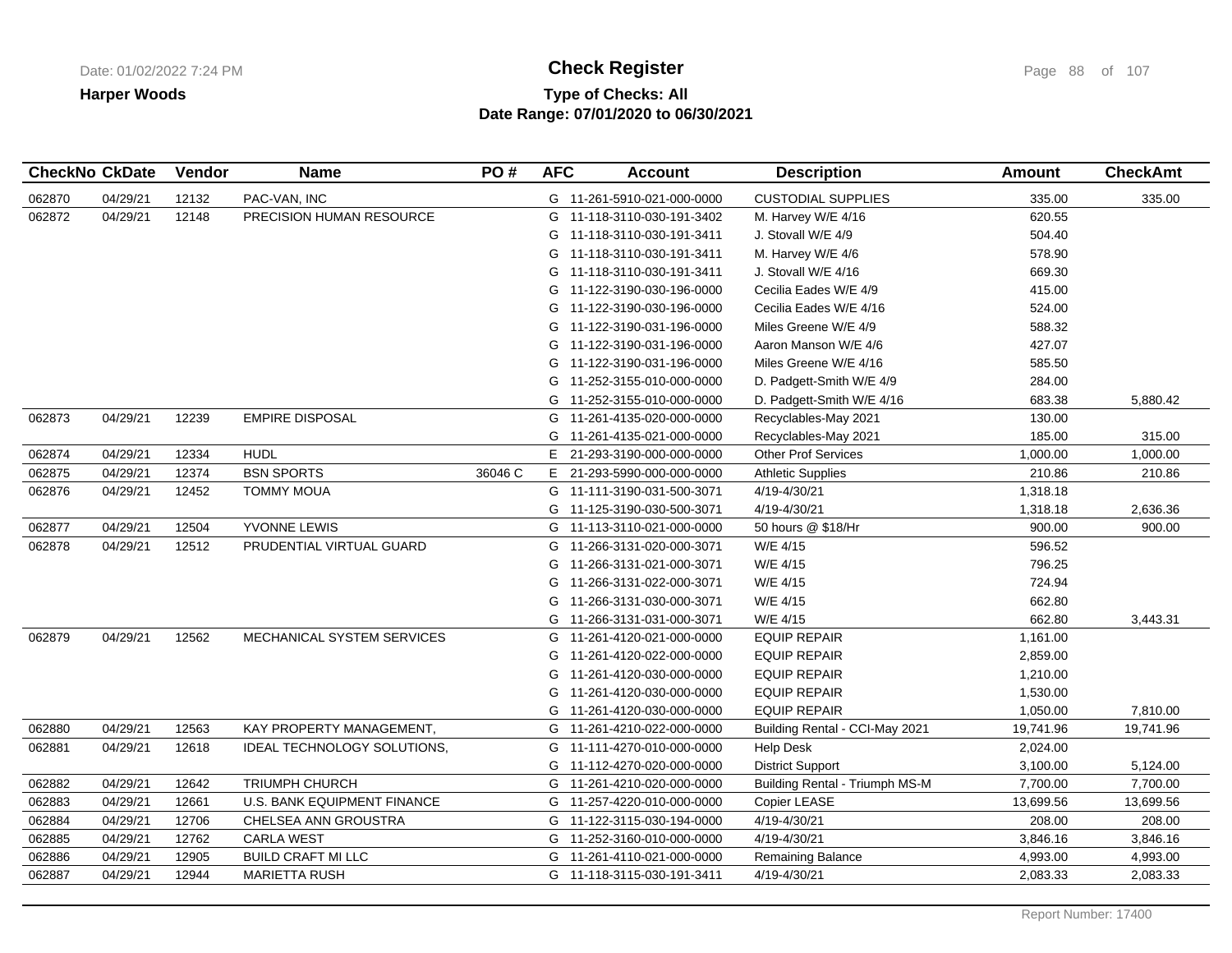# Check Register

**Harper Woods**

**Type of Checks: All**
**Date Range: 07/01/2020 to 06/30/2021**

| CheckNo | CkDate | Vendor | Name | PO # | AFC | Account | Description | Amount | CheckAmt |
|---|---|---|---|---|---|---|---|---|---|
| 062870 | 04/29/21 | 12132 | PAC-VAN, INC | | G | 11-261-5910-021-000-0000 | CUSTODIAL SUPPLIES | 335.00 | 335.00 |
| 062872 | 04/29/21 | 12148 | PRECISION HUMAN RESOURCE | | G | 11-118-3110-030-191-3402 | M. Harvey W/E 4/16 | 620.55 | |
| | | | | | G | 11-118-3110-030-191-3411 | J. Stovall W/E 4/9 | 504.40 | |
| | | | | | G | 11-118-3110-030-191-3411 | M. Harvey W/E 4/6 | 578.90 | |
| | | | | | G | 11-118-3110-030-191-3411 | J. Stovall W/E 4/16 | 669.30 | |
| | | | | | G | 11-122-3190-030-196-0000 | Cecilia Eades W/E 4/9 | 415.00 | |
| | | | | | G | 11-122-3190-030-196-0000 | Cecilia Eades W/E 4/16 | 524.00 | |
| | | | | | G | 11-122-3190-031-196-0000 | Miles Greene W/E 4/9 | 588.32 | |
| | | | | | G | 11-122-3190-031-196-0000 | Aaron Manson W/E 4/6 | 427.07 | |
| | | | | | G | 11-122-3190-031-196-0000 | Miles Greene W/E 4/16 | 585.50 | |
| | | | | | G | 11-252-3155-010-000-0000 | D. Padgett-Smith W/E 4/9 | 284.00 | |
| | | | | | G | 11-252-3155-010-000-0000 | D. Padgett-Smith W/E 4/16 | 683.38 | 5,880.42 |
| 062873 | 04/29/21 | 12239 | EMPIRE DISPOSAL | | G | 11-261-4135-020-000-0000 | Recyclables-May 2021 | 130.00 | |
| | | | | | G | 11-261-4135-021-000-0000 | Recyclables-May 2021 | 185.00 | 315.00 |
| 062874 | 04/29/21 | 12334 | HUDL | | E | 21-293-3190-000-000-0000 | Other Prof Services | 1,000.00 | 1,000.00 |
| 062875 | 04/29/21 | 12374 | BSN SPORTS | 36046 C | E | 21-293-5990-000-000-0000 | Athletic Supplies | 210.86 | 210.86 |
| 062876 | 04/29/21 | 12452 | TOMMY MOUA | | G | 11-111-3190-031-500-3071 | 4/19-4/30/21 | 1,318.18 | |
| | | | | | G | 11-125-3190-030-500-3071 | 4/19-4/30/21 | 1,318.18 | 2,636.36 |
| 062877 | 04/29/21 | 12504 | YVONNE LEWIS | | G | 11-113-3110-021-000-0000 | 50 hours @ $18/Hr | 900.00 | 900.00 |
| 062878 | 04/29/21 | 12512 | PRUDENTIAL VIRTUAL GUARD | | G | 11-266-3131-020-000-3071 | W/E 4/15 | 596.52 | |
| | | | | | G | 11-266-3131-021-000-3071 | W/E 4/15 | 796.25 | |
| | | | | | G | 11-266-3131-022-000-3071 | W/E 4/15 | 724.94 | |
| | | | | | G | 11-266-3131-030-000-3071 | W/E 4/15 | 662.80 | |
| | | | | | G | 11-266-3131-031-000-3071 | W/E 4/15 | 662.80 | 3,443.31 |
| 062879 | 04/29/21 | 12562 | MECHANICAL SYSTEM SERVICES | | G | 11-261-4120-021-000-0000 | EQUIP REPAIR | 1,161.00 | |
| | | | | | G | 11-261-4120-022-000-0000 | EQUIP REPAIR | 2,859.00 | |
| | | | | | G | 11-261-4120-030-000-0000 | EQUIP REPAIR | 1,210.00 | |
| | | | | | G | 11-261-4120-030-000-0000 | EQUIP REPAIR | 1,530.00 | |
| | | | | | G | 11-261-4120-030-000-0000 | EQUIP REPAIR | 1,050.00 | 7,810.00 |
| 062880 | 04/29/21 | 12563 | KAY PROPERTY MANAGEMENT, | | G | 11-261-4210-022-000-0000 | Building Rental - CCI-May 2021 | 19,741.96 | 19,741.96 |
| 062881 | 04/29/21 | 12618 | IDEAL TECHNOLOGY SOLUTIONS, | | G | 11-111-4270-010-000-0000 | Help Desk | 2,024.00 | |
| | | | | | G | 11-112-4270-020-000-0000 | District Support | 3,100.00 | 5,124.00 |
| 062882 | 04/29/21 | 12642 | TRIUMPH CHURCH | | G | 11-261-4210-020-000-0000 | Building Rental - Triumph MS-M | 7,700.00 | 7,700.00 |
| 062883 | 04/29/21 | 12661 | U.S. BANK EQUIPMENT FINANCE | | G | 11-257-4220-010-000-0000 | Copier LEASE | 13,699.56 | 13,699.56 |
| 062884 | 04/29/21 | 12706 | CHELSEA ANN GROUSTRA | | G | 11-122-3115-030-194-0000 | 4/19-4/30/21 | 208.00 | 208.00 |
| 062885 | 04/29/21 | 12762 | CARLA WEST | | G | 11-252-3160-010-000-0000 | 4/19-4/30/21 | 3,846.16 | 3,846.16 |
| 062886 | 04/29/21 | 12905 | BUILD CRAFT MI LLC | | G | 11-261-4110-021-000-0000 | Remaining Balance | 4,993.00 | 4,993.00 |
| 062887 | 04/29/21 | 12944 | MARIETTA RUSH | | G | 11-118-3115-030-191-3411 | 4/19-4/30/21 | 2,083.33 | 2,083.33 |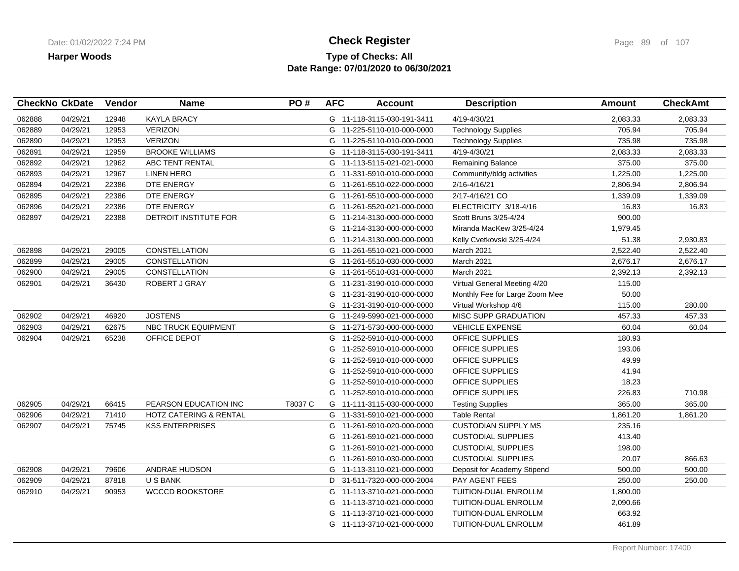**Harper Woods**

# Check Register

**Type of Checks: All**
**Date Range: 07/01/2020 to 06/30/2021**

| CheckNo | CkDate | Vendor | Name | PO # | AFC | Account | Description | Amount | CheckAmt |
|---|---|---|---|---|---|---|---|---|---|
| 062888 | 04/29/21 | 12948 | KAYLA BRACY | | G | 11-118-3115-030-191-3411 | 4/19-4/30/21 | 2,083.33 | 2,083.33 |
| 062889 | 04/29/21 | 12953 | VERIZON | | G | 11-225-5110-010-000-0000 | Technology Supplies | 705.94 | 705.94 |
| 062890 | 04/29/21 | 12953 | VERIZON | | G | 11-225-5110-010-000-0000 | Technology Supplies | 735.98 | 735.98 |
| 062891 | 04/29/21 | 12959 | BROOKE WILLIAMS | | G | 11-118-3115-030-191-3411 | 4/19-4/30/21 | 2,083.33 | 2,083.33 |
| 062892 | 04/29/21 | 12962 | ABC TENT RENTAL | | G | 11-113-5115-021-021-0000 | Remaining Balance | 375.00 | 375.00 |
| 062893 | 04/29/21 | 12967 | LINEN HERO | | G | 11-331-5910-010-000-0000 | Community/bldg activities | 1,225.00 | 1,225.00 |
| 062894 | 04/29/21 | 22386 | DTE ENERGY | | G | 11-261-5510-022-000-0000 | 2/16-4/16/21 | 2,806.94 | 2,806.94 |
| 062895 | 04/29/21 | 22386 | DTE ENERGY | | G | 11-261-5510-000-000-0000 | 2/17-4/16/21 CO | 1,339.09 | 1,339.09 |
| 062896 | 04/29/21 | 22386 | DTE ENERGY | | G | 11-261-5520-021-000-0000 | ELECTRICITY 3/18-4/16 | 16.83 | 16.83 |
| 062897 | 04/29/21 | 22388 | DETROIT INSTITUTE FOR | | G | 11-214-3130-000-000-0000 | Scott Bruns 3/25-4/24 | 900.00 | |
| | | | | | G | 11-214-3130-000-000-0000 | Miranda MacKew 3/25-4/24 | 1,979.45 | |
| | | | | | G | 11-214-3130-000-000-0000 | Kelly Cvetkovski 3/25-4/24 | 51.38 | 2,930.83 |
| 062898 | 04/29/21 | 29005 | CONSTELLATION | | G | 11-261-5510-021-000-0000 | March 2021 | 2,522.40 | 2,522.40 |
| 062899 | 04/29/21 | 29005 | CONSTELLATION | | G | 11-261-5510-030-000-0000 | March 2021 | 2,676.17 | 2,676.17 |
| 062900 | 04/29/21 | 29005 | CONSTELLATION | | G | 11-261-5510-031-000-0000 | March 2021 | 2,392.13 | 2,392.13 |
| 062901 | 04/29/21 | 36430 | ROBERT J GRAY | | G | 11-231-3190-010-000-0000 | Virtual General Meeting 4/20 | 115.00 | |
| | | | | | G | 11-231-3190-010-000-0000 | Monthly Fee for Large Zoom Mee | 50.00 | |
| | | | | | G | 11-231-3190-010-000-0000 | Virtual Workshop 4/6 | 115.00 | 280.00 |
| 062902 | 04/29/21 | 46920 | JOSTENS | | G | 11-249-5990-021-000-0000 | MISC SUPP GRADUATION | 457.33 | 457.33 |
| 062903 | 04/29/21 | 62675 | NBC TRUCK EQUIPMENT | | G | 11-271-5730-000-000-0000 | VEHICLE EXPENSE | 60.04 | 60.04 |
| 062904 | 04/29/21 | 65238 | OFFICE DEPOT | | G | 11-252-5910-010-000-0000 | OFFICE SUPPLIES | 180.93 | |
| | | | | | G | 11-252-5910-010-000-0000 | OFFICE SUPPLIES | 193.06 | |
| | | | | | G | 11-252-5910-010-000-0000 | OFFICE SUPPLIES | 49.99 | |
| | | | | | G | 11-252-5910-010-000-0000 | OFFICE SUPPLIES | 41.94 | |
| | | | | | G | 11-252-5910-010-000-0000 | OFFICE SUPPLIES | 18.23 | |
| | | | | | G | 11-252-5910-010-000-0000 | OFFICE SUPPLIES | 226.83 | 710.98 |
| 062905 | 04/29/21 | 66415 | PEARSON EDUCATION INC | T8037 C | G | 11-111-3115-030-000-0000 | Testing Supplies | 365.00 | 365.00 |
| 062906 | 04/29/21 | 71410 | HOTZ CATERING & RENTAL | | G | 11-331-5910-021-000-0000 | Table Rental | 1,861.20 | 1,861.20 |
| 062907 | 04/29/21 | 75745 | KSS ENTERPRISES | | G | 11-261-5910-020-000-0000 | CUSTODIAN SUPPLY MS | 235.16 | |
| | | | | | G | 11-261-5910-021-000-0000 | CUSTODIAL SUPPLIES | 413.40 | |
| | | | | | G | 11-261-5910-021-000-0000 | CUSTODIAL SUPPLIES | 198.00 | |
| | | | | | G | 11-261-5910-030-000-0000 | CUSTODIAL SUPPLIES | 20.07 | 866.63 |
| 062908 | 04/29/21 | 79606 | ANDRAE HUDSON | | G | 11-113-3110-021-000-0000 | Deposit for Academy Stipend | 500.00 | 500.00 |
| 062909 | 04/29/21 | 87818 | U S BANK | | D | 31-511-7320-000-000-2004 | PAY AGENT FEES | 250.00 | 250.00 |
| 062910 | 04/29/21 | 90953 | WCCCD BOOKSTORE | | G | 11-113-3710-021-000-0000 | TUITION-DUAL ENROLLM | 1,800.00 | |
| | | | | | G | 11-113-3710-021-000-0000 | TUITION-DUAL ENROLLM | 2,090.66 | |
| | | | | | G | 11-113-3710-021-000-0000 | TUITION-DUAL ENROLLM | 663.92 | |
| | | | | | G | 11-113-3710-021-000-0000 | TUITION-DUAL ENROLLM | 461.89 | |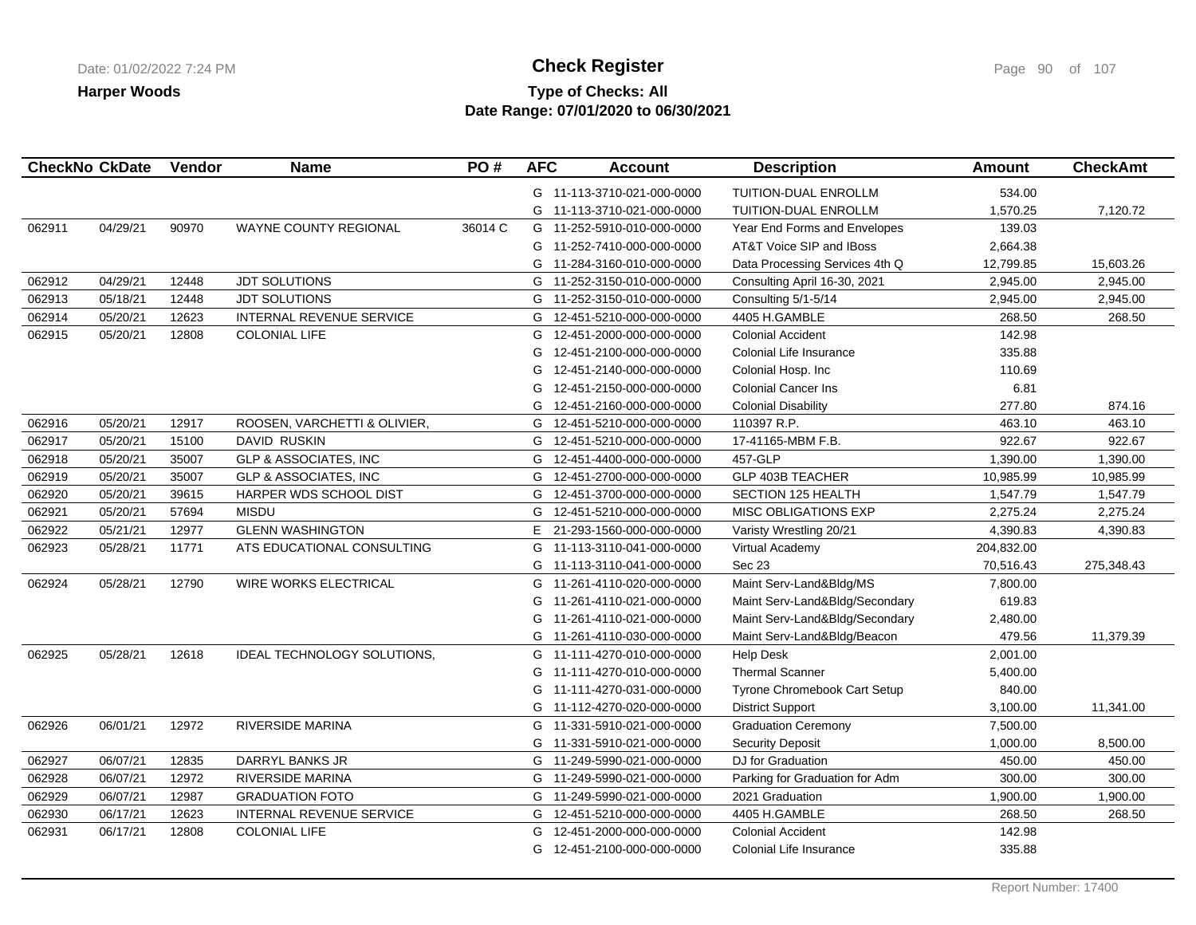**Harper Woods**

# Check Register

**Type of Checks: All**

**Date Range: 07/01/2020 to 06/30/2021**

| CheckNo | CkDate | Vendor | Name | PO # | AFC | Account | Description | Amount | CheckAmt |
|---|---|---|---|---|---|---|---|---|---|
| | | | | | G | 11-113-3710-021-000-0000 | TUITION-DUAL ENROLLM | 534.00 | |
| | | | | | G | 11-113-3710-021-000-0000 | TUITION-DUAL ENROLLM | 1,570.25 | 7,120.72 |
| 062911 | 04/29/21 | 90970 | WAYNE COUNTY REGIONAL | 36014 C | G | 11-252-5910-010-000-0000 | Year End Forms and Envelopes | 139.03 | |
| | | | | | G | 11-252-7410-000-000-0000 | AT&T Voice SIP and IBoss | 2,664.38 | |
| | | | | | G | 11-284-3160-010-000-0000 | Data Processing Services 4th Q | 12,799.85 | 15,603.26 |
| 062912 | 04/29/21 | 12448 | JDT SOLUTIONS | | G | 11-252-3150-010-000-0000 | Consulting April 16-30, 2021 | 2,945.00 | 2,945.00 |
| 062913 | 05/18/21 | 12448 | JDT SOLUTIONS | | G | 11-252-3150-010-000-0000 | Consulting 5/1-5/14 | 2,945.00 | 2,945.00 |
| 062914 | 05/20/21 | 12623 | INTERNAL REVENUE SERVICE | | G | 12-451-5210-000-000-0000 | 4405 H.GAMBLE | 268.50 | 268.50 |
| 062915 | 05/20/21 | 12808 | COLONIAL LIFE | | G | 12-451-2000-000-000-0000 | Colonial Accident | 142.98 | |
| | | | | | G | 12-451-2100-000-000-0000 | Colonial Life Insurance | 335.88 | |
| | | | | | G | 12-451-2140-000-000-0000 | Colonial Hosp. Inc | 110.69 | |
| | | | | | G | 12-451-2150-000-000-0000 | Colonial Cancer Ins | 6.81 | |
| | | | | | G | 12-451-2160-000-000-0000 | Colonial Disability | 277.80 | 874.16 |
| 062916 | 05/20/21 | 12917 | ROOSEN, VARCHETTI & OLIVIER, | | G | 12-451-5210-000-000-0000 | 110397 R.P. | 463.10 | 463.10 |
| 062917 | 05/20/21 | 15100 | DAVID RUSKIN | | G | 12-451-5210-000-000-0000 | 17-41165-MBM F.B. | 922.67 | 922.67 |
| 062918 | 05/20/21 | 35007 | GLP & ASSOCIATES, INC | | G | 12-451-4400-000-000-0000 | 457-GLP | 1,390.00 | 1,390.00 |
| 062919 | 05/20/21 | 35007 | GLP & ASSOCIATES, INC | | G | 12-451-2700-000-000-0000 | GLP 403B TEACHER | 10,985.99 | 10,985.99 |
| 062920 | 05/20/21 | 39615 | HARPER WDS SCHOOL DIST | | G | 12-451-3700-000-000-0000 | SECTION 125 HEALTH | 1,547.79 | 1,547.79 |
| 062921 | 05/20/21 | 57694 | MISDU | | G | 12-451-5210-000-000-0000 | MISC OBLIGATIONS EXP | 2,275.24 | 2,275.24 |
| 062922 | 05/21/21 | 12977 | GLENN WASHINGTON | | E | 21-293-1560-000-000-0000 | Varisty Wrestling 20/21 | 4,390.83 | 4,390.83 |
| 062923 | 05/28/21 | 11771 | ATS EDUCATIONAL CONSULTING | | G | 11-113-3110-041-000-0000 | Virtual Academy | 204,832.00 | |
| | | | | | G | 11-113-3110-041-000-0000 | Sec 23 | 70,516.43 | 275,348.43 |
| 062924 | 05/28/21 | 12790 | WIRE WORKS ELECTRICAL | | G | 11-261-4110-020-000-0000 | Maint Serv-Land&Bldg/MS | 7,800.00 | |
| | | | | | G | 11-261-4110-021-000-0000 | Maint Serv-Land&Bldg/Secondary | 619.83 | |
| | | | | | G | 11-261-4110-021-000-0000 | Maint Serv-Land&Bldg/Secondary | 2,480.00 | |
| | | | | | G | 11-261-4110-030-000-0000 | Maint Serv-Land&Bldg/Beacon | 479.56 | 11,379.39 |
| 062925 | 05/28/21 | 12618 | IDEAL TECHNOLOGY SOLUTIONS, | | G | 11-111-4270-010-000-0000 | Help Desk | 2,001.00 | |
| | | | | | G | 11-111-4270-010-000-0000 | Thermal Scanner | 5,400.00 | |
| | | | | | G | 11-111-4270-031-000-0000 | Tyrone Chromebook Cart Setup | 840.00 | |
| | | | | | G | 11-112-4270-020-000-0000 | District Support | 3,100.00 | 11,341.00 |
| 062926 | 06/01/21 | 12972 | RIVERSIDE MARINA | | G | 11-331-5910-021-000-0000 | Graduation Ceremony | 7,500.00 | |
| | | | | | G | 11-331-5910-021-000-0000 | Security Deposit | 1,000.00 | 8,500.00 |
| 062927 | 06/07/21 | 12835 | DARRYL BANKS JR | | G | 11-249-5990-021-000-0000 | DJ for Graduation | 450.00 | 450.00 |
| 062928 | 06/07/21 | 12972 | RIVERSIDE MARINA | | G | 11-249-5990-021-000-0000 | Parking for Graduation for Adm | 300.00 | 300.00 |
| 062929 | 06/07/21 | 12987 | GRADUATION FOTO | | G | 11-249-5990-021-000-0000 | 2021 Graduation | 1,900.00 | 1,900.00 |
| 062930 | 06/17/21 | 12623 | INTERNAL REVENUE SERVICE | | G | 12-451-5210-000-000-0000 | 4405 H.GAMBLE | 268.50 | 268.50 |
| 062931 | 06/17/21 | 12808 | COLONIAL LIFE | | G | 12-451-2000-000-000-0000 | Colonial Accident | 142.98 | |
| | | | | | G | 12-451-2100-000-000-0000 | Colonial Life Insurance | 335.88 | |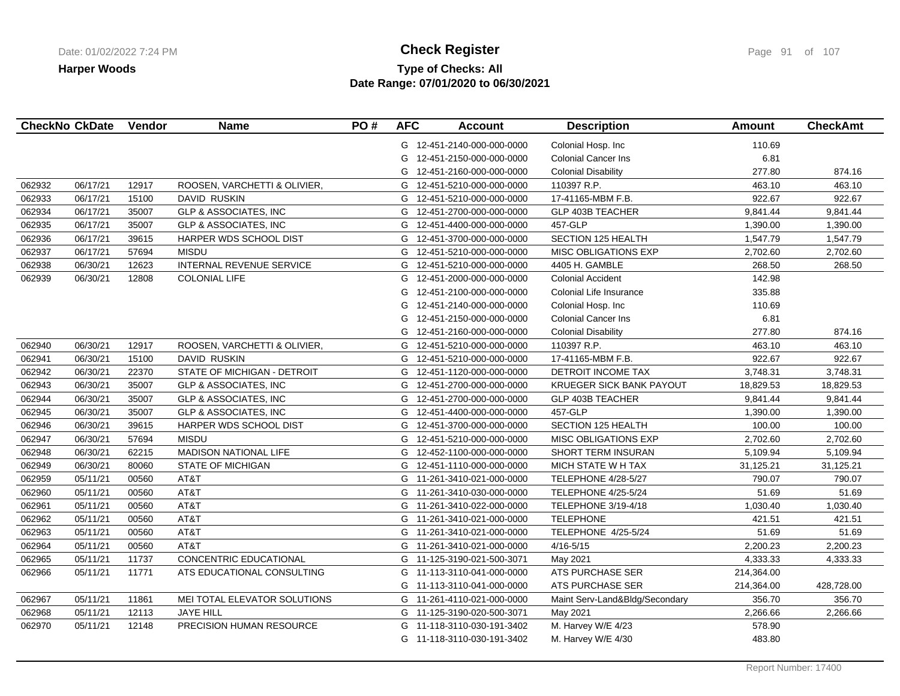**Harper Woods**

# Check Register

**Type of Checks: All**
**Date Range: 07/01/2020 to 06/30/2021**

| CheckNo | CkDate | Vendor | Name | PO # | AFC | Account | Description | Amount | CheckAmt |
|---|---|---|---|---|---|---|---|---|---|
| | | | | | G | 12-451-2140-000-000-0000 | Colonial Hosp. Inc | 110.69 | |
| | | | | | G | 12-451-2150-000-000-0000 | Colonial Cancer Ins | 6.81 | |
| | | | | | G | 12-451-2160-000-000-0000 | Colonial Disability | 277.80 | 874.16 |
| 062932 | 06/17/21 | 12917 | ROOSEN, VARCHETTI & OLIVIER, | | G | 12-451-5210-000-000-0000 | 110397 R.P. | 463.10 | 463.10 |
| 062933 | 06/17/21 | 15100 | DAVID RUSKIN | | G | 12-451-5210-000-000-0000 | 17-41165-MBM F.B. | 922.67 | 922.67 |
| 062934 | 06/17/21 | 35007 | GLP & ASSOCIATES, INC | | G | 12-451-2700-000-000-0000 | GLP 403B TEACHER | 9,841.44 | 9,841.44 |
| 062935 | 06/17/21 | 35007 | GLP & ASSOCIATES, INC | | G | 12-451-4400-000-000-0000 | 457-GLP | 1,390.00 | 1,390.00 |
| 062936 | 06/17/21 | 39615 | HARPER WDS SCHOOL DIST | | G | 12-451-3700-000-000-0000 | SECTION 125 HEALTH | 1,547.79 | 1,547.79 |
| 062937 | 06/17/21 | 57694 | MISDU | | G | 12-451-5210-000-000-0000 | MISC OBLIGATIONS EXP | 2,702.60 | 2,702.60 |
| 062938 | 06/30/21 | 12623 | INTERNAL REVENUE SERVICE | | G | 12-451-5210-000-000-0000 | 4405 H. GAMBLE | 268.50 | 268.50 |
| 062939 | 06/30/21 | 12808 | COLONIAL LIFE | | G | 12-451-2000-000-000-0000 | Colonial Accident | 142.98 | |
| | | | | | G | 12-451-2100-000-000-0000 | Colonial Life Insurance | 335.88 | |
| | | | | | G | 12-451-2140-000-000-0000 | Colonial Hosp. Inc | 110.69 | |
| | | | | | G | 12-451-2150-000-000-0000 | Colonial Cancer Ins | 6.81 | |
| | | | | | G | 12-451-2160-000-000-0000 | Colonial Disability | 277.80 | 874.16 |
| 062940 | 06/30/21 | 12917 | ROOSEN, VARCHETTI & OLIVIER, | | G | 12-451-5210-000-000-0000 | 110397 R.P. | 463.10 | 463.10 |
| 062941 | 06/30/21 | 15100 | DAVID RUSKIN | | G | 12-451-5210-000-000-0000 | 17-41165-MBM F.B. | 922.67 | 922.67 |
| 062942 | 06/30/21 | 22370 | STATE OF MICHIGAN - DETROIT | | G | 12-451-1120-000-000-0000 | DETROIT INCOME TAX | 3,748.31 | 3,748.31 |
| 062943 | 06/30/21 | 35007 | GLP & ASSOCIATES, INC | | G | 12-451-2700-000-000-0000 | KRUEGER SICK BANK PAYOUT | 18,829.53 | 18,829.53 |
| 062944 | 06/30/21 | 35007 | GLP & ASSOCIATES, INC | | G | 12-451-2700-000-000-0000 | GLP 403B TEACHER | 9,841.44 | 9,841.44 |
| 062945 | 06/30/21 | 35007 | GLP & ASSOCIATES, INC | | G | 12-451-4400-000-000-0000 | 457-GLP | 1,390.00 | 1,390.00 |
| 062946 | 06/30/21 | 39615 | HARPER WDS SCHOOL DIST | | G | 12-451-3700-000-000-0000 | SECTION 125 HEALTH | 100.00 | 100.00 |
| 062947 | 06/30/21 | 57694 | MISDU | | G | 12-451-5210-000-000-0000 | MISC OBLIGATIONS EXP | 2,702.60 | 2,702.60 |
| 062948 | 06/30/21 | 62215 | MADISON NATIONAL LIFE | | G | 12-452-1100-000-000-0000 | SHORT TERM INSURAN | 5,109.94 | 5,109.94 |
| 062949 | 06/30/21 | 80060 | STATE OF MICHIGAN | | G | 12-451-1110-000-000-0000 | MICH STATE W H TAX | 31,125.21 | 31,125.21 |
| 062959 | 05/11/21 | 00560 | AT&T | | G | 11-261-3410-021-000-0000 | TELEPHONE 4/28-5/27 | 790.07 | 790.07 |
| 062960 | 05/11/21 | 00560 | AT&T | | G | 11-261-3410-030-000-0000 | TELEPHONE 4/25-5/24 | 51.69 | 51.69 |
| 062961 | 05/11/21 | 00560 | AT&T | | G | 11-261-3410-022-000-0000 | TELEPHONE 3/19-4/18 | 1,030.40 | 1,030.40 |
| 062962 | 05/11/21 | 00560 | AT&T | | G | 11-261-3410-021-000-0000 | TELEPHONE | 421.51 | 421.51 |
| 062963 | 05/11/21 | 00560 | AT&T | | G | 11-261-3410-021-000-0000 | TELEPHONE 4/25-5/24 | 51.69 | 51.69 |
| 062964 | 05/11/21 | 00560 | AT&T | | G | 11-261-3410-021-000-0000 | 4/16-5/15 | 2,200.23 | 2,200.23 |
| 062965 | 05/11/21 | 11737 | CONCENTRIC EDUCATIONAL | | G | 11-125-3190-021-500-3071 | May 2021 | 4,333.33 | 4,333.33 |
| 062966 | 05/11/21 | 11771 | ATS EDUCATIONAL CONSULTING | | G | 11-113-3110-041-000-0000 | ATS PURCHASE SER | 214,364.00 | |
| | | | | | G | 11-113-3110-041-000-0000 | ATS PURCHASE SER | 214,364.00 | 428,728.00 |
| 062967 | 05/11/21 | 11861 | MEI TOTAL ELEVATOR SOLUTIONS | | G | 11-261-4110-021-000-0000 | Maint Serv-Land&Bldg/Secondary | 356.70 | 356.70 |
| 062968 | 05/11/21 | 12113 | JAYE HILL | | G | 11-125-3190-020-500-3071 | May 2021 | 2,266.66 | 2,266.66 |
| 062970 | 05/11/21 | 12148 | PRECISION HUMAN RESOURCE | | G | 11-118-3110-030-191-3402 | M. Harvey W/E 4/23 | 578.90 | |
| | | | | | G | 11-118-3110-030-191-3402 | M. Harvey W/E 4/30 | 483.80 | |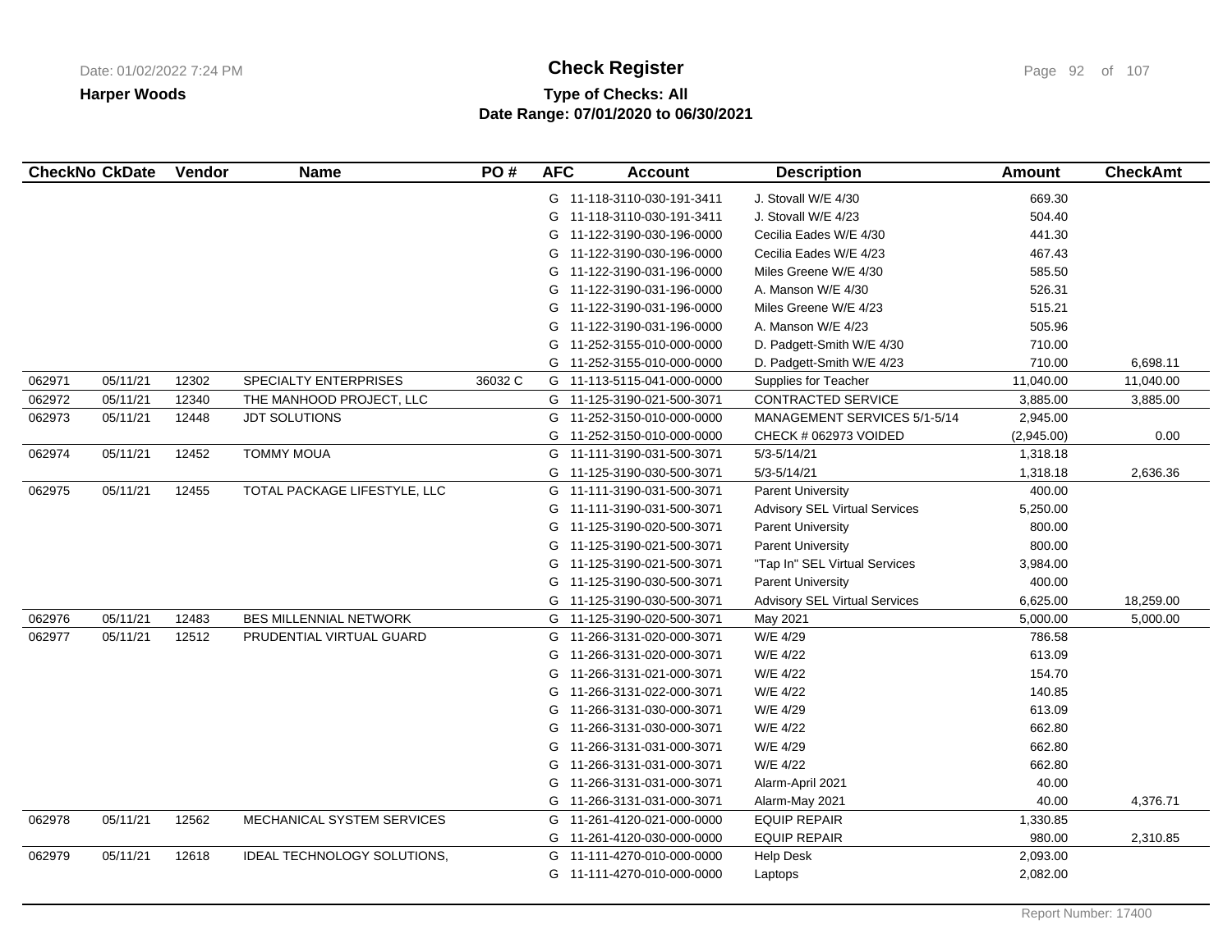**Harper Woods**

# Check Register

**Type of Checks: All**
**Date Range: 07/01/2020 to 06/30/2021**

| CheckNo | CkDate | Vendor | Name | PO # | AFC | Account | Description | Amount | CheckAmt |
|---|---|---|---|---|---|---|---|---|---|
| | | | | | G | 11-118-3110-030-191-3411 | J. Stovall W/E 4/30 | 669.30 | |
| | | | | | G | 11-118-3110-030-191-3411 | J. Stovall W/E 4/23 | 504.40 | |
| | | | | | G | 11-122-3190-030-196-0000 | Cecilia Eades W/E 4/30 | 441.30 | |
| | | | | | G | 11-122-3190-030-196-0000 | Cecilia Eades W/E 4/23 | 467.43 | |
| | | | | | G | 11-122-3190-031-196-0000 | Miles Greene W/E 4/30 | 585.50 | |
| | | | | | G | 11-122-3190-031-196-0000 | A. Manson W/E 4/30 | 526.31 | |
| | | | | | G | 11-122-3190-031-196-0000 | Miles Greene W/E 4/23 | 515.21 | |
| | | | | | G | 11-122-3190-031-196-0000 | A. Manson W/E 4/23 | 505.96 | |
| | | | | | G | 11-252-3155-010-000-0000 | D. Padgett-Smith W/E 4/30 | 710.00 | |
| | | | | | G | 11-252-3155-010-000-0000 | D. Padgett-Smith W/E 4/23 | 710.00 | 6,698.11 |
| 062971 | 05/11/21 | 12302 | SPECIALTY ENTERPRISES | 36032 C | G | 11-113-5115-041-000-0000 | Supplies for Teacher | 11,040.00 | 11,040.00 |
| 062972 | 05/11/21 | 12340 | THE MANHOOD PROJECT, LLC | | G | 11-125-3190-021-500-3071 | CONTRACTED SERVICE | 3,885.00 | 3,885.00 |
| 062973 | 05/11/21 | 12448 | JDT SOLUTIONS | | G | 11-252-3150-010-000-0000 | MANAGEMENT SERVICES 5/1-5/14 | 2,945.00 | |
| | | | | | G | 11-252-3150-010-000-0000 | CHECK # 062973 VOIDED | (2,945.00) | 0.00 |
| 062974 | 05/11/21 | 12452 | TOMMY MOUA | | G | 11-111-3190-031-500-3071 | 5/3-5/14/21 | 1,318.18 | |
| | | | | | G | 11-125-3190-030-500-3071 | 5/3-5/14/21 | 1,318.18 | 2,636.36 |
| 062975 | 05/11/21 | 12455 | TOTAL PACKAGE LIFESTYLE, LLC | | G | 11-111-3190-031-500-3071 | Parent University | 400.00 | |
| | | | | | G | 11-111-3190-031-500-3071 | Advisory SEL Virtual Services | 5,250.00 | |
| | | | | | G | 11-125-3190-020-500-3071 | Parent University | 800.00 | |
| | | | | | G | 11-125-3190-021-500-3071 | Parent University | 800.00 | |
| | | | | | G | 11-125-3190-021-500-3071 | "Tap In" SEL Virtual Services | 3,984.00 | |
| | | | | | G | 11-125-3190-030-500-3071 | Parent University | 400.00 | |
| | | | | | G | 11-125-3190-030-500-3071 | Advisory SEL Virtual Services | 6,625.00 | 18,259.00 |
| 062976 | 05/11/21 | 12483 | BES MILLENNIAL NETWORK | | G | 11-125-3190-020-500-3071 | May 2021 | 5,000.00 | 5,000.00 |
| 062977 | 05/11/21 | 12512 | PRUDENTIAL VIRTUAL GUARD | | G | 11-266-3131-020-000-3071 | W/E 4/29 | 786.58 | |
| | | | | | G | 11-266-3131-020-000-3071 | W/E 4/22 | 613.09 | |
| | | | | | G | 11-266-3131-021-000-3071 | W/E 4/22 | 154.70 | |
| | | | | | G | 11-266-3131-022-000-3071 | W/E 4/22 | 140.85 | |
| | | | | | G | 11-266-3131-030-000-3071 | W/E 4/29 | 613.09 | |
| | | | | | G | 11-266-3131-030-000-3071 | W/E 4/22 | 662.80 | |
| | | | | | G | 11-266-3131-031-000-3071 | W/E 4/29 | 662.80 | |
| | | | | | G | 11-266-3131-031-000-3071 | W/E 4/22 | 662.80 | |
| | | | | | G | 11-266-3131-031-000-3071 | Alarm-April 2021 | 40.00 | |
| | | | | | G | 11-266-3131-031-000-3071 | Alarm-May 2021 | 40.00 | 4,376.71 |
| 062978 | 05/11/21 | 12562 | MECHANICAL SYSTEM SERVICES | | G | 11-261-4120-021-000-0000 | EQUIP REPAIR | 1,330.85 | |
| | | | | | G | 11-261-4120-030-000-0000 | EQUIP REPAIR | 980.00 | 2,310.85 |
| 062979 | 05/11/21 | 12618 | IDEAL TECHNOLOGY SOLUTIONS, | | G | 11-111-4270-010-000-0000 | Help Desk | 2,093.00 | |
| | | | | | G | 11-111-4270-010-000-0000 | Laptops | 2,082.00 | |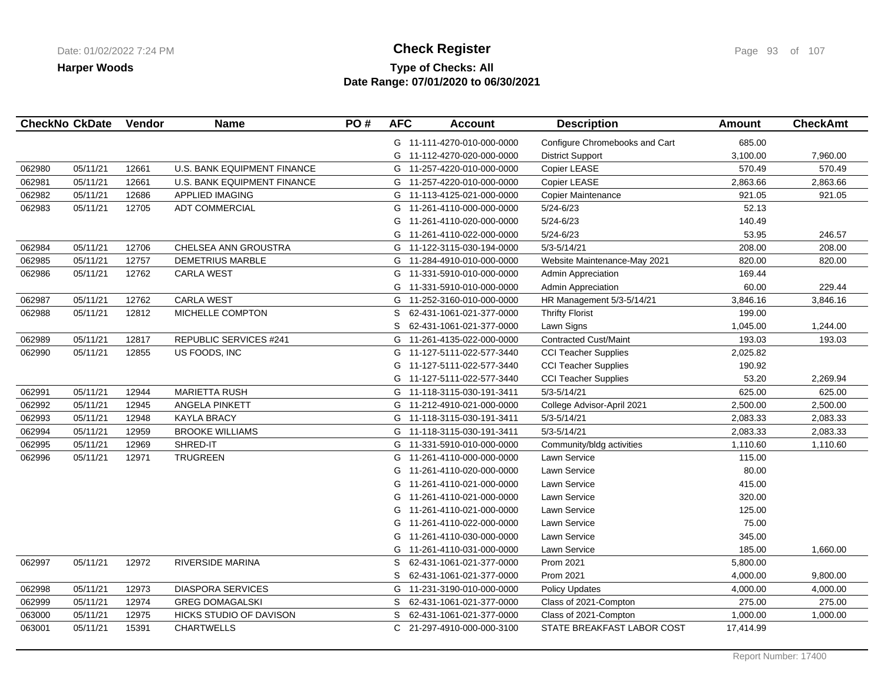**Harper Woods**

# Check Register

**Type of Checks: All**
**Date Range: 07/01/2020 to 06/30/2021**

| CheckNo | CkDate | Vendor | Name | PO # | AFC | Account | Description | Amount | CheckAmt |
|---|---|---|---|---|---|---|---|---|---|
| | | | | | G | 11-111-4270-010-000-0000 | Configure Chromebooks and Cart | 685.00 | |
| | | | | | G | 11-112-4270-020-000-0000 | District Support | 3,100.00 | 7,960.00 |
| 062980 | 05/11/21 | 12661 | U.S. BANK EQUIPMENT FINANCE | | G | 11-257-4220-010-000-0000 | Copier LEASE | 570.49 | 570.49 |
| 062981 | 05/11/21 | 12661 | U.S. BANK EQUIPMENT FINANCE | | G | 11-257-4220-010-000-0000 | Copier LEASE | 2,863.66 | 2,863.66 |
| 062982 | 05/11/21 | 12686 | APPLIED IMAGING | | G | 11-113-4125-021-000-0000 | Copier Maintenance | 921.05 | 921.05 |
| 062983 | 05/11/21 | 12705 | ADT COMMERCIAL | | G | 11-261-4110-000-000-0000 | 5/24-6/23 | 52.13 | |
| | | | | | G | 11-261-4110-020-000-0000 | 5/24-6/23 | 140.49 | |
| | | | | | G | 11-261-4110-022-000-0000 | 5/24-6/23 | 53.95 | 246.57 |
| 062984 | 05/11/21 | 12706 | CHELSEA ANN GROUSTRA | | G | 11-122-3115-030-194-0000 | 5/3-5/14/21 | 208.00 | 208.00 |
| 062985 | 05/11/21 | 12757 | DEMETRIUS MARBLE | | G | 11-284-4910-010-000-0000 | Website Maintenance-May 2021 | 820.00 | 820.00 |
| 062986 | 05/11/21 | 12762 | CARLA WEST | | G | 11-331-5910-010-000-0000 | Admin Appreciation | 169.44 | |
| | | | | | G | 11-331-5910-010-000-0000 | Admin Appreciation | 60.00 | 229.44 |
| 062987 | 05/11/21 | 12762 | CARLA WEST | | G | 11-252-3160-010-000-0000 | HR Management 5/3-5/14/21 | 3,846.16 | 3,846.16 |
| 062988 | 05/11/21 | 12812 | MICHELLE COMPTON | | S | 62-431-1061-021-377-0000 | Thrifty Florist | 199.00 | |
| | | | | | S | 62-431-1061-021-377-0000 | Lawn Signs | 1,045.00 | 1,244.00 |
| 062989 | 05/11/21 | 12817 | REPUBLIC SERVICES #241 | | G | 11-261-4135-022-000-0000 | Contracted Cust/Maint | 193.03 | 193.03 |
| 062990 | 05/11/21 | 12855 | US FOODS, INC | | G | 11-127-5111-022-577-3440 | CCI Teacher Supplies | 2,025.82 | |
| | | | | | G | 11-127-5111-022-577-3440 | CCI Teacher Supplies | 190.92 | |
| | | | | | G | 11-127-5111-022-577-3440 | CCI Teacher Supplies | 53.20 | 2,269.94 |
| 062991 | 05/11/21 | 12944 | MARIETTA RUSH | | G | 11-118-3115-030-191-3411 | 5/3-5/14/21 | 625.00 | 625.00 |
| 062992 | 05/11/21 | 12945 | ANGELA PINKETT | | G | 11-212-4910-021-000-0000 | College Advisor-April 2021 | 2,500.00 | 2,500.00 |
| 062993 | 05/11/21 | 12948 | KAYLA BRACY | | G | 11-118-3115-030-191-3411 | 5/3-5/14/21 | 2,083.33 | 2,083.33 |
| 062994 | 05/11/21 | 12959 | BROOKE WILLIAMS | | G | 11-118-3115-030-191-3411 | 5/3-5/14/21 | 2,083.33 | 2,083.33 |
| 062995 | 05/11/21 | 12969 | SHRED-IT | | G | 11-331-5910-010-000-0000 | Community/bldg activities | 1,110.60 | 1,110.60 |
| 062996 | 05/11/21 | 12971 | TRUGREEN | | G | 11-261-4110-000-000-0000 | Lawn Service | 115.00 | |
| | | | | | G | 11-261-4110-020-000-0000 | Lawn Service | 80.00 | |
| | | | | | G | 11-261-4110-021-000-0000 | Lawn Service | 415.00 | |
| | | | | | G | 11-261-4110-021-000-0000 | Lawn Service | 320.00 | |
| | | | | | G | 11-261-4110-021-000-0000 | Lawn Service | 125.00 | |
| | | | | | G | 11-261-4110-022-000-0000 | Lawn Service | 75.00 | |
| | | | | | G | 11-261-4110-030-000-0000 | Lawn Service | 345.00 | |
| | | | | | G | 11-261-4110-031-000-0000 | Lawn Service | 185.00 | 1,660.00 |
| 062997 | 05/11/21 | 12972 | RIVERSIDE MARINA | | S | 62-431-1061-021-377-0000 | Prom 2021 | 5,800.00 | |
| | | | | | S | 62-431-1061-021-377-0000 | Prom 2021 | 4,000.00 | 9,800.00 |
| 062998 | 05/11/21 | 12973 | DIASPORA SERVICES | | G | 11-231-3190-010-000-0000 | Policy Updates | 4,000.00 | 4,000.00 |
| 062999 | 05/11/21 | 12974 | GREG DOMAGALSKI | | S | 62-431-1061-021-377-0000 | Class of 2021-Compton | 275.00 | 275.00 |
| 063000 | 05/11/21 | 12975 | HICKS STUDIO OF DAVISON | | S | 62-431-1061-021-377-0000 | Class of 2021-Compton | 1,000.00 | 1,000.00 |
| 063001 | 05/11/21 | 15391 | CHARTWELLS | | C | 21-297-4910-000-000-3100 | STATE BREAKFAST LABOR COST | 17,414.99 | |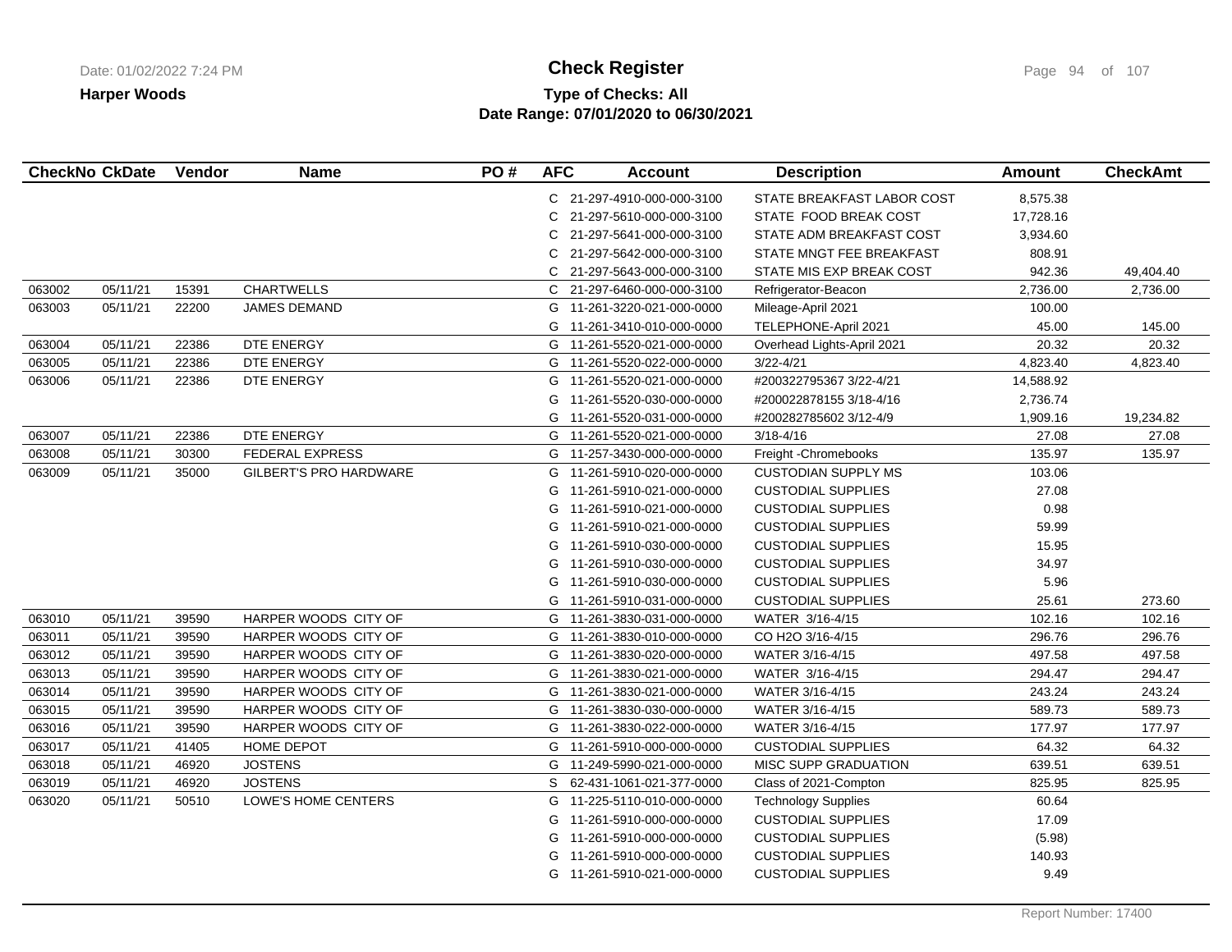**Harper Woods**

# Check Register

**Type of Checks: All**
**Date Range: 07/01/2020 to 06/30/2021**

| CheckNo | CkDate | Vendor | Name | PO # | AFC | Account | Description | Amount | CheckAmt |
|---|---|---|---|---|---|---|---|---|---|
| | | | | | C | 21-297-4910-000-000-3100 | STATE BREAKFAST LABOR COST | 8,575.38 | |
| | | | | | C | 21-297-5610-000-000-3100 | STATE FOOD BREAK COST | 17,728.16 | |
| | | | | | C | 21-297-5641-000-000-3100 | STATE ADM BREAKFAST COST | 3,934.60 | |
| | | | | | C | 21-297-5642-000-000-3100 | STATE MNGT FEE BREAKFAST | 808.91 | |
| | | | | | C | 21-297-5643-000-000-3100 | STATE MIS EXP BREAK COST | 942.36 | 49,404.40 |
| 063002 | 05/11/21 | 15391 | CHARTWELLS | | C | 21-297-6460-000-000-3100 | Refrigerator-Beacon | 2,736.00 | 2,736.00 |
| 063003 | 05/11/21 | 22200 | JAMES DEMAND | | G | 11-261-3220-021-000-0000 | Mileage-April 2021 | 100.00 | |
| | | | | | G | 11-261-3410-010-000-0000 | TELEPHONE-April 2021 | 45.00 | 145.00 |
| 063004 | 05/11/21 | 22386 | DTE ENERGY | | G | 11-261-5520-021-000-0000 | Overhead Lights-April 2021 | 20.32 | 20.32 |
| 063005 | 05/11/21 | 22386 | DTE ENERGY | | G | 11-261-5520-022-000-0000 | 3/22-4/21 | 4,823.40 | 4,823.40 |
| 063006 | 05/11/21 | 22386 | DTE ENERGY | | G | 11-261-5520-021-000-0000 | #200322795367 3/22-4/21 | 14,588.92 | |
| | | | | | G | 11-261-5520-030-000-0000 | #200022878155 3/18-4/16 | 2,736.74 | |
| | | | | | G | 11-261-5520-031-000-0000 | #200282785602 3/12-4/9 | 1,909.16 | 19,234.82 |
| 063007 | 05/11/21 | 22386 | DTE ENERGY | | G | 11-261-5520-021-000-0000 | 3/18-4/16 | 27.08 | 27.08 |
| 063008 | 05/11/21 | 30300 | FEDERAL EXPRESS | | G | 11-257-3430-000-000-0000 | Freight -Chromebooks | 135.97 | 135.97 |
| 063009 | 05/11/21 | 35000 | GILBERT'S PRO HARDWARE | | G | 11-261-5910-020-000-0000 | CUSTODIAN SUPPLY MS | 103.06 | |
| | | | | | G | 11-261-5910-021-000-0000 | CUSTODIAL SUPPLIES | 27.08 | |
| | | | | | G | 11-261-5910-021-000-0000 | CUSTODIAL SUPPLIES | 0.98 | |
| | | | | | G | 11-261-5910-021-000-0000 | CUSTODIAL SUPPLIES | 59.99 | |
| | | | | | G | 11-261-5910-030-000-0000 | CUSTODIAL SUPPLIES | 15.95 | |
| | | | | | G | 11-261-5910-030-000-0000 | CUSTODIAL SUPPLIES | 34.97 | |
| | | | | | G | 11-261-5910-030-000-0000 | CUSTODIAL SUPPLIES | 5.96 | |
| | | | | | G | 11-261-5910-031-000-0000 | CUSTODIAL SUPPLIES | 25.61 | 273.60 |
| 063010 | 05/11/21 | 39590 | HARPER WOODS CITY OF | | G | 11-261-3830-031-000-0000 | WATER 3/16-4/15 | 102.16 | 102.16 |
| 063011 | 05/11/21 | 39590 | HARPER WOODS CITY OF | | G | 11-261-3830-010-000-0000 | CO H2O 3/16-4/15 | 296.76 | 296.76 |
| 063012 | 05/11/21 | 39590 | HARPER WOODS CITY OF | | G | 11-261-3830-020-000-0000 | WATER 3/16-4/15 | 497.58 | 497.58 |
| 063013 | 05/11/21 | 39590 | HARPER WOODS CITY OF | | G | 11-261-3830-021-000-0000 | WATER 3/16-4/15 | 294.47 | 294.47 |
| 063014 | 05/11/21 | 39590 | HARPER WOODS CITY OF | | G | 11-261-3830-021-000-0000 | WATER 3/16-4/15 | 243.24 | 243.24 |
| 063015 | 05/11/21 | 39590 | HARPER WOODS CITY OF | | G | 11-261-3830-030-000-0000 | WATER 3/16-4/15 | 589.73 | 589.73 |
| 063016 | 05/11/21 | 39590 | HARPER WOODS CITY OF | | G | 11-261-3830-022-000-0000 | WATER 3/16-4/15 | 177.97 | 177.97 |
| 063017 | 05/11/21 | 41405 | HOME DEPOT | | G | 11-261-5910-000-000-0000 | CUSTODIAL SUPPLIES | 64.32 | 64.32 |
| 063018 | 05/11/21 | 46920 | JOSTENS | | G | 11-249-5990-021-000-0000 | MISC SUPP GRADUATION | 639.51 | 639.51 |
| 063019 | 05/11/21 | 46920 | JOSTENS | | S | 62-431-1061-021-377-0000 | Class of 2021-Compton | 825.95 | 825.95 |
| 063020 | 05/11/21 | 50510 | LOWE'S HOME CENTERS | | G | 11-225-5110-010-000-0000 | Technology Supplies | 60.64 | |
| | | | | | G | 11-261-5910-000-000-0000 | CUSTODIAL SUPPLIES | 17.09 | |
| | | | | | G | 11-261-5910-000-000-0000 | CUSTODIAL SUPPLIES | (5.98) | |
| | | | | | G | 11-261-5910-000-000-0000 | CUSTODIAL SUPPLIES | 140.93 | |
| | | | | | G | 11-261-5910-021-000-0000 | CUSTODIAL SUPPLIES | 9.49 | |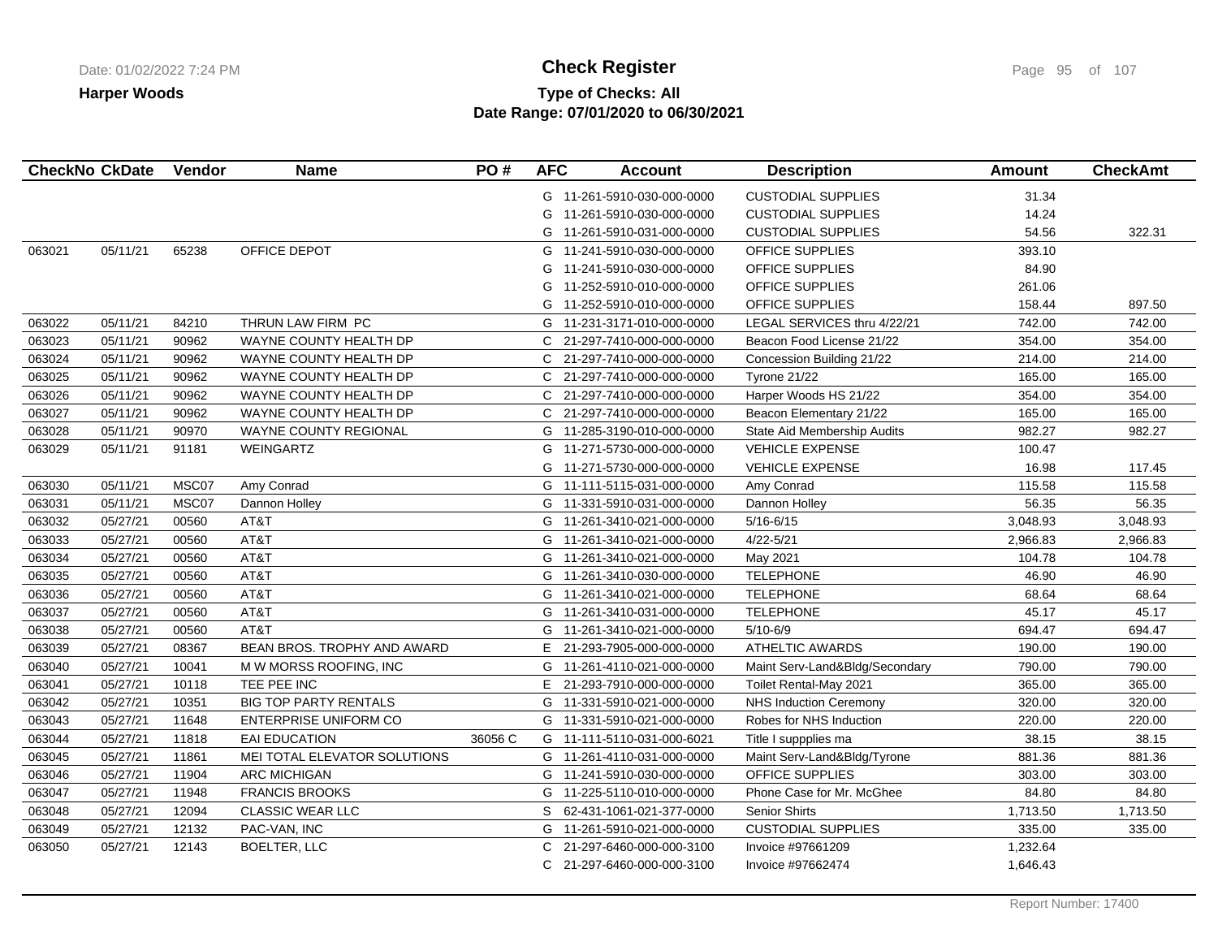**Harper Woods**

# Check Register

**Type of Checks: All**
**Date Range: 07/01/2020 to 06/30/2021**

| CheckNo | CkDate | Vendor | Name | PO # | AFC | Account | Description | Amount | CheckAmt |
|---|---|---|---|---|---|---|---|---|---|
| | | | | | G | 11-261-5910-030-000-0000 | CUSTODIAL SUPPLIES | 31.34 | |
| | | | | | G | 11-261-5910-030-000-0000 | CUSTODIAL SUPPLIES | 14.24 | |
| | | | | | G | 11-261-5910-031-000-0000 | CUSTODIAL SUPPLIES | 54.56 | 322.31 |
| 063021 | 05/11/21 | 65238 | OFFICE DEPOT | | G | 11-241-5910-030-000-0000 | OFFICE SUPPLIES | 393.10 | |
| | | | | | G | 11-241-5910-030-000-0000 | OFFICE SUPPLIES | 84.90 | |
| | | | | | G | 11-252-5910-010-000-0000 | OFFICE SUPPLIES | 261.06 | |
| | | | | | G | 11-252-5910-010-000-0000 | OFFICE SUPPLIES | 158.44 | 897.50 |
| 063022 | 05/11/21 | 84210 | THRUN LAW FIRM PC | | G | 11-231-3171-010-000-0000 | LEGAL SERVICES thru 4/22/21 | 742.00 | 742.00 |
| 063023 | 05/11/21 | 90962 | WAYNE COUNTY HEALTH DP | | C | 21-297-7410-000-000-0000 | Beacon Food License 21/22 | 354.00 | 354.00 |
| 063024 | 05/11/21 | 90962 | WAYNE COUNTY HEALTH DP | | C | 21-297-7410-000-000-0000 | Concession Building 21/22 | 214.00 | 214.00 |
| 063025 | 05/11/21 | 90962 | WAYNE COUNTY HEALTH DP | | C | 21-297-7410-000-000-0000 | Tyrone 21/22 | 165.00 | 165.00 |
| 063026 | 05/11/21 | 90962 | WAYNE COUNTY HEALTH DP | | C | 21-297-7410-000-000-0000 | Harper Woods HS 21/22 | 354.00 | 354.00 |
| 063027 | 05/11/21 | 90962 | WAYNE COUNTY HEALTH DP | | C | 21-297-7410-000-000-0000 | Beacon Elementary 21/22 | 165.00 | 165.00 |
| 063028 | 05/11/21 | 90970 | WAYNE COUNTY REGIONAL | | G | 11-285-3190-010-000-0000 | State Aid Membership Audits | 982.27 | 982.27 |
| 063029 | 05/11/21 | 91181 | WEINGARTZ | | G | 11-271-5730-000-000-0000 | VEHICLE EXPENSE | 100.47 | |
| | | | | | G | 11-271-5730-000-000-0000 | VEHICLE EXPENSE | 16.98 | 117.45 |
| 063030 | 05/11/21 | MSC07 | Amy Conrad | | G | 11-111-5115-031-000-0000 | Amy Conrad | 115.58 | 115.58 |
| 063031 | 05/11/21 | MSC07 | Dannon Holley | | G | 11-331-5910-031-000-0000 | Dannon Holley | 56.35 | 56.35 |
| 063032 | 05/27/21 | 00560 | AT&T | | G | 11-261-3410-021-000-0000 | 5/16-6/15 | 3,048.93 | 3,048.93 |
| 063033 | 05/27/21 | 00560 | AT&T | | G | 11-261-3410-021-000-0000 | 4/22-5/21 | 2,966.83 | 2,966.83 |
| 063034 | 05/27/21 | 00560 | AT&T | | G | 11-261-3410-021-000-0000 | May 2021 | 104.78 | 104.78 |
| 063035 | 05/27/21 | 00560 | AT&T | | G | 11-261-3410-030-000-0000 | TELEPHONE | 46.90 | 46.90 |
| 063036 | 05/27/21 | 00560 | AT&T | | G | 11-261-3410-021-000-0000 | TELEPHONE | 68.64 | 68.64 |
| 063037 | 05/27/21 | 00560 | AT&T | | G | 11-261-3410-031-000-0000 | TELEPHONE | 45.17 | 45.17 |
| 063038 | 05/27/21 | 00560 | AT&T | | G | 11-261-3410-021-000-0000 | 5/10-6/9 | 694.47 | 694.47 |
| 063039 | 05/27/21 | 08367 | BEAN BROS. TROPHY AND AWARD | | E | 21-293-7905-000-000-0000 | ATHELTIC AWARDS | 190.00 | 190.00 |
| 063040 | 05/27/21 | 10041 | M W MORSS ROOFING, INC | | G | 11-261-4110-021-000-0000 | Maint Serv-Land&Bldg/Secondary | 790.00 | 790.00 |
| 063041 | 05/27/21 | 10118 | TEE PEE INC | | E | 21-293-7910-000-000-0000 | Toilet Rental-May 2021 | 365.00 | 365.00 |
| 063042 | 05/27/21 | 10351 | BIG TOP PARTY RENTALS | | G | 11-331-5910-021-000-0000 | NHS Induction Ceremony | 320.00 | 320.00 |
| 063043 | 05/27/21 | 11648 | ENTERPRISE UNIFORM CO | | G | 11-331-5910-021-000-0000 | Robes for NHS Induction | 220.00 | 220.00 |
| 063044 | 05/27/21 | 11818 | EAI EDUCATION | 36056 C | G | 11-111-5110-031-000-6021 | Title I suppplies ma | 38.15 | 38.15 |
| 063045 | 05/27/21 | 11861 | MEI TOTAL ELEVATOR SOLUTIONS | | G | 11-261-4110-031-000-0000 | Maint Serv-Land&Bldg/Tyrone | 881.36 | 881.36 |
| 063046 | 05/27/21 | 11904 | ARC MICHIGAN | | G | 11-241-5910-030-000-0000 | OFFICE SUPPLIES | 303.00 | 303.00 |
| 063047 | 05/27/21 | 11948 | FRANCIS BROOKS | | G | 11-225-5110-010-000-0000 | Phone Case for Mr. McGhee | 84.80 | 84.80 |
| 063048 | 05/27/21 | 12094 | CLASSIC WEAR LLC | | S | 62-431-1061-021-377-0000 | Senior Shirts | 1,713.50 | 1,713.50 |
| 063049 | 05/27/21 | 12132 | PAC-VAN, INC | | G | 11-261-5910-021-000-0000 | CUSTODIAL SUPPLIES | 335.00 | 335.00 |
| 063050 | 05/27/21 | 12143 | BOELTER, LLC | | C | 21-297-6460-000-000-3100 | Invoice #97661209 | 1,232.64 | |
| | | | | | C | 21-297-6460-000-000-3100 | Invoice #97662474 | 1,646.43 | |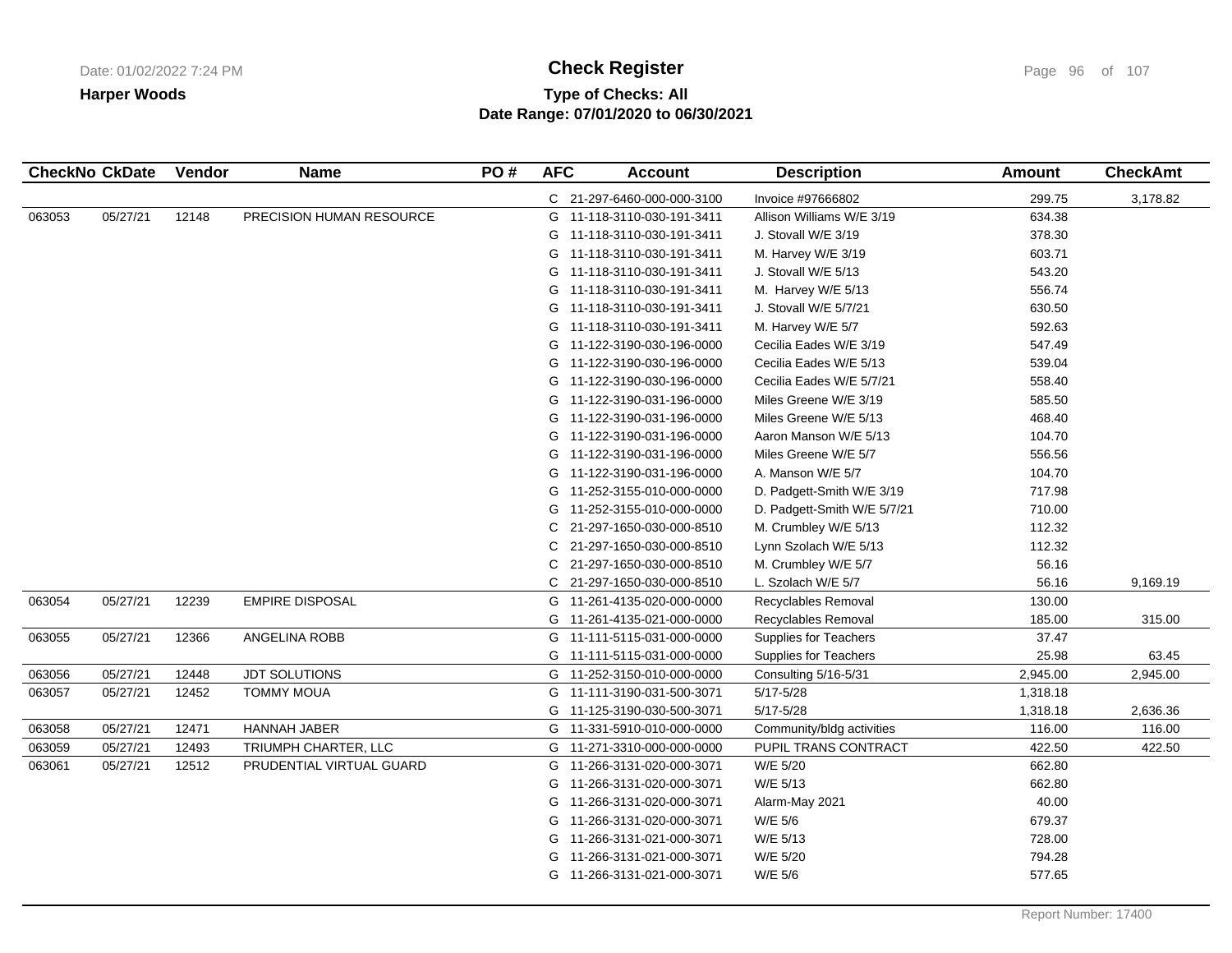**Harper Woods**

# Check Register

**Type of Checks: All**
**Date Range: 07/01/2020 to 06/30/2021**

| CheckNo | CkDate | Vendor | Name | PO # | AFC | Account | Description | Amount | CheckAmt |
|---|---|---|---|---|---|---|---|---|---|
| | | | | | C | 21-297-6460-000-000-3100 | Invoice #97666802 | 299.75 | 3,178.82 |
| 063053 | 05/27/21 | 12148 | PRECISION HUMAN RESOURCE | | G | 11-118-3110-030-191-3411 | Allison Williams W/E 3/19 | 634.38 | |
| | | | | | G | 11-118-3110-030-191-3411 | J. Stovall W/E 3/19 | 378.30 | |
| | | | | | G | 11-118-3110-030-191-3411 | M. Harvey W/E 3/19 | 603.71 | |
| | | | | | G | 11-118-3110-030-191-3411 | J. Stovall W/E 5/13 | 543.20 | |
| | | | | | G | 11-118-3110-030-191-3411 | M. Harvey W/E 5/13 | 556.74 | |
| | | | | | G | 11-118-3110-030-191-3411 | J. Stovall W/E 5/7/21 | 630.50 | |
| | | | | | G | 11-118-3110-030-191-3411 | M. Harvey W/E 5/7 | 592.63 | |
| | | | | | G | 11-122-3190-030-196-0000 | Cecilia Eades W/E 3/19 | 547.49 | |
| | | | | | G | 11-122-3190-030-196-0000 | Cecilia Eades W/E 5/13 | 539.04 | |
| | | | | | G | 11-122-3190-030-196-0000 | Cecilia Eades W/E 5/7/21 | 558.40 | |
| | | | | | G | 11-122-3190-031-196-0000 | Miles Greene W/E 3/19 | 585.50 | |
| | | | | | G | 11-122-3190-031-196-0000 | Miles Greene W/E 5/13 | 468.40 | |
| | | | | | G | 11-122-3190-031-196-0000 | Aaron Manson W/E 5/13 | 104.70 | |
| | | | | | G | 11-122-3190-031-196-0000 | Miles Greene W/E 5/7 | 556.56 | |
| | | | | | G | 11-122-3190-031-196-0000 | A. Manson W/E 5/7 | 104.70 | |
| | | | | | G | 11-252-3155-010-000-0000 | D. Padgett-Smith W/E 3/19 | 717.98 | |
| | | | | | G | 11-252-3155-010-000-0000 | D. Padgett-Smith W/E 5/7/21 | 710.00 | |
| | | | | | C | 21-297-1650-030-000-8510 | M. Crumbley W/E 5/13 | 112.32 | |
| | | | | | C | 21-297-1650-030-000-8510 | Lynn Szolach W/E 5/13 | 112.32 | |
| | | | | | C | 21-297-1650-030-000-8510 | M. Crumbley W/E 5/7 | 56.16 | |
| | | | | | C | 21-297-1650-030-000-8510 | L. Szolach W/E 5/7 | 56.16 | 9,169.19 |
| 063054 | 05/27/21 | 12239 | EMPIRE DISPOSAL | | G | 11-261-4135-020-000-0000 | Recyclables Removal | 130.00 | |
| | | | | | G | 11-261-4135-021-000-0000 | Recyclables Removal | 185.00 | 315.00 |
| 063055 | 05/27/21 | 12366 | ANGELINA ROBB | | G | 11-111-5115-031-000-0000 | Supplies for Teachers | 37.47 | |
| | | | | | G | 11-111-5115-031-000-0000 | Supplies for Teachers | 25.98 | 63.45 |
| 063056 | 05/27/21 | 12448 | JDT SOLUTIONS | | G | 11-252-3150-010-000-0000 | Consulting 5/16-5/31 | 2,945.00 | 2,945.00 |
| 063057 | 05/27/21 | 12452 | TOMMY MOUA | | G | 11-111-3190-031-500-3071 | 5/17-5/28 | 1,318.18 | |
| | | | | | G | 11-125-3190-030-500-3071 | 5/17-5/28 | 1,318.18 | 2,636.36 |
| 063058 | 05/27/21 | 12471 | HANNAH JABER | | G | 11-331-5910-010-000-0000 | Community/bldg activities | 116.00 | 116.00 |
| 063059 | 05/27/21 | 12493 | TRIUMPH CHARTER, LLC | | G | 11-271-3310-000-000-0000 | PUPIL TRANS CONTRACT | 422.50 | 422.50 |
| 063061 | 05/27/21 | 12512 | PRUDENTIAL VIRTUAL GUARD | | G | 11-266-3131-020-000-3071 | W/E 5/20 | 662.80 | |
| | | | | | G | 11-266-3131-020-000-3071 | W/E 5/13 | 662.80 | |
| | | | | | G | 11-266-3131-020-000-3071 | Alarm-May 2021 | 40.00 | |
| | | | | | G | 11-266-3131-020-000-3071 | W/E 5/6 | 679.37 | |
| | | | | | G | 11-266-3131-021-000-3071 | W/E 5/13 | 728.00 | |
| | | | | | G | 11-266-3131-021-000-3071 | W/E 5/20 | 794.28 | |
| | | | | | G | 11-266-3131-021-000-3071 | W/E 5/6 | 577.65 | |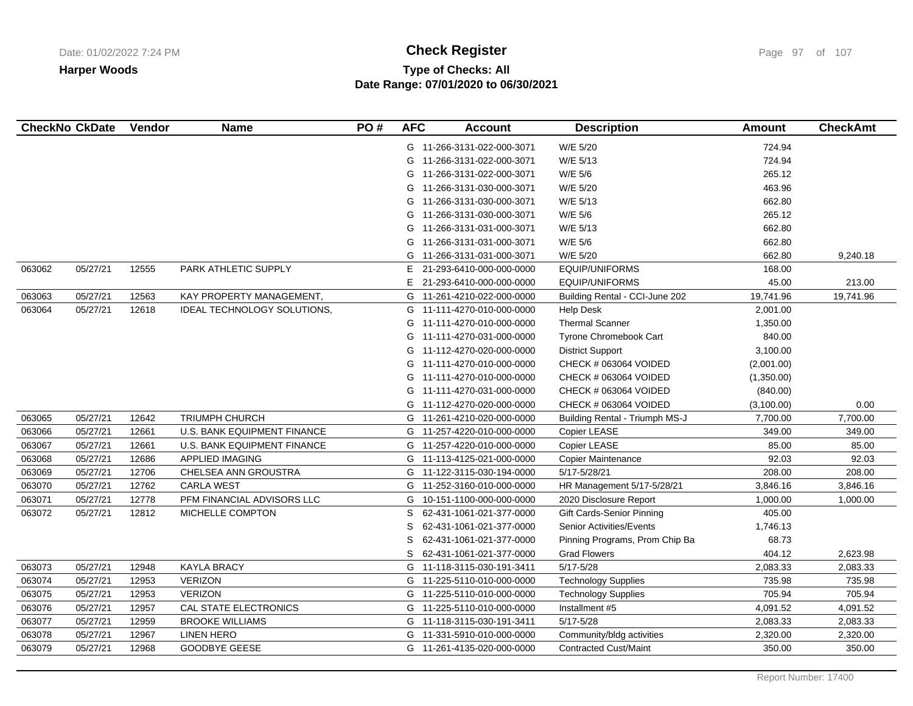**Harper Woods**

# Check Register

**Type of Checks: All**
**Date Range: 07/01/2020 to 06/30/2021**

| CheckNo | CkDate | Vendor | Name | PO # | AFC | Account | Description | Amount | CheckAmt |
|---|---|---|---|---|---|---|---|---|---|
| | | | | | G | 11-266-3131-022-000-3071 | W/E 5/20 | 724.94 | |
| | | | | | G | 11-266-3131-022-000-3071 | W/E 5/13 | 724.94 | |
| | | | | | G | 11-266-3131-022-000-3071 | W/E 5/6 | 265.12 | |
| | | | | | G | 11-266-3131-030-000-3071 | W/E 5/20 | 463.96 | |
| | | | | | G | 11-266-3131-030-000-3071 | W/E 5/13 | 662.80 | |
| | | | | | G | 11-266-3131-030-000-3071 | W/E 5/6 | 265.12 | |
| | | | | | G | 11-266-3131-031-000-3071 | W/E 5/13 | 662.80 | |
| | | | | | G | 11-266-3131-031-000-3071 | W/E 5/6 | 662.80 | |
| | | | | | G | 11-266-3131-031-000-3071 | W/E 5/20 | 662.80 | 9,240.18 |
| 063062 | 05/27/21 | 12555 | PARK ATHLETIC SUPPLY | | E | 21-293-6410-000-000-0000 | EQUIP/UNIFORMS | 168.00 | |
| | | | | | E | 21-293-6410-000-000-0000 | EQUIP/UNIFORMS | 45.00 | 213.00 |
| 063063 | 05/27/21 | 12563 | KAY PROPERTY MANAGEMENT, | | G | 11-261-4210-022-000-0000 | Building Rental - CCI-June 202 | 19,741.96 | 19,741.96 |
| 063064 | 05/27/21 | 12618 | IDEAL TECHNOLOGY SOLUTIONS, | | G | 11-111-4270-010-000-0000 | Help Desk | 2,001.00 | |
| | | | | | G | 11-111-4270-010-000-0000 | Thermal Scanner | 1,350.00 | |
| | | | | | G | 11-111-4270-031-000-0000 | Tyrone Chromebook Cart | 840.00 | |
| | | | | | G | 11-112-4270-020-000-0000 | District Support | 3,100.00 | |
| | | | | | G | 11-111-4270-010-000-0000 | CHECK # 063064 VOIDED | (2,001.00) | |
| | | | | | G | 11-111-4270-010-000-0000 | CHECK # 063064 VOIDED | (1,350.00) | |
| | | | | | G | 11-111-4270-031-000-0000 | CHECK # 063064 VOIDED | (840.00) | |
| | | | | | G | 11-112-4270-020-000-0000 | CHECK # 063064 VOIDED | (3,100.00) | 0.00 |
| 063065 | 05/27/21 | 12642 | TRIUMPH CHURCH | | G | 11-261-4210-020-000-0000 | Building Rental - Triumph MS-J | 7,700.00 | 7,700.00 |
| 063066 | 05/27/21 | 12661 | U.S. BANK EQUIPMENT FINANCE | | G | 11-257-4220-010-000-0000 | Copier LEASE | 349.00 | 349.00 |
| 063067 | 05/27/21 | 12661 | U.S. BANK EQUIPMENT FINANCE | | G | 11-257-4220-010-000-0000 | Copier LEASE | 85.00 | 85.00 |
| 063068 | 05/27/21 | 12686 | APPLIED IMAGING | | G | 11-113-4125-021-000-0000 | Copier Maintenance | 92.03 | 92.03 |
| 063069 | 05/27/21 | 12706 | CHELSEA ANN GROUSTRA | | G | 11-122-3115-030-194-0000 | 5/17-5/28/21 | 208.00 | 208.00 |
| 063070 | 05/27/21 | 12762 | CARLA WEST | | G | 11-252-3160-010-000-0000 | HR Management 5/17-5/28/21 | 3,846.16 | 3,846.16 |
| 063071 | 05/27/21 | 12778 | PFM FINANCIAL ADVISORS LLC | | G | 10-151-1100-000-000-0000 | 2020 Disclosure Report | 1,000.00 | 1,000.00 |
| 063072 | 05/27/21 | 12812 | MICHELLE COMPTON | | S | 62-431-1061-021-377-0000 | Gift Cards-Senior Pinning | 405.00 | |
| | | | | | S | 62-431-1061-021-377-0000 | Senior Activities/Events | 1,746.13 | |
| | | | | | S | 62-431-1061-021-377-0000 | Pinning Programs, Prom Chip Ba | 68.73 | |
| | | | | | S | 62-431-1061-021-377-0000 | Grad Flowers | 404.12 | 2,623.98 |
| 063073 | 05/27/21 | 12948 | KAYLA BRACY | | G | 11-118-3115-030-191-3411 | 5/17-5/28 | 2,083.33 | 2,083.33 |
| 063074 | 05/27/21 | 12953 | VERIZON | | G | 11-225-5110-010-000-0000 | Technology Supplies | 735.98 | 735.98 |
| 063075 | 05/27/21 | 12953 | VERIZON | | G | 11-225-5110-010-000-0000 | Technology Supplies | 705.94 | 705.94 |
| 063076 | 05/27/21 | 12957 | CAL STATE ELECTRONICS | | G | 11-225-5110-010-000-0000 | Installment #5 | 4,091.52 | 4,091.52 |
| 063077 | 05/27/21 | 12959 | BROOKE WILLIAMS | | G | 11-118-3115-030-191-3411 | 5/17-5/28 | 2,083.33 | 2,083.33 |
| 063078 | 05/27/21 | 12967 | LINEN HERO | | G | 11-331-5910-010-000-0000 | Community/bldg activities | 2,320.00 | 2,320.00 |
| 063079 | 05/27/21 | 12968 | GOODBYE GEESE | | G | 11-261-4135-020-000-0000 | Contracted Cust/Maint | 350.00 | 350.00 |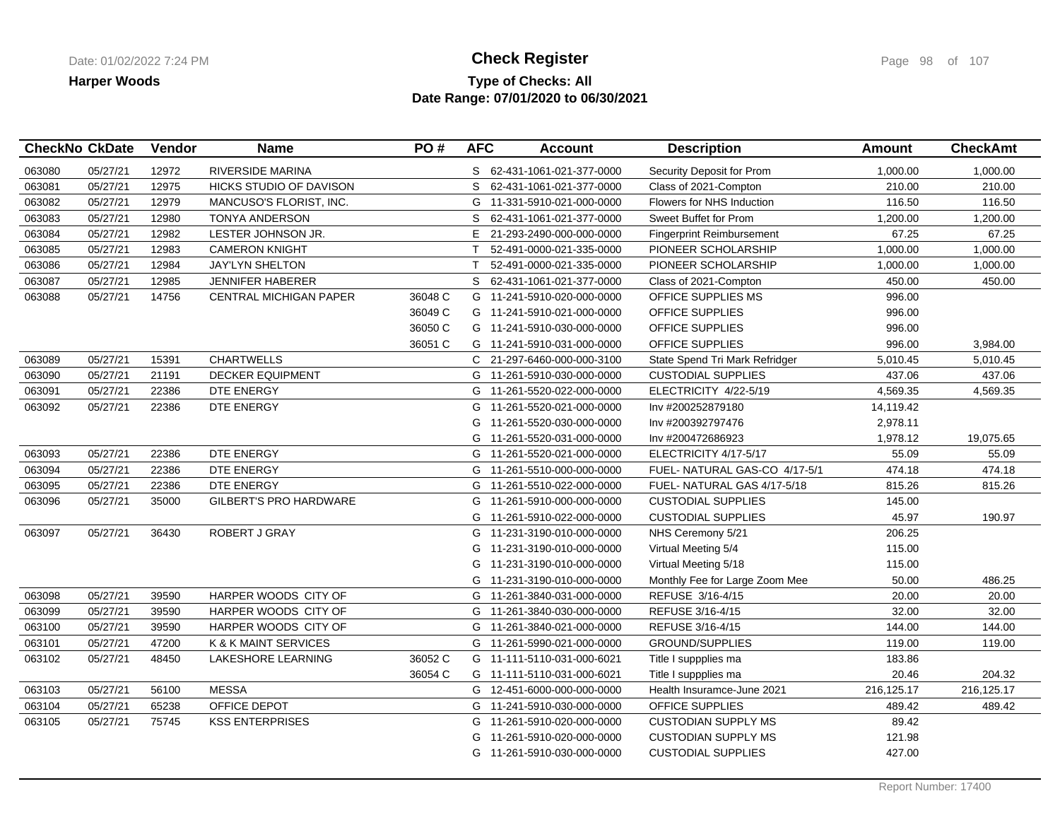**Check Register**

**Harper Woods**

**Type of Checks: All**

**Date Range: 07/01/2020 to 06/30/2021**

| CheckNo | CkDate | Vendor | Name | PO # | AFC | Account | Description | Amount | CheckAmt |
|---|---|---|---|---|---|---|---|---|---|
| 063080 | 05/27/21 | 12972 | RIVERSIDE MARINA | | S | 62-431-1061-021-377-0000 | Security Deposit for Prom | 1,000.00 | 1,000.00 |
| 063081 | 05/27/21 | 12975 | HICKS STUDIO OF DAVISON | | S | 62-431-1061-021-377-0000 | Class of 2021-Compton | 210.00 | 210.00 |
| 063082 | 05/27/21 | 12979 | MANCUSO'S FLORIST, INC. | | G | 11-331-5910-021-000-0000 | Flowers for NHS Induction | 116.50 | 116.50 |
| 063083 | 05/27/21 | 12980 | TONYA ANDERSON | | S | 62-431-1061-021-377-0000 | Sweet Buffet for Prom | 1,200.00 | 1,200.00 |
| 063084 | 05/27/21 | 12982 | LESTER JOHNSON JR. | | E | 21-293-2490-000-000-0000 | Fingerprint Reimbursement | 67.25 | 67.25 |
| 063085 | 05/27/21 | 12983 | CAMERON KNIGHT | | T | 52-491-0000-021-335-0000 | PIONEER SCHOLARSHIP | 1,000.00 | 1,000.00 |
| 063086 | 05/27/21 | 12984 | JAY'LYN SHELTON | | T | 52-491-0000-021-335-0000 | PIONEER SCHOLARSHIP | 1,000.00 | 1,000.00 |
| 063087 | 05/27/21 | 12985 | JENNIFER HABERER | | S | 62-431-1061-021-377-0000 | Class of 2021-Compton | 450.00 | 450.00 |
| 063088 | 05/27/21 | 14756 | CENTRAL MICHIGAN PAPER | 36048 C | G | 11-241-5910-020-000-0000 | OFFICE SUPPLIES MS | 996.00 | |
| | | | | 36049 C | G | 11-241-5910-021-000-0000 | OFFICE SUPPLIES | 996.00 | |
| | | | | 36050 C | G | 11-241-5910-030-000-0000 | OFFICE SUPPLIES | 996.00 | |
| | | | | 36051 C | G | 11-241-5910-031-000-0000 | OFFICE SUPPLIES | 996.00 | 3,984.00 |
| 063089 | 05/27/21 | 15391 | CHARTWELLS | | C | 21-297-6460-000-000-3100 | State Spend Tri Mark Refridger | 5,010.45 | 5,010.45 |
| 063090 | 05/27/21 | 21191 | DECKER EQUIPMENT | | G | 11-261-5910-030-000-0000 | CUSTODIAL SUPPLIES | 437.06 | 437.06 |
| 063091 | 05/27/21 | 22386 | DTE ENERGY | | G | 11-261-5520-022-000-0000 | ELECTRICITY 4/22-5/19 | 4,569.35 | 4,569.35 |
| 063092 | 05/27/21 | 22386 | DTE ENERGY | | G | 11-261-5520-021-000-0000 | Inv #200252879180 | 14,119.42 | |
| | | | | | G | 11-261-5520-030-000-0000 | Inv #200392797476 | 2,978.11 | |
| | | | | | G | 11-261-5520-031-000-0000 | Inv #200472686923 | 1,978.12 | 19,075.65 |
| 063093 | 05/27/21 | 22386 | DTE ENERGY | | G | 11-261-5520-021-000-0000 | ELECTRICITY 4/17-5/17 | 55.09 | 55.09 |
| 063094 | 05/27/21 | 22386 | DTE ENERGY | | G | 11-261-5510-000-000-0000 | FUEL- NATURAL GAS-CO 4/17-5/1 | 474.18 | 474.18 |
| 063095 | 05/27/21 | 22386 | DTE ENERGY | | G | 11-261-5510-022-000-0000 | FUEL- NATURAL GAS 4/17-5/18 | 815.26 | 815.26 |
| 063096 | 05/27/21 | 35000 | GILBERT'S PRO HARDWARE | | G | 11-261-5910-000-000-0000 | CUSTODIAL SUPPLIES | 145.00 | |
| | | | | | G | 11-261-5910-022-000-0000 | CUSTODIAL SUPPLIES | 45.97 | 190.97 |
| 063097 | 05/27/21 | 36430 | ROBERT J GRAY | | G | 11-231-3190-010-000-0000 | NHS Ceremony 5/21 | 206.25 | |
| | | | | | G | 11-231-3190-010-000-0000 | Virtual Meeting 5/4 | 115.00 | |
| | | | | | G | 11-231-3190-010-000-0000 | Virtual Meeting 5/18 | 115.00 | |
| | | | | | G | 11-231-3190-010-000-0000 | Monthly Fee for Large Zoom Mee | 50.00 | 486.25 |
| 063098 | 05/27/21 | 39590 | HARPER WOODS CITY OF | | G | 11-261-3840-031-000-0000 | REFUSE 3/16-4/15 | 20.00 | 20.00 |
| 063099 | 05/27/21 | 39590 | HARPER WOODS CITY OF | | G | 11-261-3840-030-000-0000 | REFUSE 3/16-4/15 | 32.00 | 32.00 |
| 063100 | 05/27/21 | 39590 | HARPER WOODS CITY OF | | G | 11-261-3840-021-000-0000 | REFUSE 3/16-4/15 | 144.00 | 144.00 |
| 063101 | 05/27/21 | 47200 | K & K MAINT SERVICES | | G | 11-261-5990-021-000-0000 | GROUND/SUPPLIES | 119.00 | 119.00 |
| 063102 | 05/27/21 | 48450 | LAKESHORE LEARNING | 36052 C | G | 11-111-5110-031-000-6021 | Title I suppplies ma | 183.86 | |
| | | | | 36054 C | G | 11-111-5110-031-000-6021 | Title I suppplies ma | 20.46 | 204.32 |
| 063103 | 05/27/21 | 56100 | MESSA | | G | 12-451-6000-000-000-0000 | Health Insuramce-June 2021 | 216,125.17 | 216,125.17 |
| 063104 | 05/27/21 | 65238 | OFFICE DEPOT | | G | 11-241-5910-030-000-0000 | OFFICE SUPPLIES | 489.42 | 489.42 |
| 063105 | 05/27/21 | 75745 | KSS ENTERPRISES | | G | 11-261-5910-020-000-0000 | CUSTODIAN SUPPLY MS | 89.42 | |
| | | | | | G | 11-261-5910-020-000-0000 | CUSTODIAN SUPPLY MS | 121.98 | |
| | | | | | G | 11-261-5910-030-000-0000 | CUSTODIAL SUPPLIES | 427.00 | |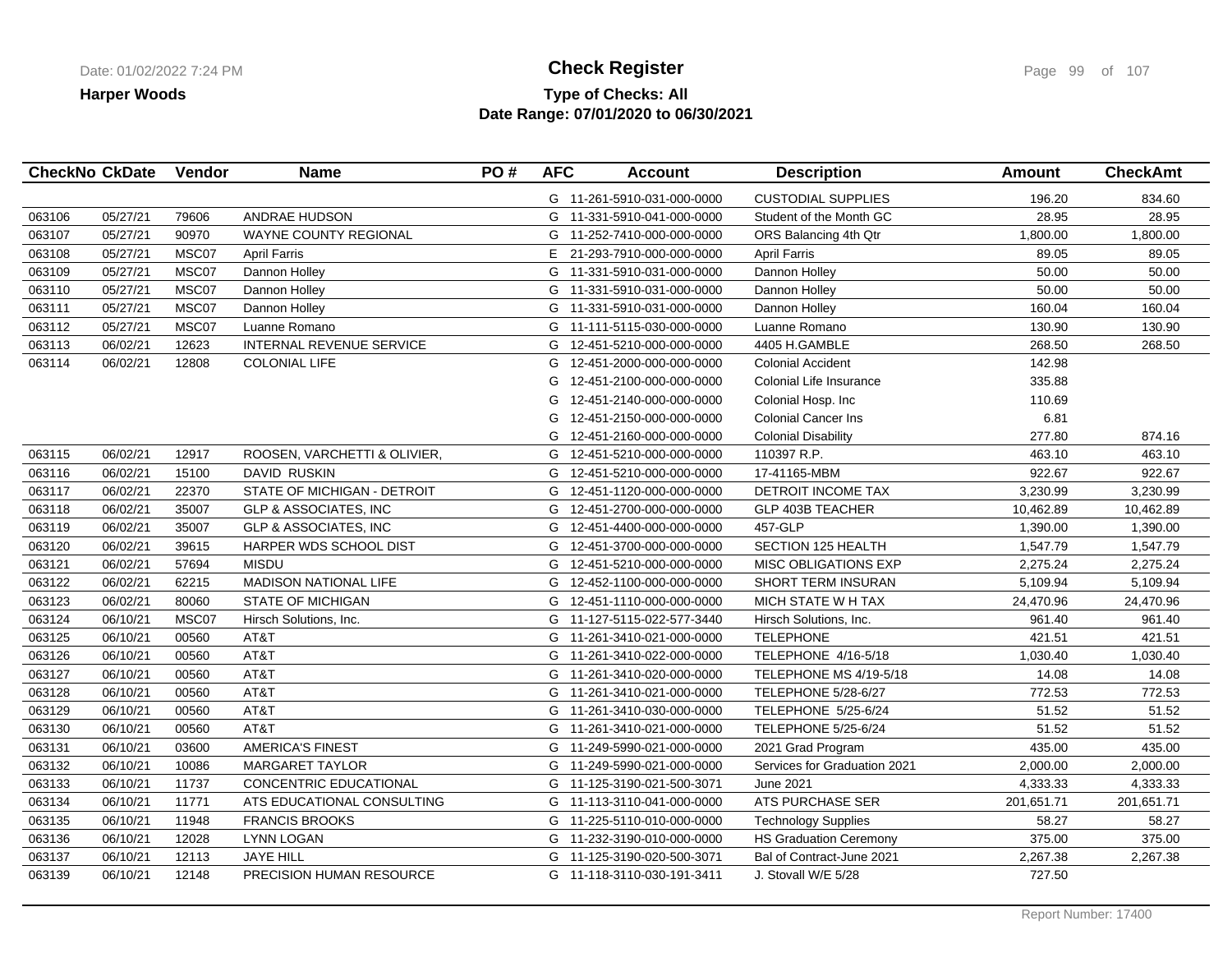**Harper Woods**

# Check Register

**Type of Checks: All**
**Date Range: 07/01/2020 to 06/30/2021**

| CheckNo | CkDate | Vendor | Name | PO # | AFC | Account | Description | Amount | CheckAmt |
|---|---|---|---|---|---|---|---|---|---|
| | | | | | G | 11-261-5910-031-000-0000 | CUSTODIAL SUPPLIES | 196.20 | 834.60 |
| 063106 | 05/27/21 | 79606 | ANDRAE HUDSON | | G | 11-331-5910-041-000-0000 | Student of the Month GC | 28.95 | 28.95 |
| 063107 | 05/27/21 | 90970 | WAYNE COUNTY REGIONAL | | G | 11-252-7410-000-000-0000 | ORS Balancing 4th Qtr | 1,800.00 | 1,800.00 |
| 063108 | 05/27/21 | MSC07 | April Farris | | E | 21-293-7910-000-000-0000 | April Farris | 89.05 | 89.05 |
| 063109 | 05/27/21 | MSC07 | Dannon Holley | | G | 11-331-5910-031-000-0000 | Dannon Holley | 50.00 | 50.00 |
| 063110 | 05/27/21 | MSC07 | Dannon Holley | | G | 11-331-5910-031-000-0000 | Dannon Holley | 50.00 | 50.00 |
| 063111 | 05/27/21 | MSC07 | Dannon Holley | | G | 11-331-5910-031-000-0000 | Dannon Holley | 160.04 | 160.04 |
| 063112 | 05/27/21 | MSC07 | Luanne Romano | | G | 11-111-5115-030-000-0000 | Luanne Romano | 130.90 | 130.90 |
| 063113 | 06/02/21 | 12623 | INTERNAL REVENUE SERVICE | | G | 12-451-5210-000-000-0000 | 4405 H.GAMBLE | 268.50 | 268.50 |
| 063114 | 06/02/21 | 12808 | COLONIAL LIFE | | G | 12-451-2000-000-000-0000 | Colonial Accident | 142.98 | |
| | | | | | G | 12-451-2100-000-000-0000 | Colonial Life Insurance | 335.88 | |
| | | | | | G | 12-451-2140-000-000-0000 | Colonial Hosp. Inc | 110.69 | |
| | | | | | G | 12-451-2150-000-000-0000 | Colonial Cancer Ins | 6.81 | |
| | | | | | G | 12-451-2160-000-000-0000 | Colonial Disability | 277.80 | 874.16 |
| 063115 | 06/02/21 | 12917 | ROOSEN, VARCHETTI & OLIVIER, | | G | 12-451-5210-000-000-0000 | 110397 R.P. | 463.10 | 463.10 |
| 063116 | 06/02/21 | 15100 | DAVID RUSKIN | | G | 12-451-5210-000-000-0000 | 17-41165-MBM | 922.67 | 922.67 |
| 063117 | 06/02/21 | 22370 | STATE OF MICHIGAN - DETROIT | | G | 12-451-1120-000-000-0000 | DETROIT INCOME TAX | 3,230.99 | 3,230.99 |
| 063118 | 06/02/21 | 35007 | GLP & ASSOCIATES, INC | | G | 12-451-2700-000-000-0000 | GLP 403B TEACHER | 10,462.89 | 10,462.89 |
| 063119 | 06/02/21 | 35007 | GLP & ASSOCIATES, INC | | G | 12-451-4400-000-000-0000 | 457-GLP | 1,390.00 | 1,390.00 |
| 063120 | 06/02/21 | 39615 | HARPER WDS SCHOOL DIST | | G | 12-451-3700-000-000-0000 | SECTION 125 HEALTH | 1,547.79 | 1,547.79 |
| 063121 | 06/02/21 | 57694 | MISDU | | G | 12-451-5210-000-000-0000 | MISC OBLIGATIONS EXP | 2,275.24 | 2,275.24 |
| 063122 | 06/02/21 | 62215 | MADISON NATIONAL LIFE | | G | 12-452-1100-000-000-0000 | SHORT TERM INSURAN | 5,109.94 | 5,109.94 |
| 063123 | 06/02/21 | 80060 | STATE OF MICHIGAN | | G | 12-451-1110-000-000-0000 | MICH STATE W H TAX | 24,470.96 | 24,470.96 |
| 063124 | 06/10/21 | MSC07 | Hirsch Solutions, Inc. | | G | 11-127-5115-022-577-3440 | Hirsch Solutions, Inc. | 961.40 | 961.40 |
| 063125 | 06/10/21 | 00560 | AT&T | | G | 11-261-3410-021-000-0000 | TELEPHONE | 421.51 | 421.51 |
| 063126 | 06/10/21 | 00560 | AT&T | | G | 11-261-3410-022-000-0000 | TELEPHONE 4/16-5/18 | 1,030.40 | 1,030.40 |
| 063127 | 06/10/21 | 00560 | AT&T | | G | 11-261-3410-020-000-0000 | TELEPHONE MS 4/19-5/18 | 14.08 | 14.08 |
| 063128 | 06/10/21 | 00560 | AT&T | | G | 11-261-3410-021-000-0000 | TELEPHONE 5/28-6/27 | 772.53 | 772.53 |
| 063129 | 06/10/21 | 00560 | AT&T | | G | 11-261-3410-030-000-0000 | TELEPHONE 5/25-6/24 | 51.52 | 51.52 |
| 063130 | 06/10/21 | 00560 | AT&T | | G | 11-261-3410-021-000-0000 | TELEPHONE 5/25-6/24 | 51.52 | 51.52 |
| 063131 | 06/10/21 | 03600 | AMERICA'S FINEST | | G | 11-249-5990-021-000-0000 | 2021 Grad Program | 435.00 | 435.00 |
| 063132 | 06/10/21 | 10086 | MARGARET TAYLOR | | G | 11-249-5990-021-000-0000 | Services for Graduation 2021 | 2,000.00 | 2,000.00 |
| 063133 | 06/10/21 | 11737 | CONCENTRIC EDUCATIONAL | | G | 11-125-3190-021-500-3071 | June 2021 | 4,333.33 | 4,333.33 |
| 063134 | 06/10/21 | 11771 | ATS EDUCATIONAL CONSULTING | | G | 11-113-3110-041-000-0000 | ATS PURCHASE SER | 201,651.71 | 201,651.71 |
| 063135 | 06/10/21 | 11948 | FRANCIS BROOKS | | G | 11-225-5110-010-000-0000 | Technology Supplies | 58.27 | 58.27 |
| 063136 | 06/10/21 | 12028 | LYNN LOGAN | | G | 11-232-3190-010-000-0000 | HS Graduation Ceremony | 375.00 | 375.00 |
| 063137 | 06/10/21 | 12113 | JAYE HILL | | G | 11-125-3190-020-500-3071 | Bal of Contract-June 2021 | 2,267.38 | 2,267.38 |
| 063139 | 06/10/21 | 12148 | PRECISION HUMAN RESOURCE | | G | 11-118-3110-030-191-3411 | J. Stovall W/E 5/28 | 727.50 | |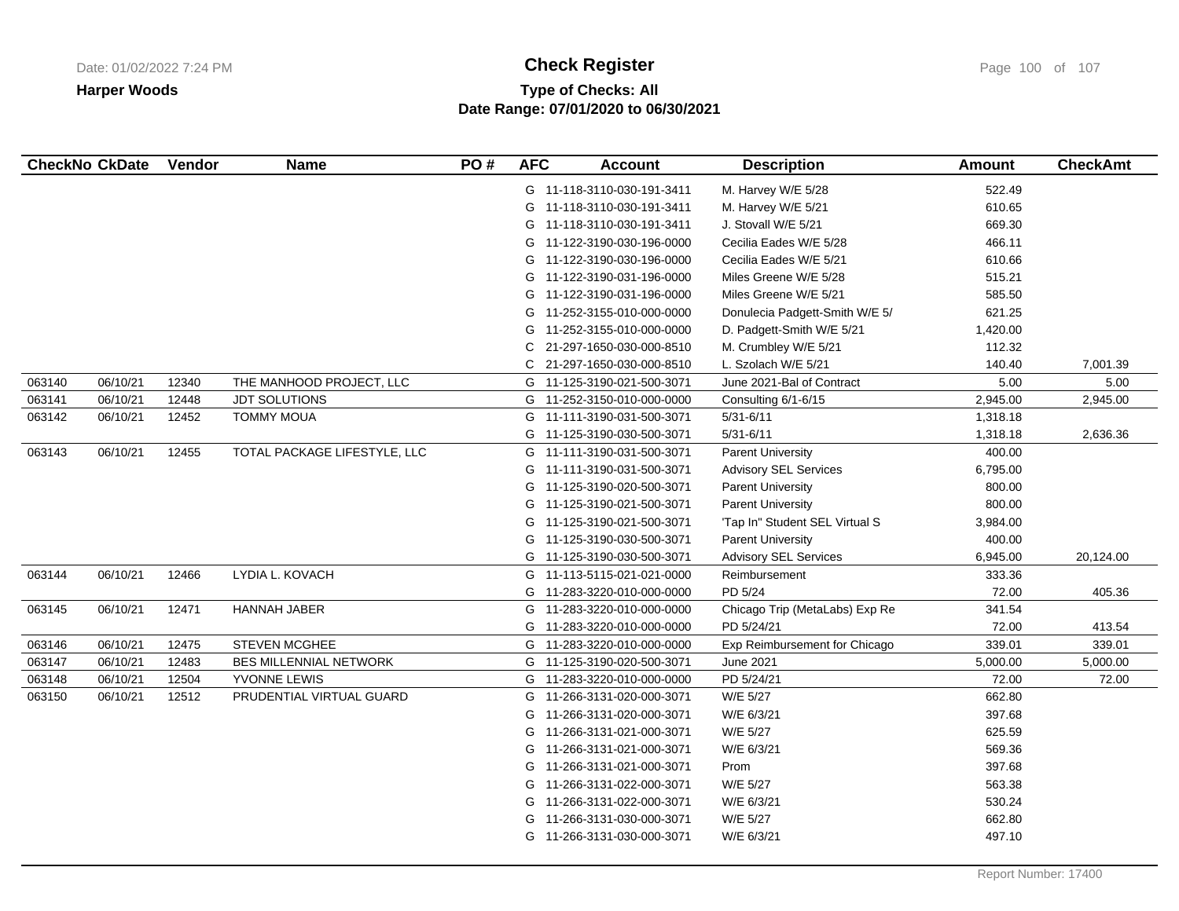**Harper Woods**

# Check Register

**Type of Checks: All**
**Date Range: 07/01/2020 to 06/30/2021**

| CheckNo | CkDate | Vendor | Name | PO # | AFC | Account | Description | Amount | CheckAmt |
|---|---|---|---|---|---|---|---|---|---|
| | | | | | G | 11-118-3110-030-191-3411 | M. Harvey W/E 5/28 | 522.49 | |
| | | | | | G | 11-118-3110-030-191-3411 | M. Harvey W/E 5/21 | 610.65 | |
| | | | | | G | 11-118-3110-030-191-3411 | J. Stovall W/E 5/21 | 669.30 | |
| | | | | | G | 11-122-3190-030-196-0000 | Cecilia Eades W/E 5/28 | 466.11 | |
| | | | | | G | 11-122-3190-030-196-0000 | Cecilia Eades W/E 5/21 | 610.66 | |
| | | | | | G | 11-122-3190-031-196-0000 | Miles Greene W/E 5/28 | 515.21 | |
| | | | | | G | 11-122-3190-031-196-0000 | Miles Greene W/E 5/21 | 585.50 | |
| | | | | | G | 11-252-3155-010-000-0000 | Donulecia Padgett-Smith W/E 5/ | 621.25 | |
| | | | | | G | 11-252-3155-010-000-0000 | D. Padgett-Smith W/E 5/21 | 1,420.00 | |
| | | | | | C | 21-297-1650-030-000-8510 | M. Crumbley W/E 5/21 | 112.32 | |
| | | | | | C | 21-297-1650-030-000-8510 | L. Szolach W/E 5/21 | 140.40 | 7,001.39 |
| 063140 | 06/10/21 | 12340 | THE MANHOOD PROJECT, LLC | | G | 11-125-3190-021-500-3071 | June 2021-Bal of Contract | 5.00 | 5.00 |
| 063141 | 06/10/21 | 12448 | JDT SOLUTIONS | | G | 11-252-3150-010-000-0000 | Consulting 6/1-6/15 | 2,945.00 | 2,945.00 |
| 063142 | 06/10/21 | 12452 | TOMMY MOUA | | G | 11-111-3190-031-500-3071 | 5/31-6/11 | 1,318.18 | |
| | | | | | G | 11-125-3190-030-500-3071 | 5/31-6/11 | 1,318.18 | 2,636.36 |
| 063143 | 06/10/21 | 12455 | TOTAL PACKAGE LIFESTYLE, LLC | | G | 11-111-3190-031-500-3071 | Parent University | 400.00 | |
| | | | | | G | 11-111-3190-031-500-3071 | Advisory SEL Services | 6,795.00 | |
| | | | | | G | 11-125-3190-020-500-3071 | Parent University | 800.00 | |
| | | | | | G | 11-125-3190-021-500-3071 | Parent University | 800.00 | |
| | | | | | G | 11-125-3190-021-500-3071 | 'Tap In" Student SEL Virtual S | 3,984.00 | |
| | | | | | G | 11-125-3190-030-500-3071 | Parent University | 400.00 | |
| | | | | | G | 11-125-3190-030-500-3071 | Advisory SEL Services | 6,945.00 | 20,124.00 |
| 063144 | 06/10/21 | 12466 | LYDIA L. KOVACH | | G | 11-113-5115-021-021-0000 | Reimbursement | 333.36 | |
| | | | | | G | 11-283-3220-010-000-0000 | PD 5/24 | 72.00 | 405.36 |
| 063145 | 06/10/21 | 12471 | HANNAH JABER | | G | 11-283-3220-010-000-0000 | Chicago Trip (MetaLabs) Exp Re | 341.54 | |
| | | | | | G | 11-283-3220-010-000-0000 | PD 5/24/21 | 72.00 | 413.54 |
| 063146 | 06/10/21 | 12475 | STEVEN MCGHEE | | G | 11-283-3220-010-000-0000 | Exp Reimbursement for Chicago | 339.01 | 339.01 |
| 063147 | 06/10/21 | 12483 | BES MILLENNIAL NETWORK | | G | 11-125-3190-020-500-3071 | June 2021 | 5,000.00 | 5,000.00 |
| 063148 | 06/10/21 | 12504 | YVONNE LEWIS | | G | 11-283-3220-010-000-0000 | PD 5/24/21 | 72.00 | 72.00 |
| 063150 | 06/10/21 | 12512 | PRUDENTIAL VIRTUAL GUARD | | G | 11-266-3131-020-000-3071 | W/E 5/27 | 662.80 | |
| | | | | | G | 11-266-3131-020-000-3071 | W/E 6/3/21 | 397.68 | |
| | | | | | G | 11-266-3131-021-000-3071 | W/E 5/27 | 625.59 | |
| | | | | | G | 11-266-3131-021-000-3071 | W/E 6/3/21 | 569.36 | |
| | | | | | G | 11-266-3131-021-000-3071 | Prom | 397.68 | |
| | | | | | G | 11-266-3131-022-000-3071 | W/E 5/27 | 563.38 | |
| | | | | | G | 11-266-3131-022-000-3071 | W/E 6/3/21 | 530.24 | |
| | | | | | G | 11-266-3131-030-000-3071 | W/E 5/27 | 662.80 | |
| | | | | | G | 11-266-3131-030-000-3071 | W/E 6/3/21 | 497.10 | |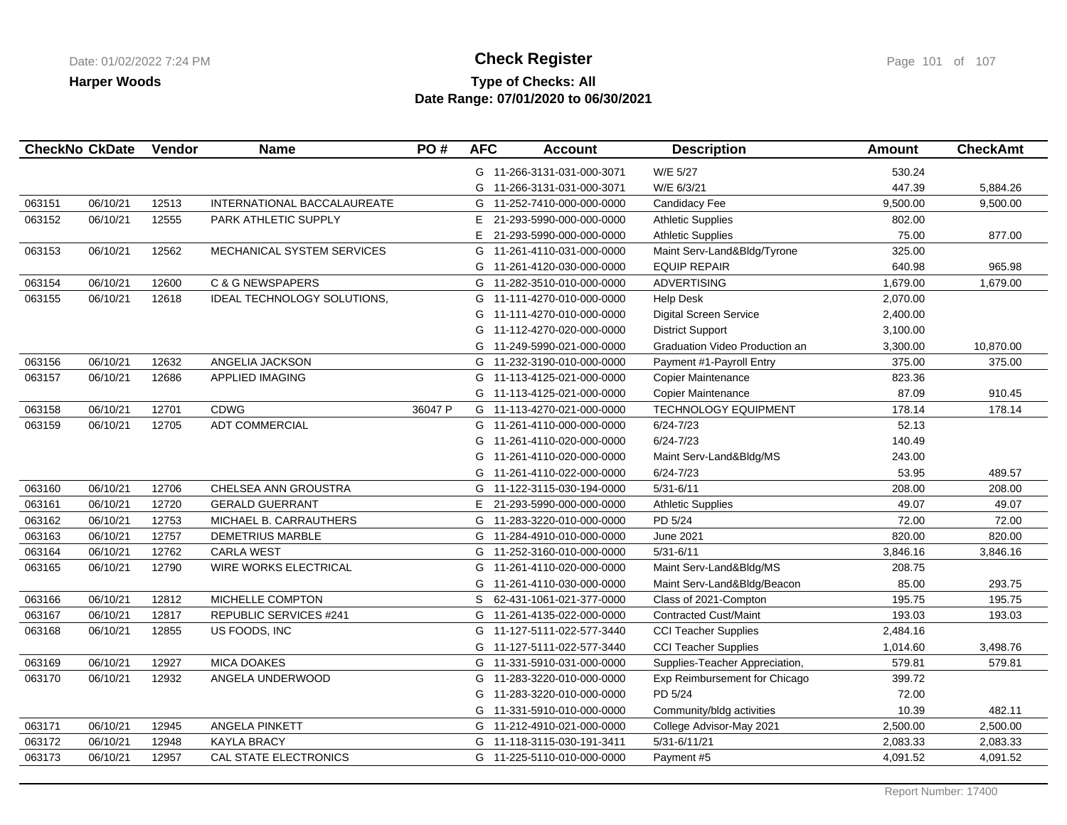# Check Register

**Harper Woods**

**Type of Checks: All**

**Date Range: 07/01/2020 to 06/30/2021**

| CheckNo | CkDate | Vendor | Name | PO # | AFC | Account | Description | Amount | CheckAmt |
|---|---|---|---|---|---|---|---|---|---|
| | | | | | G | 11-266-3131-031-000-3071 | W/E 5/27 | 530.24 | |
| | | | | | G | 11-266-3131-031-000-3071 | W/E 6/3/21 | 447.39 | 5,884.26 |
| 063151 | 06/10/21 | 12513 | INTERNATIONAL BACCALAUREATE | | G | 11-252-7410-000-000-0000 | Candidacy Fee | 9,500.00 | 9,500.00 |
| 063152 | 06/10/21 | 12555 | PARK ATHLETIC SUPPLY | | E | 21-293-5990-000-000-0000 | Athletic Supplies | 802.00 | |
| | | | | | E | 21-293-5990-000-000-0000 | Athletic Supplies | 75.00 | 877.00 |
| 063153 | 06/10/21 | 12562 | MECHANICAL SYSTEM SERVICES | | G | 11-261-4110-031-000-0000 | Maint Serv-Land&Bldg/Tyrone | 325.00 | |
| | | | | | G | 11-261-4120-030-000-0000 | EQUIP REPAIR | 640.98 | 965.98 |
| 063154 | 06/10/21 | 12600 | C & G NEWSPAPERS | | G | 11-282-3510-010-000-0000 | ADVERTISING | 1,679.00 | 1,679.00 |
| 063155 | 06/10/21 | 12618 | IDEAL TECHNOLOGY SOLUTIONS, | | G | 11-111-4270-010-000-0000 | Help Desk | 2,070.00 | |
| | | | | | G | 11-111-4270-010-000-0000 | Digital Screen Service | 2,400.00 | |
| | | | | | G | 11-112-4270-020-000-0000 | District Support | 3,100.00 | |
| | | | | | G | 11-249-5990-021-000-0000 | Graduation Video Production an | 3,300.00 | 10,870.00 |
| 063156 | 06/10/21 | 12632 | ANGELIA JACKSON | | G | 11-232-3190-010-000-0000 | Payment #1-Payroll Entry | 375.00 | 375.00 |
| 063157 | 06/10/21 | 12686 | APPLIED IMAGING | | G | 11-113-4125-021-000-0000 | Copier Maintenance | 823.36 | |
| | | | | | G | 11-113-4125-021-000-0000 | Copier Maintenance | 87.09 | 910.45 |
| 063158 | 06/10/21 | 12701 | CDWG | 36047 P | G | 11-113-4270-021-000-0000 | TECHNOLOGY EQUIPMENT | 178.14 | 178.14 |
| 063159 | 06/10/21 | 12705 | ADT COMMERCIAL | | G | 11-261-4110-000-000-0000 | 6/24-7/23 | 52.13 | |
| | | | | | G | 11-261-4110-020-000-0000 | 6/24-7/23 | 140.49 | |
| | | | | | G | 11-261-4110-020-000-0000 | Maint Serv-Land&Bldg/MS | 243.00 | |
| | | | | | G | 11-261-4110-022-000-0000 | 6/24-7/23 | 53.95 | 489.57 |
| 063160 | 06/10/21 | 12706 | CHELSEA ANN GROUSTRA | | G | 11-122-3115-030-194-0000 | 5/31-6/11 | 208.00 | 208.00 |
| 063161 | 06/10/21 | 12720 | GERALD GUERRANT | | E | 21-293-5990-000-000-0000 | Athletic Supplies | 49.07 | 49.07 |
| 063162 | 06/10/21 | 12753 | MICHAEL B. CARRAUTHERS | | G | 11-283-3220-010-000-0000 | PD 5/24 | 72.00 | 72.00 |
| 063163 | 06/10/21 | 12757 | DEMETRIUS MARBLE | | G | 11-284-4910-010-000-0000 | June 2021 | 820.00 | 820.00 |
| 063164 | 06/10/21 | 12762 | CARLA WEST | | G | 11-252-3160-010-000-0000 | 5/31-6/11 | 3,846.16 | 3,846.16 |
| 063165 | 06/10/21 | 12790 | WIRE WORKS ELECTRICAL | | G | 11-261-4110-020-000-0000 | Maint Serv-Land&Bldg/MS | 208.75 | |
| | | | | | G | 11-261-4110-030-000-0000 | Maint Serv-Land&Bldg/Beacon | 85.00 | 293.75 |
| 063166 | 06/10/21 | 12812 | MICHELLE COMPTON | | S | 62-431-1061-021-377-0000 | Class of 2021-Compton | 195.75 | 195.75 |
| 063167 | 06/10/21 | 12817 | REPUBLIC SERVICES #241 | | G | 11-261-4135-022-000-0000 | Contracted Cust/Maint | 193.03 | 193.03 |
| 063168 | 06/10/21 | 12855 | US FOODS, INC | | G | 11-127-5111-022-577-3440 | CCI Teacher Supplies | 2,484.16 | |
| | | | | | G | 11-127-5111-022-577-3440 | CCI Teacher Supplies | 1,014.60 | 3,498.76 |
| 063169 | 06/10/21 | 12927 | MICA DOAKES | | G | 11-331-5910-031-000-0000 | Supplies-Teacher Appreciation, | 579.81 | 579.81 |
| 063170 | 06/10/21 | 12932 | ANGELA UNDERWOOD | | G | 11-283-3220-010-000-0000 | Exp Reimbursement for Chicago | 399.72 | |
| | | | | | G | 11-283-3220-010-000-0000 | PD 5/24 | 72.00 | |
| | | | | | G | 11-331-5910-010-000-0000 | Community/bldg activities | 10.39 | 482.11 |
| 063171 | 06/10/21 | 12945 | ANGELA PINKETT | | G | 11-212-4910-021-000-0000 | College Advisor-May 2021 | 2,500.00 | 2,500.00 |
| 063172 | 06/10/21 | 12948 | KAYLA BRACY | | G | 11-118-3115-030-191-3411 | 5/31-6/11/21 | 2,083.33 | 2,083.33 |
| 063173 | 06/10/21 | 12957 | CAL STATE ELECTRONICS | | G | 11-225-5110-010-000-0000 | Payment #5 | 4,091.52 | 4,091.52 |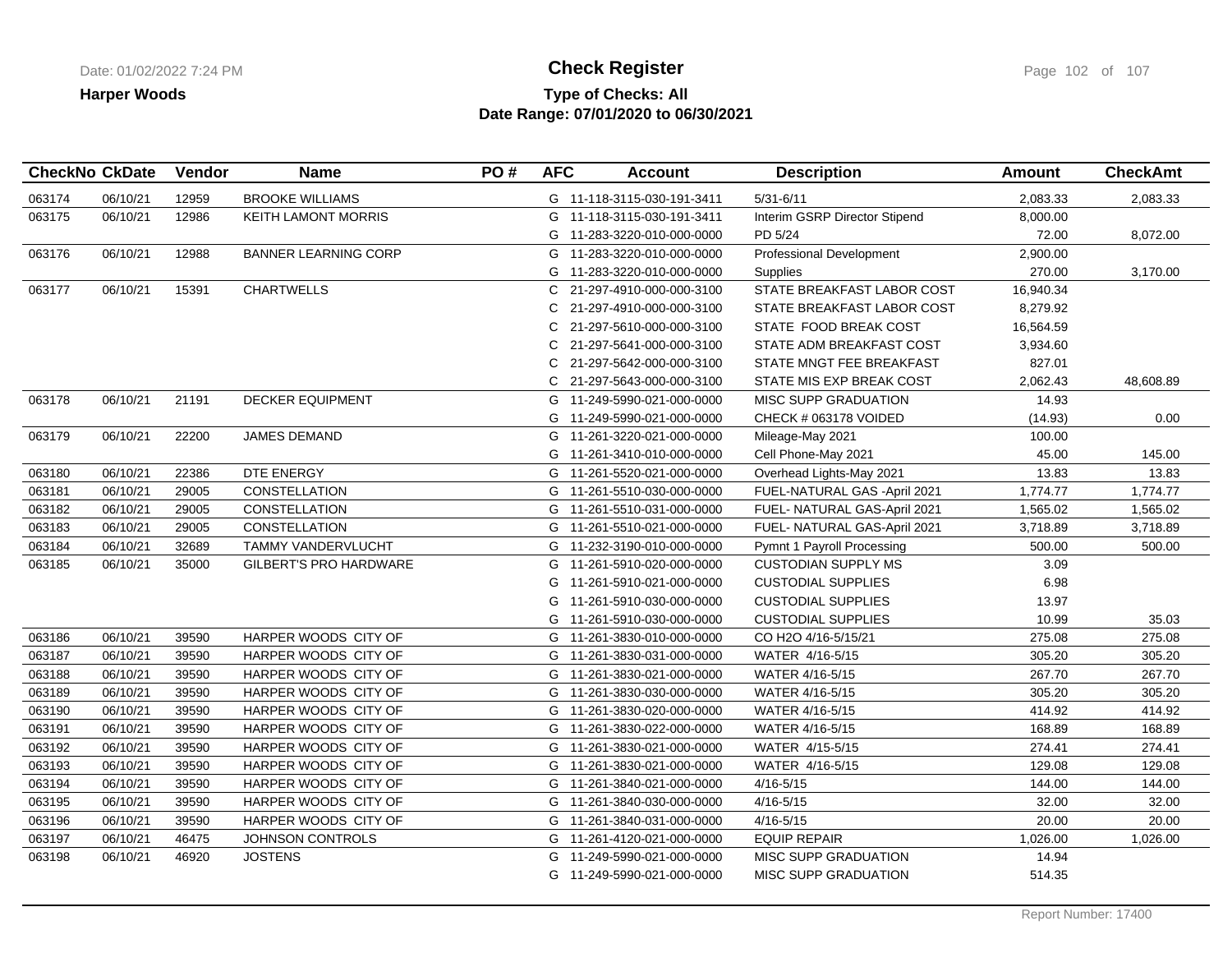# Check Register

**Harper Woods**

**Type of Checks: All**

**Date Range: 07/01/2020 to 06/30/2021**

| CheckNo | CkDate | Vendor | Name | PO # | AFC | Account | Description | Amount | CheckAmt |
|---|---|---|---|---|---|---|---|---|---|
| 063174 | 06/10/21 | 12959 | BROOKE WILLIAMS | | G | 11-118-3115-030-191-3411 | 5/31-6/11 | 2,083.33 | 2,083.33 |
| 063175 | 06/10/21 | 12986 | KEITH LAMONT MORRIS | | G | 11-118-3115-030-191-3411 | Interim GSRP Director Stipend | 8,000.00 | |
| | | | | | G | 11-283-3220-010-000-0000 | PD 5/24 | 72.00 | 8,072.00 |
| 063176 | 06/10/21 | 12988 | BANNER LEARNING CORP | | G | 11-283-3220-010-000-0000 | Professional Development | 2,900.00 | |
| | | | | | G | 11-283-3220-010-000-0000 | Supplies | 270.00 | 3,170.00 |
| 063177 | 06/10/21 | 15391 | CHARTWELLS | | C | 21-297-4910-000-000-3100 | STATE BREAKFAST LABOR COST | 16,940.34 | |
| | | | | | C | 21-297-4910-000-000-3100 | STATE BREAKFAST LABOR COST | 8,279.92 | |
| | | | | | C | 21-297-5610-000-000-3100 | STATE FOOD BREAK COST | 16,564.59 | |
| | | | | | C | 21-297-5641-000-000-3100 | STATE ADM BREAKFAST COST | 3,934.60 | |
| | | | | | C | 21-297-5642-000-000-3100 | STATE MNGT FEE BREAKFAST | 827.01 | |
| | | | | | C | 21-297-5643-000-000-3100 | STATE MIS EXP BREAK COST | 2,062.43 | 48,608.89 |
| 063178 | 06/10/21 | 21191 | DECKER EQUIPMENT | | G | 11-249-5990-021-000-0000 | MISC SUPP GRADUATION | 14.93 | |
| | | | | | G | 11-249-5990-021-000-0000 | CHECK # 063178 VOIDED | (14.93) | 0.00 |
| 063179 | 06/10/21 | 22200 | JAMES DEMAND | | G | 11-261-3220-021-000-0000 | Mileage-May 2021 | 100.00 | |
| | | | | | G | 11-261-3410-010-000-0000 | Cell Phone-May 2021 | 45.00 | 145.00 |
| 063180 | 06/10/21 | 22386 | DTE ENERGY | | G | 11-261-5520-021-000-0000 | Overhead Lights-May 2021 | 13.83 | 13.83 |
| 063181 | 06/10/21 | 29005 | CONSTELLATION | | G | 11-261-5510-030-000-0000 | FUEL-NATURAL GAS -April 2021 | 1,774.77 | 1,774.77 |
| 063182 | 06/10/21 | 29005 | CONSTELLATION | | G | 11-261-5510-031-000-0000 | FUEL- NATURAL GAS-April 2021 | 1,565.02 | 1,565.02 |
| 063183 | 06/10/21 | 29005 | CONSTELLATION | | G | 11-261-5510-021-000-0000 | FUEL- NATURAL GAS-April 2021 | 3,718.89 | 3,718.89 |
| 063184 | 06/10/21 | 32689 | TAMMY VANDERVLUCHT | | G | 11-232-3190-010-000-0000 | Pymnt 1 Payroll Processing | 500.00 | 500.00 |
| 063185 | 06/10/21 | 35000 | GILBERT'S PRO HARDWARE | | G | 11-261-5910-020-000-0000 | CUSTODIAN SUPPLY MS | 3.09 | |
| | | | | | G | 11-261-5910-021-000-0000 | CUSTODIAL SUPPLIES | 6.98 | |
| | | | | | G | 11-261-5910-030-000-0000 | CUSTODIAL SUPPLIES | 13.97 | |
| | | | | | G | 11-261-5910-030-000-0000 | CUSTODIAL SUPPLIES | 10.99 | 35.03 |
| 063186 | 06/10/21 | 39590 | HARPER WOODS CITY OF | | G | 11-261-3830-010-000-0000 | CO H2O 4/16-5/15/21 | 275.08 | 275.08 |
| 063187 | 06/10/21 | 39590 | HARPER WOODS CITY OF | | G | 11-261-3830-031-000-0000 | WATER 4/16-5/15 | 305.20 | 305.20 |
| 063188 | 06/10/21 | 39590 | HARPER WOODS CITY OF | | G | 11-261-3830-021-000-0000 | WATER 4/16-5/15 | 267.70 | 267.70 |
| 063189 | 06/10/21 | 39590 | HARPER WOODS CITY OF | | G | 11-261-3830-030-000-0000 | WATER 4/16-5/15 | 305.20 | 305.20 |
| 063190 | 06/10/21 | 39590 | HARPER WOODS CITY OF | | G | 11-261-3830-020-000-0000 | WATER 4/16-5/15 | 414.92 | 414.92 |
| 063191 | 06/10/21 | 39590 | HARPER WOODS CITY OF | | G | 11-261-3830-022-000-0000 | WATER 4/16-5/15 | 168.89 | 168.89 |
| 063192 | 06/10/21 | 39590 | HARPER WOODS CITY OF | | G | 11-261-3830-021-000-0000 | WATER 4/15-5/15 | 274.41 | 274.41 |
| 063193 | 06/10/21 | 39590 | HARPER WOODS CITY OF | | G | 11-261-3830-021-000-0000 | WATER 4/16-5/15 | 129.08 | 129.08 |
| 063194 | 06/10/21 | 39590 | HARPER WOODS CITY OF | | G | 11-261-3840-021-000-0000 | 4/16-5/15 | 144.00 | 144.00 |
| 063195 | 06/10/21 | 39590 | HARPER WOODS CITY OF | | G | 11-261-3840-030-000-0000 | 4/16-5/15 | 32.00 | 32.00 |
| 063196 | 06/10/21 | 39590 | HARPER WOODS CITY OF | | G | 11-261-3840-031-000-0000 | 4/16-5/15 | 20.00 | 20.00 |
| 063197 | 06/10/21 | 46475 | JOHNSON CONTROLS | | G | 11-261-4120-021-000-0000 | EQUIP REPAIR | 1,026.00 | 1,026.00 |
| 063198 | 06/10/21 | 46920 | JOSTENS | | G | 11-249-5990-021-000-0000 | MISC SUPP GRADUATION | 14.94 | |
| | | | | | G | 11-249-5990-021-000-0000 | MISC SUPP GRADUATION | 514.35 | |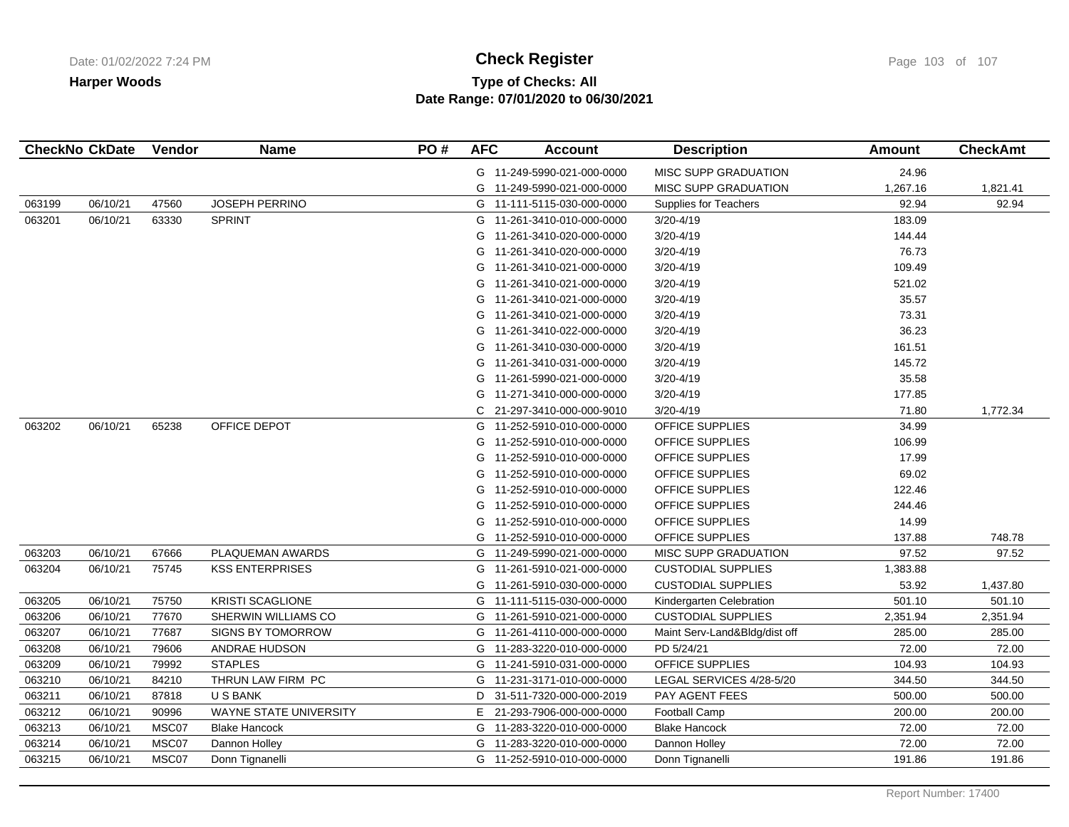**Harper Woods**

# Check Register

**Type of Checks: All**
**Date Range: 07/01/2020 to 06/30/2021**

| CheckNo | CkDate | Vendor | Name | PO # | AFC | Account | Description | Amount | CheckAmt |
|---|---|---|---|---|---|---|---|---|---|
| | | | | | G | 11-249-5990-021-000-0000 | MISC SUPP GRADUATION | 24.96 | |
| | | | | | G | 11-249-5990-021-000-0000 | MISC SUPP GRADUATION | 1,267.16 | 1,821.41 |
| 063199 | 06/10/21 | 47560 | JOSEPH PERRINO | | G | 11-111-5115-030-000-0000 | Supplies for Teachers | 92.94 | 92.94 |
| 063201 | 06/10/21 | 63330 | SPRINT | | G | 11-261-3410-010-000-0000 | 3/20-4/19 | 183.09 | |
| | | | | | G | 11-261-3410-020-000-0000 | 3/20-4/19 | 144.44 | |
| | | | | | G | 11-261-3410-020-000-0000 | 3/20-4/19 | 76.73 | |
| | | | | | G | 11-261-3410-021-000-0000 | 3/20-4/19 | 109.49 | |
| | | | | | G | 11-261-3410-021-000-0000 | 3/20-4/19 | 521.02 | |
| | | | | | G | 11-261-3410-021-000-0000 | 3/20-4/19 | 35.57 | |
| | | | | | G | 11-261-3410-021-000-0000 | 3/20-4/19 | 73.31 | |
| | | | | | G | 11-261-3410-022-000-0000 | 3/20-4/19 | 36.23 | |
| | | | | | G | 11-261-3410-030-000-0000 | 3/20-4/19 | 161.51 | |
| | | | | | G | 11-261-3410-031-000-0000 | 3/20-4/19 | 145.72 | |
| | | | | | G | 11-261-5990-021-000-0000 | 3/20-4/19 | 35.58 | |
| | | | | | G | 11-271-3410-000-000-0000 | 3/20-4/19 | 177.85 | |
| | | | | | C | 21-297-3410-000-000-9010 | 3/20-4/19 | 71.80 | 1,772.34 |
| 063202 | 06/10/21 | 65238 | OFFICE DEPOT | | G | 11-252-5910-010-000-0000 | OFFICE SUPPLIES | 34.99 | |
| | | | | | G | 11-252-5910-010-000-0000 | OFFICE SUPPLIES | 106.99 | |
| | | | | | G | 11-252-5910-010-000-0000 | OFFICE SUPPLIES | 17.99 | |
| | | | | | G | 11-252-5910-010-000-0000 | OFFICE SUPPLIES | 69.02 | |
| | | | | | G | 11-252-5910-010-000-0000 | OFFICE SUPPLIES | 122.46 | |
| | | | | | G | 11-252-5910-010-000-0000 | OFFICE SUPPLIES | 244.46 | |
| | | | | | G | 11-252-5910-010-000-0000 | OFFICE SUPPLIES | 14.99 | |
| | | | | | G | 11-252-5910-010-000-0000 | OFFICE SUPPLIES | 137.88 | 748.78 |
| 063203 | 06/10/21 | 67666 | PLAQUEMAN AWARDS | | G | 11-249-5990-021-000-0000 | MISC SUPP GRADUATION | 97.52 | 97.52 |
| 063204 | 06/10/21 | 75745 | KSS ENTERPRISES | | G | 11-261-5910-021-000-0000 | CUSTODIAL SUPPLIES | 1,383.88 | |
| | | | | | G | 11-261-5910-030-000-0000 | CUSTODIAL SUPPLIES | 53.92 | 1,437.80 |
| 063205 | 06/10/21 | 75750 | KRISTI SCAGLIONE | | G | 11-111-5115-030-000-0000 | Kindergarten Celebration | 501.10 | 501.10 |
| 063206 | 06/10/21 | 77670 | SHERWIN WILLIAMS CO | | G | 11-261-5910-021-000-0000 | CUSTODIAL SUPPLIES | 2,351.94 | 2,351.94 |
| 063207 | 06/10/21 | 77687 | SIGNS BY TOMORROW | | G | 11-261-4110-000-000-0000 | Maint Serv-Land&Bldg/dist off | 285.00 | 285.00 |
| 063208 | 06/10/21 | 79606 | ANDRAE HUDSON | | G | 11-283-3220-010-000-0000 | PD 5/24/21 | 72.00 | 72.00 |
| 063209 | 06/10/21 | 79992 | STAPLES | | G | 11-241-5910-031-000-0000 | OFFICE SUPPLIES | 104.93 | 104.93 |
| 063210 | 06/10/21 | 84210 | THRUN LAW FIRM PC | | G | 11-231-3171-010-000-0000 | LEGAL SERVICES 4/28-5/20 | 344.50 | 344.50 |
| 063211 | 06/10/21 | 87818 | U S BANK | | D | 31-511-7320-000-000-2019 | PAY AGENT FEES | 500.00 | 500.00 |
| 063212 | 06/10/21 | 90996 | WAYNE STATE UNIVERSITY | | E | 21-293-7906-000-000-0000 | Football Camp | 200.00 | 200.00 |
| 063213 | 06/10/21 | MSC07 | Blake Hancock | | G | 11-283-3220-010-000-0000 | Blake Hancock | 72.00 | 72.00 |
| 063214 | 06/10/21 | MSC07 | Dannon Holley | | G | 11-283-3220-010-000-0000 | Dannon Holley | 72.00 | 72.00 |
| 063215 | 06/10/21 | MSC07 | Donn Tignanelli | | G | 11-252-5910-010-000-0000 | Donn Tignanelli | 191.86 | 191.86 |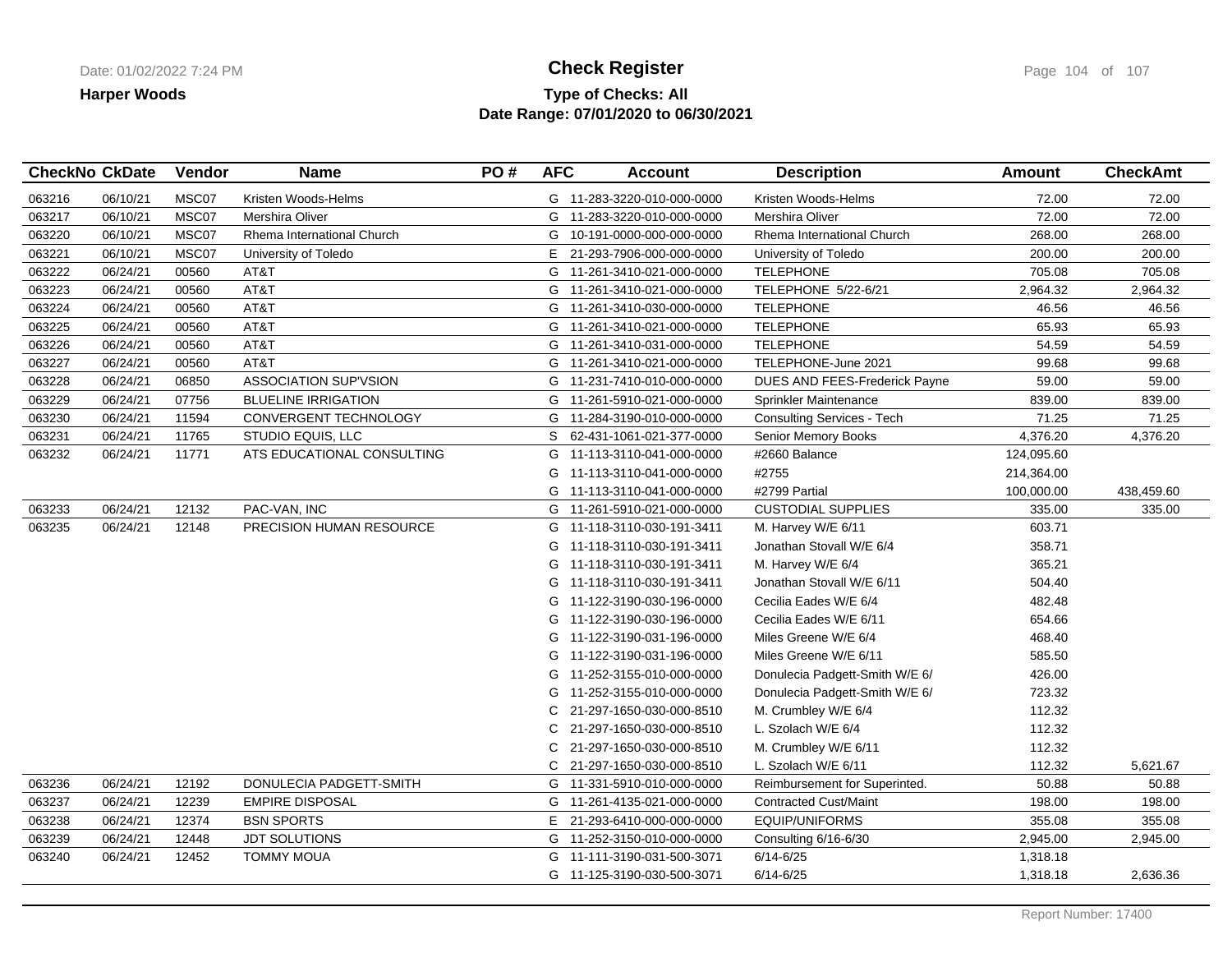# Check Register

**Harper Woods**

**Type of Checks: All**
**Date Range: 07/01/2020 to 06/30/2021**

| CheckNo | CkDate | Vendor | Name | PO # | AFC | Account | Description | Amount | CheckAmt |
|---|---|---|---|---|---|---|---|---|---|
| 063216 | 06/10/21 | MSC07 | Kristen Woods-Helms | | G | 11-283-3220-010-000-0000 | Kristen Woods-Helms | 72.00 | 72.00 |
| 063217 | 06/10/21 | MSC07 | Mershira Oliver | | G | 11-283-3220-010-000-0000 | Mershira Oliver | 72.00 | 72.00 |
| 063220 | 06/10/21 | MSC07 | Rhema International Church | | G | 10-191-0000-000-000-0000 | Rhema International Church | 268.00 | 268.00 |
| 063221 | 06/10/21 | MSC07 | University of Toledo | | E | 21-293-7906-000-000-0000 | University of Toledo | 200.00 | 200.00 |
| 063222 | 06/24/21 | 00560 | AT&T | | G | 11-261-3410-021-000-0000 | TELEPHONE | 705.08 | 705.08 |
| 063223 | 06/24/21 | 00560 | AT&T | | G | 11-261-3410-021-000-0000 | TELEPHONE 5/22-6/21 | 2,964.32 | 2,964.32 |
| 063224 | 06/24/21 | 00560 | AT&T | | G | 11-261-3410-030-000-0000 | TELEPHONE | 46.56 | 46.56 |
| 063225 | 06/24/21 | 00560 | AT&T | | G | 11-261-3410-021-000-0000 | TELEPHONE | 65.93 | 65.93 |
| 063226 | 06/24/21 | 00560 | AT&T | | G | 11-261-3410-031-000-0000 | TELEPHONE | 54.59 | 54.59 |
| 063227 | 06/24/21 | 00560 | AT&T | | G | 11-261-3410-021-000-0000 | TELEPHONE-June 2021 | 99.68 | 99.68 |
| 063228 | 06/24/21 | 06850 | ASSOCIATION SUP'VSION | | G | 11-231-7410-010-000-0000 | DUES AND FEES-Frederick Payne | 59.00 | 59.00 |
| 063229 | 06/24/21 | 07756 | BLUELINE IRRIGATION | | G | 11-261-5910-021-000-0000 | Sprinkler Maintenance | 839.00 | 839.00 |
| 063230 | 06/24/21 | 11594 | CONVERGENT TECHNOLOGY | | G | 11-284-3190-010-000-0000 | Consulting Services - Tech | 71.25 | 71.25 |
| 063231 | 06/24/21 | 11765 | STUDIO EQUIS, LLC | | S | 62-431-1061-021-377-0000 | Senior Memory Books | 4,376.20 | 4,376.20 |
| 063232 | 06/24/21 | 11771 | ATS EDUCATIONAL CONSULTING | | G | 11-113-3110-041-000-0000 | #2660 Balance | 124,095.60 | |
| | | | | | G | 11-113-3110-041-000-0000 | #2755 | 214,364.00 | |
| | | | | | G | 11-113-3110-041-000-0000 | #2799 Partial | 100,000.00 | 438,459.60 |
| 063233 | 06/24/21 | 12132 | PAC-VAN, INC | | G | 11-261-5910-021-000-0000 | CUSTODIAL SUPPLIES | 335.00 | 335.00 |
| 063235 | 06/24/21 | 12148 | PRECISION HUMAN RESOURCE | | G | 11-118-3110-030-191-3411 | M. Harvey W/E 6/11 | 603.71 | |
| | | | | | G | 11-118-3110-030-191-3411 | Jonathan Stovall W/E 6/4 | 358.71 | |
| | | | | | G | 11-118-3110-030-191-3411 | M. Harvey W/E 6/4 | 365.21 | |
| | | | | | G | 11-118-3110-030-191-3411 | Jonathan Stovall W/E 6/11 | 504.40 | |
| | | | | | G | 11-122-3190-030-196-0000 | Cecilia Eades W/E 6/4 | 482.48 | |
| | | | | | G | 11-122-3190-030-196-0000 | Cecilia Eades W/E 6/11 | 654.66 | |
| | | | | | G | 11-122-3190-031-196-0000 | Miles Greene W/E 6/4 | 468.40 | |
| | | | | | G | 11-122-3190-031-196-0000 | Miles Greene W/E 6/11 | 585.50 | |
| | | | | | G | 11-252-3155-010-000-0000 | Donulecia Padgett-Smith W/E 6/ | 426.00 | |
| | | | | | G | 11-252-3155-010-000-0000 | Donulecia Padgett-Smith W/E 6/ | 723.32 | |
| | | | | | C | 21-297-1650-030-000-8510 | M. Crumbley W/E 6/4 | 112.32 | |
| | | | | | C | 21-297-1650-030-000-8510 | L. Szolach W/E 6/4 | 112.32 | |
| | | | | | C | 21-297-1650-030-000-8510 | M. Crumbley W/E 6/11 | 112.32 | |
| | | | | | C | 21-297-1650-030-000-8510 | L. Szolach W/E 6/11 | 112.32 | 5,621.67 |
| 063236 | 06/24/21 | 12192 | DONULECIA PADGETT-SMITH | | G | 11-331-5910-010-000-0000 | Reimbursement for Superintend. | 50.88 | 50.88 |
| 063237 | 06/24/21 | 12239 | EMPIRE DISPOSAL | | G | 11-261-4135-021-000-0000 | Contracted Cust/Maint | 198.00 | 198.00 |
| 063238 | 06/24/21 | 12374 | BSN SPORTS | | E | 21-293-6410-000-000-0000 | EQUIP/UNIFORMS | 355.08 | 355.08 |
| 063239 | 06/24/21 | 12448 | JDT SOLUTIONS | | G | 11-252-3150-010-000-0000 | Consulting 6/16-6/30 | 2,945.00 | 2,945.00 |
| 063240 | 06/24/21 | 12452 | TOMMY MOUA | | G | 11-111-3190-031-500-3071 | 6/14-6/25 | 1,318.18 | |
| | | | | | G | 11-125-3190-030-500-3071 | 6/14-6/25 | 1,318.18 | 2,636.36 |

Report Number: 17400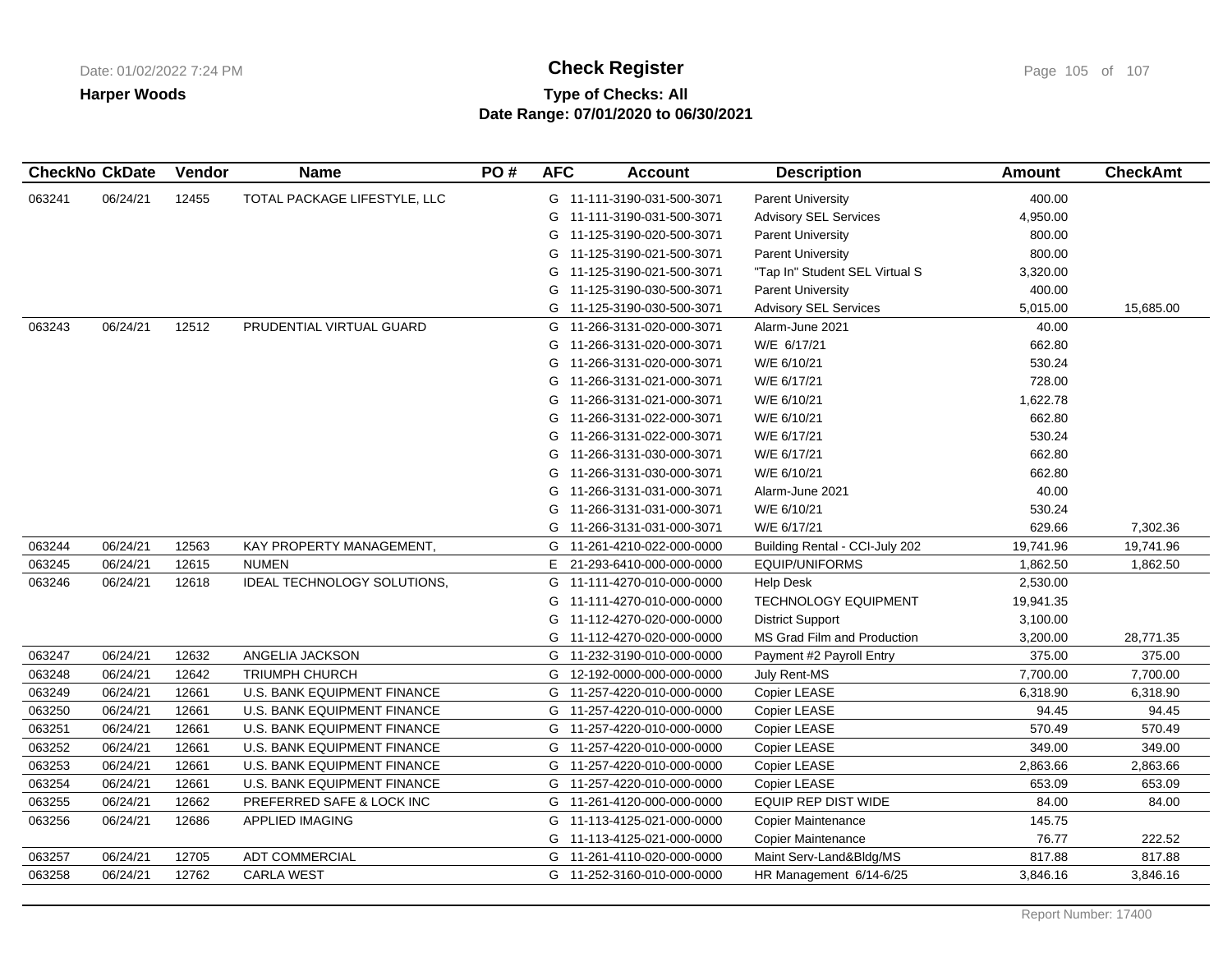**Harper Woods**

# Check Register

**Type of Checks: All**
**Date Range: 07/01/2020 to 06/30/2021**

| CheckNo | CkDate | Vendor | Name | PO # | AFC | Account | Description | Amount | CheckAmt |
|---|---|---|---|---|---|---|---|---|---|
| 063241 | 06/24/21 | 12455 | TOTAL PACKAGE LIFESTYLE, LLC | | G | 11-111-3190-031-500-3071 | Parent University | 400.00 | |
| | | | | | G | 11-111-3190-031-500-3071 | Advisory SEL Services | 4,950.00 | |
| | | | | | G | 11-125-3190-020-500-3071 | Parent University | 800.00 | |
| | | | | | G | 11-125-3190-021-500-3071 | Parent University | 800.00 | |
| | | | | | G | 11-125-3190-021-500-3071 | "Tap In" Student SEL Virtual S | 3,320.00 | |
| | | | | | G | 11-125-3190-030-500-3071 | Parent University | 400.00 | |
| | | | | | G | 11-125-3190-030-500-3071 | Advisory SEL Services | 5,015.00 | 15,685.00 |
| 063243 | 06/24/21 | 12512 | PRUDENTIAL VIRTUAL GUARD | | G | 11-266-3131-020-000-3071 | Alarm-June 2021 | 40.00 | |
| | | | | | G | 11-266-3131-020-000-3071 | W/E 6/17/21 | 662.80 | |
| | | | | | G | 11-266-3131-020-000-3071 | W/E 6/10/21 | 530.24 | |
| | | | | | G | 11-266-3131-021-000-3071 | W/E 6/17/21 | 728.00 | |
| | | | | | G | 11-266-3131-021-000-3071 | W/E 6/10/21 | 1,622.78 | |
| | | | | | G | 11-266-3131-022-000-3071 | W/E 6/10/21 | 662.80 | |
| | | | | | G | 11-266-3131-022-000-3071 | W/E 6/17/21 | 530.24 | |
| | | | | | G | 11-266-3131-030-000-3071 | W/E 6/17/21 | 662.80 | |
| | | | | | G | 11-266-3131-030-000-3071 | W/E 6/10/21 | 662.80 | |
| | | | | | G | 11-266-3131-031-000-3071 | Alarm-June 2021 | 40.00 | |
| | | | | | G | 11-266-3131-031-000-3071 | W/E 6/10/21 | 530.24 | |
| | | | | | G | 11-266-3131-031-000-3071 | W/E 6/17/21 | 629.66 | 7,302.36 |
| 063244 | 06/24/21 | 12563 | KAY PROPERTY MANAGEMENT, | | G | 11-261-4210-022-000-0000 | Building Rental - CCI-July 202 | 19,741.96 | 19,741.96 |
| 063245 | 06/24/21 | 12615 | NUMEN | | E | 21-293-6410-000-000-0000 | EQUIP/UNIFORMS | 1,862.50 | 1,862.50 |
| 063246 | 06/24/21 | 12618 | IDEAL TECHNOLOGY SOLUTIONS, | | G | 11-111-4270-010-000-0000 | Help Desk | 2,530.00 | |
| | | | | | G | 11-111-4270-010-000-0000 | TECHNOLOGY EQUIPMENT | 19,941.35 | |
| | | | | | G | 11-112-4270-020-000-0000 | District Support | 3,100.00 | |
| | | | | | G | 11-112-4270-020-000-0000 | MS Grad Film and Production | 3,200.00 | 28,771.35 |
| 063247 | 06/24/21 | 12632 | ANGELIA JACKSON | | G | 11-232-3190-010-000-0000 | Payment #2 Payroll Entry | 375.00 | 375.00 |
| 063248 | 06/24/21 | 12642 | TRIUMPH CHURCH | | G | 12-192-0000-000-000-0000 | July Rent-MS | 7,700.00 | 7,700.00 |
| 063249 | 06/24/21 | 12661 | U.S. BANK EQUIPMENT FINANCE | | G | 11-257-4220-010-000-0000 | Copier LEASE | 6,318.90 | 6,318.90 |
| 063250 | 06/24/21 | 12661 | U.S. BANK EQUIPMENT FINANCE | | G | 11-257-4220-010-000-0000 | Copier LEASE | 94.45 | 94.45 |
| 063251 | 06/24/21 | 12661 | U.S. BANK EQUIPMENT FINANCE | | G | 11-257-4220-010-000-0000 | Copier LEASE | 570.49 | 570.49 |
| 063252 | 06/24/21 | 12661 | U.S. BANK EQUIPMENT FINANCE | | G | 11-257-4220-010-000-0000 | Copier LEASE | 349.00 | 349.00 |
| 063253 | 06/24/21 | 12661 | U.S. BANK EQUIPMENT FINANCE | | G | 11-257-4220-010-000-0000 | Copier LEASE | 2,863.66 | 2,863.66 |
| 063254 | 06/24/21 | 12661 | U.S. BANK EQUIPMENT FINANCE | | G | 11-257-4220-010-000-0000 | Copier LEASE | 653.09 | 653.09 |
| 063255 | 06/24/21 | 12662 | PREFERRED SAFE & LOCK INC | | G | 11-261-4120-000-000-0000 | EQUIP REP DIST WIDE | 84.00 | 84.00 |
| 063256 | 06/24/21 | 12686 | APPLIED IMAGING | | G | 11-113-4125-021-000-0000 | Copier Maintenance | 145.75 | |
| | | | | | G | 11-113-4125-021-000-0000 | Copier Maintenance | 76.77 | 222.52 |
| 063257 | 06/24/21 | 12705 | ADT COMMERCIAL | | G | 11-261-4110-020-000-0000 | Maint Serv-Land&Bldg/MS | 817.88 | 817.88 |
| 063258 | 06/24/21 | 12762 | CARLA WEST | | G | 11-252-3160-010-000-0000 | HR Management 6/14-6/25 | 3,846.16 | 3,846.16 |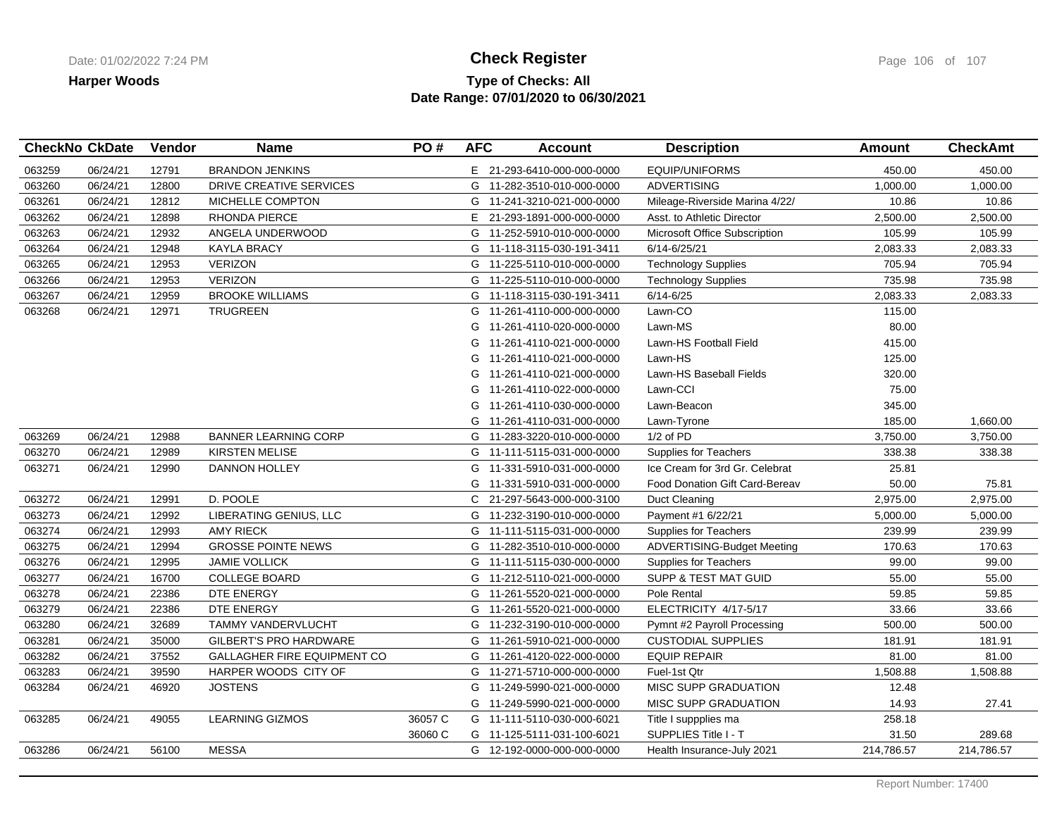**Harper Woods**

# Check Register

**Type of Checks: All**

**Date Range: 07/01/2020 to 06/30/2021**

| CheckNo | CkDate | Vendor | Name | PO # | AFC | Account | Description | Amount | CheckAmt |
|---|---|---|---|---|---|---|---|---|---|
| 063259 | 06/24/21 | 12791 | BRANDON JENKINS | | E | 21-293-6410-000-000-0000 | EQUIP/UNIFORMS | 450.00 | 450.00 |
| 063260 | 06/24/21 | 12800 | DRIVE CREATIVE SERVICES | | G | 11-282-3510-010-000-0000 | ADVERTISING | 1,000.00 | 1,000.00 |
| 063261 | 06/24/21 | 12812 | MICHELLE COMPTON | | G | 11-241-3210-021-000-0000 | Mileage-Riverside Marina 4/22/ | 10.86 | 10.86 |
| 063262 | 06/24/21 | 12898 | RHONDA PIERCE | | E | 21-293-1891-000-000-0000 | Asst. to Athletic Director | 2,500.00 | 2,500.00 |
| 063263 | 06/24/21 | 12932 | ANGELA UNDERWOOD | | G | 11-252-5910-010-000-0000 | Microsoft Office Subscription | 105.99 | 105.99 |
| 063264 | 06/24/21 | 12948 | KAYLA BRACY | | G | 11-118-3115-030-191-3411 | 6/14-6/25/21 | 2,083.33 | 2,083.33 |
| 063265 | 06/24/21 | 12953 | VERIZON | | G | 11-225-5110-010-000-0000 | Technology Supplies | 705.94 | 705.94 |
| 063266 | 06/24/21 | 12953 | VERIZON | | G | 11-225-5110-010-000-0000 | Technology Supplies | 735.98 | 735.98 |
| 063267 | 06/24/21 | 12959 | BROOKE WILLIAMS | | G | 11-118-3115-030-191-3411 | 6/14-6/25 | 2,083.33 | 2,083.33 |
| 063268 | 06/24/21 | 12971 | TRUGREEN | | G | 11-261-4110-000-000-0000 | Lawn-CO | 115.00 | |
| | | | | | G | 11-261-4110-020-000-0000 | Lawn-MS | 80.00 | |
| | | | | | G | 11-261-4110-021-000-0000 | Lawn-HS Football Field | 415.00 | |
| | | | | | G | 11-261-4110-021-000-0000 | Lawn-HS | 125.00 | |
| | | | | | G | 11-261-4110-021-000-0000 | Lawn-HS Baseball Fields | 320.00 | |
| | | | | | G | 11-261-4110-022-000-0000 | Lawn-CCI | 75.00 | |
| | | | | | G | 11-261-4110-030-000-0000 | Lawn-Beacon | 345.00 | |
| | | | | | G | 11-261-4110-031-000-0000 | Lawn-Tyrone | 185.00 | 1,660.00 |
| 063269 | 06/24/21 | 12988 | BANNER LEARNING CORP | | G | 11-283-3220-010-000-0000 | 1/2 of PD | 3,750.00 | 3,750.00 |
| 063270 | 06/24/21 | 12989 | KIRSTEN MELISE | | G | 11-111-5115-031-000-0000 | Supplies for Teachers | 338.38 | 338.38 |
| 063271 | 06/24/21 | 12990 | DANNON HOLLEY | | G | 11-331-5910-031-000-0000 | Ice Cream for 3rd Gr. Celebrat | 25.81 | |
| | | | | | G | 11-331-5910-031-000-0000 | Food Donation Gift Card-Bereav | 50.00 | 75.81 |
| 063272 | 06/24/21 | 12991 | D. POOLE | | C | 21-297-5643-000-000-3100 | Duct Cleaning | 2,975.00 | 2,975.00 |
| 063273 | 06/24/21 | 12992 | LIBERATING GENIUS, LLC | | G | 11-232-3190-010-000-0000 | Payment #1 6/22/21 | 5,000.00 | 5,000.00 |
| 063274 | 06/24/21 | 12993 | AMY RIECK | | G | 11-111-5115-031-000-0000 | Supplies for Teachers | 239.99 | 239.99 |
| 063275 | 06/24/21 | 12994 | GROSSE POINTE NEWS | | G | 11-282-3510-010-000-0000 | ADVERTISING-Budget Meeting | 170.63 | 170.63 |
| 063276 | 06/24/21 | 12995 | JAMIE VOLLICK | | G | 11-111-5115-030-000-0000 | Supplies for Teachers | 99.00 | 99.00 |
| 063277 | 06/24/21 | 16700 | COLLEGE BOARD | | G | 11-212-5110-021-000-0000 | SUPP & TEST MAT GUID | 55.00 | 55.00 |
| 063278 | 06/24/21 | 22386 | DTE ENERGY | | G | 11-261-5520-021-000-0000 | Pole Rental | 59.85 | 59.85 |
| 063279 | 06/24/21 | 22386 | DTE ENERGY | | G | 11-261-5520-021-000-0000 | ELECTRICITY 4/17-5/17 | 33.66 | 33.66 |
| 063280 | 06/24/21 | 32689 | TAMMY VANDERVLUCHT | | G | 11-232-3190-010-000-0000 | Pymnt #2 Payroll Processing | 500.00 | 500.00 |
| 063281 | 06/24/21 | 35000 | GILBERT'S PRO HARDWARE | | G | 11-261-5910-021-000-0000 | CUSTODIAL SUPPLIES | 181.91 | 181.91 |
| 063282 | 06/24/21 | 37552 | GALLAGHER FIRE EQUIPMENT CO | | G | 11-261-4120-022-000-0000 | EQUIP REPAIR | 81.00 | 81.00 |
| 063283 | 06/24/21 | 39590 | HARPER WOODS CITY OF | | G | 11-271-5710-000-000-0000 | Fuel-1st Qtr | 1,508.88 | 1,508.88 |
| 063284 | 06/24/21 | 46920 | JOSTENS | | G | 11-249-5990-021-000-0000 | MISC SUPP GRADUATION | 12.48 | |
| | | | | | G | 11-249-5990-021-000-0000 | MISC SUPP GRADUATION | 14.93 | 27.41 |
| 063285 | 06/24/21 | 49055 | LEARNING GIZMOS | 36057 C | G | 11-111-5110-030-000-6021 | Title I suppplies ma | 258.18 | |
| | | | | 36060 C | G | 11-125-5111-031-100-6021 | SUPPLIES Title I - T | 31.50 | 289.68 |
| 063286 | 06/24/21 | 56100 | MESSA | | G | 12-192-0000-000-000-0000 | Health Insurance-July 2021 | 214,786.57 | 214,786.57 |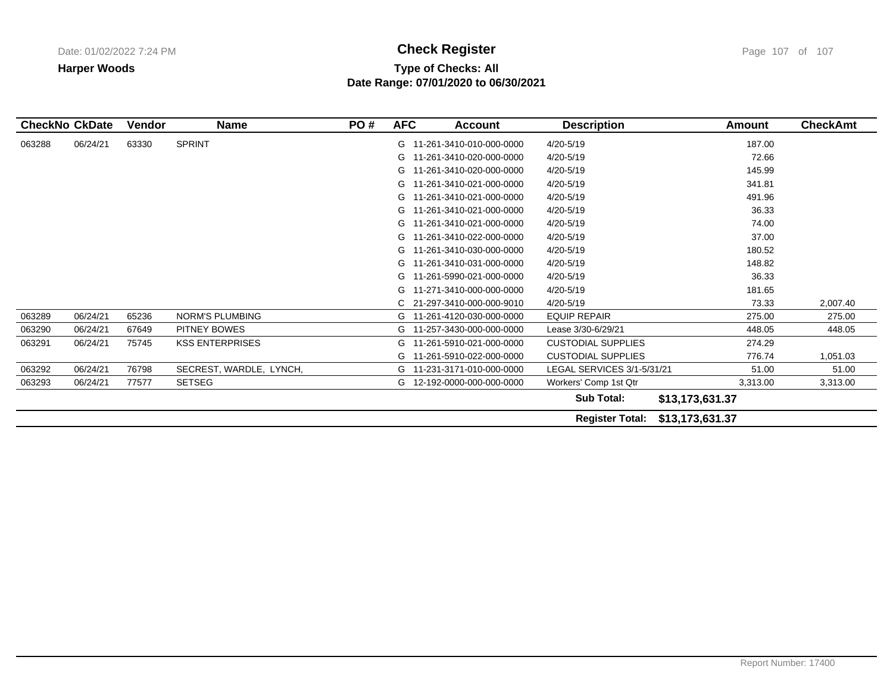# Check Register

**Harper Woods**

**Type of Checks: All**

**Date Range: 07/01/2020 to 06/30/2021**

| CheckNo | CkDate | Vendor | Name | PO # | AFC | Account | Description | Amount | CheckAmt |
|---|---|---|---|---|---|---|---|---|---|
| 063288 | 06/24/21 | 63330 | SPRINT | | G | 11-261-3410-010-000-0000 | 4/20-5/19 | 187.00 | |
| | | | | | G | 11-261-3410-020-000-0000 | 4/20-5/19 | 72.66 | |
| | | | | | G | 11-261-3410-020-000-0000 | 4/20-5/19 | 145.99 | |
| | | | | | G | 11-261-3410-021-000-0000 | 4/20-5/19 | 341.81 | |
| | | | | | G | 11-261-3410-021-000-0000 | 4/20-5/19 | 491.96 | |
| | | | | | G | 11-261-3410-021-000-0000 | 4/20-5/19 | 36.33 | |
| | | | | | G | 11-261-3410-021-000-0000 | 4/20-5/19 | 74.00 | |
| | | | | | G | 11-261-3410-022-000-0000 | 4/20-5/19 | 37.00 | |
| | | | | | G | 11-261-3410-030-000-0000 | 4/20-5/19 | 180.52 | |
| | | | | | G | 11-261-3410-031-000-0000 | 4/20-5/19 | 148.82 | |
| | | | | | G | 11-261-5990-021-000-0000 | 4/20-5/19 | 36.33 | |
| | | | | | G | 11-271-3410-000-000-0000 | 4/20-5/19 | 181.65 | |
| | | | | | C | 21-297-3410-000-000-9010 | 4/20-5/19 | 73.33 | 2,007.40 |
| 063289 | 06/24/21 | 65236 | NORM'S PLUMBING | | G | 11-261-4120-030-000-0000 | EQUIP REPAIR | 275.00 | 275.00 |
| 063290 | 06/24/21 | 67649 | PITNEY BOWES | | G | 11-257-3430-000-000-0000 | Lease 3/30-6/29/21 | 448.05 | 448.05 |
| 063291 | 06/24/21 | 75745 | KSS ENTERPRISES | | G | 11-261-5910-021-000-0000 | CUSTODIAL SUPPLIES | 274.29 | |
| | | | | | G | 11-261-5910-022-000-0000 | CUSTODIAL SUPPLIES | 776.74 | 1,051.03 |
| 063292 | 06/24/21 | 76798 | SECREST, WARDLE, LYNCH, | | G | 11-231-3171-010-000-0000 | LEGAL SERVICES 3/1-5/31/21 | 51.00 | 51.00 |
| 063293 | 06/24/21 | 77577 | SETSEG | | G | 12-192-0000-000-000-0000 | Workers' Comp 1st Qtr | 3,313.00 | 3,313.00 |
| | | | | | | | **Sub Total:** | **$13,173,631.37** | |
| | | | | | | | **Register Total:** | **$13,173,631.37** | |

Report Number: 17400